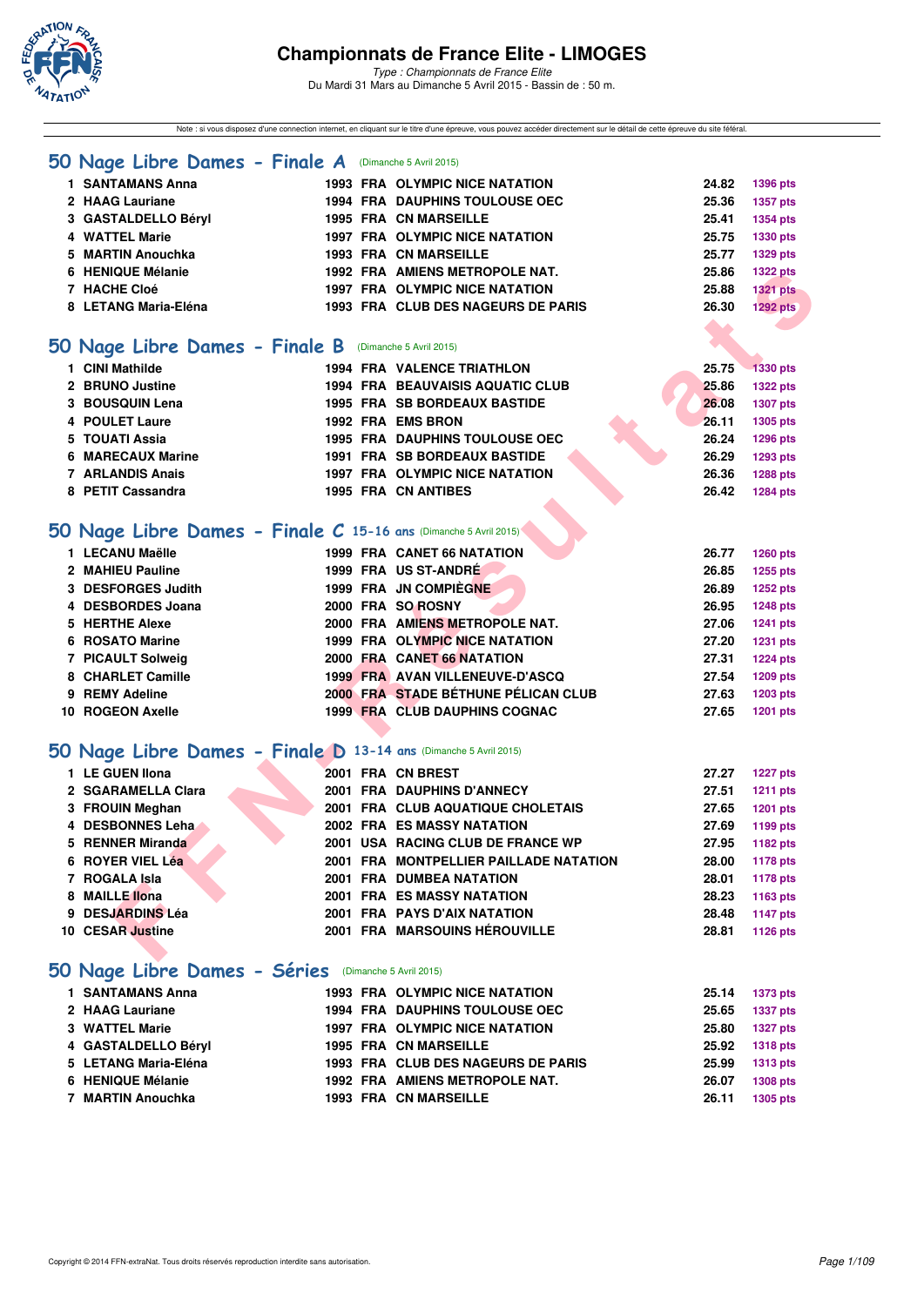# Championnats de France Elite - LIMOGES

*Type : Championnats de France Elite*
Du Mardi 31 Mars au Dimanche 5 Avril 2015 - Bassin de : 50 m.

Note : si vous disposez d'une connexion internet, en cliquant sur le titre d'une épreuve, vous pouvez accéder directement sur le détail de cette épreuve du site féféral.

## 50 Nage Libre Dames - Finale A (Dimanche 5 Avril 2015)

| | Nom | Année | Nat | Club | Temps | Points |
|---|---|---|---|---|---|---|
| 1 | SANTAMANS Anna | 1993 | FRA | OLYMPIC NICE NATATION | 24.82 | 1396 pts |
| 2 | HAAG Lauriane | 1994 | FRA | DAUPHINS TOULOUSE OEC | 25.36 | 1357 pts |
| 3 | GASTALDELLO Béryl | 1995 | FRA | CN MARSEILLE | 25.41 | 1354 pts |
| 4 | WATTEL Marie | 1997 | FRA | OLYMPIC NICE NATATION | 25.75 | 1330 pts |
| 5 | MARTIN Anouchka | 1993 | FRA | CN MARSEILLE | 25.77 | 1329 pts |
| 6 | HENIQUE Mélanie | 1992 | FRA | AMIENS METROPOLE NAT. | 25.86 | 1322 pts |
| 7 | HACHE Cloé | 1997 | FRA | OLYMPIC NICE NATATION | 25.88 | 1321 pts |
| 8 | LETANG Maria-Eléna | 1993 | FRA | CLUB DES NAGEURS DE PARIS | 26.30 | 1292 pts |

## 50 Nage Libre Dames - Finale B (Dimanche 5 Avril 2015)

| | Nom | Année | Nat | Club | Temps | Points |
|---|---|---|---|---|---|---|
| 1 | CINI Mathilde | 1994 | FRA | VALENCE TRIATHLON | 25.75 | 1330 pts |
| 2 | BRUNO Justine | 1994 | FRA | BEAUVAISIS AQUATIC CLUB | 25.86 | 1322 pts |
| 3 | BOUSQUIN Lena | 1995 | FRA | SB BORDEAUX BASTIDE | 26.08 | 1307 pts |
| 4 | POULET Laure | 1992 | FRA | EMS BRON | 26.11 | 1305 pts |
| 5 | TOUATI Assia | 1995 | FRA | DAUPHINS TOULOUSE OEC | 26.24 | 1296 pts |
| 6 | MARECAUX Marine | 1991 | FRA | SB BORDEAUX BASTIDE | 26.29 | 1293 pts |
| 7 | ARLANDIS Anais | 1997 | FRA | OLYMPIC NICE NATATION | 26.36 | 1288 pts |
| 8 | PETIT Cassandra | 1995 | FRA | CN ANTIBES | 26.42 | 1284 pts |

## 50 Nage Libre Dames - Finale C 15-16 ans (Dimanche 5 Avril 2015)

| | Nom | Année | Nat | Club | Temps | Points |
|---|---|---|---|---|---|---|
| 1 | LECANU Maëlle | 1999 | FRA | CANET 66 NATATION | 26.77 | 1260 pts |
| 2 | MAHIEU Pauline | 1999 | FRA | US ST-ANDRÉ | 26.85 | 1255 pts |
| 3 | DESFORGES Judith | 1999 | FRA | JN COMPIÈGNE | 26.89 | 1252 pts |
| 4 | DESBORDES Joana | 2000 | FRA | SO ROSNY | 26.95 | 1248 pts |
| 5 | HERTHE Alexe | 2000 | FRA | AMIENS METROPOLE NAT. | 27.06 | 1241 pts |
| 6 | ROSATO Marine | 1999 | FRA | OLYMPIC NICE NATATION | 27.20 | 1231 pts |
| 7 | PICAULT Solweig | 2000 | FRA | CANET 66 NATATION | 27.31 | 1224 pts |
| 8 | CHARLET Camille | 1999 | FRA | AVAN VILLENEUVE-D'ASCQ | 27.54 | 1209 pts |
| 9 | REMY Adeline | 2000 | FRA | STADE BÉTHUNE PÉLICAN CLUB | 27.63 | 1203 pts |
| 10 | ROGEON Axelle | 1999 | FRA | CLUB DAUPHINS COGNAC | 27.65 | 1201 pts |

## 50 Nage Libre Dames - Finale D 13-14 ans (Dimanche 5 Avril 2015)

| | Nom | Année | Nat | Club | Temps | Points |
|---|---|---|---|---|---|---|
| 1 | LE GUEN Ilona | 2001 | FRA | CN BREST | 27.27 | 1227 pts |
| 2 | SGARAMELLA Clara | 2001 | FRA | DAUPHINS D'ANNECY | 27.51 | 1211 pts |
| 3 | FROUIN Meghan | 2001 | FRA | CLUB AQUATIQUE CHOLETAIS | 27.65 | 1201 pts |
| 4 | DESBONNES Leha | 2002 | FRA | ES MASSY NATATION | 27.69 | 1199 pts |
| 5 | RENNER Miranda | 2001 | USA | RACING CLUB DE FRANCE WP | 27.95 | 1182 pts |
| 6 | ROYER VIEL Léa | 2001 | FRA | MONTPELLIER PAILLADE NATATION | 28.00 | 1178 pts |
| 7 | ROGALA Isla | 2001 | FRA | DUMBEA NATATION | 28.01 | 1178 pts |
| 8 | MAILLE Ilona | 2001 | FRA | ES MASSY NATATION | 28.23 | 1163 pts |
| 9 | DESJARDINS Léa | 2001 | FRA | PAYS D'AIX NATATION | 28.48 | 1147 pts |
| 10 | CESAR Justine | 2001 | FRA | MARSOUINS HÉROUVILLE | 28.81 | 1126 pts |

## 50 Nage Libre Dames - Séries (Dimanche 5 Avril 2015)

| | Nom | Année | Nat | Club | Temps | Points |
|---|---|---|---|---|---|---|
| 1 | SANTAMANS Anna | 1993 | FRA | OLYMPIC NICE NATATION | 25.14 | 1373 pts |
| 2 | HAAG Lauriane | 1994 | FRA | DAUPHINS TOULOUSE OEC | 25.65 | 1337 pts |
| 3 | WATTEL Marie | 1997 | FRA | OLYMPIC NICE NATATION | 25.80 | 1327 pts |
| 4 | GASTALDELLO Béryl | 1995 | FRA | CN MARSEILLE | 25.92 | 1318 pts |
| 5 | LETANG Maria-Eléna | 1993 | FRA | CLUB DES NAGEURS DE PARIS | 25.99 | 1313 pts |
| 6 | HENIQUE Mélanie | 1992 | FRA | AMIENS METROPOLE NAT. | 26.07 | 1308 pts |
| 7 | MARTIN Anouchka | 1993 | FRA | CN MARSEILLE | 26.11 | 1305 pts |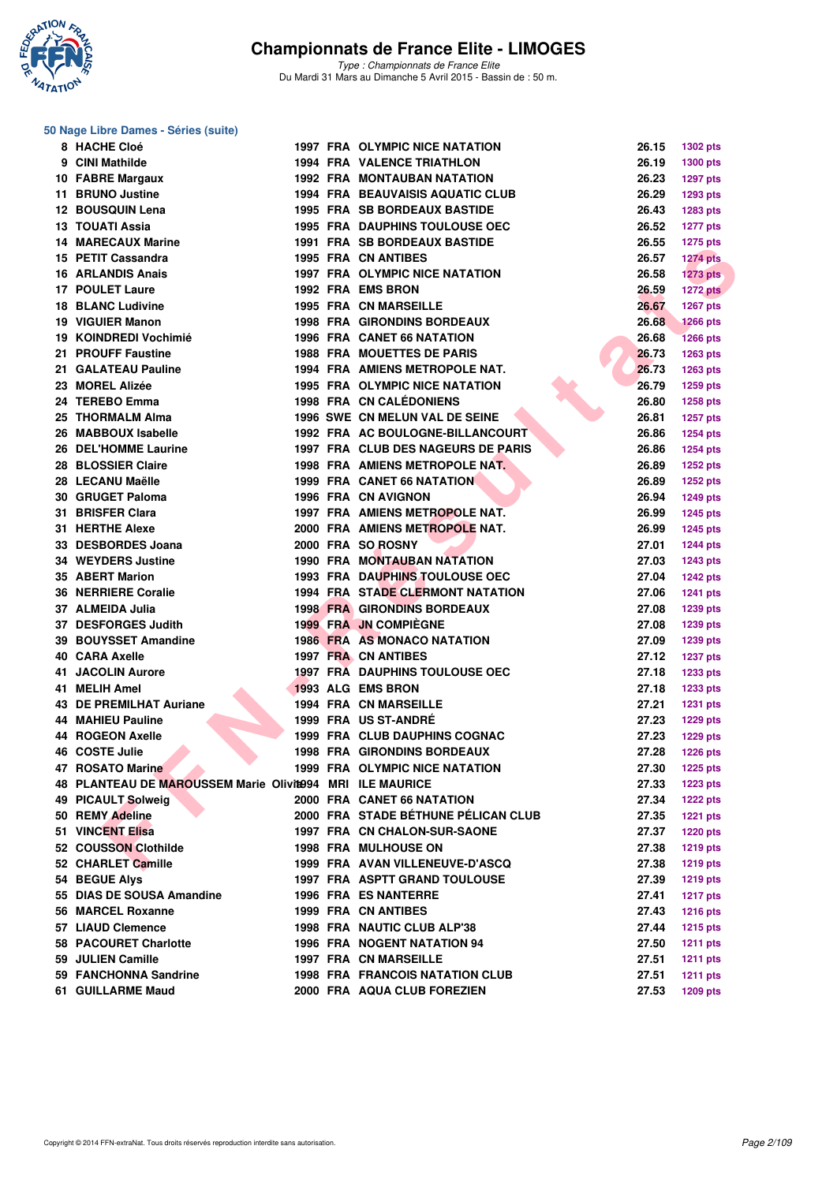# Championnats de France Elite - LIMOGES

*Type : Championnats de France Elite*
Du Mardi 31 Mars au Dimanche 5 Avril 2015 - Bassin de : 50 m.

## 50 Nage Libre Dames - Séries (suite)

| Rang | Nom | Année | Nat. | Club | Temps | Points |
|---|---|---|---|---|---|---|
| 8 | HACHE Cloé | 1997 | FRA | OLYMPIC NICE NATATION | 26.15 | 1302 pts |
| 9 | CINI Mathilde | 1994 | FRA | VALENCE TRIATHLON | 26.19 | 1300 pts |
| 10 | FABRE Margaux | 1992 | FRA | MONTAUBAN NATATION | 26.23 | 1297 pts |
| 11 | BRUNO Justine | 1994 | FRA | BEAUVAISIS AQUATIC CLUB | 26.29 | 1293 pts |
| 12 | BOUSQUIN Lena | 1995 | FRA | SB BORDEAUX BASTIDE | 26.43 | 1283 pts |
| 13 | TOUATI Assia | 1995 | FRA | DAUPHINS TOULOUSE OEC | 26.52 | 1277 pts |
| 14 | MARECAUX Marine | 1991 | FRA | SB BORDEAUX BASTIDE | 26.55 | 1275 pts |
| 15 | PETIT Cassandra | 1995 | FRA | CN ANTIBES | 26.57 | 1274 pts |
| 16 | ARLANDIS Anais | 1997 | FRA | OLYMPIC NICE NATATION | 26.58 | 1273 pts |
| 17 | POULET Laure | 1992 | FRA | EMS BRON | 26.59 | 1272 pts |
| 18 | BLANC Ludivine | 1995 | FRA | CN MARSEILLE | 26.67 | 1267 pts |
| 19 | VIGUIER Manon | 1998 | FRA | GIRONDINS BORDEAUX | 26.68 | 1266 pts |
| 19 | KOINDREDI Vochimié | 1996 | FRA | CANET 66 NATATION | 26.68 | 1266 pts |
| 21 | PROUFF Faustine | 1988 | FRA | MOUETTES DE PARIS | 26.73 | 1263 pts |
| 21 | GALATEAU Pauline | 1994 | FRA | AMIENS METROPOLE NAT. | 26.73 | 1263 pts |
| 23 | MOREL Alizée | 1995 | FRA | OLYMPIC NICE NATATION | 26.79 | 1259 pts |
| 24 | TEREBO Emma | 1998 | FRA | CN CALÉDONIENS | 26.80 | 1258 pts |
| 25 | THORMALM Alma | 1996 | SWE | CN MELUN VAL DE SEINE | 26.81 | 1257 pts |
| 26 | MABBOUX Isabelle | 1992 | FRA | AC BOULOGNE-BILLANCOURT | 26.86 | 1254 pts |
| 26 | DEL'HOMME Laurine | 1997 | FRA | CLUB DES NAGEURS DE PARIS | 26.86 | 1254 pts |
| 28 | BLOSSIER Claire | 1998 | FRA | AMIENS METROPOLE NAT. | 26.89 | 1252 pts |
| 28 | LECANU Maëlle | 1999 | FRA | CANET 66 NATATION | 26.89 | 1252 pts |
| 30 | GRUGET Paloma | 1996 | FRA | CN AVIGNON | 26.94 | 1249 pts |
| 31 | BRISFER Clara | 1997 | FRA | AMIENS METROPOLE NAT. | 26.99 | 1245 pts |
| 31 | HERTHE Alexe | 2000 | FRA | AMIENS METROPOLE NAT. | 26.99 | 1245 pts |
| 33 | DESBORDES Joana | 2000 | FRA | SO ROSNY | 27.01 | 1244 pts |
| 34 | WEYDERS Justine | 1990 | FRA | MONTAUBAN NATATION | 27.03 | 1243 pts |
| 35 | ABERT Marion | 1993 | FRA | DAUPHINS TOULOUSE OEC | 27.04 | 1242 pts |
| 36 | NERRIERE Coralie | 1994 | FRA | STADE CLERMONT NATATION | 27.06 | 1241 pts |
| 37 | ALMEIDA Julia | 1998 | FRA | GIRONDINS BORDEAUX | 27.08 | 1239 pts |
| 37 | DESFORGES Judith | 1999 | FRA | JN COMPIÈGNE | 27.08 | 1239 pts |
| 39 | BOUYSSET Amandine | 1986 | FRA | AS MONACO NATATION | 27.09 | 1239 pts |
| 40 | CARA Axelle | 1997 | FRA | CN ANTIBES | 27.12 | 1237 pts |
| 41 | JACOLIN Aurore | 1997 | FRA | DAUPHINS TOULOUSE OEC | 27.18 | 1233 pts |
| 41 | MELIH Amel | 1993 | ALG | EMS BRON | 27.18 | 1233 pts |
| 43 | DE PREMILHAT Auriane | 1994 | FRA | CN MARSEILLE | 27.21 | 1231 pts |
| 44 | MAHIEU Pauline | 1999 | FRA | US ST-ANDRÉ | 27.23 | 1229 pts |
| 44 | ROGEON Axelle | 1999 | FRA | CLUB DAUPHINS COGNAC | 27.23 | 1229 pts |
| 46 | COSTE Julie | 1998 | FRA | GIRONDINS BORDEAUX | 27.28 | 1226 pts |
| 47 | ROSATO Marine | 1999 | FRA | OLYMPIC NICE NATATION | 27.30 | 1225 pts |
| 48 | PLANTEAU DE MAROUSSEM Marie Olivia | 1994 | MRI | ILE MAURICE | 27.33 | 1223 pts |
| 49 | PICAULT Solweig | 2000 | FRA | CANET 66 NATATION | 27.34 | 1222 pts |
| 50 | REMY Adeline | 2000 | FRA | STADE BÉTHUNE PÉLICAN CLUB | 27.35 | 1221 pts |
| 51 | VINCENT Elisa | 1997 | FRA | CN CHALON-SUR-SAONE | 27.37 | 1220 pts |
| 52 | COUSSON Clothilde | 1998 | FRA | MULHOUSE ON | 27.38 | 1219 pts |
| 52 | CHARLET Camille | 1999 | FRA | AVAN VILLENEUVE-D'ASCQ | 27.38 | 1219 pts |
| 54 | BEGUE Alys | 1997 | FRA | ASPTT GRAND TOULOUSE | 27.39 | 1219 pts |
| 55 | DIAS DE SOUSA Amandine | 1996 | FRA | ES NANTERRE | 27.41 | 1217 pts |
| 56 | MARCEL Roxanne | 1999 | FRA | CN ANTIBES | 27.43 | 1216 pts |
| 57 | LIAUD Clemence | 1998 | FRA | NAUTIC CLUB ALP'38 | 27.44 | 1215 pts |
| 58 | PACOURET Charlotte | 1996 | FRA | NOGENT NATATION 94 | 27.50 | 1211 pts |
| 59 | JULIEN Camille | 1997 | FRA | CN MARSEILLE | 27.51 | 1211 pts |
| 59 | FANCHONNA Sandrine | 1998 | FRA | FRANCOIS NATATION CLUB | 27.51 | 1211 pts |
| 61 | GUILLARME Maud | 2000 | FRA | AQUA CLUB FOREZIEN | 27.53 | 1209 pts |

Copyright © 2014 FFN-extraNat. Tous droits réservés reproduction interdite sans autorisation.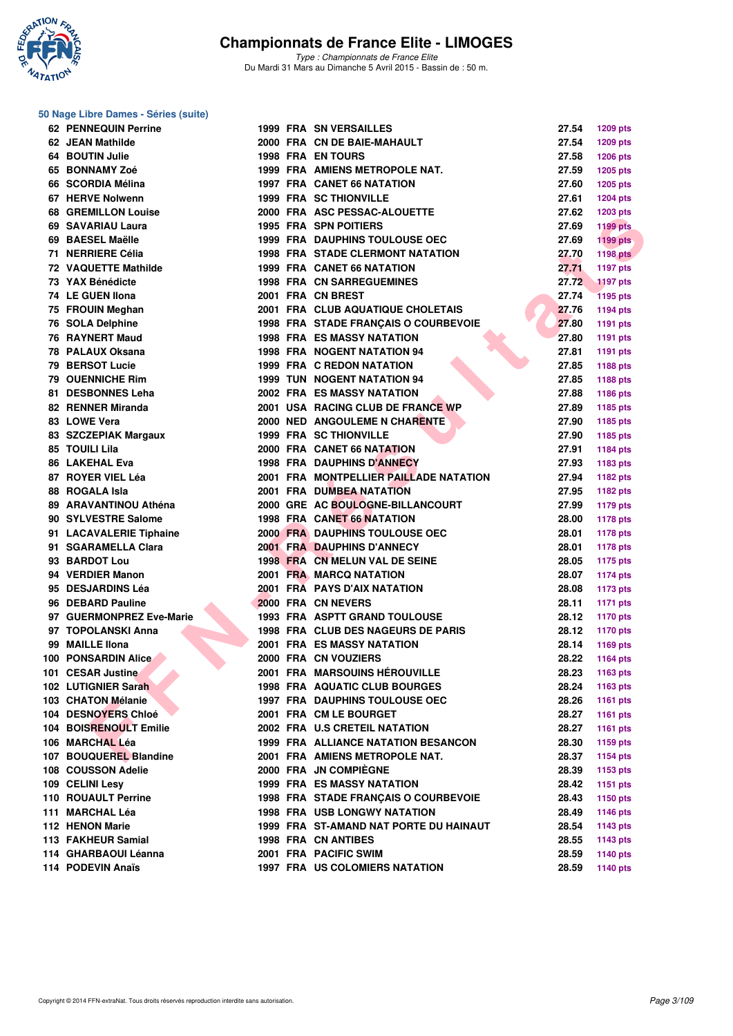# Championnats de France Elite - LIMOGES

*Type : Championnats de France Elite*
Du Mardi 31 Mars au Dimanche 5 Avril 2015 - Bassin de : 50 m.

## 50 Nage Libre Dames - Séries (suite)

| Rang | Nom | Année | Nat. | Club | Temps | Points |
|---|---|---|---|---|---|---|
| 62 | PENNEQUIN Perrine | 1999 | FRA | SN VERSAILLES | 27.54 | 1209 pts |
| 62 | JEAN Mathilde | 2000 | FRA | CN DE BAIE-MAHAULT | 27.54 | 1209 pts |
| 64 | BOUTIN Julie | 1998 | FRA | EN TOURS | 27.58 | 1206 pts |
| 65 | BONNAMY Zoé | 1999 | FRA | AMIENS METROPOLE NAT. | 27.59 | 1205 pts |
| 66 | SCORDIA Mélina | 1997 | FRA | CANET 66 NATATION | 27.60 | 1205 pts |
| 67 | HERVE Nolwenn | 1999 | FRA | SC THIONVILLE | 27.61 | 1204 pts |
| 68 | GREMILLON Louise | 2000 | FRA | ASC PESSAC-ALOUETTE | 27.62 | 1203 pts |
| 69 | SAVARIAU Laura | 1995 | FRA | SPN POITIERS | 27.69 | 1199 pts |
| 69 | BAESEL Maëlle | 1999 | FRA | DAUPHINS TOULOUSE OEC | 27.69 | 1199 pts |
| 71 | NERRIERE Célia | 1998 | FRA | STADE CLERMONT NATATION | 27.70 | 1198 pts |
| 72 | VAQUETTE Mathilde | 1999 | FRA | CANET 66 NATATION | 27.71 | 1197 pts |
| 73 | YAX Bénédicte | 1998 | FRA | CN SARREGUEMINES | 27.72 | 1197 pts |
| 74 | LE GUEN Ilona | 2001 | FRA | CN BREST | 27.74 | 1195 pts |
| 75 | FROUIN Meghan | 2001 | FRA | CLUB AQUATIQUE CHOLETAIS | 27.76 | 1194 pts |
| 76 | SOLA Delphine | 1998 | FRA | STADE FRANÇAIS O COURBEVOIE | 27.80 | 1191 pts |
| 76 | RAYNERT Maud | 1998 | FRA | ES MASSY NATATION | 27.80 | 1191 pts |
| 78 | PALAUX Oksana | 1998 | FRA | NOGENT NATATION 94 | 27.81 | 1191 pts |
| 79 | BERSOT Lucie | 1999 | FRA | C REDON NATATION | 27.85 | 1188 pts |
| 79 | OUENNICHE Rim | 1999 | TUN | NOGENT NATATION 94 | 27.85 | 1188 pts |
| 81 | DESBONNES Leha | 2002 | FRA | ES MASSY NATATION | 27.88 | 1186 pts |
| 82 | RENNER Miranda | 2001 | USA | RACING CLUB DE FRANCE WP | 27.89 | 1185 pts |
| 83 | LOWE Vera | 2000 | NED | ANGOULEME N CHARENTE | 27.90 | 1185 pts |
| 83 | SZCZEPIAK Margaux | 1999 | FRA | SC THIONVILLE | 27.90 | 1185 pts |
| 85 | TOUILI Lila | 2000 | FRA | CANET 66 NATATION | 27.91 | 1184 pts |
| 86 | LAKEHAL Eva | 1998 | FRA | DAUPHINS D'ANNECY | 27.93 | 1183 pts |
| 87 | ROYER VIEL Léa | 2001 | FRA | MONTPELLIER PAILLADE NATATION | 27.94 | 1182 pts |
| 88 | ROGALA Isla | 2001 | FRA | DUMBEA NATATION | 27.95 | 1182 pts |
| 89 | ARAVANTINOU Athéna | 2000 | GRE | AC BOULOGNE-BILLANCOURT | 27.99 | 1179 pts |
| 90 | SYLVESTRE Salome | 1998 | FRA | CANET 66 NATATION | 28.00 | 1178 pts |
| 91 | LACAVALERIE Tiphaine | 2000 | FRA | DAUPHINS TOULOUSE OEC | 28.01 | 1178 pts |
| 91 | SGARAMELLA Clara | 2001 | FRA | DAUPHINS D'ANNECY | 28.01 | 1178 pts |
| 93 | BARDOT Lou | 1998 | FRA | CN MELUN VAL DE SEINE | 28.05 | 1175 pts |
| 94 | VERDIER Manon | 2001 | FRA | MARCQ NATATION | 28.07 | 1174 pts |
| 95 | DESJARDINS Léa | 2001 | FRA | PAYS D'AIX NATATION | 28.08 | 1173 pts |
| 96 | DEBARD Pauline | 2000 | FRA | CN NEVERS | 28.11 | 1171 pts |
| 97 | GUERMONPREZ Eve-Marie | 1993 | FRA | ASPTT GRAND TOULOUSE | 28.12 | 1170 pts |
| 97 | TOPOLANSKI Anna | 1998 | FRA | CLUB DES NAGEURS DE PARIS | 28.12 | 1170 pts |
| 99 | MAILLE Ilona | 2001 | FRA | ES MASSY NATATION | 28.14 | 1169 pts |
| 100 | PONSARDIN Alice | 2000 | FRA | CN VOUZIERS | 28.22 | 1164 pts |
| 101 | CESAR Justine | 2001 | FRA | MARSOUINS HÉROUVILLE | 28.23 | 1163 pts |
| 102 | LUTIGNIER Sarah | 1998 | FRA | AQUATIC CLUB BOURGES | 28.24 | 1163 pts |
| 103 | CHATON Mélanie | 1997 | FRA | DAUPHINS TOULOUSE OEC | 28.26 | 1161 pts |
| 104 | DESNOYERS Chloé | 2001 | FRA | CM LE BOURGET | 28.27 | 1161 pts |
| 104 | BOISRENOULT Emilie | 2002 | FRA | U.S CRETEIL NATATION | 28.27 | 1161 pts |
| 106 | MARCHAL Léa | 1999 | FRA | ALLIANCE NATATION BESANCON | 28.30 | 1159 pts |
| 107 | BOUQUEREL Blandine | 2001 | FRA | AMIENS METROPOLE NAT. | 28.37 | 1154 pts |
| 108 | COUSSON Adelie | 2000 | FRA | JN COMPIÈGNE | 28.39 | 1153 pts |
| 109 | CELINI Lesy | 1999 | FRA | ES MASSY NATATION | 28.42 | 1151 pts |
| 110 | ROUAULT Perrine | 1998 | FRA | STADE FRANÇAIS O COURBEVOIE | 28.43 | 1150 pts |
| 111 | MARCHAL Léa | 1998 | FRA | USB LONGWY NATATION | 28.49 | 1146 pts |
| 112 | HENON Marie | 1999 | FRA | ST-AMAND NAT PORTE DU HAINAUT | 28.54 | 1143 pts |
| 113 | FAKHEUR Samial | 1998 | FRA | CN ANTIBES | 28.55 | 1143 pts |
| 114 | GHARBAOUI Léanna | 2001 | FRA | PACIFIC SWIM | 28.59 | 1140 pts |
| 114 | PODEVIN Anaïs | 1997 | FRA | US COLOMIERS NATATION | 28.59 | 1140 pts |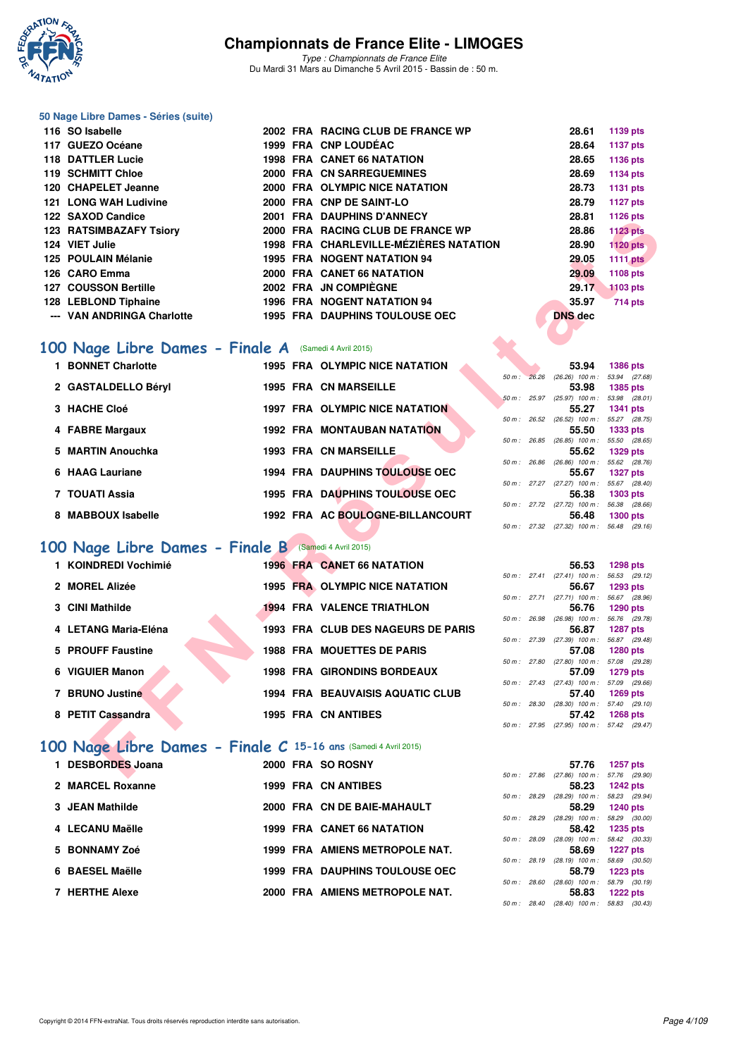# Championnats de France Elite - LIMOGES

*Type : Championnats de France Elite*
Du Mardi 31 Mars au Dimanche 5 Avril 2015 - Bassin de : 50 m.

### 50 Nage Libre Dames - Séries (suite)

| | | | | | | |
|---|---|---|---|---|---|---|
| 116 | SO Isabelle | 2002 | FRA | RACING CLUB DE FRANCE WP | 28.61 | 1139 pts |
| 117 | GUEZO Océane | 1999 | FRA | CNP LOUDÉAC | 28.64 | 1137 pts |
| 118 | DATTLER Lucie | 1998 | FRA | CANET 66 NATATION | 28.65 | 1136 pts |
| 119 | SCHMITT Chloe | 2000 | FRA | CN SARREGUEMINES | 28.69 | 1134 pts |
| 120 | CHAPELET Jeanne | 2000 | FRA | OLYMPIC NICE NATATION | 28.73 | 1131 pts |
| 121 | LONG WAH Ludivine | 2000 | FRA | CNP DE SAINT-LO | 28.79 | 1127 pts |
| 122 | SAXOD Candice | 2001 | FRA | DAUPHINS D'ANNECY | 28.81 | 1126 pts |
| 123 | RATSIMBAZAFY Tsiory | 2000 | FRA | RACING CLUB DE FRANCE WP | 28.86 | 1123 pts |
| 124 | VIET Julie | 1998 | FRA | CHARLEVILLE-MÉZIÈRES NATATION | 28.90 | 1120 pts |
| 125 | POULAIN Mélanie | 1995 | FRA | NOGENT NATATION 94 | 29.05 | 1111 pts |
| 126 | CARO Emma | 2000 | FRA | CANET 66 NATATION | 29.09 | 1108 pts |
| 127 | COUSSON Bertille | 2002 | FRA | JN COMPIÈGNE | 29.17 | 1103 pts |
| 128 | LEBLOND Tiphaine | 1996 | FRA | NOGENT NATATION 94 | 35.97 | 714 pts |
| --- | VAN ANDRINGA Charlotte | 1995 | FRA | DAUPHINS TOULOUSE OEC | DNS dec | |

## 100 Nage Libre Dames - Finale A (Samedi 4 Avril 2015)

| | | | | | | | |
|---|---|---|---|---|---|---|---|
| 1 | BONNET Charlotte | 1995 | FRA | OLYMPIC NICE NATATION | 53.94 | 1386 pts | 50 m : 26.26 (26.26) 100 m : 53.94 (27.68) |
| 2 | GASTALDELLO Béryl | 1995 | FRA | CN MARSEILLE | 53.98 | 1385 pts | 50 m : 25.97 (25.97) 100 m : 53.98 (28.01) |
| 3 | HACHE Cloé | 1997 | FRA | OLYMPIC NICE NATATION | 55.27 | 1341 pts | 50 m : 26.52 (26.52) 100 m : 55.27 (28.75) |
| 4 | FABRE Margaux | 1992 | FRA | MONTAUBAN NATATION | 55.50 | 1333 pts | 50 m : 26.85 (26.85) 100 m : 55.50 (28.65) |
| 5 | MARTIN Anouchka | 1993 | FRA | CN MARSEILLE | 55.62 | 1329 pts | 50 m : 26.86 (26.86) 100 m : 55.62 (28.76) |
| 6 | HAAG Lauriane | 1994 | FRA | DAUPHINS TOULOUSE OEC | 55.67 | 1327 pts | 50 m : 27.27 (27.27) 100 m : 55.67 (28.40) |
| 7 | TOUATI Assia | 1995 | FRA | DAUPHINS TOULOUSE OEC | 56.38 | 1303 pts | 50 m : 27.72 (27.72) 100 m : 56.38 (28.66) |
| 8 | MABBOUX Isabelle | 1992 | FRA | AC BOULOGNE-BILLANCOURT | 56.48 | 1300 pts | 50 m : 27.32 (27.32) 100 m : 56.48 (29.16) |

## 100 Nage Libre Dames - Finale B (Samedi 4 Avril 2015)

| | | | | | | | |
|---|---|---|---|---|---|---|---|
| 1 | KOINDREDI Vochimié | 1996 | FRA | CANET 66 NATATION | 56.53 | 1298 pts | 50 m : 27.41 (27.41) 100 m : 56.53 (29.12) |
| 2 | MOREL Alizée | 1995 | FRA | OLYMPIC NICE NATATION | 56.67 | 1293 pts | 50 m : 27.71 (27.71) 100 m : 56.67 (28.96) |
| 3 | CINI Mathilde | 1994 | FRA | VALENCE TRIATHLON | 56.76 | 1290 pts | 50 m : 26.98 (26.98) 100 m : 56.76 (29.78) |
| 4 | LETANG Maria-Eléna | 1993 | FRA | CLUB DES NAGEURS DE PARIS | 56.87 | 1287 pts | 50 m : 27.39 (27.39) 100 m : 56.87 (29.48) |
| 5 | PROUFF Faustine | 1988 | FRA | MOUETTES DE PARIS | 57.08 | 1280 pts | 50 m : 27.80 (27.80) 100 m : 57.08 (29.28) |
| 6 | VIGUIER Manon | 1998 | FRA | GIRONDINS BORDEAUX | 57.09 | 1279 pts | 50 m : 27.43 (27.43) 100 m : 57.09 (29.66) |
| 7 | BRUNO Justine | 1994 | FRA | BEAUVAISIS AQUATIC CLUB | 57.40 | 1269 pts | 50 m : 28.30 (28.30) 100 m : 57.40 (29.10) |
| 8 | PETIT Cassandra | 1995 | FRA | CN ANTIBES | 57.42 | 1268 pts | 50 m : 27.95 (27.95) 100 m : 57.42 (29.47) |

## 100 Nage Libre Dames - Finale C 15-16 ans (Samedi 4 Avril 2015)

| | | | | | | | |
|---|---|---|---|---|---|---|---|
| 1 | DESBORDES Joana | 2000 | FRA | SO ROSNY | 57.76 | 1257 pts | 50 m : 27.86 (27.86) 100 m : 57.76 (29.90) |
| 2 | MARCEL Roxanne | 1999 | FRA | CN ANTIBES | 58.23 | 1242 pts | 50 m : 28.29 (28.29) 100 m : 58.23 (29.94) |
| 3 | JEAN Mathilde | 2000 | FRA | CN DE BAIE-MAHAULT | 58.29 | 1240 pts | 50 m : 28.29 (28.29) 100 m : 58.29 (30.00) |
| 4 | LECANU Maëlle | 1999 | FRA | CANET 66 NATATION | 58.42 | 1235 pts | 50 m : 28.09 (28.09) 100 m : 58.42 (30.33) |
| 5 | BONNAMY Zoé | 1999 | FRA | AMIENS METROPOLE NAT. | 58.69 | 1227 pts | 50 m : 28.19 (28.19) 100 m : 58.69 (30.50) |
| 6 | BAESEL Maëlle | 1999 | FRA | DAUPHINS TOULOUSE OEC | 58.79 | 1223 pts | 50 m : 28.60 (28.60) 100 m : 58.79 (30.19) |
| 7 | HERTHE Alexe | 2000 | FRA | AMIENS METROPOLE NAT. | 58.83 | 1222 pts | 50 m : 28.40 (28.40) 100 m : 58.83 (30.43) |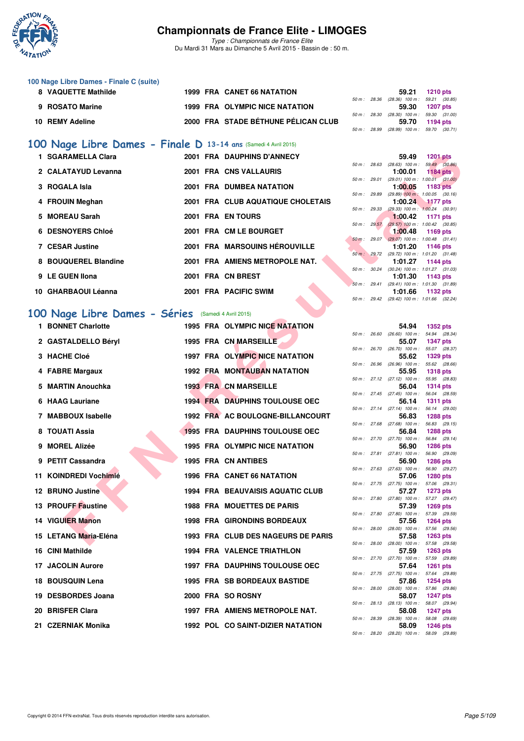# Championnats de France Elite - LIMOGES

*Type : Championnats de France Elite*
Du Mardi 31 Mars au Dimanche 5 Avril 2015 - Bassin de : 50 m.

## 100 Nage Libre Dames - Finale C (suite)

| Rang | Nom | Année | Nat | Club | Temps | Points | Intermédiaires |
|---|---|---|---|---|---|---|---|
| 8 | VAQUETTE Mathilde | 1999 | FRA | CANET 66 NATATION | 59.21 | 1210 pts | 50 m : 28.36 (28.36) 100 m : 59.21 (30.85) |
| 9 | ROSATO Marine | 1999 | FRA | OLYMPIC NICE NATATION | 59.30 | 1207 pts | 50 m : 28.30 (28.30) 100 m : 59.30 (31.00) |
| 10 | REMY Adeline | 2000 | FRA | STADE BÉTHUNE PÉLICAN CLUB | 59.70 | 1194 pts | 50 m : 28.99 (28.99) 100 m : 59.70 (30.71) |

## 100 Nage Libre Dames - Finale D 13-14 ans (Samedi 4 Avril 2015)

| Rang | Nom | Année | Nat | Club | Temps | Points | Intermédiaires |
|---|---|---|---|---|---|---|---|
| 1 | SGARAMELLA Clara | 2001 | FRA | DAUPHINS D'ANNECY | 59.49 | 1201 pts | 50 m : 28.63 (28.63) 100 m : 59.49 (30.86) |
| 2 | CALATAYUD Levanna | 2001 | FRA | CNS VALLAURIS | 1:00.01 | 1184 pts | 50 m : 29.01 (29.01) 100 m : 1:00.01 (31.00) |
| 3 | ROGALA Isla | 2001 | FRA | DUMBEA NATATION | 1:00.05 | 1183 pts | 50 m : 29.89 (29.89) 100 m : 1:00.05 (30.16) |
| 4 | FROUIN Meghan | 2001 | FRA | CLUB AQUATIQUE CHOLETAIS | 1:00.24 | 1177 pts | 50 m : 29.33 (29.33) 100 m : 1:00.24 (30.91) |
| 5 | MOREAU Sarah | 2001 | FRA | EN TOURS | 1:00.42 | 1171 pts | 50 m : 29.57 (29.57) 100 m : 1:00.42 (30.85) |
| 6 | DESNOYERS Chloé | 2001 | FRA | CM LE BOURGET | 1:00.48 | 1169 pts | 50 m : 29.07 (29.07) 100 m : 1:00.48 (31.41) |
| 7 | CESAR Justine | 2001 | FRA | MARSOUINS HÉROUVILLE | 1:01.20 | 1146 pts | 50 m : 29.72 (29.72) 100 m : 1:01.20 (31.48) |
| 8 | BOUQUEREL Blandine | 2001 | FRA | AMIENS METROPOLE NAT. | 1:01.27 | 1144 pts | 50 m : 30.24 (30.24) 100 m : 1:01.27 (31.03) |
| 9 | LE GUEN Ilona | 2001 | FRA | CN BREST | 1:01.30 | 1143 pts | 50 m : 29.41 (29.41) 100 m : 1:01.30 (31.89) |
| 10 | GHARBAOUI Léanna | 2001 | FRA | PACIFIC SWIM | 1:01.66 | 1132 pts | 50 m : 29.42 (29.42) 100 m : 1:01.66 (32.24) |

## 100 Nage Libre Dames - Séries (Samedi 4 Avril 2015)

| Rang | Nom | Année | Nat | Club | Temps | Points | Intermédiaires |
|---|---|---|---|---|---|---|---|
| 1 | BONNET Charlotte | 1995 | FRA | OLYMPIC NICE NATATION | 54.94 | 1352 pts | 50 m : 26.60 (26.60) 100 m : 54.94 (28.34) |
| 2 | GASTALDELLO Béryl | 1995 | FRA | CN MARSEILLE | 55.07 | 1347 pts | 50 m : 26.70 (26.70) 100 m : 55.07 (28.37) |
| 3 | HACHE Cloé | 1997 | FRA | OLYMPIC NICE NATATION | 55.62 | 1329 pts | 50 m : 26.96 (26.96) 100 m : 55.62 (28.66) |
| 4 | FABRE Margaux | 1992 | FRA | MONTAUBAN NATATION | 55.95 | 1318 pts | 50 m : 27.12 (27.12) 100 m : 55.95 (28.83) |
| 5 | MARTIN Anouchka | 1993 | FRA | CN MARSEILLE | 56.04 | 1314 pts | 50 m : 27.45 (27.45) 100 m : 56.04 (28.59) |
| 6 | HAAG Lauriane | 1994 | FRA | DAUPHINS TOULOUSE OEC | 56.14 | 1311 pts | 50 m : 27.14 (27.14) 100 m : 56.14 (29.00) |
| 7 | MABBOUX Isabelle | 1992 | FRA | AC BOULOGNE-BILLANCOURT | 56.83 | 1288 pts | 50 m : 27.68 (27.68) 100 m : 56.83 (29.15) |
| 8 | TOUATI Assia | 1995 | FRA | DAUPHINS TOULOUSE OEC | 56.84 | 1288 pts | 50 m : 27.70 (27.70) 100 m : 56.84 (29.14) |
| 9 | MOREL Alizée | 1995 | FRA | OLYMPIC NICE NATATION | 56.90 | 1286 pts | 50 m : 27.81 (27.81) 100 m : 56.90 (29.09) |
| 9 | PETIT Cassandra | 1995 | FRA | CN ANTIBES | 56.90 | 1286 pts | 50 m : 27.63 (27.63) 100 m : 56.90 (29.27) |
| 11 | KOINDREDI Vochimié | 1996 | FRA | CANET 66 NATATION | 57.06 | 1280 pts | 50 m : 27.75 (27.75) 100 m : 57.06 (29.31) |
| 12 | BRUNO Justine | 1994 | FRA | BEAUVAISIS AQUATIC CLUB | 57.27 | 1273 pts | 50 m : 27.80 (27.80) 100 m : 57.27 (29.47) |
| 13 | PROUFF Faustine | 1988 | FRA | MOUETTES DE PARIS | 57.39 | 1269 pts | 50 m : 27.80 (27.80) 100 m : 57.39 (29.59) |
| 14 | VIGUIER Manon | 1998 | FRA | GIRONDINS BORDEAUX | 57.56 | 1264 pts | 50 m : 28.00 (28.00) 100 m : 57.56 (29.56) |
| 15 | LETANG Maria-Eléna | 1993 | FRA | CLUB DES NAGEURS DE PARIS | 57.58 | 1263 pts | 50 m : 28.00 (28.00) 100 m : 57.58 (29.58) |
| 16 | CINI Mathilde | 1994 | FRA | VALENCE TRIATHLON | 57.59 | 1263 pts | 50 m : 27.70 (27.70) 100 m : 57.59 (29.89) |
| 17 | JACOLIN Aurore | 1997 | FRA | DAUPHINS TOULOUSE OEC | 57.64 | 1261 pts | 50 m : 27.75 (27.75) 100 m : 57.64 (29.89) |
| 18 | BOUSQUIN Lena | 1995 | FRA | SB BORDEAUX BASTIDE | 57.86 | 1254 pts | 50 m : 28.00 (28.00) 100 m : 57.86 (29.86) |
| 19 | DESBORDES Joana | 2000 | FRA | SO ROSNY | 58.07 | 1247 pts | 50 m : 28.13 (28.13) 100 m : 58.07 (29.94) |
| 20 | BRISFER Clara | 1997 | FRA | AMIENS METROPOLE NAT. | 58.08 | 1247 pts | 50 m : 28.39 (28.39) 100 m : 58.08 (29.69) |
| 21 | CZERNIAK Monika | 1992 | POL | CO SAINT-DIZIER NATATION | 58.09 | 1246 pts | 50 m : 28.20 (28.20) 100 m : 58.09 (29.89) |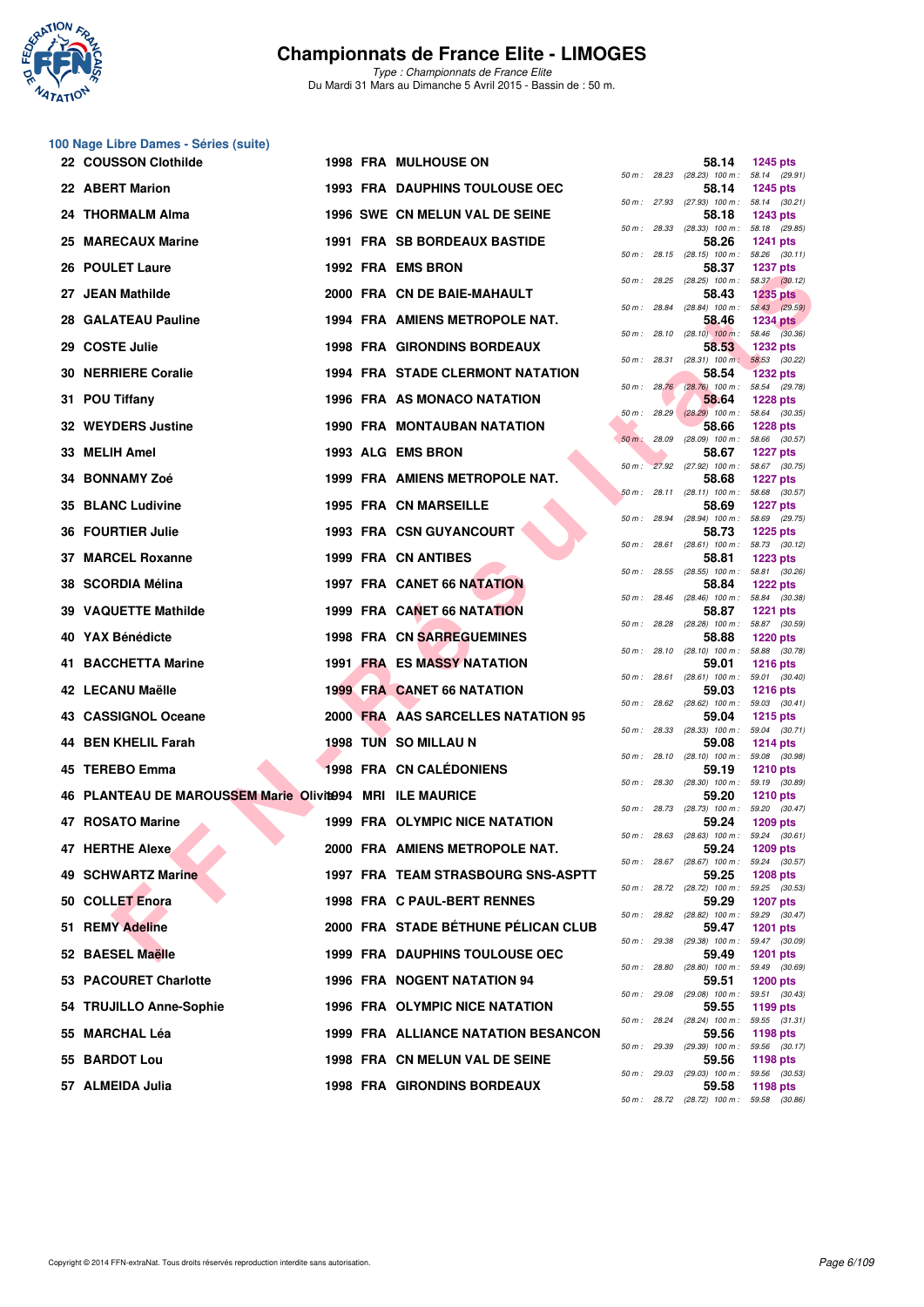# Championnats de France Elite - LIMOGES

*Type : Championnats de France Elite*
Du Mardi 31 Mars au Dimanche 5 Avril 2015 - Bassin de : 50 m.

## 100 Nage Libre Dames - Séries (suite)

| Rang | Nom | Année | Nat | Club | Temps | Points | 50 m | 100 m |
|---|---|---|---|---|---|---|---|---|
| 22 | COUSSON Clothilde | 1998 | FRA | MULHOUSE ON | 58.14 | 1245 pts | 28.23 (28.23) | 58.14 (29.91) |
| 22 | ABERT Marion | 1993 | FRA | DAUPHINS TOULOUSE OEC | 58.14 | 1245 pts | 27.93 (27.93) | 58.14 (30.21) |
| 24 | THORMALM Alma | 1996 | SWE | CN MELUN VAL DE SEINE | 58.18 | 1243 pts | 28.33 (28.33) | 58.18 (29.85) |
| 25 | MARECAUX Marine | 1991 | FRA | SB BORDEAUX BASTIDE | 58.26 | 1241 pts | 28.15 (28.15) | 58.26 (30.11) |
| 26 | POULET Laure | 1992 | FRA | EMS BRON | 58.37 | 1237 pts | 28.25 (28.25) | 58.37 (30.12) |
| 27 | JEAN Mathilde | 2000 | FRA | CN DE BAIE-MAHAULT | 58.43 | 1235 pts | 28.84 (28.84) | 58.43 (29.59) |
| 28 | GALATEAU Pauline | 1994 | FRA | AMIENS METROPOLE NAT. | 58.46 | 1234 pts | 28.10 (28.10) | 58.46 (30.36) |
| 29 | COSTE Julie | 1998 | FRA | GIRONDINS BORDEAUX | 58.53 | 1232 pts | 28.31 (28.31) | 58.53 (30.22) |
| 30 | NERRIERE Coralie | 1994 | FRA | STADE CLERMONT NATATION | 58.54 | 1232 pts | 28.76 (28.76) | 58.54 (29.78) |
| 31 | POU Tiffany | 1996 | FRA | AS MONACO NATATION | 58.64 | 1228 pts | 28.29 (28.29) | 58.64 (30.35) |
| 32 | WEYDERS Justine | 1990 | FRA | MONTAUBAN NATATION | 58.66 | 1228 pts | 28.09 (28.09) | 58.66 (30.57) |
| 33 | MELIH Amel | 1993 | ALG | EMS BRON | 58.67 | 1227 pts | 27.92 (27.92) | 58.67 (30.75) |
| 34 | BONNAMY Zoé | 1999 | FRA | AMIENS METROPOLE NAT. | 58.68 | 1227 pts | 28.11 (28.11) | 58.68 (30.57) |
| 35 | BLANC Ludivine | 1995 | FRA | CN MARSEILLE | 58.69 | 1227 pts | 28.94 (28.94) | 58.69 (29.75) |
| 36 | FOURTIER Julie | 1993 | FRA | CSN GUYANCOURT | 58.73 | 1225 pts | 28.61 (28.61) | 58.73 (30.12) |
| 37 | MARCEL Roxanne | 1999 | FRA | CN ANTIBES | 58.81 | 1223 pts | 28.55 (28.55) | 58.81 (30.26) |
| 38 | SCORDIA Mélina | 1997 | FRA | CANET 66 NATATION | 58.84 | 1222 pts | 28.46 (28.46) | 58.84 (30.38) |
| 39 | VAQUETTE Mathilde | 1999 | FRA | CANET 66 NATATION | 58.87 | 1221 pts | 28.28 (28.28) | 58.87 (30.59) |
| 40 | YAX Bénédicte | 1998 | FRA | CN SARREGUEMINES | 58.88 | 1220 pts | 28.10 (28.10) | 58.88 (30.78) |
| 41 | BACCHETTA Marine | 1991 | FRA | ES MASSY NATATION | 59.01 | 1216 pts | 28.61 (28.61) | 59.01 (30.40) |
| 42 | LECANU Maëlle | 1999 | FRA | CANET 66 NATATION | 59.03 | 1216 pts | 28.62 (28.62) | 59.03 (30.41) |
| 43 | CASSIGNOL Oceane | 2000 | FRA | AAS SARCELLES NATATION 95 | 59.04 | 1215 pts | 28.33 (28.33) | 59.04 (30.71) |
| 44 | BEN KHELIL Farah | 1998 | TUN | SO MILLAU N | 59.08 | 1214 pts | 28.10 (28.10) | 59.08 (30.98) |
| 45 | TEREBO Emma | 1998 | FRA | CN CALÉDONIENS | 59.19 | 1210 pts | 28.30 (28.30) | 59.19 (30.89) |
| 46 | PLANTEAU DE MAROUSSEM Marie Olivia | 1994 | MRI | ILE MAURICE | 59.20 | 1210 pts | 28.73 (28.73) | 59.20 (30.47) |
| 47 | ROSATO Marine | 1999 | FRA | OLYMPIC NICE NATATION | 59.24 | 1209 pts | 28.63 (28.63) | 59.24 (30.61) |
| 47 | HERTHE Alexe | 2000 | FRA | AMIENS METROPOLE NAT. | 59.24 | 1209 pts | 28.67 (28.67) | 59.24 (30.57) |
| 49 | SCHWARTZ Marine | 1997 | FRA | TEAM STRASBOURG SNS-ASPTT | 59.25 | 1208 pts | 28.72 (28.72) | 59.25 (30.53) |
| 50 | COLLET Enora | 1998 | FRA | C PAUL-BERT RENNES | 59.29 | 1207 pts | 28.82 (28.82) | 59.29 (30.47) |
| 51 | REMY Adeline | 2000 | FRA | STADE BÉTHUNE PÉLICAN CLUB | 59.47 | 1201 pts | 29.38 (29.38) | 59.47 (30.09) |
| 52 | BAESEL Maëlle | 1999 | FRA | DAUPHINS TOULOUSE OEC | 59.49 | 1201 pts | 28.80 (28.80) | 59.49 (30.69) |
| 53 | PACOURET Charlotte | 1996 | FRA | NOGENT NATATION 94 | 59.51 | 1200 pts | 29.08 (29.08) | 59.51 (30.43) |
| 54 | TRUJILLO Anne-Sophie | 1996 | FRA | OLYMPIC NICE NATATION | 59.55 | 1199 pts | 28.24 (28.24) | 59.55 (31.31) |
| 55 | MARCHAL Léa | 1999 | FRA | ALLIANCE NATATION BESANCON | 59.56 | 1198 pts | 29.39 (29.39) | 59.56 (30.17) |
| 55 | BARDOT Lou | 1998 | FRA | CN MELUN VAL DE SEINE | 59.56 | 1198 pts | 29.03 (29.03) | 59.56 (30.53) |
| 57 | ALMEIDA Julia | 1998 | FRA | GIRONDINS BORDEAUX | 59.58 | 1198 pts | 28.72 (28.72) | 59.58 (30.86) |

Copyright © 2014 FFN-extraNat. Tous droits réservés reproduction interdite sans autorisation.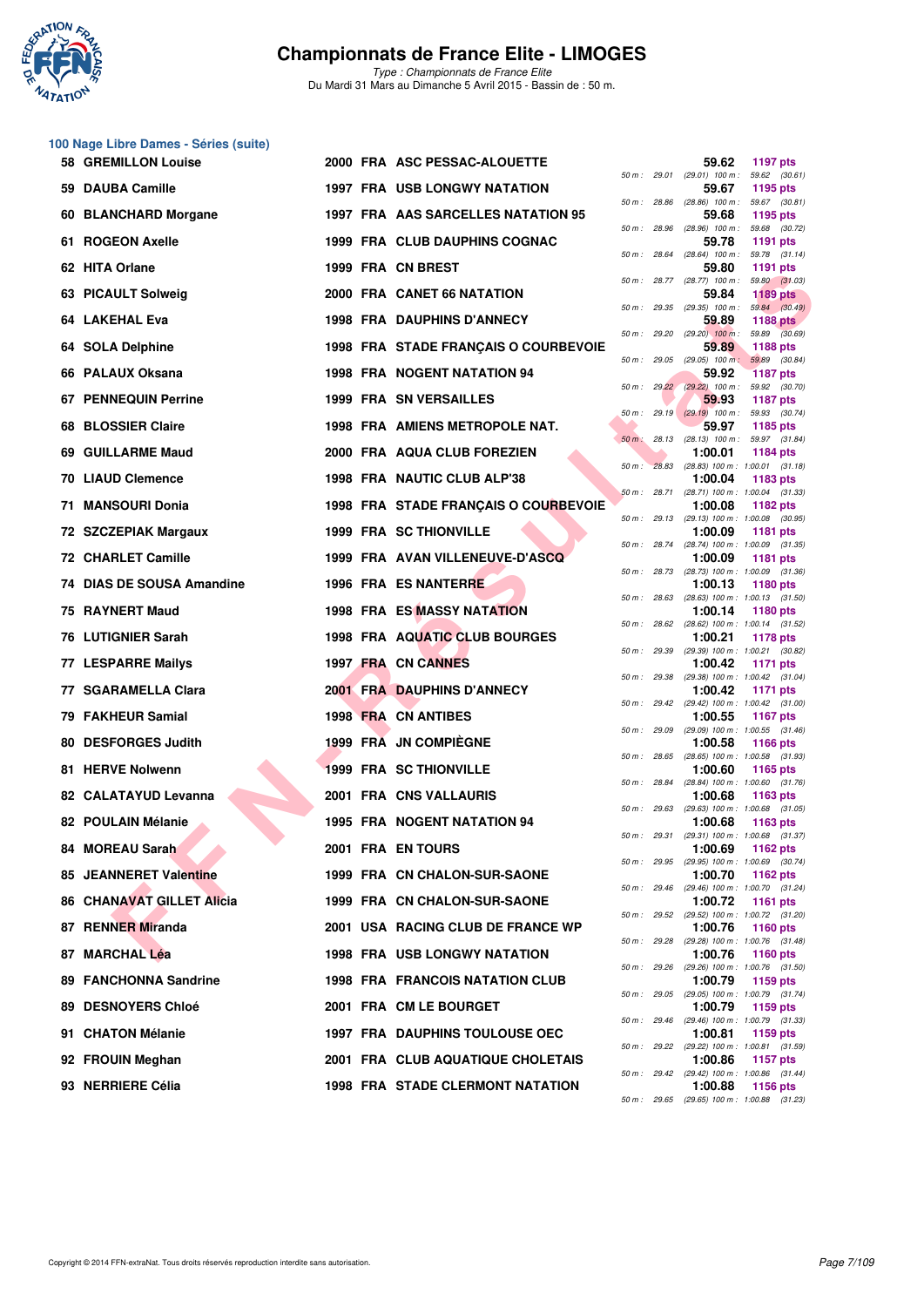# Championnats de France Elite - LIMOGES

*Type : Championnats de France Elite*
Du Mardi 31 Mars au Dimanche 5 Avril 2015 - Bassin de : 50 m.

## 100 Nage Libre Dames - Séries (suite)

| Rang | Nom | Année | Nat | Club | Temps | Points | Splits |
|---|---|---|---|---|---|---|---|
| 58 | GREMILLON Louise | 2000 | FRA | ASC PESSAC-ALOUETTE | 59.62 | 1197 pts | 50 m : 29.01 (29.01) 100 m : 59.62 (30.61) |
| 59 | DAUBA Camille | 1997 | FRA | USB LONGWY NATATION | 59.67 | 1195 pts | 50 m : 28.86 (28.86) 100 m : 59.67 (30.81) |
| 60 | BLANCHARD Morgane | 1997 | FRA | AAS SARCELLES NATATION 95 | 59.68 | 1195 pts | 50 m : 28.96 (28.96) 100 m : 59.68 (30.72) |
| 61 | ROGEON Axelle | 1999 | FRA | CLUB DAUPHINS COGNAC | 59.78 | 1191 pts | 50 m : 28.64 (28.64) 100 m : 59.78 (31.14) |
| 62 | HITA Orlane | 1999 | FRA | CN BREST | 59.80 | 1191 pts | 50 m : 28.77 (28.77) 100 m : 59.80 (31.03) |
| 63 | PICAULT Solweig | 2000 | FRA | CANET 66 NATATION | 59.84 | 1189 pts | 50 m : 29.35 (29.35) 100 m : 59.84 (30.49) |
| 64 | LAKEHAL Eva | 1998 | FRA | DAUPHINS D'ANNECY | 59.89 | 1188 pts | 50 m : 29.20 (29.20) 100 m : 59.89 (30.69) |
| 64 | SOLA Delphine | 1998 | FRA | STADE FRANÇAIS O COURBEVOIE | 59.89 | 1188 pts | 50 m : 29.05 (29.05) 100 m : 59.89 (30.84) |
| 66 | PALAUX Oksana | 1998 | FRA | NOGENT NATATION 94 | 59.92 | 1187 pts | 50 m : 29.22 (29.22) 100 m : 59.92 (30.70) |
| 67 | PENNEQUIN Perrine | 1999 | FRA | SN VERSAILLES | 59.93 | 1187 pts | 50 m : 29.19 (29.19) 100 m : 59.93 (30.74) |
| 68 | BLOSSIER Claire | 1998 | FRA | AMIENS METROPOLE NAT. | 59.97 | 1185 pts | 50 m : 28.13 (28.13) 100 m : 59.97 (31.84) |
| 69 | GUILLARME Maud | 2000 | FRA | AQUA CLUB FOREZIEN | 1:00.01 | 1184 pts | 50 m : 28.83 (28.83) 100 m : 1:00.01 (31.18) |
| 70 | LIAUD Clemence | 1998 | FRA | NAUTIC CLUB ALP'38 | 1:00.04 | 1183 pts | 50 m : 28.71 (28.71) 100 m : 1:00.04 (31.33) |
| 71 | MANSOURI Donia | 1998 | FRA | STADE FRANÇAIS O COURBEVOIE | 1:00.08 | 1182 pts | 50 m : 29.13 (29.13) 100 m : 1:00.08 (30.95) |
| 72 | SZCZEPIAK Margaux | 1999 | FRA | SC THIONVILLE | 1:00.09 | 1181 pts | 50 m : 28.74 (28.74) 100 m : 1:00.09 (31.35) |
| 72 | CHARLET Camille | 1999 | FRA | AVAN VILLENEUVE-D'ASCQ | 1:00.09 | 1181 pts | 50 m : 28.73 (28.73) 100 m : 1:00.09 (31.36) |
| 74 | DIAS DE SOUSA Amandine | 1996 | FRA | ES NANTERRE | 1:00.13 | 1180 pts | 50 m : 28.63 (28.63) 100 m : 1:00.13 (31.50) |
| 75 | RAYNERT Maud | 1998 | FRA | ES MASSY NATATION | 1:00.14 | 1180 pts | 50 m : 28.62 (28.62) 100 m : 1:00.14 (31.52) |
| 76 | LUTIGNIER Sarah | 1998 | FRA | AQUATIC CLUB BOURGES | 1:00.21 | 1178 pts | 50 m : 29.39 (29.39) 100 m : 1:00.21 (30.82) |
| 77 | LESPARRE Mailys | 1997 | FRA | CN CANNES | 1:00.42 | 1171 pts | 50 m : 29.38 (29.38) 100 m : 1:00.42 (31.04) |
| 77 | SGARAMELLA Clara | 2001 | FRA | DAUPHINS D'ANNECY | 1:00.42 | 1171 pts | 50 m : 29.42 (29.42) 100 m : 1:00.42 (31.00) |
| 79 | FAKHEUR Samial | 1998 | FRA | CN ANTIBES | 1:00.55 | 1167 pts | 50 m : 29.09 (29.09) 100 m : 1:00.55 (31.46) |
| 80 | DESFORGES Judith | 1999 | FRA | JN COMPIÈGNE | 1:00.58 | 1166 pts | 50 m : 28.65 (28.65) 100 m : 1:00.58 (31.93) |
| 81 | HERVE Nolwenn | 1999 | FRA | SC THIONVILLE | 1:00.60 | 1165 pts | 50 m : 28.84 (28.84) 100 m : 1:00.60 (31.76) |
| 82 | CALATAYUD Levanna | 2001 | FRA | CNS VALLAURIS | 1:00.68 | 1163 pts | 50 m : 29.63 (29.63) 100 m : 1:00.68 (31.05) |
| 82 | POULAIN Mélanie | 1995 | FRA | NOGENT NATATION 94 | 1:00.68 | 1163 pts | 50 m : 29.31 (29.31) 100 m : 1:00.68 (31.37) |
| 84 | MOREAU Sarah | 2001 | FRA | EN TOURS | 1:00.69 | 1162 pts | 50 m : 29.95 (29.95) 100 m : 1:00.69 (30.74) |
| 85 | JEANNERET Valentine | 1999 | FRA | CN CHALON-SUR-SAONE | 1:00.70 | 1162 pts | 50 m : 29.46 (29.46) 100 m : 1:00.70 (31.24) |
| 86 | CHANAVAT GILLET Alicia | 1999 | FRA | CN CHALON-SUR-SAONE | 1:00.72 | 1161 pts | 50 m : 29.52 (29.52) 100 m : 1:00.72 (31.20) |
| 87 | RENNER Miranda | 2001 | USA | RACING CLUB DE FRANCE WP | 1:00.76 | 1160 pts | 50 m : 29.28 (29.28) 100 m : 1:00.76 (31.48) |
| 87 | MARCHAL Léa | 1998 | FRA | USB LONGWY NATATION | 1:00.76 | 1160 pts | 50 m : 29.26 (29.26) 100 m : 1:00.76 (31.50) |
| 89 | FANCHONNA Sandrine | 1998 | FRA | FRANCOIS NATATION CLUB | 1:00.79 | 1159 pts | 50 m : 29.05 (29.05) 100 m : 1:00.79 (31.74) |
| 89 | DESNOYERS Chloé | 2001 | FRA | CM LE BOURGET | 1:00.79 | 1159 pts | 50 m : 29.46 (29.46) 100 m : 1:00.79 (31.33) |
| 91 | CHATON Mélanie | 1997 | FRA | DAUPHINS TOULOUSE OEC | 1:00.81 | 1159 pts | 50 m : 29.22 (29.22) 100 m : 1:00.81 (31.59) |
| 92 | FROUIN Meghan | 2001 | FRA | CLUB AQUATIQUE CHOLETAIS | 1:00.86 | 1157 pts | 50 m : 29.42 (29.42) 100 m : 1:00.86 (31.44) |
| 93 | NERRIERE Célia | 1998 | FRA | STADE CLERMONT NATATION | 1:00.88 | 1156 pts | 50 m : 29.65 (29.65) 100 m : 1:00.88 (31.23) |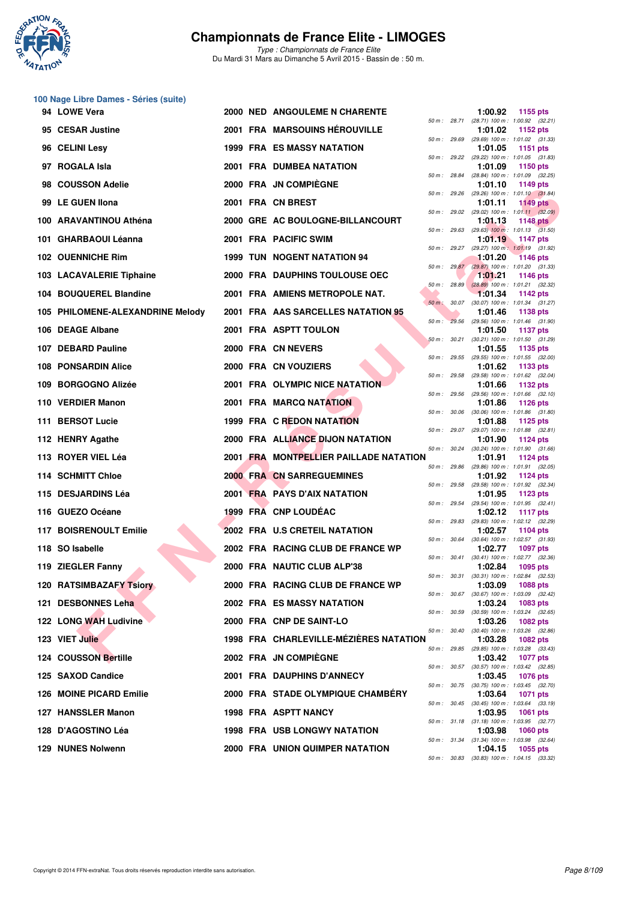# Championnats de France Elite - LIMOGES

*Type : Championnats de France Elite*
Du Mardi 31 Mars au Dimanche 5 Avril 2015 - Bassin de : 50 m.

## 100 Nage Libre Dames - Séries (suite)

| Rang | Nom | Année | Nat | Club | Temps | Points | Splits |
|---|---|---|---|---|---|---|---|
| 94 | LOWE Vera | 2000 | NED | ANGOULEME N CHARENTE | 1:00.92 | 1155 pts | 50 m : 28.71 (28.71) 100 m : 1:00.92 (32.21) |
| 95 | CESAR Justine | 2001 | FRA | MARSOUINS HÉROUVILLE | 1:01.02 | 1152 pts | 50 m : 29.69 (29.69) 100 m : 1:01.02 (31.33) |
| 96 | CELINI Lesy | 1999 | FRA | ES MASSY NATATION | 1:01.05 | 1151 pts | 50 m : 29.22 (29.22) 100 m : 1:01.05 (31.83) |
| 97 | ROGALA Isla | 2001 | FRA | DUMBEA NATATION | 1:01.09 | 1150 pts | 50 m : 28.84 (28.84) 100 m : 1:01.09 (32.25) |
| 98 | COUSSON Adelie | 2000 | FRA | JN COMPIÈGNE | 1:01.10 | 1149 pts | 50 m : 29.26 (29.26) 100 m : 1:01.10 (31.84) |
| 99 | LE GUEN Ilona | 2001 | FRA | CN BREST | 1:01.11 | 1149 pts | 50 m : 29.02 (29.02) 100 m : 1:01.11 (32.09) |
| 100 | ARAVANTINOU Athéna | 2000 | GRE | AC BOULOGNE-BILLANCOURT | 1:01.13 | 1148 pts | 50 m : 29.63 (29.63) 100 m : 1:01.13 (31.50) |
| 101 | GHARBAOUI Léanna | 2001 | FRA | PACIFIC SWIM | 1:01.19 | 1147 pts | 50 m : 29.27 (29.27) 100 m : 1:01.19 (31.92) |
| 102 | OUENNICHE Rim | 1999 | TUN | NOGENT NATATION 94 | 1:01.20 | 1146 pts | 50 m : 29.87 (29.87) 100 m : 1:01.20 (31.33) |
| 103 | LACAVALERIE Tiphaine | 2000 | FRA | DAUPHINS TOULOUSE OEC | 1:01.21 | 1146 pts | 50 m : 28.89 (28.89) 100 m : 1:01.21 (32.32) |
| 104 | BOUQUEREL Blandine | 2001 | FRA | AMIENS METROPOLE NAT. | 1:01.34 | 1142 pts | 50 m : 30.07 (30.07) 100 m : 1:01.34 (31.27) |
| 105 | PHILOMENE-ALEXANDRINE Melody | 2001 | FRA | AAS SARCELLES NATATION 95 | 1:01.46 | 1138 pts | 50 m : 29.56 (29.56) 100 m : 1:01.46 (31.90) |
| 106 | DEAGE Albane | 2001 | FRA | ASPTT TOULON | 1:01.50 | 1137 pts | 50 m : 30.21 (30.21) 100 m : 1:01.50 (31.29) |
| 107 | DEBARD Pauline | 2000 | FRA | CN NEVERS | 1:01.55 | 1135 pts | 50 m : 29.55 (29.55) 100 m : 1:01.55 (32.00) |
| 108 | PONSARDIN Alice | 2000 | FRA | CN VOUZIERS | 1:01.62 | 1133 pts | 50 m : 29.58 (29.58) 100 m : 1:01.62 (32.04) |
| 109 | BORGOGNO Alizée | 2001 | FRA | OLYMPIC NICE NATATION | 1:01.66 | 1132 pts | 50 m : 29.56 (29.56) 100 m : 1:01.66 (32.10) |
| 110 | VERDIER Manon | 2001 | FRA | MARCQ NATATION | 1:01.86 | 1126 pts | 50 m : 30.06 (30.06) 100 m : 1:01.86 (31.80) |
| 111 | BERSOT Lucie | 1999 | FRA | C REDON NATATION | 1:01.88 | 1125 pts | 50 m : 29.07 (29.07) 100 m : 1:01.88 (32.81) |
| 112 | HENRY Agathe | 2000 | FRA | ALLIANCE DIJON NATATION | 1:01.90 | 1124 pts | 50 m : 30.24 (30.24) 100 m : 1:01.90 (31.66) |
| 113 | ROYER VIEL Léa | 2001 | FRA | MONTPELLIER PAILLADE NATATION | 1:01.91 | 1124 pts | 50 m : 29.86 (29.86) 100 m : 1:01.91 (32.05) |
| 114 | SCHMITT Chloe | 2000 | FRA | CN SARREGUEMINES | 1:01.92 | 1124 pts | 50 m : 29.58 (29.58) 100 m : 1:01.92 (32.34) |
| 115 | DESJARDINS Léa | 2001 | FRA | PAYS D'AIX NATATION | 1:01.95 | 1123 pts | 50 m : 29.54 (29.54) 100 m : 1:01.95 (32.41) |
| 116 | GUEZO Océane | 1999 | FRA | CNP LOUDÉAC | 1:02.12 | 1117 pts | 50 m : 29.83 (29.83) 100 m : 1:02.12 (32.29) |
| 117 | BOISRENOULT Emilie | 2002 | FRA | U.S CRETEIL NATATION | 1:02.57 | 1104 pts | 50 m : 30.64 (30.64) 100 m : 1:02.57 (31.93) |
| 118 | SO Isabelle | 2002 | FRA | RACING CLUB DE FRANCE WP | 1:02.77 | 1097 pts | 50 m : 30.41 (30.41) 100 m : 1:02.77 (32.36) |
| 119 | ZIEGLER Fanny | 2000 | FRA | NAUTIC CLUB ALP'38 | 1:02.84 | 1095 pts | 50 m : 30.31 (30.31) 100 m : 1:02.84 (32.53) |
| 120 | RATSIMBAZAFY Tsiory | 2000 | FRA | RACING CLUB DE FRANCE WP | 1:03.09 | 1088 pts | 50 m : 30.67 (30.67) 100 m : 1:03.09 (32.42) |
| 121 | DESBONNES Leha | 2002 | FRA | ES MASSY NATATION | 1:03.24 | 1083 pts | 50 m : 30.59 (30.59) 100 m : 1:03.24 (32.65) |
| 122 | LONG WAH Ludivine | 2000 | FRA | CNP DE SAINT-LO | 1:03.26 | 1082 pts | 50 m : 30.40 (30.40) 100 m : 1:03.26 (32.86) |
| 123 | VIET Julie | 1998 | FRA | CHARLEVILLE-MÉZIÈRES NATATION | 1:03.28 | 1082 pts | 50 m : 29.85 (29.85) 100 m : 1:03.28 (33.43) |
| 124 | COUSSON Bertille | 2002 | FRA | JN COMPIÈGNE | 1:03.42 | 1077 pts | 50 m : 30.57 (30.57) 100 m : 1:03.42 (32.85) |
| 125 | SAXOD Candice | 2001 | FRA | DAUPHINS D'ANNECY | 1:03.45 | 1076 pts | 50 m : 30.75 (30.75) 100 m : 1:03.45 (32.70) |
| 126 | MOINE PICARD Emilie | 2000 | FRA | STADE OLYMPIQUE CHAMBÉRY | 1:03.64 | 1071 pts | 50 m : 30.45 (30.45) 100 m : 1:03.64 (33.19) |
| 127 | HANSSLER Manon | 1998 | FRA | ASPTT NANCY | 1:03.95 | 1061 pts | 50 m : 31.18 (31.18) 100 m : 1:03.95 (32.77) |
| 128 | D'AGOSTINO Léa | 1998 | FRA | USB LONGWY NATATION | 1:03.98 | 1060 pts | 50 m : 31.34 (31.34) 100 m : 1:03.98 (32.64) |
| 129 | NUNES Nolwenn | 2000 | FRA | UNION QUIMPER NATATION | 1:04.15 | 1055 pts | 50 m : 30.83 (30.83) 100 m : 1:04.15 (33.32) |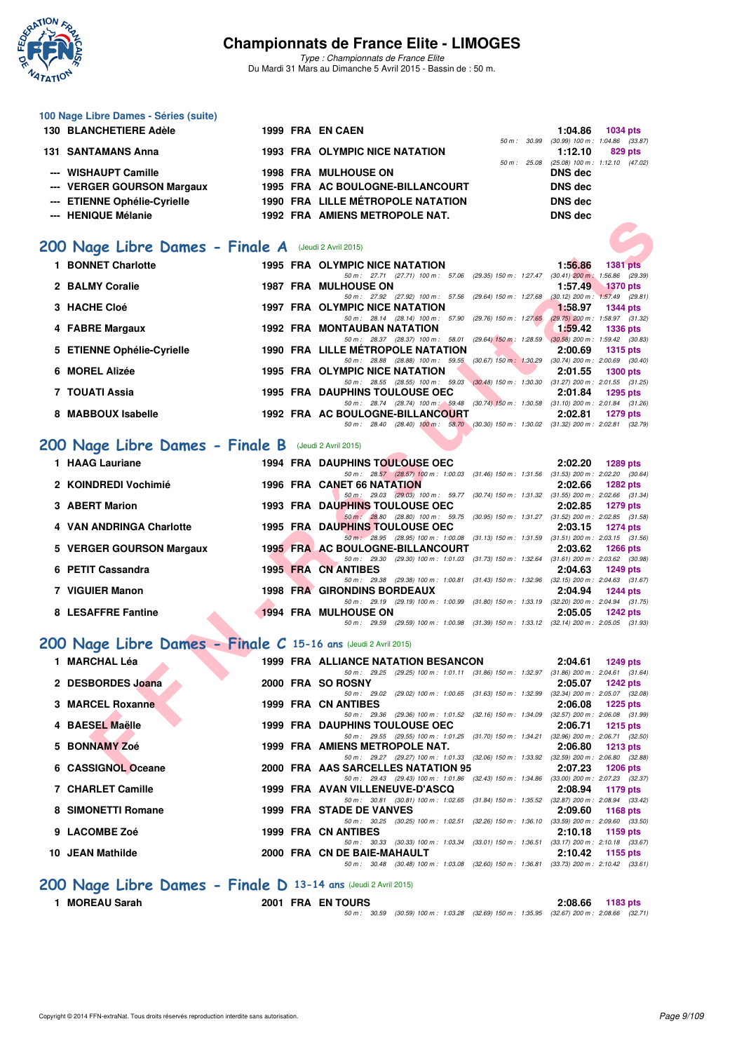# Championnats de France Elite - LIMOGES

*Type : Championnats de France Elite*
Du Mardi 31 Mars au Dimanche 5 Avril 2015 - Bassin de : 50 m.

## 100 Nage Libre Dames - Séries (suite)

| Rang | Nom | Année | Nat | Club | Temps | Points | Splits |
|---|---|---|---|---|---|---|---|
| 130 | BLANCHETIERE Adèle | 1999 | FRA | EN CAEN | 1:04.86 | 1034 pts | 50 m : 30.99 (30.99) 100 m : 1:04.86 (33.87) |
| 131 | SANTAMANS Anna | 1993 | FRA | OLYMPIC NICE NATATION | 1:12.10 | 829 pts | 50 m : 25.08 (25.08) 100 m : 1:12.10 (47.02) |
| --- | WISHAUPT Camille | 1998 | FRA | MULHOUSE ON | DNS dec | | |
| --- | VERGER GOURSON Margaux | 1995 | FRA | AC BOULOGNE-BILLANCOURT | DNS dec | | |
| --- | ETIENNE Ophélie-Cyrielle | 1990 | FRA | LILLE MÉTROPOLE NATATION | DNS dec | | |
| --- | HENIQUE Mélanie | 1992 | FRA | AMIENS METROPOLE NAT. | DNS dec | | |

## 200 Nage Libre Dames - Finale A (Jeudi 2 Avril 2015)

| Rang | Nom | Année | Nat | Club | Temps | Points | Splits |
|---|---|---|---|---|---|---|---|
| 1 | BONNET Charlotte | 1995 | FRA | OLYMPIC NICE NATATION | 1:56.86 | 1381 pts | 50 m : 27.71 (27.71) 100 m : 57.06 (29.35) 150 m : 1:27.47 (30.41) 200 m : 1:56.86 (29.39) |
| 2 | BALMY Coralie | 1987 | FRA | MULHOUSE ON | 1:57.49 | 1370 pts | 50 m : 27.92 (27.92) 100 m : 57.56 (29.64) 150 m : 1:27.68 (30.12) 200 m : 1:57.49 (29.81) |
| 3 | HACHE Cloé | 1997 | FRA | OLYMPIC NICE NATATION | 1:58.97 | 1344 pts | 50 m : 28.14 (28.14) 100 m : 57.90 (29.76) 150 m : 1:27.65 (29.75) 200 m : 1:58.97 (31.32) |
| 4 | FABRE Margaux | 1992 | FRA | MONTAUBAN NATATION | 1:59.42 | 1336 pts | 50 m : 28.37 (28.37) 100 m : 58.01 (29.64) 150 m : 1:28.59 (30.58) 200 m : 1:59.42 (30.83) |
| 5 | ETIENNE Ophélie-Cyrielle | 1990 | FRA | LILLE MÉTROPOLE NATATION | 2:00.69 | 1315 pts | 50 m : 28.88 (28.88) 100 m : 59.55 (30.67) 150 m : 1:30.29 (30.74) 200 m : 2:00.69 (30.40) |
| 6 | MOREL Alizée | 1995 | FRA | OLYMPIC NICE NATATION | 2:01.55 | 1300 pts | 50 m : 28.55 (28.55) 100 m : 59.03 (30.48) 150 m : 1:30.30 (31.27) 200 m : 2:01.55 (31.25) |
| 7 | TOUATI Assia | 1995 | FRA | DAUPHINS TOULOUSE OEC | 2:01.84 | 1295 pts | 50 m : 28.74 (28.74) 100 m : 59.48 (30.74) 150 m : 1:30.58 (31.10) 200 m : 2:01.84 (31.26) |
| 8 | MABBOUX Isabelle | 1992 | FRA | AC BOULOGNE-BILLANCOURT | 2:02.81 | 1279 pts | 50 m : 28.40 (28.40) 100 m : 58.70 (30.30) 150 m : 1:30.02 (31.32) 200 m : 2:02.81 (32.79) |

## 200 Nage Libre Dames - Finale B (Jeudi 2 Avril 2015)

| Rang | Nom | Année | Nat | Club | Temps | Points | Splits |
|---|---|---|---|---|---|---|---|
| 1 | HAAG Lauriane | 1994 | FRA | DAUPHINS TOULOUSE OEC | 2:02.20 | 1289 pts | 50 m : 28.57 (28.57) 100 m : 1:00.03 (31.46) 150 m : 1:31.56 (31.53) 200 m : 2:02.20 (30.64) |
| 2 | KOINDREDI Vochimié | 1996 | FRA | CANET 66 NATATION | 2:02.66 | 1282 pts | 50 m : 29.03 (29.03) 100 m : 59.77 (30.74) 150 m : 1:31.32 (31.55) 200 m : 2:02.66 (31.34) |
| 3 | ABERT Marion | 1993 | FRA | DAUPHINS TOULOUSE OEC | 2:02.85 | 1279 pts | 50 m : 28.80 (28.80) 100 m : 59.75 (30.95) 150 m : 1:31.27 (31.52) 200 m : 2:02.85 (31.58) |
| 4 | VAN ANDRINGA Charlotte | 1995 | FRA | DAUPHINS TOULOUSE OEC | 2:03.15 | 1274 pts | 50 m : 28.95 (28.95) 100 m : 1:00.08 (31.13) 150 m : 1:31.59 (31.51) 200 m : 2:03.15 (31.56) |
| 5 | VERGER GOURSON Margaux | 1995 | FRA | AC BOULOGNE-BILLANCOURT | 2:03.62 | 1266 pts | 50 m : 29.30 (29.30) 100 m : 1:01.03 (31.73) 150 m : 1:32.64 (31.61) 200 m : 2:03.62 (30.98) |
| 6 | PETIT Cassandra | 1995 | FRA | CN ANTIBES | 2:04.63 | 1249 pts | 50 m : 29.38 (29.38) 100 m : 1:00.81 (31.43) 150 m : 1:32.96 (32.15) 200 m : 2:04.63 (31.67) |
| 7 | VIGUIER Manon | 1998 | FRA | GIRONDINS BORDEAUX | 2:04.94 | 1244 pts | 50 m : 29.19 (29.19) 100 m : 1:00.99 (31.80) 150 m : 1:33.19 (32.20) 200 m : 2:04.94 (31.75) |
| 8 | LESAFFRE Fantine | 1994 | FRA | MULHOUSE ON | 2:05.05 | 1242 pts | 50 m : 29.59 (29.59) 100 m : 1:00.98 (31.39) 150 m : 1:33.12 (32.14) 200 m : 2:05.05 (31.93) |

## 200 Nage Libre Dames - Finale C 15-16 ans (Jeudi 2 Avril 2015)

| Rang | Nom | Année | Nat | Club | Temps | Points | Splits |
|---|---|---|---|---|---|---|---|
| 1 | MARCHAL Léa | 1999 | FRA | ALLIANCE NATATION BESANCON | 2:04.61 | 1249 pts | 50 m : 29.25 (29.25) 100 m : 1:01.11 (31.86) 150 m : 1:32.97 (31.86) 200 m : 2:04.61 (31.64) |
| 2 | DESBORDES Joana | 2000 | FRA | SO ROSNY | 2:05.07 | 1242 pts | 50 m : 29.02 (29.02) 100 m : 1:00.65 (31.63) 150 m : 1:32.99 (32.34) 200 m : 2:05.07 (32.08) |
| 3 | MARCEL Roxanne | 1999 | FRA | CN ANTIBES | 2:06.08 | 1225 pts | 50 m : 29.36 (29.36) 100 m : 1:01.52 (32.16) 150 m : 1:34.09 (32.57) 200 m : 2:06.08 (31.99) |
| 4 | BAESEL Maëlle | 1999 | FRA | DAUPHINS TOULOUSE OEC | 2:06.71 | 1215 pts | 50 m : 29.55 (29.55) 100 m : 1:01.25 (31.70) 150 m : 1:34.21 (32.96) 200 m : 2:06.71 (32.50) |
| 5 | BONNAMY Zoé | 1999 | FRA | AMIENS METROPOLE NAT. | 2:06.80 | 1213 pts | 50 m : 29.27 (29.27) 100 m : 1:01.33 (32.06) 150 m : 1:33.92 (32.59) 200 m : 2:06.80 (32.88) |
| 6 | CASSIGNOL Oceane | 2000 | FRA | AAS SARCELLES NATATION 95 | 2:07.23 | 1206 pts | 50 m : 29.43 (29.43) 100 m : 1:01.86 (32.43) 150 m : 1:34.86 (33.00) 200 m : 2:07.23 (32.37) |
| 7 | CHARLET Camille | 1999 | FRA | AVAN VILLENEUVE-D'ASCQ | 2:08.94 | 1179 pts | 50 m : 30.81 (30.81) 100 m : 1:02.65 (31.84) 150 m : 1:35.52 (32.87) 200 m : 2:08.94 (33.42) |
| 8 | SIMONETTI Romane | 1999 | FRA | STADE DE VANVES | 2:09.60 | 1168 pts | 50 m : 30.25 (30.25) 100 m : 1:02.51 (32.26) 150 m : 1:36.10 (33.59) 200 m : 2:09.60 (33.50) |
| 9 | LACOMBE Zoé | 1999 | FRA | CN ANTIBES | 2:10.18 | 1159 pts | 50 m : 30.33 (30.33) 100 m : 1:03.34 (33.01) 150 m : 1:36.51 (33.17) 200 m : 2:10.18 (33.67) |
| 10 | JEAN Mathilde | 2000 | FRA | CN DE BAIE-MAHAULT | 2:10.42 | 1155 pts | 50 m : 30.48 (30.48) 100 m : 1:03.08 (32.60) 150 m : 1:36.81 (33.73) 200 m : 2:10.42 (33.61) |

## 200 Nage Libre Dames - Finale D 13-14 ans (Jeudi 2 Avril 2015)

| Rang | Nom | Année | Nat | Club | Temps | Points | Splits |
|---|---|---|---|---|---|---|---|
| 1 | MOREAU Sarah | 2001 | FRA | EN TOURS | 2:08.66 | 1183 pts | 50 m : 30.59 (30.59) 100 m : 1:03.28 (32.69) 150 m : 1:35.95 (32.67) 200 m : 2:08.66 (32.71) |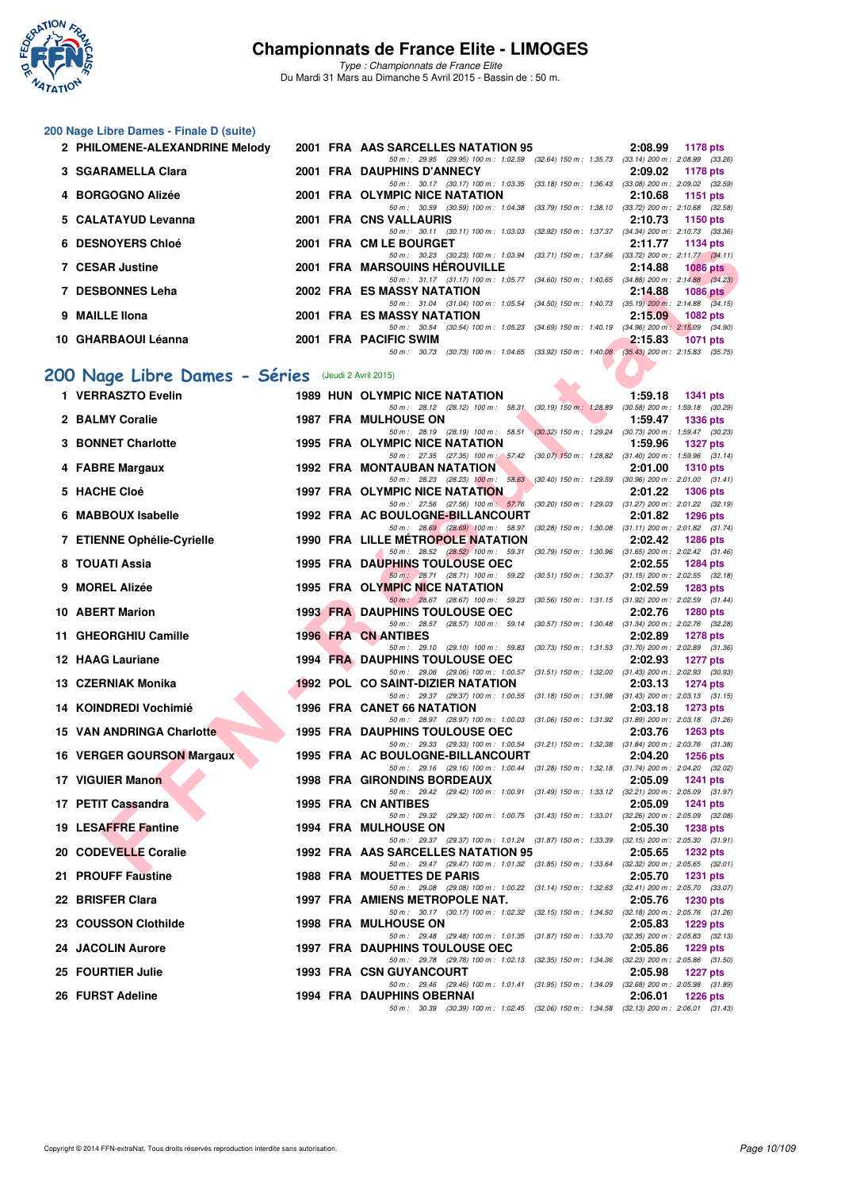# Championnats de France Elite - LIMOGES

*Type : Championnats de France Elite*
Du Mardi 31 Mars au Dimanche 5 Avril 2015 - Bassin de : 50 m.

### 200 Nage Libre Dames - Finale D (suite)

| Rang | Nom | Année | Nat | Club | Temps | Points |
|---|---|---|---|---|---|---|
| 2 | PHILOMENE-ALEXANDRINE Melody | 2001 | FRA | AAS SARCELLES NATATION 95 | 2:08.99 | 1178 pts |
| | 50 m : 29.95 (29.95) 100 m : 1:02.59 (32.64) 150 m : 1:35.73 (33.14) 200 m : 2:08.99 (33.26) | | | | | |
| 3 | SGARAMELLA Clara | 2001 | FRA | DAUPHINS D'ANNECY | 2:09.02 | 1178 pts |
| | 50 m : 30.17 (30.17) 100 m : 1:03.35 (33.18) 150 m : 1:36.43 (33.08) 200 m : 2:09.02 (32.59) | | | | | |
| 4 | BORGOGNO Alizée | 2001 | FRA | OLYMPIC NICE NATATION | 2:10.68 | 1151 pts |
| | 50 m : 30.59 (30.59) 100 m : 1:04.38 (33.79) 150 m : 1:38.10 (33.72) 200 m : 2:10.68 (32.58) | | | | | |
| 5 | CALATAYUD Levanna | 2001 | FRA | CNS VALLAURIS | 2:10.73 | 1150 pts |
| | 50 m : 30.11 (30.11) 100 m : 1:03.03 (32.92) 150 m : 1:37.37 (34.34) 200 m : 2:10.73 (33.36) | | | | | |
| 6 | DESNOYERS Chloé | 2001 | FRA | CM LE BOURGET | 2:11.77 | 1134 pts |
| | 50 m : 30.23 (30.23) 100 m : 1:03.94 (33.71) 150 m : 1:37.66 (33.72) 200 m : 2:11.77 (34.11) | | | | | |
| 7 | CESAR Justine | 2001 | FRA | MARSOUINS HÉROUVILLE | 2:14.88 | 1086 pts |
| | 50 m : 31.17 (31.17) 100 m : 1:05.77 (34.60) 150 m : 1:40.65 (34.88) 200 m : 2:14.88 (34.23) | | | | | |
| 7 | DESBONNES Leha | 2002 | FRA | ES MASSY NATATION | 2:14.88 | 1086 pts |
| | 50 m : 31.04 (31.04) 100 m : 1:05.54 (34.50) 150 m : 1:40.73 (35.19) 200 m : 2:14.88 (34.15) | | | | | |
| 9 | MAILLE Ilona | 2001 | FRA | ES MASSY NATATION | 2:15.09 | 1082 pts |
| | 50 m : 30.54 (30.54) 100 m : 1:05.23 (34.69) 150 m : 1:40.19 (34.96) 200 m : 2:15.09 (34.90) | | | | | |
| 10 | GHARBAOUI Léanna | 2001 | FRA | PACIFIC SWIM | 2:15.83 | 1071 pts |
| | 50 m : 30.73 (30.73) 100 m : 1:04.65 (33.92) 150 m : 1:40.08 (35.43) 200 m : 2:15.83 (35.75) | | | | | |

## 200 Nage Libre Dames - Séries (Jeudi 2 Avril 2015)

| Rang | Nom | Année | Nat | Club | Temps | Points |
|---|---|---|---|---|---|---|
| 1 | VERRASZTO Evelin | 1989 | HUN | OLYMPIC NICE NATATION | 1:59.18 | 1341 pts |
| | 50 m : 28.12 (28.12) 100 m : 58.31 (30.19) 150 m : 1:28.89 (30.58) 200 m : 1:59.18 (30.29) | | | | | |
| 2 | BALMY Coralie | 1987 | FRA | MULHOUSE ON | 1:59.47 | 1336 pts |
| | 50 m : 28.19 (28.19) 100 m : 58.51 (30.32) 150 m : 1:29.24 (30.73) 200 m : 1:59.47 (30.23) | | | | | |
| 3 | BONNET Charlotte | 1995 | FRA | OLYMPIC NICE NATATION | 1:59.96 | 1327 pts |
| | 50 m : 27.35 (27.35) 100 m : 57.42 (30.07) 150 m : 1:28.82 (31.40) 200 m : 1:59.96 (31.14) | | | | | |
| 4 | FABRE Margaux | 1992 | FRA | MONTAUBAN NATATION | 2:01.00 | 1310 pts |
| | 50 m : 28.23 (28.23) 100 m : 58.63 (30.40) 150 m : 1:29.59 (30.96) 200 m : 2:01.00 (31.41) | | | | | |
| 5 | HACHE Cloé | 1997 | FRA | OLYMPIC NICE NATATION | 2:01.22 | 1306 pts |
| | 50 m : 27.56 (27.56) 100 m : 57.76 (30.20) 150 m : 1:29.03 (31.27) 200 m : 2:01.22 (32.19) | | | | | |
| 6 | MABBOUX Isabelle | 1992 | FRA | AC BOULOGNE-BILLANCOURT | 2:01.82 | 1296 pts |
| | 50 m : 28.69 (28.69) 100 m : 58.97 (30.28) 150 m : 1:30.08 (31.11) 200 m : 2:01.82 (31.74) | | | | | |
| 7 | ETIENNE Ophélie-Cyrielle | 1990 | FRA | LILLE MÉTROPOLE NATATION | 2:02.42 | 1286 pts |
| | 50 m : 28.52 (28.52) 100 m : 59.31 (30.79) 150 m : 1:30.96 (31.65) 200 m : 2:02.42 (31.46) | | | | | |
| 8 | TOUATI Assia | 1995 | FRA | DAUPHINS TOULOUSE OEC | 2:02.55 | 1284 pts |
| | 50 m : 28.71 (28.71) 100 m : 59.22 (30.51) 150 m : 1:30.37 (31.15) 200 m : 2:02.55 (32.18) | | | | | |
| 9 | MOREL Alizée | 1995 | FRA | OLYMPIC NICE NATATION | 2:02.59 | 1283 pts |
| | 50 m : 28.67 (28.67) 100 m : 59.23 (30.56) 150 m : 1:31.15 (31.92) 200 m : 2:02.59 (31.44) | | | | | |
| 10 | ABERT Marion | 1993 | FRA | DAUPHINS TOULOUSE OEC | 2:02.76 | 1280 pts |
| | 50 m : 28.57 (28.57) 100 m : 59.14 (30.57) 150 m : 1:30.48 (31.34) 200 m : 2:02.76 (32.28) | | | | | |
| 11 | GHEORGHIU Camille | 1996 | FRA | CN ANTIBES | 2:02.89 | 1278 pts |
| | 50 m : 29.10 (29.10) 100 m : 59.83 (30.73) 150 m : 1:31.53 (31.70) 200 m : 2:02.89 (31.36) | | | | | |
| 12 | HAAG Lauriane | 1994 | FRA | DAUPHINS TOULOUSE OEC | 2:02.93 | 1277 pts |
| | 50 m : 29.06 (29.06) 100 m : 1:00.57 (31.51) 150 m : 1:32.00 (31.43) 200 m : 2:02.93 (30.93) | | | | | |
| 13 | CZERNIAK Monika | 1992 | POL | CO SAINT-DIZIER NATATION | 2:03.13 | 1274 pts |
| | 50 m : 29.37 (29.37) 100 m : 1:00.55 (31.18) 150 m : 1:31.98 (31.43) 200 m : 2:03.13 (31.15) | | | | | |
| 14 | KOINDREDI Vochimié | 1996 | FRA | CANET 66 NATATION | 2:03.18 | 1273 pts |
| | 50 m : 28.97 (28.97) 100 m : 1:00.03 (31.06) 150 m : 1:31.92 (31.89) 200 m : 2:03.18 (31.26) | | | | | |
| 15 | VAN ANDRINGA Charlotte | 1995 | FRA | DAUPHINS TOULOUSE OEC | 2:03.76 | 1263 pts |
| | 50 m : 29.33 (29.33) 100 m : 1:00.54 (31.21) 150 m : 1:32.38 (31.84) 200 m : 2:03.76 (31.38) | | | | | |
| 16 | VERGER GOURSON Margaux | 1995 | FRA | AC BOULOGNE-BILLANCOURT | 2:04.20 | 1256 pts |
| | 50 m : 29.16 (29.16) 100 m : 1:00.44 (31.28) 150 m : 1:32.18 (31.74) 200 m : 2:04.20 (32.02) | | | | | |
| 17 | VIGUIER Manon | 1998 | FRA | GIRONDINS BORDEAUX | 2:05.09 | 1241 pts |
| | 50 m : 29.42 (29.42) 100 m : 1:00.91 (31.49) 150 m : 1:33.12 (32.21) 200 m : 2:05.09 (31.97) | | | | | |
| 17 | PETIT Cassandra | 1995 | FRA | CN ANTIBES | 2:05.09 | 1241 pts |
| | 50 m : 29.32 (29.32) 100 m : 1:00.75 (31.43) 150 m : 1:33.01 (32.26) 200 m : 2:05.09 (32.08) | | | | | |
| 19 | LESAFFRE Fantine | 1994 | FRA | MULHOUSE ON | 2:05.30 | 1238 pts |
| | 50 m : 29.37 (29.37) 100 m : 1:01.24 (31.87) 150 m : 1:33.39 (32.15) 200 m : 2:05.30 (31.91) | | | | | |
| 20 | CODEVELLE Coralie | 1992 | FRA | AAS SARCELLES NATATION 95 | 2:05.65 | 1232 pts |
| | 50 m : 29.47 (29.47) 100 m : 1:01.32 (31.85) 150 m : 1:33.64 (32.32) 200 m : 2:05.65 (32.01) | | | | | |
| 21 | PROUFF Faustine | 1988 | FRA | MOUETTES DE PARIS | 2:05.70 | 1231 pts |
| | 50 m : 29.08 (29.08) 100 m : 1:00.22 (31.14) 150 m : 1:32.63 (32.41) 200 m : 2:05.70 (33.07) | | | | | |
| 22 | BRISFER Clara | 1997 | FRA | AMIENS METROPOLE NAT. | 2:05.76 | 1230 pts |
| | 50 m : 30.17 (30.17) 100 m : 1:02.32 (32.15) 150 m : 1:34.50 (32.18) 200 m : 2:05.76 (31.26) | | | | | |
| 23 | COUSSON Clothilde | 1998 | FRA | MULHOUSE ON | 2:05.83 | 1229 pts |
| | 50 m : 29.48 (29.48) 100 m : 1:01.35 (31.87) 150 m : 1:33.70 (32.35) 200 m : 2:05.83 (32.13) | | | | | |
| 24 | JACOLIN Aurore | 1997 | FRA | DAUPHINS TOULOUSE OEC | 2:05.86 | 1229 pts |
| | 50 m : 29.78 (29.78) 100 m : 1:02.13 (32.35) 150 m : 1:34.36 (32.23) 200 m : 2:05.86 (31.50) | | | | | |
| 25 | FOURTIER Julie | 1993 | FRA | CSN GUYANCOURT | 2:05.98 | 1227 pts |
| | 50 m : 29.46 (29.46) 100 m : 1:01.41 (31.95) 150 m : 1:34.09 (32.68) 200 m : 2:05.98 (31.89) | | | | | |
| 26 | FURST Adeline | 1994 | FRA | DAUPHINS OBERNAI | 2:06.01 | 1226 pts |
| | 50 m : 30.39 (30.39) 100 m : 1:02.45 (32.06) 150 m : 1:34.58 (32.13) 200 m : 2:06.01 (31.43) | | | | | |

Copyright © 2014 FFN-extraNat. Tous droits réservés reproduction interdite sans autorisation.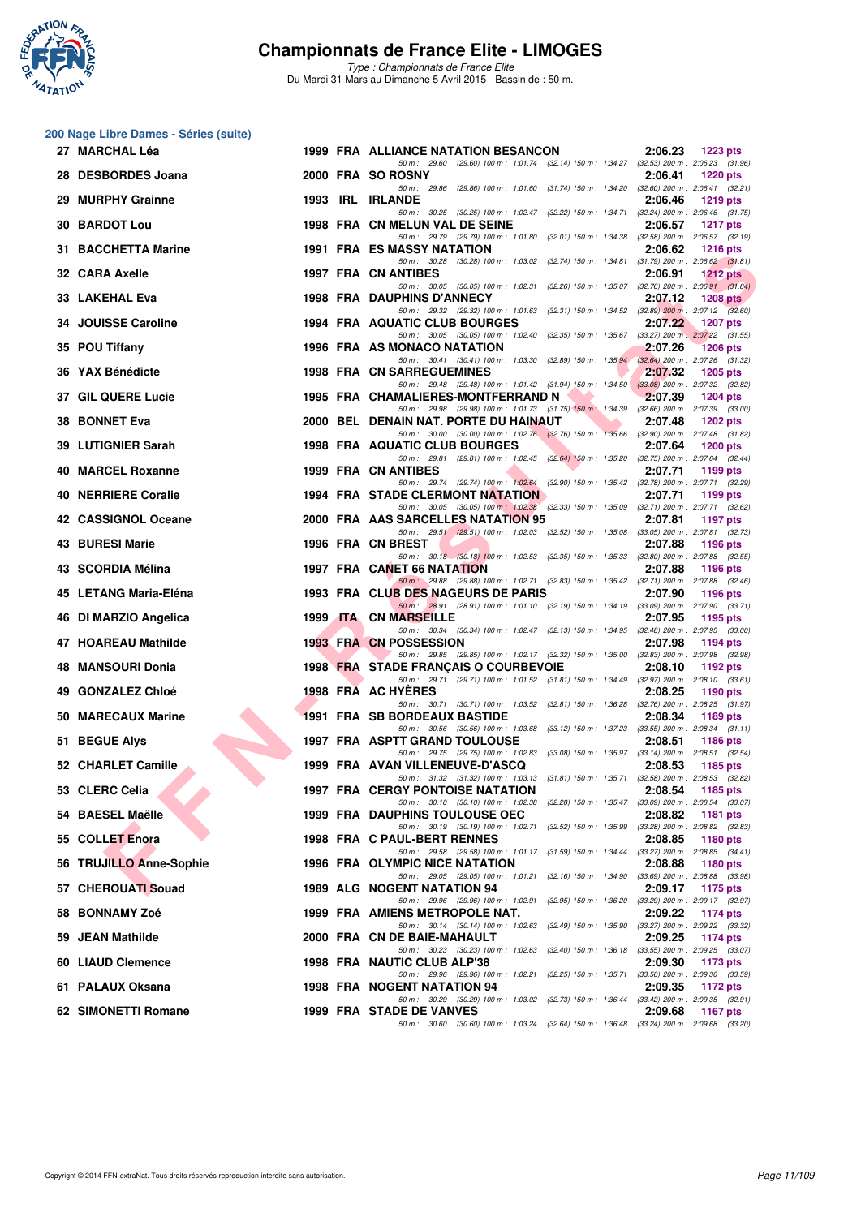# Championnats de France Elite - LIMOGES

*Type : Championnats de France Elite*

Du Mardi 31 Mars au Dimanche 5 Avril 2015 - Bassin de : 50 m.

## 200 Nage Libre Dames - Séries (suite)

| Rang | Nom | Année | Nat | Club | Temps | Points |
|---|---|---|---|---|---|---|
| 27 | MARCHAL Léa | 1999 | FRA | ALLIANCE NATATION BESANCON | 2:06.23 | 1223 pts |
| | | | | 50 m : 29.60 (29.60) 100 m : 1:01.74 (32.14) 150 m : 1:34.27 (32.53) 200 m : 2:06.23 (31.96) | | |
| 28 | DESBORDES Joana | 2000 | FRA | SO ROSNY | 2:06.41 | 1220 pts |
| | | | | 50 m : 29.86 (29.86) 100 m : 1:01.60 (31.74) 150 m : 1:34.20 (32.60) 200 m : 2:06.41 (32.21) | | |
| 29 | MURPHY Grainne | 1993 | IRL | IRLANDE | 2:06.46 | 1219 pts |
| | | | | 50 m : 30.25 (30.25) 100 m : 1:02.47 (32.22) 150 m : 1:34.71 (32.24) 200 m : 2:06.46 (31.75) | | |
| 30 | BARDOT Lou | 1998 | FRA | CN MELUN VAL DE SEINE | 2:06.57 | 1217 pts |
| | | | | 50 m : 29.79 (29.79) 100 m : 1:01.80 (32.01) 150 m : 1:34.38 (32.58) 200 m : 2:06.57 (32.19) | | |
| 31 | BACCHETTA Marine | 1991 | FRA | ES MASSY NATATION | 2:06.62 | 1216 pts |
| | | | | 50 m : 30.28 (30.28) 100 m : 1:03.02 (32.74) 150 m : 1:34.81 (31.79) 200 m : 2:06.62 (31.81) | | |
| 32 | CARA Axelle | 1997 | FRA | CN ANTIBES | 2:06.91 | 1212 pts |
| | | | | 50 m : 30.05 (30.05) 100 m : 1:02.31 (32.26) 150 m : 1:35.07 (32.76) 200 m : 2:06.91 (31.84) | | |
| 33 | LAKEHAL Eva | 1998 | FRA | DAUPHINS D'ANNECY | 2:07.12 | 1208 pts |
| | | | | 50 m : 29.32 (29.32) 100 m : 1:01.63 (32.31) 150 m : 1:34.52 (32.89) 200 m : 2:07.12 (32.60) | | |
| 34 | JOUISSE Caroline | 1994 | FRA | AQUATIC CLUB BOURGES | 2:07.22 | 1207 pts |
| | | | | 50 m : 30.05 (30.05) 100 m : 1:02.40 (32.35) 150 m : 1:35.67 (33.27) 200 m : 2:07.22 (31.55) | | |
| 35 | POU Tiffany | 1996 | FRA | AS MONACO NATATION | 2:07.26 | 1206 pts |
| | | | | 50 m : 30.41 (30.41) 100 m : 1:03.30 (32.89) 150 m : 1:35.94 (32.64) 200 m : 2:07.26 (31.32) | | |
| 36 | YAX Bénédicte | 1998 | FRA | CN SARREGUEMINES | 2:07.32 | 1205 pts |
| | | | | 50 m : 29.48 (29.48) 100 m : 1:01.42 (31.94) 150 m : 1:34.50 (33.08) 200 m : 2:07.32 (32.82) | | |
| 37 | GIL QUERE Lucie | 1995 | FRA | CHAMALIERES-MONTFERRAND N | 2:07.39 | 1204 pts |
| | | | | 50 m : 29.98 (29.98) 100 m : 1:01.73 (31.75) 150 m : 1:34.39 (32.66) 200 m : 2:07.39 (33.00) | | |
| 38 | BONNET Eva | 2000 | BEL | DENAIN NAT. PORTE DU HAINAUT | 2:07.48 | 1202 pts |
| | | | | 50 m : 30.00 (30.00) 100 m : 1:02.76 (32.76) 150 m : 1:35.66 (32.90) 200 m : 2:07.48 (31.82) | | |
| 39 | LUTIGNIER Sarah | 1998 | FRA | AQUATIC CLUB BOURGES | 2:07.64 | 1200 pts |
| | | | | 50 m : 29.81 (29.81) 100 m : 1:02.45 (32.64) 150 m : 1:35.20 (32.75) 200 m : 2:07.64 (32.44) | | |
| 40 | MARCEL Roxanne | 1999 | FRA | CN ANTIBES | 2:07.71 | 1199 pts |
| | | | | 50 m : 29.74 (29.74) 100 m : 1:02.64 (32.90) 150 m : 1:35.42 (32.78) 200 m : 2:07.71 (32.29) | | |
| 40 | NERRIERE Coralie | 1994 | FRA | STADE CLERMONT NATATION | 2:07.71 | 1199 pts |
| | | | | 50 m : 30.05 (30.05) 100 m : 1:02.38 (32.33) 150 m : 1:35.09 (32.71) 200 m : 2:07.71 (32.62) | | |
| 42 | CASSIGNOL Oceane | 2000 | FRA | AAS SARCELLES NATATION 95 | 2:07.81 | 1197 pts |
| | | | | 50 m : 29.51 (29.51) 100 m : 1:02.03 (32.52) 150 m : 1:35.08 (33.05) 200 m : 2:07.81 (32.73) | | |
| 43 | BURESI Marie | 1996 | FRA | CN BREST | 2:07.88 | 1196 pts |
| | | | | 50 m : 30.18 (30.18) 100 m : 1:02.53 (32.35) 150 m : 1:35.33 (32.80) 200 m : 2:07.88 (32.55) | | |
| 43 | SCORDIA Mélina | 1997 | FRA | CANET 66 NATATION | 2:07.88 | 1196 pts |
| | | | | 50 m : 29.88 (29.88) 100 m : 1:02.71 (32.83) 150 m : 1:35.42 (32.71) 200 m : 2:07.88 (32.46) | | |
| 45 | LETANG Maria-Eléna | 1993 | FRA | CLUB DES NAGEURS DE PARIS | 2:07.90 | 1196 pts |
| | | | | 50 m : 28.91 (28.91) 100 m : 1:01.10 (32.19) 150 m : 1:34.19 (33.09) 200 m : 2:07.90 (33.71) | | |
| 46 | DI MARZIO Angelica | 1999 | ITA | CN MARSEILLE | 2:07.95 | 1195 pts |
| | | | | 50 m : 30.34 (30.34) 100 m : 1:02.47 (32.13) 150 m : 1:34.95 (32.48) 200 m : 2:07.95 (33.00) | | |
| 47 | HOAREAU Mathilde | 1993 | FRA | CN POSSESSION | 2:07.98 | 1194 pts |
| | | | | 50 m : 29.85 (29.85) 100 m : 1:02.17 (32.32) 150 m : 1:35.00 (32.83) 200 m : 2:07.98 (32.98) | | |
| 48 | MANSOURI Donia | 1998 | FRA | STADE FRANÇAIS O COURBEVOIE | 2:08.10 | 1192 pts |
| | | | | 50 m : 29.71 (29.71) 100 m : 1:01.52 (31.81) 150 m : 1:34.49 (32.97) 200 m : 2:08.10 (33.61) | | |
| 49 | GONZALEZ Chloé | 1998 | FRA | AC HYÈRES | 2:08.25 | 1190 pts |
| | | | | 50 m : 30.71 (30.71) 100 m : 1:03.52 (32.81) 150 m : 1:36.28 (32.76) 200 m : 2:08.25 (31.97) | | |
| 50 | MARECAUX Marine | 1991 | FRA | SB BORDEAUX BASTIDE | 2:08.34 | 1189 pts |
| | | | | 50 m : 30.56 (30.56) 100 m : 1:03.68 (33.12) 150 m : 1:37.23 (33.55) 200 m : 2:08.34 (31.11) | | |
| 51 | BEGUE Alys | 1997 | FRA | ASPTT GRAND TOULOUSE | 2:08.51 | 1186 pts |
| | | | | 50 m : 29.75 (29.75) 100 m : 1:02.83 (33.08) 150 m : 1:35.97 (33.14) 200 m : 2:08.51 (32.54) | | |
| 52 | CHARLET Camille | 1999 | FRA | AVAN VILLENEUVE-D'ASCQ | 2:08.53 | 1185 pts |
| | | | | 50 m : 31.32 (31.32) 100 m : 1:03.13 (31.81) 150 m : 1:35.71 (32.58) 200 m : 2:08.53 (32.82) | | |
| 53 | CLERC Celia | 1997 | FRA | CERGY PONTOISE NATATION | 2:08.54 | 1185 pts |
| | | | | 50 m : 30.10 (30.10) 100 m : 1:02.38 (32.28) 150 m : 1:35.47 (33.09) 200 m : 2:08.54 (33.07) | | |
| 54 | BAESEL Maëlle | 1999 | FRA | DAUPHINS TOULOUSE OEC | 2:08.82 | 1181 pts |
| | | | | 50 m : 30.19 (30.19) 100 m : 1:02.71 (32.52) 150 m : 1:35.99 (33.28) 200 m : 2:08.82 (32.83) | | |
| 55 | COLLET Enora | 1998 | FRA | C PAUL-BERT RENNES | 2:08.85 | 1180 pts |
| | | | | 50 m : 29.58 (29.58) 100 m : 1:01.17 (31.59) 150 m : 1:34.44 (33.27) 200 m : 2:08.85 (34.41) | | |
| 56 | TRUJILLO Anne-Sophie | 1996 | FRA | OLYMPIC NICE NATATION | 2:08.88 | 1180 pts |
| | | | | 50 m : 29.05 (29.05) 100 m : 1:01.21 (32.16) 150 m : 1:34.90 (33.69) 200 m : 2:08.88 (33.98) | | |
| 57 | CHEROUATI Souad | 1989 | ALG | NOGENT NATATION 94 | 2:09.17 | 1175 pts |
| | | | | 50 m : 29.96 (29.96) 100 m : 1:02.91 (32.95) 150 m : 1:36.20 (33.29) 200 m : 2:09.17 (32.97) | | |
| 58 | BONNAMY Zoé | 1999 | FRA | AMIENS METROPOLE NAT. | 2:09.22 | 1174 pts |
| | | | | 50 m : 30.14 (30.14) 100 m : 1:02.63 (32.49) 150 m : 1:35.90 (33.27) 200 m : 2:09.22 (33.32) | | |
| 59 | JEAN Mathilde | 2000 | FRA | CN DE BAIE-MAHAULT | 2:09.25 | 1174 pts |
| | | | | 50 m : 30.23 (30.23) 100 m : 1:02.63 (32.40) 150 m : 1:36.18 (33.55) 200 m : 2:09.25 (33.07) | | |
| 60 | LIAUD Clemence | 1998 | FRA | NAUTIC CLUB ALP'38 | 2:09.30 | 1173 pts |
| | | | | 50 m : 29.96 (29.96) 100 m : 1:02.21 (32.25) 150 m : 1:35.71 (33.50) 200 m : 2:09.30 (33.59) | | |
| 61 | PALAUX Oksana | 1998 | FRA | NOGENT NATATION 94 | 2:09.35 | 1172 pts |
| | | | | 50 m : 30.29 (30.29) 100 m : 1:03.02 (32.73) 150 m : 1:36.44 (33.42) 200 m : 2:09.35 (32.91) | | |
| 62 | SIMONETTI Romane | 1999 | FRA | STADE DE VANVES | 2:09.68 | 1167 pts |
| | | | | 50 m : 30.60 (30.60) 100 m : 1:03.24 (32.64) 150 m : 1:36.48 (33.24) 200 m : 2:09.68 (33.20) | | |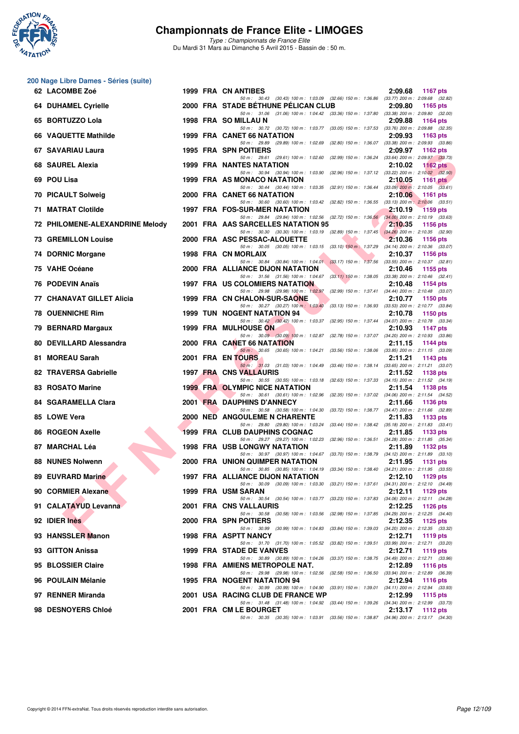# Championnats de France Elite - LIMOGES

*Type : Championnats de France Elite*
Du Mardi 31 Mars au Dimanche 5 Avril 2015 - Bassin de : 50 m.

## 200 Nage Libre Dames - Séries (suite)

| Rang | Nom | Année | Nat | Club | Temps | Points |
|---|---|---|---|---|---|---|
| 62 | LACOMBE Zoé | 1999 | FRA | CN ANTIBES | 2:09.68 | 1167 pts |
| | 50 m : 30.43 (30.43) 100 m : 1:03.09 (32.66) 150 m : 1:36.86 (33.77) 200 m : 2:09.68 (32.82) | | | | | |
| 64 | DUHAMEL Cyrielle | 2000 | FRA | STADE BÉTHUNE PÉLICAN CLUB | 2:09.80 | 1165 pts |
| | 50 m : 31.06 (31.06) 100 m : 1:04.42 (33.36) 150 m : 1:37.80 (33.38) 200 m : 2:09.80 (32.00) | | | | | |
| 65 | BORTUZZO Lola | 1998 | FRA | SO MILLAU N | 2:09.88 | 1164 pts |
| | 50 m : 30.72 (30.72) 100 m : 1:03.77 (33.05) 150 m : 1:37.53 (33.76) 200 m : 2:09.88 (32.35) | | | | | |
| 66 | VAQUETTE Mathilde | 1999 | FRA | CANET 66 NATATION | 2:09.93 | 1163 pts |
| | 50 m : 29.89 (29.89) 100 m : 1:02.69 (32.80) 150 m : 1:36.07 (33.38) 200 m : 2:09.93 (33.86) | | | | | |
| 67 | SAVARIAU Laura | 1995 | FRA | SPN POITIERS | 2:09.97 | 1162 pts |
| | 50 m : 29.61 (29.61) 100 m : 1:02.60 (32.99) 150 m : 1:36.24 (33.64) 200 m : 2:09.97 (33.73) | | | | | |
| 68 | SAUREL Alexia | 1999 | FRA | NANTES NATATION | 2:10.02 | 1162 pts |
| | 50 m : 30.94 (30.94) 100 m : 1:03.90 (32.96) 150 m : 1:37.12 (33.22) 200 m : 2:10.02 (32.90) | | | | | |
| 69 | POU Lisa | 1999 | FRA | AS MONACO NATATION | 2:10.05 | 1161 pts |
| | 50 m : 30.44 (30.44) 100 m : 1:03.35 (32.91) 150 m : 1:36.44 (33.09) 200 m : 2:10.05 (33.61) | | | | | |
| 70 | PICAULT Solweig | 2000 | FRA | CANET 66 NATATION | 2:10.06 | 1161 pts |
| | 50 m : 30.60 (30.60) 100 m : 1:03.42 (32.82) 150 m : 1:36.55 (33.13) 200 m : 2:10.06 (33.51) | | | | | |
| 71 | MATRAT Clotilde | 1997 | FRA | FOS-SUR-MER NATATION | 2:10.19 | 1159 pts |
| | 50 m : 29.84 (29.84) 100 m : 1:02.56 (32.72) 150 m : 1:36.56 (34.00) 200 m : 2:10.19 (33.63) | | | | | |
| 72 | PHILOMENE-ALEXANDRINE Melody | 2001 | FRA | AAS SARCELLES NATATION 95 | 2:10.35 | 1156 pts |
| | 50 m : 30.30 (30.30) 100 m : 1:03.19 (32.89) 150 m : 1:37.45 (34.26) 200 m : 2:10.35 (32.90) | | | | | |
| 73 | GREMILLON Louise | 2000 | FRA | ASC PESSAC-ALOUETTE | 2:10.36 | 1156 pts |
| | 50 m : 30.05 (30.05) 100 m : 1:03.15 (33.10) 150 m : 1:37.29 (34.14) 200 m : 2:10.36 (33.07) | | | | | |
| 74 | DORNIC Morgane | 1998 | FRA | CN MORLAIX | 2:10.37 | 1156 pts |
| | 50 m : 30.84 (30.84) 100 m : 1:04.01 (33.17) 150 m : 1:37.56 (33.55) 200 m : 2:10.37 (32.81) | | | | | |
| 75 | VAHE Océane | 2000 | FRA | ALLIANCE DIJON NATATION | 2:10.46 | 1155 pts |
| | 50 m : 31.56 (31.56) 100 m : 1:04.67 (33.11) 150 m : 1:38.05 (33.38) 200 m : 2:10.46 (32.41) | | | | | |
| 76 | PODEVIN Anaïs | 1997 | FRA | US COLOMIERS NATATION | 2:10.48 | 1154 pts |
| | 50 m : 29.98 (29.98) 100 m : 1:02.97 (32.99) 150 m : 1:37.41 (34.44) 200 m : 2:10.48 (33.07) | | | | | |
| 77 | CHANAVAT GILLET Alicia | 1999 | FRA | CN CHALON-SUR-SAONE | 2:10.77 | 1150 pts |
| | 50 m : 30.27 (30.27) 100 m : 1:03.40 (33.13) 150 m : 1:36.93 (33.53) 200 m : 2:10.77 (33.84) | | | | | |
| 78 | OUENNICHE Rim | 1999 | TUN | NOGENT NATATION 94 | 2:10.78 | 1150 pts |
| | 50 m : 30.42 (30.42) 100 m : 1:03.37 (32.95) 150 m : 1:37.44 (34.07) 200 m : 2:10.78 (33.34) | | | | | |
| 79 | BERNARD Margaux | 1999 | FRA | MULHOUSE ON | 2:10.93 | 1147 pts |
| | 50 m : 30.09 (30.09) 100 m : 1:02.87 (32.78) 150 m : 1:37.07 (34.20) 200 m : 2:10.93 (33.86) | | | | | |
| 80 | DEVILLARD Alessandra | 2000 | FRA | CANET 66 NATATION | 2:11.15 | 1144 pts |
| | 50 m : 30.65 (30.65) 100 m : 1:04.21 (33.56) 150 m : 1:38.06 (33.85) 200 m : 2:11.15 (33.09) | | | | | |
| 81 | MOREAU Sarah | 2001 | FRA | EN TOURS | 2:11.21 | 1143 pts |
| | 50 m : 31.03 (31.03) 100 m : 1:04.49 (33.46) 150 m : 1:38.14 (33.65) 200 m : 2:11.21 (33.07) | | | | | |
| 82 | TRAVERSA Gabrielle | 1997 | FRA | CNS VALLAURIS | 2:11.52 | 1138 pts |
| | 50 m : 30.55 (30.55) 100 m : 1:03.18 (32.63) 150 m : 1:37.33 (34.15) 200 m : 2:11.52 (34.19) | | | | | |
| 83 | ROSATO Marine | 1999 | FRA | OLYMPIC NICE NATATION | 2:11.54 | 1138 pts |
| | 50 m : 30.61 (30.61) 100 m : 1:02.96 (32.35) 150 m : 1:37.02 (34.06) 200 m : 2:11.54 (34.52) | | | | | |
| 84 | SGARAMELLA Clara | 2001 | FRA | DAUPHINS D'ANNECY | 2:11.66 | 1136 pts |
| | 50 m : 30.58 (30.58) 100 m : 1:04.30 (33.72) 150 m : 1:38.77 (34.47) 200 m : 2:11.66 (32.89) | | | | | |
| 85 | LOWE Vera | 2000 | NED | ANGOULEME N CHARENTE | 2:11.83 | 1133 pts |
| | 50 m : 29.80 (29.80) 100 m : 1:03.24 (33.44) 150 m : 1:38.42 (35.18) 200 m : 2:11.83 (33.41) | | | | | |
| 86 | ROGEON Axelle | 1999 | FRA | CLUB DAUPHINS COGNAC | 2:11.85 | 1133 pts |
| | 50 m : 29.27 (29.27) 100 m : 1:02.23 (32.96) 150 m : 1:36.51 (34.28) 200 m : 2:11.85 (35.34) | | | | | |
| 87 | MARCHAL Léa | 1998 | FRA | USB LONGWY NATATION | 2:11.89 | 1132 pts |
| | 50 m : 30.97 (30.97) 100 m : 1:04.67 (33.70) 150 m : 1:38.79 (34.12) 200 m : 2:11.89 (33.10) | | | | | |
| 88 | NUNES Nolwenn | 2000 | FRA | UNION QUIMPER NATATION | 2:11.95 | 1131 pts |
| | 50 m : 30.85 (30.85) 100 m : 1:04.19 (33.34) 150 m : 1:38.40 (34.21) 200 m : 2:11.95 (33.55) | | | | | |
| 89 | EUVRARD Marine | 1997 | FRA | ALLIANCE DIJON NATATION | 2:12.10 | 1129 pts |
| | 50 m : 30.09 (30.09) 100 m : 1:03.30 (33.21) 150 m : 1:37.61 (34.31) 200 m : 2:12.10 (34.49) | | | | | |
| 90 | CORMIER Alexane | 1999 | FRA | USM SARAN | 2:12.11 | 1129 pts |
| | 50 m : 30.54 (30.54) 100 m : 1:03.77 (33.23) 150 m : 1:37.83 (34.06) 200 m : 2:12.11 (34.28) | | | | | |
| 91 | CALATAYUD Levanna | 2001 | FRA | CNS VALLAURIS | 2:12.25 | 1126 pts |
| | 50 m : 30.58 (30.58) 100 m : 1:03.56 (32.98) 150 m : 1:37.85 (34.29) 200 m : 2:12.25 (34.40) | | | | | |
| 92 | IDIER Inès | 2000 | FRA | SPN POITIERS | 2:12.35 | 1125 pts |
| | 50 m : 30.99 (30.99) 100 m : 1:04.83 (33.84) 150 m : 1:39.03 (34.20) 200 m : 2:12.35 (33.32) | | | | | |
| 93 | HANSSLER Manon | 1998 | FRA | ASPTT NANCY | 2:12.71 | 1119 pts |
| | 50 m : 31.70 (31.70) 100 m : 1:05.52 (33.82) 150 m : 1:39.51 (33.99) 200 m : 2:12.71 (33.20) | | | | | |
| 93 | GITTON Anissa | 1999 | FRA | STADE DE VANVES | 2:12.71 | 1119 pts |
| | 50 m : 30.89 (30.89) 100 m : 1:04.26 (33.37) 150 m : 1:38.75 (34.49) 200 m : 2:12.71 (33.96) | | | | | |
| 95 | BLOSSIER Claire | 1998 | FRA | AMIENS METROPOLE NAT. | 2:12.89 | 1116 pts |
| | 50 m : 29.98 (29.98) 100 m : 1:02.56 (32.58) 150 m : 1:36.50 (33.94) 200 m : 2:12.89 (36.39) | | | | | |
| 96 | POULAIN Mélanie | 1995 | FRA | NOGENT NATATION 94 | 2:12.94 | 1116 pts |
| | 50 m : 30.99 (30.99) 100 m : 1:04.90 (33.91) 150 m : 1:39.01 (34.11) 200 m : 2:12.94 (33.93) | | | | | |
| 97 | RENNER Miranda | 2001 | USA | RACING CLUB DE FRANCE WP | 2:12.99 | 1115 pts |
| | 50 m : 31.48 (31.48) 100 m : 1:04.92 (33.44) 150 m : 1:39.26 (34.34) 200 m : 2:12.99 (33.73) | | | | | |
| 98 | DESNOYERS Chloé | 2001 | FRA | CM LE BOURGET | 2:13.17 | 1112 pts |
| | 50 m : 30.35 (30.35) 100 m : 1:03.91 (33.56) 150 m : 1:38.87 (34.96) 200 m : 2:13.17 (34.30) | | | | | |

Copyright © 2014 FFN-extraNat. Tous droits réservés reproduction interdite sans autorisation.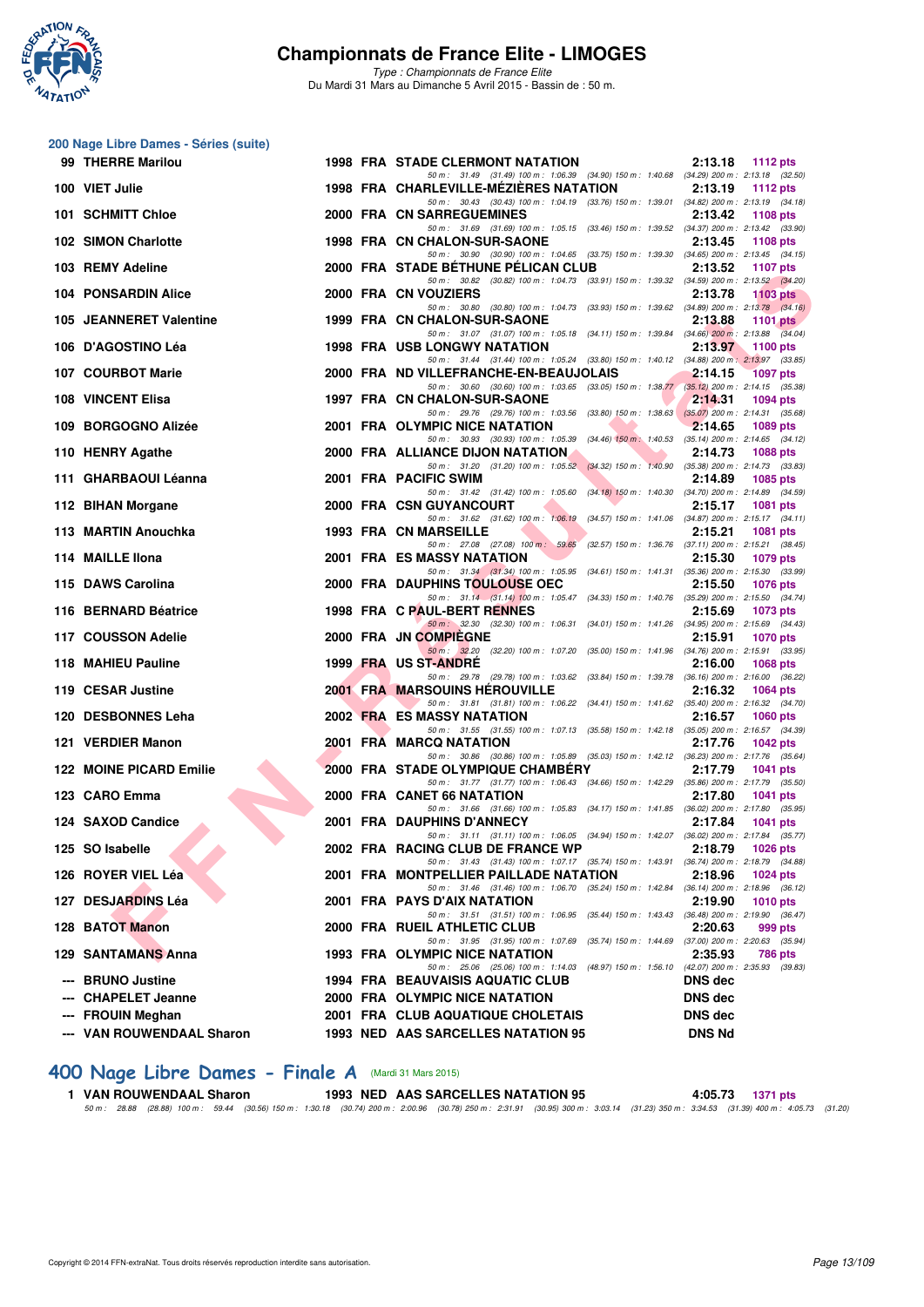## Championnats de France Elite - LIMOGES

*Type : Championnats de France Elite*
Du Mardi 31 Mars au Dimanche 5 Avril 2015 - Bassin de : 50 m.

### 200 Nage Libre Dames - Séries (suite)

| Rang | Nom | Année | Nat | Club | Temps | Points |
|---|---|---|---|---|---|---|
| 99 | THERRE Marilou | 1998 | FRA | STADE CLERMONT NATATION | 2:13.18 | 1112 pts |
| | *50 m : 31.49 (31.49) 100 m : 1:06.39 (34.90) 150 m : 1:40.68 (34.29) 200 m : 2:13.18 (32.50)* | | | | | |
| 100 | VIET Julie | 1998 | FRA | CHARLEVILLE-MÉZIÈRES NATATION | 2:13.19 | 1112 pts |
| | *50 m : 30.43 (30.43) 100 m : 1:04.19 (33.76) 150 m : 1:39.01 (34.82) 200 m : 2:13.19 (34.18)* | | | | | |
| 101 | SCHMITT Chloe | 2000 | FRA | CN SARREGUEMINES | 2:13.42 | 1108 pts |
| | *50 m : 31.69 (31.69) 100 m : 1:05.15 (33.46) 150 m : 1:39.52 (34.37) 200 m : 2:13.42 (33.90)* | | | | | |
| 102 | SIMON Charlotte | 1998 | FRA | CN CHALON-SUR-SAONE | 2:13.45 | 1108 pts |
| | *50 m : 30.90 (30.90) 100 m : 1:04.65 (33.75) 150 m : 1:39.30 (34.65) 200 m : 2:13.45 (34.15)* | | | | | |
| 103 | REMY Adeline | 2000 | FRA | STADE BÉTHUNE PÉLICAN CLUB | 2:13.52 | 1107 pts |
| | *50 m : 30.82 (30.82) 100 m : 1:04.73 (33.91) 150 m : 1:39.32 (34.59) 200 m : 2:13.52 (34.20)* | | | | | |
| 104 | PONSARDIN Alice | 2000 | FRA | CN VOUZIERS | 2:13.78 | 1103 pts |
| | *50 m : 30.80 (30.80) 100 m : 1:04.73 (33.93) 150 m : 1:39.62 (34.89) 200 m : 2:13.78 (34.16)* | | | | | |
| 105 | JEANNERET Valentine | 1999 | FRA | CN CHALON-SUR-SAONE | 2:13.88 | 1101 pts |
| | *50 m : 31.07 (31.07) 100 m : 1:05.18 (34.11) 150 m : 1:39.84 (34.66) 200 m : 2:13.88 (34.04)* | | | | | |
| 106 | D'AGOSTINO Léa | 1998 | FRA | USB LONGWY NATATION | 2:13.97 | 1100 pts |
| | *50 m : 31.44 (31.44) 100 m : 1:05.24 (33.80) 150 m : 1:40.12 (34.88) 200 m : 2:13.97 (33.85)* | | | | | |
| 107 | COURBOT Marie | 2000 | FRA | ND VILLEFRANCHE-EN-BEAUJOLAIS | 2:14.15 | 1097 pts |
| | *50 m : 30.60 (30.60) 100 m : 1:03.65 (33.05) 150 m : 1:38.77 (35.12) 200 m : 2:14.15 (35.38)* | | | | | |
| 108 | VINCENT Elisa | 1997 | FRA | CN CHALON-SUR-SAONE | 2:14.31 | 1094 pts |
| | *50 m : 29.76 (29.76) 100 m : 1:03.56 (33.80) 150 m : 1:38.63 (35.07) 200 m : 2:14.31 (35.68)* | | | | | |
| 109 | BORGOGNO Alizée | 2001 | FRA | OLYMPIC NICE NATATION | 2:14.65 | 1089 pts |
| | *50 m : 30.93 (30.93) 100 m : 1:05.39 (34.46) 150 m : 1:40.53 (35.14) 200 m : 2:14.65 (34.12)* | | | | | |
| 110 | HENRY Agathe | 2000 | FRA | ALLIANCE DIJON NATATION | 2:14.73 | 1088 pts |
| | *50 m : 31.20 (31.20) 100 m : 1:05.52 (34.32) 150 m : 1:40.90 (35.38) 200 m : 2:14.73 (33.83)* | | | | | |
| 111 | GHARBAOUI Léanna | 2001 | FRA | PACIFIC SWIM | 2:14.89 | 1085 pts |
| | *50 m : 31.42 (31.42) 100 m : 1:05.60 (34.18) 150 m : 1:40.30 (34.70) 200 m : 2:14.89 (34.59)* | | | | | |
| 112 | BIHAN Morgane | 2000 | FRA | CSN GUYANCOURT | 2:15.17 | 1081 pts |
| | *50 m : 31.62 (31.62) 100 m : 1:06.19 (34.57) 150 m : 1:41.06 (34.87) 200 m : 2:15.17 (34.11)* | | | | | |
| 113 | MARTIN Anouchka | 1993 | FRA | CN MARSEILLE | 2:15.21 | 1081 pts |
| | *50 m : 27.08 (27.08) 100 m : 59.65 (32.57) 150 m : 1:36.76 (37.11) 200 m : 2:15.21 (38.45)* | | | | | |
| 114 | MAILLE Ilona | 2001 | FRA | ES MASSY NATATION | 2:15.30 | 1079 pts |
| | *50 m : 31.34 (31.34) 100 m : 1:05.95 (34.61) 150 m : 1:41.31 (35.36) 200 m : 2:15.30 (33.99)* | | | | | |
| 115 | DAWS Carolina | 2000 | FRA | DAUPHINS TOULOUSE OEC | 2:15.50 | 1076 pts |
| | *50 m : 31.14 (31.14) 100 m : 1:05.47 (34.33) 150 m : 1:40.76 (35.29) 200 m : 2:15.50 (34.74)* | | | | | |
| 116 | BERNARD Béatrice | 1998 | FRA | C PAUL-BERT RENNES | 2:15.69 | 1073 pts |
| | *50 m : 32.30 (32.30) 100 m : 1:06.31 (34.01) 150 m : 1:41.26 (34.95) 200 m : 2:15.69 (34.43)* | | | | | |
| 117 | COUSSON Adelie | 2000 | FRA | JN COMPIÈGNE | 2:15.91 | 1070 pts |
| | *50 m : 32.20 (32.20) 100 m : 1:07.20 (35.00) 150 m : 1:41.96 (34.76) 200 m : 2:15.91 (33.95)* | | | | | |
| 118 | MAHIEU Pauline | 1999 | FRA | US ST-ANDRÉ | 2:16.00 | 1068 pts |
| | *50 m : 29.78 (29.78) 100 m : 1:03.62 (33.84) 150 m : 1:39.78 (36.16) 200 m : 2:16.00 (36.22)* | | | | | |
| 119 | CESAR Justine | 2001 | FRA | MARSOUINS HÉROUVILLE | 2:16.32 | 1064 pts |
| | *50 m : 31.81 (31.81) 100 m : 1:06.22 (34.41) 150 m : 1:41.62 (35.40) 200 m : 2:16.32 (34.70)* | | | | | |
| 120 | DESBONNES Leha | 2002 | FRA | ES MASSY NATATION | 2:16.57 | 1060 pts |
| | *50 m : 31.55 (31.55) 100 m : 1:07.13 (35.58) 150 m : 1:42.18 (35.05) 200 m : 2:16.57 (34.39)* | | | | | |
| 121 | VERDIER Manon | 2001 | FRA | MARCQ NATATION | 2:17.76 | 1042 pts |
| | *50 m : 30.86 (30.86) 100 m : 1:05.89 (35.03) 150 m : 1:42.12 (36.23) 200 m : 2:17.76 (35.64)* | | | | | |
| 122 | MOINE PICARD Emilie | 2000 | FRA | STADE OLYMPIQUE CHAMBÉRY | 2:17.79 | 1041 pts |
| | *50 m : 31.77 (31.77) 100 m : 1:06.43 (34.66) 150 m : 1:42.29 (35.86) 200 m : 2:17.79 (35.50)* | | | | | |
| 123 | CARO Emma | 2000 | FRA | CANET 66 NATATION | 2:17.80 | 1041 pts |
| | *50 m : 31.66 (31.66) 100 m : 1:05.83 (34.17) 150 m : 1:41.85 (36.02) 200 m : 2:17.80 (35.95)* | | | | | |
| 124 | SAXOD Candice | 2001 | FRA | DAUPHINS D'ANNECY | 2:17.84 | 1041 pts |
| | *50 m : 31.11 (31.11) 100 m : 1:06.05 (34.94) 150 m : 1:42.07 (36.02) 200 m : 2:17.84 (35.77)* | | | | | |
| 125 | SO Isabelle | 2002 | FRA | RACING CLUB DE FRANCE WP | 2:18.79 | 1026 pts |
| | *50 m : 31.43 (31.43) 100 m : 1:07.17 (35.74) 150 m : 1:43.91 (36.74) 200 m : 2:18.79 (34.88)* | | | | | |
| 126 | ROYER VIEL Léa | 2001 | FRA | MONTPELLIER PAILLADE NATATION | 2:18.96 | 1024 pts |
| | *50 m : 31.46 (31.46) 100 m : 1:06.70 (35.24) 150 m : 1:42.84 (36.14) 200 m : 2:18.96 (36.12)* | | | | | |
| 127 | DESJARDINS Léa | 2001 | FRA | PAYS D'AIX NATATION | 2:19.90 | 1010 pts |
| | *50 m : 31.51 (31.51) 100 m : 1:06.95 (35.44) 150 m : 1:43.43 (36.48) 200 m : 2:19.90 (36.47)* | | | | | |
| 128 | BATOT Manon | 2000 | FRA | RUEIL ATHLETIC CLUB | 2:20.63 | 999 pts |
| | *50 m : 31.95 (31.95) 100 m : 1:07.69 (35.74) 150 m : 1:44.69 (37.00) 200 m : 2:20.63 (35.94)* | | | | | |
| 129 | SANTAMANS Anna | 1993 | FRA | OLYMPIC NICE NATATION | 2:35.93 | 786 pts |
| | *50 m : 25.06 (25.06) 100 m : 1:14.03 (48.97) 150 m : 1:56.10 (42.07) 200 m : 2:35.93 (39.83)* | | | | | |
| --- | BRUNO Justine | 1994 | FRA | BEAUVAISIS AQUATIC CLUB | DNS dec | |
| --- | CHAPELET Jeanne | 2000 | FRA | OLYMPIC NICE NATATION | DNS dec | |
| --- | FROUIN Meghan | 2001 | FRA | CLUB AQUATIQUE CHOLETAIS | DNS dec | |
| --- | VAN ROUWENDAAL Sharon | 1993 | NED | AAS SARCELLES NATATION 95 | DNS Nd | |

## 400 Nage Libre Dames - Finale A (Mardi 31 Mars 2015)

| Rang | Nom | Année | Nat | Club | Temps | Points |
|---|---|---|---|---|---|---|
| 1 | VAN ROUWENDAAL Sharon | 1993 | NED | AAS SARCELLES NATATION 95 | 4:05.73 | 1371 pts |
| | *50 m : 28.88 (28.88) 100 m : 59.44 (30.56) 150 m : 1:30.18 (30.74) 200 m : 2:00.96 (30.78) 250 m : 2:31.91 (30.95) 300 m : 3:03.14 (31.23) 350 m : 3:34.53 (31.39) 400 m : 4:05.73 (31.20)* | | | | | |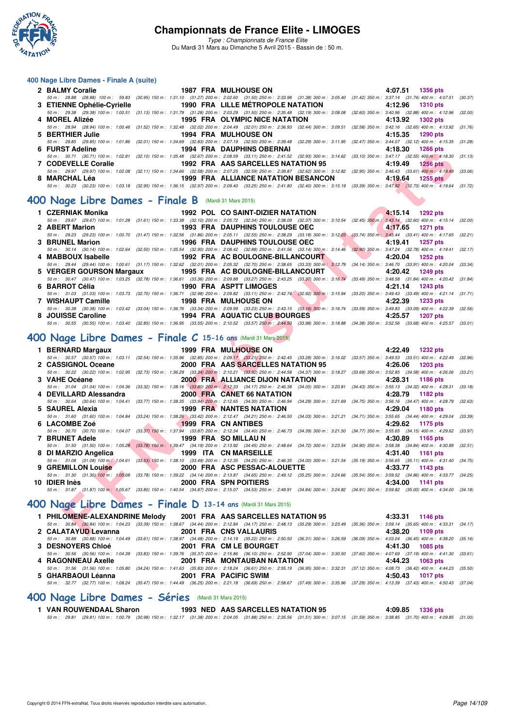# Championnats de France Elite - LIMOGES

*Type : Championnats de France Elite*
Du Mardi 31 Mars au Dimanche 5 Avril 2015 - Bassin de : 50 m.

## 400 Nage Libre Dames - Finale A (suite)

| Rg | Nom | Année | Nat | Club | Temps | Points |
|---|---|---|---|---|---|---|
| 2 | BALMY Coralie | 1987 | FRA | MULHOUSE ON | 4:07.51 | 1356 pts |
| | 50 m : 28.88 (28.88) 100 m : 59.83 (30.95) 150 m : 1:31.10 (31.27) 200 m : 2:02.60 (31.50) 250 m : 2:33.98 (31.38) 300 m : 3:05.40 (31.42) 350 m : 3:37.14 (31.74) 400 m : 4:07.51 (30.37) | | | | | |
| 3 | ETIENNE Ophélie-Cyrielle | 1990 | FRA | LILLE MÉTROPOLE NATATION | 4:12.96 | 1310 pts |
| | 50 m : 29.38 (29.38) 100 m : 1:00.51 (31.13) 150 m : 1:31.79 (31.28) 200 m : 2:03.29 (31.50) 250 m : 2:35.48 (32.19) 300 m : 3:08.08 (32.60) 350 m : 3:40.96 (32.88) 400 m : 4:12.96 (32.00) | | | | | |
| 4 | MOREL Alizée | 1995 | FRA | OLYMPIC NICE NATATION | 4:13.92 | 1302 pts |
| | 50 m : 28.94 (28.94) 100 m : 1:00.46 (31.52) 150 m : 1:32.48 (32.02) 200 m : 2:04.49 (32.01) 250 m : 2:36.93 (32.44) 300 m : 3:09.51 (32.58) 350 m : 3:42.16 (32.65) 400 m : 4:13.92 (31.76) | | | | | |
| 5 | BERTHIER Julie | 1994 | FRA | MULHOUSE ON | 4:15.35 | 1290 pts |
| | 50 m : 29.85 (29.85) 100 m : 1:01.86 (32.01) 150 m : 1:34.69 (32.83) 200 m : 2:07.19 (32.50) 250 m : 2:39.48 (32.29) 300 m : 3:11.95 (32.47) 350 m : 3:44.07 (32.12) 400 m : 4:15.35 (31.28) | | | | | |
| 6 | FURST Adeline | 1994 | FRA | DAUPHINS OBERNAI | 4:18.30 | 1266 pts |
| | 50 m : 30.71 (30.71) 100 m : 1:02.81 (32.10) 150 m : 1:35.48 (32.67) 200 m : 2:08.59 (33.11) 250 m : 2:41.52 (32.93) 300 m : 3:14.62 (33.10) 350 m : 3:47.17 (32.55) 400 m : 4:18.30 (31.13) | | | | | |
| 7 | CODEVELLE Coralie | 1992 | FRA | AAS SARCELLES NATATION 95 | 4:19.49 | 1256 pts |
| | 50 m : 29.97 (29.97) 100 m : 1:02.08 (32.11) 150 m : 1:34.66 (32.58) 200 m : 2:07.25 (32.59) 250 m : 2:39.87 (32.62) 300 m : 3:12.82 (32.95) 350 m : 3:46.43 (33.61) 400 m : 4:19.49 (33.06) | | | | | |
| 8 | MARCHAL Léa | 1999 | FRA | ALLIANCE NATATION BESANCON | 4:19.64 | 1255 pts |
| | 50 m : 30.23 (30.23) 100 m : 1:03.18 (32.95) 150 m : 1:36.15 (32.97) 200 m : 2:09.40 (33.25) 250 m : 2:41.80 (32.40) 300 m : 3:15.19 (33.39) 350 m : 3:47.92 (32.73) 400 m : 4:19.64 (31.72) | | | | | |

## 400 Nage Libre Dames - Finale B (Mardi 31 Mars 2015)

| Rg | Nom | Année | Nat | Club | Temps | Points |
|---|---|---|---|---|---|---|
| 1 | CZERNIAK Monika | 1992 | POL | CO SAINT-DIZIER NATATION | 4:15.14 | 1292 pts |
| | 50 m : 29.67 (29.67) 100 m : 1:01.28 (31.61) 150 m : 1:33.38 (32.10) 200 m : 2:05.72 (32.34) 250 m : 2:38.09 (32.37) 300 m : 3:10.54 (32.45) 350 m : 3:43.14 (32.60) 400 m : 4:15.14 (32.00) | | | | | |
| 2 | ABERT Marion | 1993 | FRA | DAUPHINS TOULOUSE OEC | 4:17.65 | 1271 pts |
| | 50 m : 29.23 (29.23) 100 m : 1:00.70 (31.47) 150 m : 1:32.56 (31.86) 200 m : 2:05.11 (32.55) 250 m : 2:38.29 (33.18) 300 m : 3:12.03 (33.74) 350 m : 3:45.44 (33.41) 400 m : 4:17.65 (32.21) | | | | | |
| 3 | BRUNEL Marion | 1996 | FRA | DAUPHINS TOULOUSE OEC | 4:19.41 | 1257 pts |
| | 50 m : 30.14 (30.14) 100 m : 1:02.64 (32.50) 150 m : 1:35.54 (32.90) 200 m : 2:08.42 (32.88) 250 m : 2:41.56 (33.14) 300 m : 3:14.46 (32.90) 350 m : 3:47.24 (32.78) 400 m : 4:19.41 (32.17) | | | | | |
| 4 | MABBOUX Isabelle | 1992 | FRA | AC BOULOGNE-BILLANCOURT | 4:20.04 | 1252 pts |
| | 50 m : 29.44 (29.44) 100 m : 1:00.61 (31.17) 150 m : 1:32.62 (32.01) 200 m : 2:05.32 (32.70) 250 m : 2:38.65 (33.33) 300 m : 3:12.79 (34.14) 350 m : 3:46.70 (33.91) 400 m : 4:20.04 (33.34) | | | | | |
| 5 | VERGER GOURSON Margaux | 1995 | FRA | AC BOULOGNE-BILLANCOURT | 4:20.42 | 1249 pts |
| | 50 m : 30.47 (30.47) 100 m : 1:03.25 (32.78) 150 m : 1:36.61 (33.36) 200 m : 2:09.88 (33.27) 250 m : 2:43.25 (33.37) 300 m : 3:16.74 (33.49) 350 m : 3:48.58 (31.84) 400 m : 4:20.42 (31.84) | | | | | |
| 6 | BARROT Célia | 1990 | FRA | ASPTT LIMOGES | 4:21.14 | 1243 pts |
| | 50 m : 31.03 (31.03) 100 m : 1:03.73 (32.70) 150 m : 1:36.71 (32.98) 200 m : 2:09.82 (33.11) 250 m : 2:42.74 (32.92) 300 m : 3:15.94 (33.20) 350 m : 3:49.43 (33.49) 400 m : 4:21.14 (31.71) | | | | | |
| 7 | WISHAUPT Camille | 1998 | FRA | MULHOUSE ON | 4:22.39 | 1233 pts |
| | 50 m : 30.38 (30.38) 100 m : 1:03.42 (33.04) 150 m : 1:36.76 (33.34) 200 m : 2:09.99 (33.23) 250 m : 2:43.15 (33.16) 300 m : 3:16.74 (33.59) 350 m : 3:49.83 (33.09) 400 m : 4:22.39 (32.56) | | | | | |
| 8 | JOUISSE Caroline | 1994 | FRA | AQUATIC CLUB BOURGES | 4:25.57 | 1207 pts |
| | 50 m : 30.55 (30.55) 100 m : 1:03.40 (32.85) 150 m : 1:36.95 (33.55) 200 m : 2:10.52 (33.57) 250 m : 2:44.50 (33.98) 300 m : 3:18.88 (34.38) 350 m : 3:52.56 (33.68) 400 m : 4:25.57 (33.01) | | | | | |

## 400 Nage Libre Dames - Finale C 15-16 ans (Mardi 31 Mars 2015)

| Rg | Nom | Année | Nat | Club | Temps | Points |
|---|---|---|---|---|---|---|
| 1 | BERNARD Margaux | 1999 | FRA | MULHOUSE ON | 4:22.49 | 1232 pts |
| | 50 m : 30.57 (30.57) 100 m : 1:03.11 (32.54) 150 m : 1:35.96 (32.85) 200 m : 2:09.17 (33.21) 250 m : 2:42.45 (33.28) 300 m : 3:16.02 (33.57) 350 m : 3:49.53 (33.51) 400 m : 4:22.49 (32.96) | | | | | |
| 2 | CASSIGNOL Oceane | 2000 | FRA | AAS SARCELLES NATATION 95 | 4:26.06 | 1203 pts |
| | 50 m : 30.22 (30.22) 100 m : 1:02.95 (32.73) 150 m : 1:36.29 (33.34) 200 m : 2:10.21 (33.92) 250 m : 2:44.58 (34.37) 300 m : 3:18.27 (33.69) 350 m : 3:52.85 (34.58) 400 m : 4:26.06 (33.21) | | | | | |
| 3 | VAHE Océane | 2000 | FRA | ALLIANCE DIJON NATATION | 4:28.31 | 1186 pts |
| | 50 m : 31.04 (31.04) 100 m : 1:04.36 (33.32) 150 m : 1:38.16 (33.80) 200 m : 2:12.33 (34.17) 250 m : 2:46.38 (34.05) 300 m : 3:20.81 (34.43) 350 m : 3:55.13 (34.32) 400 m : 4:28.31 (33.18) | | | | | |
| 4 | DEVILLARD Alessandra | 2000 | FRA | CANET 66 NATATION | 4:28.79 | 1182 pts |
| | 50 m : 30.64 (30.64) 100 m : 1:04.41 (33.77) 150 m : 1:38.35 (33.94) 200 m : 2:12.65 (34.30) 250 m : 2:46.94 (34.29) 300 m : 3:21.69 (34.75) 350 m : 3:56.16 (34.47) 400 m : 4:28.79 (32.63) | | | | | |
| 5 | SAUREL Alexia | 1999 | FRA | NANTES NATATION | 4:29.04 | 1180 pts |
| | 50 m : 31.60 (31.60) 100 m : 1:04.84 (33.24) 150 m : 1:38.26 (33.42) 200 m : 2:12.47 (34.21) 250 m : 2:46.50 (34.03) 300 m : 3:21.21 (34.71) 350 m : 3:55.65 (34.44) 400 m : 4:29.04 (33.39) | | | | | |
| 6 | LACOMBE Zoé | 1999 | FRA | CN ANTIBES | 4:29.62 | 1175 pts |
| | 50 m : 30.70 (30.70) 100 m : 1:04.07 (33.37) 150 m : 1:37.94 (33.87) 200 m : 2:12.34 (34.40) 250 m : 2:46.73 (34.39) 300 m : 3:21.50 (34.77) 350 m : 3:55.65 (34.15) 400 m : 4:29.62 (33.97) | | | | | |
| 7 | BRUNET Adele | 1999 | FRA | SO MILLAU N | 4:30.89 | 1165 pts |
| | 50 m : 31.50 (31.50) 100 m : 1:05.28 (33.78) 150 m : 1:39.47 (34.19) 200 m : 2:13.92 (34.45) 250 m : 2:48.64 (34.72) 300 m : 3:23.54 (34.90) 350 m : 3:58.38 (34.84) 400 m : 4:30.89 (32.51) | | | | | |
| 8 | DI MARZIO Angelica | 1999 | ITA | CN MARSEILLE | 4:31.40 | 1161 pts |
| | 50 m : 31.08 (31.08) 100 m : 1:04.61 (33.53) 150 m : 1:38.10 (33.49) 200 m : 2:12.35 (34.25) 250 m : 2:46.35 (34.00) 300 m : 3:21.54 (35.19) 350 m : 3:56.65 (35.11) 400 m : 4:31.40 (34.75) | | | | | |
| 9 | GREMILLON Louise | 2000 | FRA | ASC PESSAC-ALOUETTE | 4:33.77 | 1143 pts |
| | 50 m : 31.30 (31.30) 100 m : 1:05.08 (33.78) 150 m : 1:39.22 (34.14) 200 m : 2:13.87 (34.65) 250 m : 2:49.12 (35.25) 300 m : 3:24.66 (35.54) 350 m : 3:59.52 (34.86) 400 m : 4:33.77 (34.25) | | | | | |
| 10 | IDIER Inès | 2000 | FRA | SPN POITIERS | 4:34.00 | 1141 pts |
| | 50 m : 31.87 (31.87) 100 m : 1:05.67 (33.80) 150 m : 1:40.54 (34.87) 200 m : 2:15.07 (34.53) 250 m : 2:49.91 (34.84) 300 m : 3:24.82 (34.91) 350 m : 3:59.82 (35.00) 400 m : 4:34.00 (34.18) | | | | | |

## 400 Nage Libre Dames - Finale D 13-14 ans (Mardi 31 Mars 2015)

| Rg | Nom | Année | Nat | Club | Temps | Points |
|---|---|---|---|---|---|---|
| 1 | PHILOMENE-ALEXANDRINE Melody | 2001 | FRA | AAS SARCELLES NATATION 95 | 4:33.31 | 1146 pts |
| | 50 m : 30.84 (30.84) 100 m : 1:04.23 (33.39) 150 m : 1:38.67 (34.44) 200 m : 2:12.84 (34.17) 250 m : 2:48.13 (35.29) 300 m : 3:23.49 (35.36) 350 m : 3:59.14 (35.65) 400 m : 4:33.31 (34.17) | | | | | |
| 2 | CALATAYUD Levanna | 2001 | FRA | CNS VALLAURIS | 4:38.20 | 1109 pts |
| | 50 m : 30.88 (30.88) 100 m : 1:04.49 (33.61) 150 m : 1:38.97 (34.48) 200 m : 2:14.19 (35.22) 250 m : 2:50.50 (36.31) 300 m : 3:26.59 (36.09) 350 m : 4:03.04 (36.45) 400 m : 4:38.20 (35.16) | | | | | |
| 3 | DESNOYERS Chloé | 2001 | FRA | CM LE BOURGET | 4:41.30 | 1085 pts |
| | 50 m : 30.56 (30.56) 100 m : 1:04.39 (33.83) 150 m : 1:39.76 (35.37) 200 m : 2:15.86 (36.10) 250 m : 2:52.90 (37.04) 300 m : 3:30.50 (37.60) 350 m : 4:07.69 (37.19) 400 m : 4:41.30 (33.61) | | | | | |
| 4 | RAGONNEAU Axelle | 2001 | FRA | MONTAUBAN NATATION | 4:44.23 | 1063 pts |
| | 50 m : 31.56 (31.56) 100 m : 1:05.80 (34.24) 150 m : 1:41.63 (35.83) 200 m : 2:18.24 (36.61) 250 m : 2:55.19 (36.95) 300 m : 3:32.31 (37.12) 350 m : 4:08.73 (36.42) 400 m : 4:44.23 (35.50) | | | | | |
| 5 | GHARBAOUI Léanna | 2001 | FRA | PACIFIC SWIM | 4:50.43 | 1017 pts |
| | 50 m : 32.77 (32.77) 100 m : 1:08.24 (35.47) 150 m : 1:44.49 (36.25) 200 m : 2:21.18 (36.69) 250 m : 2:58.67 (37.49) 300 m : 3:35.96 (37.29) 350 m : 4:13.39 (37.43) 400 m : 4:50.43 (37.04) | | | | | |

## 400 Nage Libre Dames - Séries (Mardi 31 Mars 2015)

| Rg | Nom | Année | Nat | Club | Temps | Points |
|---|---|---|---|---|---|---|
| 1 | VAN ROUWENDAAL Sharon | 1993 | NED | AAS SARCELLES NATATION 95 | 4:09.85 | 1336 pts |
| | 50 m : 29.81 (29.81) 100 m : 1:00.79 (30.98) 150 m : 1:32.17 (31.38) 200 m : 2:04.05 (31.88) 250 m : 2:35.56 (31.51) 300 m : 3:07.15 (31.59) 350 m : 3:38.85 (31.70) 400 m : 4:09.85 (31.00) | | | | | |

Copyright © 2014 FFN-extraNat. Tous droits réservés reproduction interdite sans autorisation.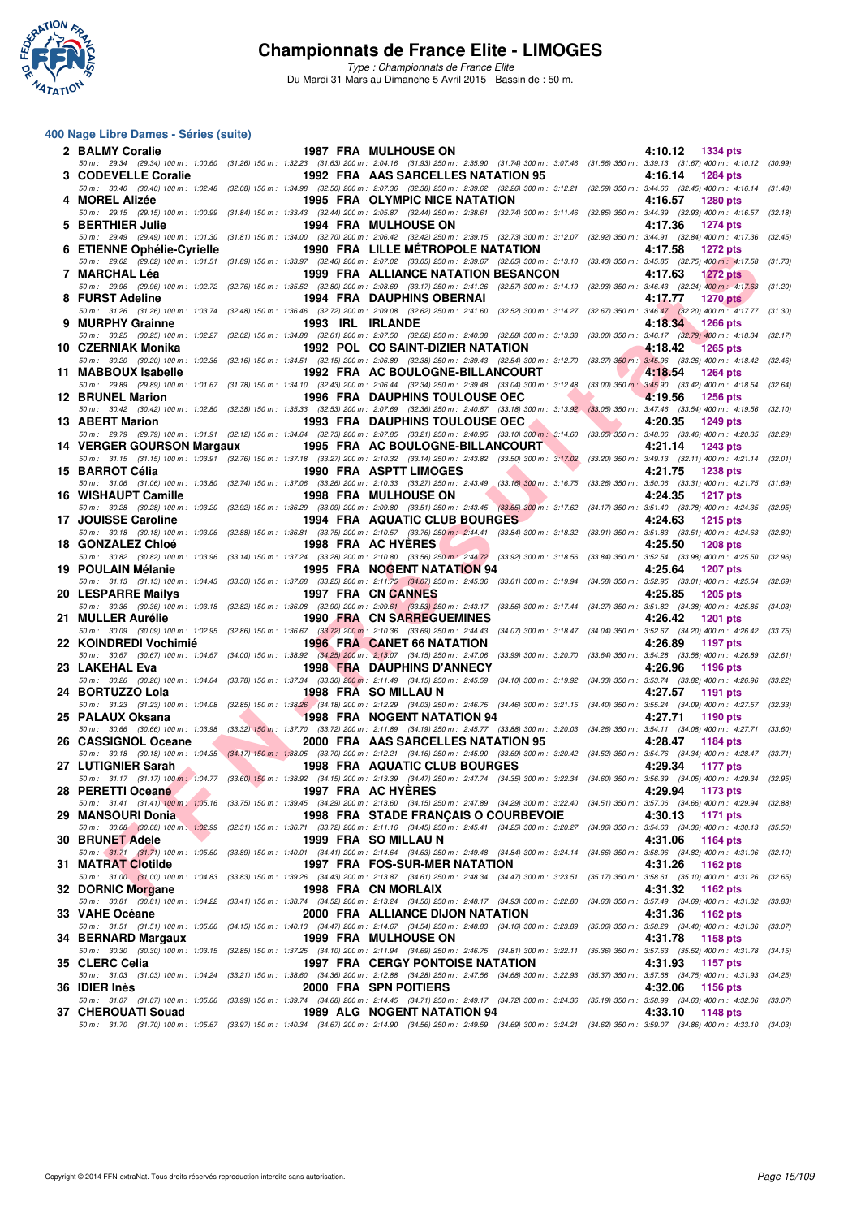# Championnats de France Elite - LIMOGES

*Type : Championnats de France Elite*
Du Mardi 31 Mars au Dimanche 5 Avril 2015 - Bassin de : 50 m.

## 400 Nage Libre Dames - Séries (suite)

| Rang | Nom | Année | Nat. | Club | Temps | Points |
|---|---|---|---|---|---|---|
| 2 | BALMY Coralie | 1987 | FRA | MULHOUSE ON | 4:10.12 | 1334 pts |
| | 50 m : 29.34 (29.34) 100 m : 1:00.60 (31.26) 150 m : 1:32.23 (31.63) 200 m : 2:04.16 (31.93) 250 m : 2:35.90 (31.74) 300 m : 3:07.46 (31.56) 350 m : 3:39.13 (31.67) 400 m : 4:10.12 (30.99) | | | | | |
| 3 | CODEVELLE Coralie | 1992 | FRA | AAS SARCELLES NATATION 95 | 4:16.14 | 1284 pts |
| | 50 m : 30.40 (30.40) 100 m : 1:02.48 (32.08) 150 m : 1:34.98 (32.50) 200 m : 2:07.36 (32.38) 250 m : 2:39.62 (32.26) 300 m : 3:12.21 (32.59) 350 m : 3:44.66 (32.45) 400 m : 4:16.14 (31.48) | | | | | |
| 4 | MOREL Alizée | 1995 | FRA | OLYMPIC NICE NATATION | 4:16.57 | 1280 pts |
| | 50 m : 29.15 (29.15) 100 m : 1:00.99 (31.84) 150 m : 1:33.43 (32.44) 200 m : 2:05.87 (32.44) 250 m : 2:38.61 (32.74) 300 m : 3:11.46 (32.85) 350 m : 3:44.39 (32.93) 400 m : 4:16.57 (32.18) | | | | | |
| 5 | BERTHIER Julie | 1994 | FRA | MULHOUSE ON | 4:17.36 | 1274 pts |
| | 50 m : 29.49 (29.49) 100 m : 1:01.30 (31.81) 150 m : 1:34.00 (32.70) 200 m : 2:06.42 (32.42) 250 m : 2:39.15 (32.73) 300 m : 3:12.07 (32.92) 350 m : 3:44.91 (32.84) 400 m : 4:17.36 (32.45) | | | | | |
| 6 | ETIENNE Ophélie-Cyrielle | 1990 | FRA | LILLE MÉTROPOLE NATATION | 4:17.58 | 1272 pts |
| | 50 m : 29.62 (29.62) 100 m : 1:01.51 (31.89) 150 m : 1:33.97 (32.46) 200 m : 2:07.02 (33.05) 250 m : 2:39.67 (32.65) 300 m : 3:13.10 (33.43) 350 m : 3:45.85 (32.75) 400 m : 4:17.58 (31.73) | | | | | |
| 7 | MARCHAL Léa | 1999 | FRA | ALLIANCE NATATION BESANCON | 4:17.63 | 1272 pts |
| | 50 m : 29.96 (29.96) 100 m : 1:02.72 (32.76) 150 m : 1:35.52 (32.80) 200 m : 2:08.69 (33.17) 250 m : 2:41.26 (32.57) 300 m : 3:14.19 (32.93) 350 m : 3:46.43 (32.24) 400 m : 4:17.63 (31.20) | | | | | |
| 8 | FURST Adeline | 1994 | FRA | DAUPHINS OBERNAI | 4:17.77 | 1270 pts |
| | 50 m : 31.26 (31.26) 100 m : 1:03.74 (32.48) 150 m : 1:36.46 (32.72) 200 m : 2:09.08 (32.62) 250 m : 2:41.60 (32.52) 300 m : 3:14.27 (32.67) 350 m : 3:46.47 (32.20) 400 m : 4:17.77 (31.30) | | | | | |
| 9 | MURPHY Grainne | 1993 | IRL | IRLANDE | 4:18.34 | 1266 pts |
| | 50 m : 30.25 (30.25) 100 m : 1:02.27 (32.02) 150 m : 1:34.88 (32.61) 200 m : 2:07.50 (32.62) 250 m : 2:40.38 (32.88) 300 m : 3:13.38 (33.00) 350 m : 3:46.17 (32.79) 400 m : 4:18.34 (32.17) | | | | | |
| 10 | CZERNIAK Monika | 1992 | POL | CO SAINT-DIZIER NATATION | 4:18.42 | 1265 pts |
| | 50 m : 30.20 (30.20) 100 m : 1:02.36 (32.16) 150 m : 1:34.51 (32.15) 200 m : 2:06.89 (32.38) 250 m : 2:39.43 (32.54) 300 m : 3:12.70 (33.27) 350 m : 3:45.96 (33.26) 400 m : 4:18.42 (32.46) | | | | | |
| 11 | MABBOUX Isabelle | 1992 | FRA | AC BOULOGNE-BILLANCOURT | 4:18.54 | 1264 pts |
| | 50 m : 29.89 (29.89) 100 m : 1:01.67 (31.78) 150 m : 1:34.10 (32.43) 200 m : 2:06.44 (32.34) 250 m : 2:39.48 (33.04) 300 m : 3:12.48 (33.00) 350 m : 3:45.90 (33.42) 400 m : 4:18.54 (32.64) | | | | | |
| 12 | BRUNEL Marion | 1996 | FRA | DAUPHINS TOULOUSE OEC | 4:19.56 | 1256 pts |
| | 50 m : 30.42 (30.42) 100 m : 1:02.80 (32.38) 150 m : 1:35.33 (32.53) 200 m : 2:07.69 (32.36) 250 m : 2:40.87 (33.18) 300 m : 3:13.92 (33.05) 350 m : 3:47.46 (33.54) 400 m : 4:19.56 (32.10) | | | | | |
| 13 | ABERT Marion | 1993 | FRA | DAUPHINS TOULOUSE OEC | 4:20.35 | 1249 pts |
| | 50 m : 29.79 (29.79) 100 m : 1:01.91 (32.12) 150 m : 1:34.64 (32.73) 200 m : 2:07.85 (33.21) 250 m : 2:40.95 (33.10) 300 m : 3:14.60 (33.65) 350 m : 3:48.06 (33.46) 400 m : 4:20.35 (32.29) | | | | | |
| 14 | VERGER GOURSON Margaux | 1995 | FRA | AC BOULOGNE-BILLANCOURT | 4:21.14 | 1243 pts |
| | 50 m : 31.15 (31.15) 100 m : 1:03.91 (32.76) 150 m : 1:37.18 (33.27) 200 m : 2:10.32 (33.14) 250 m : 2:43.82 (33.50) 300 m : 3:17.02 (33.20) 350 m : 3:49.13 (32.11) 400 m : 4:21.14 (32.01) | | | | | |
| 15 | BARROT Célia | 1990 | FRA | ASPTT LIMOGES | 4:21.75 | 1238 pts |
| | 50 m : 31.06 (31.06) 100 m : 1:03.80 (32.74) 150 m : 1:37.06 (33.26) 200 m : 2:10.33 (33.27) 250 m : 2:43.49 (33.16) 300 m : 3:16.75 (33.26) 350 m : 3:50.06 (33.31) 400 m : 4:21.75 (31.69) | | | | | |
| 16 | WISHAUPT Camille | 1998 | FRA | MULHOUSE ON | 4:24.35 | 1217 pts |
| | 50 m : 30.28 (30.28) 100 m : 1:03.20 (32.92) 150 m : 1:36.29 (33.09) 200 m : 2:09.80 (33.51) 250 m : 2:43.45 (33.65) 300 m : 3:17.62 (34.17) 350 m : 3:51.40 (33.78) 400 m : 4:24.35 (32.95) | | | | | |
| 17 | JOUISSE Caroline | 1994 | FRA | AQUATIC CLUB BOURGES | 4:24.63 | 1215 pts |
| | 50 m : 30.18 (30.18) 100 m : 1:03.06 (32.88) 150 m : 1:36.81 (33.75) 200 m : 2:10.57 (33.76) 250 m : 2:44.41 (33.84) 300 m : 3:18.32 (33.91) 350 m : 3:51.83 (33.51) 400 m : 4:24.63 (32.80) | | | | | |
| 18 | GONZALEZ Chloé | 1998 | FRA | AC HYÈRES | 4:25.50 | 1208 pts |
| | 50 m : 30.82 (30.82) 100 m : 1:03.96 (33.14) 150 m : 1:37.24 (33.28) 200 m : 2:10.80 (33.56) 250 m : 2:44.72 (33.92) 300 m : 3:18.56 (33.84) 350 m : 3:52.54 (33.98) 400 m : 4:25.50 (32.96) | | | | | |
| 19 | POULAIN Mélanie | 1995 | FRA | NOGENT NATATION 94 | 4:25.64 | 1207 pts |
| | 50 m : 31.13 (31.13) 100 m : 1:04.43 (33.30) 150 m : 1:37.68 (33.25) 200 m : 2:11.75 (34.07) 250 m : 2:45.36 (33.61) 300 m : 3:19.94 (34.58) 350 m : 3:52.95 (33.01) 400 m : 4:25.64 (32.69) | | | | | |
| 20 | LESPARRE Mailys | 1997 | FRA | CN CANNES | 4:25.85 | 1205 pts |
| | 50 m : 30.36 (30.36) 100 m : 1:03.18 (32.82) 150 m : 1:36.08 (32.90) 200 m : 2:09.61 (33.53) 250 m : 2:43.17 (33.56) 300 m : 3:17.44 (34.27) 350 m : 3:51.82 (34.38) 400 m : 4:25.85 (34.03) | | | | | |
| 21 | MULLER Aurélie | 1990 | FRA | CN SARREGUEMINES | 4:26.42 | 1201 pts |
| | 50 m : 30.09 (30.09) 100 m : 1:02.95 (32.86) 150 m : 1:36.67 (33.72) 200 m : 2:10.36 (33.69) 250 m : 2:44.43 (34.07) 300 m : 3:18.47 (34.04) 350 m : 3:52.67 (34.20) 400 m : 4:26.42 (33.75) | | | | | |
| 22 | KOINDREDI Vochimié | 1996 | FRA | CANET 66 NATATION | 4:26.89 | 1197 pts |
| | 50 m : 30.67 (30.67) 100 m : 1:04.67 (34.00) 150 m : 1:38.92 (34.25) 200 m : 2:13.07 (34.15) 250 m : 2:47.06 (33.99) 300 m : 3:20.70 (33.64) 350 m : 3:54.28 (33.58) 400 m : 4:26.89 (32.61) | | | | | |
| 23 | LAKEHAL Eva | 1998 | FRA | DAUPHINS D'ANNECY | 4:26.96 | 1196 pts |
| | 50 m : 30.26 (30.26) 100 m : 1:04.04 (33.78) 150 m : 1:37.34 (33.30) 200 m : 2:11.49 (34.15) 250 m : 2:45.59 (34.10) 300 m : 3:19.92 (34.33) 350 m : 3:53.74 (33.82) 400 m : 4:26.96 (33.22) | | | | | |
| 24 | BORTUZZO Lola | 1998 | FRA | SO MILLAU N | 4:27.57 | 1191 pts |
| | 50 m : 31.23 (31.23) 100 m : 1:04.08 (32.85) 150 m : 1:38.26 (34.18) 200 m : 2:12.29 (34.03) 250 m : 2:46.75 (34.46) 300 m : 3:21.15 (34.40) 350 m : 3:55.24 (34.09) 400 m : 4:27.57 (32.33) | | | | | |
| 25 | PALAUX Oksana | 1998 | FRA | NOGENT NATATION 94 | 4:27.71 | 1190 pts |
| | 50 m : 30.66 (30.66) 100 m : 1:03.98 (33.32) 150 m : 1:37.70 (33.72) 200 m : 2:11.89 (34.19) 250 m : 2:45.77 (33.88) 300 m : 3:20.03 (34.26) 350 m : 3:54.11 (34.08) 400 m : 4:27.71 (33.60) | | | | | |
| 26 | CASSIGNOL Oceane | 2000 | FRA | AAS SARCELLES NATATION 95 | 4:28.47 | 1184 pts |
| | 50 m : 30.18 (30.18) 100 m : 1:04.35 (34.17) 150 m : 1:38.05 (33.70) 200 m : 2:12.21 (34.16) 250 m : 2:45.90 (33.69) 300 m : 3:20.42 (34.52) 350 m : 3:54.76 (34.34) 400 m : 4:28.47 (33.71) | | | | | |
| 27 | LUTIGNIER Sarah | 1998 | FRA | AQUATIC CLUB BOURGES | 4:29.34 | 1177 pts |
| | 50 m : 31.17 (31.17) 100 m : 1:04.77 (33.60) 150 m : 1:38.92 (34.15) 200 m : 2:13.39 (34.47) 250 m : 2:47.74 (34.35) 300 m : 3:22.34 (34.60) 350 m : 3:56.39 (34.05) 400 m : 4:29.34 (32.95) | | | | | |
| 28 | PERETTI Oceane | 1997 | FRA | AC HYÈRES | 4:29.94 | 1173 pts |
| | 50 m : 31.41 (31.41) 100 m : 1:05.16 (33.75) 150 m : 1:39.45 (34.29) 200 m : 2:13.60 (34.15) 250 m : 2:47.89 (34.29) 300 m : 3:22.40 (34.51) 350 m : 3:57.06 (34.66) 400 m : 4:29.94 (32.88) | | | | | |
| 29 | MANSOURI Donia | 1998 | FRA | STADE FRANÇAIS O COURBEVOIE | 4:30.13 | 1171 pts |
| | 50 m : 30.68 (30.68) 100 m : 1:02.99 (32.31) 150 m : 1:36.71 (33.72) 200 m : 2:11.16 (34.45) 250 m : 2:45.41 (34.25) 300 m : 3:20.27 (34.86) 350 m : 3:54.63 (34.36) 400 m : 4:30.13 (35.50) | | | | | |
| 30 | BRUNET Adele | 1999 | FRA | SO MILLAU N | 4:31.06 | 1164 pts |
| | 50 m : 31.71 (31.71) 100 m : 1:05.60 (33.89) 150 m : 1:40.01 (34.41) 200 m : 2:14.64 (34.63) 250 m : 2:49.48 (34.84) 300 m : 3:24.14 (34.66) 350 m : 3:58.96 (34.82) 400 m : 4:31.06 (32.10) | | | | | |
| 31 | MATRAT Clotilde | 1997 | FRA | FOS-SUR-MER NATATION | 4:31.26 | 1162 pts |
| | 50 m : 31.00 (31.00) 100 m : 1:04.83 (33.83) 150 m : 1:39.26 (34.43) 200 m : 2:13.87 (34.61) 250 m : 2:48.34 (34.47) 300 m : 3:23.51 (35.17) 350 m : 3:58.61 (35.10) 400 m : 4:31.26 (32.65) | | | | | |
| 32 | DORNIC Morgane | 1998 | FRA | CN MORLAIX | 4:31.32 | 1162 pts |
| | 50 m : 30.81 (30.81) 100 m : 1:04.22 (33.41) 150 m : 1:38.74 (34.52) 200 m : 2:13.24 (34.50) 250 m : 2:48.17 (34.93) 300 m : 3:22.80 (34.63) 350 m : 3:57.49 (34.69) 400 m : 4:31.32 (33.83) | | | | | |
| 33 | VAHE Océane | 2000 | FRA | ALLIANCE DIJON NATATION | 4:31.36 | 1162 pts |
| | 50 m : 31.51 (31.51) 100 m : 1:05.66 (34.15) 150 m : 1:40.13 (34.47) 200 m : 2:14.67 (34.54) 250 m : 2:48.83 (34.16) 300 m : 3:23.89 (35.06) 350 m : 3:58.29 (34.40) 400 m : 4:31.36 (33.07) | | | | | |
| 34 | BERNARD Margaux | 1999 | FRA | MULHOUSE ON | 4:31.78 | 1158 pts |
| | 50 m : 30.30 (30.30) 100 m : 1:03.15 (32.85) 150 m : 1:37.25 (34.10) 200 m : 2:11.94 (34.69) 250 m : 2:46.75 (34.81) 300 m : 3:22.11 (35.36) 350 m : 3:57.63 (35.52) 400 m : 4:31.78 (34.15) | | | | | |
| 35 | CLERC Celia | 1997 | FRA | CERGY PONTOISE NATATION | 4:31.93 | 1157 pts |
| | 50 m : 31.03 (31.03) 100 m : 1:04.24 (33.21) 150 m : 1:38.60 (34.36) 200 m : 2:12.88 (34.28) 250 m : 2:47.56 (34.68) 300 m : 3:22.93 (35.37) 350 m : 3:57.68 (34.75) 400 m : 4:31.93 (34.25) | | | | | |
| 36 | IDIER Inès | 2000 | FRA | SPN POITIERS | 4:32.06 | 1156 pts |
| | 50 m : 31.07 (31.07) 100 m : 1:05.06 (33.99) 150 m : 1:39.74 (34.68) 200 m : 2:14.45 (34.71) 250 m : 2:49.17 (34.72) 300 m : 3:24.36 (35.19) 350 m : 3:58.99 (34.63) 400 m : 4:32.06 (33.07) | | | | | |
| 37 | CHEROUATI Souad | 1989 | ALG | NOGENT NATATION 94 | 4:33.10 | 1148 pts |
| | 50 m : 31.70 (31.70) 100 m : 1:05.67 (33.97) 150 m : 1:40.34 (34.67) 200 m : 2:14.90 (34.56) 250 m : 2:49.59 (34.69) 300 m : 3:24.21 (34.62) 350 m : 3:59.07 (34.86) 400 m : 4:33.10 (34.03) | | | | | |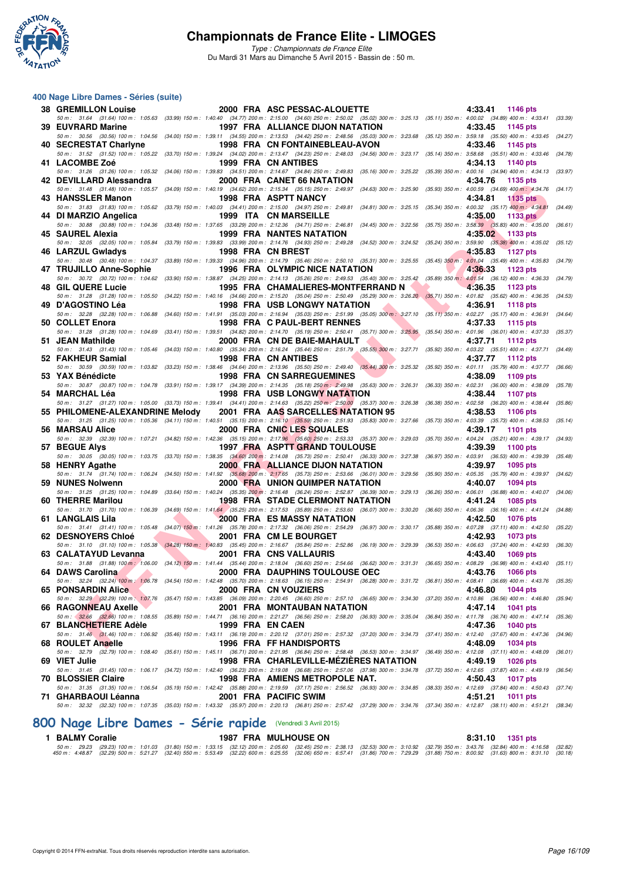## 400 Nage Libre Dames - Séries (suite)

| Rk | Nom | Année | Nat | Club | Temps | Pts |
|---|---|---|---|---|---|---|
| 38 | GREMILLON Louise | 2000 | FRA | ASC PESSAC-ALOUETTE | 4:33.41 | 1146 pts |
| | 50 m : 31.64 (31.64) 100 m : 1:05.63 (33.99) 150 m : 1:40.40 (34.77) 200 m : 2:15.00 (34.60) 250 m : 2:50.02 (35.02) 300 m : 3:25.13 (35.11) 350 m : 4:00.02 (34.89) 400 m : 4:33.41 (33.39) | | | | | |
| 39 | EUVRARD Marine | 1997 | FRA | ALLIANCE DIJON NATATION | 4:33.45 | 1145 pts |
| | 50 m : 30.56 (30.56) 100 m : 1:04.56 (34.00) 150 m : 1:39.11 (34.55) 200 m : 2:13.53 (34.42) 250 m : 2:48.56 (35.03) 300 m : 3:23.68 (35.12) 350 m : 3:59.18 (35.50) 400 m : 4:33.45 (34.27) | | | | | |
| 40 | SECRESTAT Charlyne | 1998 | FRA | CN FONTAINEBLEAU-AVON | 4:33.46 | 1145 pts |
| | 50 m : 31.52 (31.52) 100 m : 1:05.22 (33.70) 150 m : 1:39.24 (34.02) 200 m : 2:13.47 (34.23) 250 m : 2:48.03 (34.56) 300 m : 3:23.17 (35.14) 350 m : 3:58.68 (35.51) 400 m : 4:33.46 (34.78) | | | | | |
| 41 | LACOMBE Zoé | 1999 | FRA | CN ANTIBES | 4:34.13 | 1140 pts |
| | 50 m : 31.26 (31.26) 100 m : 1:05.32 (34.06) 150 m : 1:39.83 (34.51) 200 m : 2:14.67 (34.84) 250 m : 2:49.83 (35.16) 300 m : 3:25.22 (35.39) 350 m : 4:00.16 (34.94) 400 m : 4:34.13 (33.97) | | | | | |
| 42 | DEVILLARD Alessandra | 2000 | FRA | CANET 66 NATATION | 4:34.76 | 1135 pts |
| | 50 m : 31.48 (31.48) 100 m : 1:05.57 (34.09) 150 m : 1:40.19 (34.62) 200 m : 2:15.34 (35.15) 250 m : 2:49.97 (34.63) 300 m : 3:25.90 (35.93) 350 m : 4:00.59 (34.69) 400 m : 4:34.76 (34.17) | | | | | |
| 43 | HANSSLER Manon | 1998 | FRA | ASPTT NANCY | 4:34.81 | 1135 pts |
| | 50 m : 31.83 (31.83) 100 m : 1:05.62 (33.79) 150 m : 1:40.03 (34.41) 200 m : 2:15.00 (34.97) 250 m : 2:49.81 (34.81) 300 m : 3:25.15 (35.34) 350 m : 4:00.32 (35.17) 400 m : 4:34.81 (34.49) | | | | | |
| 44 | DI MARZIO Angelica | 1999 | ITA | CN MARSEILLE | 4:35.00 | 1133 pts |
| | 50 m : 30.88 (30.88) 100 m : 1:04.36 (33.48) 150 m : 1:37.65 (33.29) 200 m : 2:12.36 (34.71) 250 m : 2:46.81 (34.45) 300 m : 3:22.56 (35.75) 350 m : 3:58.39 (35.83) 400 m : 4:35.00 (36.61) | | | | | |
| 45 | SAUREL Alexia | 1999 | FRA | NANTES NATATION | 4:35.02 | 1133 pts |
| | 50 m : 32.05 (32.05) 100 m : 1:05.84 (33.79) 150 m : 1:39.83 (33.99) 200 m : 2:14.76 (34.93) 250 m : 2:49.28 (34.52) 300 m : 3:24.52 (35.24) 350 m : 3:59.90 (35.38) 400 m : 4:35.02 (35.12) | | | | | |
| 46 | LARZUL Gwladys | 1998 | FRA | CN BREST | 4:35.83 | 1127 pts |
| | 50 m : 30.48 (30.48) 100 m : 1:04.37 (33.89) 150 m : 1:39.33 (34.96) 200 m : 2:14.79 (35.46) 250 m : 2:50.10 (35.31) 300 m : 3:25.55 (35.45) 350 m : 4:01.04 (35.49) 400 m : 4:35.83 (34.79) | | | | | |
| 47 | TRUJILLO Anne-Sophie | 1996 | FRA | OLYMPIC NICE NATATION | 4:36.33 | 1123 pts |
| | 50 m : 30.72 (30.72) 100 m : 1:04.62 (33.90) 150 m : 1:38.87 (34.25) 200 m : 2:14.13 (35.26) 250 m : 2:49.53 (35.40) 300 m : 3:25.42 (35.89) 350 m : 4:01.54 (36.12) 400 m : 4:36.33 (34.79) | | | | | |
| 48 | GIL QUERE Lucie | 1995 | FRA | CHAMALIERES-MONTFERRAND N | 4:36.35 | 1123 pts |
| | 50 m : 31.28 (31.28) 100 m : 1:05.50 (34.22) 150 m : 1:40.16 (34.66) 200 m : 2:15.20 (35.04) 250 m : 2:50.49 (35.29) 300 m : 3:26.20 (35.71) 350 m : 4:01.82 (35.62) 400 m : 4:36.35 (34.53) | | | | | |
| 49 | D'AGOSTINO Léa | 1998 | FRA | USB LONGWY NATATION | 4:36.91 | 1118 pts |
| | 50 m : 32.28 (32.28) 100 m : 1:06.88 (34.60) 150 m : 1:41.91 (35.03) 200 m : 2:16.94 (35.03) 250 m : 2:51.99 (35.05) 300 m : 3:27.10 (35.11) 350 m : 4:02.27 (35.17) 400 m : 4:36.91 (34.64) | | | | | |
| 50 | COLLET Enora | 1998 | FRA | C PAUL-BERT RENNES | 4:37.33 | 1115 pts |
| | 50 m : 31.28 (31.28) 100 m : 1:04.69 (33.41) 150 m : 1:39.51 (34.82) 200 m : 2:14.70 (35.19) 250 m : 2:50.41 (35.71) 300 m : 3:25.95 (35.54) 350 m : 4:01.96 (36.01) 400 m : 4:37.33 (35.37) | | | | | |
| 51 | JEAN Mathilde | 2000 | FRA | CN DE BAIE-MAHAULT | 4:37.71 | 1112 pts |
| | 50 m : 31.43 (31.43) 100 m : 1:05.46 (34.03) 150 m : 1:40.80 (35.34) 200 m : 2:16.24 (35.44) 250 m : 2:51.79 (35.55) 300 m : 3:27.71 (35.92) 350 m : 4:03.22 (35.51) 400 m : 4:37.71 (34.49) | | | | | |
| 52 | FAKHEUR Samial | 1998 | FRA | CN ANTIBES | 4:37.77 | 1112 pts |
| | 50 m : 30.59 (30.59) 100 m : 1:03.82 (33.23) 150 m : 1:38.46 (34.64) 200 m : 2:13.96 (35.50) 250 m : 2:49.40 (35.44) 300 m : 3:25.32 (35.92) 350 m : 4:01.11 (35.79) 400 m : 4:37.77 (36.66) | | | | | |
| 53 | YAX Bénédicte | 1998 | FRA | CN SARREGUEMINES | 4:38.09 | 1109 pts |
| | 50 m : 30.87 (30.87) 100 m : 1:04.78 (33.91) 150 m : 1:39.17 (34.39) 200 m : 2:14.35 (35.18) 250 m : 2:49.98 (35.63) 300 m : 3:26.31 (36.33) 350 m : 4:02.31 (36.00) 400 m : 4:38.09 (35.78) | | | | | |
| 54 | MARCHAL Léa | 1998 | FRA | USB LONGWY NATATION | 4:38.44 | 1107 pts |
| | 50 m : 31.27 (31.27) 100 m : 1:05.00 (33.73) 150 m : 1:39.41 (34.41) 200 m : 2:14.63 (35.22) 250 m : 2:50.00 (35.37) 300 m : 3:26.38 (36.38) 350 m : 4:02.58 (36.20) 400 m : 4:38.44 (35.86) | | | | | |
| 55 | PHILOMENE-ALEXANDRINE Melody | 2001 | FRA | AAS SARCELLES NATATION 95 | 4:38.53 | 1106 pts |
| | 50 m : 31.25 (31.25) 100 m : 1:05.36 (34.11) 150 m : 1:40.51 (35.15) 200 m : 2:16.10 (35.59) 250 m : 2:51.93 (35.83) 300 m : 3:27.66 (35.73) 350 m : 4:03.39 (35.73) 400 m : 4:38.53 (35.14) | | | | | |
| 56 | MARSAU Alice | 2000 | FRA | CNIC LES SQUALES | 4:39.17 | 1101 pts |
| | 50 m : 32.39 (32.39) 100 m : 1:07.21 (34.82) 150 m : 1:42.36 (35.15) 200 m : 2:17.96 (35.60) 250 m : 2:53.33 (35.37) 300 m : 3:29.03 (35.70) 350 m : 4:04.24 (35.21) 400 m : 4:39.17 (34.93) | | | | | |
| 57 | BEGUE Alys | 1997 | FRA | ASPTT GRAND TOULOUSE | 4:39.39 | 1100 pts |
| | 50 m : 30.05 (30.05) 100 m : 1:03.75 (33.70) 150 m : 1:38.35 (34.60) 200 m : 2:14.08 (35.73) 250 m : 2:50.41 (36.33) 300 m : 3:27.38 (36.97) 350 m : 4:03.91 (36.53) 400 m : 4:39.39 (35.48) | | | | | |
| 58 | HENRY Agathe | 2000 | FRA | ALLIANCE DIJON NATATION | 4:39.97 | 1095 pts |
| | 50 m : 31.74 (31.74) 100 m : 1:06.24 (34.50) 150 m : 1:41.92 (35.68) 200 m : 2:17.65 (35.73) 250 m : 2:53.66 (36.01) 300 m : 3:29.56 (35.90) 350 m : 4:05.35 (35.79) 400 m : 4:39.97 (34.62) | | | | | |
| 59 | NUNES Nolwenn | 2000 | FRA | UNION QUIMPER NATATION | 4:40.07 | 1094 pts |
| | 50 m : 31.25 (31.25) 100 m : 1:04.89 (33.64) 150 m : 1:40.24 (35.35) 200 m : 2:16.48 (36.24) 250 m : 2:52.87 (36.39) 300 m : 3:29.13 (36.26) 350 m : 4:06.01 (36.88) 400 m : 4:40.07 (34.06) | | | | | |
| 60 | THERRE Marilou | 1998 | FRA | STADE CLERMONT NATATION | 4:41.24 | 1085 pts |
| | 50 m : 31.70 (31.70) 100 m : 1:06.39 (34.69) 150 m : 1:41.64 (35.25) 200 m : 2:17.53 (35.89) 250 m : 2:53.60 (36.07) 300 m : 3:30.20 (36.60) 350 m : 4:06.36 (36.16) 400 m : 4:41.24 (34.88) | | | | | |
| 61 | LANGLAIS Lila | 2000 | FRA | ES MASSY NATATION | 4:42.50 | 1076 pts |
| | 50 m : 31.41 (31.41) 100 m : 1:05.48 (34.07) 150 m : 1:41.26 (35.78) 200 m : 2:17.32 (36.06) 250 m : 2:54.29 (36.97) 300 m : 3:30.17 (35.88) 350 m : 4:07.28 (37.11) 400 m : 4:42.50 (35.22) | | | | | |
| 62 | DESNOYERS Chloé | 2001 | FRA | CM LE BOURGET | 4:42.93 | 1073 pts |
| | 50 m : 31.10 (31.10) 100 m : 1:05.38 (34.28) 150 m : 1:40.83 (35.45) 200 m : 2:16.67 (35.84) 250 m : 2:52.86 (36.19) 300 m : 3:29.39 (36.53) 350 m : 4:06.63 (37.24) 400 m : 4:42.93 (36.30) | | | | | |
| 63 | CALATAYUD Levanna | 2001 | FRA | CNS VALLAURIS | 4:43.40 | 1069 pts |
| | 50 m : 31.88 (31.88) 100 m : 1:06.00 (34.12) 150 m : 1:41.44 (35.44) 200 m : 2:18.04 (36.60) 250 m : 2:54.66 (36.62) 300 m : 3:31.31 (36.65) 350 m : 4:08.29 (36.98) 400 m : 4:43.40 (35.11) | | | | | |
| 64 | DAWS Carolina | 2000 | FRA | DAUPHINS TOULOUSE OEC | 4:43.76 | 1066 pts |
| | 50 m : 32.24 (32.24) 100 m : 1:06.78 (34.54) 150 m : 1:42.48 (35.70) 200 m : 2:18.63 (36.15) 250 m : 2:54.91 (36.28) 300 m : 3:31.72 (36.81) 350 m : 4:08.41 (36.69) 400 m : 4:43.76 (35.35) | | | | | |
| 65 | PONSARDIN Alice | 2000 | FRA | CN VOUZIERS | 4:46.80 | 1044 pts |
| | 50 m : 32.29 (32.29) 100 m : 1:07.76 (35.47) 150 m : 1:43.85 (36.09) 200 m : 2:20.45 (36.60) 250 m : 2:57.10 (36.65) 300 m : 3:34.30 (37.20) 350 m : 4:10.86 (36.56) 400 m : 4:46.80 (35.94) | | | | | |
| 66 | RAGONNEAU Axelle | 2001 | FRA | MONTAUBAN NATATION | 4:47.14 | 1041 pts |
| | 50 m : 32.66 (32.66) 100 m : 1:08.55 (35.89) 150 m : 1:44.71 (36.16) 200 m : 2:21.27 (36.56) 250 m : 2:58.20 (36.93) 300 m : 3:35.04 (36.84) 350 m : 4:11.78 (36.74) 400 m : 4:47.14 (35.36) | | | | | |
| 67 | BLANCHETIERE Adèle | 1999 | FRA | EN CAEN | 4:47.36 | 1040 pts |
| | 50 m : 31.46 (31.46) 100 m : 1:06.92 (35.46) 150 m : 1:43.11 (36.19) 200 m : 2:20.12 (37.01) 250 m : 2:57.32 (37.20) 300 m : 3:34.73 (37.41) 350 m : 4:12.40 (37.67) 400 m : 4:47.36 (34.96) | | | | | |
| 68 | ROULET Anaelle | 1996 | FRA | FF HANDISPORTS | 4:48.09 | 1034 pts |
| | 50 m : 32.79 (32.79) 100 m : 1:08.40 (35.61) 150 m : 1:45.11 (36.71) 200 m : 2:21.95 (36.84) 250 m : 2:58.48 (36.53) 300 m : 3:34.97 (36.49) 350 m : 4:12.08 (37.11) 400 m : 4:48.09 (36.01) | | | | | |
| 69 | VIET Julie | 1998 | FRA | CHARLEVILLE-MÉZIÈRES NATATION | 4:49.19 | 1026 pts |
| | 50 m : 31.45 (31.45) 100 m : 1:06.17 (34.72) 150 m : 1:42.40 (36.23) 200 m : 2:19.08 (36.68) 250 m : 2:57.06 (37.98) 300 m : 3:34.78 (37.72) 350 m : 4:12.65 (37.87) 400 m : 4:49.19 (36.54) | | | | | |
| 70 | BLOSSIER Claire | 1998 | FRA | AMIENS METROPOLE NAT. | 4:50.43 | 1017 pts |
| | 50 m : 31.35 (31.35) 100 m : 1:06.54 (35.19) 150 m : 1:42.42 (35.88) 200 m : 2:19.59 (37.17) 250 m : 2:56.52 (36.93) 300 m : 3:34.85 (38.33) 350 m : 4:12.69 (37.84) 400 m : 4:50.43 (37.74) | | | | | |
| 71 | GHARBAOUI Léanna | 2001 | FRA | PACIFIC SWIM | 4:51.21 | 1011 pts |
| | 50 m : 32.32 (32.32) 100 m : 1:07.35 (35.03) 150 m : 1:43.32 (35.97) 200 m : 2:20.13 (36.81) 250 m : 2:57.42 (37.29) 300 m : 3:34.76 (37.34) 350 m : 4:12.87 (38.11) 400 m : 4:51.21 (38.34) | | | | | |

## 800 Nage Libre Dames - Série rapide (Vendredi 3 Avril 2015)

| Rk | Nom | Année | Nat | Club | Temps | Pts |
|---|---|---|---|---|---|---|
| 1 | BALMY Coralie | 1987 | FRA | MULHOUSE ON | 8:31.10 | 1351 pts |
| | 50 m : 29.23 (29.23) 100 m : 1:01.03 (31.80) 150 m : 1:33.15 (32.12) 200 m : 2:05.60 (32.45) 250 m : 2:38.13 (32.53) 300 m : 3:10.92 (32.79) 350 m : 3:43.76 (32.84) 400 m : 4:16.58 (32.82) 450 m : 4:48.87 (32.29) 500 m : 5:21.27 (32.40) 550 m : 5:53.49 (32.22) 600 m : 6:25.55 (32.06) 650 m : 6:57.41 (31.86) 700 m : 7:29.29 (31.88) 750 m : 8:00.92 (31.63) 800 m : 8:31.10 (30.18) | | | | | |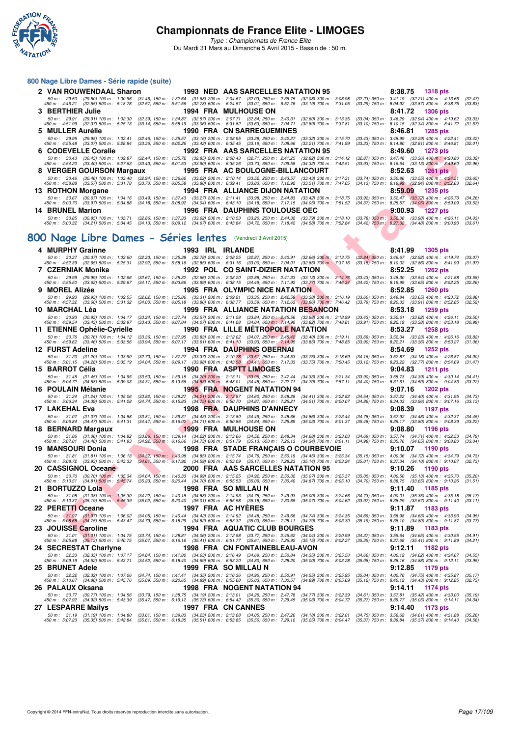# Championnats de France Elite - LIMOGES

*Type : Championnats de France Elite*

Du Mardi 31 Mars au Dimanche 5 Avril 2015 - Bassin de : 50 m.

## 800 Nage Libre Dames - Série rapide (suite)

**2 VAN ROUWENDAAL Sharon** 1993 NED AAS SARCELLES NATATION 95 **8:38.75** 1318 pts

50 m : 29.50 (29.50) 100 m : 1:00.96 (31.46) 150 m : 1:32.64 (31.68) 200 m : 2:04.67 (32.03) 250 m : 2:36.75 (32.08) 300 m : 3:08.98 (32.23) 350 m : 3:41.19 (32.21) 400 m : 4:13.66 (32.47)
450 m : 4:46.21 (32.55) 500 m : 5:18.78 (32.57) 550 m : 5:51.56 (32.78) 600 m : 6:24.57 (33.01) 650 m : 6:57.76 (33.19) 700 m : 7:31.05 (33.29) 750 m : 8:04.92 (33.87) 800 m : 8:38.75 (33.83)

**3 BERTHIER Julie** 1994 FRA MULHOUSE ON **8:41.72** 1306 pts

50 m : 29.91 (29.91) 100 m : 1:02.30 (32.39) 150 m : 1:34.87 (32.57) 200 m : 2:07.71 (32.84) 250 m : 2:40.31 (32.60) 300 m : 3:13.35 (33.04) 350 m : 3:46.29 (32.94) 400 m : 4:19.62 (33.33)
450 m : 4:51.99 (32.37) 500 m : 5:25.13 (33.14) 550 m : 5:58.19 (33.06) 600 m : 6:31.82 (33.63) 650 m : 7:04.71 (32.89) 700 m : 7:37.81 (33.10) 750 m : 8:10.15 (32.34) 800 m : 8:41.72 (31.57)

**5 MULLER Aurélie** 1990 FRA CN SARREGUEMINES **8:46.81** 1285 pts

50 m : 29.95 (29.95) 100 m : 1:02.41 (32.46) 150 m : 1:35.57 (33.16) 200 m : 2:08.95 (33.38) 250 m : 2:42.27 (33.32) 300 m : 3:15.70 (33.43) 350 m : 3:48.99 (33.29) 400 m : 4:22.41 (33.42)
450 m : 4:55.48 (33.07) 500 m : 5:28.84 (33.36) 550 m : 6:02.26 (33.42) 600 m : 6:35.45 (33.19) 650 m : 7:08.66 (33.21) 700 m : 7:41.99 (33.33) 750 m : 8:14.80 (32.81) 800 m : 8:46.81 (32.01)

**6 CODEVELLE Coralie** 1992 FRA AAS SARCELLES NATATION 95 **8:49.60** 1273 pts

50 m : 30.43 (30.43) 100 m : 1:02.87 (32.44) 150 m : 1:35.72 (32.85) 200 m : 2:08.43 (32.71) 250 m : 2:41.25 (32.82) 300 m : 3:14.12 (32.87) 350 m : 3:47.48 (33.36) 400 m : 4:20.80 (33.32)
450 m : 4:54.20 (33.40) 500 m : 5:27.63 (33.43) 550 m : 6:01.53 (33.90) 600 m : 6:35.26 (33.73) 650 m : 7:09.58 (34.32) 700 m : 7:43.51 (33.93) 750 m : 8:16.64 (33.13) 800 m : 8:49.60 (32.96)

**8 VERGER GOURSON Margaux** 1995 FRA AC BOULOGNE-BILLANCOURT **8:52.63** 1261 pts

50 m : 30.46 (30.46) 100 m : 1:03.40 (32.94) 150 m : 1:36.62 (33.22) 200 m : 2:10.14 (33.52) 250 m : 2:43.57 (33.43) 300 m : 3:17.31 (33.74) 350 m : 3:50.86 (33.55) 400 m : 4:24.51 (33.65)
450 m : 4:58.08 (33.57) 500 m : 5:31.78 (33.70) 550 m : 6:05.58 (33.80) 600 m : 6:39.41 (33.83) 650 m : 7:12.92 (33.51) 700 m : 7:47.05 (34.13) 750 m : 8:19.99 (32.94) 800 m : 8:52.63 (32.64)

**13 ROTHON Morgane** 1994 FRA ALLIANCE DIJON NATATION **8:59.09** 1235 pts

50 m : 30.67 (30.67) 100 m : 1:04.16 (33.49) 150 m : 1:37.43 (33.27) 200 m : 2:11.41 (33.98) 250 m : 2:44.83 (33.42) 300 m : 3:18.75 (33.92) 350 m : 3:52.47 (33.72) 400 m : 4:26.73 (34.26)
450 m : 5:00.70 (33.97) 500 m : 5:34.88 (34.18) 550 m : 6:08.92 (34.04) 600 m : 6:43.10 (34.18) 650 m : 7:17.15 (34.05) 700 m : 7:51.52 (34.37) 750 m : 8:25.57 (34.05) 800 m : 8:59.09 (33.52)

**14 BRUNEL Marion** 1996 FRA DAUPHINS TOULOUSE OEC **9:00.93** 1227 pts

50 m : 30.85 (30.85) 100 m : 1:03.71 (32.86) 150 m : 1:37.33 (33.62) 200 m : 2:10.53 (33.20) 250 m : 2:44.32 (33.79) 300 m : 3:18.10 (33.78) 350 m : 3:52.08 (33.98) 400 m : 4:26.11 (34.03)
450 m : 5:00.32 (34.21) 500 m : 5:34.45 (34.13) 550 m : 6:09.12 (34.67) 600 m : 6:43.84 (34.72) 650 m : 7:18.42 (34.58) 700 m : 7:52.84 (34.42) 750 m : 8:27.32 (34.48) 800 m : 9:00.93 (33.61)

## 800 Nage Libre Dames - Séries lentes (Vendredi 3 Avril 2015)

**4 MURPHY Grainne** 1993 IRL IRLANDE **8:41.99** 1305 pts

50 m : 30.37 (30.37) 100 m : 1:02.60 (32.23) 150 m : 1:35.38 (32.78) 200 m : 2:08.25 (32.87) 250 m : 2:40.91 (32.66) 300 m : 3:13.75 (32.84) 350 m : 3:46.67 (32.92) 400 m : 4:19.74 (33.07)
450 m : 4:52.39 (32.65) 500 m : 5:25.31 (32.92) 550 m : 5:58.16 (32.85) 600 m : 6:31.16 (33.00) 650 m : 7:04.01 (32.85) 700 m : 7:37.16 (33.15) 750 m : 8:10.02 (32.86) 800 m : 8:41.99 (31.97)

**7 CZERNIAK Monika** 1992 POL CO SAINT-DIZIER NATATION **8:52.25** 1262 pts

50 m : 29.99 (29.99) 100 m : 1:02.66 (32.67) 150 m : 1:35.32 (32.66) 200 m : 2:08.20 (32.88) 250 m : 2:41.33 (33.13) 300 m : 3:14.76 (33.43) 350 m : 3:48.30 (33.54) 400 m : 4:21.88 (33.58)
450 m : 4:55.50 (33.62) 500 m : 5:29.67 (34.17) 550 m : 6:03.66 (33.99) 600 m : 6:38.15 (34.49) 650 m : 7:11.92 (33.77) 700 m : 7:46.34 (34.42) 750 m : 8:19.99 (33.65) 800 m : 8:52.25 (32.26)

**9 MOREL Alizée** 1995 FRA OLYMPIC NICE NATATION **8:52.85** 1260 pts

50 m : 29.93 (29.93) 100 m : 1:02.55 (32.62) 150 m : 1:35.86 (33.31) 200 m : 2:09.21 (33.35) 250 m : 2:42.59 (33.38) 300 m : 3:16.19 (33.60) 350 m : 3:49.84 (33.65) 400 m : 4:23.72 (33.88)
450 m : 4:57.32 (33.60) 500 m : 5:31.32 (34.00) 550 m : 6:05.18 (33.86) 600 m : 6:38.77 (33.59) 650 m : 7:12.63 (33.86) 700 m : 7:46.42 (33.79) 750 m : 8:20.33 (33.91) 800 m : 8:52.85 (32.52)

**10 MARCHAL Léa** 1999 FRA ALLIANCE NATATION BESANÇON **8:53.18** 1259 pts

50 m : 30.93 (30.93) 100 m : 1:04.17 (33.24) 150 m : 1:37.74 (33.57) 200 m : 2:11.58 (33.84) 250 m : 2:45.56 (33.98) 300 m : 3:18.99 (33.43) 350 m : 3:52.61 (33.62) 400 m : 4:26.11 (33.50)
450 m : 4:59.54 (33.43) 500 m : 5:32.97 (33.43) 550 m : 6:07.04 (34.07) 600 m : 6:41.08 (34.04) 650 m : 7:14.90 (33.82) 700 m : 7:48.81 (33.91) 750 m : 8:22.19 (33.38) 800 m : 8:53.18 (30.99)

**11 ETIENNE Ophélie-Cyrielle** 1990 FRA LILLE MÉTROPOLE NATATION **8:53.27** 1258 pts

50 m : 30.76 (30.76) 100 m : 1:04.12 (33.36) 150 m : 1:37.95 (33.83) 200 m : 2:12.02 (34.07) 250 m : 2:45.42 (33.40) 300 m : 3:19.11 (33.69) 350 m : 3:52.34 (33.23) 400 m : 4:26.16 (33.82)
450 m : 4:59.62 (33.46) 500 m : 5:33.56 (33.94) 550 m : 6:07.17 (33.61) 600 m : 6:41.10 (33.93) 650 m : 7:14.95 (33.85) 700 m : 7:48.85 (33.90) 750 m : 8:22.21 (33.36) 800 m : 8:53.27 (31.06)

**12 FURST Adeline** 1994 FRA DAUPHINS OBERNAI **8:54.69** 1252 pts

50 m : 31.20 (31.20) 100 m : 1:03.90 (32.70) 150 m : 1:37.27 (33.37) 200 m : 2:10.78 (33.51) 250 m : 2:44.53 (33.75) 300 m : 3:18.69 (34.16) 350 m : 3:52.87 (34.18) 400 m : 4:26.87 (34.00)
450 m : 5:01.15 (34.28) 500 m : 5:35.19 (34.04) 550 m : 6:09.17 (33.98) 600 m : 6:43.58 (34.41) 650 m : 7:17.33 (33.75) 700 m : 7:50.45 (33.12) 750 m : 8:23.22 (32.77) 800 m : 8:54.69 (31.47)

**15 BARROT Célia** 1990 FRA ASPTT LIMOGES **9:04.83** 1211 pts

50 m : 31.45 (31.45) 100 m : 1:04.95 (33.50) 150 m : 1:39.15 (34.20) 200 m : 2:13.11 (33.96) 250 m : 2:47.44 (34.33) 300 m : 3:21.34 (33.90) 350 m : 3:55.73 (34.39) 400 m : 4:30.14 (34.41)
450 m : 5:04.72 (34.58) 500 m : 5:39.03 (34.31) 550 m : 6:13.56 (34.53) 600 m : 6:48.01 (34.45) 650 m : 7:22.71 (34.70) 700 m : 7:57.11 (34.40) 750 m : 8:31.61 (34.50) 800 m : 9:04.83 (33.22)

**16 POULAIN Mélanie** 1995 FRA NOGENT NATATION 94 **9:07.16** 1202 pts

50 m : 31.24 (31.24) 100 m : 1:05.06 (33.82) 150 m : 1:39.27 (34.21) 200 m : 2:13.87 (34.60) 250 m : 2:48.28 (34.41) 300 m : 3:22.82 (34.54) 350 m : 3:57.22 (34.40) 400 m : 4:31.95 (34.73)
450 m : 5:06.34 (34.39) 500 m : 5:41.08 (34.74) 550 m : 6:15.83 (34.75) 600 m : 6:50.70 (34.87) 650 m : 7:25.21 (34.51) 700 m : 8:00.07 (34.86) 750 m : 8:34.03 (33.96) 800 m : 9:07.16 (33.13)

**17 LAKEHAL Eva** 1998 FRA DAUPHINS D'ANNECY **9:08.39** 1197 pts

50 m : 31.07 (31.07) 100 m : 1:04.88 (33.81) 150 m : 1:39.31 (34.43) 200 m : 2:13.80 (34.49) 250 m : 2:48.66 (34.86) 300 m : 3:23.44 (34.78) 350 m : 3:57.92 (34.48) 400 m : 4:32.37 (34.45)
450 m : 5:06.84 (34.47) 500 m : 5:41.31 (34.47) 550 m : 6:16.02 (34.71) 600 m : 6:50.86 (34.84) 650 m : 7:25.89 (35.03) 700 m : 8:01.37 (35.48) 750 m : 8:35.17 (33.80) 800 m : 9:08.39 (33.22)

**18 BERNARD Margaux** 1999 FRA MULHOUSE ON **9:08.80** 1196 pts

50 m : 31.06 (31.06) 100 m : 1:04.92 (33.86) 150 m : 1:39.14 (34.22) 200 m : 2:13.66 (34.52) 250 m : 2:48.34 (34.68) 300 m : 3:23.03 (34.69) 350 m : 3:57.74 (34.71) 400 m : 4:32.53 (34.79)
450 m : 5:07.01 (34.48) 500 m : 5:41.93 (34.92) 550 m : 6:16.66 (34.73) 600 m : 6:51.79 (35.13) 650 m : 7:26.13 (34.34) 700 m : 8:01.11 (34.98) 750 m : 8:35.76 (34.65) 800 m : 9:08.80 (33.04)

**19 MANSOURI Donia** 1998 FRA STADE FRANÇAIS O COURBEVOIE **9:10.07** 1190 pts

50 m : 31.81 (31.81) 100 m : 1:06.13 (34.32) 150 m : 1:40.98 (34.85) 200 m : 2:15.74 (34.76) 250 m : 2:50.19 (34.45) 300 m : 3:25.34 (35.15) 350 m : 4:00.06 (34.72) 400 m : 4:34.79 (34.73)
450 m : 5:08.72 (33.93) 500 m : 5:43.33 (34.61) 550 m : 6:17.92 (34.59) 600 m : 6:53.09 (35.17) 650 m : 7:28.23 (35.14) 700 m : 8:03.24 (35.01) 750 m : 8:37.34 (34.10) 800 m : 9:10.07 (32.73)

**20 CASSIGNOL Oceane** 2000 FRA AAS SARCELLES NATATION 95 **9:10.26** 1190 pts

50 m : 30.70 (30.70) 100 m : 1:05.34 (34.64) 150 m : 1:40.33 (34.99) 200 m : 2:15.25 (34.92) 250 m : 2:50.32 (35.07) 300 m : 3:25.37 (35.05) 350 m : 4:00.50 (35.13) 400 m : 4:35.70 (35.20)
450 m : 5:10.51 (34.81) 500 m : 5:45.74 (35.23) 550 m : 6:20.44 (34.70) 600 m : 6:55.53 (35.09) 650 m : 7:30.40 (34.87) 700 m : 8:05.10 (34.70) 750 m : 8:38.75 (33.65) 800 m : 9:10.26 (31.51)

**21 BORTUZZO Lola** 1998 FRA SO MILLAU N **9:11.40** 1185 pts

50 m : 31.08 (31.08) 100 m : 1:05.30 (34.22) 150 m : 1:40.18 (34.88) 200 m : 2:14.93 (34.75) 250 m : 2:49.93 (35.00) 300 m : 3:24.66 (34.73) 350 m : 4:00.01 (35.35) 400 m : 4:35.18 (35.17)
450 m : 5:10.37 (35.19) 500 m : 5:45.39 (35.02) 550 m : 6:20.40 (35.01) 600 m : 6:55.58 (35.18) 650 m : 7:30.65 (35.07) 700 m : 8:04.62 (33.97) 750 m : 8:38.29 (33.67) 800 m : 9:11.40 (33.11)

**22 PERETTI Oceane** 1997 FRA AC HYÈRES **9:11.87** 1183 pts

50 m : 31.97 (31.97) 100 m : 1:06.02 (34.05) 150 m : 1:40.44 (34.42) 200 m : 2:14.92 (34.48) 250 m : 2:49.66 (34.74) 300 m : 3:24.35 (34.69) 350 m : 3:58.98 (34.63) 400 m : 4:33.93 (34.95)
450 m : 5:08.68 (34.75) 500 m : 5:43.47 (34.79) 550 m : 6:18.29 (34.82) 600 m : 6:53.32 (35.03) 650 m : 7:28.11 (34.79) 700 m : 8:03.30 (35.19) 750 m : 8:38.10 (34.80) 800 m : 9:11.87 (33.77)

**23 JOUISSE Caroline** 1994 FRA AQUATIC CLUB BOURGES **9:11.89** 1183 pts

50 m : 31.01 (31.01) 100 m : 1:04.75 (33.74) 150 m : 1:38.81 (34.06) 200 m : 2:12.58 (33.77) 250 m : 2:46.62 (34.04) 300 m : 3:20.99 (34.37) 350 m : 3:55.64 (34.65) 400 m : 4:30.55 (34.91)
450 m : 5:05.68 (35.13) 500 m : 5:40.75 (35.07) 550 m : 6:16.16 (35.41) 600 m : 6:51.77 (35.61) 650 m : 7:26.92 (35.15) 700 m : 8:02.27 (35.35) 750 m : 8:37.68 (35.41) 800 m : 9:11.89 (34.21)

**24 SECRESTAT Charlyne** 1998 FRA CN FONTAINEBLEAU-AVON **9:12.11** 1182 pts

50 m : 32.33 (32.33) 100 m : 1:07.17 (34.84) 150 m : 1:41.80 (34.63) 200 m : 2:16.49 (34.69) 250 m : 2:50.84 (34.35) 300 m : 3:25.50 (34.66) 350 m : 4:00.12 (34.62) 400 m : 4:34.67 (34.55)
450 m : 5:09.19 (34.52) 500 m : 5:43.71 (34.52) 550 m : 6:18.40 (34.69) 600 m : 6:53.20 (34.80) 650 m : 7:28.20 (35.00) 700 m : 8:03.28 (35.08) 750 m : 8:38.16 (34.88) 800 m : 9:12.11 (33.95)

**25 BRUNET Adele** 1999 FRA SO MILLAU N **9:12.85** 1179 pts

50 m : 32.32 (32.32) 100 m : 1:07.06 (34.74) 150 m : 1:41.41 (34.35) 200 m : 2:16.36 (34.95) 250 m : 2:50.91 (34.55) 300 m : 3:25.95 (35.04) 350 m : 4:00.70 (34.75) 400 m : 4:35.87 (35.17)
450 m : 5:10.67 (34.80) 500 m : 5:45.76 (35.09) 550 m : 6:20.65 (34.89) 600 m : 6:55.68 (35.03) 650 m : 7:30.57 (34.89) 700 m : 8:05.69 (35.12) 750 m : 8:40.12 (34.43) 800 m : 9:12.85 (32.73)

**26 PALAUX Oksana** 1998 FRA NOGENT NATATION 94 **9:14.11** 1174 pts

50 m : 30.77 (30.77) 100 m : 1:04.56 (33.79) 150 m : 1:38.75 (34.19) 200 m : 2:13.01 (34.26) 250 m : 2:47.78 (34.77) 300 m : 3:22.39 (34.61) 350 m : 3:57.81 (35.42) 400 m : 4:33.00 (35.19)
450 m : 5:07.92 (34.92) 500 m : 5:43.39 (35.47) 550 m : 6:19.12 (35.73) 600 m : 6:54.42 (35.30) 650 m : 7:29.45 (35.03) 700 m : 8:04.72 (35.27) 750 m : 8:39.77 (35.05) 800 m : 9:14.11 (34.34)

**27 LESPARRE Mailys** 1997 FRA CN CANNES **9:14.40** 1173 pts

50 m : 31.19 (31.19) 100 m : 1:04.80 (33.61) 150 m : 1:39.03 (34.23) 200 m : 2:13.08 (34.05) 250 m : 2:47.26 (34.18) 300 m : 3:22.01 (34.75) 350 m : 3:56.62 (34.61) 400 m : 4:31.88 (35.26)
450 m : 5:07.23 (35.35) 500 m : 5:42.84 (35.61) 550 m : 6:18.35 (35.51) 600 m : 6:53.85 (35.50) 650 m : 7:29.10 (35.25) 700 m : 8:04.47 (35.37) 750 m : 8:39.84 (35.37) 800 m : 9:14.40 (34.56)

Copyright © 2014 FFN-extraNat. Tous droits réservés reproduction interdite sans autorisation.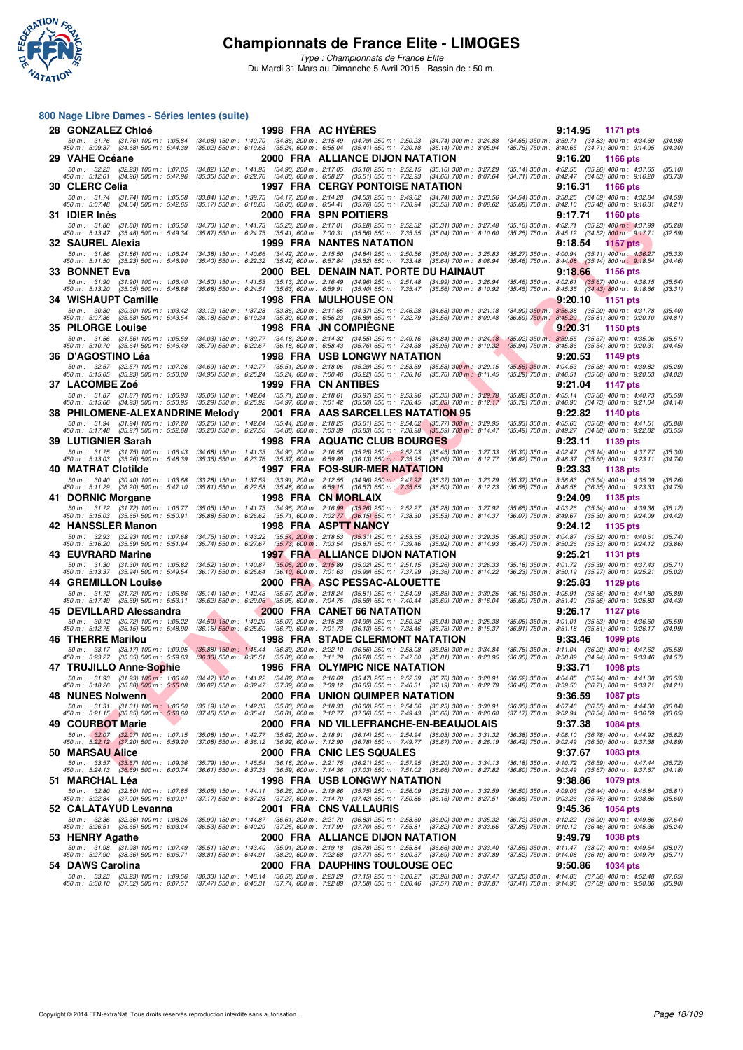# Championnats de France Elite - LIMOGES

*Type : Championnats de France Elite*

Du Mardi 31 Mars au Dimanche 5 Avril 2015 - Bassin de : 50 m.

## 800 Nage Libre Dames - Séries lentes (suite)

**28 GONZALEZ Chloé** — 1998 FRA AC HYÈRES — **9:14.95** — 1171 pts

50 m : 31.76 (31.76) 100 m : 1:05.84 (34.08) 150 m : 1:40.70 (34.86) 200 m : 2:15.49 (34.79) 250 m : 2:50.23 (34.74) 300 m : 3:24.88 (34.65) 350 m : 3:59.71 (34.83) 400 m : 4:34.69 (34.98)
450 m : 5:09.37 (34.68) 500 m : 5:44.39 (35.02) 550 m : 6:19.63 (35.24) 600 m : 6:55.04 (35.41) 650 m : 7:30.18 (35.14) 700 m : 8:05.94 (35.76) 750 m : 8:40.65 (34.71) 800 m : 9:14.95 (34.30)

**29 VAHE Océane** — 2000 FRA ALLIANCE DIJON NATATION — **9:16.20** — 1166 pts

50 m : 32.23 (32.23) 100 m : 1:07.05 (34.82) 150 m : 1:41.95 (34.90) 200 m : 2:17.05 (35.10) 250 m : 2:52.15 (35.10) 300 m : 3:27.29 (35.14) 350 m : 4:02.55 (35.26) 400 m : 4:37.65 (35.10)
450 m : 5:12.61 (34.96) 500 m : 5:47.96 (35.35) 550 m : 6:22.76 (34.80) 600 m : 6:58.27 (35.51) 650 m : 7:32.93 (34.66) 700 m : 8:07.64 (34.71) 750 m : 8:42.47 (34.83) 800 m : 9:16.20 (33.73)

**30 CLERC Celia** — 1997 FRA CERGY PONTOISE NATATION — **9:16.31** — 1166 pts

50 m : 31.74 (31.74) 100 m : 1:05.58 (33.84) 150 m : 1:39.75 (34.17) 200 m : 2:14.28 (34.53) 250 m : 2:49.02 (34.74) 300 m : 3:23.56 (34.54) 350 m : 3:58.25 (34.69) 400 m : 4:32.84 (34.59)
450 m : 5:07.48 (34.64) 500 m : 5:42.65 (35.17) 550 m : 6:18.65 (36.00) 600 m : 6:54.41 (35.76) 650 m : 7:30.94 (36.53) 700 m : 8:06.62 (35.68) 750 m : 8:42.10 (35.48) 800 m : 9:16.31 (34.21)

**31 IDIER Inès** — 2000 FRA SPN POITIERS — **9:17.71** — 1160 pts

50 m : 31.80 (31.80) 100 m : 1:06.50 (34.70) 150 m : 1:41.73 (35.23) 200 m : 2:17.01 (35.28) 250 m : 2:52.32 (35.31) 300 m : 3:27.48 (35.16) 350 m : 4:02.71 (35.23) 400 m : 4:37.99 (35.28)
450 m : 5:13.47 (35.48) 500 m : 5:49.34 (35.87) 550 m : 6:24.75 (35.41) 600 m : 7:00.31 (35.56) 650 m : 7:35.35 (35.04) 700 m : 8:10.60 (35.25) 750 m : 8:45.12 (34.52) 800 m : 9:17.71 (32.59)

**32 SAUREL Alexia** — 1999 FRA NANTES NATATION — **9:18.54** — 1157 pts

50 m : 31.86 (31.86) 100 m : 1:06.24 (34.38) 150 m : 1:40.66 (34.42) 200 m : 2:15.50 (34.84) 250 m : 2:50.56 (35.06) 300 m : 3:25.83 (35.27) 350 m : 4:00.94 (35.11) 400 m : 4:36.27 (35.33)
450 m : 5:11.50 (35.23) 500 m : 5:46.90 (35.40) 550 m : 6:22.32 (35.42) 600 m : 6:57.84 (35.52) 650 m : 7:33.48 (35.64) 700 m : 8:08.94 (35.46) 750 m : 8:44.08 (35.14) 800 m : 9:18.54 (34.46)

**33 BONNET Eva** — 2000 BEL DENAIN NAT. PORTE DU HAINAUT — **9:18.66** — 1156 pts

50 m : 31.90 (31.90) 100 m : 1:06.40 (34.50) 150 m : 1:41.53 (35.13) 200 m : 2:16.49 (34.96) 250 m : 2:51.48 (34.99) 300 m : 3:26.94 (35.46) 350 m : 4:02.61 (35.67) 400 m : 4:38.15 (35.54)
450 m : 5:13.20 (35.05) 500 m : 5:48.88 (35.68) 550 m : 6:24.51 (35.63) 600 m : 6:59.91 (35.40) 650 m : 7:35.47 (35.56) 700 m : 8:10.92 (35.45) 750 m : 8:45.35 (34.43) 800 m : 9:18.66 (33.31)

**34 WISHAUPT Camille** — 1998 FRA MULHOUSE ON — **9:20.10** — 1151 pts

50 m : 30.30 (30.30) 100 m : 1:03.42 (33.12) 150 m : 1:37.28 (33.86) 200 m : 2:11.65 (34.37) 250 m : 2:46.28 (34.63) 300 m : 3:21.18 (34.90) 350 m : 3:56.38 (35.20) 400 m : 4:31.78 (35.40)
450 m : 5:07.36 (35.58) 500 m : 5:43.54 (36.18) 550 m : 6:19.34 (35.80) 600 m : 6:56.23 (36.89) 650 m : 7:32.79 (36.56) 700 m : 8:09.48 (36.69) 750 m : 8:45.29 (35.81) 800 m : 9:20.10 (34.81)

**35 PILORGE Louise** — 1998 FRA JN COMPIÈGNE — **9:20.31** — 1150 pts

50 m : 31.56 (31.56) 100 m : 1:05.59 (34.03) 150 m : 1:39.77 (34.18) 200 m : 2:14.32 (34.55) 250 m : 2:49.16 (34.84) 300 m : 3:24.18 (35.02) 350 m : 3:59.55 (35.37) 400 m : 4:35.06 (35.51)
450 m : 5:10.70 (35.64) 500 m : 5:46.49 (35.79) 550 m : 6:22.67 (36.18) 600 m : 6:58.43 (35.76) 650 m : 7:34.38 (35.95) 700 m : 8:10.32 (35.94) 750 m : 8:45.86 (35.54) 800 m : 9:20.31 (34.45)

**36 D'AGOSTINO Léa** — 1998 FRA USB LONGWY NATATION — **9:20.53** — 1149 pts

50 m : 32.57 (32.57) 100 m : 1:07.26 (34.69) 150 m : 1:42.77 (35.51) 200 m : 2:18.06 (35.29) 250 m : 2:53.59 (35.53) 300 m : 3:29.15 (35.56) 350 m : 4:04.53 (35.38) 400 m : 4:39.82 (35.29)
450 m : 5:15.05 (35.23) 500 m : 5:50.00 (34.95) 550 m : 6:25.24 (35.24) 600 m : 7:00.46 (35.22) 650 m : 7:36.16 (35.70) 700 m : 8:11.45 (35.29) 750 m : 8:46.51 (35.06) 800 m : 9:20.53 (34.02)

**37 LACOMBE Zoé** — 1999 FRA CN ANTIBES — **9:21.04** — 1147 pts

50 m : 31.87 (31.87) 100 m : 1:06.93 (35.06) 150 m : 1:42.64 (35.71) 200 m : 2:18.61 (35.97) 250 m : 2:53.96 (35.35) 300 m : 3:29.78 (35.82) 350 m : 4:05.14 (35.36) 400 m : 4:40.73 (35.59)
450 m : 5:15.66 (34.93) 500 m : 5:50.95 (35.29) 550 m : 6:25.92 (34.97) 600 m : 7:01.42 (35.50) 650 m : 7:36.45 (35.03) 700 m : 8:12.17 (35.72) 750 m : 8:46.90 (34.73) 800 m : 9:21.04 (34.14)

**38 PHILOMENE-ALEXANDRINE Melody** — 2001 FRA AAS SARCELLES NATATION 95 — **9:22.82** — 1140 pts

50 m : 31.94 (31.94) 100 m : 1:07.20 (35.26) 150 m : 1:42.64 (35.44) 200 m : 2:18.25 (35.61) 250 m : 2:54.02 (35.77) 300 m : 3:29.95 (35.93) 350 m : 4:05.63 (35.68) 400 m : 4:41.51 (35.88)
450 m : 5:17.48 (35.97) 500 m : 5:52.68 (35.20) 550 m : 6:27.56 (34.88) 600 m : 7:03.39 (35.83) 650 m : 7:38.98 (35.59) 700 m : 8:14.47 (35.49) 750 m : 8:49.27 (34.80) 800 m : 9:22.82 (33.55)

**39 LUTIGNIER Sarah** — 1998 FRA AQUATIC CLUB BOURGES — **9:23.11** — 1139 pts

50 m : 31.75 (31.75) 100 m : 1:06.43 (34.68) 150 m : 1:41.33 (34.90) 200 m : 2:16.58 (35.25) 250 m : 2:52.03 (35.45) 300 m : 3:27.33 (35.30) 350 m : 4:02.47 (35.14) 400 m : 4:37.77 (35.30)
450 m : 5:13.03 (35.26) 500 m : 5:48.39 (35.36) 550 m : 6:23.76 (35.37) 600 m : 6:59.89 (36.13) 650 m : 7:35.95 (36.06) 700 m : 8:12.77 (36.82) 750 m : 8:48.37 (35.60) 800 m : 9:23.11 (34.74)

**40 MATRAT Clotilde** — 1997 FRA FOS-SUR-MER NATATION — **9:23.33** — 1138 pts

50 m : 30.40 (30.40) 100 m : 1:03.68 (33.28) 150 m : 1:37.59 (33.91) 200 m : 2:12.55 (34.96) 250 m : 2:47.92 (35.37) 300 m : 3:23.29 (35.37) 350 m : 3:58.83 (35.54) 400 m : 4:35.09 (36.26)
450 m : 5:11.29 (36.20) 500 m : 5:47.10 (35.81) 550 m : 6:22.58 (35.48) 600 m : 6:59.15 (36.57) 650 m : 7:35.65 (36.50) 700 m : 8:12.23 (36.58) 750 m : 8:48.58 (36.35) 800 m : 9:23.33 (34.75)

**41 DORNIC Morgane** — 1998 FRA CN MORLAIX — **9:24.09** — 1135 pts

50 m : 31.72 (31.72) 100 m : 1:06.77 (35.05) 150 m : 1:41.73 (34.96) 200 m : 2:16.99 (35.26) 250 m : 2:52.27 (35.28) 300 m : 3:27.92 (35.65) 350 m : 4:03.26 (35.34) 400 m : 4:39.38 (36.12)
450 m : 5:15.03 (35.65) 500 m : 5:50.91 (35.88) 550 m : 6:26.62 (35.71) 600 m : 7:02.77 (36.15) 650 m : 7:38.30 (35.53) 700 m : 8:14.37 (36.07) 750 m : 8:49.67 (35.30) 800 m : 9:24.09 (34.42)

**42 HANSSLER Manon** — 1998 FRA ASPTT NANCY — **9:24.12** — 1135 pts

50 m : 32.93 (32.93) 100 m : 1:07.68 (34.75) 150 m : 1:43.22 (35.54) 200 m : 2:18.53 (35.31) 250 m : 2:53.55 (35.02) 300 m : 3:29.35 (35.80) 350 m : 4:04.87 (35.52) 400 m : 4:40.61 (35.74)
450 m : 5:16.20 (35.59) 500 m : 5:51.94 (35.74) 550 m : 6:27.67 (35.73) 600 m : 7:03.54 (35.87) 650 m : 7:39.46 (35.92) 700 m : 8:14.93 (35.47) 750 m : 8:50.26 (35.33) 800 m : 9:24.12 (33.86)

**43 EUVRARD Marine** — 1997 FRA ALLIANCE DIJON NATATION — **9:25.21** — 1131 pts

50 m : 31.30 (31.30) 100 m : 1:05.82 (34.52) 150 m : 1:40.87 (35.05) 200 m : 2:15.89 (35.02) 250 m : 2:51.15 (35.26) 300 m : 3:26.33 (35.18) 350 m : 4:01.72 (35.39) 400 m : 4:37.43 (35.71)
450 m : 5:13.37 (35.94) 500 m : 5:49.54 (36.17) 550 m : 6:25.64 (36.10) 600 m : 7:01.63 (35.99) 650 m : 7:37.99 (36.36) 700 m : 8:14.22 (36.23) 750 m : 8:50.19 (35.97) 800 m : 9:25.21 (35.02)

**44 GREMILLON Louise** — 2000 FRA ASC PESSAC-ALOUETTE — **9:25.83** — 1129 pts

50 m : 31.72 (31.72) 100 m : 1:06.86 (35.14) 150 m : 1:42.43 (35.57) 200 m : 2:18.24 (35.81) 250 m : 2:54.09 (35.85) 300 m : 3:30.25 (36.16) 350 m : 4:05.91 (35.66) 400 m : 4:41.80 (35.89)
450 m : 5:17.49 (35.69) 500 m : 5:53.11 (35.62) 550 m : 6:29.06 (35.95) 600 m : 7:04.75 (35.69) 650 m : 7:40.44 (35.69) 700 m : 8:16.04 (35.60) 750 m : 8:51.40 (35.36) 800 m : 9:25.83 (34.43)

**45 DEVILLARD Alessandra** — 2000 FRA CANET 66 NATATION — **9:26.17** — 1127 pts

50 m : 30.72 (30.72) 100 m : 1:05.22 (34.50) 150 m : 1:40.29 (35.07) 200 m : 2:15.28 (34.99) 250 m : 2:50.32 (35.04) 300 m : 3:25.38 (35.06) 350 m : 4:01.01 (35.63) 400 m : 4:36.60 (35.59)
450 m : 5:12.75 (36.15) 500 m : 5:48.90 (36.15) 550 m : 6:25.60 (36.70) 600 m : 7:01.73 (36.13) 650 m : 7:38.46 (36.73) 700 m : 8:15.37 (36.91) 750 m : 8:51.18 (35.81) 800 m : 9:26.17 (34.99)

**46 THERRE Marilou** — 1998 FRA STADE CLERMONT NATATION — **9:33.46** — 1099 pts

50 m : 33.17 (33.17) 100 m : 1:09.05 (35.88) 150 m : 1:45.44 (36.39) 200 m : 2:22.10 (36.66) 250 m : 2:58.08 (35.98) 300 m : 3:34.84 (36.76) 350 m : 4:11.04 (36.20) 400 m : 4:47.62 (36.58)
450 m : 5:23.27 (35.65) 500 m : 5:59.63 (36.36) 550 m : 6:35.51 (35.88) 600 m : 7:11.79 (36.28) 650 m : 7:47.60 (35.81) 700 m : 8:23.95 (36.35) 750 m : 8:58.89 (34.94) 800 m : 9:33.46 (34.57)

**47 TRUJILLO Anne-Sophie** — 1996 FRA OLYMPIC NICE NATATION — **9:33.71** — 1098 pts

50 m : 31.93 (31.93) 100 m : 1:06.40 (34.47) 150 m : 1:41.22 (34.82) 200 m : 2:16.69 (35.47) 250 m : 2:52.39 (35.70) 300 m : 3:28.91 (36.52) 350 m : 4:04.85 (35.94) 400 m : 4:41.38 (36.53)
450 m : 5:18.26 (36.88) 500 m : 5:55.08 (36.82) 550 m : 6:32.47 (37.39) 600 m : 7:09.12 (36.65) 650 m : 7:46.31 (37.19) 700 m : 8:22.79 (36.48) 750 m : 8:59.50 (36.71) 800 m : 9:33.71 (34.21)

**48 NUNES Nolwenn** — 2000 FRA UNION QUIMPER NATATION — **9:36.59** — 1087 pts

50 m : 31.31 (31.31) 100 m : 1:06.50 (35.19) 150 m : 1:42.33 (35.83) 200 m : 2:18.33 (36.00) 250 m : 2:54.56 (36.23) 300 m : 3:30.91 (36.35) 350 m : 4:07.46 (36.55) 400 m : 4:44.30 (36.84)
450 m : 5:21.15 (36.85) 500 m : 5:58.60 (37.45) 550 m : 6:35.41 (36.81) 600 m : 7:12.77 (37.36) 650 m : 7:49.43 (36.66) 700 m : 8:26.60 (37.17) 750 m : 9:02.94 (36.34) 800 m : 9:36.59 (33.65)

**49 COURBOT Marie** — 2000 FRA ND VILLEFRANCHE-EN-BEAUJOLAIS — **9:37.38** — 1084 pts

50 m : 32.07 (32.07) 100 m : 1:07.15 (35.08) 150 m : 1:42.77 (35.62) 200 m : 2:18.91 (36.14) 250 m : 2:54.94 (36.03) 300 m : 3:31.32 (36.38) 350 m : 4:08.10 (36.78) 400 m : 4:44.92 (36.82)
450 m : 5:22.12 (37.20) 500 m : 5:59.20 (37.08) 550 m : 6:36.12 (36.92) 600 m : 7:12.90 (36.78) 650 m : 7:49.77 (36.87) 700 m : 8:26.19 (36.42) 750 m : 9:02.49 (36.30) 800 m : 9:37.38 (34.89)

**50 MARSAU Alice** — 2000 FRA CNIC LES SQUALES — **9:37.67** — 1083 pts

50 m : 33.57 (33.57) 100 m : 1:09.36 (35.79) 150 m : 1:45.54 (36.18) 200 m : 2:21.75 (36.21) 250 m : 2:57.95 (36.20) 300 m : 3:34.13 (36.18) 350 m : 4:10.72 (36.59) 400 m : 4:47.44 (36.72)
450 m : 5:24.13 (36.69) 500 m : 6:00.74 (36.61) 550 m : 6:37.33 (36.59) 600 m : 7:14.36 (37.03) 650 m : 7:51.02 (36.66) 700 m : 8:27.82 (36.80) 750 m : 9:03.49 (35.67) 800 m : 9:37.67 (34.18)

**51 MARCHAL Léa** — 1998 FRA USB LONGWY NATATION — **9:38.86** — 1079 pts

50 m : 32.80 (32.80) 100 m : 1:07.85 (35.05) 150 m : 1:44.11 (36.26) 200 m : 2:19.86 (35.75) 250 m : 2:56.09 (36.23) 300 m : 3:32.59 (36.50) 350 m : 4:09.03 (36.44) 400 m : 4:45.84 (36.81)
450 m : 5:22.84 (37.00) 500 m : 6:00.01 (37.17) 550 m : 6:37.28 (37.27) 600 m : 7:14.70 (37.42) 650 m : 7:50.86 (36.16) 700 m : 8:27.51 (36.65) 750 m : 9:03.26 (35.75) 800 m : 9:38.86 (35.60)

**52 CALATAYUD Levanna** — 2001 FRA CNS VALLAURIS — **9:45.36** — 1054 pts

50 m : 32.36 (32.36) 100 m : 1:08.26 (35.90) 150 m : 1:44.87 (36.61) 200 m : 2:21.70 (36.83) 250 m : 2:58.60 (36.90) 300 m : 3:35.32 (36.72) 350 m : 4:12.22 (36.90) 400 m : 4:49.86 (37.64)
450 m : 5:26.51 (36.65) 500 m : 6:03.04 (36.53) 550 m : 6:40.29 (37.25) 600 m : 7:17.99 (37.70) 650 m : 7:55.81 (37.82) 700 m : 8:33.66 (37.85) 750 m : 9:10.12 (36.46) 800 m : 9:45.36 (35.24)

**53 HENRY Agathe** — 2000 FRA ALLIANCE DIJON NATATION — **9:49.79** — 1038 pts

50 m : 31.98 (31.98) 100 m : 1:07.49 (35.51) 150 m : 1:43.40 (35.91) 200 m : 2:19.18 (35.78) 250 m : 2:55.84 (36.66) 300 m : 3:33.40 (37.56) 350 m : 4:11.47 (38.07) 400 m : 4:49.54 (38.07)
450 m : 5:27.90 (38.36) 500 m : 6:06.71 (38.81) 550 m : 6:44.91 (38.20) 600 m : 7:22.68 (37.77) 650 m : 8:00.37 (37.69) 700 m : 8:37.89 (37.52) 750 m : 9:14.08 (36.19) 800 m : 9:49.79 (35.71)

**54 DAWS Carolina** — 2000 FRA DAUPHINS TOULOUSE OEC — **9:50.86** — 1034 pts

50 m : 33.23 (33.23) 100 m : 1:09.56 (36.33) 150 m : 1:46.14 (36.58) 200 m : 2:23.29 (37.15) 250 m : 3:00.27 (36.98) 300 m : 3:37.47 (37.20) 350 m : 4:14.83 (37.36) 400 m : 4:52.48 (37.65)
450 m : 5:30.10 (37.62) 500 m : 6:07.57 (37.47) 550 m : 6:45.31 (37.74) 600 m : 7:22.89 (37.58) 650 m : 8:00.46 (37.57) 700 m : 8:37.87 (37.41) 750 m : 9:14.96 (37.09) 800 m : 9:50.86 (35.90)

Copyright © 2014 FFN-extraNat. Tous droits réservés reproduction interdite sans autorisation.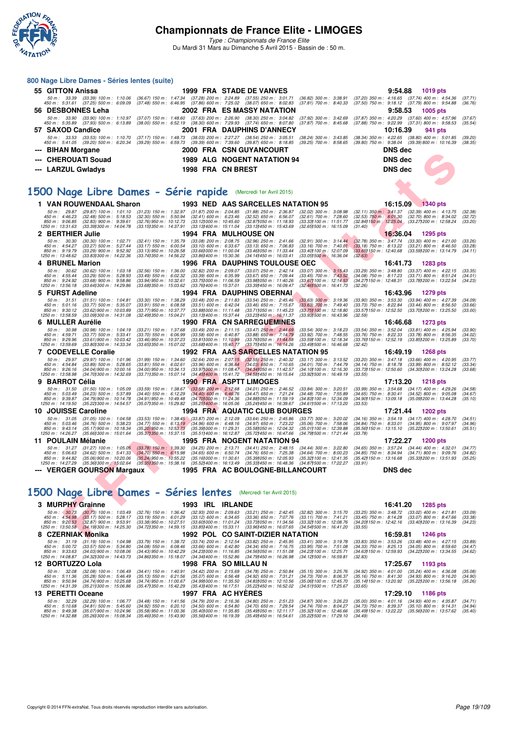# Championnats de France Elite - LIMOGES

*Type : Championnats de France Elite*

Du Mardi 31 Mars au Dimanche 5 Avril 2015 - Bassin de : 50 m.

## 800 Nage Libre Dames - Séries lentes (suite)

**55 GITTON Anissa** 1999 FRA STADE DE VANVES 9:54.88 1019 pts

50 m : 33.39 (33.39) 100 m : 1:10.06 (36.67) 150 m : 1:47.34 (37.28) 200 m : 2:24.89 (37.55) 250 m : 3:01.71 (36.82) 300 m : 3:38.91 (37.20) 350 m : 4:16.65 (37.74) 400 m : 4:54.36 (37.71)
450 m : 5:31.61 (37.25) 500 m : 6:09.09 (37.48) 550 m : 6:46.95 (37.86) 600 m : 7:25.02 (38.07) 650 m : 8:02.83 (37.81) 700 m : 8:40.33 (37.50) 750 m : 9:18.12 (37.79) 800 m : 9:54.88 (36.76)

**56 DESBONNES Leha** 2002 FRA ES MASSY NATATION 9:58.53 1005 pts

50 m : 33.90 (33.90) 100 m : 1:10.97 (37.07) 150 m : 1:48.60 (37.63) 200 m : 2:26.90 (38.30) 250 m : 3:04.82 (37.92) 300 m : 3:42.69 (37.87) 350 m : 4:20.29 (37.60) 400 m : 4:57.96 (37.67)
450 m : 5:35.89 (37.93) 500 m : 6:13.89 (38.00) 550 m : 6:52.19 (38.30) 600 m : 7:29.93 (37.74) 650 m : 8:07.80 (37.87) 700 m : 8:45.68 (37.88) 750 m : 9:22.99 (37.31) 800 m : 9:58.53 (35.54)

**57 SAXOD Candice** 2001 FRA DAUPHINS D'ANNECY 10:16.39 941 pts

50 m : 33.53 (33.53) 100 m : 1:10.70 (37.17) 150 m : 1:48.73 (38.03) 200 m : 2:27.27 (38.54) 250 m : 3:05.51 (38.24) 300 m : 3:43.85 (38.34) 350 m : 4:22.65 (38.80) 400 m : 5:01.85 (39.20)
450 m : 5:41.05 (39.20) 500 m : 6:20.34 (39.29) 550 m : 6:59.73 (39.39) 600 m : 7:39.60 (39.87) 650 m : 8:18.85 (39.25) 700 m : 8:58.65 (39.80) 750 m : 9:38.04 (39.39) 800 m : 10:16.39 (38.35)

**--- BIHAN Morgane** 2000 FRA CSN GUYANCOURT DNS dec

**--- CHEROUATI Souad** 1989 ALG NOGENT NATATION 94 DNS dec

**--- LARZUL Gwladys** 1998 FRA CN BREST DNS dec

## 1500 Nage Libre Dames - Série rapide (Mercredi 1er Avril 2015)

**1 VAN ROUWENDAAL Sharon** 1993 NED AAS SARCELLES NATATION 95 16:15.09 1340 pts

50 m : 29.87 (29.87) 100 m : 1:01.10 (31.23) 150 m : 1:32.97 (31.87) 200 m : 2:04.85 (31.88) 250 m : 2:36.87 (32.02) 300 m : 3:08.98 (32.11) 350 m : 3:41.37 (32.39) 400 m : 4:13.75 (32.38)
450 m : 4:46.23 (32.48) 500 m : 5:18.53 (32.30) 550 m : 5:50.94 (32.41) 600 m : 6:23.46 (32.52) 650 m : 6:56.07 (32.61) 700 m : 7:28.60 (32.53) 750 m : 8:01.30 (32.70) 800 m : 8:34.02 (32.72)
850 m : 9:06.85 (32.83) 900 m : 9:39.61 (32.76) 950 m : 10:12.73 (33.12) 1000 m : 10:45.60 (32.87) 1050 m : 11:18.93 (33.33) 1100 m : 11:51.77 (32.84) 1150 m : 12:25.04 (33.27) 1200 m : 12:58.24 (33.20)
1250 m : 13:31.63 (33.39) 1300 m : 14:04.78 (33.15) 1350 m : 14:37.91 (33.13) 1400 m : 15:11.04 (33.13) 1450 m : 15:43.69 (32.65) 1500 m : 16:15.09 (31.40)

**2 BERTHIER Julie** 1994 FRA MULHOUSE ON 16:36.04 1295 pts

50 m : 30.30 (30.30) 100 m : 1:02.71 (32.41) 150 m : 1:35.79 (33.08) 200 m : 2:08.75 (32.96) 250 m : 2:41.66 (32.91) 300 m : 3:14.44 (32.78) 350 m : 3:47.74 (33.30) 400 m : 4:21.00 (33.26)
450 m : 4:54.27 (33.27) 500 m : 5:27.44 (33.17) 550 m : 6:00.54 (33.10) 600 m : 6:33.67 (33.13) 650 m : 7:06.83 (33.16) 700 m : 7:40.01 (33.18) 750 m : 8:13.22 (33.21) 800 m : 8:46.50 (33.28)
850 m : 9:19.79 (33.29) 900 m : 9:52.92 (33.13) 950 m : 10:26.58 (33.66) 1000 m : 11:00.04 (33.46) 1050 m : 11:33.44 (33.40) 1100 m : 12:07.09 (33.65) 1150 m : 12:40.68 (33.59) 1200 m : 13:14.79 (34.11)
1250 m : 13:48.62 (33.83) 1300 m : 14:22.36 (33.74) 1350 m : 14:56.22 (33.86) 1400 m : 15:30.36 (34.14) 1450 m : 16:03.41 (33.05) 1500 m : 16:36.04 (32.63)

**4 BRUNEL Marion** 1996 FRA DAUPHINS TOULOUSE OEC 16:41.73 1283 pts

50 m : 30.62 (30.62) 100 m : 1:03.18 (32.56) 150 m : 1:36.00 (32.82) 200 m : 2:09.07 (33.07) 250 m : 2:42.14 (33.07) 300 m : 3:15.43 (33.29) 350 m : 3:48.80 (33.37) 400 m : 4:22.15 (33.35)
450 m : 4:55.44 (33.29) 500 m : 5:28.93 (33.49) 550 m : 6:02.32 (33.39) 600 m : 6:35.99 (33.67) 650 m : 7:09.44 (33.45) 700 m : 7:43.52 (34.08) 750 m : 8:17.23 (33.71) 800 m : 8:51.24 (34.01)
850 m : 9:24.92 (33.68) 900 m : 9:58.86 (33.94) 950 m : 10:32.61 (33.75) 1000 m : 11:06.59 (33.98) 1050 m : 11:40.26 (33.67) 1100 m : 12:14.53 (34.27) 1150 m : 12:48.31 (33.78) 1200 m : 13:22.54 (34.23)
1250 m : 13:56.18 (33.64) 1300 m : 14:29.86 (33.68) 1350 m : 15:03.62 (33.76) 1400 m : 15:37.01 (33.39) 1450 m : 16:09.47 (32.46) 1500 m : 16:41.73 (32.26)

**5 FURST Adeline** 1994 FRA DAUPHINS OBERNAI 16:43.96 1279 pts

50 m : 31.51 (31.51) 100 m : 1:04.81 (33.30) 150 m : 1:38.29 (33.48) 200 m : 2:11.83 (33.54) 250 m : 2:45.46 (33.63) 300 m : 3:19.36 (33.90) 350 m : 3:53.30 (33.94) 400 m : 4:27.39 (34.09)
450 m : 5:01.16 (33.77) 500 m : 5:35.07 (33.91) 550 m : 6:08.58 (33.51) 600 m : 6:42.04 (33.46) 650 m : 7:15.67 (33.63) 700 m : 7:49.40 (33.73) 750 m : 8:22.84 (33.44) 800 m : 8:56.50 (33.66)
850 m : 9:30.12 (33.62) 900 m : 10:03.89 (33.77) 950 m : 10:37.77 (33.88) 1000 m : 11:11.48 (33.71) 1050 m : 11:45.23 (33.75) 1100 m : 12:18.80 (33.57) 1150 m : 12:52.50 (33.70) 1200 m : 13:25.50 (33.00)
1250 m : 13:58.59 (33.09) 1300 m : 14:31.08 (32.49) 1350 m : 15:04.21 (33.13) 1400 m : 15:37.44 (33.23) 1450 m : 16:11.37 (33.93) 1500 m : 16:43.96 (32.59)

**6 MULLER Aurélie** 1990 FRA CN SARREGUEMINES 16:46.68 1273 pts

50 m : 30.98 (30.98) 100 m : 1:04.19 (33.21) 150 m : 1:37.68 (33.49) 200 m : 2:11.15 (33.47) 250 m : 2:44.69 (33.54) 300 m : 3:18.23 (33.54) 350 m : 3:52.04 (33.81) 400 m : 4:25.94 (33.90)
450 m : 4:59.71 (33.77) 500 m : 5:33.41 (33.70) 550 m : 6:06.99 (33.58) 600 m : 6:40.87 (33.88) 650 m : 7:14.79 (33.92) 700 m : 7:48.55 (33.76) 750 m : 8:22.33 (33.78) 800 m : 8:56.35 (34.02)
850 m : 9:29.96 (33.61) 900 m : 10:03.42 (33.46) 950 m : 10:37.23 (33.81) 1000 m : 11:10.99 (33.76) 1050 m : 11:44.58 (33.59) 1100 m : 12:18.34 (33.76) 1150 m : 12:52.19 (33.85) 1200 m : 13:25.89 (33.70)
1250 m : 13:59.69 (33.80) 1300 m : 14:33.34 (33.65) 1350 m : 15:07.02 (33.68) 1400 m : 15:40.77 (33.75) 1450 m : 16:14.26 (33.49) 1500 m : 16:46.68 (32.42)

**7 CODEVELLE Coralie** 1992 FRA AAS SARCELLES NATATION 95 16:49.19 1268 pts

50 m : 29.97 (29.97) 100 m : 1:01.96 (31.99) 150 m : 1:34.60 (32.64) 200 m : 2:07.15 (32.55) 250 m : 2:40.32 (33.17) 300 m : 3:13.52 (33.20) 350 m : 3:47.18 (33.66) 400 m : 4:20.95 (33.77)
450 m : 4:54.84 (33.89) 500 m : 5:28.65 (33.81) 550 m : 6:02.61 (33.96) 600 m : 6:36.64 (34.03) 650 m : 7:10.65 (34.01) 700 m : 7:44.79 (34.14) 750 m : 8:18.78 (33.99) 800 m : 8:52.12 (33.34)
850 m : 9:26.16 (34.04) 900 m : 10:00.16 (34.00) 950 m : 10:34.13 (33.97) 1000 m : 11:08.47 (34.34) 1050 m : 11:42.57 (34.10) 1100 m : 12:16.30 (33.73) 1150 m : 12:50.60 (34.30) 1200 m : 13:24.28 (33.68)
1250 m : 13:58.98 (34.70) 1300 m : 14:32.69 (33.71) 1350 m : 15:07.14 (34.45) 1400 m : 15:41.72 (34.58) 1450 m : 16:15.64 (33.92) 1500 m : 16:49.19 (33.55)

**9 BARROT Célia** 1990 FRA ASPTT LIMOGES 17:13.20 1218 pts

50 m : 31.50 (31.50) 100 m : 1:05.09 (33.59) 150 m : 1:38.67 (33.58) 200 m : 2:12.68 (34.01) 250 m : 2:46.52 (33.84) 300 m : 3:20.51 (33.99) 350 m : 3:54.68 (34.17) 400 m : 4:29.26 (34.58)
450 m : 5:03.49 (34.23) 500 m : 5:37.89 (34.40) 550 m : 6:12.29 (34.40) 600 m : 6:46.76 (34.47) 650 m : 7:21.24 (34.48) 700 m : 7:55.89 (34.65) 750 m : 8:30.41 (34.52) 800 m : 9:05.08 (34.67)
850 m : 9:39.87 (34.79) 900 m : 10:14.78 (34.91) 950 m : 10:49.48 (34.70) 1000 m : 11:24.36 (34.88) 1050 m : 11:59.19 (34.83) 1100 m : 12:34.09 (34.90) 1150 m : 13:09.18 (35.09) 1200 m : 13:44.28 (35.10)
1250 m : 14:19.50 (35.22) 1300 m : 14:54.57 (35.07) 1350 m : 15:29.82 (35.25) 1400 m : 16:05.06 (35.24) 1450 m : 16:39.67 (34.61) 1500 m : 17:13.20 (33.53)

**10 JOUISSE Caroline** 1994 FRA AQUATIC CLUB BOURGES 17:21.44 1202 pts

50 m : 31.05 (31.05) 100 m : 1:04.58 (33.53) 150 m : 1:38.45 (33.87) 200 m : 2:12.09 (33.64) 250 m : 2:45.86 (33.77) 300 m : 3:20.02 (34.16) 350 m : 3:54.19 (34.17) 400 m : 4:28.70 (34.51)
450 m : 5:03.46 (34.76) 500 m : 5:38.23 (34.77) 550 m : 6:13.19 (34.96) 600 m : 6:48.16 (34.97) 650 m : 7:23.22 (35.06) 700 m : 7:58.06 (34.84) 750 m : 8:33.01 (34.95) 800 m : 9:07.97 (34.96)
850 m : 9:43.14 (35.17) 900 m : 10:18.34 (35.20) 950 m : 10:53.73 (35.39) 1000 m : 11:29.31 (35.58) 1050 m : 12:04.32 (35.01) 1100 m : 12:39.88 (35.56) 1150 m : 13:15.10 (35.22) 1200 m : 13:50.61 (35.51)
1250 m : 14:26.27 (35.66) 1300 m : 15:01.64 (35.37) 1350 m : 15:37.15 (35.51) 1400 m : 16:12.87 (35.72) 1450 m : 16:47.66 (34.79) 1500 m : 17:21.44 (33.78)

**11 POULAIN Mélanie** 1995 FRA NOGENT NATATION 94 17:22.27 1200 pts

50 m : 31.27 (31.27) 100 m : 1:05.05 (33.78) 150 m : 1:39.30 (34.25) 200 m : 2:13.71 (34.41) 250 m : 2:48.15 (34.44) 300 m : 3:22.80 (34.65) 350 m : 3:57.24 (34.44) 400 m : 4:32.01 (34.77)
450 m : 5:06.63 (34.62) 500 m : 5:41.33 (34.70) 550 m : 6:15.98 (34.65) 600 m : 6:50.74 (34.76) 650 m : 7:25.38 (34.64) 700 m : 8:00.23 (34.85) 750 m : 8:34.94 (34.71) 800 m : 9:09.76 (34.82)
850 m : 9:44.82 (35.06) 900 m : 10:20.06 (35.24) 950 m : 10:55.22 (35.16) 1000 m : 11:30.61 (35.39) 1050 m : 12:05.93 (35.32) 1100 m : 12:41.35 (35.42) 1150 m : 13:16.68 (35.33) 1200 m : 13:51.93 (35.25)
1250 m : 14:27.29 (35.36) 1300 m : 15:02.64 (35.35) 1350 m : 15:38.16 (35.52) 1400 m : 16:13.49 (35.33) 1450 m : 16:48.36 (34.87) 1500 m : 17:22.27 (33.91)

**--- VERGER GOURSON Margaux** 1995 FRA AC BOULOGNE-BILLANCOURT DNS dec

## 1500 Nage Libre Dames - Séries lentes (Mercredi 1er Avril 2015)

**3 MURPHY Grainne** 1993 IRL IRLANDE 16:41.20 1285 pts

50 m : 30.73 (30.73) 100 m : 1:03.49 (32.76) 150 m : 1:36.42 (32.93) 200 m : 2:09.63 (33.21) 250 m : 2:42.45 (32.82) 300 m : 3:15.70 (33.25) 350 m : 3:48.72 (33.02) 400 m : 4:21.81 (33.09)
450 m : 4:54.98 (33.17) 500 m : 5:28.17 (33.19) 550 m : 6:01.29 (33.12) 600 m : 6:34.65 (33.36) 650 m : 7:07.76 (33.11) 700 m : 7:41.21 (33.45) 750 m : 8:14.28 (33.07) 800 m : 8:47.66 (33.38)
850 m : 9:20.53 (32.87) 900 m : 9:53.91 (33.38) 950 m : 10:27.51 (33.60) 1000 m : 11:01.24 (33.73) 1050 m : 11:34.56 (33.32) 1100 m : 12:08.76 (34.20) 1150 m : 12:42.16 (33.40) 1200 m : 13:16.39 (34.23)
1250 m : 13:50.58 (34.19) 1300 m : 14:25.30 (34.72) 1350 m : 14:59.15 (33.85) 1400 m : 15:33.11 (33.96) 1450 m : 16:07.65 (34.54) 1500 m : 16:41.20 (33.55)

**8 CZERNIAK Monika** 1992 POL CO SAINT-DIZIER NATATION 16:59.81 1246 pts

50 m : 31.19 (31.19) 100 m : 1:04.98 (33.79) 150 m : 1:38.72 (33.74) 200 m : 2:12.54 (33.82) 250 m : 2:45.95 (33.41) 300 m : 3:19.78 (33.83) 350 m : 3:53.26 (33.48) 400 m : 4:27.15 (33.89)
450 m : 5:00.72 (33.57) 500 m : 5:34.80 (34.08) 550 m : 6:08.46 (33.66) 600 m : 6:42.80 (34.34) 650 m : 7:16.75 (33.95) 700 m : 7:51.08 (34.33) 750 m : 8:25.13 (34.05) 800 m : 8:59.60 (34.47)
850 m : 9:33.63 (34.03) 900 m : 10:08.06 (34.43) 950 m : 10:42.29 (34.23) 1000 m : 11:16.85 (34.56) 1050 m : 11:51.08 (34.23) 1100 m : 12:25.71 (34.63) 1150 m : 12:59.93 (34.22) 1200 m : 13:34.55 (34.62)
1250 m : 14:08.87 (34.32) 1300 m : 14:43.73 (34.86) 1350 m : 15:18.07 (34.34) 1400 m : 15:52.86 (34.79) 1450 m : 16:26.98 (34.12) 1500 m : 16:59.81 (32.83)

**12 BORTUZZO Lola** 1998 FRA SO MILLAU N 17:25.67 1193 pts

50 m : 32.08 (32.08) 100 m : 1:06.49 (34.41) 150 m : 1:40.91 (34.42) 200 m : 2:15.69 (34.78) 250 m : 2:50.84 (35.15) 300 m : 3:25.76 (34.92) 350 m : 4:01.00 (35.24) 400 m : 4:36.08 (35.08)
450 m : 5:11.36 (35.28) 500 m : 5:46.49 (35.13) 550 m : 6:21.56 (35.07) 600 m : 6:56.48 (34.92) 650 m : 7:31.21 (34.73) 700 m : 8:06.37 (35.16) 750 m : 8:41.30 (34.93) 800 m : 9:16.20 (34.90)
850 m : 9:50.94 (34.74) 900 m : 10:25.68 (34.74) 950 m : 11:00.67 (34.99) 1000 m : 11:35.50 (34.83) 1050 m : 12:10.56 (35.06) 1100 m : 12:45.70 (35.14) 1150 m : 13:20.92 (35.22) 1200 m : 13:56.18 (35.26)
1250 m : 14:31.39 (35.21) 1300 m : 15:06.86 (35.47) 1350 m : 15:42.29 (35.43) 1400 m : 16:17.51 (35.22) 1450 m : 16:52.02 (34.51) 1500 m : 17:25.67 (33.65)

**13 PERETTI Oceane** 1997 FRA AC HYERES 17:29.10 1186 pts

50 m : 32.29 (32.29) 100 m : 1:06.77 (34.48) 150 m : 1:41.56 (34.79) 200 m : 2:16.36 (34.80) 250 m : 2:51.23 (34.87) 300 m : 3:26.23 (35.00) 350 m : 4:01.16 (34.93) 400 m : 4:35.87 (34.71)
450 m : 5:10.68 (34.81) 500 m : 5:45.60 (34.92) 550 m : 6:20.10 (34.50) 600 m : 6:54.80 (34.70) 650 m : 7:29.54 (34.74) 700 m : 8:04.27 (34.73) 750 m : 8:39.37 (35.10) 800 m : 9:14.31 (34.94)
850 m : 9:49.38 (35.07) 900 m : 10:24.96 (35.58) 950 m : 11:00.36 (35.40) 1000 m : 11:35.85 (35.49) 1050 m : 12:11.17 (35.32) 1100 m : 12:46.66 (35.49) 1150 m : 13:22.22 (35.56) 1200 m : 13:57.62 (35.40)
1250 m : 14:32.88 (35.26) 1300 m : 15:08.34 (35.46) 1350 m : 15:43.90 (35.56) 1400 m : 16:19.39 (35.49) 1450 m : 16:54.61 (35.22) 1500 m : 17:29.10 (34.49)

Copyright © 2014 FFN-extraNat. Tous droits réservés reproduction interdite sans autorisation.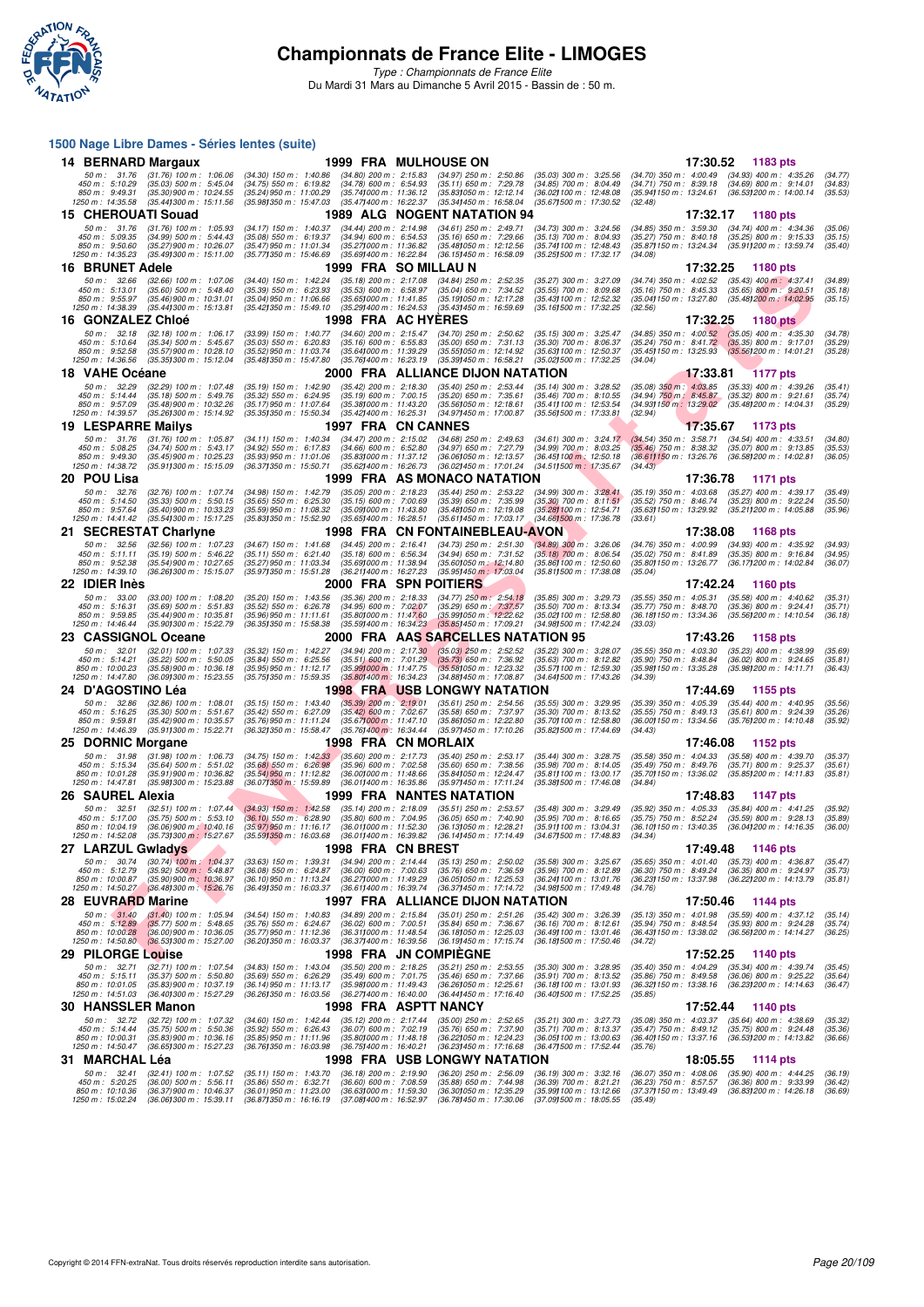# Championnats de France Elite - LIMOGES

*Type : Championnats de France Elite*

Du Mardi 31 Mars au Dimanche 5 Avril 2015 - Bassin de : 50 m.

## 1500 Nage Libre Dames - Séries lentes (suite)

### 14 BERNARD Margaux — 1999 FRA MULHOUSE ON — 17:30.52 — 1183 pts

50 m : 31.76 (31.76) 100 m : 1:06.06 (34.30) 150 m : 1:40.86 (34.80) 200 m : 2:15.83 (34.97) 250 m : 2:50.86 (35.03) 300 m : 3:25.56 (34.70) 350 m : 4:00.49 (34.93) 400 m : 4:35.26 (34.77)
450 m : 5:10.29 (35.03) 500 m : 5:45.04 (34.75) 550 m : 6:19.82 (34.78) 600 m : 6:54.93 (35.11) 650 m : 7:29.78 (34.85) 700 m : 8:04.49 (34.71) 750 m : 8:39.18 (34.69) 800 m : 9:14.01 (34.83)
850 m : 9:49.31 (35.30) 900 m : 10:24.55 (35.24) 950 m : 11:00.29 (35.74) 1000 m : 11:36.12 (35.83) 1050 m : 12:12.14 (36.02) 1100 m : 12:48.08 (35.94) 1150 m : 13:24.61 (36.53) 1200 m : 14:00.14 (35.53)
1250 m : 14:35.58 (35.44) 1300 m : 15:11.56 (35.98) 1350 m : 15:47.03 (35.47) 1400 m : 16:22.37 (35.34) 1450 m : 16:58.04 (35.67) 1500 m : 17:30.52 (32.48)

### 15 CHEROUATI Souad — 1989 ALG NOGENT NATATION 94 — 17:32.17 — 1180 pts

50 m : 31.76 (31.76) 100 m : 1:05.93 (34.17) 150 m : 1:40.37 (34.44) 200 m : 2:14.98 (34.61) 250 m : 2:49.71 (34.73) 300 m : 3:24.56 (34.85) 350 m : 3:59.30 (34.74) 400 m : 4:34.36 (35.06)
450 m : 5:09.35 (34.99) 500 m : 5:44.43 (35.08) 550 m : 6:19.37 (34.94) 600 m : 6:54.53 (35.16) 650 m : 7:29.66 (35.13) 700 m : 8:04.93 (35.27) 750 m : 8:40.18 (35.25) 800 m : 9:15.33 (35.15)
850 m : 9:50.60 (35.27) 900 m : 10:26.07 (35.47) 950 m : 11:01.34 (35.27) 1000 m : 11:36.82 (35.48) 1050 m : 12:12.56 (35.74) 1100 m : 12:48.43 (35.87) 1150 m : 13:24.34 (35.91) 1200 m : 13:59.74 (35.40)
1250 m : 14:35.23 (35.49) 1300 m : 15:11.00 (35.77) 1350 m : 15:46.69 (35.69) 1400 m : 16:22.84 (36.15) 1450 m : 16:58.09 (35.25) 1500 m : 17:32.17 (34.08)

### 16 BRUNET Adele — 1999 FRA SO MILLAU N — 17:32.25 — 1180 pts

50 m : 32.66 (32.66) 100 m : 1:07.06 (34.40) 150 m : 1:42.24 (35.18) 200 m : 2:17.08 (34.84) 250 m : 2:52.35 (35.27) 300 m : 3:27.09 (34.74) 350 m : 4:02.52 (35.43) 400 m : 4:37.41 (34.89)
450 m : 5:13.01 (35.60) 500 m : 5:48.40 (35.39) 550 m : 6:23.93 (35.53) 600 m : 6:58.97 (35.04) 650 m : 7:34.52 (35.55) 700 m : 8:09.68 (35.16) 750 m : 8:45.33 (35.65) 800 m : 9:20.51 (35.18)
850 m : 9:55.97 (35.46) 900 m : 10:31.01 (35.04) 950 m : 11:06.66 (35.65) 1000 m : 11:41.85 (35.19) 1050 m : 12:17.28 (35.43) 1100 m : 12:52.32 (35.04) 1150 m : 13:27.80 (35.48) 1200 m : 14:02.95 (35.15)
1250 m : 14:38.39 (35.44) 1300 m : 15:13.81 (35.42) 1350 m : 15:49.10 (35.29) 1400 m : 16:24.53 (35.43) 1450 m : 16:59.69 (35.16) 1500 m : 17:32.25 (32.56)

### 16 GONZALEZ Chloé — 1998 FRA AC HYÈRES — 17:32.25 — 1180 pts

50 m : 32.18 (32.18) 100 m : 1:06.17 (33.99) 150 m : 1:40.77 (34.60) 200 m : 2:15.47 (34.70) 250 m : 2:50.62 (35.15) 300 m : 3:25.47 (34.85) 350 m : 4:00.52 (35.05) 400 m : 4:35.30 (34.78)
450 m : 5:10.64 (35.34) 500 m : 5:45.67 (35.03) 550 m : 6:20.83 (35.16) 600 m : 6:55.83 (35.00) 650 m : 7:31.13 (35.30) 700 m : 8:06.37 (35.24) 750 m : 8:41.72 (35.35) 800 m : 9:17.01 (35.29)
850 m : 9:52.58 (35.57) 900 m : 10:28.10 (35.52) 950 m : 11:03.74 (35.64) 1000 m : 11:39.29 (35.55) 1050 m : 12:14.92 (35.63) 1100 m : 12:50.37 (35.45) 1150 m : 13:25.93 (35.56) 1200 m : 14:01.21 (35.28)
1250 m : 14:36.56 (35.35) 1300 m : 15:12.04 (35.48) 1350 m : 15:47.80 (35.76) 1400 m : 16:23.19 (35.39) 1450 m : 16:58.21 (35.02) 1500 m : 17:32.25 (34.04)

### 18 VAHE Océane — 2000 FRA ALLIANCE DIJON NATATION — 17:33.81 — 1177 pts

50 m : 32.29 (32.29) 100 m : 1:07.48 (35.19) 150 m : 1:42.90 (35.42) 200 m : 2:18.30 (35.40) 250 m : 2:53.44 (35.14) 300 m : 3:28.52 (35.08) 350 m : 4:03.85 (35.33) 400 m : 4:39.26 (35.41)
450 m : 5:14.44 (35.18) 500 m : 5:49.76 (35.32) 550 m : 6:24.95 (35.19) 600 m : 7:00.15 (35.20) 650 m : 7:35.61 (35.46) 700 m : 8:10.55 (34.94) 750 m : 8:45.87 (35.32) 800 m : 9:21.61 (35.74)
850 m : 9:57.09 (35.48) 900 m : 10:32.26 (35.17) 950 m : 11:07.64 (35.38) 1000 m : 11:43.20 (35.56) 1050 m : 12:18.61 (35.41) 1100 m : 12:53.54 (34.93) 1150 m : 13:29.02 (35.48) 1200 m : 14:04.31 (35.29)
1250 m : 14:39.57 (35.26) 1300 m : 15:14.92 (35.35) 1350 m : 15:50.34 (35.42) 1400 m : 16:25.31 (34.97) 1450 m : 17:00.87 (35.56) 1500 m : 17:33.81 (32.94)

### 19 LESPARRE Mailys — 1997 FRA CN CANNES — 17:35.67 — 1173 pts

50 m : 31.76 (31.76) 100 m : 1:05.87 (34.11) 150 m : 1:40.34 (34.47) 200 m : 2:15.02 (34.68) 250 m : 2:49.63 (34.61) 300 m : 3:24.17 (34.54) 350 m : 3:58.71 (34.54) 400 m : 4:33.51 (34.80)
450 m : 5:08.25 (34.74) 500 m : 5:43.17 (34.92) 550 m : 6:17.83 (34.66) 600 m : 6:52.80 (34.97) 650 m : 7:27.79 (34.99) 700 m : 8:03.25 (35.46) 750 m : 8:38.32 (35.07) 800 m : 9:13.85 (35.53)
850 m : 9:49.30 (35.45) 900 m : 10:25.23 (35.93) 950 m : 11:01.06 (35.83) 1000 m : 11:37.12 (36.06) 1050 m : 12:13.57 (36.45) 1100 m : 12:50.18 (36.61) 1150 m : 13:26.76 (36.58) 1200 m : 14:02.81 (36.05)
1250 m : 14:38.72 (35.91) 1300 m : 15:15.09 (36.37) 1350 m : 15:50.71 (35.62) 1400 m : 16:26.73 (36.02) 1450 m : 17:01.24 (34.51) 1500 m : 17:35.67 (34.43)

### 20 POU Lisa — 1999 FRA AS MONACO NATATION — 17:36.78 — 1171 pts

50 m : 32.76 (32.76) 100 m : 1:07.74 (34.98) 150 m : 1:42.79 (35.05) 200 m : 2:18.23 (35.44) 250 m : 2:53.22 (34.99) 300 m : 3:28.41 (35.19) 350 m : 4:03.68 (35.27) 400 m : 4:39.17 (35.49)
450 m : 5:14.50 (35.33) 500 m : 5:50.15 (35.65) 550 m : 6:25.30 (35.15) 600 m : 7:00.69 (35.39) 650 m : 7:35.99 (35.30) 700 m : 8:11.51 (35.52) 750 m : 8:46.74 (35.23) 800 m : 9:22.24 (35.50)
850 m : 9:57.64 (35.40) 900 m : 10:33.23 (35.59) 950 m : 11:08.32 (35.09) 1000 m : 11:43.80 (35.48) 1050 m : 12:19.08 (35.28) 1100 m : 12:54.71 (35.63) 1150 m : 13:29.92 (35.21) 1200 m : 14:05.88 (35.96)
1250 m : 14:41.42 (35.54) 1300 m : 15:17.25 (35.83) 1350 m : 15:52.90 (35.65) 1400 m : 16:28.51 (35.61) 1450 m : 17:03.17 (34.66) 1500 m : 17:36.78 (33.61)

### 21 SECRESTAT Charlyne — 1998 FRA CN FONTAINEBLEAU-AVON — 17:38.08 — 1168 pts

50 m : 32.56 (32.56) 100 m : 1:07.23 (34.67) 150 m : 1:41.68 (34.45) 200 m : 2:16.41 (34.73) 250 m : 2:51.30 (34.89) 300 m : 3:26.06 (34.76) 350 m : 4:00.99 (34.93) 400 m : 4:35.92 (34.93)
450 m : 5:11.11 (35.19) 500 m : 5:46.22 (35.11) 550 m : 6:21.40 (35.18) 600 m : 6:56.34 (34.94) 650 m : 7:31.52 (35.18) 700 m : 8:06.54 (35.02) 750 m : 8:41.89 (35.35) 800 m : 9:16.84 (34.95)
850 m : 9:52.38 (35.54) 900 m : 10:27.65 (35.27) 950 m : 11:03.34 (35.69) 1000 m : 11:38.94 (35.60) 1050 m : 12:14.80 (35.86) 1100 m : 12:50.60 (35.80) 1150 m : 13:26.77 (36.17) 1200 m : 14:02.84 (36.07)
1250 m : 14:39.10 (36.26) 1300 m : 15:15.07 (35.97) 1350 m : 15:51.28 (36.21) 1400 m : 16:27.23 (35.95) 1450 m : 17:03.04 (35.81) 1500 m : 17:38.08 (35.04)

### 22 IDIER Inès — 2000 FRA SPN POITIERS — 17:42.24 — 1160 pts

50 m : 33.00 (33.00) 100 m : 1:08.20 (35.20) 150 m : 1:43.56 (35.36) 200 m : 2:18.33 (34.77) 250 m : 2:54.18 (35.85) 300 m : 3:29.73 (35.55) 350 m : 4:05.31 (35.58) 400 m : 4:40.62 (35.31)
450 m : 5:16.31 (35.69) 500 m : 5:51.83 (35.52) 550 m : 6:26.78 (34.95) 600 m : 7:02.07 (35.29) 650 m : 7:37.57 (35.50) 700 m : 8:13.34 (35.77) 750 m : 8:48.70 (35.36) 800 m : 9:24.41 (35.71)
850 m : 9:59.85 (35.44) 900 m : 10:35.81 (35.96) 950 m : 11:11.61 (35.80) 1000 m : 11:47.60 (35.99) 1050 m : 12:22.62 (35.02) 1100 m : 12:58.80 (36.18) 1150 m : 13:34.36 (35.56) 1200 m : 14:10.54 (36.18)
1250 m : 14:46.44 (35.90) 1300 m : 15:22.79 (36.35) 1350 m : 15:58.38 (35.59) 1400 m : 16:34.23 (35.85) 1450 m : 17:09.21 (34.98) 1500 m : 17:42.24 (33.03)

### 23 CASSIGNOL Oceane — 2000 FRA AAS SARCELLES NATATION 95 — 17:43.26 — 1158 pts

50 m : 32.01 (32.01) 100 m : 1:07.33 (35.32) 150 m : 1:42.27 (34.94) 200 m : 2:17.30 (35.03) 250 m : 2:52.52 (35.22) 300 m : 3:28.07 (35.55) 350 m : 4:03.30 (35.23) 400 m : 4:38.99 (35.69)
450 m : 5:14.21 (35.22) 500 m : 5:50.05 (35.84) 550 m : 6:25.56 (35.51) 600 m : 7:01.29 (35.73) 650 m : 7:36.92 (35.63) 700 m : 8:12.82 (35.90) 750 m : 8:48.84 (36.02) 800 m : 9:24.65 (35.81)
850 m : 10:00.23 (35.58) 900 m : 10:36.18 (35.95) 950 m : 11:12.17 (35.99) 1000 m : 11:47.75 (35.58) 1050 m : 12:23.32 (35.57) 1100 m : 12:59.30 (35.98) 1150 m : 13:35.28 (35.98) 1200 m : 14:11.71 (36.43)
1250 m : 14:47.80 (36.09) 1300 m : 15:23.55 (35.75) 1350 m : 15:59.35 (35.80) 1400 m : 16:34.23 (34.88) 1450 m : 17:08.87 (34.64) 1500 m : 17:43.26 (34.39)

### 24 D'AGOSTINO Léa — 1998 FRA USB LONGWY NATATION — 17:44.69 — 1155 pts

50 m : 32.86 (32.86) 100 m : 1:08.01 (35.15) 150 m : 1:43.40 (35.39) 200 m : 2:19.01 (35.61) 250 m : 2:54.56 (35.55) 300 m : 3:29.95 (35.39) 350 m : 4:05.39 (35.44) 400 m : 4:40.95 (35.56)
450 m : 5:16.25 (35.30) 500 m : 5:51.67 (35.42) 550 m : 6:27.09 (35.42) 600 m : 7:02.67 (35.58) 650 m : 7:37.97 (35.30) 700 m : 8:13.52 (35.55) 750 m : 8:49.13 (35.61) 800 m : 9:24.39 (35.26)
850 m : 9:59.81 (35.42) 900 m : 10:35.57 (35.76) 950 m : 11:11.24 (35.67) 1000 m : 11:47.10 (35.86) 1050 m : 12:22.80 (35.70) 1100 m : 12:58.80 (36.00) 1150 m : 13:34.56 (35.76) 1200 m : 14:10.48 (35.92)
1250 m : 14:46.39 (35.91) 1300 m : 15:22.71 (36.32) 1350 m : 15:58.47 (35.76) 1400 m : 16:34.44 (35.97) 1450 m : 17:10.26 (35.82) 1500 m : 17:44.69 (34.43)

### 25 DORNIC Morgane — 1998 FRA CN MORLAIX — 17:46.08 — 1152 pts

50 m : 31.98 (31.98) 100 m : 1:06.73 (34.75) 150 m : 1:42.33 (35.60) 200 m : 2:17.73 (35.40) 250 m : 2:53.17 (35.44) 300 m : 3:28.75 (35.58) 350 m : 4:04.33 (35.58) 400 m : 4:39.70 (35.37)
450 m : 5:15.34 (35.64) 500 m : 5:51.02 (35.68) 550 m : 6:26.98 (35.96) 600 m : 7:02.58 (35.60) 650 m : 7:38.56 (35.98) 700 m : 8:14.05 (35.49) 750 m : 8:49.76 (35.71) 800 m : 9:25.37 (35.61)
850 m : 10:01.28 (35.91) 900 m : 10:36.82 (35.54) 950 m : 11:12.82 (36.00) 1000 m : 11:48.66 (35.84) 1050 m : 12:24.47 (35.81) 1100 m : 13:00.17 (35.70) 1150 m : 13:36.02 (35.85) 1200 m : 14:11.83 (35.81)
1250 m : 14:47.81 (35.98) 1300 m : 15:23.88 (36.07) 1350 m : 15:59.89 (36.01) 1400 m : 16:35.86 (35.97) 1450 m : 17:11.24 (35.38) 1500 m : 17:46.08 (34.84)

### 26 SAUREL Alexia — 1999 FRA NANTES NATATION — 17:48.83 — 1147 pts

50 m : 32.51 (32.51) 100 m : 1:07.44 (34.93) 150 m : 1:42.58 (35.14) 200 m : 2:18.09 (35.51) 250 m : 2:53.57 (35.48) 300 m : 3:29.49 (35.92) 350 m : 4:05.33 (35.84) 400 m : 4:41.25 (35.92)
450 m : 5:17.00 (35.75) 500 m : 5:53.10 (36.10) 550 m : 6:28.90 (35.80) 600 m : 7:04.95 (36.05) 650 m : 7:40.90 (35.95) 700 m : 8:16.65 (35.75) 750 m : 8:52.24 (35.59) 800 m : 9:28.13 (35.89)
850 m : 10:04.19 (36.06) 900 m : 10:40.16 (35.97) 950 m : 11:16.17 (36.01) 1000 m : 11:52.30 (36.13) 1050 m : 12:28.21 (35.91) 1100 m : 13:04.31 (36.10) 1150 m : 13:40.35 (36.04) 1200 m : 14:16.35 (36.00)
1250 m : 14:52.08 (35.73) 1300 m : 15:27.67 (35.59) 1350 m : 16:03.68 (36.01) 1400 m : 16:39.82 (36.14) 1450 m : 17:14.49 (34.67) 1500 m : 17:48.83 (34.34)

### 27 LARZUL Gwladys — 1998 FRA CN BREST — 17:49.48 — 1146 pts

50 m : 30.74 (30.74) 100 m : 1:04.37 (33.63) 150 m : 1:39.31 (34.94) 200 m : 2:14.44 (35.13) 250 m : 2:50.02 (35.58) 300 m : 3:25.67 (35.65) 350 m : 4:01.40 (35.73) 400 m : 4:36.87 (35.47)
450 m : 5:12.79 (35.92) 500 m : 5:48.87 (36.08) 550 m : 6:24.87 (36.00) 600 m : 7:00.63 (35.76) 650 m : 7:36.59 (35.96) 700 m : 8:12.89 (36.30) 750 m : 8:49.24 (36.35) 800 m : 9:24.97 (35.73)
850 m : 10:00.87 (35.90) 900 m : 10:36.97 (36.10) 950 m : 11:13.24 (36.27) 1000 m : 11:49.29 (36.05) 1050 m : 12:25.53 (36.24) 1100 m : 13:01.76 (36.23) 1150 m : 13:37.98 (36.22) 1200 m : 14:13.79 (35.81)
1250 m : 14:50.27 (36.48) 1300 m : 15:26.76 (36.49) 1350 m : 16:03.37 (36.61) 1400 m : 16:39.74 (36.37) 1450 m : 17:14.72 (34.98) 1500 m : 17:49.48 (34.76)

### 28 EUVRARD Marine — 1997 FRA ALLIANCE DIJON NATATION — 17:50.46 — 1144 pts

50 m : 31.40 (31.40) 100 m : 1:05.94 (34.54) 150 m : 1:40.83 (34.89) 200 m : 2:15.84 (35.01) 250 m : 2:51.26 (35.42) 300 m : 3:26.39 (35.13) 350 m : 4:01.98 (35.59) 400 m : 4:37.12 (35.14)
450 m : 5:12.89 (35.77) 500 m : 5:48.65 (35.76) 550 m : 6:24.67 (36.02) 600 m : 7:00.51 (35.84) 650 m : 7:36.67 (36.16) 700 m : 8:12.61 (35.94) 750 m : 8:48.54 (35.93) 800 m : 9:24.28 (35.74)
850 m : 10:00.28 (36.00) 900 m : 10:36.05 (35.77) 950 m : 11:12.36 (36.31) 1000 m : 11:48.54 (36.18) 1050 m : 12:25.03 (36.49) 1100 m : 13:01.46 (36.43) 1150 m : 13:38.02 (36.56) 1200 m : 14:14.27 (36.25)
1250 m : 14:50.80 (36.53) 1300 m : 15:27.00 (36.20) 1350 m : 16:03.37 (36.37) 1400 m : 16:39.56 (36.19) 1450 m : 17:15.74 (36.18) 1500 m : 17:50.46 (34.72)

### 29 PILORGE Louise — 1998 FRA JN COMPIÈGNE — 17:52.25 — 1140 pts

50 m : 32.71 (32.71) 100 m : 1:07.54 (34.83) 150 m : 1:43.04 (35.50) 200 m : 2:18.25 (35.21) 250 m : 2:53.55 (35.30) 300 m : 3:28.95 (35.40) 350 m : 4:04.29 (35.34) 400 m : 4:39.74 (35.45)
450 m : 5:15.11 (35.37) 500 m : 5:50.80 (35.69) 550 m : 6:26.29 (35.49) 600 m : 7:01.75 (35.46) 650 m : 7:37.66 (35.91) 700 m : 8:13.52 (35.86) 750 m : 8:49.58 (36.06) 800 m : 9:25.22 (35.64)
850 m : 10:01.05 (35.83) 900 m : 10:37.19 (36.14) 950 m : 11:13.17 (35.98) 1000 m : 11:49.43 (36.26) 1050 m : 12:25.61 (36.18) 1100 m : 13:01.93 (36.32) 1150 m : 13:38.16 (36.23) 1200 m : 14:14.63 (36.47)
1250 m : 14:51.03 (36.40) 1300 m : 15:27.29 (36.26) 1350 m : 16:03.56 (36.27) 1400 m : 16:40.00 (36.44) 1450 m : 17:16.40 (36.40) 1500 m : 17:52.25 (35.85)

### 30 HANSSLER Manon — 1998 FRA ASPTT NANCY — 17:52.44 — 1140 pts

50 m : 32.72 (32.72) 100 m : 1:07.32 (34.60) 150 m : 1:42.44 (35.12) 200 m : 2:17.44 (35.00) 250 m : 2:52.65 (35.21) 300 m : 3:27.73 (35.08) 350 m : 4:03.37 (35.64) 400 m : 4:38.69 (35.32)
450 m : 5:14.44 (35.75) 500 m : 5:50.36 (35.92) 550 m : 6:26.43 (36.07) 600 m : 7:02.19 (35.76) 650 m : 7:37.90 (35.71) 700 m : 8:13.37 (35.47) 750 m : 8:49.12 (35.75) 800 m : 9:24.48 (35.36)
850 m : 10:00.31 (35.83) 900 m : 10:36.16 (35.85) 950 m : 11:11.96 (35.80) 1000 m : 11:48.18 (36.22) 1050 m : 12:24.23 (36.05) 1100 m : 13:00.63 (36.40) 1150 m : 13:37.16 (36.53) 1200 m : 14:13.82 (36.66)
1250 m : 14:50.47 (36.65) 1300 m : 15:27.23 (36.76) 1350 m : 16:03.98 (36.75) 1400 m : 16:40.21 (36.23) 1450 m : 17:16.68 (36.47) 1500 m : 17:52.44 (35.76)

### 31 MARCHAL Léa — 1998 FRA USB LONGWY NATATION — 18:05.55 — 1114 pts

50 m : 32.41 (32.41) 100 m : 1:07.52 (35.11) 150 m : 1:43.70 (36.18) 200 m : 2:19.90 (36.20) 250 m : 2:56.09 (36.19) 300 m : 3:32.16 (36.07) 350 m : 4:08.06 (35.90) 400 m : 4:44.25 (36.19)
450 m : 5:20.25 (36.00) 500 m : 5:56.11 (35.86) 550 m : 6:32.71 (36.60) 600 m : 7:08.59 (35.88) 650 m : 7:44.98 (36.39) 700 m : 8:21.21 (36.23) 750 m : 8:57.57 (36.36) 800 m : 9:33.99 (36.42)
850 m : 10:10.36 (36.37) 900 m : 10:46.37 (36.01) 950 m : 11:23.00 (36.63) 1000 m : 11:59.30 (36.30) 1050 m : 12:35.29 (35.99) 1100 m : 13:12.66 (37.37) 1150 m : 13:49.49 (36.83) 1200 m : 14:26.18 (36.69)
1250 m : 15:02.24 (36.06) 1300 m : 15:39.11 (36.87) 1350 m : 16:16.19 (37.08) 1400 m : 16:52.97 (36.78) 1450 m : 17:30.06 (37.09) 1500 m : 18:05.55 (35.49)

Copyright © 2014 FFN-extraNat. Tous droits réservés reproduction interdite sans autorisation.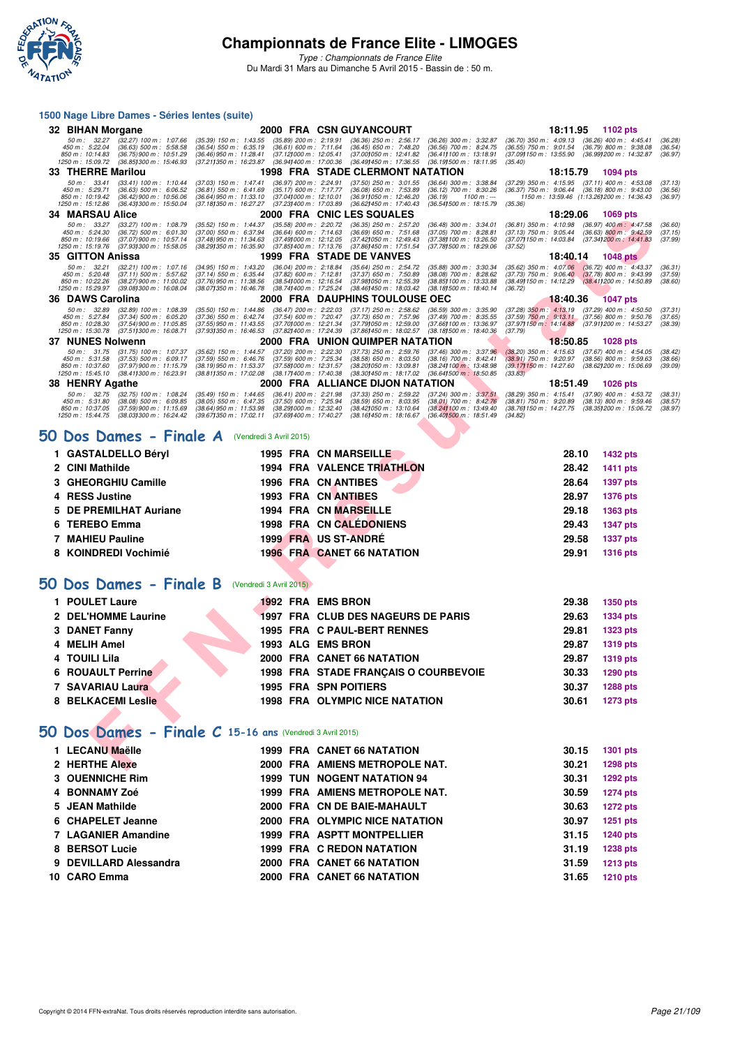# Championnats de France Elite - LIMOGES

*Type : Championnats de France Elite*
Du Mardi 31 Mars au Dimanche 5 Avril 2015 - Bassin de : 50 m.

## 1500 Nage Libre Dames - Séries lentes (suite)

| | Nom | Année | Nat | Club | Temps | Points |
|---|---|---|---|---|---|---|
| 32 | BIHAN Morgane | 2000 | FRA | CSN GUYANCOURT | 18:11.95 | 1102 pts |
| 33 | THERRE Marilou | 1998 | FRA | STADE CLERMONT NATATION | 18:15.79 | 1094 pts |
| 34 | MARSAU Alice | 2000 | FRA | CNIC LES SQUALES | 18:29.06 | 1069 pts |
| 35 | GITTON Anissa | 1999 | FRA | STADE DE VANVES | 18:40.14 | 1048 pts |
| 36 | DAWS Carolina | 2000 | FRA | DAUPHINS TOULOUSE OEC | 18:40.36 | 1047 pts |
| 37 | NUNES Nolwenn | 2000 | FRA | UNION QUIMPER NATATION | 18:50.85 | 1028 pts |
| 38 | HENRY Agathe | 2000 | FRA | ALLIANCE DIJON NATATION | 18:51.49 | 1026 pts |

**BIHAN Morgane** : 50 m : 32.27 (32.27) 100 m : 1:07.66 (35.39) 150 m : 1:43.55 (35.89) 200 m : 2:19.91 (36.36) 250 m : 2:56.17 (36.26) 300 m : 3:32.87 (36.70) 350 m : 4:09.13 (36.26) 400 m : 4:45.41 (36.28) 450 m : 5:22.04 (36.63) 500 m : 5:58.58 (36.54) 550 m : 6:35.19 (36.61) 600 m : 7:11.64 (36.45) 650 m : 7:48.20 (36.56) 700 m : 8:24.75 (36.55) 750 m : 9:01.54 (36.79) 800 m : 9:38.08 (36.54) 850 m : 10:14.83 (36.75) 900 m : 10:51.29 (36.46) 950 m : 11:28.41 (37.12) 1000 m : 12:05.41 (37.00) 1050 m : 12:41.82 (36.41) 1100 m : 13:18.91 (37.09) 1150 m : 13:55.90 (36.99) 1200 m : 14:32.87 (36.97) 1250 m : 15:09.72 (36.85) 1300 m : 15:46.93 (37.21) 1350 m : 16:23.87 (36.94) 1400 m : 17:00.36 (36.49) 1450 m : 17:36.55 (36.19) 1500 m : 18:11.95 (35.40)

**THERRE Marilou** : 50 m : 33.41 (33.41) 100 m : 1:10.44 (37.03) 150 m : 1:47.41 (36.97) 200 m : 2:24.91 (37.50) 250 m : 3:01.55 (36.64) 300 m : 3:38.84 (37.29) 350 m : 4:15.95 (37.11) 400 m : 4:53.08 (37.13) 450 m : 5:29.71 (36.63) 500 m : 6:06.52 (36.81) 550 m : 6:41.69 (35.17) 600 m : 7:17.77 (36.08) 650 m : 7:53.89 (36.12) 700 m : 8:30.26 (36.37) 750 m : 9:06.44 (36.18) 800 m : 9:43.00 (36.56) 850 m : 10:19.42 (36.42) 900 m : 10:56.06 (36.64) 950 m : 11:33.10 (37.04) 1000 m : 12:10.01 (36.91) 1050 m : 12:46.20 (36.19) 1100 m : --- 1150 m : 13:59.46 (1:13.26) 1200 m : 14:36.43 (36.97) 1250 m : 15:12.86 (36.43) 1300 m : 15:50.04 (37.18) 1350 m : 16:27.27 (37.23) 1400 m : 17:03.89 (36.62) 1450 m : 17:40.43 (36.54) 1500 m : 18:15.79 (35.36)

**MARSAU Alice** : 50 m : 33.27 (33.27) 100 m : 1:08.79 (35.52) 150 m : 1:44.37 (35.58) 200 m : 2:20.72 (36.35) 250 m : 2:57.20 (36.48) 300 m : 3:34.01 (36.81) 350 m : 4:10.98 (36.97) 400 m : 4:47.58 (36.60) 450 m : 5:24.30 (36.72) 500 m : 6:01.30 (37.00) 550 m : 6:37.94 (36.64) 600 m : 7:14.63 (36.69) 650 m : 7:51.68 (37.05) 700 m : 8:28.81 (37.13) 750 m : 9:05.44 (36.63) 800 m : 9:42.59 (37.15) 850 m : 10:19.66 (37.07) 900 m : 10:57.14 (37.48) 950 m : 11:34.63 (37.49) 1000 m : 12:12.05 (37.42) 1050 m : 12:49.43 (37.38) 1100 m : 13:26.50 (37.07) 1150 m : 14:03.84 (37.34) 1200 m : 14:41.83 (37.99) 1250 m : 15:19.76 (37.93) 1300 m : 15:58.05 (38.29) 1350 m : 16:35.90 (37.85) 1400 m : 17:13.76 (37.86) 1450 m : 17:51.54 (37.78) 1500 m : 18:29.06 (37.52)

**GITTON Anissa** : 50 m : 32.21 (32.21) 100 m : 1:07.16 (34.95) 150 m : 1:43.20 (36.04) 200 m : 2:18.84 (35.64) 250 m : 2:54.72 (35.88) 300 m : 3:30.34 (35.62) 350 m : 4:07.06 (36.72) 400 m : 4:43.37 (36.31) 450 m : 5:20.48 (37.11) 500 m : 5:57.62 (37.14) 550 m : 6:35.44 (37.82) 600 m : 7:12.81 (37.37) 650 m : 7:50.89 (38.08) 700 m : 8:28.62 (37.73) 750 m : 9:06.40 (37.78) 800 m : 9:43.99 (37.59) 850 m : 10:22.26 (38.27) 900 m : 11:00.02 (37.76) 950 m : 11:38.56 (38.54) 1000 m : 12:16.54 (37.98) 1050 m : 12:55.39 (38.85) 1100 m : 13:33.88 (38.49) 1150 m : 14:12.29 (38.41) 1200 m : 14:50.89 (38.60) 1250 m : 15:29.97 (39.08) 1300 m : 16:08.04 (38.07) 1350 m : 16:46.78 (38.74) 1400 m : 17:25.24 (38.46) 1450 m : 18:03.42 (38.18) 1500 m : 18:40.14 (36.72)

**DAWS Carolina** : 50 m : 32.89 (32.89) 100 m : 1:08.39 (35.50) 150 m : 1:44.86 (36.47) 200 m : 2:22.03 (37.17) 250 m : 2:58.62 (36.59) 300 m : 3:35.90 (37.28) 350 m : 4:13.19 (37.29) 400 m : 4:50.50 (37.31) 450 m : 5:27.84 (37.34) 500 m : 6:05.20 (37.36) 550 m : 6:42.74 (37.54) 600 m : 7:20.47 (37.73) 650 m : 7:57.96 (37.49) 700 m : 8:35.55 (37.59) 750 m : 9:13.11 (37.56) 800 m : 9:50.76 (37.65) 850 m : 10:28.30 (37.54) 900 m : 11:05.85 (37.55) 950 m : 11:43.55 (37.70) 1000 m : 12:21.34 (37.79) 1050 m : 12:59.00 (37.66) 1100 m : 13:36.97 (37.97) 1150 m : 14:14.88 (37.91) 1200 m : 14:53.27 (38.39) 1250 m : 15:30.78 (37.51) 1300 m : 16:08.71 (37.93) 1350 m : 16:46.53 (37.82) 1400 m : 17:24.39 (37.86) 1450 m : 18:02.57 (38.18) 1500 m : 18:40.36 (37.79)

**NUNES Nolwenn** : 50 m : 31.75 (31.75) 100 m : 1:07.37 (35.62) 150 m : 1:44.57 (37.20) 200 m : 2:22.30 (37.73) 250 m : 2:59.76 (37.46) 300 m : 3:37.96 (38.20) 350 m : 4:15.63 (37.67) 400 m : 4:54.05 (38.42) 450 m : 5:31.58 (37.53) 500 m : 6:09.17 (37.59) 550 m : 6:46.76 (37.59) 600 m : 7:25.34 (38.58) 650 m : 8:03.50 (38.16) 700 m : 8:42.41 (38.91) 750 m : 9:20.97 (38.56) 800 m : 9:59.63 (38.66) 850 m : 10:37.60 (37.97) 900 m : 11:15.79 (38.19) 950 m : 11:53.37 (37.58) 1000 m : 12:31.57 (38.20) 1050 m : 13:09.81 (38.24) 1100 m : 13:48.98 (39.17) 1150 m : 14:27.60 (38.62) 1200 m : 15:06.69 (39.09) 1250 m : 15:45.10 (38.41) 1300 m : 16:23.91 (38.81) 1350 m : 17:02.08 (38.17) 1400 m : 17:40.38 (38.30) 1450 m : 18:17.02 (36.64) 1500 m : 18:50.85 (33.83)

**HENRY Agathe** : 50 m : 32.75 (32.75) 100 m : 1:08.24 (35.49) 150 m : 1:44.65 (36.41) 200 m : 2:21.98 (37.33) 250 m : 2:59.22 (37.24) 300 m : 3:37.51 (38.29) 350 m : 4:15.41 (37.90) 400 m : 4:53.72 (38.31) 450 m : 5:31.80 (38.08) 500 m : 6:09.85 (38.05) 550 m : 6:47.35 (37.50) 600 m : 7:25.94 (38.59) 650 m : 8:03.95 (38.01) 700 m : 8:42.76 (38.81) 750 m : 9:20.89 (38.13) 800 m : 9:59.46 (38.57) 850 m : 10:37.05 (37.59) 900 m : 11:15.69 (38.64) 950 m : 11:53.98 (38.29) 1000 m : 12:32.40 (38.42) 1050 m : 13:10.64 (38.24) 1100 m : 13:49.40 (38.76) 1150 m : 14:27.75 (38.35) 1200 m : 15:06.72 (38.97) 1250 m : 15:44.75 (38.03) 1300 m : 16:24.42 (39.67) 1350 m : 17:02.11 (37.69) 1400 m : 17:40.27 (38.16) 1450 m : 18:16.67 (36.40) 1500 m : 18:51.49 (34.82)

## 50 Dos Dames - Finale A (Vendredi 3 Avril 2015)

| | Nom | Année | Nat | Club | Temps | Points |
|---|---|---|---|---|---|---|
| 1 | GASTALDELLO Béryl | 1995 | FRA | CN MARSEILLE | 28.10 | 1432 pts |
| 2 | CINI Mathilde | 1994 | FRA | VALENCE TRIATHLON | 28.42 | 1411 pts |
| 3 | GHEORGHIU Camille | 1996 | FRA | CN ANTIBES | 28.64 | 1397 pts |
| 4 | RESS Justine | 1993 | FRA | CN ANTIBES | 28.97 | 1376 pts |
| 5 | DE PREMILHAT Auriane | 1994 | FRA | CN MARSEILLE | 29.18 | 1363 pts |
| 6 | TEREBO Emma | 1998 | FRA | CN CALÉDONIENS | 29.43 | 1347 pts |
| 7 | MAHIEU Pauline | 1999 | FRA | US ST-ANDRÉ | 29.58 | 1337 pts |
| 8 | KOINDREDI Vochimié | 1996 | FRA | CANET 66 NATATION | 29.91 | 1316 pts |

## 50 Dos Dames - Finale B (Vendredi 3 Avril 2015)

| | Nom | Année | Nat | Club | Temps | Points |
|---|---|---|---|---|---|---|
| 1 | POULET Laure | 1992 | FRA | EMS BRON | 29.38 | 1350 pts |
| 2 | DEL'HOMME Laurine | 1997 | FRA | CLUB DES NAGEURS DE PARIS | 29.63 | 1334 pts |
| 3 | DANET Fanny | 1995 | FRA | C PAUL-BERT RENNES | 29.81 | 1323 pts |
| 4 | MELIH Amel | 1993 | ALG | EMS BRON | 29.87 | 1319 pts |
| 4 | TOUILI Lila | 2000 | FRA | CANET 66 NATATION | 29.87 | 1319 pts |
| 6 | ROUAULT Perrine | 1998 | FRA | STADE FRANÇAIS O COURBEVOIE | 30.33 | 1290 pts |
| 7 | SAVARIAU Laura | 1995 | FRA | SPN POITIERS | 30.37 | 1288 pts |
| 8 | BELKACEMI Leslie | 1998 | FRA | OLYMPIC NICE NATATION | 30.61 | 1273 pts |

## 50 Dos Dames - Finale C 15-16 ans (Vendredi 3 Avril 2015)

| | Nom | Année | Nat | Club | Temps | Points |
|---|---|---|---|---|---|---|
| 1 | LECANU Maëlle | 1999 | FRA | CANET 66 NATATION | 30.15 | 1301 pts |
| 2 | HERTHE Alexe | 2000 | FRA | AMIENS METROPOLE NAT. | 30.21 | 1298 pts |
| 3 | OUENNICHE Rim | 1999 | TUN | NOGENT NATATION 94 | 30.31 | 1292 pts |
| 4 | BONNAMY Zoé | 1999 | FRA | AMIENS METROPOLE NAT. | 30.59 | 1274 pts |
| 5 | JEAN Mathilde | 2000 | FRA | CN DE BAIE-MAHAULT | 30.63 | 1272 pts |
| 6 | CHAPELET Jeanne | 2000 | FRA | OLYMPIC NICE NATATION | 30.97 | 1251 pts |
| 7 | LAGANIER Amandine | 1999 | FRA | ASPTT MONTPELLIER | 31.15 | 1240 pts |
| 8 | BERSOT Lucie | 1999 | FRA | C REDON NATATION | 31.19 | 1238 pts |
| 9 | DEVILLARD Alessandra | 2000 | FRA | CANET 66 NATATION | 31.59 | 1213 pts |
| 10 | CARO Emma | 2000 | FRA | CANET 66 NATATION | 31.65 | 1210 pts |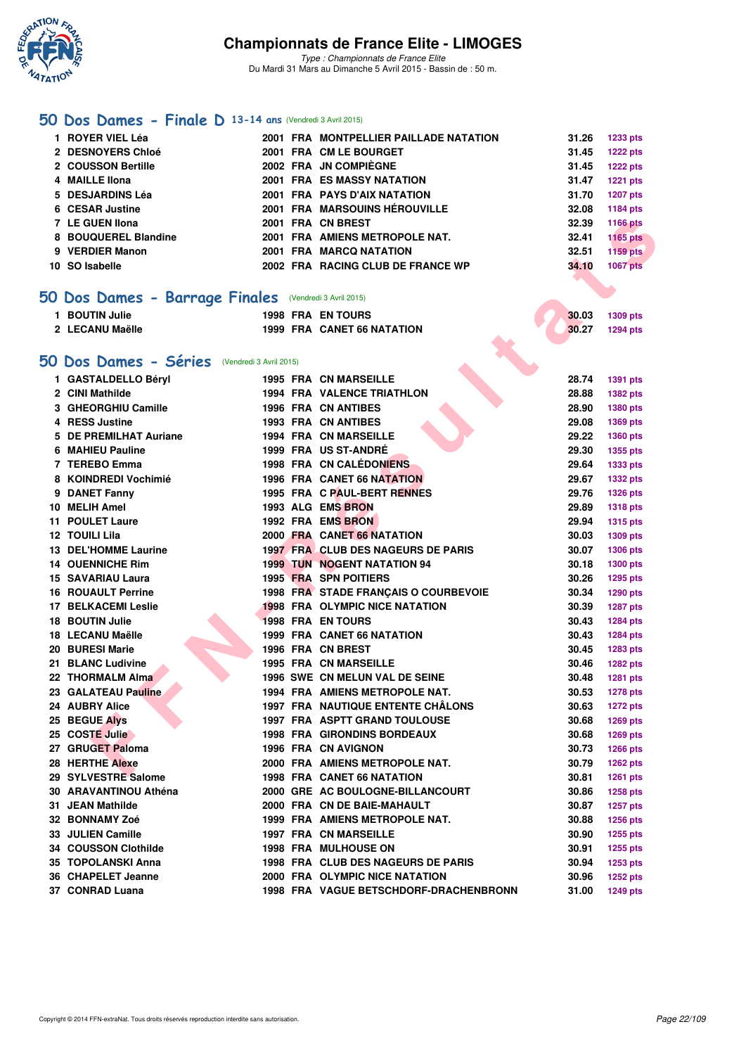# Championnats de France Elite - LIMOGES

*Type : Championnats de France Elite*
Du Mardi 31 Mars au Dimanche 5 Avril 2015 - Bassin de : 50 m.

## 50 Dos Dames - Finale D 13-14 ans (Vendredi 3 Avril 2015)

| | | | | | | |
|---|---|---|---|---|---|---|
| 1 | ROYER VIEL Léa | 2001 | FRA | MONTPELLIER PAILLADE NATATION | 31.26 | 1233 pts |
| 2 | DESNOYERS Chloé | 2001 | FRA | CM LE BOURGET | 31.45 | 1222 pts |
| 2 | COUSSON Bertille | 2002 | FRA | JN COMPIÈGNE | 31.45 | 1222 pts |
| 4 | MAILLE Ilona | 2001 | FRA | ES MASSY NATATION | 31.47 | 1221 pts |
| 5 | DESJARDINS Léa | 2001 | FRA | PAYS D'AIX NATATION | 31.70 | 1207 pts |
| 6 | CESAR Justine | 2001 | FRA | MARSOUINS HÉROUVILLE | 32.08 | 1184 pts |
| 7 | LE GUEN Ilona | 2001 | FRA | CN BREST | 32.39 | 1166 pts |
| 8 | BOUQUEREL Blandine | 2001 | FRA | AMIENS METROPOLE NAT. | 32.41 | 1165 pts |
| 9 | VERDIER Manon | 2001 | FRA | MARCQ NATATION | 32.51 | 1159 pts |
| 10 | SO Isabelle | 2002 | FRA | RACING CLUB DE FRANCE WP | 34.10 | 1067 pts |

## 50 Dos Dames - Barrage Finales (Vendredi 3 Avril 2015)

| | | | | | | |
|---|---|---|---|---|---|---|
| 1 | BOUTIN Julie | 1998 | FRA | EN TOURS | 30.03 | 1309 pts |
| 2 | LECANU Maëlle | 1999 | FRA | CANET 66 NATATION | 30.27 | 1294 pts |

## 50 Dos Dames - Séries (Vendredi 3 Avril 2015)

| | | | | | | |
|---|---|---|---|---|---|---|
| 1 | GASTALDELLO Béryl | 1995 | FRA | CN MARSEILLE | 28.74 | 1391 pts |
| 2 | CINI Mathilde | 1994 | FRA | VALENCE TRIATHLON | 28.88 | 1382 pts |
| 3 | GHEORGHIU Camille | 1996 | FRA | CN ANTIBES | 28.90 | 1380 pts |
| 4 | RESS Justine | 1993 | FRA | CN ANTIBES | 29.08 | 1369 pts |
| 5 | DE PREMILHAT Auriane | 1994 | FRA | CN MARSEILLE | 29.22 | 1360 pts |
| 6 | MAHIEU Pauline | 1999 | FRA | US ST-ANDRÉ | 29.30 | 1355 pts |
| 7 | TEREBO Emma | 1998 | FRA | CN CALÉDONIENS | 29.64 | 1333 pts |
| 8 | KOINDREDI Vochimié | 1996 | FRA | CANET 66 NATATION | 29.67 | 1332 pts |
| 9 | DANET Fanny | 1995 | FRA | C PAUL-BERT RENNES | 29.76 | 1326 pts |
| 10 | MELIH Amel | 1993 | ALG | EMS BRON | 29.89 | 1318 pts |
| 11 | POULET Laure | 1992 | FRA | EMS BRON | 29.94 | 1315 pts |
| 12 | TOUILI Lila | 2000 | FRA | CANET 66 NATATION | 30.03 | 1309 pts |
| 13 | DEL'HOMME Laurine | 1997 | FRA | CLUB DES NAGEURS DE PARIS | 30.07 | 1306 pts |
| 14 | OUENNICHE Rim | 1999 | TUN | NOGENT NATATION 94 | 30.18 | 1300 pts |
| 15 | SAVARIAU Laura | 1995 | FRA | SPN POITIERS | 30.26 | 1295 pts |
| 16 | ROUAULT Perrine | 1998 | FRA | STADE FRANÇAIS O COURBEVOIE | 30.34 | 1290 pts |
| 17 | BELKACEMI Leslie | 1998 | FRA | OLYMPIC NICE NATATION | 30.39 | 1287 pts |
| 18 | BOUTIN Julie | 1998 | FRA | EN TOURS | 30.43 | 1284 pts |
| 18 | LECANU Maëlle | 1999 | FRA | CANET 66 NATATION | 30.43 | 1284 pts |
| 20 | BURESI Marie | 1996 | FRA | CN BREST | 30.45 | 1283 pts |
| 21 | BLANC Ludivine | 1995 | FRA | CN MARSEILLE | 30.46 | 1282 pts |
| 22 | THORMALM Alma | 1996 | SWE | CN MELUN VAL DE SEINE | 30.48 | 1281 pts |
| 23 | GALATEAU Pauline | 1994 | FRA | AMIENS METROPOLE NAT. | 30.53 | 1278 pts |
| 24 | AUBRY Alice | 1997 | FRA | NAUTIQUE ENTENTE CHÂLONS | 30.63 | 1272 pts |
| 25 | BEGUE Alys | 1997 | FRA | ASPTT GRAND TOULOUSE | 30.68 | 1269 pts |
| 25 | COSTE Julie | 1998 | FRA | GIRONDINS BORDEAUX | 30.68 | 1269 pts |
| 27 | GRUGET Paloma | 1996 | FRA | CN AVIGNON | 30.73 | 1266 pts |
| 28 | HERTHE Alexe | 2000 | FRA | AMIENS METROPOLE NAT. | 30.79 | 1262 pts |
| 29 | SYLVESTRE Salome | 1998 | FRA | CANET 66 NATATION | 30.81 | 1261 pts |
| 30 | ARAVANTINOU Athéna | 2000 | GRE | AC BOULOGNE-BILLANCOURT | 30.86 | 1258 pts |
| 31 | JEAN Mathilde | 2000 | FRA | CN DE BAIE-MAHAULT | 30.87 | 1257 pts |
| 32 | BONNAMY Zoé | 1999 | FRA | AMIENS METROPOLE NAT. | 30.88 | 1256 pts |
| 33 | JULIEN Camille | 1997 | FRA | CN MARSEILLE | 30.90 | 1255 pts |
| 34 | COUSSON Clothilde | 1998 | FRA | MULHOUSE ON | 30.91 | 1255 pts |
| 35 | TOPOLANSKI Anna | 1998 | FRA | CLUB DES NAGEURS DE PARIS | 30.94 | 1253 pts |
| 36 | CHAPELET Jeanne | 2000 | FRA | OLYMPIC NICE NATATION | 30.96 | 1252 pts |
| 37 | CONRAD Luana | 1998 | FRA | VAGUE BETSCHDORF-DRACHENBRONN | 31.00 | 1249 pts |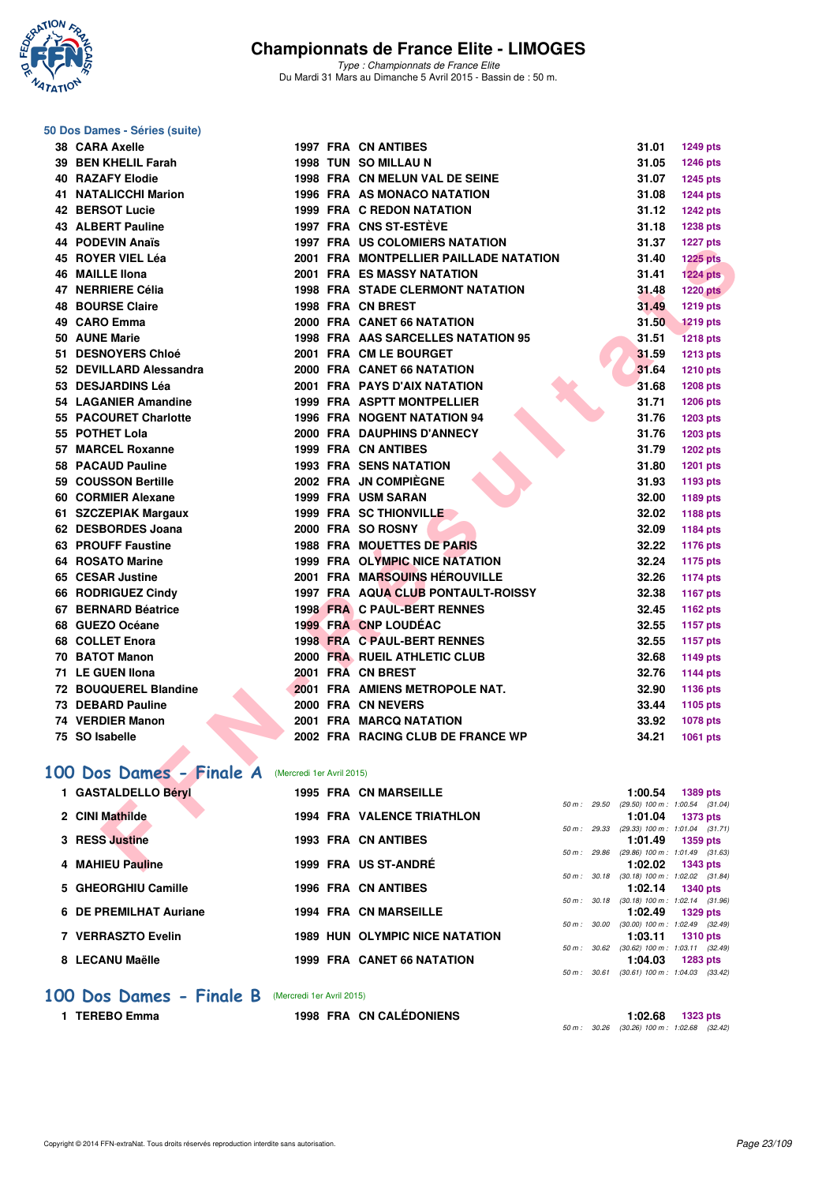# Championnats de France Elite - LIMOGES

*Type : Championnats de France Elite*
Du Mardi 31 Mars au Dimanche 5 Avril 2015 - Bassin de : 50 m.

## 50 Dos Dames - Séries (suite)

| | | | | | | |
|---|---|---|---|---|---|---|
| 38 | CARA Axelle | 1997 | FRA | CN ANTIBES | 31.01 | 1249 pts |
| 39 | BEN KHELIL Farah | 1998 | TUN | SO MILLAU N | 31.05 | 1246 pts |
| 40 | RAZAFY Elodie | 1998 | FRA | CN MELUN VAL DE SEINE | 31.07 | 1245 pts |
| 41 | NATALICCHI Marion | 1996 | FRA | AS MONACO NATATION | 31.08 | 1244 pts |
| 42 | BERSOT Lucie | 1999 | FRA | C REDON NATATION | 31.12 | 1242 pts |
| 43 | ALBERT Pauline | 1997 | FRA | CNS ST-ESTÈVE | 31.18 | 1238 pts |
| 44 | PODEVIN Anaïs | 1997 | FRA | US COLOMIERS NATATION | 31.37 | 1227 pts |
| 45 | ROYER VIEL Léa | 2001 | FRA | MONTPELLIER PAILLADE NATATION | 31.40 | 1225 pts |
| 46 | MAILLE Ilona | 2001 | FRA | ES MASSY NATATION | 31.41 | 1224 pts |
| 47 | NERRIERE Célia | 1998 | FRA | STADE CLERMONT NATATION | 31.48 | 1220 pts |
| 48 | BOURSE Claire | 1998 | FRA | CN BREST | 31.49 | 1219 pts |
| 49 | CARO Emma | 2000 | FRA | CANET 66 NATATION | 31.50 | 1219 pts |
| 50 | AUNE Marie | 1998 | FRA | AAS SARCELLES NATATION 95 | 31.51 | 1218 pts |
| 51 | DESNOYERS Chloé | 2001 | FRA | CM LE BOURGET | 31.59 | 1213 pts |
| 52 | DEVILLARD Alessandra | 2000 | FRA | CANET 66 NATATION | 31.64 | 1210 pts |
| 53 | DESJARDINS Léa | 2001 | FRA | PAYS D'AIX NATATION | 31.68 | 1208 pts |
| 54 | LAGANIER Amandine | 1999 | FRA | ASPTT MONTPELLIER | 31.71 | 1206 pts |
| 55 | PACOURET Charlotte | 1996 | FRA | NOGENT NATATION 94 | 31.76 | 1203 pts |
| 55 | POTHET Lola | 2000 | FRA | DAUPHINS D'ANNECY | 31.76 | 1203 pts |
| 57 | MARCEL Roxanne | 1999 | FRA | CN ANTIBES | 31.79 | 1202 pts |
| 58 | PACAUD Pauline | 1993 | FRA | SENS NATATION | 31.80 | 1201 pts |
| 59 | COUSSON Bertille | 2002 | FRA | JN COMPIÈGNE | 31.93 | 1193 pts |
| 60 | CORMIER Alexane | 1999 | FRA | USM SARAN | 32.00 | 1189 pts |
| 61 | SZCZEPIAK Margaux | 1999 | FRA | SC THIONVILLE | 32.02 | 1188 pts |
| 62 | DESBORDES Joana | 2000 | FRA | SO ROSNY | 32.09 | 1184 pts |
| 63 | PROUFF Faustine | 1988 | FRA | MOUETTES DE PARIS | 32.22 | 1176 pts |
| 64 | ROSATO Marine | 1999 | FRA | OLYMPIC NICE NATATION | 32.24 | 1175 pts |
| 65 | CESAR Justine | 2001 | FRA | MARSOUINS HÉROUVILLE | 32.26 | 1174 pts |
| 66 | RODRIGUEZ Cindy | 1997 | FRA | AQUA CLUB PONTAULT-ROISSY | 32.38 | 1167 pts |
| 67 | BERNARD Béatrice | 1998 | FRA | C PAUL-BERT RENNES | 32.45 | 1162 pts |
| 68 | GUEZO Océane | 1999 | FRA | CNP LOUDÉAC | 32.55 | 1157 pts |
| 68 | COLLET Enora | 1998 | FRA | C PAUL-BERT RENNES | 32.55 | 1157 pts |
| 70 | BATOT Manon | 2000 | FRA | RUEIL ATHLETIC CLUB | 32.68 | 1149 pts |
| 71 | LE GUEN Ilona | 2001 | FRA | CN BREST | 32.76 | 1144 pts |
| 72 | BOUQUEREL Blandine | 2001 | FRA | AMIENS METROPOLE NAT. | 32.90 | 1136 pts |
| 73 | DEBARD Pauline | 2000 | FRA | CN NEVERS | 33.44 | 1105 pts |
| 74 | VERDIER Manon | 2001 | FRA | MARCQ NATATION | 33.92 | 1078 pts |
| 75 | SO Isabelle | 2002 | FRA | RACING CLUB DE FRANCE WP | 34.21 | 1061 pts |

## 100 Dos Dames - Finale A (Mercredi 1er Avril 2015)

| | | | | | | | |
|---|---|---|---|---|---|---|---|
| 1 | GASTALDELLO Béryl | 1995 | FRA | CN MARSEILLE | 1:00.54 | 1389 pts | 50 m : 29.50 (29.50) 100 m : 1:00.54 (31.04) |
| 2 | CINI Mathilde | 1994 | FRA | VALENCE TRIATHLON | 1:01.04 | 1373 pts | 50 m : 29.33 (29.33) 100 m : 1:01.04 (31.71) |
| 3 | RESS Justine | 1993 | FRA | CN ANTIBES | 1:01.49 | 1359 pts | 50 m : 29.86 (29.86) 100 m : 1:01.49 (31.63) |
| 4 | MAHIEU Pauline | 1999 | FRA | US ST-ANDRÉ | 1:02.02 | 1343 pts | 50 m : 30.18 (30.18) 100 m : 1:02.02 (31.84) |
| 5 | GHEORGHIU Camille | 1996 | FRA | CN ANTIBES | 1:02.14 | 1340 pts | 50 m : 30.18 (30.18) 100 m : 1:02.14 (31.96) |
| 6 | DE PREMILHAT Auriane | 1994 | FRA | CN MARSEILLE | 1:02.49 | 1329 pts | 50 m : 30.00 (30.00) 100 m : 1:02.49 (32.49) |
| 7 | VERRASZTO Evelin | 1989 | HUN | OLYMPIC NICE NATATION | 1:03.11 | 1310 pts | 50 m : 30.62 (30.62) 100 m : 1:03.11 (32.49) |
| 8 | LECANU Maëlle | 1999 | FRA | CANET 66 NATATION | 1:04.03 | 1283 pts | 50 m : 30.61 (30.61) 100 m : 1:04.03 (33.42) |

## 100 Dos Dames - Finale B (Mercredi 1er Avril 2015)

| | | | | | | | |
|---|---|---|---|---|---|---|---|
| 1 | TEREBO Emma | 1998 | FRA | CN CALÉDONIENS | 1:02.68 | 1323 pts | 50 m : 30.26 (30.26) 100 m : 1:02.68 (32.42) |

Copyright © 2014 FFN-extraNat. Tous droits réservés reproduction interdite sans autorisation.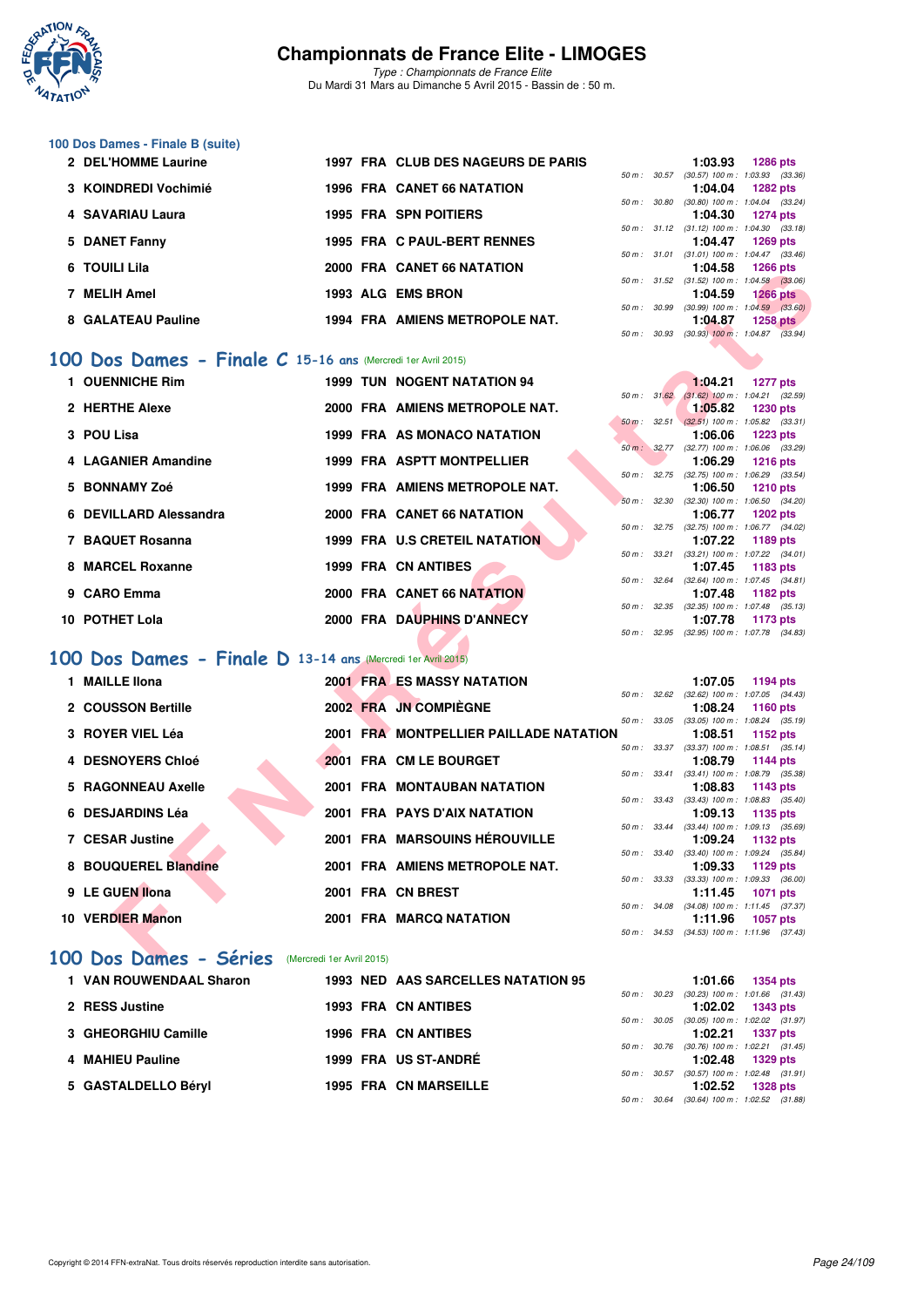### 100 Dos Dames - Finale B (suite)

| Rang | Nom | Année | Nat | Club | Temps | Points | Splits |
|---|---|---|---|---|---|---|---|
| 2 | DEL'HOMME Laurine | 1997 | FRA | CLUB DES NAGEURS DE PARIS | 1:03.93 | 1286 pts | 50 m : 30.57 (30.57) 100 m : 1:03.93 (33.36) |
| 3 | KOINDREDI Vochimié | 1996 | FRA | CANET 66 NATATION | 1:04.04 | 1282 pts | 50 m : 30.80 (30.80) 100 m : 1:04.04 (33.24) |
| 4 | SAVARIAU Laura | 1995 | FRA | SPN POITIERS | 1:04.30 | 1274 pts | 50 m : 31.12 (31.12) 100 m : 1:04.30 (33.18) |
| 5 | DANET Fanny | 1995 | FRA | C PAUL-BERT RENNES | 1:04.47 | 1269 pts | 50 m : 31.01 (31.01) 100 m : 1:04.47 (33.46) |
| 6 | TOUILI Lila | 2000 | FRA | CANET 66 NATATION | 1:04.58 | 1266 pts | 50 m : 31.52 (31.52) 100 m : 1:04.58 (33.06) |
| 7 | MELIH Amel | 1993 | ALG | EMS BRON | 1:04.59 | 1266 pts | 50 m : 30.99 (30.99) 100 m : 1:04.59 (33.60) |
| 8 | GALATEAU Pauline | 1994 | FRA | AMIENS METROPOLE NAT. | 1:04.87 | 1258 pts | 50 m : 30.93 (30.93) 100 m : 1:04.87 (33.94) |

## 100 Dos Dames - Finale C 15-16 ans (Mercredi 1er Avril 2015)

| Rang | Nom | Année | Nat | Club | Temps | Points | Splits |
|---|---|---|---|---|---|---|---|
| 1 | OUENNICHE Rim | 1999 | TUN | NOGENT NATATION 94 | 1:04.21 | 1277 pts | 50 m : 31.62 (31.62) 100 m : 1:04.21 (32.59) |
| 2 | HERTHE Alexe | 2000 | FRA | AMIENS METROPOLE NAT. | 1:05.82 | 1230 pts | 50 m : 32.51 (32.51) 100 m : 1:05.82 (33.31) |
| 3 | POU Lisa | 1999 | FRA | AS MONACO NATATION | 1:06.06 | 1223 pts | 50 m : 32.77 (32.77) 100 m : 1:06.06 (33.29) |
| 4 | LAGANIER Amandine | 1999 | FRA | ASPTT MONTPELLIER | 1:06.29 | 1216 pts | 50 m : 32.75 (32.75) 100 m : 1:06.29 (33.54) |
| 5 | BONNAMY Zoé | 1999 | FRA | AMIENS METROPOLE NAT. | 1:06.50 | 1210 pts | 50 m : 32.30 (32.30) 100 m : 1:06.50 (34.20) |
| 6 | DEVILLARD Alessandra | 2000 | FRA | CANET 66 NATATION | 1:06.77 | 1202 pts | 50 m : 32.75 (32.75) 100 m : 1:06.77 (34.02) |
| 7 | BAQUET Rosanna | 1999 | FRA | U.S CRETEIL NATATION | 1:07.22 | 1189 pts | 50 m : 33.21 (33.21) 100 m : 1:07.22 (34.01) |
| 8 | MARCEL Roxanne | 1999 | FRA | CN ANTIBES | 1:07.45 | 1183 pts | 50 m : 32.64 (32.64) 100 m : 1:07.45 (34.81) |
| 9 | CARO Emma | 2000 | FRA | CANET 66 NATATION | 1:07.48 | 1182 pts | 50 m : 32.35 (32.35) 100 m : 1:07.48 (35.13) |
| 10 | POTHET Lola | 2000 | FRA | DAUPHINS D'ANNECY | 1:07.78 | 1173 pts | 50 m : 32.95 (32.95) 100 m : 1:07.78 (34.83) |

## 100 Dos Dames - Finale D 13-14 ans (Mercredi 1er Avril 2015)

| Rang | Nom | Année | Nat | Club | Temps | Points | Splits |
|---|---|---|---|---|---|---|---|
| 1 | MAILLE Ilona | 2001 | FRA | ES MASSY NATATION | 1:07.05 | 1194 pts | 50 m : 32.62 (32.62) 100 m : 1:07.05 (34.43) |
| 2 | COUSSON Bertille | 2002 | FRA | JN COMPIÈGNE | 1:08.24 | 1160 pts | 50 m : 33.05 (33.05) 100 m : 1:08.24 (35.19) |
| 3 | ROYER VIEL Léa | 2001 | FRA | MONTPELLIER PAILLADE NATATION | 1:08.51 | 1152 pts | 50 m : 33.37 (33.37) 100 m : 1:08.51 (35.14) |
| 4 | DESNOYERS Chloé | 2001 | FRA | CM LE BOURGET | 1:08.79 | 1144 pts | 50 m : 33.41 (33.41) 100 m : 1:08.79 (35.38) |
| 5 | RAGONNEAU Axelle | 2001 | FRA | MONTAUBAN NATATION | 1:08.83 | 1143 pts | 50 m : 33.43 (33.43) 100 m : 1:08.83 (35.40) |
| 6 | DESJARDINS Léa | 2001 | FRA | PAYS D'AIX NATATION | 1:09.13 | 1135 pts | 50 m : 33.44 (33.44) 100 m : 1:09.13 (35.69) |
| 7 | CESAR Justine | 2001 | FRA | MARSOUINS HÉROUVILLE | 1:09.24 | 1132 pts | 50 m : 33.40 (33.40) 100 m : 1:09.24 (35.84) |
| 8 | BOUQUEREL Blandine | 2001 | FRA | AMIENS METROPOLE NAT. | 1:09.33 | 1129 pts | 50 m : 33.33 (33.33) 100 m : 1:09.33 (36.00) |
| 9 | LE GUEN Ilona | 2001 | FRA | CN BREST | 1:11.45 | 1071 pts | 50 m : 34.08 (34.08) 100 m : 1:11.45 (37.37) |
| 10 | VERDIER Manon | 2001 | FRA | MARCQ NATATION | 1:11.96 | 1057 pts | 50 m : 34.53 (34.53) 100 m : 1:11.96 (37.43) |

## 100 Dos Dames - Séries (Mercredi 1er Avril 2015)

| Rang | Nom | Année | Nat | Club | Temps | Points | Splits |
|---|---|---|---|---|---|---|---|
| 1 | VAN ROUWENDAAL Sharon | 1993 | NED | AAS SARCELLES NATATION 95 | 1:01.66 | 1354 pts | 50 m : 30.23 (30.23) 100 m : 1:01.66 (31.43) |
| 2 | RESS Justine | 1993 | FRA | CN ANTIBES | 1:02.02 | 1343 pts | 50 m : 30.05 (30.05) 100 m : 1:02.02 (31.97) |
| 3 | GHEORGHIU Camille | 1996 | FRA | CN ANTIBES | 1:02.21 | 1337 pts | 50 m : 30.76 (30.76) 100 m : 1:02.21 (31.45) |
| 4 | MAHIEU Pauline | 1999 | FRA | US ST-ANDRÉ | 1:02.48 | 1329 pts | 50 m : 30.57 (30.57) 100 m : 1:02.48 (31.91) |
| 5 | GASTALDELLO Béryl | 1995 | FRA | CN MARSEILLE | 1:02.52 | 1328 pts | 50 m : 30.64 (30.64) 100 m : 1:02.52 (31.88) |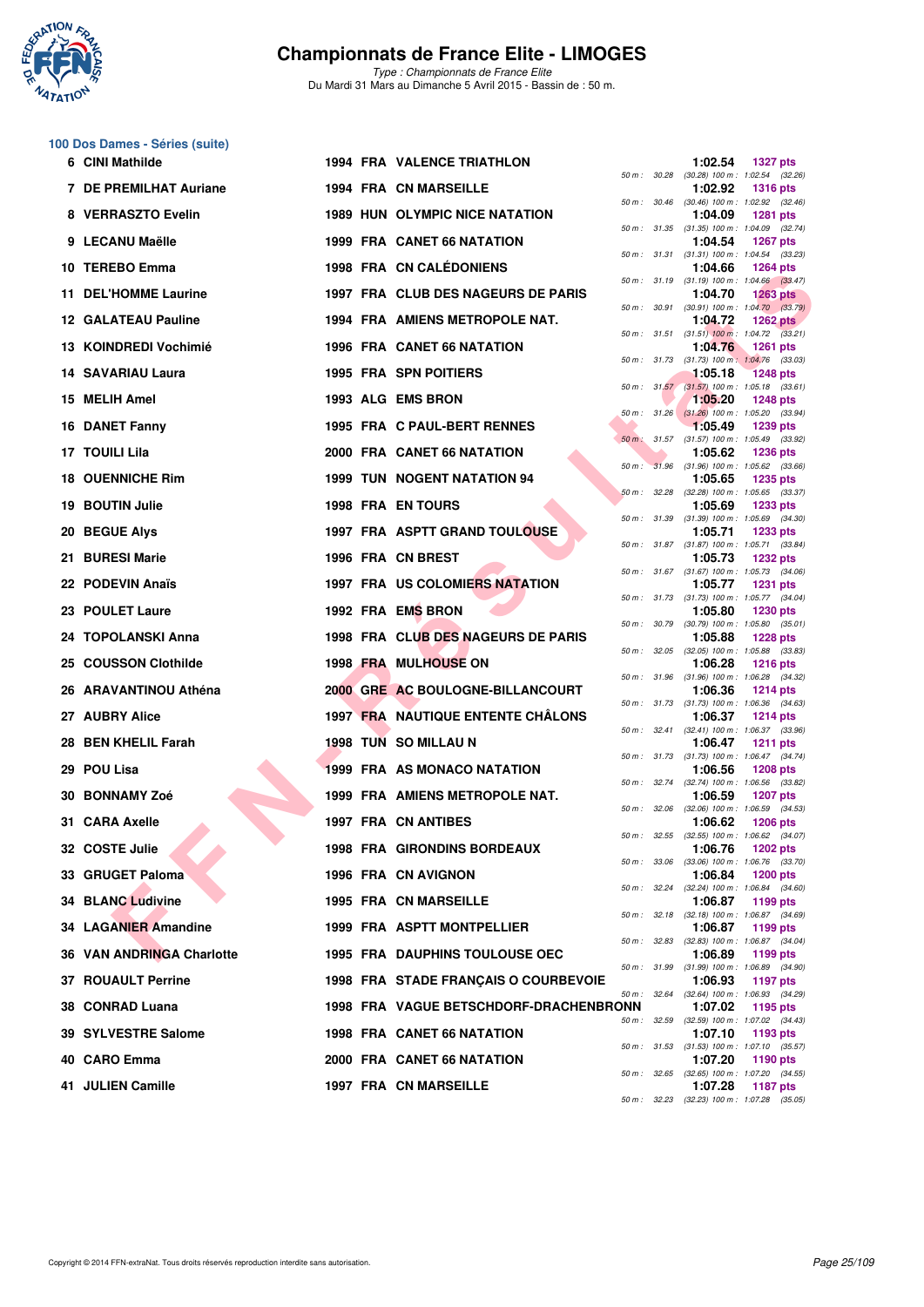# Championnats de France Elite - LIMOGES

*Type : Championnats de France Elite*
Du Mardi 31 Mars au Dimanche 5 Avril 2015 - Bassin de : 50 m.

## 100 Dos Dames - Séries (suite)

| Rang | Nom | Année | Nation | Club | Temps | Points | 50 m | 100 m |
|---|---|---|---|---|---|---|---|---|
| 6 | CINI Mathilde | 1994 | FRA | VALENCE TRIATHLON | 1:02.54 | 1327 pts | 30.28 | (30.28) 1:02.54 (32.26) |
| 7 | DE PREMILHAT Auriane | 1994 | FRA | CN MARSEILLE | 1:02.92 | 1316 pts | 30.46 | (30.46) 1:02.92 (32.46) |
| 8 | VERRASZTO Evelin | 1989 | HUN | OLYMPIC NICE NATATION | 1:04.09 | 1281 pts | 31.35 | (31.35) 1:04.09 (32.74) |
| 9 | LECANU Maëlle | 1999 | FRA | CANET 66 NATATION | 1:04.54 | 1267 pts | 31.31 | (31.31) 1:04.54 (33.23) |
| 10 | TEREBO Emma | 1998 | FRA | CN CALÉDONIENS | 1:04.66 | 1264 pts | 31.19 | (31.19) 1:04.66 (33.47) |
| 11 | DEL'HOMME Laurine | 1997 | FRA | CLUB DES NAGEURS DE PARIS | 1:04.70 | 1263 pts | 30.91 | (30.91) 1:04.70 (33.79) |
| 12 | GALATEAU Pauline | 1994 | FRA | AMIENS METROPOLE NAT. | 1:04.72 | 1262 pts | 31.51 | (31.51) 1:04.72 (33.21) |
| 13 | KOINDREDI Vochimié | 1996 | FRA | CANET 66 NATATION | 1:04.76 | 1261 pts | 31.73 | (31.73) 1:04.76 (33.03) |
| 14 | SAVARIAU Laura | 1995 | FRA | SPN POITIERS | 1:05.18 | 1248 pts | 31.57 | (31.57) 1:05.18 (33.61) |
| 15 | MELIH Amel | 1993 | ALG | EMS BRON | 1:05.20 | 1248 pts | 31.26 | (31.26) 1:05.20 (33.94) |
| 16 | DANET Fanny | 1995 | FRA | C PAUL-BERT RENNES | 1:05.49 | 1239 pts | 31.57 | (31.57) 1:05.49 (33.92) |
| 17 | TOUILI Lila | 2000 | FRA | CANET 66 NATATION | 1:05.62 | 1236 pts | 31.96 | (31.96) 1:05.62 (33.66) |
| 18 | OUENNICHE Rim | 1999 | TUN | NOGENT NATATION 94 | 1:05.65 | 1235 pts | 32.28 | (32.28) 1:05.65 (33.37) |
| 19 | BOUTIN Julie | 1998 | FRA | EN TOURS | 1:05.69 | 1233 pts | 31.39 | (31.39) 1:05.69 (34.30) |
| 20 | BEGUE Alys | 1997 | FRA | ASPTT GRAND TOULOUSE | 1:05.71 | 1233 pts | 31.87 | (31.87) 1:05.71 (33.84) |
| 21 | BURESI Marie | 1996 | FRA | CN BREST | 1:05.73 | 1232 pts | 31.67 | (31.67) 1:05.73 (34.06) |
| 22 | PODEVIN Anaïs | 1997 | FRA | US COLOMIERS NATATION | 1:05.77 | 1231 pts | 31.73 | (31.73) 1:05.77 (34.04) |
| 23 | POULET Laure | 1992 | FRA | EMS BRON | 1:05.80 | 1230 pts | 30.79 | (30.79) 1:05.80 (35.01) |
| 24 | TOPOLANSKI Anna | 1998 | FRA | CLUB DES NAGEURS DE PARIS | 1:05.88 | 1228 pts | 32.05 | (32.05) 1:05.88 (33.83) |
| 25 | COUSSON Clothilde | 1998 | FRA | MULHOUSE ON | 1:06.28 | 1216 pts | 31.96 | (31.96) 1:06.28 (34.32) |
| 26 | ARAVANTINOU Athéna | 2000 | GRE | AC BOULOGNE-BILLANCOURT | 1:06.36 | 1214 pts | 31.73 | (31.73) 1:06.36 (34.63) |
| 27 | AUBRY Alice | 1997 | FRA | NAUTIQUE ENTENTE CHÂLONS | 1:06.37 | 1214 pts | 32.41 | (32.41) 1:06.37 (33.96) |
| 28 | BEN KHELIL Farah | 1998 | TUN | SO MILLAU N | 1:06.47 | 1211 pts | 31.73 | (31.73) 1:06.47 (34.74) |
| 29 | POU Lisa | 1999 | FRA | AS MONACO NATATION | 1:06.56 | 1208 pts | 32.74 | (32.74) 1:06.56 (33.82) |
| 30 | BONNAMY Zoé | 1999 | FRA | AMIENS METROPOLE NAT. | 1:06.59 | 1207 pts | 32.06 | (32.06) 1:06.59 (34.53) |
| 31 | CARA Axelle | 1997 | FRA | CN ANTIBES | 1:06.62 | 1206 pts | 32.55 | (32.55) 1:06.62 (34.07) |
| 32 | COSTE Julie | 1998 | FRA | GIRONDINS BORDEAUX | 1:06.76 | 1202 pts | 33.06 | (33.06) 1:06.76 (33.70) |
| 33 | GRUGET Paloma | 1996 | FRA | CN AVIGNON | 1:06.84 | 1200 pts | 32.24 | (32.24) 1:06.84 (34.60) |
| 34 | BLANC Ludivine | 1995 | FRA | CN MARSEILLE | 1:06.87 | 1199 pts | 32.18 | (32.18) 1:06.87 (34.69) |
| 34 | LAGANIER Amandine | 1999 | FRA | ASPTT MONTPELLIER | 1:06.87 | 1199 pts | 32.83 | (32.83) 1:06.87 (34.04) |
| 36 | VAN ANDRINGA Charlotte | 1995 | FRA | DAUPHINS TOULOUSE OEC | 1:06.89 | 1199 pts | 31.99 | (31.99) 1:06.89 (34.90) |
| 37 | ROUAULT Perrine | 1998 | FRA | STADE FRANÇAIS O COURBEVOIE | 1:06.93 | 1197 pts | 32.64 | (32.64) 1:06.93 (34.29) |
| 38 | CONRAD Luana | 1998 | FRA | VAGUE BETSCHDORF-DRACHENBRONN | 1:07.02 | 1195 pts | 32.59 | (32.59) 1:07.02 (34.43) |
| 39 | SYLVESTRE Salome | 1998 | FRA | CANET 66 NATATION | 1:07.10 | 1193 pts | 31.53 | (31.53) 1:07.10 (35.57) |
| 40 | CARO Emma | 2000 | FRA | CANET 66 NATATION | 1:07.20 | 1190 pts | 32.65 | (32.65) 1:07.20 (34.55) |
| 41 | JULIEN Camille | 1997 | FRA | CN MARSEILLE | 1:07.28 | 1187 pts | 32.23 | (32.23) 1:07.28 (35.05) |

Copyright © 2014 FFN-extraNat. Tous droits réservés reproduction interdite sans autorisation.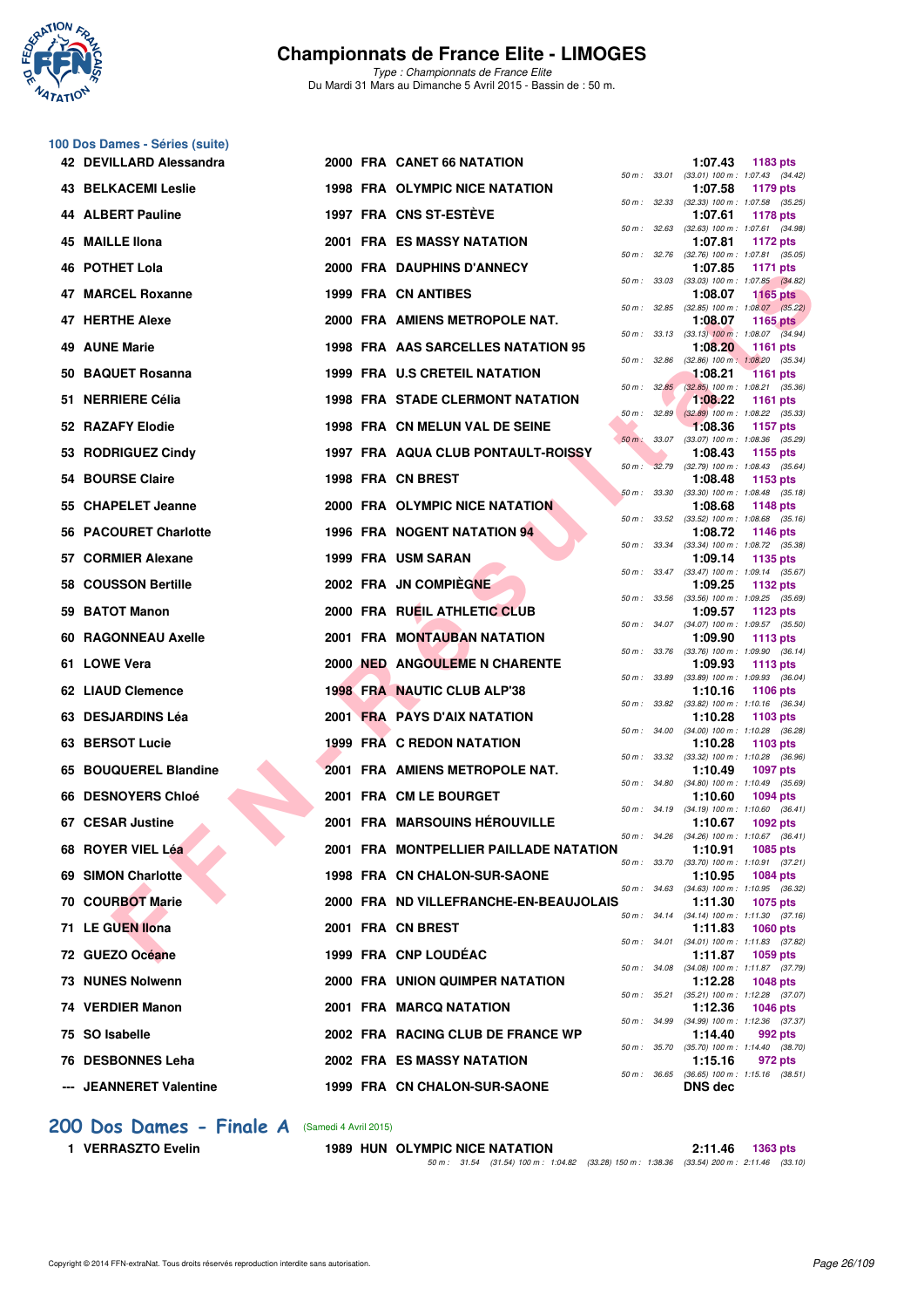# Championnats de France Elite - LIMOGES

*Type : Championnats de France Elite*
Du Mardi 31 Mars au Dimanche 5 Avril 2015 - Bassin de : 50 m.

## 100 Dos Dames - Séries (suite)

| Rang | Nom | Année | Nat | Club | Temps | Points | Splits |
|---|---|---|---|---|---|---|---|
| 42 | DEVILLARD Alessandra | 2000 | FRA | CANET 66 NATATION | 1:07.43 | 1183 pts | 50 m : 33.01 (33.01) 100 m : 1:07.43 (34.42) |
| 43 | BELKACEMI Leslie | 1998 | FRA | OLYMPIC NICE NATATION | 1:07.58 | 1179 pts | 50 m : 32.33 (32.33) 100 m : 1:07.58 (35.25) |
| 44 | ALBERT Pauline | 1997 | FRA | CNS ST-ESTÈVE | 1:07.61 | 1178 pts | 50 m : 32.63 (32.63) 100 m : 1:07.61 (34.98) |
| 45 | MAILLE Ilona | 2001 | FRA | ES MASSY NATATION | 1:07.81 | 1172 pts | 50 m : 32.76 (32.76) 100 m : 1:07.81 (35.05) |
| 46 | POTHET Lola | 2000 | FRA | DAUPHINS D'ANNECY | 1:07.85 | 1171 pts | 50 m : 33.03 (33.03) 100 m : 1:07.85 (34.82) |
| 47 | MARCEL Roxanne | 1999 | FRA | CN ANTIBES | 1:08.07 | 1165 pts | 50 m : 32.85 (32.85) 100 m : 1:08.07 (35.22) |
| 47 | HERTHE Alexe | 2000 | FRA | AMIENS METROPOLE NAT. | 1:08.07 | 1165 pts | 50 m : 33.13 (33.13) 100 m : 1:08.07 (34.94) |
| 49 | AUNE Marie | 1998 | FRA | AAS SARCELLES NATATION 95 | 1:08.20 | 1161 pts | 50 m : 32.86 (32.86) 100 m : 1:08.20 (35.34) |
| 50 | BAQUET Rosanna | 1999 | FRA | U.S CRETEIL NATATION | 1:08.21 | 1161 pts | 50 m : 32.85 (32.85) 100 m : 1:08.21 (35.36) |
| 51 | NERRIERE Célia | 1998 | FRA | STADE CLERMONT NATATION | 1:08.22 | 1161 pts | 50 m : 32.89 (32.89) 100 m : 1:08.22 (35.33) |
| 52 | RAZAFY Elodie | 1998 | FRA | CN MELUN VAL DE SEINE | 1:08.36 | 1157 pts | 50 m : 33.07 (33.07) 100 m : 1:08.36 (35.29) |
| 53 | RODRIGUEZ Cindy | 1997 | FRA | AQUA CLUB PONTAULT-ROISSY | 1:08.43 | 1155 pts | 50 m : 32.79 (32.79) 100 m : 1:08.43 (35.64) |
| 54 | BOURSE Claire | 1998 | FRA | CN BREST | 1:08.48 | 1153 pts | 50 m : 33.30 (33.30) 100 m : 1:08.48 (35.18) |
| 55 | CHAPELET Jeanne | 2000 | FRA | OLYMPIC NICE NATATION | 1:08.68 | 1148 pts | 50 m : 33.52 (33.52) 100 m : 1:08.68 (35.16) |
| 56 | PACOURET Charlotte | 1996 | FRA | NOGENT NATATION 94 | 1:08.72 | 1146 pts | 50 m : 33.34 (33.34) 100 m : 1:08.72 (35.38) |
| 57 | CORMIER Alexane | 1999 | FRA | USM SARAN | 1:09.14 | 1135 pts | 50 m : 33.47 (33.47) 100 m : 1:09.14 (35.67) |
| 58 | COUSSON Bertille | 2002 | FRA | JN COMPIÈGNE | 1:09.25 | 1132 pts | 50 m : 33.56 (33.56) 100 m : 1:09.25 (35.69) |
| 59 | BATOT Manon | 2000 | FRA | RUEIL ATHLETIC CLUB | 1:09.57 | 1123 pts | 50 m : 34.07 (34.07) 100 m : 1:09.57 (35.50) |
| 60 | RAGONNEAU Axelle | 2001 | FRA | MONTAUBAN NATATION | 1:09.90 | 1113 pts | 50 m : 33.76 (33.76) 100 m : 1:09.90 (36.14) |
| 61 | LOWE Vera | 2000 | NED | ANGOULEME N CHARENTE | 1:09.93 | 1113 pts | 50 m : 33.89 (33.89) 100 m : 1:09.93 (36.04) |
| 62 | LIAUD Clemence | 1998 | FRA | NAUTIC CLUB ALP'38 | 1:10.16 | 1106 pts | 50 m : 33.82 (33.82) 100 m : 1:10.16 (36.34) |
| 63 | DESJARDINS Léa | 2001 | FRA | PAYS D'AIX NATATION | 1:10.28 | 1103 pts | 50 m : 34.00 (34.00) 100 m : 1:10.28 (36.28) |
| 63 | BERSOT Lucie | 1999 | FRA | C REDON NATATION | 1:10.28 | 1103 pts | 50 m : 33.32 (33.32) 100 m : 1:10.28 (36.96) |
| 65 | BOUQUEREL Blandine | 2001 | FRA | AMIENS METROPOLE NAT. | 1:10.49 | 1097 pts | 50 m : 34.80 (34.80) 100 m : 1:10.49 (35.69) |
| 66 | DESNOYERS Chloé | 2001 | FRA | CM LE BOURGET | 1:10.60 | 1094 pts | 50 m : 34.19 (34.19) 100 m : 1:10.60 (36.41) |
| 67 | CESAR Justine | 2001 | FRA | MARSOUINS HÉROUVILLE | 1:10.67 | 1092 pts | 50 m : 34.26 (34.26) 100 m : 1:10.67 (36.41) |
| 68 | ROYER VIEL Léa | 2001 | FRA | MONTPELLIER PAILLADE NATATION | 1:10.91 | 1085 pts | 50 m : 33.70 (33.70) 100 m : 1:10.91 (37.21) |
| 69 | SIMON Charlotte | 1998 | FRA | CN CHALON-SUR-SAONE | 1:10.95 | 1084 pts | 50 m : 34.63 (34.63) 100 m : 1:10.95 (36.32) |
| 70 | COURBOT Marie | 2000 | FRA | ND VILLEFRANCHE-EN-BEAUJOLAIS | 1:11.30 | 1075 pts | 50 m : 34.14 (34.14) 100 m : 1:11.30 (37.16) |
| 71 | LE GUEN Ilona | 2001 | FRA | CN BREST | 1:11.83 | 1060 pts | 50 m : 34.01 (34.01) 100 m : 1:11.83 (37.82) |
| 72 | GUEZO Océane | 1999 | FRA | CNP LOUDÉAC | 1:11.87 | 1059 pts | 50 m : 34.08 (34.08) 100 m : 1:11.87 (37.79) |
| 73 | NUNES Nolwenn | 2000 | FRA | UNION QUIMPER NATATION | 1:12.28 | 1048 pts | 50 m : 35.21 (35.21) 100 m : 1:12.28 (37.07) |
| 74 | VERDIER Manon | 2001 | FRA | MARCQ NATATION | 1:12.36 | 1046 pts | 50 m : 34.99 (34.99) 100 m : 1:12.36 (37.37) |
| 75 | SO Isabelle | 2002 | FRA | RACING CLUB DE FRANCE WP | 1:14.40 | 992 pts | 50 m : 35.70 (35.70) 100 m : 1:14.40 (38.70) |
| 76 | DESBONNES Leha | 2002 | FRA | ES MASSY NATATION | 1:15.16 | 972 pts | 50 m : 36.65 (36.65) 100 m : 1:15.16 (38.51) |
| --- | JEANNERET Valentine | 1999 | FRA | CN CHALON-SUR-SAONE | DNS dec | | |

## 200 Dos Dames - Finale A (Samedi 4 Avril 2015)

| Rang | Nom | Année | Nat | Club | Temps | Points | Splits |
|---|---|---|---|---|---|---|---|
| 1 | VERRASZTO Evelin | 1989 | HUN | OLYMPIC NICE NATATION | 2:11.46 | 1363 pts | 50 m : 31.54 (31.54) 100 m : 1:04.82 (33.28) 150 m : 1:38.36 (33.54) 200 m : 2:11.46 (33.10) |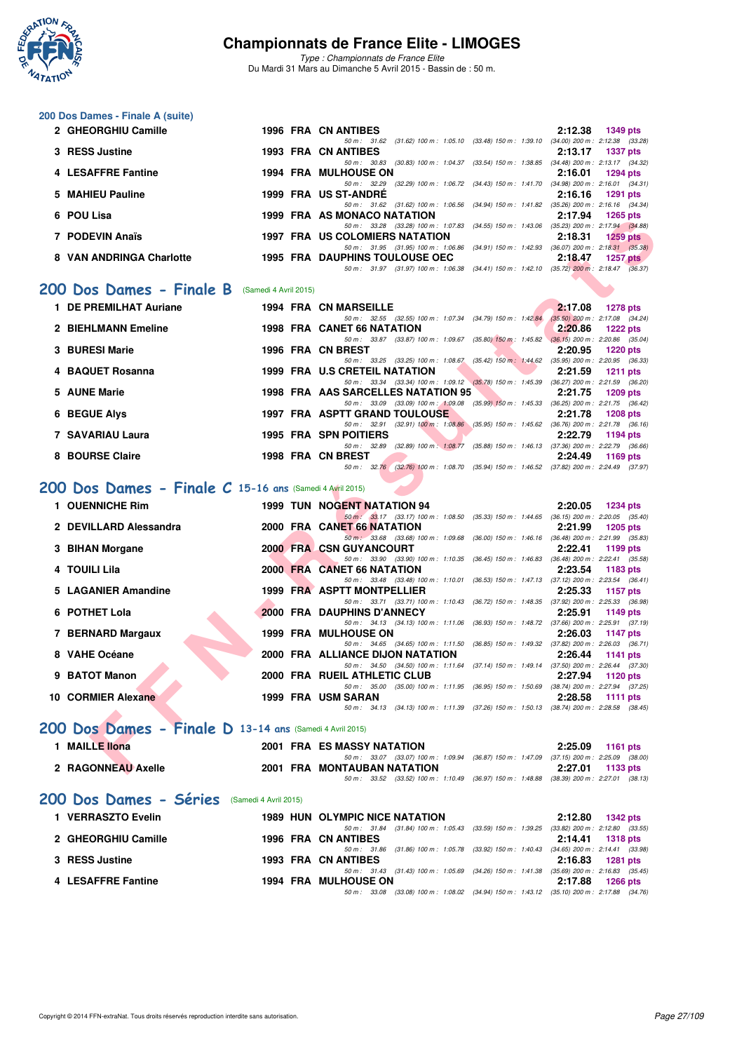# Championnats de France Elite - LIMOGES

*Type : Championnats de France Elite*
Du Mardi 31 Mars au Dimanche 5 Avril 2015 - Bassin de : 50 m.

## 200 Dos Dames - Finale A (suite)

| Rang | Nom | Année | Nat | Club | Temps | Points |
|---|---|---|---|---|---|---|
| 2 | GHEORGHIU Camille | 1996 | FRA | CN ANTIBES | 2:12.38 | 1349 pts |
| | 50 m : 31.62 (31.62) 100 m : 1:05.10 (33.48) 150 m : 1:39.10 (34.00) 200 m : 2:12.38 (33.28) | | | | | |
| 3 | RESS Justine | 1993 | FRA | CN ANTIBES | 2:13.17 | 1337 pts |
| | 50 m : 30.83 (30.83) 100 m : 1:04.37 (33.54) 150 m : 1:38.85 (34.48) 200 m : 2:13.17 (34.32) | | | | | |
| 4 | LESAFFRE Fantine | 1994 | FRA | MULHOUSE ON | 2:16.01 | 1294 pts |
| | 50 m : 32.29 (32.29) 100 m : 1:06.72 (34.43) 150 m : 1:41.70 (34.98) 200 m : 2:16.01 (34.31) | | | | | |
| 5 | MAHIEU Pauline | 1999 | FRA | US ST-ANDRÉ | 2:16.16 | 1291 pts |
| | 50 m : 31.62 (31.62) 100 m : 1:06.56 (34.94) 150 m : 1:41.82 (35.26) 200 m : 2:16.16 (34.34) | | | | | |
| 6 | POU Lisa | 1999 | FRA | AS MONACO NATATION | 2:17.94 | 1265 pts |
| | 50 m : 33.28 (33.28) 100 m : 1:07.83 (34.55) 150 m : 1:43.06 (35.23) 200 m : 2:17.94 (34.88) | | | | | |
| 7 | PODEVIN Anaïs | 1997 | FRA | US COLOMIERS NATATION | 2:18.31 | 1259 pts |
| | 50 m : 31.95 (31.95) 100 m : 1:06.86 (34.91) 150 m : 1:42.93 (36.07) 200 m : 2:18.31 (35.38) | | | | | |
| 8 | VAN ANDRINGA Charlotte | 1995 | FRA | DAUPHINS TOULOUSE OEC | 2:18.47 | 1257 pts |
| | 50 m : 31.97 (31.97) 100 m : 1:06.38 (34.41) 150 m : 1:42.10 (35.72) 200 m : 2:18.47 (36.37) | | | | | |

## 200 Dos Dames - Finale B (Samedi 4 Avril 2015)

| Rang | Nom | Année | Nat | Club | Temps | Points |
|---|---|---|---|---|---|---|
| 1 | DE PREMILHAT Auriane | 1994 | FRA | CN MARSEILLE | 2:17.08 | 1278 pts |
| | 50 m : 32.55 (32.55) 100 m : 1:07.34 (34.79) 150 m : 1:42.84 (35.50) 200 m : 2:17.08 (34.24) | | | | | |
| 2 | BIEHLMANN Emeline | 1998 | FRA | CANET 66 NATATION | 2:20.86 | 1222 pts |
| | 50 m : 33.87 (33.87) 100 m : 1:09.67 (35.80) 150 m : 1:45.82 (36.15) 200 m : 2:20.86 (35.04) | | | | | |
| 3 | BURESI Marie | 1996 | FRA | CN BREST | 2:20.95 | 1220 pts |
| | 50 m : 33.25 (33.25) 100 m : 1:08.67 (35.42) 150 m : 1:44.62 (35.95) 200 m : 2:20.95 (36.33) | | | | | |
| 4 | BAQUET Rosanna | 1999 | FRA | U.S CRETEIL NATATION | 2:21.59 | 1211 pts |
| | 50 m : 33.34 (33.34) 100 m : 1:09.12 (35.78) 150 m : 1:45.39 (36.27) 200 m : 2:21.59 (36.20) | | | | | |
| 5 | AUNE Marie | 1998 | FRA | AAS SARCELLES NATATION 95 | 2:21.75 | 1209 pts |
| | 50 m : 33.09 (33.09) 100 m : 1:09.08 (35.99) 150 m : 1:45.33 (36.25) 200 m : 2:21.75 (36.42) | | | | | |
| 6 | BEGUE Alys | 1997 | FRA | ASPTT GRAND TOULOUSE | 2:21.78 | 1208 pts |
| | 50 m : 32.91 (32.91) 100 m : 1:08.86 (35.95) 150 m : 1:45.62 (36.76) 200 m : 2:21.78 (36.16) | | | | | |
| 7 | SAVARIAU Laura | 1995 | FRA | SPN POITIERS | 2:22.79 | 1194 pts |
| | 50 m : 32.89 (32.89) 100 m : 1:08.77 (35.88) 150 m : 1:46.13 (37.36) 200 m : 2:22.79 (36.66) | | | | | |
| 8 | BOURSE Claire | 1998 | FRA | CN BREST | 2:24.49 | 1169 pts |
| | 50 m : 32.76 (32.76) 100 m : 1:08.70 (35.94) 150 m : 1:46.52 (37.82) 200 m : 2:24.49 (37.97) | | | | | |

## 200 Dos Dames - Finale C 15-16 ans (Samedi 4 Avril 2015)

| Rang | Nom | Année | Nat | Club | Temps | Points |
|---|---|---|---|---|---|---|
| 1 | OUENNICHE Rim | 1999 | TUN | NOGENT NATATION 94 | 2:20.05 | 1234 pts |
| | 50 m : 33.17 (33.17) 100 m : 1:08.50 (35.33) 150 m : 1:44.65 (36.15) 200 m : 2:20.05 (35.40) | | | | | |
| 2 | DEVILLARD Alessandra | 2000 | FRA | CANET 66 NATATION | 2:21.99 | 1205 pts |
| | 50 m : 33.68 (33.68) 100 m : 1:09.68 (36.00) 150 m : 1:46.16 (36.48) 200 m : 2:21.99 (35.83) | | | | | |
| 3 | BIHAN Morgane | 2000 | FRA | CSN GUYANCOURT | 2:22.41 | 1199 pts |
| | 50 m : 33.90 (33.90) 100 m : 1:10.35 (36.45) 150 m : 1:46.83 (36.48) 200 m : 2:22.41 (35.58) | | | | | |
| 4 | TOUILI Lila | 2000 | FRA | CANET 66 NATATION | 2:23.54 | 1183 pts |
| | 50 m : 33.48 (33.48) 100 m : 1:10.01 (36.53) 150 m : 1:47.13 (37.12) 200 m : 2:23.54 (36.41) | | | | | |
| 5 | LAGANIER Amandine | 1999 | FRA | ASPTT MONTPELLIER | 2:25.33 | 1157 pts |
| | 50 m : 33.71 (33.71) 100 m : 1:10.43 (36.72) 150 m : 1:48.35 (37.92) 200 m : 2:25.33 (36.98) | | | | | |
| 6 | POTHET Lola | 2000 | FRA | DAUPHINS D'ANNECY | 2:25.91 | 1149 pts |
| | 50 m : 34.13 (34.13) 100 m : 1:11.06 (36.93) 150 m : 1:48.72 (37.66) 200 m : 2:25.91 (37.19) | | | | | |
| 7 | BERNARD Margaux | 1999 | FRA | MULHOUSE ON | 2:26.03 | 1147 pts |
| | 50 m : 34.65 (34.65) 100 m : 1:11.50 (36.85) 150 m : 1:49.32 (37.82) 200 m : 2:26.03 (36.71) | | | | | |
| 8 | VAHE Océane | 2000 | FRA | ALLIANCE DIJON NATATION | 2:26.44 | 1141 pts |
| | 50 m : 34.50 (34.50) 100 m : 1:11.64 (37.14) 150 m : 1:49.14 (37.50) 200 m : 2:26.44 (37.30) | | | | | |
| 9 | BATOT Manon | 2000 | FRA | RUEIL ATHLETIC CLUB | 2:27.94 | 1120 pts |
| | 50 m : 35.00 (35.00) 100 m : 1:11.95 (36.95) 150 m : 1:50.69 (38.74) 200 m : 2:27.94 (37.25) | | | | | |
| 10 | CORMIER Alexane | 1999 | FRA | USM SARAN | 2:28.58 | 1111 pts |
| | 50 m : 34.13 (34.13) 100 m : 1:11.39 (37.26) 150 m : 1:50.13 (38.74) 200 m : 2:28.58 (38.45) | | | | | |

## 200 Dos Dames - Finale D 13-14 ans (Samedi 4 Avril 2015)

| Rang | Nom | Année | Nat | Club | Temps | Points |
|---|---|---|---|---|---|---|
| 1 | MAILLE Ilona | 2001 | FRA | ES MASSY NATATION | 2:25.09 | 1161 pts |
| | 50 m : 33.07 (33.07) 100 m : 1:09.94 (36.87) 150 m : 1:47.09 (37.15) 200 m : 2:25.09 (38.00) | | | | | |
| 2 | RAGONNEAU Axelle | 2001 | FRA | MONTAUBAN NATATION | 2:27.01 | 1133 pts |
| | 50 m : 33.52 (33.52) 100 m : 1:10.49 (36.97) 150 m : 1:48.88 (38.39) 200 m : 2:27.01 (38.13) | | | | | |

## 200 Dos Dames - Séries (Samedi 4 Avril 2015)

| Rang | Nom | Année | Nat | Club | Temps | Points |
|---|---|---|---|---|---|---|
| 1 | VERRASZTO Evelin | 1989 | HUN | OLYMPIC NICE NATATION | 2:12.80 | 1342 pts |
| | 50 m : 31.84 (31.84) 100 m : 1:05.43 (33.59) 150 m : 1:39.25 (33.82) 200 m : 2:12.80 (33.55) | | | | | |
| 2 | GHEORGHIU Camille | 1996 | FRA | CN ANTIBES | 2:14.41 | 1318 pts |
| | 50 m : 31.86 (31.86) 100 m : 1:05.78 (33.92) 150 m : 1:40.43 (34.65) 200 m : 2:14.41 (33.98) | | | | | |
| 3 | RESS Justine | 1993 | FRA | CN ANTIBES | 2:16.83 | 1281 pts |
| | 50 m : 31.43 (31.43) 100 m : 1:05.69 (34.26) 150 m : 1:41.38 (35.69) 200 m : 2:16.83 (35.45) | | | | | |
| 4 | LESAFFRE Fantine | 1994 | FRA | MULHOUSE ON | 2:17.88 | 1266 pts |
| | 50 m : 33.08 (33.08) 100 m : 1:08.02 (34.94) 150 m : 1:43.12 (35.10) 200 m : 2:17.88 (34.76) | | | | | |

Copyright © 2014 FFN-extraNat. Tous droits réservés reproduction interdite sans autorisation.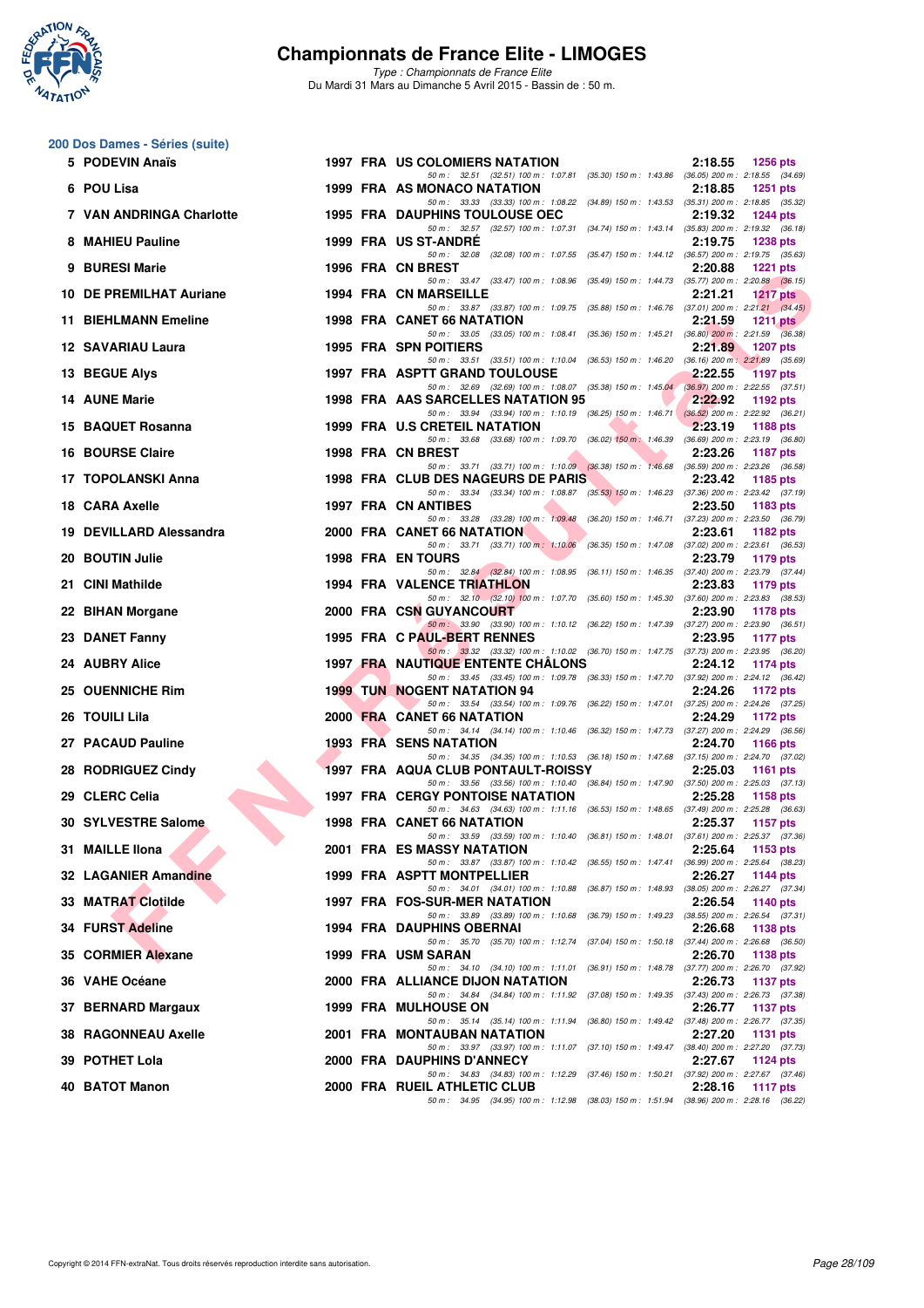# Championnats de France Elite - LIMOGES

*Type : Championnats de France Elite*

Du Mardi 31 Mars au Dimanche 5 Avril 2015 - Bassin de : 50 m.

## 200 Dos Dames - Séries (suite)

| Rang | Nom | Année | Nat | Club | Temps | Points |
|---|---|---|---|---|---|---|
| 5 | PODEVIN Anaïs | 1997 | FRA | US COLOMIERS NATATION | 2:18.55 | 1256 pts |
| | 50 m : 32.51 (32.51) 100 m : 1:07.81 (35.30) 150 m : 1:43.86 (36.05) 200 m : 2:18.55 (34.69) | | | | | |
| 6 | POU Lisa | 1999 | FRA | AS MONACO NATATION | 2:18.85 | 1251 pts |
| | 50 m : 33.33 (33.33) 100 m : 1:08.22 (34.89) 150 m : 1:43.53 (35.31) 200 m : 2:18.85 (35.32) | | | | | |
| 7 | VAN ANDRINGA Charlotte | 1995 | FRA | DAUPHINS TOULOUSE OEC | 2:19.32 | 1244 pts |
| | 50 m : 32.57 (32.57) 100 m : 1:07.31 (34.74) 150 m : 1:43.14 (35.83) 200 m : 2:19.32 (36.18) | | | | | |
| 8 | MAHIEU Pauline | 1999 | FRA | US ST-ANDRÉ | 2:19.75 | 1238 pts |
| | 50 m : 32.08 (32.08) 100 m : 1:07.55 (35.47) 150 m : 1:44.12 (36.57) 200 m : 2:19.75 (35.63) | | | | | |
| 9 | BURESI Marie | 1996 | FRA | CN BREST | 2:20.88 | 1221 pts |
| | 50 m : 33.47 (33.47) 100 m : 1:08.96 (35.49) 150 m : 1:44.73 (35.77) 200 m : 2:20.88 (36.15) | | | | | |
| 10 | DE PREMILHAT Auriane | 1994 | FRA | CN MARSEILLE | 2:21.21 | 1217 pts |
| | 50 m : 33.87 (33.87) 100 m : 1:09.75 (35.88) 150 m : 1:46.76 (37.01) 200 m : 2:21.21 (34.45) | | | | | |
| 11 | BIEHLMANN Emeline | 1998 | FRA | CANET 66 NATATION | 2:21.59 | 1211 pts |
| | 50 m : 33.05 (33.05) 100 m : 1:08.41 (35.36) 150 m : 1:45.21 (36.80) 200 m : 2:21.59 (36.38) | | | | | |
| 12 | SAVARIAU Laura | 1995 | FRA | SPN POITIERS | 2:21.89 | 1207 pts |
| | 50 m : 33.51 (33.51) 100 m : 1:10.04 (36.53) 150 m : 1:46.20 (36.16) 200 m : 2:21.89 (35.69) | | | | | |
| 13 | BEGUE Alys | 1997 | FRA | ASPTT GRAND TOULOUSE | 2:22.55 | 1197 pts |
| | 50 m : 32.69 (32.69) 100 m : 1:08.07 (35.38) 150 m : 1:45.04 (36.97) 200 m : 2:22.55 (37.51) | | | | | |
| 14 | AUNE Marie | 1998 | FRA | AAS SARCELLES NATATION 95 | 2:22.92 | 1192 pts |
| | 50 m : 33.94 (33.94) 100 m : 1:10.19 (36.25) 150 m : 1:46.71 (36.52) 200 m : 2:22.92 (36.21) | | | | | |
| 15 | BAQUET Rosanna | 1999 | FRA | U.S CRETEIL NATATION | 2:23.19 | 1188 pts |
| | 50 m : 33.68 (33.68) 100 m : 1:09.70 (36.02) 150 m : 1:46.39 (36.69) 200 m : 2:23.19 (36.80) | | | | | |
| 16 | BOURSE Claire | 1998 | FRA | CN BREST | 2:23.26 | 1187 pts |
| | 50 m : 33.71 (33.71) 100 m : 1:10.09 (36.38) 150 m : 1:46.68 (36.59) 200 m : 2:23.26 (36.58) | | | | | |
| 17 | TOPOLANSKI Anna | 1998 | FRA | CLUB DES NAGEURS DE PARIS | 2:23.42 | 1185 pts |
| | 50 m : 33.34 (33.34) 100 m : 1:08.87 (35.53) 150 m : 1:46.23 (37.36) 200 m : 2:23.42 (37.19) | | | | | |
| 18 | CARA Axelle | 1997 | FRA | CN ANTIBES | 2:23.50 | 1183 pts |
| | 50 m : 33.28 (33.28) 100 m : 1:09.48 (36.20) 150 m : 1:46.71 (37.23) 200 m : 2:23.50 (36.79) | | | | | |
| 19 | DEVILLARD Alessandra | 2000 | FRA | CANET 66 NATATION | 2:23.61 | 1182 pts |
| | 50 m : 33.71 (33.71) 100 m : 1:10.06 (36.35) 150 m : 1:47.08 (37.02) 200 m : 2:23.61 (36.53) | | | | | |
| 20 | BOUTIN Julie | 1998 | FRA | EN TOURS | 2:23.79 | 1179 pts |
| | 50 m : 32.84 (32.84) 100 m : 1:08.95 (36.11) 150 m : 1:46.35 (37.40) 200 m : 2:23.79 (37.44) | | | | | |
| 21 | CINI Mathilde | 1994 | FRA | VALENCE TRIATHLON | 2:23.83 | 1179 pts |
| | 50 m : 32.10 (32.10) 100 m : 1:07.70 (35.60) 150 m : 1:45.30 (37.60) 200 m : 2:23.83 (38.53) | | | | | |
| 22 | BIHAN Morgane | 2000 | FRA | CSN GUYANCOURT | 2:23.90 | 1178 pts |
| | 50 m : 33.90 (33.90) 100 m : 1:10.12 (36.22) 150 m : 1:47.39 (37.27) 200 m : 2:23.90 (36.51) | | | | | |
| 23 | DANET Fanny | 1995 | FRA | C PAUL-BERT RENNES | 2:23.95 | 1177 pts |
| | 50 m : 33.32 (33.32) 100 m : 1:10.02 (36.70) 150 m : 1:47.75 (37.73) 200 m : 2:23.95 (36.20) | | | | | |
| 24 | AUBRY Alice | 1997 | FRA | NAUTIQUE ENTENTE CHÂLONS | 2:24.12 | 1174 pts |
| | 50 m : 33.45 (33.45) 100 m : 1:09.78 (36.33) 150 m : 1:47.70 (37.92) 200 m : 2:24.12 (36.42) | | | | | |
| 25 | OUENNICHE Rim | 1999 | TUN | NOGENT NATATION 94 | 2:24.26 | 1172 pts |
| | 50 m : 33.54 (33.54) 100 m : 1:09.76 (36.22) 150 m : 1:47.01 (37.25) 200 m : 2:24.26 (37.25) | | | | | |
| 26 | TOUILI Lila | 2000 | FRA | CANET 66 NATATION | 2:24.29 | 1172 pts |
| | 50 m : 34.14 (34.14) 100 m : 1:10.46 (36.32) 150 m : 1:47.73 (37.27) 200 m : 2:24.29 (36.56) | | | | | |
| 27 | PACAUD Pauline | 1993 | FRA | SENS NATATION | 2:24.70 | 1166 pts |
| | 50 m : 34.35 (34.35) 100 m : 1:10.53 (36.18) 150 m : 1:47.68 (37.15) 200 m : 2:24.70 (37.02) | | | | | |
| 28 | RODRIGUEZ Cindy | 1997 | FRA | AQUA CLUB PONTAULT-ROISSY | 2:25.03 | 1161 pts |
| | 50 m : 33.56 (33.56) 100 m : 1:10.40 (36.84) 150 m : 1:47.90 (37.50) 200 m : 2:25.03 (37.13) | | | | | |
| 29 | CLERC Celia | 1997 | FRA | CERGY PONTOISE NATATION | 2:25.28 | 1158 pts |
| | 50 m : 34.63 (34.63) 100 m : 1:11.16 (36.53) 150 m : 1:48.65 (37.49) 200 m : 2:25.28 (36.63) | | | | | |
| 30 | SYLVESTRE Salome | 1998 | FRA | CANET 66 NATATION | 2:25.37 | 1157 pts |
| | 50 m : 33.59 (33.59) 100 m : 1:10.40 (36.81) 150 m : 1:48.01 (37.61) 200 m : 2:25.37 (37.36) | | | | | |
| 31 | MAILLE Ilona | 2001 | FRA | ES MASSY NATATION | 2:25.64 | 1153 pts |
| | 50 m : 33.87 (33.87) 100 m : 1:10.42 (36.55) 150 m : 1:47.41 (36.99) 200 m : 2:25.64 (38.23) | | | | | |
| 32 | LAGANIER Amandine | 1999 | FRA | ASPTT MONTPELLIER | 2:26.27 | 1144 pts |
| | 50 m : 34.01 (34.01) 100 m : 1:10.88 (36.87) 150 m : 1:48.93 (38.05) 200 m : 2:26.27 (37.34) | | | | | |
| 33 | MATRAT Clotilde | 1997 | FRA | FOS-SUR-MER NATATION | 2:26.54 | 1140 pts |
| | 50 m : 33.89 (33.89) 100 m : 1:10.68 (36.79) 150 m : 1:49.23 (38.55) 200 m : 2:26.54 (37.31) | | | | | |
| 34 | FURST Adeline | 1994 | FRA | DAUPHINS OBERNAI | 2:26.68 | 1138 pts |
| | 50 m : 35.70 (35.70) 100 m : 1:12.74 (37.04) 150 m : 1:50.18 (37.44) 200 m : 2:26.68 (36.50) | | | | | |
| 35 | CORMIER Alexane | 1999 | FRA | USM SARAN | 2:26.70 | 1138 pts |
| | 50 m : 34.10 (34.10) 100 m : 1:11.01 (36.91) 150 m : 1:48.78 (37.77) 200 m : 2:26.70 (37.92) | | | | | |
| 36 | VAHE Océane | 2000 | FRA | ALLIANCE DIJON NATATION | 2:26.73 | 1137 pts |
| | 50 m : 34.84 (34.84) 100 m : 1:11.92 (37.08) 150 m : 1:49.35 (37.43) 200 m : 2:26.73 (37.38) | | | | | |
| 37 | BERNARD Margaux | 1999 | FRA | MULHOUSE ON | 2:26.77 | 1137 pts |
| | 50 m : 35.14 (35.14) 100 m : 1:11.94 (36.80) 150 m : 1:49.42 (37.48) 200 m : 2:26.77 (37.35) | | | | | |
| 38 | RAGONNEAU Axelle | 2001 | FRA | MONTAUBAN NATATION | 2:27.20 | 1131 pts |
| | 50 m : 33.97 (33.97) 100 m : 1:11.07 (37.10) 150 m : 1:49.47 (38.40) 200 m : 2:27.20 (37.73) | | | | | |
| 39 | POTHET Lola | 2000 | FRA | DAUPHINS D'ANNECY | 2:27.67 | 1124 pts |
| | 50 m : 34.83 (34.83) 100 m : 1:12.29 (37.46) 150 m : 1:50.21 (37.92) 200 m : 2:27.67 (37.46) | | | | | |
| 40 | BATOT Manon | 2000 | FRA | RUEIL ATHLETIC CLUB | 2:28.16 | 1117 pts |
| | 50 m : 34.95 (34.95) 100 m : 1:12.98 (38.03) 150 m : 1:51.94 (38.96) 200 m : 2:28.16 (36.22) | | | | | |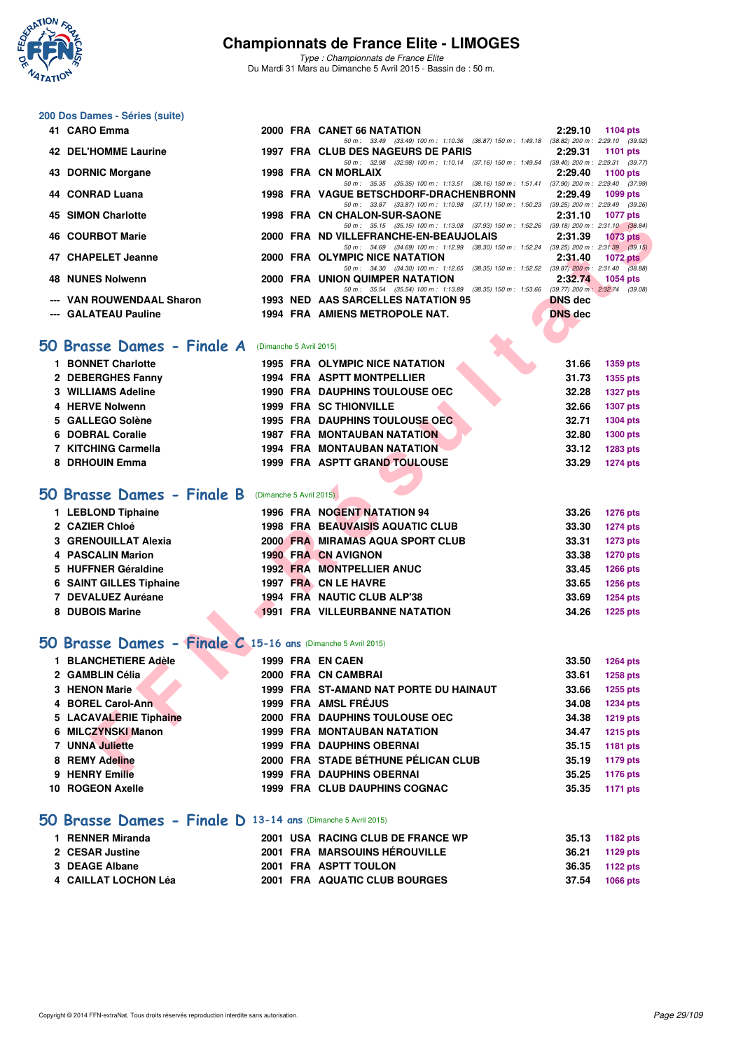# Championnats de France Elite - LIMOGES

*Type : Championnats de France Elite*
Du Mardi 31 Mars au Dimanche 5 Avril 2015 - Bassin de : 50 m.

## 200 Dos Dames - Séries (suite)

| Pl. | Nom | Année | Nat. | Club | Temps | Points |
|---|---|---|---|---|---|---|
| 41 | CARO Emma | 2000 | FRA | CANET 66 NATATION | 2:29.10 | 1104 pts |
| | | | | 50 m : 33.49 (33.49) 100 m : 1:10.36 (36.87) 150 m : 1:49.18 (38.82) 200 m : 2:29.10 (39.92) | | |
| 42 | DEL'HOMME Laurine | 1997 | FRA | CLUB DES NAGEURS DE PARIS | 2:29.31 | 1101 pts |
| | | | | 50 m : 32.98 (32.98) 100 m : 1:10.14 (37.16) 150 m : 1:49.54 (39.40) 200 m : 2:29.31 (39.77) | | |
| 43 | DORNIC Morgane | 1998 | FRA | CN MORLAIX | 2:29.40 | 1100 pts |
| | | | | 50 m : 35.35 (35.35) 100 m : 1:13.51 (38.16) 150 m : 1:51.41 (37.90) 200 m : 2:29.40 (37.99) | | |
| 44 | CONRAD Luana | 1998 | FRA | VAGUE BETSCHDORF-DRACHENBRONN | 2:29.49 | 1099 pts |
| | | | | 50 m : 33.87 (33.87) 100 m : 1:10.98 (37.11) 150 m : 1:50.23 (39.25) 200 m : 2:29.49 (39.26) | | |
| 45 | SIMON Charlotte | 1998 | FRA | CN CHALON-SUR-SAONE | 2:31.10 | 1077 pts |
| | | | | 50 m : 35.15 (35.15) 100 m : 1:13.08 (37.93) 150 m : 1:52.26 (39.18) 200 m : 2:31.10 (38.84) | | |
| 46 | COURBOT Marie | 2000 | FRA | ND VILLEFRANCHE-EN-BEAUJOLAIS | 2:31.39 | 1073 pts |
| | | | | 50 m : 34.69 (34.69) 100 m : 1:12.99 (38.30) 150 m : 1:52.24 (39.25) 200 m : 2:31.39 (39.15) | | |
| 47 | CHAPELET Jeanne | 2000 | FRA | OLYMPIC NICE NATATION | 2:31.40 | 1072 pts |
| | | | | 50 m : 34.30 (34.30) 100 m : 1:12.65 (38.35) 150 m : 1:52.52 (39.87) 200 m : 2:31.40 (38.88) | | |
| 48 | NUNES Nolwenn | 2000 | FRA | UNION QUIMPER NATATION | 2:32.74 | 1054 pts |
| | | | | 50 m : 35.54 (35.54) 100 m : 1:13.89 (38.35) 150 m : 1:53.66 (39.77) 200 m : 2:32.74 (39.08) | | |
| --- | VAN ROUWENDAAL Sharon | 1993 | NED | AAS SARCELLES NATATION 95 | DNS dec | |
| --- | GALATEAU Pauline | 1994 | FRA | AMIENS METROPOLE NAT. | DNS dec | |

## 50 Brasse Dames - Finale A (Dimanche 5 Avril 2015)

| Pl. | Nom | Année | Nat. | Club | Temps | Points |
|---|---|---|---|---|---|---|
| 1 | BONNET Charlotte | 1995 | FRA | OLYMPIC NICE NATATION | 31.66 | 1359 pts |
| 2 | DEBERGHES Fanny | 1994 | FRA | ASPTT MONTPELLIER | 31.73 | 1355 pts |
| 3 | WILLIAMS Adeline | 1990 | FRA | DAUPHINS TOULOUSE OEC | 32.28 | 1327 pts |
| 4 | HERVE Nolwenn | 1999 | FRA | SC THIONVILLE | 32.66 | 1307 pts |
| 5 | GALLEGO Solène | 1995 | FRA | DAUPHINS TOULOUSE OEC | 32.71 | 1304 pts |
| 6 | DOBRAL Coralie | 1987 | FRA | MONTAUBAN NATATION | 32.80 | 1300 pts |
| 7 | KITCHING Carmella | 1994 | FRA | MONTAUBAN NATATION | 33.12 | 1283 pts |
| 8 | DRHOUIN Emma | 1999 | FRA | ASPTT GRAND TOULOUSE | 33.29 | 1274 pts |

## 50 Brasse Dames - Finale B (Dimanche 5 Avril 2015)

| Pl. | Nom | Année | Nat. | Club | Temps | Points |
|---|---|---|---|---|---|---|
| 1 | LEBLOND Tiphaine | 1996 | FRA | NOGENT NATATION 94 | 33.26 | 1276 pts |
| 2 | CAZIER Chloé | 1998 | FRA | BEAUVAISIS AQUATIC CLUB | 33.30 | 1274 pts |
| 3 | GRENOUILLAT Alexia | 2000 | FRA | MIRAMAS AQUA SPORT CLUB | 33.31 | 1273 pts |
| 4 | PASCALIN Marion | 1990 | FRA | CN AVIGNON | 33.38 | 1270 pts |
| 5 | HUFFNER Géraldine | 1992 | FRA | MONTPELLIER ANUC | 33.45 | 1266 pts |
| 6 | SAINT GILLES Tiphaine | 1997 | FRA | CN LE HAVRE | 33.65 | 1256 pts |
| 7 | DEVALUEZ Auréane | 1994 | FRA | NAUTIC CLUB ALP'38 | 33.69 | 1254 pts |
| 8 | DUBOIS Marine | 1991 | FRA | VILLEURBANNE NATATION | 34.26 | 1225 pts |

## 50 Brasse Dames - Finale C 15-16 ans (Dimanche 5 Avril 2015)

| Pl. | Nom | Année | Nat. | Club | Temps | Points |
|---|---|---|---|---|---|---|
| 1 | BLANCHETIERE Adèle | 1999 | FRA | EN CAEN | 33.50 | 1264 pts |
| 2 | GAMBLIN Célia | 2000 | FRA | CN CAMBRAI | 33.61 | 1258 pts |
| 3 | HENON Marie | 1999 | FRA | ST-AMAND NAT PORTE DU HAINAUT | 33.66 | 1255 pts |
| 4 | BOREL Carol-Ann | 1999 | FRA | AMSL FRÉJUS | 34.08 | 1234 pts |
| 5 | LACAVALERIE Tiphaine | 2000 | FRA | DAUPHINS TOULOUSE OEC | 34.38 | 1219 pts |
| 6 | MILCZYNSKI Manon | 1999 | FRA | MONTAUBAN NATATION | 34.47 | 1215 pts |
| 7 | UNNA Juliette | 1999 | FRA | DAUPHINS OBERNAI | 35.15 | 1181 pts |
| 8 | REMY Adeline | 2000 | FRA | STADE BÉTHUNE PÉLICAN CLUB | 35.19 | 1179 pts |
| 9 | HENRY Emilie | 1999 | FRA | DAUPHINS OBERNAI | 35.25 | 1176 pts |
| 10 | ROGEON Axelle | 1999 | FRA | CLUB DAUPHINS COGNAC | 35.35 | 1171 pts |

## 50 Brasse Dames - Finale D 13-14 ans (Dimanche 5 Avril 2015)

| Pl. | Nom | Année | Nat. | Club | Temps | Points |
|---|---|---|---|---|---|---|
| 1 | RENNER Miranda | 2001 | USA | RACING CLUB DE FRANCE WP | 35.13 | 1182 pts |
| 2 | CESAR Justine | 2001 | FRA | MARSOUINS HÉROUVILLE | 36.21 | 1129 pts |
| 3 | DEAGE Albane | 2001 | FRA | ASPTT TOULON | 36.35 | 1122 pts |
| 4 | CAILLAT LOCHON Léa | 2001 | FRA | AQUATIC CLUB BOURGES | 37.54 | 1066 pts |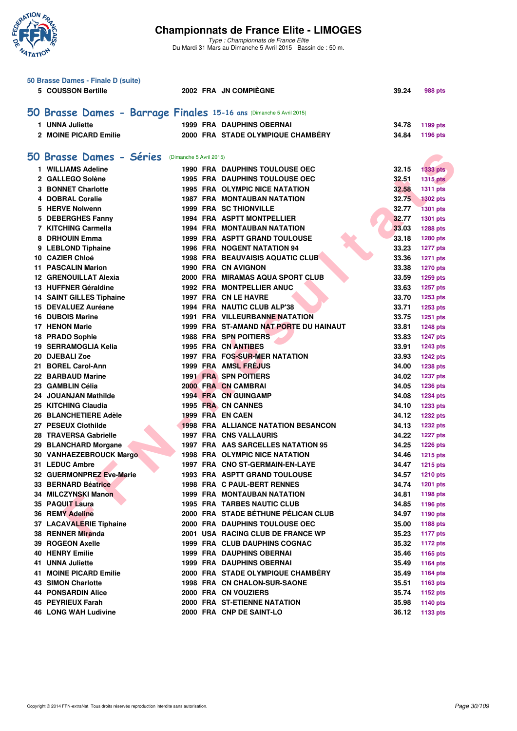### 50 Brasse Dames - Finale D (suite)

| | | | | | | |
|---|---|---|---|---|---|---|
| 5 | COUSSON Bertille | 2002 | FRA | JN COMPIÈGNE | 39.24 | 988 pts |

## 50 Brasse Dames - Barrage Finales 15-16 ans (Dimanche 5 Avril 2015)

| | | | | | | |
|---|---|---|---|---|---|---|
| 1 | UNNA Juliette | 1999 | FRA | DAUPHINS OBERNAI | 34.78 | 1199 pts |
| 2 | MOINE PICARD Emilie | 2000 | FRA | STADE OLYMPIQUE CHAMBÉRY | 34.84 | 1196 pts |

## 50 Brasse Dames - Séries (Dimanche 5 Avril 2015)

| | | | | | | |
|---|---|---|---|---|---|---|
| 1 | WILLIAMS Adeline | 1990 | FRA | DAUPHINS TOULOUSE OEC | 32.15 | 1333 pts |
| 2 | GALLEGO Solène | 1995 | FRA | DAUPHINS TOULOUSE OEC | 32.51 | 1315 pts |
| 3 | BONNET Charlotte | 1995 | FRA | OLYMPIC NICE NATATION | 32.58 | 1311 pts |
| 4 | DOBRAL Coralie | 1987 | FRA | MONTAUBAN NATATION | 32.75 | 1302 pts |
| 5 | HERVE Nolwenn | 1999 | FRA | SC THIONVILLE | 32.77 | 1301 pts |
| 5 | DEBERGHES Fanny | 1994 | FRA | ASPTT MONTPELLIER | 32.77 | 1301 pts |
| 7 | KITCHING Carmella | 1994 | FRA | MONTAUBAN NATATION | 33.03 | 1288 pts |
| 8 | DRHOUIN Emma | 1999 | FRA | ASPTT GRAND TOULOUSE | 33.18 | 1280 pts |
| 9 | LEBLOND Tiphaine | 1996 | FRA | NOGENT NATATION 94 | 33.23 | 1277 pts |
| 10 | CAZIER Chloé | 1998 | FRA | BEAUVAISIS AQUATIC CLUB | 33.36 | 1271 pts |
| 11 | PASCALIN Marion | 1990 | FRA | CN AVIGNON | 33.38 | 1270 pts |
| 12 | GRENOUILLAT Alexia | 2000 | FRA | MIRAMAS AQUA SPORT CLUB | 33.59 | 1259 pts |
| 13 | HUFFNER Géraldine | 1992 | FRA | MONTPELLIER ANUC | 33.63 | 1257 pts |
| 14 | SAINT GILLES Tiphaine | 1997 | FRA | CN LE HAVRE | 33.70 | 1253 pts |
| 15 | DEVALUEZ Auréane | 1994 | FRA | NAUTIC CLUB ALP'38 | 33.71 | 1253 pts |
| 16 | DUBOIS Marine | 1991 | FRA | VILLEURBANNE NATATION | 33.75 | 1251 pts |
| 17 | HENON Marie | 1999 | FRA | ST-AMAND NAT PORTE DU HAINAUT | 33.81 | 1248 pts |
| 18 | PRADO Sophie | 1988 | FRA | SPN POITIERS | 33.83 | 1247 pts |
| 19 | SERRAMOGLIA Kelia | 1995 | FRA | CN ANTIBES | 33.91 | 1243 pts |
| 20 | DJEBALI Zoe | 1997 | FRA | FOS-SUR-MER NATATION | 33.93 | 1242 pts |
| 21 | BOREL Carol-Ann | 1999 | FRA | AMSL FRÉJUS | 34.00 | 1238 pts |
| 22 | BARBAUD Marine | 1991 | FRA | SPN POITIERS | 34.02 | 1237 pts |
| 23 | GAMBLIN Célia | 2000 | FRA | CN CAMBRAI | 34.05 | 1236 pts |
| 24 | JOUANJAN Mathilde | 1994 | FRA | CN GUINGAMP | 34.08 | 1234 pts |
| 25 | KITCHING Claudia | 1995 | FRA | CN CANNES | 34.10 | 1233 pts |
| 26 | BLANCHETIERE Adèle | 1999 | FRA | EN CAEN | 34.12 | 1232 pts |
| 27 | PESEUX Clothilde | 1998 | FRA | ALLIANCE NATATION BESANCON | 34.13 | 1232 pts |
| 28 | TRAVERSA Gabrielle | 1997 | FRA | CNS VALLAURIS | 34.22 | 1227 pts |
| 29 | BLANCHARD Morgane | 1997 | FRA | AAS SARCELLES NATATION 95 | 34.25 | 1226 pts |
| 30 | VANHAEZEBROUCK Margo | 1998 | FRA | OLYMPIC NICE NATATION | 34.46 | 1215 pts |
| 31 | LEDUC Ambre | 1997 | FRA | CNO ST-GERMAIN-EN-LAYE | 34.47 | 1215 pts |
| 32 | GUERMONPREZ Eve-Marie | 1993 | FRA | ASPTT GRAND TOULOUSE | 34.57 | 1210 pts |
| 33 | BERNARD Béatrice | 1998 | FRA | C PAUL-BERT RENNES | 34.74 | 1201 pts |
| 34 | MILCZYNSKI Manon | 1999 | FRA | MONTAUBAN NATATION | 34.81 | 1198 pts |
| 35 | PAQUIT Laura | 1995 | FRA | TARBES NAUTIC CLUB | 34.85 | 1196 pts |
| 36 | REMY Adeline | 2000 | FRA | STADE BÉTHUNE PÉLICAN CLUB | 34.97 | 1190 pts |
| 37 | LACAVALERIE Tiphaine | 2000 | FRA | DAUPHINS TOULOUSE OEC | 35.00 | 1188 pts |
| 38 | RENNER Miranda | 2001 | USA | RACING CLUB DE FRANCE WP | 35.23 | 1177 pts |
| 39 | ROGEON Axelle | 1999 | FRA | CLUB DAUPHINS COGNAC | 35.32 | 1172 pts |
| 40 | HENRY Emilie | 1999 | FRA | DAUPHINS OBERNAI | 35.46 | 1165 pts |
| 41 | UNNA Juliette | 1999 | FRA | DAUPHINS OBERNAI | 35.49 | 1164 pts |
| 41 | MOINE PICARD Emilie | 2000 | FRA | STADE OLYMPIQUE CHAMBÉRY | 35.49 | 1164 pts |
| 43 | SIMON Charlotte | 1998 | FRA | CN CHALON-SUR-SAONE | 35.51 | 1163 pts |
| 44 | PONSARDIN Alice | 2000 | FRA | CN VOUZIERS | 35.74 | 1152 pts |
| 45 | PEYRIEUX Farah | 2000 | FRA | ST-ETIENNE NATATION | 35.98 | 1140 pts |
| 46 | LONG WAH Ludivine | 2000 | FRA | CNP DE SAINT-LO | 36.12 | 1133 pts |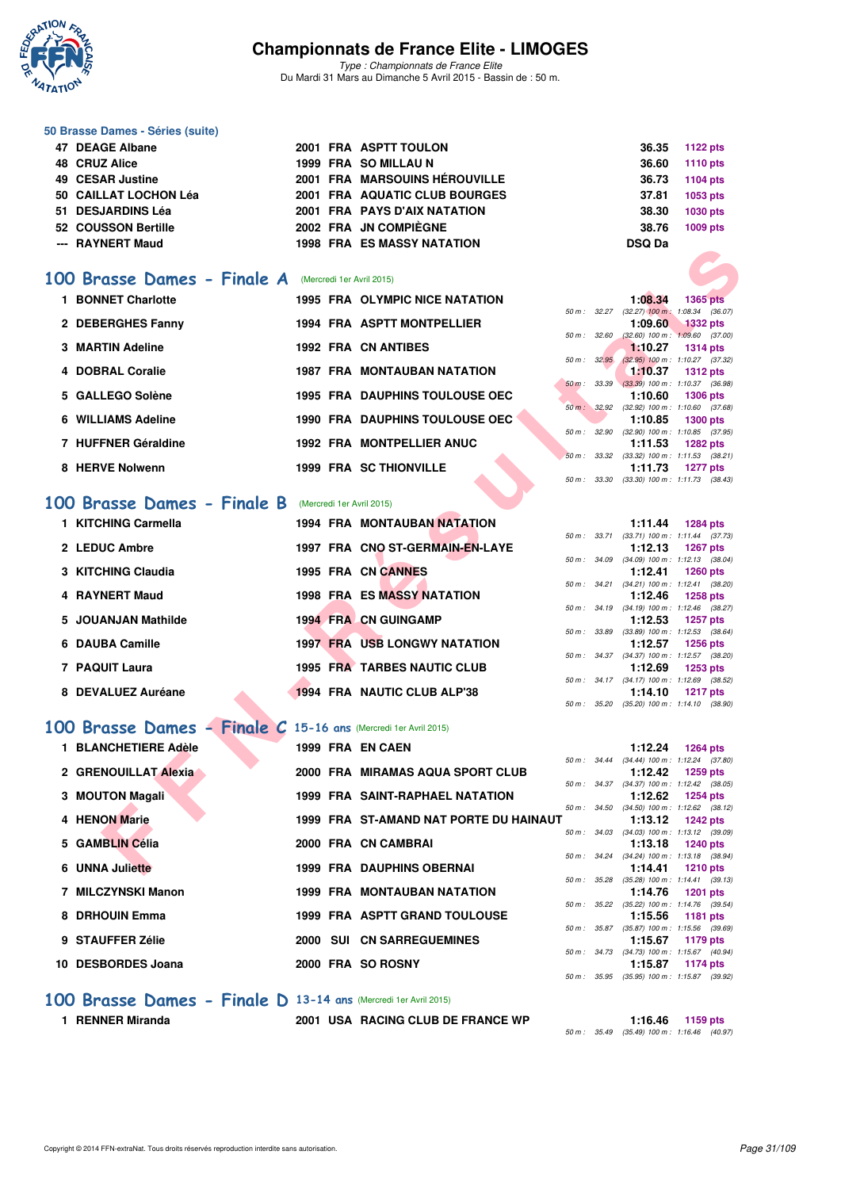## 50 Brasse Dames - Séries (suite)

| Rang | Nom | Année | Nat. | Club | Temps | Points |
|---|---|---|---|---|---|---|
| 47 | DEAGE Albane | 2001 | FRA | ASPTT TOULON | 36.35 | 1122 pts |
| 48 | CRUZ Alice | 1999 | FRA | SO MILLAU N | 36.60 | 1110 pts |
| 49 | CESAR Justine | 2001 | FRA | MARSOUINS HÉROUVILLE | 36.73 | 1104 pts |
| 50 | CAILLAT LOCHON Léa | 2001 | FRA | AQUATIC CLUB BOURGES | 37.81 | 1053 pts |
| 51 | DESJARDINS Léa | 2001 | FRA | PAYS D'AIX NATATION | 38.30 | 1030 pts |
| 52 | COUSSON Bertille | 2002 | FRA | JN COMPIÈGNE | 38.76 | 1009 pts |
| --- | RAYNERT Maud | 1998 | FRA | ES MASSY NATATION | DSQ Da | |

## 100 Brasse Dames - Finale A (Mercredi 1er Avril 2015)

| Rang | Nom | Année | Nat. | Club | Temps | Points | Passages |
|---|---|---|---|---|---|---|---|
| 1 | BONNET Charlotte | 1995 | FRA | OLYMPIC NICE NATATION | 1:08.34 | 1365 pts | 50 m : 32.27 (32.27) 100 m : 1:08.34 (36.07) |
| 2 | DEBERGHES Fanny | 1994 | FRA | ASPTT MONTPELLIER | 1:09.60 | 1332 pts | 50 m : 32.60 (32.60) 100 m : 1:09.60 (37.00) |
| 3 | MARTIN Adeline | 1992 | FRA | CN ANTIBES | 1:10.27 | 1314 pts | 50 m : 32.95 (32.95) 100 m : 1:10.27 (37.32) |
| 4 | DOBRAL Coralie | 1987 | FRA | MONTAUBAN NATATION | 1:10.37 | 1312 pts | 50 m : 33.39 (33.39) 100 m : 1:10.37 (36.98) |
| 5 | GALLEGO Solène | 1995 | FRA | DAUPHINS TOULOUSE OEC | 1:10.60 | 1306 pts | 50 m : 32.92 (32.92) 100 m : 1:10.60 (37.68) |
| 6 | WILLIAMS Adeline | 1990 | FRA | DAUPHINS TOULOUSE OEC | 1:10.85 | 1300 pts | 50 m : 32.90 (32.90) 100 m : 1:10.85 (37.95) |
| 7 | HUFFNER Géraldine | 1992 | FRA | MONTPELLIER ANUC | 1:11.53 | 1282 pts | 50 m : 33.32 (33.32) 100 m : 1:11.53 (38.21) |
| 8 | HERVE Nolwenn | 1999 | FRA | SC THIONVILLE | 1:11.73 | 1277 pts | 50 m : 33.30 (33.30) 100 m : 1:11.73 (38.43) |

## 100 Brasse Dames - Finale B (Mercredi 1er Avril 2015)

| Rang | Nom | Année | Nat. | Club | Temps | Points | Passages |
|---|---|---|---|---|---|---|---|
| 1 | KITCHING Carmella | 1994 | FRA | MONTAUBAN NATATION | 1:11.44 | 1284 pts | 50 m : 33.71 (33.71) 100 m : 1:11.44 (37.73) |
| 2 | LEDUC Ambre | 1997 | FRA | CNO ST-GERMAIN-EN-LAYE | 1:12.13 | 1267 pts | 50 m : 34.09 (34.09) 100 m : 1:12.13 (38.04) |
| 3 | KITCHING Claudia | 1995 | FRA | CN CANNES | 1:12.41 | 1260 pts | 50 m : 34.21 (34.21) 100 m : 1:12.41 (38.20) |
| 4 | RAYNERT Maud | 1998 | FRA | ES MASSY NATATION | 1:12.46 | 1258 pts | 50 m : 34.19 (34.19) 100 m : 1:12.46 (38.27) |
| 5 | JOUANJAN Mathilde | 1994 | FRA | CN GUINGAMP | 1:12.53 | 1257 pts | 50 m : 33.89 (33.89) 100 m : 1:12.53 (38.64) |
| 6 | DAUBA Camille | 1997 | FRA | USB LONGWY NATATION | 1:12.57 | 1256 pts | 50 m : 34.37 (34.37) 100 m : 1:12.57 (38.20) |
| 7 | PAQUIT Laura | 1995 | FRA | TARBES NAUTIC CLUB | 1:12.69 | 1253 pts | 50 m : 34.17 (34.17) 100 m : 1:12.69 (38.52) |
| 8 | DEVALUEZ Auréane | 1994 | FRA | NAUTIC CLUB ALP'38 | 1:14.10 | 1217 pts | 50 m : 35.20 (35.20) 100 m : 1:14.10 (38.90) |

## 100 Brasse Dames - Finale C 15-16 ans (Mercredi 1er Avril 2015)

| Rang | Nom | Année | Nat. | Club | Temps | Points | Passages |
|---|---|---|---|---|---|---|---|
| 1 | BLANCHETIERE Adèle | 1999 | FRA | EN CAEN | 1:12.24 | 1264 pts | 50 m : 34.44 (34.44) 100 m : 1:12.24 (37.80) |
| 2 | GRENOUILLAT Alexia | 2000 | FRA | MIRAMAS AQUA SPORT CLUB | 1:12.42 | 1259 pts | 50 m : 34.37 (34.37) 100 m : 1:12.42 (38.05) |
| 3 | MOUTON Magali | 1999 | FRA | SAINT-RAPHAEL NATATION | 1:12.62 | 1254 pts | 50 m : 34.50 (34.50) 100 m : 1:12.62 (38.12) |
| 4 | HENON Marie | 1999 | FRA | ST-AMAND NAT PORTE DU HAINAUT | 1:13.12 | 1242 pts | 50 m : 34.03 (34.03) 100 m : 1:13.12 (39.09) |
| 5 | GAMBLIN Célia | 2000 | FRA | CN CAMBRAI | 1:13.18 | 1240 pts | 50 m : 34.24 (34.24) 100 m : 1:13.18 (38.94) |
| 6 | UNNA Juliette | 1999 | FRA | DAUPHINS OBERNAI | 1:14.41 | 1210 pts | 50 m : 35.28 (35.28) 100 m : 1:14.41 (39.13) |
| 7 | MILCZYNSKI Manon | 1999 | FRA | MONTAUBAN NATATION | 1:14.76 | 1201 pts | 50 m : 35.22 (35.22) 100 m : 1:14.76 (39.54) |
| 8 | DRHOUIN Emma | 1999 | FRA | ASPTT GRAND TOULOUSE | 1:15.56 | 1181 pts | 50 m : 35.87 (35.87) 100 m : 1:15.56 (39.69) |
| 9 | STAUFFER Zélie | 2000 | SUI | CN SARREGUEMINES | 1:15.67 | 1179 pts | 50 m : 34.73 (34.73) 100 m : 1:15.67 (40.94) |
| 10 | DESBORDES Joana | 2000 | FRA | SO ROSNY | 1:15.87 | 1174 pts | 50 m : 35.95 (35.95) 100 m : 1:15.87 (39.92) |

## 100 Brasse Dames - Finale D 13-14 ans (Mercredi 1er Avril 2015)

| Rang | Nom | Année | Nat. | Club | Temps | Points | Passages |
|---|---|---|---|---|---|---|---|
| 1 | RENNER Miranda | 2001 | USA | RACING CLUB DE FRANCE WP | 1:16.46 | 1159 pts | 50 m : 35.49 (35.49) 100 m : 1:16.46 (40.97) |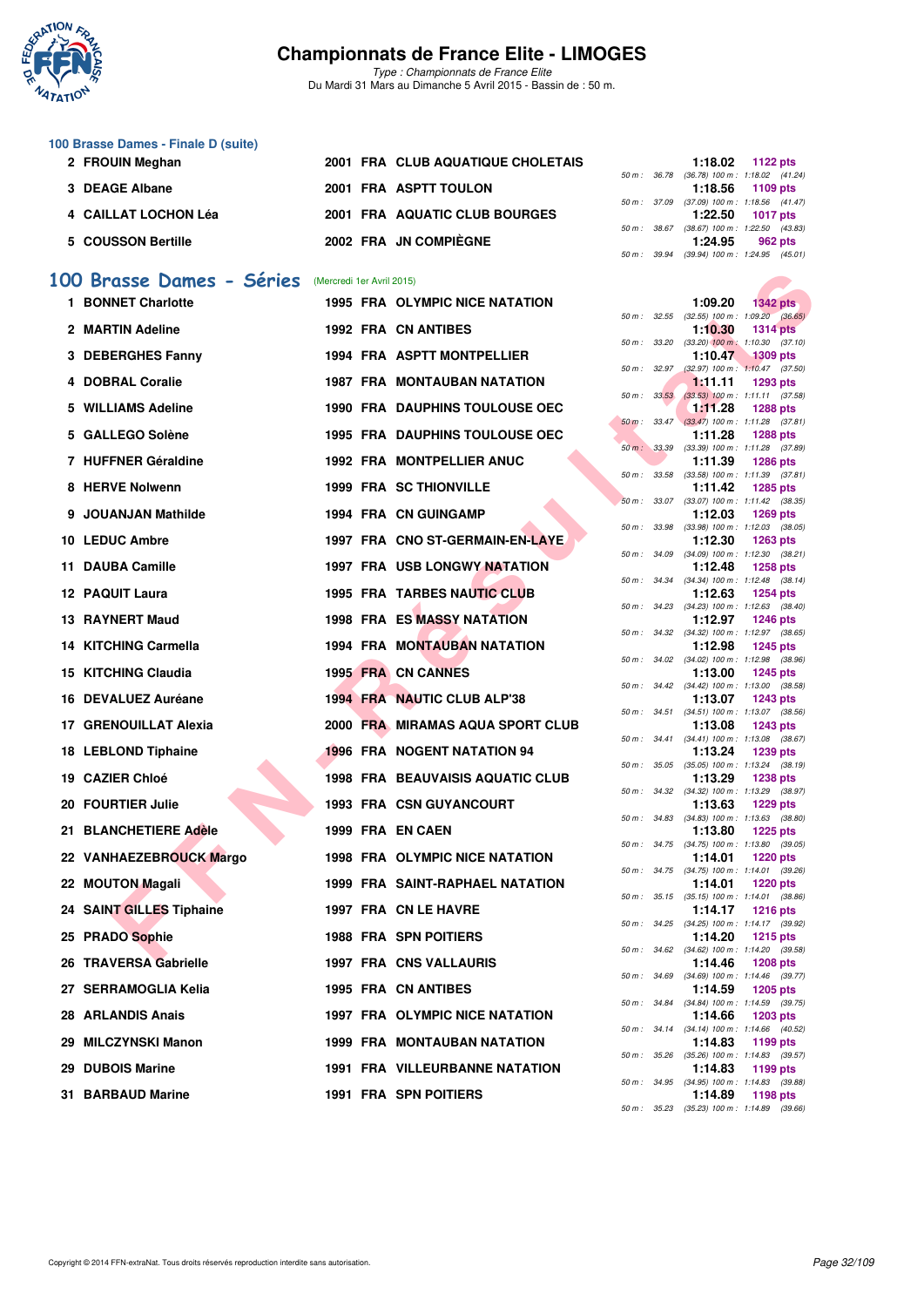# Championnats de France Elite - LIMOGES

*Type : Championnats de France Elite*
Du Mardi 31 Mars au Dimanche 5 Avril 2015 - Bassin de : 50 m.

## 100 Brasse Dames - Finale D (suite)

| Rang | Nom | Année | Nat | Club | Temps | Points | Splits |
|---|---|---|---|---|---|---|---|
| 2 | FROUIN Meghan | 2001 | FRA | CLUB AQUATIQUE CHOLETAIS | 1:18.02 | 1122 pts | 50 m : 36.78 (36.78) 100 m : 1:18.02 (41.24) |
| 3 | DEAGE Albane | 2001 | FRA | ASPTT TOULON | 1:18.56 | 1109 pts | 50 m : 37.09 (37.09) 100 m : 1:18.56 (41.47) |
| 4 | CAILLAT LOCHON Léa | 2001 | FRA | AQUATIC CLUB BOURGES | 1:22.50 | 1017 pts | 50 m : 38.67 (38.67) 100 m : 1:22.50 (43.83) |
| 5 | COUSSON Bertille | 2002 | FRA | JN COMPIÈGNE | 1:24.95 | 962 pts | 50 m : 39.94 (39.94) 100 m : 1:24.95 (45.01) |

## 100 Brasse Dames - Séries (Mercredi 1er Avril 2015)

| Rang | Nom | Année | Nat | Club | Temps | Points | Splits |
|---|---|---|---|---|---|---|---|
| 1 | BONNET Charlotte | 1995 | FRA | OLYMPIC NICE NATATION | 1:09.20 | 1342 pts | 50 m : 32.55 (32.55) 100 m : 1:09.20 (36.65) |
| 2 | MARTIN Adeline | 1992 | FRA | CN ANTIBES | 1:10.30 | 1314 pts | 50 m : 33.20 (33.20) 100 m : 1:10.30 (37.10) |
| 3 | DEBERGHES Fanny | 1994 | FRA | ASPTT MONTPELLIER | 1:10.47 | 1309 pts | 50 m : 32.97 (32.97) 100 m : 1:10.47 (37.50) |
| 4 | DOBRAL Coralie | 1987 | FRA | MONTAUBAN NATATION | 1:11.11 | 1293 pts | 50 m : 33.53 (33.53) 100 m : 1:11.11 (37.58) |
| 5 | WILLIAMS Adeline | 1990 | FRA | DAUPHINS TOULOUSE OEC | 1:11.28 | 1288 pts | 50 m : 33.47 (33.47) 100 m : 1:11.28 (37.81) |
| 5 | GALLEGO Solène | 1995 | FRA | DAUPHINS TOULOUSE OEC | 1:11.28 | 1288 pts | 50 m : 33.39 (33.39) 100 m : 1:11.28 (37.89) |
| 7 | HUFFNER Géraldine | 1992 | FRA | MONTPELLIER ANUC | 1:11.39 | 1286 pts | 50 m : 33.58 (33.58) 100 m : 1:11.39 (37.81) |
| 8 | HERVE Nolwenn | 1999 | FRA | SC THIONVILLE | 1:11.42 | 1285 pts | 50 m : 33.07 (33.07) 100 m : 1:11.42 (38.35) |
| 9 | JOUANJAN Mathilde | 1994 | FRA | CN GUINGAMP | 1:12.03 | 1269 pts | 50 m : 33.98 (33.98) 100 m : 1:12.03 (38.05) |
| 10 | LEDUC Ambre | 1997 | FRA | CNO ST-GERMAIN-EN-LAYE | 1:12.30 | 1263 pts | 50 m : 34.09 (34.09) 100 m : 1:12.30 (38.21) |
| 11 | DAUBA Camille | 1997 | FRA | USB LONGWY NATATION | 1:12.48 | 1258 pts | 50 m : 34.34 (34.34) 100 m : 1:12.48 (38.14) |
| 12 | PAQUIT Laura | 1995 | FRA | TARBES NAUTIC CLUB | 1:12.63 | 1254 pts | 50 m : 34.23 (34.23) 100 m : 1:12.63 (38.40) |
| 13 | RAYNERT Maud | 1998 | FRA | ES MASSY NATATION | 1:12.97 | 1246 pts | 50 m : 34.32 (34.32) 100 m : 1:12.97 (38.65) |
| 14 | KITCHING Carmella | 1994 | FRA | MONTAUBAN NATATION | 1:12.98 | 1245 pts | 50 m : 34.02 (34.02) 100 m : 1:12.98 (38.96) |
| 15 | KITCHING Claudia | 1995 | FRA | CN CANNES | 1:13.00 | 1245 pts | 50 m : 34.42 (34.42) 100 m : 1:13.00 (38.58) |
| 16 | DEVALUEZ Auréane | 1994 | FRA | NAUTIC CLUB ALP'38 | 1:13.07 | 1243 pts | 50 m : 34.51 (34.51) 100 m : 1:13.07 (38.56) |
| 17 | GRENOUILLAT Alexia | 2000 | FRA | MIRAMAS AQUA SPORT CLUB | 1:13.08 | 1243 pts | 50 m : 34.41 (34.41) 100 m : 1:13.08 (38.67) |
| 18 | LEBLOND Tiphaine | 1996 | FRA | NOGENT NATATION 94 | 1:13.24 | 1239 pts | 50 m : 35.05 (35.05) 100 m : 1:13.24 (38.19) |
| 19 | CAZIER Chloé | 1998 | FRA | BEAUVAISIS AQUATIC CLUB | 1:13.29 | 1238 pts | 50 m : 34.32 (34.32) 100 m : 1:13.29 (38.97) |
| 20 | FOURTIER Julie | 1993 | FRA | CSN GUYANCOURT | 1:13.63 | 1229 pts | 50 m : 34.83 (34.83) 100 m : 1:13.63 (38.80) |
| 21 | BLANCHETIERE Adèle | 1999 | FRA | EN CAEN | 1:13.80 | 1225 pts | 50 m : 34.75 (34.75) 100 m : 1:13.80 (39.05) |
| 22 | VANHAEZEBROUCK Margo | 1998 | FRA | OLYMPIC NICE NATATION | 1:14.01 | 1220 pts | 50 m : 34.75 (34.75) 100 m : 1:14.01 (39.26) |
| 22 | MOUTON Magali | 1999 | FRA | SAINT-RAPHAEL NATATION | 1:14.01 | 1220 pts | 50 m : 35.15 (35.15) 100 m : 1:14.01 (38.86) |
| 24 | SAINT GILLES Tiphaine | 1997 | FRA | CN LE HAVRE | 1:14.17 | 1216 pts | 50 m : 34.25 (34.25) 100 m : 1:14.17 (39.92) |
| 25 | PRADO Sophie | 1988 | FRA | SPN POITIERS | 1:14.20 | 1215 pts | 50 m : 34.62 (34.62) 100 m : 1:14.20 (39.58) |
| 26 | TRAVERSA Gabrielle | 1997 | FRA | CNS VALLAURIS | 1:14.46 | 1208 pts | 50 m : 34.69 (34.69) 100 m : 1:14.46 (39.77) |
| 27 | SERRAMOGLIA Kelia | 1995 | FRA | CN ANTIBES | 1:14.59 | 1205 pts | 50 m : 34.84 (34.84) 100 m : 1:14.59 (39.75) |
| 28 | ARLANDIS Anais | 1997 | FRA | OLYMPIC NICE NATATION | 1:14.66 | 1203 pts | 50 m : 34.14 (34.14) 100 m : 1:14.66 (40.52) |
| 29 | MILCZYNSKI Manon | 1999 | FRA | MONTAUBAN NATATION | 1:14.83 | 1199 pts | 50 m : 35.26 (35.26) 100 m : 1:14.83 (39.57) |
| 29 | DUBOIS Marine | 1991 | FRA | VILLEURBANNE NATATION | 1:14.83 | 1199 pts | 50 m : 34.95 (34.95) 100 m : 1:14.83 (39.88) |
| 31 | BARBAUD Marine | 1991 | FRA | SPN POITIERS | 1:14.89 | 1198 pts | 50 m : 35.23 (35.23) 100 m : 1:14.89 (39.66) |

Copyright © 2014 FFN-extraNat. Tous droits réservés reproduction interdite sans autorisation.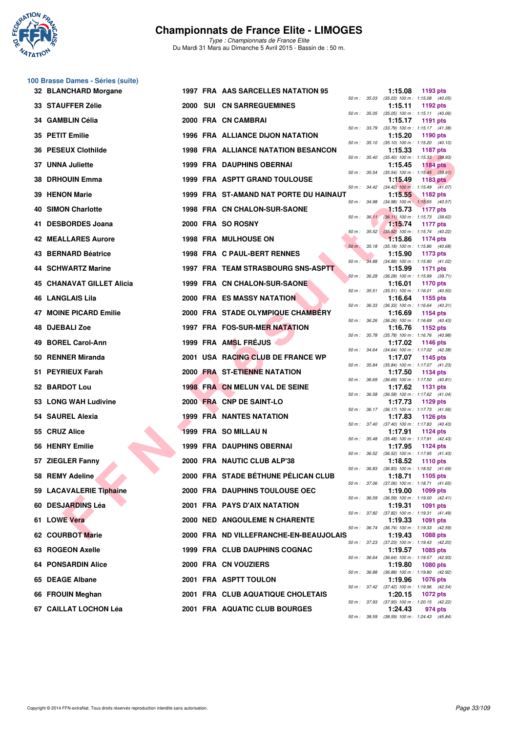# Championnats de France Elite - LIMOGES

*Type : Championnats de France Elite*
Du Mardi 31 Mars au Dimanche 5 Avril 2015 - Bassin de : 50 m.

## 100 Brasse Dames - Séries (suite)

| Rg | Nom | Année | Nat | Club | 50 m | 100 m | Temps | Points |
|---|---|---|---|---|---|---|---|---|
| 32 | BLANCHARD Morgane | 1997 | FRA | AAS SARCELLES NATATION 95 | 35.03 | (35.03) 100 m : 1:15.08 (40.05) | 1:15.08 | 1193 pts |
| 33 | STAUFFER Zélie | 2000 | SUI | CN SARREGUEMINES | 35.05 | (35.05) 100 m : 1:15.11 (40.06) | 1:15.11 | 1192 pts |
| 34 | GAMBLIN Célia | 2000 | FRA | CN CAMBRAI | 33.79 | (33.79) 100 m : 1:15.17 (41.38) | 1:15.17 | 1191 pts |
| 35 | PETIT Emilie | 1996 | FRA | ALLIANCE DIJON NATATION | 35.10 | (35.10) 100 m : 1:15.20 (40.10) | 1:15.20 | 1190 pts |
| 36 | PESEUX Clothilde | 1998 | FRA | ALLIANCE NATATION BESANCON | 35.40 | (35.40) 100 m : 1:15.33 (39.93) | 1:15.33 | 1187 pts |
| 37 | UNNA Juliette | 1999 | FRA | DAUPHINS OBERNAI | 35.54 | (35.54) 100 m : 1:15.45 (39.91) | 1:15.45 | 1184 pts |
| 38 | DRHOUIN Emma | 1999 | FRA | ASPTT GRAND TOULOUSE | 34.42 | (34.42) 100 m : 1:15.49 (41.07) | 1:15.49 | 1183 pts |
| 39 | HENON Marie | 1999 | FRA | ST-AMAND NAT PORTE DU HAINAUT | 34.98 | (34.98) 100 m : 1:15.55 (40.57) | 1:15.55 | 1182 pts |
| 40 | SIMON Charlotte | 1998 | FRA | CN CHALON-SUR-SAONE | 36.11 | (36.11) 100 m : 1:15.73 (39.62) | 1:15.73 | 1177 pts |
| 41 | DESBORDES Joana | 2000 | FRA | SO ROSNY | 35.52 | (35.52) 100 m : 1:15.74 (40.22) | 1:15.74 | 1177 pts |
| 42 | MEALLARES Aurore | 1998 | FRA | MULHOUSE ON | 35.18 | (35.18) 100 m : 1:15.86 (40.68) | 1:15.86 | 1174 pts |
| 43 | BERNARD Béatrice | 1998 | FRA | C PAUL-BERT RENNES | 34.88 | (34.88) 100 m : 1:15.90 (41.02) | 1:15.90 | 1173 pts |
| 44 | SCHWARTZ Marine | 1997 | FRA | TEAM STRASBOURG SNS-ASPTT | 36.28 | (36.28) 100 m : 1:15.99 (39.71) | 1:15.99 | 1171 pts |
| 45 | CHANAVAT GILLET Alicia | 1999 | FRA | CN CHALON-SUR-SAONE | 35.51 | (35.51) 100 m : 1:16.01 (40.50) | 1:16.01 | 1170 pts |
| 46 | LANGLAIS Lila | 2000 | FRA | ES MASSY NATATION | 36.33 | (36.33) 100 m : 1:16.64 (40.31) | 1:16.64 | 1155 pts |
| 47 | MOINE PICARD Emilie | 2000 | FRA | STADE OLYMPIQUE CHAMBÉRY | 36.26 | (36.26) 100 m : 1:16.69 (40.43) | 1:16.69 | 1154 pts |
| 48 | DJEBALI Zoe | 1997 | FRA | FOS-SUR-MER NATATION | 35.78 | (35.78) 100 m : 1:16.76 (40.98) | 1:16.76 | 1152 pts |
| 49 | BOREL Carol-Ann | 1999 | FRA | AMSL FRÉJUS | 34.64 | (34.64) 100 m : 1:17.02 (42.38) | 1:17.02 | 1146 pts |
| 50 | RENNER Miranda | 2001 | USA | RACING CLUB DE FRANCE WP | 35.84 | (35.84) 100 m : 1:17.07 (41.23) | 1:17.07 | 1145 pts |
| 51 | PEYRIEUX Farah | 2000 | FRA | ST-ETIENNE NATATION | 36.69 | (36.69) 100 m : 1:17.50 (40.81) | 1:17.50 | 1134 pts |
| 52 | BARDOT Lou | 1998 | FRA | CN MELUN VAL DE SEINE | 36.58 | (36.58) 100 m : 1:17.62 (41.04) | 1:17.62 | 1131 pts |
| 53 | LONG WAH Ludivine | 2000 | FRA | CNP DE SAINT-LO | 36.17 | (36.17) 100 m : 1:17.73 (41.56) | 1:17.73 | 1129 pts |
| 54 | SAUREL Alexia | 1999 | FRA | NANTES NATATION | 37.40 | (37.40) 100 m : 1:17.83 (40.43) | 1:17.83 | 1126 pts |
| 55 | CRUZ Alice | 1999 | FRA | SO MILLAU N | 35.48 | (35.48) 100 m : 1:17.91 (42.43) | 1:17.91 | 1124 pts |
| 56 | HENRY Emilie | 1999 | FRA | DAUPHINS OBERNAI | 36.52 | (36.52) 100 m : 1:17.95 (41.43) | 1:17.95 | 1124 pts |
| 57 | ZIEGLER Fanny | 2000 | FRA | NAUTIC CLUB ALP'38 | 36.83 | (36.83) 100 m : 1:18.52 (41.69) | 1:18.52 | 1110 pts |
| 58 | REMY Adeline | 2000 | FRA | STADE BÉTHUNE PÉLICAN CLUB | 37.06 | (37.06) 100 m : 1:18.71 (41.65) | 1:18.71 | 1105 pts |
| 59 | LACAVALERIE Tiphaine | 2000 | FRA | DAUPHINS TOULOUSE OEC | 36.59 | (36.59) 100 m : 1:19.00 (42.41) | 1:19.00 | 1099 pts |
| 60 | DESJARDINS Léa | 2001 | FRA | PAYS D'AIX NATATION | 37.82 | (37.82) 100 m : 1:19.31 (41.49) | 1:19.31 | 1091 pts |
| 61 | LOWE Vera | 2000 | NED | ANGOULEME N CHARENTE | 36.74 | (36.74) 100 m : 1:19.33 (42.59) | 1:19.33 | 1091 pts |
| 62 | COURBOT Marie | 2000 | FRA | ND VILLEFRANCHE-EN-BEAUJOLAIS | 37.23 | (37.23) 100 m : 1:19.43 (42.20) | 1:19.43 | 1088 pts |
| 63 | ROGEON Axelle | 1999 | FRA | CLUB DAUPHINS COGNAC | 36.64 | (36.64) 100 m : 1:19.57 (42.93) | 1:19.57 | 1085 pts |
| 64 | PONSARDIN Alice | 2000 | FRA | CN VOUZIERS | 36.88 | (36.88) 100 m : 1:19.80 (42.92) | 1:19.80 | 1080 pts |
| 65 | DEAGE Albane | 2001 | FRA | ASPTT TOULON | 37.42 | (37.42) 100 m : 1:19.96 (42.54) | 1:19.96 | 1076 pts |
| 66 | FROUIN Meghan | 2001 | FRA | CLUB AQUATIQUE CHOLETAIS | 37.93 | (37.93) 100 m : 1:20.15 (42.22) | 1:20.15 | 1072 pts |
| 67 | CAILLAT LOCHON Léa | 2001 | FRA | AQUATIC CLUB BOURGES | 38.59 | (38.59) 100 m : 1:24.43 (45.84) | 1:24.43 | 974 pts |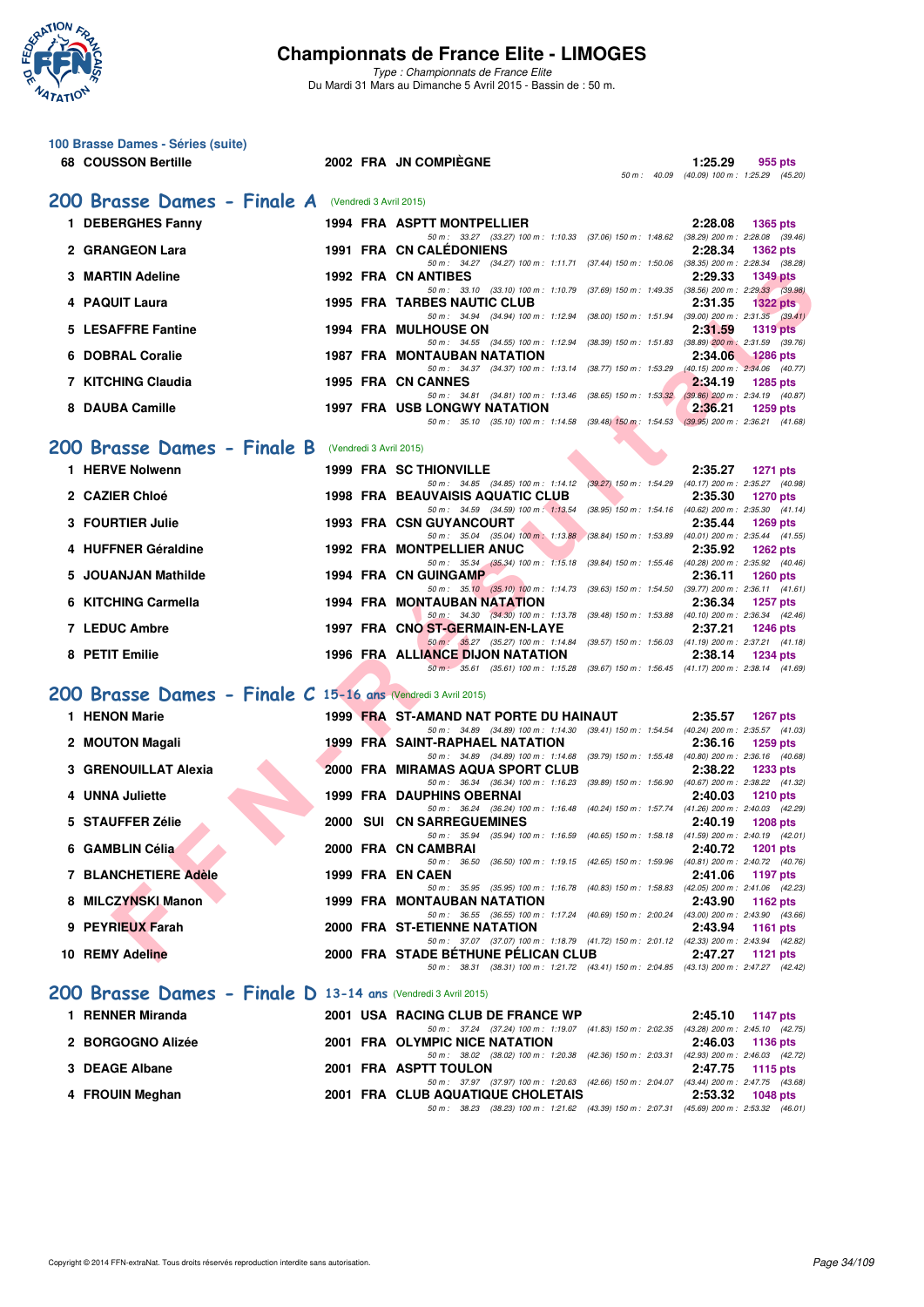# Championnats de France Elite - LIMOGES

*Type : Championnats de France Elite*
Du Mardi 31 Mars au Dimanche 5 Avril 2015 - Bassin de : 50 m.

## 100 Brasse Dames - Séries (suite)

| | | | | | | |
|---|---|---|---|---|---|---|
| 68 | COUSSON Bertille | 2002 | FRA | JN COMPIÈGNE | 1:25.29 | 955 pts |
| | | | | 50 m : 40.09 (40.09) 100 m : 1:25.29 (45.20) | | |

## 200 Brasse Dames - Finale A (Vendredi 3 Avril 2015)

| | | | | | | |
|---|---|---|---|---|---|---|
| 1 | DEBERGHES Fanny | 1994 | FRA | ASPTT MONTPELLIER | 2:28.08 | 1365 pts |
| | | | | 50 m : 33.27 (33.27) 100 m : 1:10.33 (37.06) 150 m : 1:48.62 (38.29) 200 m : 2:28.08 (39.46) | | |
| 2 | GRANGEON Lara | 1991 | FRA | CN CALÉDONIENS | 2:28.34 | 1362 pts |
| | | | | 50 m : 34.27 (34.27) 100 m : 1:11.71 (37.44) 150 m : 1:50.06 (38.35) 200 m : 2:28.34 (38.28) | | |
| 3 | MARTIN Adeline | 1992 | FRA | CN ANTIBES | 2:29.33 | 1349 pts |
| | | | | 50 m : 33.10 (33.10) 100 m : 1:10.79 (37.69) 150 m : 1:49.35 (38.56) 200 m : 2:29.33 (39.98) | | |
| 4 | PAQUIT Laura | 1995 | FRA | TARBES NAUTIC CLUB | 2:31.35 | 1322 pts |
| | | | | 50 m : 34.94 (34.94) 100 m : 1:12.94 (38.00) 150 m : 1:51.94 (39.00) 200 m : 2:31.35 (39.41) | | |
| 5 | LESAFFRE Fantine | 1994 | FRA | MULHOUSE ON | 2:31.59 | 1319 pts |
| | | | | 50 m : 34.55 (34.55) 100 m : 1:12.94 (38.39) 150 m : 1:51.83 (38.89) 200 m : 2:31.59 (39.76) | | |
| 6 | DOBRAL Coralie | 1987 | FRA | MONTAUBAN NATATION | 2:34.06 | 1286 pts |
| | | | | 50 m : 34.37 (34.37) 100 m : 1:13.14 (38.77) 150 m : 1:53.29 (40.15) 200 m : 2:34.06 (40.77) | | |
| 7 | KITCHING Claudia | 1995 | FRA | CN CANNES | 2:34.19 | 1285 pts |
| | | | | 50 m : 34.81 (34.81) 100 m : 1:13.46 (38.65) 150 m : 1:53.32 (39.86) 200 m : 2:34.19 (40.87) | | |
| 8 | DAUBA Camille | 1997 | FRA | USB LONGWY NATATION | 2:36.21 | 1259 pts |
| | | | | 50 m : 35.10 (35.10) 100 m : 1:14.58 (39.48) 150 m : 1:54.53 (39.95) 200 m : 2:36.21 (41.68) | | |

## 200 Brasse Dames - Finale B (Vendredi 3 Avril 2015)

| | | | | | | |
|---|---|---|---|---|---|---|
| 1 | HERVE Nolwenn | 1999 | FRA | SC THIONVILLE | 2:35.27 | 1271 pts |
| | | | | 50 m : 34.85 (34.85) 100 m : 1:14.12 (39.27) 150 m : 1:54.29 (40.17) 200 m : 2:35.27 (40.98) | | |
| 2 | CAZIER Chloé | 1998 | FRA | BEAUVAISIS AQUATIC CLUB | 2:35.30 | 1270 pts |
| | | | | 50 m : 34.59 (34.59) 100 m : 1:13.54 (38.95) 150 m : 1:54.16 (40.62) 200 m : 2:35.30 (41.14) | | |
| 3 | FOURTIER Julie | 1993 | FRA | CSN GUYANCOURT | 2:35.44 | 1269 pts |
| | | | | 50 m : 35.04 (35.04) 100 m : 1:13.88 (38.84) 150 m : 1:53.89 (40.01) 200 m : 2:35.44 (41.55) | | |
| 4 | HUFFNER Géraldine | 1992 | FRA | MONTPELLIER ANUC | 2:35.92 | 1262 pts |
| | | | | 50 m : 35.34 (35.34) 100 m : 1:15.18 (39.84) 150 m : 1:55.46 (40.28) 200 m : 2:35.92 (40.46) | | |
| 5 | JOUANJAN Mathilde | 1994 | FRA | CN GUINGAMP | 2:36.11 | 1260 pts |
| | | | | 50 m : 35.10 (35.10) 100 m : 1:14.73 (39.63) 150 m : 1:54.50 (39.77) 200 m : 2:36.11 (41.61) | | |
| 6 | KITCHING Carmella | 1994 | FRA | MONTAUBAN NATATION | 2:36.34 | 1257 pts |
| | | | | 50 m : 34.30 (34.30) 100 m : 1:13.78 (39.48) 150 m : 1:53.88 (40.10) 200 m : 2:36.34 (42.46) | | |
| 7 | LEDUC Ambre | 1997 | FRA | CNO ST-GERMAIN-EN-LAYE | 2:37.21 | 1246 pts |
| | | | | 50 m : 35.27 (35.27) 100 m : 1:14.84 (39.57) 150 m : 1:56.03 (41.19) 200 m : 2:37.21 (41.18) | | |
| 8 | PETIT Emilie | 1996 | FRA | ALLIANCE DIJON NATATION | 2:38.14 | 1234 pts |
| | | | | 50 m : 35.61 (35.61) 100 m : 1:15.28 (39.67) 150 m : 1:56.45 (41.17) 200 m : 2:38.14 (41.69) | | |

## 200 Brasse Dames - Finale C 15-16 ans (Vendredi 3 Avril 2015)

| | | | | | | |
|---|---|---|---|---|---|---|
| 1 | HENON Marie | 1999 | FRA | ST-AMAND NAT PORTE DU HAINAUT | 2:35.57 | 1267 pts |
| | | | | 50 m : 34.89 (34.89) 100 m : 1:14.30 (39.41) 150 m : 1:54.54 (40.24) 200 m : 2:35.57 (41.03) | | |
| 2 | MOUTON Magali | 1999 | FRA | SAINT-RAPHAEL NATATION | 2:36.16 | 1259 pts |
| | | | | 50 m : 34.89 (34.89) 100 m : 1:14.68 (39.79) 150 m : 1:55.48 (40.80) 200 m : 2:36.16 (40.68) | | |
| 3 | GRENOUILLAT Alexia | 2000 | FRA | MIRAMAS AQUA SPORT CLUB | 2:38.22 | 1233 pts |
| | | | | 50 m : 36.34 (36.34) 100 m : 1:16.23 (39.89) 150 m : 1:56.90 (40.67) 200 m : 2:38.22 (41.32) | | |
| 4 | UNNA Juliette | 1999 | FRA | DAUPHINS OBERNAI | 2:40.03 | 1210 pts |
| | | | | 50 m : 36.24 (36.24) 100 m : 1:16.48 (40.24) 150 m : 1:57.74 (41.26) 200 m : 2:40.03 (42.29) | | |
| 5 | STAUFFER Zélie | 2000 | SUI | CN SARREGUEMINES | 2:40.19 | 1208 pts |
| | | | | 50 m : 35.94 (35.94) 100 m : 1:16.59 (40.65) 150 m : 1:58.18 (41.59) 200 m : 2:40.19 (42.01) | | |
| 6 | GAMBLIN Célia | 2000 | FRA | CN CAMBRAI | 2:40.72 | 1201 pts |
| | | | | 50 m : 36.50 (36.50) 100 m : 1:19.15 (42.65) 150 m : 1:59.96 (40.81) 200 m : 2:40.72 (40.76) | | |
| 7 | BLANCHETIERE Adèle | 1999 | FRA | EN CAEN | 2:41.06 | 1197 pts |
| | | | | 50 m : 35.95 (35.95) 100 m : 1:16.78 (40.83) 150 m : 1:58.83 (42.05) 200 m : 2:41.06 (42.23) | | |
| 8 | MILCZYNSKI Manon | 1999 | FRA | MONTAUBAN NATATION | 2:43.90 | 1162 pts |
| | | | | 50 m : 36.55 (36.55) 100 m : 1:17.24 (40.69) 150 m : 2:00.24 (43.00) 200 m : 2:43.90 (43.66) | | |
| 9 | PEYRIEUX Farah | 2000 | FRA | ST-ETIENNE NATATION | 2:43.94 | 1161 pts |
| | | | | 50 m : 37.07 (37.07) 100 m : 1:18.79 (41.72) 150 m : 2:01.12 (42.33) 200 m : 2:43.94 (42.82) | | |
| 10 | REMY Adeline | 2000 | FRA | STADE BÉTHUNE PÉLICAN CLUB | 2:47.27 | 1121 pts |
| | | | | 50 m : 38.31 (38.31) 100 m : 1:21.72 (43.41) 150 m : 2:04.85 (43.13) 200 m : 2:47.27 (42.42) | | |

## 200 Brasse Dames - Finale D 13-14 ans (Vendredi 3 Avril 2015)

| | | | | | | |
|---|---|---|---|---|---|---|
| 1 | RENNER Miranda | 2001 | USA | RACING CLUB DE FRANCE WP | 2:45.10 | 1147 pts |
| | | | | 50 m : 37.24 (37.24) 100 m : 1:19.07 (41.83) 150 m : 2:02.35 (43.28) 200 m : 2:45.10 (42.75) | | |
| 2 | BORGOGNO Alizée | 2001 | FRA | OLYMPIC NICE NATATION | 2:46.03 | 1136 pts |
| | | | | 50 m : 38.02 (38.02) 100 m : 1:20.38 (42.36) 150 m : 2:03.31 (42.93) 200 m : 2:46.03 (42.72) | | |
| 3 | DEAGE Albane | 2001 | FRA | ASPTT TOULON | 2:47.75 | 1115 pts |
| | | | | 50 m : 37.97 (37.97) 100 m : 1:20.63 (42.66) 150 m : 2:04.07 (43.44) 200 m : 2:47.75 (43.68) | | |
| 4 | FROUIN Meghan | 2001 | FRA | CLUB AQUATIQUE CHOLETAIS | 2:53.32 | 1048 pts |
| | | | | 50 m : 38.23 (38.23) 100 m : 1:21.62 (43.39) 150 m : 2:07.31 (45.69) 200 m : 2:53.32 (46.01) | | |

Copyright © 2014 FFN-extraNat. Tous droits réservés reproduction interdite sans autorisation.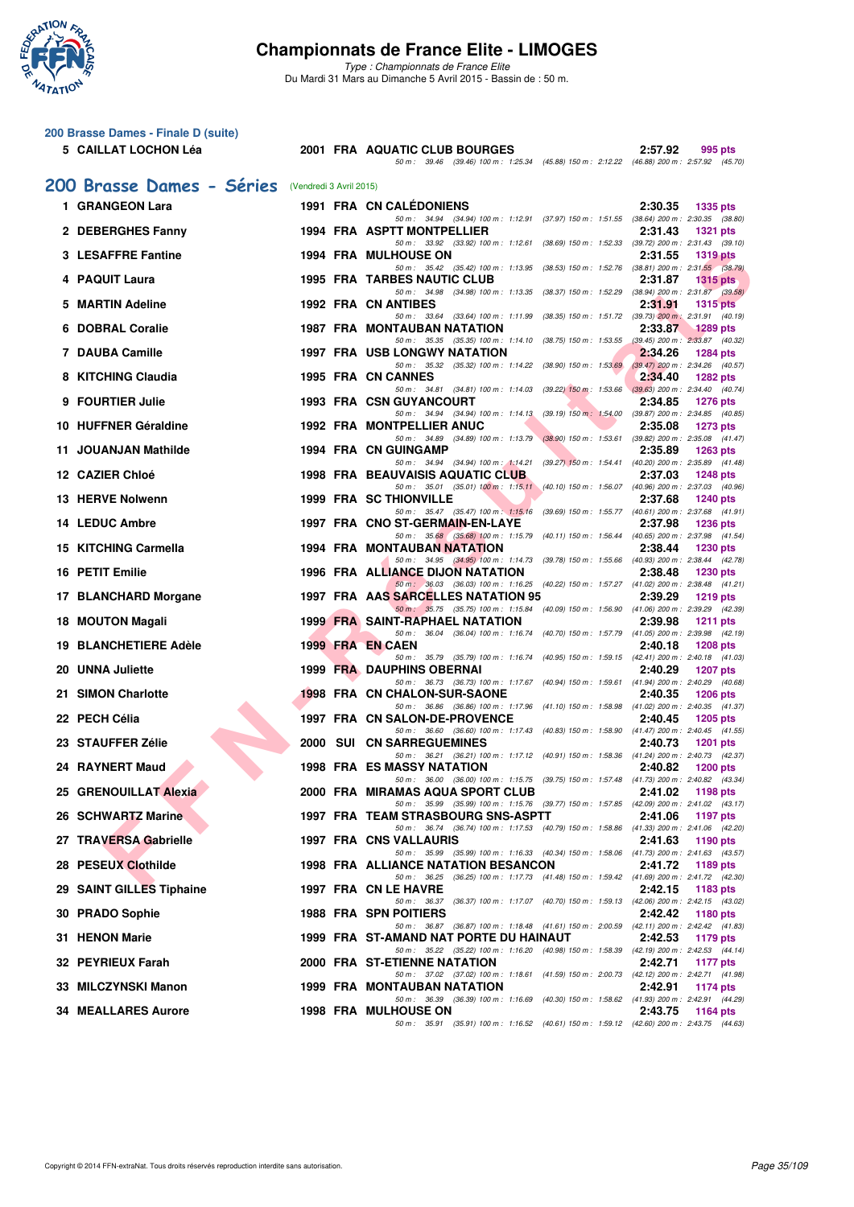# Championnats de France Elite - LIMOGES

*Type : Championnats de France Elite*
Du Mardi 31 Mars au Dimanche 5 Avril 2015 - Bassin de : 50 m.

## 200 Brasse Dames - Finale D (suite)

| Rang | Nom | Année | Nat | Club | Temps | Points |
|---|---|---|---|---|---|---|
| 5 | CAILLAT LOCHON Léa | 2001 | FRA | AQUATIC CLUB BOURGES | 2:57.92 | 995 pts |
| | | | | 50 m : 39.46 (39.46) 100 m : 1:25.34 (45.88) 150 m : 2:12.22 (46.88) 200 m : 2:57.92 (45.70) | | |

## 200 Brasse Dames - Séries (Vendredi 3 Avril 2015)

| Rang | Nom | Année | Nat | Club | Temps | Points |
|---|---|---|---|---|---|---|
| 1 | GRANGEON Lara | 1991 | FRA | CN CALÉDONIENS | 2:30.35 | 1335 pts |
| | | | | 50 m : 34.94 (34.94) 100 m : 1:12.91 (37.97) 150 m : 1:51.55 (38.64) 200 m : 2:30.35 (38.80) | | |
| 2 | DEBERGHES Fanny | 1994 | FRA | ASPTT MONTPELLIER | 2:31.43 | 1321 pts |
| | | | | 50 m : 33.92 (33.92) 100 m : 1:12.61 (38.69) 150 m : 1:52.33 (39.72) 200 m : 2:31.43 (39.10) | | |
| 3 | LESAFFRE Fantine | 1994 | FRA | MULHOUSE ON | 2:31.55 | 1319 pts |
| | | | | 50 m : 35.42 (35.42) 100 m : 1:13.95 (38.53) 150 m : 1:52.76 (38.81) 200 m : 2:31.55 (38.79) | | |
| 4 | PAQUIT Laura | 1995 | FRA | TARBES NAUTIC CLUB | 2:31.87 | 1315 pts |
| | | | | 50 m : 34.98 (34.98) 100 m : 1:13.35 (38.37) 150 m : 1:52.29 (38.94) 200 m : 2:31.87 (39.58) | | |
| 5 | MARTIN Adeline | 1992 | FRA | CN ANTIBES | 2:31.91 | 1315 pts |
| | | | | 50 m : 33.64 (33.64) 100 m : 1:11.99 (38.35) 150 m : 1:51.72 (39.73) 200 m : 2:31.91 (40.19) | | |
| 6 | DOBRAL Coralie | 1987 | FRA | MONTAUBAN NATATION | 2:33.87 | 1289 pts |
| | | | | 50 m : 35.35 (35.35) 100 m : 1:14.10 (38.75) 150 m : 1:53.55 (39.45) 200 m : 2:33.87 (40.32) | | |
| 7 | DAUBA Camille | 1997 | FRA | USB LONGWY NATATION | 2:34.26 | 1284 pts |
| | | | | 50 m : 35.32 (35.32) 100 m : 1:14.22 (38.90) 150 m : 1:53.69 (39.47) 200 m : 2:34.26 (40.57) | | |
| 8 | KITCHING Claudia | 1995 | FRA | CN CANNES | 2:34.40 | 1282 pts |
| | | | | 50 m : 34.81 (34.81) 100 m : 1:14.03 (39.22) 150 m : 1:53.66 (39.63) 200 m : 2:34.40 (40.74) | | |
| 9 | FOURTIER Julie | 1993 | FRA | CSN GUYANCOURT | 2:34.85 | 1276 pts |
| | | | | 50 m : 34.94 (34.94) 100 m : 1:14.13 (39.19) 150 m : 1:54.00 (39.87) 200 m : 2:34.85 (40.85) | | |
| 10 | HUFFNER Géraldine | 1992 | FRA | MONTPELLIER ANUC | 2:35.08 | 1273 pts |
| | | | | 50 m : 34.89 (34.89) 100 m : 1:13.79 (38.90) 150 m : 1:53.61 (39.82) 200 m : 2:35.08 (41.47) | | |
| 11 | JOUANJAN Mathilde | 1994 | FRA | CN GUINGAMP | 2:35.89 | 1263 pts |
| | | | | 50 m : 34.94 (34.94) 100 m : 1:14.21 (39.27) 150 m : 1:54.41 (40.20) 200 m : 2:35.89 (41.48) | | |
| 12 | CAZIER Chloé | 1998 | FRA | BEAUVAISIS AQUATIC CLUB | 2:37.03 | 1248 pts |
| | | | | 50 m : 35.01 (35.01) 100 m : 1:15.11 (40.10) 150 m : 1:56.07 (40.96) 200 m : 2:37.03 (40.96) | | |
| 13 | HERVE Nolwenn | 1999 | FRA | SC THIONVILLE | 2:37.68 | 1240 pts |
| | | | | 50 m : 35.47 (35.47) 100 m : 1:15.16 (39.69) 150 m : 1:55.77 (40.61) 200 m : 2:37.68 (41.91) | | |
| 14 | LEDUC Ambre | 1997 | FRA | CNO ST-GERMAIN-EN-LAYE | 2:37.98 | 1236 pts |
| | | | | 50 m : 35.68 (35.68) 100 m : 1:15.79 (40.11) 150 m : 1:56.44 (40.65) 200 m : 2:37.98 (41.54) | | |
| 15 | KITCHING Carmella | 1994 | FRA | MONTAUBAN NATATION | 2:38.44 | 1230 pts |
| | | | | 50 m : 34.95 (34.95) 100 m : 1:14.73 (39.78) 150 m : 1:55.66 (40.93) 200 m : 2:38.44 (42.78) | | |
| 16 | PETIT Emilie | 1996 | FRA | ALLIANCE DIJON NATATION | 2:38.48 | 1230 pts |
| | | | | 50 m : 36.03 (36.03) 100 m : 1:16.25 (40.22) 150 m : 1:57.27 (41.02) 200 m : 2:38.48 (41.21) | | |
| 17 | BLANCHARD Morgane | 1997 | FRA | AAS SARCELLES NATATION 95 | 2:39.29 | 1219 pts |
| | | | | 50 m : 35.75 (35.75) 100 m : 1:15.84 (40.09) 150 m : 1:56.90 (41.06) 200 m : 2:39.29 (42.39) | | |
| 18 | MOUTON Magali | 1999 | FRA | SAINT-RAPHAEL NATATION | 2:39.98 | 1211 pts |
| | | | | 50 m : 36.04 (36.04) 100 m : 1:16.74 (40.70) 150 m : 1:57.79 (41.05) 200 m : 2:39.98 (42.19) | | |
| 19 | BLANCHETIERE Adèle | 1999 | FRA | EN CAEN | 2:40.18 | 1208 pts |
| | | | | 50 m : 35.79 (35.79) 100 m : 1:16.74 (40.95) 150 m : 1:59.15 (42.41) 200 m : 2:40.18 (41.03) | | |
| 20 | UNNA Juliette | 1999 | FRA | DAUPHINS OBERNAI | 2:40.29 | 1207 pts |
| | | | | 50 m : 36.73 (36.73) 100 m : 1:17.67 (40.94) 150 m : 1:59.61 (41.94) 200 m : 2:40.29 (40.68) | | |
| 21 | SIMON Charlotte | 1998 | FRA | CN CHALON-SUR-SAONE | 2:40.35 | 1206 pts |
| | | | | 50 m : 36.86 (36.86) 100 m : 1:17.96 (41.10) 150 m : 1:58.98 (41.02) 200 m : 2:40.35 (41.37) | | |
| 22 | PECH Célia | 1997 | FRA | CN SALON-DE-PROVENCE | 2:40.45 | 1205 pts |
| | | | | 50 m : 36.60 (36.60) 100 m : 1:17.43 (40.83) 150 m : 1:58.90 (41.47) 200 m : 2:40.45 (41.55) | | |
| 23 | STAUFFER Zélie | 2000 | SUI | CN SARREGUEMINES | 2:40.73 | 1201 pts |
| | | | | 50 m : 36.21 (36.21) 100 m : 1:17.12 (40.91) 150 m : 1:58.36 (41.24) 200 m : 2:40.73 (42.37) | | |
| 24 | RAYNERT Maud | 1998 | FRA | ES MASSY NATATION | 2:40.82 | 1200 pts |
| | | | | 50 m : 36.00 (36.00) 100 m : 1:15.75 (39.75) 150 m : 1:57.48 (41.73) 200 m : 2:40.82 (43.34) | | |
| 25 | GRENOUILLAT Alexia | 2000 | FRA | MIRAMAS AQUA SPORT CLUB | 2:41.02 | 1198 pts |
| | | | | 50 m : 35.99 (35.99) 100 m : 1:15.76 (39.77) 150 m : 1:57.85 (42.09) 200 m : 2:41.02 (43.17) | | |
| 26 | SCHWARTZ Marine | 1997 | FRA | TEAM STRASBOURG SNS-ASPTT | 2:41.06 | 1197 pts |
| | | | | 50 m : 36.74 (36.74) 100 m : 1:17.53 (40.79) 150 m : 1:58.86 (41.33) 200 m : 2:41.06 (42.20) | | |
| 27 | TRAVERSA Gabrielle | 1997 | FRA | CNS VALLAURIS | 2:41.63 | 1190 pts |
| | | | | 50 m : 35.99 (35.99) 100 m : 1:16.33 (40.34) 150 m : 1:58.06 (41.73) 200 m : 2:41.63 (43.57) | | |
| 28 | PESEUX Clothilde | 1998 | FRA | ALLIANCE NATATION BESANCON | 2:41.72 | 1189 pts |
| | | | | 50 m : 36.25 (36.25) 100 m : 1:17.73 (41.48) 150 m : 1:59.42 (41.69) 200 m : 2:41.72 (42.30) | | |
| 29 | SAINT GILLES Tiphaine | 1997 | FRA | CN LE HAVRE | 2:42.15 | 1183 pts |
| | | | | 50 m : 36.37 (36.37) 100 m : 1:17.07 (40.70) 150 m : 1:59.13 (42.06) 200 m : 2:42.15 (43.02) | | |
| 30 | PRADO Sophie | 1988 | FRA | SPN POITIERS | 2:42.42 | 1180 pts |
| | | | | 50 m : 36.87 (36.87) 100 m : 1:18.48 (41.61) 150 m : 2:00.59 (42.11) 200 m : 2:42.42 (41.83) | | |
| 31 | HENON Marie | 1999 | FRA | ST-AMAND NAT PORTE DU HAINAUT | 2:42.53 | 1179 pts |
| | | | | 50 m : 35.22 (35.22) 100 m : 1:16.20 (40.98) 150 m : 1:58.39 (42.19) 200 m : 2:42.53 (44.14) | | |
| 32 | PEYRIEUX Farah | 2000 | FRA | ST-ETIENNE NATATION | 2:42.71 | 1177 pts |
| | | | | 50 m : 37.02 (37.02) 100 m : 1:18.61 (41.59) 150 m : 2:00.73 (42.12) 200 m : 2:42.71 (41.98) | | |
| 33 | MILCZYNSKI Manon | 1999 | FRA | MONTAUBAN NATATION | 2:42.91 | 1174 pts |
| | | | | 50 m : 36.39 (36.39) 100 m : 1:16.69 (40.30) 150 m : 1:58.62 (41.93) 200 m : 2:42.91 (44.29) | | |
| 34 | MEALLARES Aurore | 1998 | FRA | MULHOUSE ON | 2:43.75 | 1164 pts |
| | | | | 50 m : 35.91 (35.91) 100 m : 1:16.52 (40.61) 150 m : 1:59.12 (42.60) 200 m : 2:43.75 (44.63) | | |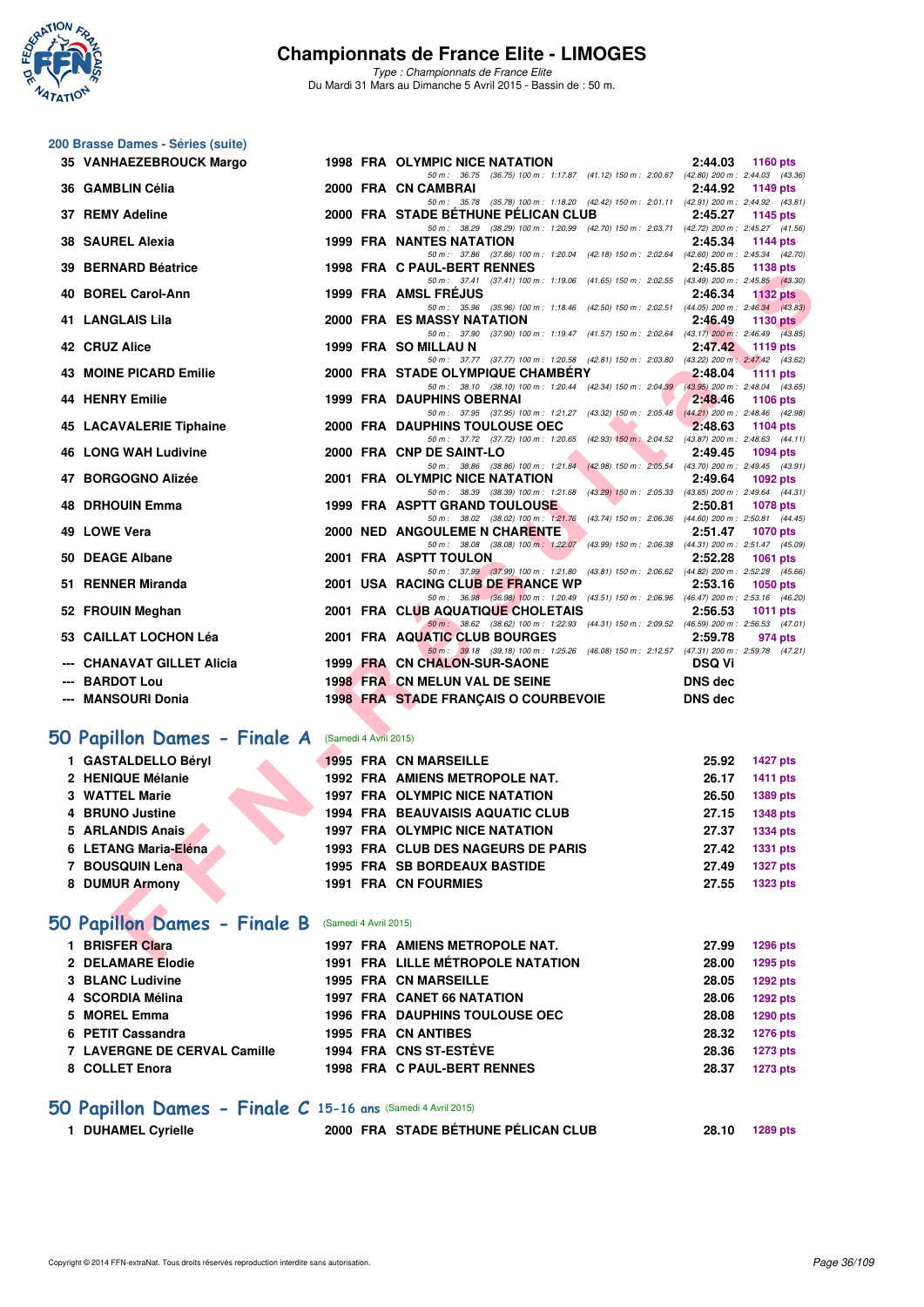## 200 Brasse Dames - Séries (suite)

| Rang | Nom | Année | Nat | Club | Temps | Points |
|---|---|---|---|---|---|---|
| 35 | VANHAEZEBROUCK Margo | 1998 | FRA | OLYMPIC NICE NATATION | 2:44.03 | 1160 pts |
| | | | | 50 m : 36.75 (36.75) 100 m : 1:17.87 (41.12) 150 m : 2:00.67 (42.80) 200 m : 2:44.03 (43.36) | | |
| 36 | GAMBLIN Célia | 2000 | FRA | CN CAMBRAI | 2:44.92 | 1149 pts |
| | | | | 50 m : 35.78 (35.78) 100 m : 1:18.20 (42.42) 150 m : 2:01.11 (42.91) 200 m : 2:44.92 (43.81) | | |
| 37 | REMY Adeline | 2000 | FRA | STADE BÉTHUNE PÉLICAN CLUB | 2:45.27 | 1145 pts |
| | | | | 50 m : 38.29 (38.29) 100 m : 1:20.99 (42.70) 150 m : 2:03.71 (42.72) 200 m : 2:45.27 (41.56) | | |
| 38 | SAUREL Alexia | 1999 | FRA | NANTES NATATION | 2:45.34 | 1144 pts |
| | | | | 50 m : 37.86 (37.86) 100 m : 1:20.04 (42.18) 150 m : 2:02.64 (42.60) 200 m : 2:45.34 (42.70) | | |
| 39 | BERNARD Béatrice | 1998 | FRA | C PAUL-BERT RENNES | 2:45.85 | 1138 pts |
| | | | | 50 m : 37.41 (37.41) 100 m : 1:19.06 (41.65) 150 m : 2:02.55 (43.49) 200 m : 2:45.85 (43.30) | | |
| 40 | BOREL Carol-Ann | 1999 | FRA | AMSL FRÉJUS | 2:46.34 | 1132 pts |
| | | | | 50 m : 35.96 (35.96) 100 m : 1:18.46 (42.50) 150 m : 2:02.51 (44.05) 200 m : 2:46.34 (43.83) | | |
| 41 | LANGLAIS Lila | 2000 | FRA | ES MASSY NATATION | 2:46.49 | 1130 pts |
| | | | | 50 m : 37.90 (37.90) 100 m : 1:19.47 (41.57) 150 m : 2:02.64 (43.17) 200 m : 2:46.49 (43.85) | | |
| 42 | CRUZ Alice | 1999 | FRA | SO MILLAU N | 2:47.42 | 1119 pts |
| | | | | 50 m : 37.77 (37.77) 100 m : 1:20.58 (42.81) 150 m : 2:03.80 (43.22) 200 m : 2:47.42 (43.62) | | |
| 43 | MOINE PICARD Emilie | 2000 | FRA | STADE OLYMPIQUE CHAMBÉRY | 2:48.04 | 1111 pts |
| | | | | 50 m : 38.10 (38.10) 100 m : 1:20.44 (42.34) 150 m : 2:04.39 (43.95) 200 m : 2:48.04 (43.65) | | |
| 44 | HENRY Emilie | 1999 | FRA | DAUPHINS OBERNAI | 2:48.46 | 1106 pts |
| | | | | 50 m : 37.95 (37.95) 100 m : 1:21.27 (43.32) 150 m : 2:05.48 (44.21) 200 m : 2:48.46 (42.98) | | |
| 45 | LACAVALERIE Tiphaine | 2000 | FRA | DAUPHINS TOULOUSE OEC | 2:48.63 | 1104 pts |
| | | | | 50 m : 37.72 (37.72) 100 m : 1:20.65 (42.93) 150 m : 2:04.52 (43.87) 200 m : 2:48.63 (44.11) | | |
| 46 | LONG WAH Ludivine | 2000 | FRA | CNP DE SAINT-LO | 2:49.45 | 1094 pts |
| | | | | 50 m : 38.86 (38.86) 100 m : 1:21.84 (42.98) 150 m : 2:05.54 (43.70) 200 m : 2:49.45 (43.91) | | |
| 47 | BORGOGNO Alizée | 2001 | FRA | OLYMPIC NICE NATATION | 2:49.64 | 1092 pts |
| | | | | 50 m : 38.39 (38.39) 100 m : 1:21.68 (43.29) 150 m : 2:05.33 (43.65) 200 m : 2:49.64 (44.31) | | |
| 48 | DRHOUIN Emma | 1999 | FRA | ASPTT GRAND TOULOUSE | 2:50.81 | 1078 pts |
| | | | | 50 m : 38.02 (38.02) 100 m : 1:21.76 (43.74) 150 m : 2:06.36 (44.60) 200 m : 2:50.81 (44.45) | | |
| 49 | LOWE Vera | 2000 | NED | ANGOULEME N CHARENTE | 2:51.47 | 1070 pts |
| | | | | 50 m : 38.08 (38.08) 100 m : 1:22.07 (43.99) 150 m : 2:06.38 (44.31) 200 m : 2:51.47 (45.09) | | |
| 50 | DEAGE Albane | 2001 | FRA | ASPTT TOULON | 2:52.28 | 1061 pts |
| | | | | 50 m : 37.99 (37.99) 100 m : 1:21.80 (43.81) 150 m : 2:06.62 (44.82) 200 m : 2:52.28 (45.66) | | |
| 51 | RENNER Miranda | 2001 | USA | RACING CLUB DE FRANCE WP | 2:53.16 | 1050 pts |
| | | | | 50 m : 36.98 (36.98) 100 m : 1:20.49 (43.51) 150 m : 2:06.96 (46.47) 200 m : 2:53.16 (46.20) | | |
| 52 | FROUIN Meghan | 2001 | FRA | CLUB AQUATIQUE CHOLETAIS | 2:56.53 | 1011 pts |
| | | | | 50 m : 38.62 (38.62) 100 m : 1:22.93 (44.31) 150 m : 2:09.52 (46.59) 200 m : 2:56.53 (47.01) | | |
| 53 | CAILLAT LOCHON Léa | 2001 | FRA | AQUATIC CLUB BOURGES | 2:59.78 | 974 pts |
| | | | | 50 m : 39.18 (39.18) 100 m : 1:25.26 (46.08) 150 m : 2:12.57 (47.31) 200 m : 2:59.78 (47.21) | | |
| --- | CHANAVAT GILLET Alicia | 1999 | FRA | CN CHALON-SUR-SAONE | DSQ Vi | |
| --- | BARDOT Lou | 1998 | FRA | CN MELUN VAL DE SEINE | DNS dec | |
| --- | MANSOURI Donia | 1998 | FRA | STADE FRANÇAIS O COURBEVOIE | DNS dec | |

## 50 Papillon Dames - Finale A (Samedi 4 Avril 2015)

| Rang | Nom | Année | Nat | Club | Temps | Points |
|---|---|---|---|---|---|---|
| 1 | GASTALDELLO Béryl | 1995 | FRA | CN MARSEILLE | 25.92 | 1427 pts |
| 2 | HENIQUE Mélanie | 1992 | FRA | AMIENS METROPOLE NAT. | 26.17 | 1411 pts |
| 3 | WATTEL Marie | 1997 | FRA | OLYMPIC NICE NATATION | 26.50 | 1389 pts |
| 4 | BRUNO Justine | 1994 | FRA | BEAUVAISIS AQUATIC CLUB | 27.15 | 1348 pts |
| 5 | ARLANDIS Anais | 1997 | FRA | OLYMPIC NICE NATATION | 27.37 | 1334 pts |
| 6 | LETANG Maria-Eléna | 1993 | FRA | CLUB DES NAGEURS DE PARIS | 27.42 | 1331 pts |
| 7 | BOUSQUIN Lena | 1995 | FRA | SB BORDEAUX BASTIDE | 27.49 | 1327 pts |
| 8 | DUMUR Armony | 1991 | FRA | CN FOURMIES | 27.55 | 1323 pts |

## 50 Papillon Dames - Finale B (Samedi 4 Avril 2015)

| Rang | Nom | Année | Nat | Club | Temps | Points |
|---|---|---|---|---|---|---|
| 1 | BRISFER Clara | 1997 | FRA | AMIENS METROPOLE NAT. | 27.99 | 1296 pts |
| 2 | DELAMARE Elodie | 1991 | FRA | LILLE MÉTROPOLE NATATION | 28.00 | 1295 pts |
| 3 | BLANC Ludivine | 1995 | FRA | CN MARSEILLE | 28.05 | 1292 pts |
| 4 | SCORDIA Mélina | 1997 | FRA | CANET 66 NATATION | 28.06 | 1292 pts |
| 5 | MOREL Emma | 1996 | FRA | DAUPHINS TOULOUSE OEC | 28.08 | 1290 pts |
| 6 | PETIT Cassandra | 1995 | FRA | CN ANTIBES | 28.32 | 1276 pts |
| 7 | LAVERGNE DE CERVAL Camille | 1994 | FRA | CNS ST-ESTÈVE | 28.36 | 1273 pts |
| 8 | COLLET Enora | 1998 | FRA | C PAUL-BERT RENNES | 28.37 | 1273 pts |

## 50 Papillon Dames - Finale C 15-16 ans (Samedi 4 Avril 2015)

| Rang | Nom | Année | Nat | Club | Temps | Points |
|---|---|---|---|---|---|---|
| 1 | DUHAMEL Cyrielle | 2000 | FRA | STADE BÉTHUNE PÉLICAN CLUB | 28.10 | 1289 pts |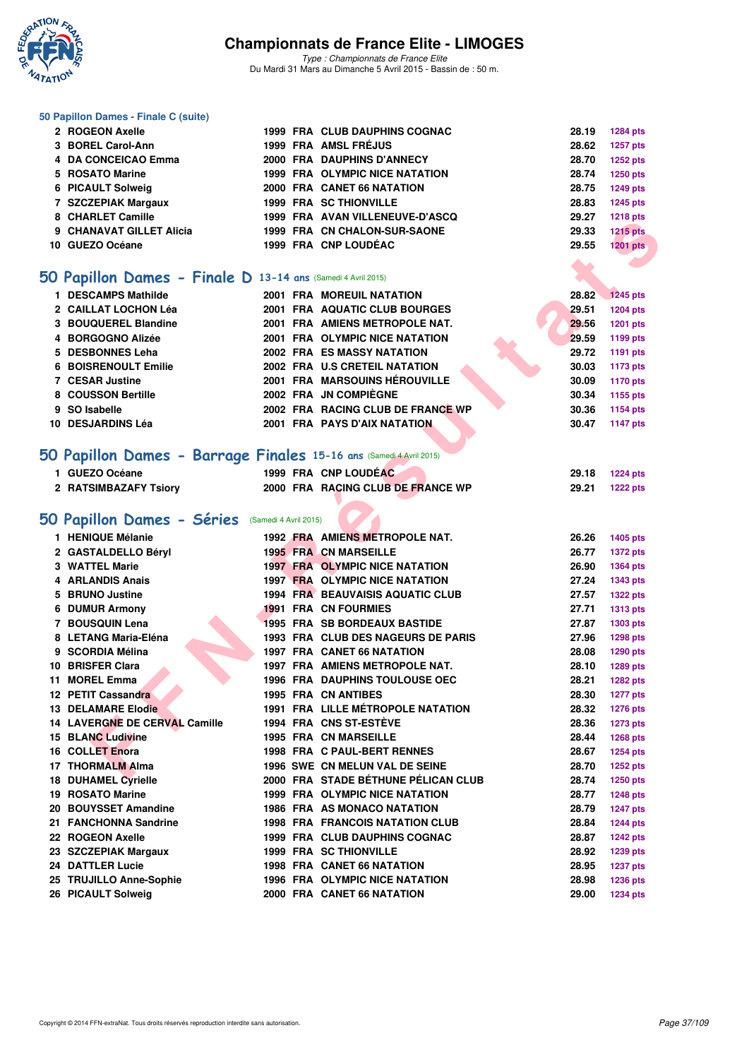### 50 Papillon Dames - Finale C (suite)

| | | | | | | |
|---|---|---|---|---|---|---|
| 2 | ROGEON Axelle | 1999 | FRA | CLUB DAUPHINS COGNAC | 28.19 | 1284 pts |
| 3 | BOREL Carol-Ann | 1999 | FRA | AMSL FRÉJUS | 28.62 | 1257 pts |
| 4 | DA CONCEICAO Emma | 2000 | FRA | DAUPHINS D'ANNECY | 28.70 | 1252 pts |
| 5 | ROSATO Marine | 1999 | FRA | OLYMPIC NICE NATATION | 28.74 | 1250 pts |
| 6 | PICAULT Solweig | 2000 | FRA | CANET 66 NATATION | 28.75 | 1249 pts |
| 7 | SZCZEPIAK Margaux | 1999 | FRA | SC THIONVILLE | 28.83 | 1245 pts |
| 8 | CHARLET Camille | 1999 | FRA | AVAN VILLENEUVE-D'ASCQ | 29.27 | 1218 pts |
| 9 | CHANAVAT GILLET Alicia | 1999 | FRA | CN CHALON-SUR-SAONE | 29.33 | 1215 pts |
| 10 | GUEZO Océane | 1999 | FRA | CNP LOUDÉAC | 29.55 | 1201 pts |

## 50 Papillon Dames - Finale D 13-14 ans (Samedi 4 Avril 2015)

| | | | | | | |
|---|---|---|---|---|---|---|
| 1 | DESCAMPS Mathilde | 2001 | FRA | MOREUIL NATATION | 28.82 | 1245 pts |
| 2 | CAILLAT LOCHON Léa | 2001 | FRA | AQUATIC CLUB BOURGES | 29.51 | 1204 pts |
| 3 | BOUQUEREL Blandine | 2001 | FRA | AMIENS METROPOLE NAT. | 29.56 | 1201 pts |
| 4 | BORGOGNO Alizée | 2001 | FRA | OLYMPIC NICE NATATION | 29.59 | 1199 pts |
| 5 | DESBONNES Leha | 2002 | FRA | ES MASSY NATATION | 29.72 | 1191 pts |
| 6 | BOISRENOULT Emilie | 2002 | FRA | U.S CRETEIL NATATION | 30.03 | 1173 pts |
| 7 | CESAR Justine | 2001 | FRA | MARSOUINS HÉROUVILLE | 30.09 | 1170 pts |
| 8 | COUSSON Bertille | 2002 | FRA | JN COMPIÈGNE | 30.34 | 1155 pts |
| 9 | SO Isabelle | 2002 | FRA | RACING CLUB DE FRANCE WP | 30.36 | 1154 pts |
| 10 | DESJARDINS Léa | 2001 | FRA | PAYS D'AIX NATATION | 30.47 | 1147 pts |

## 50 Papillon Dames - Barrage Finales 15-16 ans (Samedi 4 Avril 2015)

| | | | | | | |
|---|---|---|---|---|---|---|
| 1 | GUEZO Océane | 1999 | FRA | CNP LOUDÉAC | 29.18 | 1224 pts |
| 2 | RATSIMBAZAFY Tsiory | 2000 | FRA | RACING CLUB DE FRANCE WP | 29.21 | 1222 pts |

## 50 Papillon Dames - Séries (Samedi 4 Avril 2015)

| | | | | | | |
|---|---|---|---|---|---|---|
| 1 | HENIQUE Mélanie | 1992 | FRA | AMIENS METROPOLE NAT. | 26.26 | 1405 pts |
| 2 | GASTALDELLO Béryl | 1995 | FRA | CN MARSEILLE | 26.77 | 1372 pts |
| 3 | WATTEL Marie | 1997 | FRA | OLYMPIC NICE NATATION | 26.90 | 1364 pts |
| 4 | ARLANDIS Anais | 1997 | FRA | OLYMPIC NICE NATATION | 27.24 | 1343 pts |
| 5 | BRUNO Justine | 1994 | FRA | BEAUVAISIS AQUATIC CLUB | 27.57 | 1322 pts |
| 6 | DUMUR Armony | 1991 | FRA | CN FOURMIES | 27.71 | 1313 pts |
| 7 | BOUSQUIN Lena | 1995 | FRA | SB BORDEAUX BASTIDE | 27.87 | 1303 pts |
| 8 | LETANG Maria-Eléna | 1993 | FRA | CLUB DES NAGEURS DE PARIS | 27.96 | 1298 pts |
| 9 | SCORDIA Mélina | 1997 | FRA | CANET 66 NATATION | 28.08 | 1290 pts |
| 10 | BRISFER Clara | 1997 | FRA | AMIENS METROPOLE NAT. | 28.10 | 1289 pts |
| 11 | MOREL Emma | 1996 | FRA | DAUPHINS TOULOUSE OEC | 28.21 | 1282 pts |
| 12 | PETIT Cassandra | 1995 | FRA | CN ANTIBES | 28.30 | 1277 pts |
| 13 | DELAMARE Elodie | 1991 | FRA | LILLE MÉTROPOLE NATATION | 28.32 | 1276 pts |
| 14 | LAVERGNE DE CERVAL Camille | 1994 | FRA | CNS ST-ESTÈVE | 28.36 | 1273 pts |
| 15 | BLANC Ludivine | 1995 | FRA | CN MARSEILLE | 28.44 | 1268 pts |
| 16 | COLLET Enora | 1998 | FRA | C PAUL-BERT RENNES | 28.67 | 1254 pts |
| 17 | THORMALM Alma | 1996 | SWE | CN MELUN VAL DE SEINE | 28.70 | 1252 pts |
| 18 | DUHAMEL Cyrielle | 2000 | FRA | STADE BÉTHUNE PÉLICAN CLUB | 28.74 | 1250 pts |
| 19 | ROSATO Marine | 1999 | FRA | OLYMPIC NICE NATATION | 28.77 | 1248 pts |
| 20 | BOUYSSET Amandine | 1986 | FRA | AS MONACO NATATION | 28.79 | 1247 pts |
| 21 | FANCHONNA Sandrine | 1998 | FRA | FRANCOIS NATATION CLUB | 28.84 | 1244 pts |
| 22 | ROGEON Axelle | 1999 | FRA | CLUB DAUPHINS COGNAC | 28.87 | 1242 pts |
| 23 | SZCZEPIAK Margaux | 1999 | FRA | SC THIONVILLE | 28.92 | 1239 pts |
| 24 | DATTLER Lucie | 1998 | FRA | CANET 66 NATATION | 28.95 | 1237 pts |
| 25 | TRUJILLO Anne-Sophie | 1996 | FRA | OLYMPIC NICE NATATION | 28.98 | 1236 pts |
| 26 | PICAULT Solweig | 2000 | FRA | CANET 66 NATATION | 29.00 | 1234 pts |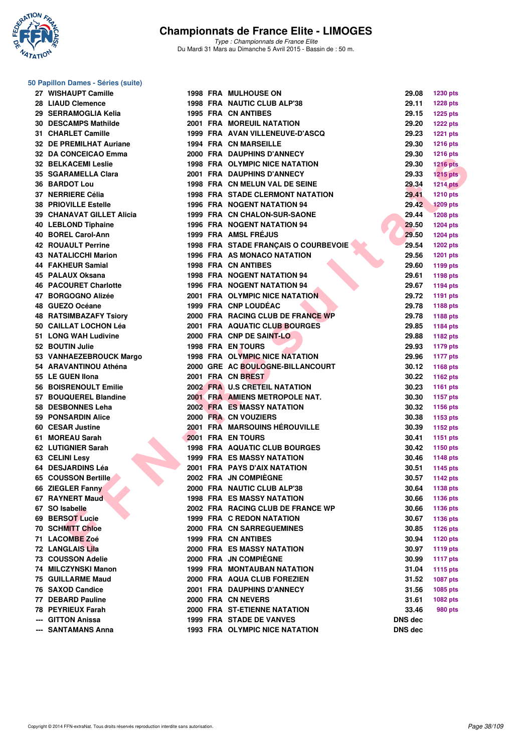# Championnats de France Elite - LIMOGES

*Type : Championnats de France Elite*
Du Mardi 31 Mars au Dimanche 5 Avril 2015 - Bassin de : 50 m.

## 50 Papillon Dames - Séries (suite)

| Rang | Nom | Année | Nat. | Club | Temps | Points |
|---|---|---|---|---|---|---|
| 27 | WISHAUPT Camille | 1998 | FRA | MULHOUSE ON | 29.08 | 1230 pts |
| 28 | LIAUD Clemence | 1998 | FRA | NAUTIC CLUB ALP'38 | 29.11 | 1228 pts |
| 29 | SERRAMOGLIA Kelia | 1995 | FRA | CN ANTIBES | 29.15 | 1225 pts |
| 30 | DESCAMPS Mathilde | 2001 | FRA | MOREUIL NATATION | 29.20 | 1222 pts |
| 31 | CHARLET Camille | 1999 | FRA | AVAN VILLENEUVE-D'ASCQ | 29.23 | 1221 pts |
| 32 | DE PREMILHAT Auriane | 1994 | FRA | CN MARSEILLE | 29.30 | 1216 pts |
| 32 | DA CONCEICAO Emma | 2000 | FRA | DAUPHINS D'ANNECY | 29.30 | 1216 pts |
| 32 | BELKACEMI Leslie | 1998 | FRA | OLYMPIC NICE NATATION | 29.30 | 1216 pts |
| 35 | SGARAMELLA Clara | 2001 | FRA | DAUPHINS D'ANNECY | 29.33 | 1215 pts |
| 36 | BARDOT Lou | 1998 | FRA | CN MELUN VAL DE SEINE | 29.34 | 1214 pts |
| 37 | NERRIERE Célia | 1998 | FRA | STADE CLERMONT NATATION | 29.41 | 1210 pts |
| 38 | PRIOVILLE Estelle | 1996 | FRA | NOGENT NATATION 94 | 29.42 | 1209 pts |
| 39 | CHANAVAT GILLET Alicia | 1999 | FRA | CN CHALON-SUR-SAONE | 29.44 | 1208 pts |
| 40 | LEBLOND Tiphaine | 1996 | FRA | NOGENT NATATION 94 | 29.50 | 1204 pts |
| 40 | BOREL Carol-Ann | 1999 | FRA | AMSL FRÉJUS | 29.50 | 1204 pts |
| 42 | ROUAULT Perrine | 1998 | FRA | STADE FRANÇAIS O COURBEVOIE | 29.54 | 1202 pts |
| 43 | NATALICCHI Marion | 1996 | FRA | AS MONACO NATATION | 29.56 | 1201 pts |
| 44 | FAKHEUR Samial | 1998 | FRA | CN ANTIBES | 29.60 | 1199 pts |
| 45 | PALAUX Oksana | 1998 | FRA | NOGENT NATATION 94 | 29.61 | 1198 pts |
| 46 | PACOURET Charlotte | 1996 | FRA | NOGENT NATATION 94 | 29.67 | 1194 pts |
| 47 | BORGOGNO Alizée | 2001 | FRA | OLYMPIC NICE NATATION | 29.72 | 1191 pts |
| 48 | GUEZO Océane | 1999 | FRA | CNP LOUDÉAC | 29.78 | 1188 pts |
| 48 | RATSIMBAZAFY Tsiory | 2000 | FRA | RACING CLUB DE FRANCE WP | 29.78 | 1188 pts |
| 50 | CAILLAT LOCHON Léa | 2001 | FRA | AQUATIC CLUB BOURGES | 29.85 | 1184 pts |
| 51 | LONG WAH Ludivine | 2000 | FRA | CNP DE SAINT-LO | 29.88 | 1182 pts |
| 52 | BOUTIN Julie | 1998 | FRA | EN TOURS | 29.93 | 1179 pts |
| 53 | VANHAEZEBROUCK Margo | 1998 | FRA | OLYMPIC NICE NATATION | 29.96 | 1177 pts |
| 54 | ARAVANTINOU Athéna | 2000 | GRE | AC BOULOGNE-BILLANCOURT | 30.12 | 1168 pts |
| 55 | LE GUEN Ilona | 2001 | FRA | CN BREST | 30.22 | 1162 pts |
| 56 | BOISRENOULT Emilie | 2002 | FRA | U.S CRETEIL NATATION | 30.23 | 1161 pts |
| 57 | BOUQUEREL Blandine | 2001 | FRA | AMIENS METROPOLE NAT. | 30.30 | 1157 pts |
| 58 | DESBONNES Leha | 2002 | FRA | ES MASSY NATATION | 30.32 | 1156 pts |
| 59 | PONSARDIN Alice | 2000 | FRA | CN VOUZIERS | 30.38 | 1153 pts |
| 60 | CESAR Justine | 2001 | FRA | MARSOUINS HÉROUVILLE | 30.39 | 1152 pts |
| 61 | MOREAU Sarah | 2001 | FRA | EN TOURS | 30.41 | 1151 pts |
| 62 | LUTIGNIER Sarah | 1998 | FRA | AQUATIC CLUB BOURGES | 30.42 | 1150 pts |
| 63 | CELINI Lesy | 1999 | FRA | ES MASSY NATATION | 30.46 | 1148 pts |
| 64 | DESJARDINS Léa | 2001 | FRA | PAYS D'AIX NATATION | 30.51 | 1145 pts |
| 65 | COUSSON Bertille | 2002 | FRA | JN COMPIÈGNE | 30.57 | 1142 pts |
| 66 | ZIEGLER Fanny | 2000 | FRA | NAUTIC CLUB ALP'38 | 30.64 | 1138 pts |
| 67 | RAYNERT Maud | 1998 | FRA | ES MASSY NATATION | 30.66 | 1136 pts |
| 67 | SO Isabelle | 2002 | FRA | RACING CLUB DE FRANCE WP | 30.66 | 1136 pts |
| 69 | BERSOT Lucie | 1999 | FRA | C REDON NATATION | 30.67 | 1136 pts |
| 70 | SCHMITT Chloe | 2000 | FRA | CN SARREGUEMINES | 30.85 | 1126 pts |
| 71 | LACOMBE Zoé | 1999 | FRA | CN ANTIBES | 30.94 | 1120 pts |
| 72 | LANGLAIS Lila | 2000 | FRA | ES MASSY NATATION | 30.97 | 1119 pts |
| 73 | COUSSON Adelie | 2000 | FRA | JN COMPIÈGNE | 30.99 | 1117 pts |
| 74 | MILCZYNSKI Manon | 1999 | FRA | MONTAUBAN NATATION | 31.04 | 1115 pts |
| 75 | GUILLARME Maud | 2000 | FRA | AQUA CLUB FOREZIEN | 31.52 | 1087 pts |
| 76 | SAXOD Candice | 2001 | FRA | DAUPHINS D'ANNECY | 31.56 | 1085 pts |
| 77 | DEBARD Pauline | 2000 | FRA | CN NEVERS | 31.61 | 1082 pts |
| 78 | PEYRIEUX Farah | 2000 | FRA | ST-ETIENNE NATATION | 33.46 | 980 pts |
| --- | GITTON Anissa | 1999 | FRA | STADE DE VANVES | DNS dec | |
| --- | SANTAMANS Anna | 1993 | FRA | OLYMPIC NICE NATATION | DNS dec | |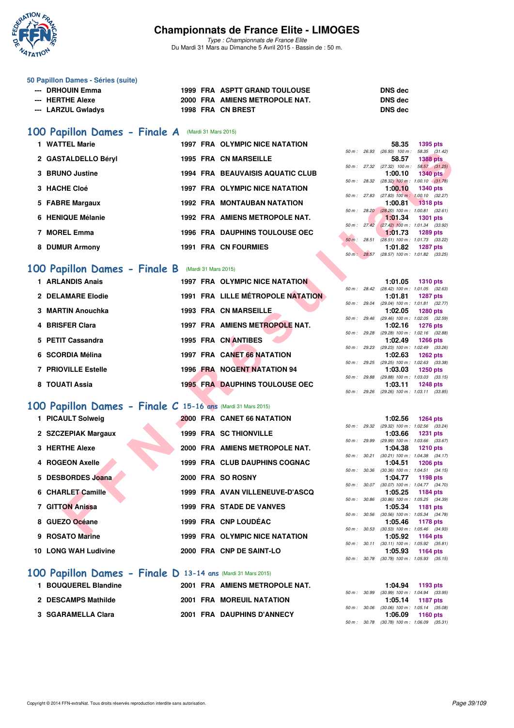# Championnats de France Elite - LIMOGES

*Type : Championnats de France Elite*
Du Mardi 31 Mars au Dimanche 5 Avril 2015 - Bassin de : 50 m.

### 50 Papillon Dames - Séries (suite)

| | Nom | Année | Nat | Club | Temps |
|---|---|---|---|---|---|
| --- | DRHOUIN Emma | 1999 | FRA | ASPTT GRAND TOULOUSE | DNS dec |
| --- | HERTHE Alexe | 2000 | FRA | AMIENS METROPOLE NAT. | DNS dec |
| --- | LARZUL Gwladys | 1998 | FRA | CN BREST | DNS dec |

## 100 Papillon Dames - Finale A (Mardi 31 Mars 2015)

| Rang | Nom | Année | Nat | Club | Temps | Points | Intermédiaires |
|---|---|---|---|---|---|---|---|
| 1 | WATTEL Marie | 1997 | FRA | OLYMPIC NICE NATATION | 58.35 | 1395 pts | 50 m : 26.93 (26.93) 100 m : 58.35 (31.42) |
| 2 | GASTALDELLO Béryl | 1995 | FRA | CN MARSEILLE | 58.57 | 1388 pts | 50 m : 27.32 (27.32) 100 m : 58.57 (31.25) |
| 3 | BRUNO Justine | 1994 | FRA | BEAUVAISIS AQUATIC CLUB | 1:00.10 | 1340 pts | 50 m : 28.32 (28.32) 100 m : 1:00.10 (31.78) |
| 3 | HACHE Cloé | 1997 | FRA | OLYMPIC NICE NATATION | 1:00.10 | 1340 pts | 50 m : 27.83 (27.83) 100 m : 1:00.10 (32.27) |
| 5 | FABRE Margaux | 1992 | FRA | MONTAUBAN NATATION | 1:00.81 | 1318 pts | 50 m : 28.20 (28.20) 100 m : 1:00.81 (32.61) |
| 6 | HENIQUE Mélanie | 1992 | FRA | AMIENS METROPOLE NAT. | 1:01.34 | 1301 pts | 50 m : 27.42 (27.42) 100 m : 1:01.34 (33.92) |
| 7 | MOREL Emma | 1996 | FRA | DAUPHINS TOULOUSE OEC | 1:01.73 | 1289 pts | 50 m : 28.51 (28.51) 100 m : 1:01.73 (33.22) |
| 8 | DUMUR Armony | 1991 | FRA | CN FOURMIES | 1:01.82 | 1287 pts | 50 m : 28.57 (28.57) 100 m : 1:01.82 (33.25) |

## 100 Papillon Dames - Finale B (Mardi 31 Mars 2015)

| Rang | Nom | Année | Nat | Club | Temps | Points | Intermédiaires |
|---|---|---|---|---|---|---|---|
| 1 | ARLANDIS Anais | 1997 | FRA | OLYMPIC NICE NATATION | 1:01.05 | 1310 pts | 50 m : 28.42 (28.42) 100 m : 1:01.05 (32.63) |
| 2 | DELAMARE Elodie | 1991 | FRA | LILLE MÉTROPOLE NATATION | 1:01.81 | 1287 pts | 50 m : 29.04 (29.04) 100 m : 1:01.81 (32.77) |
| 3 | MARTIN Anouchka | 1993 | FRA | CN MARSEILLE | 1:02.05 | 1280 pts | 50 m : 29.46 (29.46) 100 m : 1:02.05 (32.59) |
| 4 | BRISFER Clara | 1997 | FRA | AMIENS METROPOLE NAT. | 1:02.16 | 1276 pts | 50 m : 29.28 (29.28) 100 m : 1:02.16 (32.88) |
| 5 | PETIT Cassandra | 1995 | FRA | CN ANTIBES | 1:02.49 | 1266 pts | 50 m : 29.23 (29.23) 100 m : 1:02.49 (33.26) |
| 6 | SCORDIA Mélina | 1997 | FRA | CANET 66 NATATION | 1:02.63 | 1262 pts | 50 m : 29.25 (29.25) 100 m : 1:02.63 (33.38) |
| 7 | PRIOVILLE Estelle | 1996 | FRA | NOGENT NATATION 94 | 1:03.03 | 1250 pts | 50 m : 29.88 (29.88) 100 m : 1:03.03 (33.15) |
| 8 | TOUATI Assia | 1995 | FRA | DAUPHINS TOULOUSE OEC | 1:03.11 | 1248 pts | 50 m : 29.26 (29.26) 100 m : 1:03.11 (33.85) |

## 100 Papillon Dames - Finale C 15-16 ans (Mardi 31 Mars 2015)

| Rang | Nom | Année | Nat | Club | Temps | Points | Intermédiaires |
|---|---|---|---|---|---|---|---|
| 1 | PICAULT Solweig | 2000 | FRA | CANET 66 NATATION | 1:02.56 | 1264 pts | 50 m : 29.32 (29.32) 100 m : 1:02.56 (33.24) |
| 2 | SZCZEPIAK Margaux | 1999 | FRA | SC THIONVILLE | 1:03.66 | 1231 pts | 50 m : 29.99 (29.99) 100 m : 1:03.66 (33.67) |
| 3 | HERTHE Alexe | 2000 | FRA | AMIENS METROPOLE NAT. | 1:04.38 | 1210 pts | 50 m : 30.21 (30.21) 100 m : 1:04.38 (34.17) |
| 4 | ROGEON Axelle | 1999 | FRA | CLUB DAUPHINS COGNAC | 1:04.51 | 1206 pts | 50 m : 30.36 (30.36) 100 m : 1:04.51 (34.15) |
| 5 | DESBORDES Joana | 2000 | FRA | SO ROSNY | 1:04.77 | 1198 pts | 50 m : 30.07 (30.07) 100 m : 1:04.77 (34.70) |
| 6 | CHARLET Camille | 1999 | FRA | AVAN VILLENEUVE-D'ASCQ | 1:05.25 | 1184 pts | 50 m : 30.86 (30.86) 100 m : 1:05.25 (34.39) |
| 7 | GITTON Anissa | 1999 | FRA | STADE DE VANVES | 1:05.34 | 1181 pts | 50 m : 30.56 (30.56) 100 m : 1:05.34 (34.78) |
| 8 | GUEZO Océane | 1999 | FRA | CNP LOUDÉAC | 1:05.46 | 1178 pts | 50 m : 30.53 (30.53) 100 m : 1:05.46 (34.93) |
| 9 | ROSATO Marine | 1999 | FRA | OLYMPIC NICE NATATION | 1:05.92 | 1164 pts | 50 m : 30.11 (30.11) 100 m : 1:05.92 (35.81) |
| 10 | LONG WAH Ludivine | 2000 | FRA | CNP DE SAINT-LO | 1:05.93 | 1164 pts | 50 m : 30.78 (30.78) 100 m : 1:05.93 (35.15) |

## 100 Papillon Dames - Finale D 13-14 ans (Mardi 31 Mars 2015)

| Rang | Nom | Année | Nat | Club | Temps | Points | Intermédiaires |
|---|---|---|---|---|---|---|---|
| 1 | BOUQUEREL Blandine | 2001 | FRA | AMIENS METROPOLE NAT. | 1:04.94 | 1193 pts | 50 m : 30.99 (30.99) 100 m : 1:04.94 (33.95) |
| 2 | DESCAMPS Mathilde | 2001 | FRA | MOREUIL NATATION | 1:05.14 | 1187 pts | 50 m : 30.06 (30.06) 100 m : 1:05.14 (35.08) |
| 3 | SGARAMELLA Clara | 2001 | FRA | DAUPHINS D'ANNECY | 1:06.09 | 1160 pts | 50 m : 30.78 (30.78) 100 m : 1:06.09 (35.31) |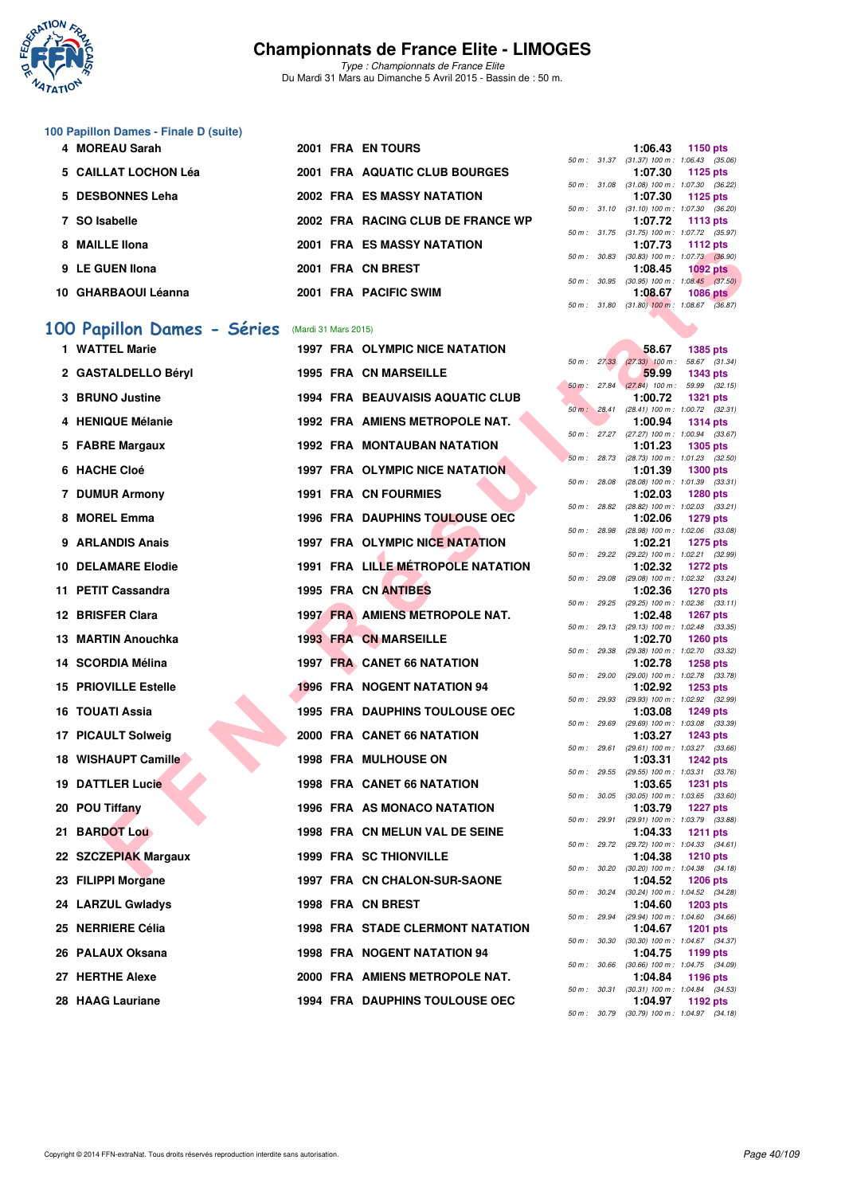# Championnats de France Elite - LIMOGES

*Type : Championnats de France Elite*
Du Mardi 31 Mars au Dimanche 5 Avril 2015 - Bassin de : 50 m.

## 100 Papillon Dames - Finale D (suite)

| Rang | Nom | Année | Nat. | Club | Temps | Points | Splits |
|---|---|---|---|---|---|---|---|
| 4 | MOREAU Sarah | 2001 | FRA | EN TOURS | 1:06.43 | 1150 pts | 50 m : 31.37 (31.37) 100 m : 1:06.43 (35.06) |
| 5 | CAILLAT LOCHON Léa | 2001 | FRA | AQUATIC CLUB BOURGES | 1:07.30 | 1125 pts | 50 m : 31.08 (31.08) 100 m : 1:07.30 (36.22) |
| 5 | DESBONNES Leha | 2002 | FRA | ES MASSY NATATION | 1:07.30 | 1125 pts | 50 m : 31.10 (31.10) 100 m : 1:07.30 (36.20) |
| 7 | SO Isabelle | 2002 | FRA | RACING CLUB DE FRANCE WP | 1:07.72 | 1113 pts | 50 m : 31.75 (31.75) 100 m : 1:07.72 (35.97) |
| 8 | MAILLE Ilona | 2001 | FRA | ES MASSY NATATION | 1:07.73 | 1112 pts | 50 m : 30.83 (30.83) 100 m : 1:07.73 (36.90) |
| 9 | LE GUEN Ilona | 2001 | FRA | CN BREST | 1:08.45 | 1092 pts | 50 m : 30.95 (30.95) 100 m : 1:08.45 (37.50) |
| 10 | GHARBAOUI Léanna | 2001 | FRA | PACIFIC SWIM | 1:08.67 | 1086 pts | 50 m : 31.80 (31.80) 100 m : 1:08.67 (36.87) |

## 100 Papillon Dames - Séries (Mardi 31 Mars 2015)

| Rang | Nom | Année | Nat. | Club | Temps | Points | Splits |
|---|---|---|---|---|---|---|---|
| 1 | WATTEL Marie | 1997 | FRA | OLYMPIC NICE NATATION | 58.67 | 1385 pts | 50 m : 27.33 (27.33) 100 m : 58.67 (31.34) |
| 2 | GASTALDELLO Béryl | 1995 | FRA | CN MARSEILLE | 59.99 | 1343 pts | 50 m : 27.84 (27.84) 100 m : 59.99 (32.15) |
| 3 | BRUNO Justine | 1994 | FRA | BEAUVAISIS AQUATIC CLUB | 1:00.72 | 1321 pts | 50 m : 28.41 (28.41) 100 m : 1:00.72 (32.31) |
| 4 | HENIQUE Mélanie | 1992 | FRA | AMIENS METROPOLE NAT. | 1:00.94 | 1314 pts | 50 m : 27.27 (27.27) 100 m : 1:00.94 (33.67) |
| 5 | FABRE Margaux | 1992 | FRA | MONTAUBAN NATATION | 1:01.23 | 1305 pts | 50 m : 28.73 (28.73) 100 m : 1:01.23 (32.50) |
| 6 | HACHE Cloé | 1997 | FRA | OLYMPIC NICE NATATION | 1:01.39 | 1300 pts | 50 m : 28.08 (28.08) 100 m : 1:01.39 (33.31) |
| 7 | DUMUR Armony | 1991 | FRA | CN FOURMIES | 1:02.03 | 1280 pts | 50 m : 28.82 (28.82) 100 m : 1:02.03 (33.21) |
| 8 | MOREL Emma | 1996 | FRA | DAUPHINS TOULOUSE OEC | 1:02.06 | 1279 pts | 50 m : 28.98 (28.98) 100 m : 1:02.06 (33.08) |
| 9 | ARLANDIS Anais | 1997 | FRA | OLYMPIC NICE NATATION | 1:02.21 | 1275 pts | 50 m : 29.22 (29.22) 100 m : 1:02.21 (32.99) |
| 10 | DELAMARE Elodie | 1991 | FRA | LILLE MÉTROPOLE NATATION | 1:02.32 | 1272 pts | 50 m : 29.08 (29.08) 100 m : 1:02.32 (33.24) |
| 11 | PETIT Cassandra | 1995 | FRA | CN ANTIBES | 1:02.36 | 1270 pts | 50 m : 29.25 (29.25) 100 m : 1:02.36 (33.11) |
| 12 | BRISFER Clara | 1997 | FRA | AMIENS METROPOLE NAT. | 1:02.48 | 1267 pts | 50 m : 29.13 (29.13) 100 m : 1:02.48 (33.35) |
| 13 | MARTIN Anouchka | 1993 | FRA | CN MARSEILLE | 1:02.70 | 1260 pts | 50 m : 29.38 (29.38) 100 m : 1:02.70 (33.32) |
| 14 | SCORDIA Mélina | 1997 | FRA | CANET 66 NATATION | 1:02.78 | 1258 pts | 50 m : 29.00 (29.00) 100 m : 1:02.78 (33.78) |
| 15 | PRIOVILLE Estelle | 1996 | FRA | NOGENT NATATION 94 | 1:02.92 | 1253 pts | 50 m : 29.93 (29.93) 100 m : 1:02.92 (32.99) |
| 16 | TOUATI Assia | 1995 | FRA | DAUPHINS TOULOUSE OEC | 1:03.08 | 1249 pts | 50 m : 29.69 (29.69) 100 m : 1:03.08 (33.39) |
| 17 | PICAULT Solweig | 2000 | FRA | CANET 66 NATATION | 1:03.27 | 1243 pts | 50 m : 29.61 (29.61) 100 m : 1:03.27 (33.66) |
| 18 | WISHAUPT Camille | 1998 | FRA | MULHOUSE ON | 1:03.31 | 1242 pts | 50 m : 29.55 (29.55) 100 m : 1:03.31 (33.76) |
| 19 | DATTLER Lucie | 1998 | FRA | CANET 66 NATATION | 1:03.65 | 1231 pts | 50 m : 30.05 (30.05) 100 m : 1:03.65 (33.60) |
| 20 | POU Tiffany | 1996 | FRA | AS MONACO NATATION | 1:03.79 | 1227 pts | 50 m : 29.91 (29.91) 100 m : 1:03.79 (33.88) |
| 21 | BARDOT Lou | 1998 | FRA | CN MELUN VAL DE SEINE | 1:04.33 | 1211 pts | 50 m : 29.72 (29.72) 100 m : 1:04.33 (34.61) |
| 22 | SZCZEPIAK Margaux | 1999 | FRA | SC THIONVILLE | 1:04.38 | 1210 pts | 50 m : 30.20 (30.20) 100 m : 1:04.38 (34.18) |
| 23 | FILIPPI Morgane | 1997 | FRA | CN CHALON-SUR-SAONE | 1:04.52 | 1206 pts | 50 m : 30.24 (30.24) 100 m : 1:04.52 (34.28) |
| 24 | LARZUL Gwladys | 1998 | FRA | CN BREST | 1:04.60 | 1203 pts | 50 m : 29.94 (29.94) 100 m : 1:04.60 (34.66) |
| 25 | NERRIERE Célia | 1998 | FRA | STADE CLERMONT NATATION | 1:04.67 | 1201 pts | 50 m : 30.30 (30.30) 100 m : 1:04.67 (34.37) |
| 26 | PALAUX Oksana | 1998 | FRA | NOGENT NATATION 94 | 1:04.75 | 1199 pts | 50 m : 30.66 (30.66) 100 m : 1:04.75 (34.09) |
| 27 | HERTHE Alexe | 2000 | FRA | AMIENS METROPOLE NAT. | 1:04.84 | 1196 pts | 50 m : 30.31 (30.31) 100 m : 1:04.84 (34.53) |
| 28 | HAAG Lauriane | 1994 | FRA | DAUPHINS TOULOUSE OEC | 1:04.97 | 1192 pts | 50 m : 30.79 (30.79) 100 m : 1:04.97 (34.18) |

Copyright © 2014 FFN-extraNat. Tous droits réservés reproduction interdite sans autorisation.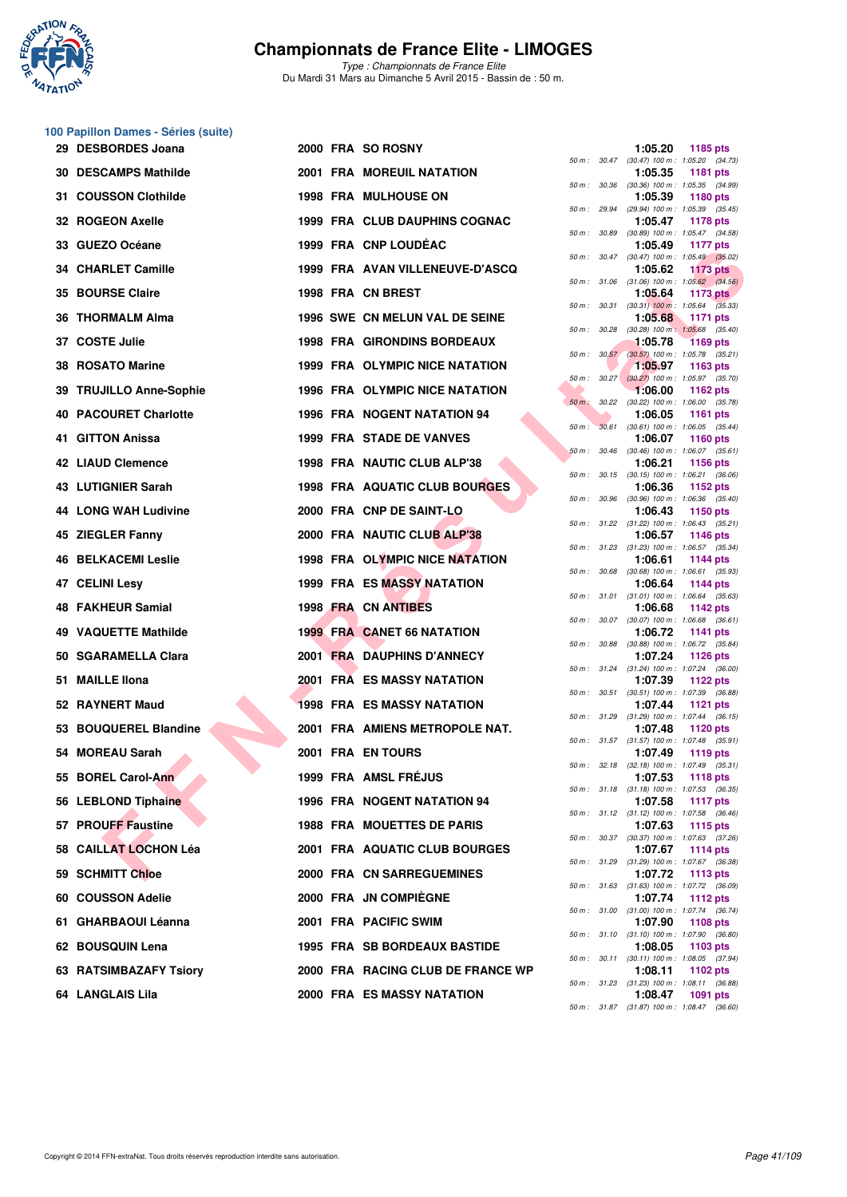# Championnats de France Elite - LIMOGES

*Type : Championnats de France Elite*
Du Mardi 31 Mars au Dimanche 5 Avril 2015 - Bassin de : 50 m.

## 100 Papillon Dames - Séries (suite)

| Rg | Nom | Année | Nat | Club | Temps | Points | 50 m | 100 m |
|---|---|---|---|---|---|---|---|---|
| 29 | DESBORDES Joana | 2000 | FRA | SO ROSNY | 1:05.20 | 1185 pts | 30.47 | (30.47) 1:05.20 (34.73) |
| 30 | DESCAMPS Mathilde | 2001 | FRA | MOREUIL NATATION | 1:05.35 | 1181 pts | 30.36 | (30.36) 1:05.35 (34.99) |
| 31 | COUSSON Clothilde | 1998 | FRA | MULHOUSE ON | 1:05.39 | 1180 pts | 29.94 | (29.94) 1:05.39 (35.45) |
| 32 | ROGEON Axelle | 1999 | FRA | CLUB DAUPHINS COGNAC | 1:05.47 | 1178 pts | 30.89 | (30.89) 1:05.47 (34.58) |
| 33 | GUEZO Océane | 1999 | FRA | CNP LOUDÉAC | 1:05.49 | 1177 pts | 30.47 | (30.47) 1:05.49 (35.02) |
| 34 | CHARLET Camille | 1999 | FRA | AVAN VILLENEUVE-D'ASCQ | 1:05.62 | 1173 pts | 31.06 | (31.06) 1:05.62 (34.56) |
| 35 | BOURSE Claire | 1998 | FRA | CN BREST | 1:05.64 | 1173 pts | 30.31 | (30.31) 1:05.64 (35.33) |
| 36 | THORMALM Alma | 1996 | SWE | CN MELUN VAL DE SEINE | 1:05.68 | 1171 pts | 30.28 | (30.28) 1:05.68 (35.40) |
| 37 | COSTE Julie | 1998 | FRA | GIRONDINS BORDEAUX | 1:05.78 | 1169 pts | 30.57 | (30.57) 1:05.78 (35.21) |
| 38 | ROSATO Marine | 1999 | FRA | OLYMPIC NICE NATATION | 1:05.97 | 1163 pts | 30.27 | (30.27) 1:05.97 (35.70) |
| 39 | TRUJILLO Anne-Sophie | 1996 | FRA | OLYMPIC NICE NATATION | 1:06.00 | 1162 pts | 30.22 | (30.22) 1:06.00 (35.78) |
| 40 | PACOURET Charlotte | 1996 | FRA | NOGENT NATATION 94 | 1:06.05 | 1161 pts | 30.61 | (30.61) 1:06.05 (35.44) |
| 41 | GITTON Anissa | 1999 | FRA | STADE DE VANVES | 1:06.07 | 1160 pts | 30.46 | (30.46) 1:06.07 (35.61) |
| 42 | LIAUD Clemence | 1998 | FRA | NAUTIC CLUB ALP'38 | 1:06.21 | 1156 pts | 30.15 | (30.15) 1:06.21 (36.06) |
| 43 | LUTIGNIER Sarah | 1998 | FRA | AQUATIC CLUB BOURGES | 1:06.36 | 1152 pts | 30.96 | (30.96) 1:06.36 (35.40) |
| 44 | LONG WAH Ludivine | 2000 | FRA | CNP DE SAINT-LO | 1:06.43 | 1150 pts | 31.22 | (31.22) 1:06.43 (35.21) |
| 45 | ZIEGLER Fanny | 2000 | FRA | NAUTIC CLUB ALP'38 | 1:06.57 | 1146 pts | 31.23 | (31.23) 1:06.57 (35.34) |
| 46 | BELKACEMI Leslie | 1998 | FRA | OLYMPIC NICE NATATION | 1:06.61 | 1144 pts | 30.68 | (30.68) 1:06.61 (35.93) |
| 47 | CELINI Lesy | 1999 | FRA | ES MASSY NATATION | 1:06.64 | 1144 pts | 31.01 | (31.01) 1:06.64 (35.63) |
| 48 | FAKHEUR Samial | 1998 | FRA | CN ANTIBES | 1:06.68 | 1142 pts | 30.07 | (30.07) 1:06.68 (36.61) |
| 49 | VAQUETTE Mathilde | 1999 | FRA | CANET 66 NATATION | 1:06.72 | 1141 pts | 30.88 | (30.88) 1:06.72 (35.84) |
| 50 | SGARAMELLA Clara | 2001 | FRA | DAUPHINS D'ANNECY | 1:07.24 | 1126 pts | 31.24 | (31.24) 1:07.24 (36.00) |
| 51 | MAILLE Ilona | 2001 | FRA | ES MASSY NATATION | 1:07.39 | 1122 pts | 30.51 | (30.51) 1:07.39 (36.88) |
| 52 | RAYNERT Maud | 1998 | FRA | ES MASSY NATATION | 1:07.44 | 1121 pts | 31.29 | (31.29) 1:07.44 (36.15) |
| 53 | BOUQUEREL Blandine | 2001 | FRA | AMIENS METROPOLE NAT. | 1:07.48 | 1120 pts | 31.57 | (31.57) 1:07.48 (35.91) |
| 54 | MOREAU Sarah | 2001 | FRA | EN TOURS | 1:07.49 | 1119 pts | 32.18 | (32.18) 1:07.49 (35.31) |
| 55 | BOREL Carol-Ann | 1999 | FRA | AMSL FRÉJUS | 1:07.53 | 1118 pts | 31.18 | (31.18) 1:07.53 (36.35) |
| 56 | LEBLOND Tiphaine | 1996 | FRA | NOGENT NATATION 94 | 1:07.58 | 1117 pts | 31.12 | (31.12) 1:07.58 (36.46) |
| 57 | PROUFF Faustine | 1988 | FRA | MOUETTES DE PARIS | 1:07.63 | 1115 pts | 30.37 | (30.37) 1:07.63 (37.26) |
| 58 | CAILLAT LOCHON Léa | 2001 | FRA | AQUATIC CLUB BOURGES | 1:07.67 | 1114 pts | 31.29 | (31.29) 1:07.67 (36.38) |
| 59 | SCHMITT Chloe | 2000 | FRA | CN SARREGUEMINES | 1:07.72 | 1113 pts | 31.63 | (31.63) 1:07.72 (36.09) |
| 60 | COUSSON Adelie | 2000 | FRA | JN COMPIÈGNE | 1:07.74 | 1112 pts | 31.00 | (31.00) 1:07.74 (36.74) |
| 61 | GHARBAOUI Léanna | 2001 | FRA | PACIFIC SWIM | 1:07.90 | 1108 pts | 31.10 | (31.10) 1:07.90 (36.80) |
| 62 | BOUSQUIN Lena | 1995 | FRA | SB BORDEAUX BASTIDE | 1:08.05 | 1103 pts | 30.11 | (30.11) 1:08.05 (37.94) |
| 63 | RATSIMBAZAFY Tsiory | 2000 | FRA | RACING CLUB DE FRANCE WP | 1:08.11 | 1102 pts | 31.23 | (31.23) 1:08.11 (36.88) |
| 64 | LANGLAIS Lila | 2000 | FRA | ES MASSY NATATION | 1:08.47 | 1091 pts | 31.87 | (31.87) 1:08.47 (36.60) |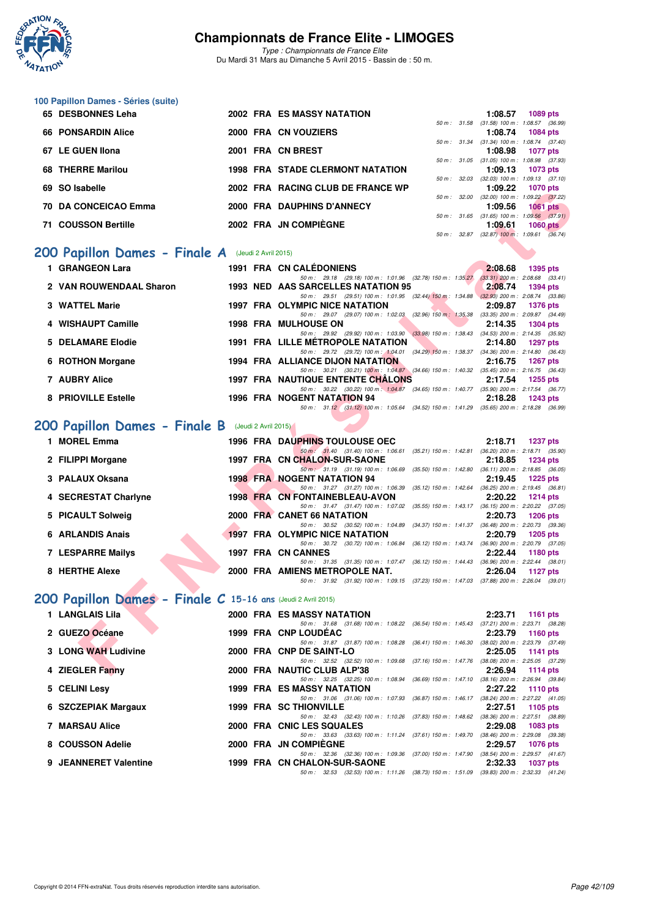# Championnats de France Elite - LIMOGES

*Type : Championnats de France Elite*
Du Mardi 31 Mars au Dimanche 5 Avril 2015 - Bassin de : 50 m.

## 100 Papillon Dames - Séries (suite)

| Pl. | Nom | Année | Nat. | Club | Temps | Points | Splits |
|---|---|---|---|---|---|---|---|
| 65 | DESBONNES Leha | 2002 | FRA | ES MASSY NATATION | 1:08.57 | 1089 pts | 50 m : 31.58 (31.58) 100 m : 1:08.57 (36.99) |
| 66 | PONSARDIN Alice | 2000 | FRA | CN VOUZIERS | 1:08.74 | 1084 pts | 50 m : 31.34 (31.34) 100 m : 1:08.74 (37.40) |
| 67 | LE GUEN Ilona | 2001 | FRA | CN BREST | 1:08.98 | 1077 pts | 50 m : 31.05 (31.05) 100 m : 1:08.98 (37.93) |
| 68 | THERRE Marilou | 1998 | FRA | STADE CLERMONT NATATION | 1:09.13 | 1073 pts | 50 m : 32.03 (32.03) 100 m : 1:09.13 (37.10) |
| 69 | SO Isabelle | 2002 | FRA | RACING CLUB DE FRANCE WP | 1:09.22 | 1070 pts | 50 m : 32.00 (32.00) 100 m : 1:09.22 (37.22) |
| 70 | DA CONCEICAO Emma | 2000 | FRA | DAUPHINS D'ANNECY | 1:09.56 | 1061 pts | 50 m : 31.65 (31.65) 100 m : 1:09.56 (37.91) |
| 71 | COUSSON Bertille | 2002 | FRA | JN COMPIÈGNE | 1:09.61 | 1060 pts | 50 m : 32.87 (32.87) 100 m : 1:09.61 (36.74) |

## 200 Papillon Dames - Finale A (Jeudi 2 Avril 2015)

| Pl. | Nom | Année | Nat. | Club | Temps | Points | Splits |
|---|---|---|---|---|---|---|---|
| 1 | GRANGEON Lara | 1991 | FRA | CN CALÉDONIENS | 2:08.68 | 1395 pts | 50 m : 29.18 (29.18) 100 m : 1:01.96 (32.78) 150 m : 1:35.27 (33.31) 200 m : 2:08.68 (33.41) |
| 2 | VAN ROUWENDAAL Sharon | 1993 | NED | AAS SARCELLES NATATION 95 | 2:08.74 | 1394 pts | 50 m : 29.51 (29.51) 100 m : 1:01.95 (32.44) 150 m : 1:34.88 (32.93) 200 m : 2:08.74 (33.86) |
| 3 | WATTEL Marie | 1997 | FRA | OLYMPIC NICE NATATION | 2:09.87 | 1376 pts | 50 m : 29.07 (29.07) 100 m : 1:02.03 (32.96) 150 m : 1:35.38 (33.35) 200 m : 2:09.87 (34.49) |
| 4 | WISHAUPT Camille | 1998 | FRA | MULHOUSE ON | 2:14.35 | 1304 pts | 50 m : 29.92 (29.92) 100 m : 1:03.90 (33.98) 150 m : 1:38.43 (34.53) 200 m : 2:14.35 (35.92) |
| 5 | DELAMARE Elodie | 1991 | FRA | LILLE MÉTROPOLE NATATION | 2:14.80 | 1297 pts | 50 m : 29.72 (29.72) 100 m : 1:04.01 (34.29) 150 m : 1:38.37 (34.36) 200 m : 2:14.80 (36.43) |
| 6 | ROTHON Morgane | 1994 | FRA | ALLIANCE DIJON NATATION | 2:16.75 | 1267 pts | 50 m : 30.21 (30.21) 100 m : 1:04.87 (34.66) 150 m : 1:40.32 (35.45) 200 m : 2:16.75 (36.43) |
| 7 | AUBRY Alice | 1997 | FRA | NAUTIQUE ENTENTE CHÂLONS | 2:17.54 | 1255 pts | 50 m : 30.22 (30.22) 100 m : 1:04.87 (34.65) 150 m : 1:40.77 (35.90) 200 m : 2:17.54 (36.77) |
| 8 | PRIOVILLE Estelle | 1996 | FRA | NOGENT NATATION 94 | 2:18.28 | 1243 pts | 50 m : 31.12 (31.12) 100 m : 1:05.64 (34.52) 150 m : 1:41.29 (35.65) 200 m : 2:18.28 (36.99) |

## 200 Papillon Dames - Finale B (Jeudi 2 Avril 2015)

| Pl. | Nom | Année | Nat. | Club | Temps | Points | Splits |
|---|---|---|---|---|---|---|---|
| 1 | MOREL Emma | 1996 | FRA | DAUPHINS TOULOUSE OEC | 2:18.71 | 1237 pts | 50 m : 31.40 (31.40) 100 m : 1:06.61 (35.21) 150 m : 1:42.81 (36.20) 200 m : 2:18.71 (35.90) |
| 2 | FILIPPI Morgane | 1997 | FRA | CN CHALON-SUR-SAONE | 2:18.85 | 1234 pts | 50 m : 31.19 (31.19) 100 m : 1:06.69 (35.50) 150 m : 1:42.80 (36.11) 200 m : 2:18.85 (36.05) |
| 3 | PALAUX Oksana | 1998 | FRA | NOGENT NATATION 94 | 2:19.45 | 1225 pts | 50 m : 31.27 (31.27) 100 m : 1:06.39 (35.12) 150 m : 1:42.64 (36.25) 200 m : 2:19.45 (36.81) |
| 4 | SECRESTAT Charlyne | 1998 | FRA | CN FONTAINEBLEAU-AVON | 2:20.22 | 1214 pts | 50 m : 31.47 (31.47) 100 m : 1:07.02 (35.55) 150 m : 1:43.17 (36.15) 200 m : 2:20.22 (37.05) |
| 5 | PICAULT Solweig | 2000 | FRA | CANET 66 NATATION | 2:20.73 | 1206 pts | 50 m : 30.52 (30.52) 100 m : 1:04.89 (34.37) 150 m : 1:41.37 (36.48) 200 m : 2:20.73 (39.36) |
| 6 | ARLANDIS Anais | 1997 | FRA | OLYMPIC NICE NATATION | 2:20.79 | 1205 pts | 50 m : 30.72 (30.72) 100 m : 1:06.84 (36.12) 150 m : 1:43.74 (36.90) 200 m : 2:20.79 (37.05) |
| 7 | LESPARRE Mailys | 1997 | FRA | CN CANNES | 2:22.44 | 1180 pts | 50 m : 31.35 (31.35) 100 m : 1:07.47 (36.12) 150 m : 1:44.43 (36.96) 200 m : 2:22.44 (38.01) |
| 8 | HERTHE Alexe | 2000 | FRA | AMIENS METROPOLE NAT. | 2:26.04 | 1127 pts | 50 m : 31.92 (31.92) 100 m : 1:09.15 (37.23) 150 m : 1:47.03 (37.88) 200 m : 2:26.04 (39.01) |

## 200 Papillon Dames - Finale C 15-16 ans (Jeudi 2 Avril 2015)

| Pl. | Nom | Année | Nat. | Club | Temps | Points | Splits |
|---|---|---|---|---|---|---|---|
| 1 | LANGLAIS Lila | 2000 | FRA | ES MASSY NATATION | 2:23.71 | 1161 pts | 50 m : 31.68 (31.68) 100 m : 1:08.22 (36.54) 150 m : 1:45.43 (37.21) 200 m : 2:23.71 (38.28) |
| 2 | GUEZO Océane | 1999 | FRA | CNP LOUDÉAC | 2:23.79 | 1160 pts | 50 m : 31.87 (31.87) 100 m : 1:08.28 (36.41) 150 m : 1:46.30 (38.02) 200 m : 2:23.79 (37.49) |
| 3 | LONG WAH Ludivine | 2000 | FRA | CNP DE SAINT-LO | 2:25.05 | 1141 pts | 50 m : 32.52 (32.52) 100 m : 1:09.68 (37.16) 150 m : 1:47.76 (38.08) 200 m : 2:25.05 (37.29) |
| 4 | ZIEGLER Fanny | 2000 | FRA | NAUTIC CLUB ALP'38 | 2:26.94 | 1114 pts | 50 m : 32.25 (32.25) 100 m : 1:08.94 (36.69) 150 m : 1:47.10 (38.16) 200 m : 2:26.94 (39.84) |
| 5 | CELINI Lesy | 1999 | FRA | ES MASSY NATATION | 2:27.22 | 1110 pts | 50 m : 31.06 (31.06) 100 m : 1:07.93 (36.87) 150 m : 1:46.17 (38.24) 200 m : 2:27.22 (41.05) |
| 6 | SZCZEPIAK Margaux | 1999 | FRA | SC THIONVILLE | 2:27.51 | 1105 pts | 50 m : 32.43 (32.43) 100 m : 1:10.26 (37.83) 150 m : 1:48.62 (38.36) 200 m : 2:27.51 (38.89) |
| 7 | MARSAU Alice | 2000 | FRA | CNIC LES SQUALES | 2:29.08 | 1083 pts | 50 m : 33.63 (33.63) 100 m : 1:11.24 (37.61) 150 m : 1:49.70 (38.46) 200 m : 2:29.08 (39.38) |
| 8 | COUSSON Adelie | 2000 | FRA | JN COMPIÈGNE | 2:29.57 | 1076 pts | 50 m : 32.36 (32.36) 100 m : 1:09.36 (37.00) 150 m : 1:47.90 (38.54) 200 m : 2:29.57 (41.67) |
| 9 | JEANNERET Valentine | 1999 | FRA | CN CHALON-SUR-SAONE | 2:32.33 | 1037 pts | 50 m : 32.53 (32.53) 100 m : 1:11.26 (38.73) 150 m : 1:51.09 (39.83) 200 m : 2:32.33 (41.24) |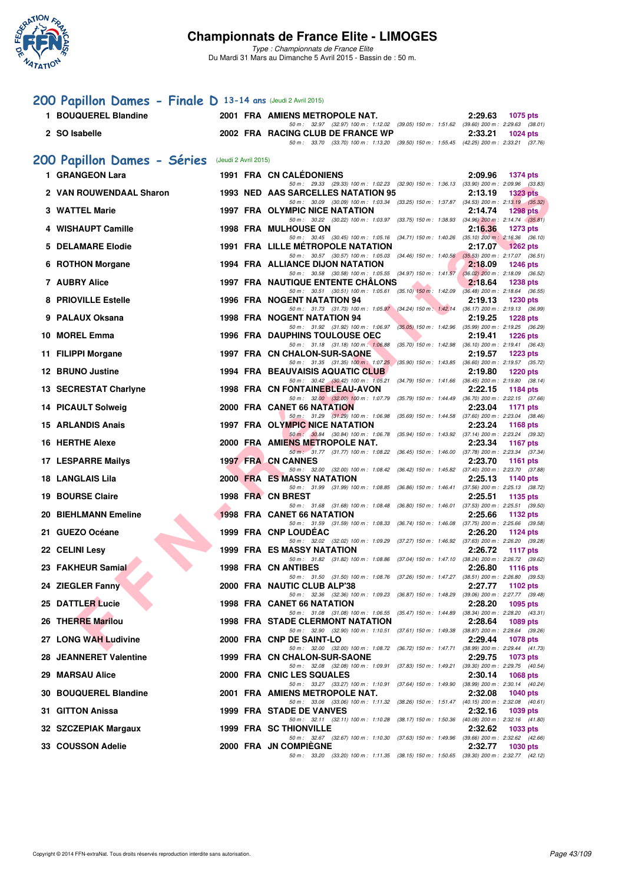# Championnats de France Elite - LIMOGES

*Type : Championnats de France Elite*
Du Mardi 31 Mars au Dimanche 5 Avril 2015 - Bassin de : 50 m.

## 200 Papillon Dames - Finale D 13-14 ans (Jeudi 2 Avril 2015)

| Rg | Nom | Année | Nat | Club | Temps | Points |
|---|---|---|---|---|---|---|
| 1 | BOUQUEREL Blandine | 2001 | FRA | AMIENS METROPOLE NAT. | 2:29.63 | 1075 pts |
| | 50 m : 32.97 (32.97) 100 m : 1:12.02 (39.05) 150 m : 1:51.62 (39.60) 200 m : 2:29.63 (38.01) | | | | | |
| 2 | SO Isabelle | 2002 | FRA | RACING CLUB DE FRANCE WP | 2:33.21 | 1024 pts |
| | 50 m : 33.70 (33.70) 100 m : 1:13.20 (39.50) 150 m : 1:55.45 (42.25) 200 m : 2:33.21 (37.76) | | | | | |

## 200 Papillon Dames - Séries (Jeudi 2 Avril 2015)

| Rg | Nom | Année | Nat | Club | Temps | Points |
|---|---|---|---|---|---|---|
| 1 | GRANGEON Lara | 1991 | FRA | CN CALÉDONIENS | 2:09.96 | 1374 pts |
| | 50 m : 29.33 (29.33) 100 m : 1:02.23 (32.90) 150 m : 1:36.13 (33.90) 200 m : 2:09.96 (33.83) | | | | | |
| 2 | VAN ROUWENDAAL Sharon | 1993 | NED | AAS SARCELLES NATATION 95 | 2:13.19 | 1323 pts |
| | 50 m : 30.09 (30.09) 100 m : 1:03.34 (33.25) 150 m : 1:37.87 (34.53) 200 m : 2:13.19 (35.32) | | | | | |
| 3 | WATTEL Marie | 1997 | FRA | OLYMPIC NICE NATATION | 2:14.74 | 1298 pts |
| | 50 m : 30.22 (30.22) 100 m : 1:03.97 (33.75) 150 m : 1:38.93 (34.96) 200 m : 2:14.74 (35.81) | | | | | |
| 4 | WISHAUPT Camille | 1998 | FRA | MULHOUSE ON | 2:16.36 | 1273 pts |
| | 50 m : 30.45 (30.45) 100 m : 1:05.16 (34.71) 150 m : 1:40.26 (35.10) 200 m : 2:16.36 (36.10) | | | | | |
| 5 | DELAMARE Elodie | 1991 | FRA | LILLE MÉTROPOLE NATATION | 2:17.07 | 1262 pts |
| | 50 m : 30.57 (30.57) 100 m : 1:05.03 (34.46) 150 m : 1:40.56 (35.53) 200 m : 2:17.07 (36.51) | | | | | |
| 6 | ROTHON Morgane | 1994 | FRA | ALLIANCE DIJON NATATION | 2:18.09 | 1246 pts |
| | 50 m : 30.58 (30.58) 100 m : 1:05.55 (34.97) 150 m : 1:41.57 (36.02) 200 m : 2:18.09 (36.52) | | | | | |
| 7 | AUBRY Alice | 1997 | FRA | NAUTIQUE ENTENTE CHÂLONS | 2:18.64 | 1238 pts |
| | 50 m : 30.51 (30.51) 100 m : 1:05.61 (35.10) 150 m : 1:42.09 (36.48) 200 m : 2:18.64 (36.55) | | | | | |
| 8 | PRIOVILLE Estelle | 1996 | FRA | NOGENT NATATION 94 | 2:19.13 | 1230 pts |
| | 50 m : 31.73 (31.73) 100 m : 1:05.97 (34.24) 150 m : 1:42.14 (36.17) 200 m : 2:19.13 (36.99) | | | | | |
| 9 | PALAUX Oksana | 1998 | FRA | NOGENT NATATION 94 | 2:19.25 | 1228 pts |
| | 50 m : 31.92 (31.92) 100 m : 1:06.97 (35.05) 150 m : 1:42.96 (35.99) 200 m : 2:19.25 (36.29) | | | | | |
| 10 | MOREL Emma | 1996 | FRA | DAUPHINS TOULOUSE OEC | 2:19.41 | 1226 pts |
| | 50 m : 31.18 (31.18) 100 m : 1:06.88 (35.70) 150 m : 1:42.98 (36.10) 200 m : 2:19.41 (36.43) | | | | | |
| 11 | FILIPPI Morgane | 1997 | FRA | CN CHALON-SUR-SAONE | 2:19.57 | 1223 pts |
| | 50 m : 31.35 (31.35) 100 m : 1:07.25 (35.90) 150 m : 1:43.85 (36.60) 200 m : 2:19.57 (35.72) | | | | | |
| 12 | BRUNO Justine | 1994 | FRA | BEAUVAISIS AQUATIC CLUB | 2:19.80 | 1220 pts |
| | 50 m : 30.42 (30.42) 100 m : 1:05.21 (34.79) 150 m : 1:41.66 (36.45) 200 m : 2:19.80 (38.14) | | | | | |
| 13 | SECRESTAT Charlyne | 1998 | FRA | CN FONTAINEBLEAU-AVON | 2:22.15 | 1184 pts |
| | 50 m : 32.00 (32.00) 100 m : 1:07.79 (35.79) 150 m : 1:44.49 (36.70) 200 m : 2:22.15 (37.66) | | | | | |
| 14 | PICAULT Solweig | 2000 | FRA | CANET 66 NATATION | 2:23.04 | 1171 pts |
| | 50 m : 31.29 (31.29) 100 m : 1:06.98 (35.69) 150 m : 1:44.58 (37.60) 200 m : 2:23.04 (38.46) | | | | | |
| 15 | ARLANDIS Anais | 1997 | FRA | OLYMPIC NICE NATATION | 2:23.24 | 1168 pts |
| | 50 m : 30.84 (30.84) 100 m : 1:06.78 (35.94) 150 m : 1:43.92 (37.14) 200 m : 2:23.24 (39.32) | | | | | |
| 16 | HERTHE Alexe | 2000 | FRA | AMIENS METROPOLE NAT. | 2:23.34 | 1167 pts |
| | 50 m : 31.77 (31.77) 100 m : 1:08.22 (36.45) 150 m : 1:46.00 (37.78) 200 m : 2:23.34 (37.34) | | | | | |
| 17 | LESPARRE Mailys | 1997 | FRA | CN CANNES | 2:23.70 | 1161 pts |
| | 50 m : 32.00 (32.00) 100 m : 1:08.42 (36.42) 150 m : 1:45.82 (37.40) 200 m : 2:23.70 (37.88) | | | | | |
| 18 | LANGLAIS Lila | 2000 | FRA | ES MASSY NATATION | 2:25.13 | 1140 pts |
| | 50 m : 31.99 (31.99) 100 m : 1:08.85 (36.86) 150 m : 1:46.41 (37.56) 200 m : 2:25.13 (38.72) | | | | | |
| 19 | BOURSE Claire | 1998 | FRA | CN BREST | 2:25.51 | 1135 pts |
| | 50 m : 31.68 (31.68) 100 m : 1:08.48 (36.80) 150 m : 1:46.01 (37.53) 200 m : 2:25.51 (39.50) | | | | | |
| 20 | BIEHLMANN Emeline | 1998 | FRA | CANET 66 NATATION | 2:25.66 | 1132 pts |
| | 50 m : 31.59 (31.59) 100 m : 1:08.33 (36.74) 150 m : 1:46.08 (37.75) 200 m : 2:25.66 (39.58) | | | | | |
| 21 | GUEZO Océane | 1999 | FRA | CNP LOUDÉAC | 2:26.20 | 1124 pts |
| | 50 m : 32.02 (32.02) 100 m : 1:09.29 (37.27) 150 m : 1:46.92 (37.63) 200 m : 2:26.20 (39.28) | | | | | |
| 22 | CELINI Lesy | 1999 | FRA | ES MASSY NATATION | 2:26.72 | 1117 pts |
| | 50 m : 31.82 (31.82) 100 m : 1:08.86 (37.04) 150 m : 1:47.10 (38.24) 200 m : 2:26.72 (39.62) | | | | | |
| 23 | FAKHEUR Samial | 1998 | FRA | CN ANTIBES | 2:26.80 | 1116 pts |
| | 50 m : 31.50 (31.50) 100 m : 1:08.76 (37.26) 150 m : 1:47.27 (38.51) 200 m : 2:26.80 (39.53) | | | | | |
| 24 | ZIEGLER Fanny | 2000 | FRA | NAUTIC CLUB ALP'38 | 2:27.77 | 1102 pts |
| | 50 m : 32.36 (32.36) 100 m : 1:09.23 (36.87) 150 m : 1:48.29 (39.06) 200 m : 2:27.77 (39.48) | | | | | |
| 25 | DATTLER Lucie | 1998 | FRA | CANET 66 NATATION | 2:28.20 | 1095 pts |
| | 50 m : 31.08 (31.08) 100 m : 1:06.55 (35.47) 150 m : 1:44.89 (38.34) 200 m : 2:28.20 (43.31) | | | | | |
| 26 | THERRE Marilou | 1998 | FRA | STADE CLERMONT NATATION | 2:28.64 | 1089 pts |
| | 50 m : 32.90 (32.90) 100 m : 1:10.51 (37.61) 150 m : 1:49.38 (38.87) 200 m : 2:28.64 (39.26) | | | | | |
| 27 | LONG WAH Ludivine | 2000 | FRA | CNP DE SAINT-LO | 2:29.44 | 1078 pts |
| | 50 m : 32.00 (32.00) 100 m : 1:08.72 (36.72) 150 m : 1:47.71 (38.99) 200 m : 2:29.44 (41.73) | | | | | |
| 28 | JEANNERET Valentine | 1999 | FRA | CN CHALON-SUR-SAONE | 2:29.75 | 1073 pts |
| | 50 m : 32.08 (32.08) 100 m : 1:09.91 (37.83) 150 m : 1:49.21 (39.30) 200 m : 2:29.75 (40.54) | | | | | |
| 29 | MARSAU Alice | 2000 | FRA | CNIC LES SQUALES | 2:30.14 | 1068 pts |
| | 50 m : 33.27 (33.27) 100 m : 1:10.91 (37.64) 150 m : 1:49.90 (38.99) 200 m : 2:30.14 (40.24) | | | | | |
| 30 | BOUQUEREL Blandine | 2001 | FRA | AMIENS METROPOLE NAT. | 2:32.08 | 1040 pts |
| | 50 m : 33.06 (33.06) 100 m : 1:11.32 (38.26) 150 m : 1:51.47 (40.15) 200 m : 2:32.08 (40.61) | | | | | |
| 31 | GITTON Anissa | 1999 | FRA | STADE DE VANVES | 2:32.16 | 1039 pts |
| | 50 m : 32.11 (32.11) 100 m : 1:10.28 (38.17) 150 m : 1:50.36 (40.08) 200 m : 2:32.16 (41.80) | | | | | |
| 32 | SZCZEPIAK Margaux | 1999 | FRA | SC THIONVILLE | 2:32.62 | 1033 pts |
| | 50 m : 32.67 (32.67) 100 m : 1:10.30 (37.63) 150 m : 1:49.96 (39.66) 200 m : 2:32.62 (42.66) | | | | | |
| 33 | COUSSON Adelie | 2000 | FRA | JN COMPIÈGNE | 2:32.77 | 1030 pts |
| | 50 m : 33.20 (33.20) 100 m : 1:11.35 (38.15) 150 m : 1:50.65 (39.30) 200 m : 2:32.77 (42.12) | | | | | |

Copyright © 2014 FFN-extraNat. Tous droits réservés reproduction interdite sans autorisation.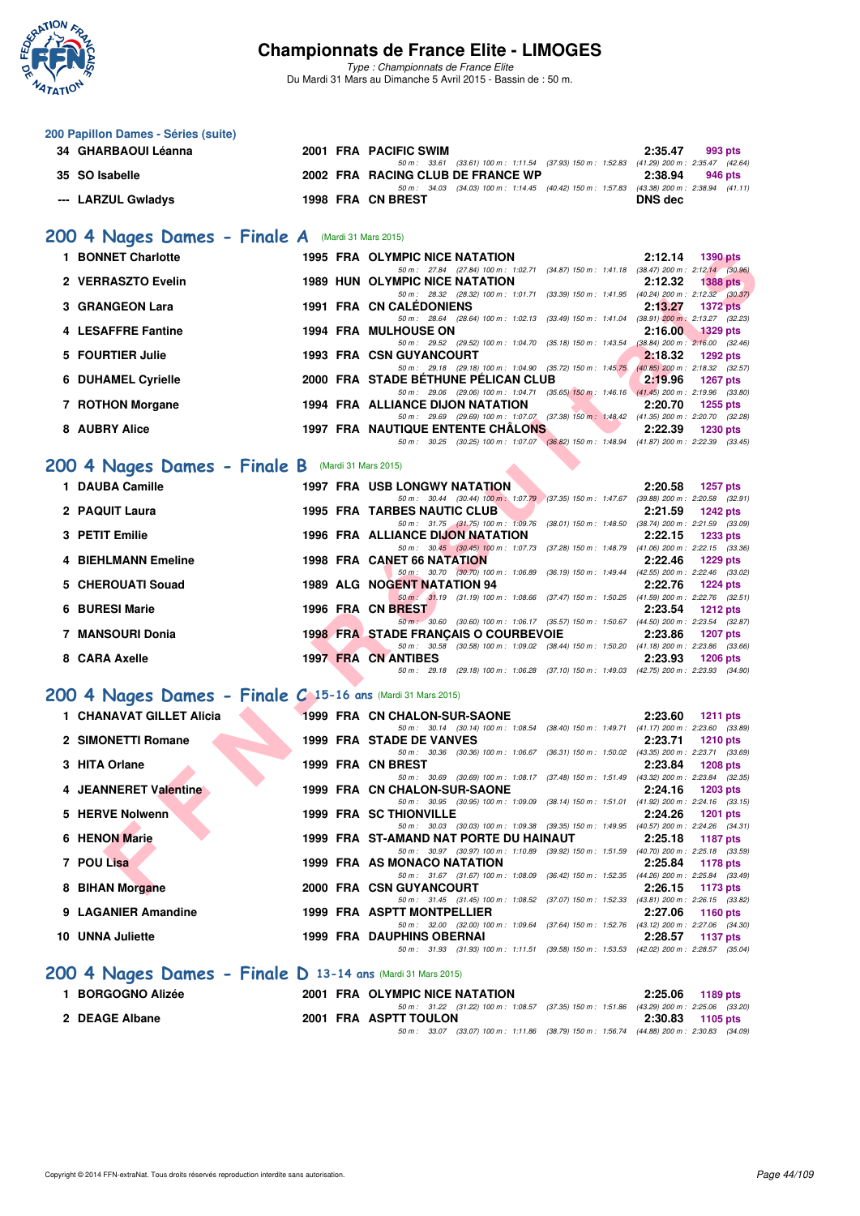# Championnats de France Elite - LIMOGES

*Type : Championnats de France Elite*
Du Mardi 31 Mars au Dimanche 5 Avril 2015 - Bassin de : 50 m.

## 200 Papillon Dames - Séries (suite)

| Rg | Nom | Année | Nat | Club | Temps | Points |
|---|---|---|---|---|---|---|
| 34 | GHARBAOUI Léanna | 2001 | FRA | PACIFIC SWIM | 2:35.47 | 993 pts |
| | 50 m : 33.61 (33.61) 100 m : 1:11.54 (37.93) 150 m : 1:52.83 (41.29) 200 m : 2:35.47 (42.64) | | | | | |
| 35 | SO Isabelle | 2002 | FRA | RACING CLUB DE FRANCE WP | 2:38.94 | 946 pts |
| | 50 m : 34.03 (34.03) 100 m : 1:14.45 (40.42) 150 m : 1:57.83 (43.38) 200 m : 2:38.94 (41.11) | | | | | |
| --- | LARZUL Gwladys | 1998 | FRA | CN BREST | DNS dec | |

## 200 4 Nages Dames - Finale A (Mardi 31 Mars 2015)

| Rg | Nom | Année | Nat | Club | Temps | Points |
|---|---|---|---|---|---|---|
| 1 | BONNET Charlotte | 1995 | FRA | OLYMPIC NICE NATATION | 2:12.14 | 1390 pts |
| | 50 m : 27.84 (27.84) 100 m : 1:02.71 (34.87) 150 m : 1:41.18 (38.47) 200 m : 2:12.14 (30.96) | | | | | |
| 2 | VERRASZTO Evelin | 1989 | HUN | OLYMPIC NICE NATATION | 2:12.32 | 1388 pts |
| | 50 m : 28.32 (28.32) 100 m : 1:01.71 (33.39) 150 m : 1:41.95 (40.24) 200 m : 2:12.32 (30.37) | | | | | |
| 3 | GRANGEON Lara | 1991 | FRA | CN CALÉDONIENS | 2:13.27 | 1372 pts |
| | 50 m : 28.64 (28.64) 100 m : 1:02.13 (33.49) 150 m : 1:41.04 (38.91) 200 m : 2:13.27 (32.23) | | | | | |
| 4 | LESAFFRE Fantine | 1994 | FRA | MULHOUSE ON | 2:16.00 | 1329 pts |
| | 50 m : 29.52 (29.52) 100 m : 1:04.70 (35.18) 150 m : 1:43.54 (38.84) 200 m : 2:16.00 (32.46) | | | | | |
| 5 | FOURTIER Julie | 1993 | FRA | CSN GUYANCOURT | 2:18.32 | 1292 pts |
| | 50 m : 29.18 (29.18) 100 m : 1:04.90 (35.72) 150 m : 1:45.75 (40.85) 200 m : 2:18.32 (32.57) | | | | | |
| 6 | DUHAMEL Cyrielle | 2000 | FRA | STADE BÉTHUNE PÉLICAN CLUB | 2:19.96 | 1267 pts |
| | 50 m : 29.06 (29.06) 100 m : 1:04.71 (35.65) 150 m : 1:46.16 (41.45) 200 m : 2:19.96 (33.80) | | | | | |
| 7 | ROTHON Morgane | 1994 | FRA | ALLIANCE DIJON NATATION | 2:20.70 | 1255 pts |
| | 50 m : 29.69 (29.69) 100 m : 1:07.07 (37.38) 150 m : 1:48.42 (41.35) 200 m : 2:20.70 (32.28) | | | | | |
| 8 | AUBRY Alice | 1997 | FRA | NAUTIQUE ENTENTE CHÂLONS | 2:22.39 | 1230 pts |
| | 50 m : 30.25 (30.25) 100 m : 1:07.07 (36.82) 150 m : 1:48.94 (41.87) 200 m : 2:22.39 (33.45) | | | | | |

## 200 4 Nages Dames - Finale B (Mardi 31 Mars 2015)

| Rg | Nom | Année | Nat | Club | Temps | Points |
|---|---|---|---|---|---|---|
| 1 | DAUBA Camille | 1997 | FRA | USB LONGWY NATATION | 2:20.58 | 1257 pts |
| | 50 m : 30.44 (30.44) 100 m : 1:07.79 (37.35) 150 m : 1:47.67 (39.88) 200 m : 2:20.58 (32.91) | | | | | |
| 2 | PAQUIT Laura | 1995 | FRA | TARBES NAUTIC CLUB | 2:21.59 | 1242 pts |
| | 50 m : 31.75 (31.75) 100 m : 1:09.76 (38.01) 150 m : 1:48.50 (38.74) 200 m : 2:21.59 (33.09) | | | | | |
| 3 | PETIT Emilie | 1996 | FRA | ALLIANCE DIJON NATATION | 2:22.15 | 1233 pts |
| | 50 m : 30.45 (30.45) 100 m : 1:07.73 (37.28) 150 m : 1:48.79 (41.06) 200 m : 2:22.15 (33.36) | | | | | |
| 4 | BIEHLMANN Emeline | 1998 | FRA | CANET 66 NATATION | 2:22.46 | 1229 pts |
| | 50 m : 30.70 (30.70) 100 m : 1:06.89 (36.19) 150 m : 1:49.44 (42.55) 200 m : 2:22.46 (33.02) | | | | | |
| 5 | CHEROUATI Souad | 1989 | ALG | NOGENT NATATION 94 | 2:22.76 | 1224 pts |
| | 50 m : 31.19 (31.19) 100 m : 1:08.66 (37.47) 150 m : 1:50.25 (41.59) 200 m : 2:22.76 (32.51) | | | | | |
| 6 | BURESI Marie | 1996 | FRA | CN BREST | 2:23.54 | 1212 pts |
| | 50 m : 30.60 (30.60) 100 m : 1:06.17 (35.57) 150 m : 1:50.67 (44.50) 200 m : 2:23.54 (32.87) | | | | | |
| 7 | MANSOURI Donia | 1998 | FRA | STADE FRANÇAIS O COURBEVOIE | 2:23.86 | 1207 pts |
| | 50 m : 30.58 (30.58) 100 m : 1:09.02 (38.44) 150 m : 1:50.20 (41.18) 200 m : 2:23.86 (33.66) | | | | | |
| 8 | CARA Axelle | 1997 | FRA | CN ANTIBES | 2:23.93 | 1206 pts |
| | 50 m : 29.18 (29.18) 100 m : 1:06.28 (37.10) 150 m : 1:49.03 (42.75) 200 m : 2:23.93 (34.90) | | | | | |

## 200 4 Nages Dames - Finale C 15-16 ans (Mardi 31 Mars 2015)

| Rg | Nom | Année | Nat | Club | Temps | Points |
|---|---|---|---|---|---|---|
| 1 | CHANAVAT GILLET Alicia | 1999 | FRA | CN CHALON-SUR-SAONE | 2:23.60 | 1211 pts |
| | 50 m : 30.14 (30.14) 100 m : 1:08.54 (38.40) 150 m : 1:49.71 (41.17) 200 m : 2:23.60 (33.89) | | | | | |
| 2 | SIMONETTI Romane | 1999 | FRA | STADE DE VANVES | 2:23.71 | 1210 pts |
| | 50 m : 30.36 (30.36) 100 m : 1:06.67 (36.31) 150 m : 1:50.02 (43.35) 200 m : 2:23.71 (33.69) | | | | | |
| 3 | HITA Orlane | 1999 | FRA | CN BREST | 2:23.84 | 1208 pts |
| | 50 m : 30.69 (30.69) 100 m : 1:08.17 (37.48) 150 m : 1:51.49 (43.32) 200 m : 2:23.84 (32.35) | | | | | |
| 4 | JEANNERET Valentine | 1999 | FRA | CN CHALON-SUR-SAONE | 2:24.16 | 1203 pts |
| | 50 m : 30.95 (30.95) 100 m : 1:09.09 (38.14) 150 m : 1:51.01 (41.92) 200 m : 2:24.16 (33.15) | | | | | |
| 5 | HERVE Nolwenn | 1999 | FRA | SC THIONVILLE | 2:24.26 | 1201 pts |
| | 50 m : 30.03 (30.03) 100 m : 1:09.38 (39.35) 150 m : 1:49.95 (40.57) 200 m : 2:24.26 (34.31) | | | | | |
| 6 | HENON Marie | 1999 | FRA | ST-AMAND NAT PORTE DU HAINAUT | 2:25.18 | 1187 pts |
| | 50 m : 30.97 (30.97) 100 m : 1:10.89 (39.92) 150 m : 1:51.59 (40.70) 200 m : 2:25.18 (33.59) | | | | | |
| 7 | POU Lisa | 1999 | FRA | AS MONACO NATATION | 2:25.84 | 1178 pts |
| | 50 m : 31.67 (31.67) 100 m : 1:08.09 (36.42) 150 m : 1:52.35 (44.26) 200 m : 2:25.84 (33.49) | | | | | |
| 8 | BIHAN Morgane | 2000 | FRA | CSN GUYANCOURT | 2:26.15 | 1173 pts |
| | 50 m : 31.45 (31.45) 100 m : 1:08.52 (37.07) 150 m : 1:52.33 (43.81) 200 m : 2:26.15 (33.82) | | | | | |
| 9 | LAGANIER Amandine | 1999 | FRA | ASPTT MONTPELLIER | 2:27.06 | 1160 pts |
| | 50 m : 32.00 (32.00) 100 m : 1:09.64 (37.64) 150 m : 1:52.76 (43.12) 200 m : 2:27.06 (34.30) | | | | | |
| 10 | UNNA Juliette | 1999 | FRA | DAUPHINS OBERNAI | 2:28.57 | 1137 pts |
| | 50 m : 31.93 (31.93) 100 m : 1:11.51 (39.58) 150 m : 1:53.53 (42.02) 200 m : 2:28.57 (35.04) | | | | | |

## 200 4 Nages Dames - Finale D 13-14 ans (Mardi 31 Mars 2015)

| Rg | Nom | Année | Nat | Club | Temps | Points |
|---|---|---|---|---|---|---|
| 1 | BORGOGNO Alizée | 2001 | FRA | OLYMPIC NICE NATATION | 2:25.06 | 1189 pts |
| | 50 m : 31.22 (31.22) 100 m : 1:08.57 (37.35) 150 m : 1:51.86 (43.29) 200 m : 2:25.06 (33.20) | | | | | |
| 2 | DEAGE Albane | 2001 | FRA | ASPTT TOULON | 2:30.83 | 1105 pts |
| | 50 m : 33.07 (33.07) 100 m : 1:11.86 (38.79) 150 m : 1:56.74 (44.88) 200 m : 2:30.83 (34.09) | | | | | |

Copyright © 2014 FFN-extraNat. Tous droits réservés reproduction interdite sans autorisation.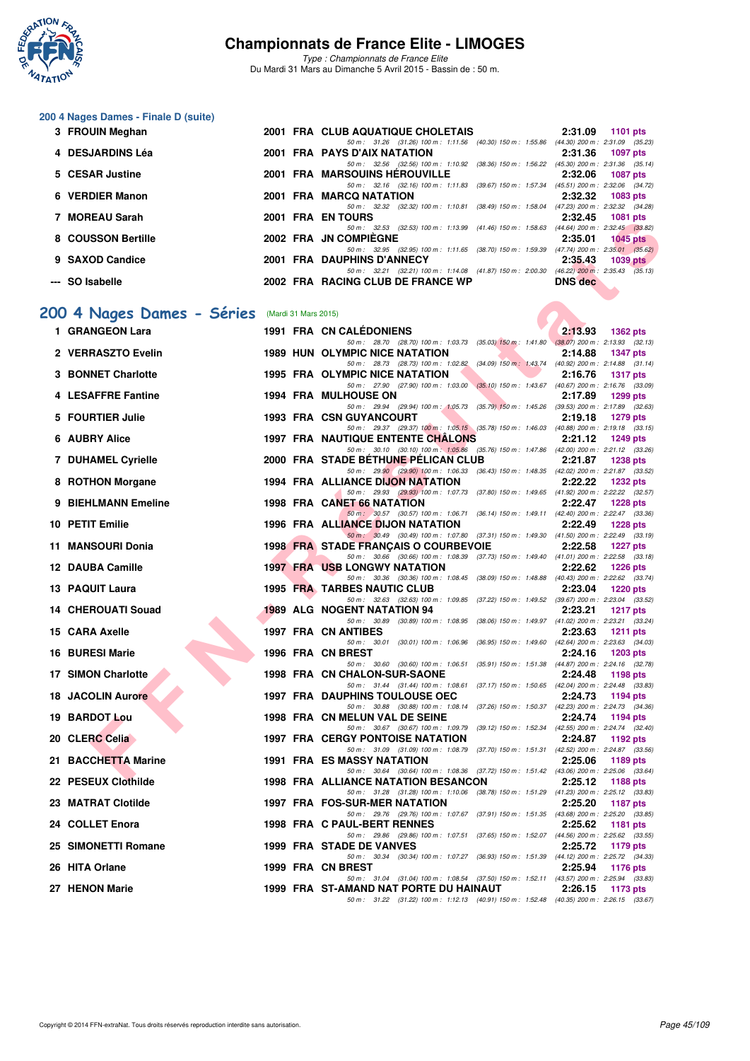# Championnats de France Elite - LIMOGES

*Type : Championnats de France Elite*
Du Mardi 31 Mars au Dimanche 5 Avril 2015 - Bassin de : 50 m.

## 200 4 Nages Dames - Finale D (suite)

| Rang | Nom | Année | Nat | Club | Temps | Points |
|---|---|---|---|---|---|---|
| 3 | FROUIN Meghan | 2001 | FRA | CLUB AQUATIQUE CHOLETAIS | 2:31.09 | 1101 pts |
| | 50 m : 31.26 (31.26) 100 m : 1:11.56 (40.30) 150 m : 1:55.86 (44.30) 200 m : 2:31.09 (35.23) | | | | | |
| 4 | DESJARDINS Léa | 2001 | FRA | PAYS D'AIX NATATION | 2:31.36 | 1097 pts |
| | 50 m : 32.56 (32.56) 100 m : 1:10.92 (38.36) 150 m : 1:56.22 (45.30) 200 m : 2:31.36 (35.14) | | | | | |
| 5 | CESAR Justine | 2001 | FRA | MARSOUINS HÉROUVILLE | 2:32.06 | 1087 pts |
| | 50 m : 32.16 (32.16) 100 m : 1:11.83 (39.67) 150 m : 1:57.34 (45.51) 200 m : 2:32.06 (34.72) | | | | | |
| 6 | VERDIER Manon | 2001 | FRA | MARCQ NATATION | 2:32.32 | 1083 pts |
| | 50 m : 32.32 (32.32) 100 m : 1:10.81 (38.49) 150 m : 1:58.04 (47.23) 200 m : 2:32.32 (34.28) | | | | | |
| 7 | MOREAU Sarah | 2001 | FRA | EN TOURS | 2:32.45 | 1081 pts |
| | 50 m : 32.53 (32.53) 100 m : 1:13.99 (41.46) 150 m : 1:58.63 (44.64) 200 m : 2:32.45 (33.82) | | | | | |
| 8 | COUSSON Bertille | 2002 | FRA | JN COMPIÈGNE | 2:35.01 | 1045 pts |
| | 50 m : 32.95 (32.95) 100 m : 1:11.65 (38.70) 150 m : 1:59.39 (47.74) 200 m : 2:35.01 (35.62) | | | | | |
| 9 | SAXOD Candice | 2001 | FRA | DAUPHINS D'ANNECY | 2:35.43 | 1039 pts |
| | 50 m : 32.21 (32.21) 100 m : 1:14.08 (41.87) 150 m : 2:00.30 (46.22) 200 m : 2:35.43 (35.13) | | | | | |
| --- | SO Isabelle | 2002 | FRA | RACING CLUB DE FRANCE WP | DNS dec | |

## 200 4 Nages Dames - Séries (Mardi 31 Mars 2015)

| Rang | Nom | Année | Nat | Club | Temps | Points |
|---|---|---|---|---|---|---|
| 1 | GRANGEON Lara | 1991 | FRA | CN CALÉDONIENS | 2:13.93 | 1362 pts |
| | 50 m : 28.70 (28.70) 100 m : 1:03.73 (35.03) 150 m : 1:41.80 (38.07) 200 m : 2:13.93 (32.13) | | | | | |
| 2 | VERRASZTO Evelin | 1989 | HUN | OLYMPIC NICE NATATION | 2:14.88 | 1347 pts |
| | 50 m : 28.73 (28.73) 100 m : 1:02.82 (34.09) 150 m : 1:43.74 (40.92) 200 m : 2:14.88 (31.14) | | | | | |
| 3 | BONNET Charlotte | 1995 | FRA | OLYMPIC NICE NATATION | 2:16.76 | 1317 pts |
| | 50 m : 27.90 (27.90) 100 m : 1:03.00 (35.10) 150 m : 1:43.67 (40.67) 200 m : 2:16.76 (33.09) | | | | | |
| 4 | LESAFFRE Fantine | 1994 | FRA | MULHOUSE ON | 2:17.89 | 1299 pts |
| | 50 m : 29.94 (29.94) 100 m : 1:05.73 (35.79) 150 m : 1:45.26 (39.53) 200 m : 2:17.89 (32.63) | | | | | |
| 5 | FOURTIER Julie | 1993 | FRA | CSN GUYANCOURT | 2:19.18 | 1279 pts |
| | 50 m : 29.37 (29.37) 100 m : 1:05.15 (35.78) 150 m : 1:46.03 (40.88) 200 m : 2:19.18 (33.15) | | | | | |
| 6 | AUBRY Alice | 1997 | FRA | NAUTIQUE ENTENTE CHÂLONS | 2:21.12 | 1249 pts |
| | 50 m : 30.10 (30.10) 100 m : 1:05.86 (35.76) 150 m : 1:47.86 (42.00) 200 m : 2:21.12 (33.26) | | | | | |
| 7 | DUHAMEL Cyrielle | 2000 | FRA | STADE BÉTHUNE PÉLICAN CLUB | 2:21.87 | 1238 pts |
| | 50 m : 29.90 (29.90) 100 m : 1:06.33 (36.43) 150 m : 1:48.35 (42.02) 200 m : 2:21.87 (33.52) | | | | | |
| 8 | ROTHON Morgane | 1994 | FRA | ALLIANCE DIJON NATATION | 2:22.22 | 1232 pts |
| | 50 m : 29.93 (29.93) 100 m : 1:07.73 (37.80) 150 m : 1:49.65 (41.92) 200 m : 2:22.22 (32.57) | | | | | |
| 9 | BIEHLMANN Emeline | 1998 | FRA | CANET 66 NATATION | 2:22.47 | 1228 pts |
| | 50 m : 30.57 (30.57) 100 m : 1:06.71 (36.14) 150 m : 1:49.11 (42.40) 200 m : 2:22.47 (33.36) | | | | | |
| 10 | PETIT Emilie | 1996 | FRA | ALLIANCE DIJON NATATION | 2:22.49 | 1228 pts |
| | 50 m : 30.49 (30.49) 100 m : 1:07.80 (37.31) 150 m : 1:49.30 (41.50) 200 m : 2:22.49 (33.19) | | | | | |
| 11 | MANSOURI Donia | 1998 | FRA | STADE FRANÇAIS O COURBEVOIE | 2:22.58 | 1227 pts |
| | 50 m : 30.66 (30.66) 100 m : 1:08.39 (37.73) 150 m : 1:49.40 (41.01) 200 m : 2:22.58 (33.18) | | | | | |
| 12 | DAUBA Camille | 1997 | FRA | USB LONGWY NATATION | 2:22.62 | 1226 pts |
| | 50 m : 30.36 (30.36) 100 m : 1:08.45 (38.09) 150 m : 1:48.88 (40.43) 200 m : 2:22.62 (33.74) | | | | | |
| 13 | PAQUIT Laura | 1995 | FRA | TARBES NAUTIC CLUB | 2:23.04 | 1220 pts |
| | 50 m : 32.63 (32.63) 100 m : 1:09.85 (37.22) 150 m : 1:49.52 (39.67) 200 m : 2:23.04 (33.52) | | | | | |
| 14 | CHEROUATI Souad | 1989 | ALG | NOGENT NATATION 94 | 2:23.21 | 1217 pts |
| | 50 m : 30.89 (30.89) 100 m : 1:08.95 (38.06) 150 m : 1:49.97 (41.02) 200 m : 2:23.21 (33.24) | | | | | |
| 15 | CARA Axelle | 1997 | FRA | CN ANTIBES | 2:23.63 | 1211 pts |
| | 50 m : 30.01 (30.01) 100 m : 1:06.96 (36.95) 150 m : 1:49.60 (42.64) 200 m : 2:23.63 (34.03) | | | | | |
| 16 | BURESI Marie | 1996 | FRA | CN BREST | 2:24.16 | 1203 pts |
| | 50 m : 30.60 (30.60) 100 m : 1:06.51 (35.91) 150 m : 1:51.38 (44.87) 200 m : 2:24.16 (32.78) | | | | | |
| 17 | SIMON Charlotte | 1998 | FRA | CN CHALON-SUR-SAONE | 2:24.48 | 1198 pts |
| | 50 m : 31.44 (31.44) 100 m : 1:08.61 (37.17) 150 m : 1:50.65 (42.04) 200 m : 2:24.48 (33.83) | | | | | |
| 18 | JACOLIN Aurore | 1997 | FRA | DAUPHINS TOULOUSE OEC | 2:24.73 | 1194 pts |
| | 50 m : 30.88 (30.88) 100 m : 1:08.14 (37.26) 150 m : 1:50.37 (42.23) 200 m : 2:24.73 (34.36) | | | | | |
| 19 | BARDOT Lou | 1998 | FRA | CN MELUN VAL DE SEINE | 2:24.74 | 1194 pts |
| | 50 m : 30.67 (30.67) 100 m : 1:09.79 (39.12) 150 m : 1:52.34 (42.55) 200 m : 2:24.74 (32.40) | | | | | |
| 20 | CLERC Celia | 1997 | FRA | CERGY PONTOISE NATATION | 2:24.87 | 1192 pts |
| | 50 m : 31.09 (31.09) 100 m : 1:08.79 (37.70) 150 m : 1:51.31 (42.52) 200 m : 2:24.87 (33.56) | | | | | |
| 21 | BACCHETTA Marine | 1991 | FRA | ES MASSY NATATION | 2:25.06 | 1189 pts |
| | 50 m : 30.64 (30.64) 100 m : 1:08.36 (37.72) 150 m : 1:51.42 (43.06) 200 m : 2:25.06 (33.64) | | | | | |
| 22 | PESEUX Clothilde | 1998 | FRA | ALLIANCE NATATION BESANCON | 2:25.12 | 1188 pts |
| | 50 m : 31.28 (31.28) 100 m : 1:10.06 (38.78) 150 m : 1:51.29 (41.23) 200 m : 2:25.12 (33.83) | | | | | |
| 23 | MATRAT Clotilde | 1997 | FRA | FOS-SUR-MER NATATION | 2:25.20 | 1187 pts |
| | 50 m : 29.76 (29.76) 100 m : 1:07.67 (37.91) 150 m : 1:51.35 (43.68) 200 m : 2:25.20 (33.85) | | | | | |
| 24 | COLLET Enora | 1998 | FRA | C PAUL-BERT RENNES | 2:25.62 | 1181 pts |
| | 50 m : 29.86 (29.86) 100 m : 1:07.51 (37.65) 150 m : 1:52.07 (44.56) 200 m : 2:25.62 (33.55) | | | | | |
| 25 | SIMONETTI Romane | 1999 | FRA | STADE DE VANVES | 2:25.72 | 1179 pts |
| | 50 m : 30.34 (30.34) 100 m : 1:07.27 (36.93) 150 m : 1:51.39 (44.12) 200 m : 2:25.72 (34.33) | | | | | |
| 26 | HITA Orlane | 1999 | FRA | CN BREST | 2:25.94 | 1176 pts |
| | 50 m : 31.04 (31.04) 100 m : 1:08.54 (37.50) 150 m : 1:52.11 (43.57) 200 m : 2:25.94 (33.83) | | | | | |
| 27 | HENON Marie | 1999 | FRA | ST-AMAND NAT PORTE DU HAINAUT | 2:26.15 | 1173 pts |
| | 50 m : 31.22 (31.22) 100 m : 1:12.13 (40.91) 150 m : 1:52.48 (40.35) 200 m : 2:26.15 (33.67) | | | | | |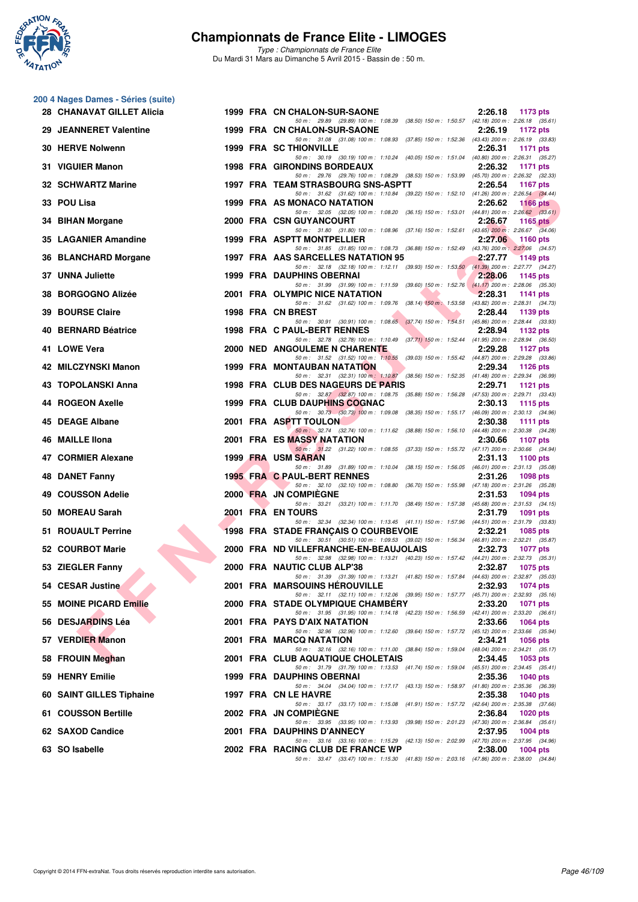# Championnats de France Elite - LIMOGES

*Type : Championnats de France Elite*

Du Mardi 31 Mars au Dimanche 5 Avril 2015 - Bassin de : 50 m.

## 200 4 Nages Dames - Séries (suite)

| Rang | Nom | Année | Nat | Club | Temps | Points |
|---|---|---|---|---|---|---|
| 28 | CHANAVAT GILLET Alicia | 1999 | FRA | CN CHALON-SUR-SAONE | 2:26.18 | 1173 pts |
| | 50 m : 29.89 (29.89) 100 m : 1:08.39 (38.50) 150 m : 1:50.57 (42.18) 200 m : 2:26.18 (35.61) | | | | | |
| 29 | JEANNERET Valentine | 1999 | FRA | CN CHALON-SUR-SAONE | 2:26.19 | 1172 pts |
| | 50 m : 31.08 (31.08) 100 m : 1:08.93 (37.85) 150 m : 1:52.36 (43.43) 200 m : 2:26.19 (33.83) | | | | | |
| 30 | HERVE Nolwenn | 1999 | FRA | SC THIONVILLE | 2:26.31 | 1171 pts |
| | 50 m : 30.19 (30.19) 100 m : 1:10.24 (40.05) 150 m : 1:51.04 (40.80) 200 m : 2:26.31 (35.27) | | | | | |
| 31 | VIGUIER Manon | 1998 | FRA | GIRONDINS BORDEAUX | 2:26.32 | 1171 pts |
| | 50 m : 29.76 (29.76) 100 m : 1:08.29 (38.53) 150 m : 1:53.99 (45.70) 200 m : 2:26.32 (32.33) | | | | | |
| 32 | SCHWARTZ Marine | 1997 | FRA | TEAM STRASBOURG SNS-ASPTT | 2:26.54 | 1167 pts |
| | 50 m : 31.62 (31.62) 100 m : 1:10.84 (39.22) 150 m : 1:52.10 (41.26) 200 m : 2:26.54 (34.44) | | | | | |
| 33 | POU Lisa | 1999 | FRA | AS MONACO NATATION | 2:26.62 | 1166 pts |
| | 50 m : 32.05 (32.05) 100 m : 1:08.20 (36.15) 150 m : 1:53.01 (44.81) 200 m : 2:26.62 (33.61) | | | | | |
| 34 | BIHAN Morgane | 2000 | FRA | CSN GUYANCOURT | 2:26.67 | 1165 pts |
| | 50 m : 31.80 (31.80) 100 m : 1:08.96 (37.16) 150 m : 1:52.61 (43.65) 200 m : 2:26.67 (34.06) | | | | | |
| 35 | LAGANIER Amandine | 1999 | FRA | ASPTT MONTPELLIER | 2:27.06 | 1160 pts |
| | 50 m : 31.85 (31.85) 100 m : 1:08.73 (36.88) 150 m : 1:52.49 (43.76) 200 m : 2:27.06 (34.57) | | | | | |
| 36 | BLANCHARD Morgane | 1997 | FRA | AAS SARCELLES NATATION 95 | 2:27.77 | 1149 pts |
| | 50 m : 32.18 (32.18) 100 m : 1:12.11 (39.93) 150 m : 1:53.50 (41.39) 200 m : 2:27.77 (34.27) | | | | | |
| 37 | UNNA Juliette | 1999 | FRA | DAUPHINS OBERNAI | 2:28.06 | 1145 pts |
| | 50 m : 31.99 (31.99) 100 m : 1:11.59 (39.60) 150 m : 1:52.76 (41.17) 200 m : 2:28.06 (35.30) | | | | | |
| 38 | BORGOGNO Alizée | 2001 | FRA | OLYMPIC NICE NATATION | 2:28.31 | 1141 pts |
| | 50 m : 31.62 (31.62) 100 m : 1:09.76 (38.14) 150 m : 1:53.58 (43.82) 200 m : 2:28.31 (34.73) | | | | | |
| 39 | BOURSE Claire | 1998 | FRA | CN BREST | 2:28.44 | 1139 pts |
| | 50 m : 30.91 (30.91) 100 m : 1:08.65 (37.74) 150 m : 1:54.51 (45.86) 200 m : 2:28.44 (33.93) | | | | | |
| 40 | BERNARD Béatrice | 1998 | FRA | C PAUL-BERT RENNES | 2:28.94 | 1132 pts |
| | 50 m : 32.78 (32.78) 100 m : 1:10.49 (37.71) 150 m : 1:52.44 (41.95) 200 m : 2:28.94 (36.50) | | | | | |
| 41 | LOWE Vera | 2000 | NED | ANGOULEME N CHARENTE | 2:29.28 | 1127 pts |
| | 50 m : 31.52 (31.52) 100 m : 1:10.55 (39.03) 150 m : 1:55.42 (44.87) 200 m : 2:29.28 (33.86) | | | | | |
| 42 | MILCZYNSKI Manon | 1999 | FRA | MONTAUBAN NATATION | 2:29.34 | 1126 pts |
| | 50 m : 32.31 (32.31) 100 m : 1:10.87 (38.56) 150 m : 1:52.35 (41.48) 200 m : 2:29.34 (36.99) | | | | | |
| 43 | TOPOLANSKI Anna | 1998 | FRA | CLUB DES NAGEURS DE PARIS | 2:29.71 | 1121 pts |
| | 50 m : 32.87 (32.87) 100 m : 1:08.75 (35.88) 150 m : 1:56.28 (47.53) 200 m : 2:29.71 (33.43) | | | | | |
| 44 | ROGEON Axelle | 1999 | FRA | CLUB DAUPHINS COGNAC | 2:30.13 | 1115 pts |
| | 50 m : 30.73 (30.73) 100 m : 1:09.08 (38.35) 150 m : 1:55.17 (46.09) 200 m : 2:30.13 (34.96) | | | | | |
| 45 | DEAGE Albane | 2001 | FRA | ASPTT TOULON | 2:30.38 | 1111 pts |
| | 50 m : 32.74 (32.74) 100 m : 1:11.62 (38.88) 150 m : 1:56.10 (44.48) 200 m : 2:30.38 (34.28) | | | | | |
| 46 | MAILLE Ilona | 2001 | FRA | ES MASSY NATATION | 2:30.66 | 1107 pts |
| | 50 m : 31.22 (31.22) 100 m : 1:08.55 (37.33) 150 m : 1:55.72 (47.17) 200 m : 2:30.66 (34.94) | | | | | |
| 47 | CORMIER Alexane | 1999 | FRA | USM SARAN | 2:31.13 | 1100 pts |
| | 50 m : 31.89 (31.89) 100 m : 1:10.04 (38.15) 150 m : 1:56.05 (46.01) 200 m : 2:31.13 (35.08) | | | | | |
| 48 | DANET Fanny | 1995 | FRA | C PAUL-BERT RENNES | 2:31.26 | 1098 pts |
| | 50 m : 32.10 (32.10) 100 m : 1:08.80 (36.70) 150 m : 1:55.98 (47.18) 200 m : 2:31.26 (35.28) | | | | | |
| 49 | COUSSON Adelie | 2000 | FRA | JN COMPIÈGNE | 2:31.53 | 1094 pts |
| | 50 m : 33.21 (33.21) 100 m : 1:11.70 (38.49) 150 m : 1:57.38 (45.68) 200 m : 2:31.53 (34.15) | | | | | |
| 50 | MOREAU Sarah | 2001 | FRA | EN TOURS | 2:31.79 | 1091 pts |
| | 50 m : 32.34 (32.34) 100 m : 1:13.45 (41.11) 150 m : 1:57.96 (44.51) 200 m : 2:31.79 (33.83) | | | | | |
| 51 | ROUAULT Perrine | 1998 | FRA | STADE FRANÇAIS O COURBEVOIE | 2:32.21 | 1085 pts |
| | 50 m : 30.51 (30.51) 100 m : 1:09.53 (39.02) 150 m : 1:56.34 (46.81) 200 m : 2:32.21 (35.87) | | | | | |
| 52 | COURBOT Marie | 2000 | FRA | ND VILLEFRANCHE-EN-BEAUJOLAIS | 2:32.73 | 1077 pts |
| | 50 m : 32.98 (32.98) 100 m : 1:13.21 (40.23) 150 m : 1:57.42 (44.21) 200 m : 2:32.73 (35.31) | | | | | |
| 53 | ZIEGLER Fanny | 2000 | FRA | NAUTIC CLUB ALP'38 | 2:32.87 | 1075 pts |
| | 50 m : 31.39 (31.39) 100 m : 1:13.21 (41.82) 150 m : 1:57.84 (44.63) 200 m : 2:32.87 (35.03) | | | | | |
| 54 | CESAR Justine | 2001 | FRA | MARSOUINS HÉROUVILLE | 2:32.93 | 1074 pts |
| | 50 m : 32.11 (32.11) 100 m : 1:12.06 (39.95) 150 m : 1:57.77 (45.71) 200 m : 2:32.93 (35.16) | | | | | |
| 55 | MOINE PICARD Emilie | 2000 | FRA | STADE OLYMPIQUE CHAMBÉRY | 2:33.20 | 1071 pts |
| | 50 m : 31.95 (31.95) 100 m : 1:14.18 (42.23) 150 m : 1:56.59 (42.41) 200 m : 2:33.20 (36.61) | | | | | |
| 56 | DESJARDINS Léa | 2001 | FRA | PAYS D'AIX NATATION | 2:33.66 | 1064 pts |
| | 50 m : 32.96 (32.96) 100 m : 1:12.60 (39.64) 150 m : 1:57.72 (45.12) 200 m : 2:33.66 (35.94) | | | | | |
| 57 | VERDIER Manon | 2001 | FRA | MARCQ NATATION | 2:34.21 | 1056 pts |
| | 50 m : 32.16 (32.16) 100 m : 1:11.00 (38.84) 150 m : 1:59.04 (48.04) 200 m : 2:34.21 (35.17) | | | | | |
| 58 | FROUIN Meghan | 2001 | FRA | CLUB AQUATIQUE CHOLETAIS | 2:34.45 | 1053 pts |
| | 50 m : 31.79 (31.79) 100 m : 1:13.53 (41.74) 150 m : 1:59.04 (45.51) 200 m : 2:34.45 (35.41) | | | | | |
| 59 | HENRY Emilie | 1999 | FRA | DAUPHINS OBERNAI | 2:35.36 | 1040 pts |
| | 50 m : 34.04 (34.04) 100 m : 1:17.17 (43.13) 150 m : 1:58.97 (41.80) 200 m : 2:35.36 (36.39) | | | | | |
| 60 | SAINT GILLES Tiphaine | 1997 | FRA | CN LE HAVRE | 2:35.38 | 1040 pts |
| | 50 m : 33.17 (33.17) 100 m : 1:15.08 (41.91) 150 m : 1:57.72 (42.64) 200 m : 2:35.38 (37.66) | | | | | |
| 61 | COUSSON Bertille | 2002 | FRA | JN COMPIÈGNE | 2:36.84 | 1020 pts |
| | 50 m : 33.95 (33.95) 100 m : 1:13.93 (39.98) 150 m : 2:01.23 (47.30) 200 m : 2:36.84 (35.61) | | | | | |
| 62 | SAXOD Candice | 2001 | FRA | DAUPHINS D'ANNECY | 2:37.95 | 1004 pts |
| | 50 m : 33.16 (33.16) 100 m : 1:15.29 (42.13) 150 m : 2:02.99 (47.70) 200 m : 2:37.95 (34.96) | | | | | |
| 63 | SO Isabelle | 2002 | FRA | RACING CLUB DE FRANCE WP | 2:38.00 | 1004 pts |
| | 50 m : 33.47 (33.47) 100 m : 1:15.30 (41.83) 150 m : 2:03.16 (47.86) 200 m : 2:38.00 (34.84) | | | | | |

Copyright © 2014 FFN-extraNat. Tous droits réservés reproduction interdite sans autorisation.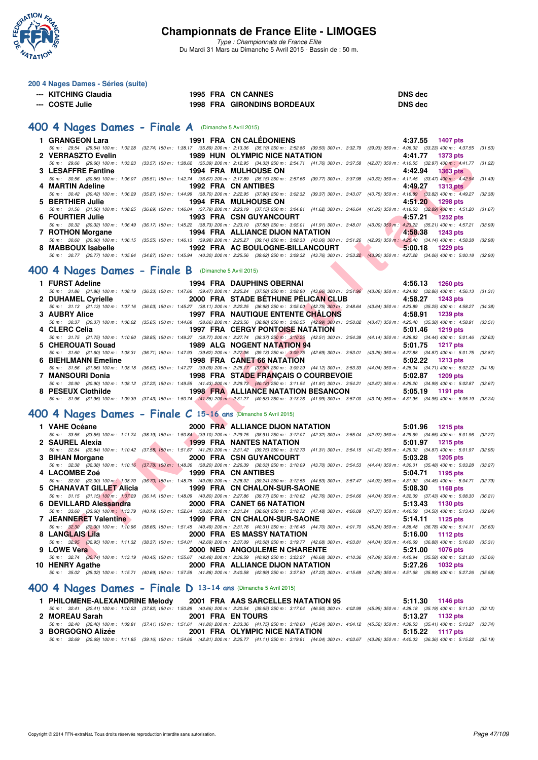# Championnats de France Elite - LIMOGES

*Type : Championnats de France Elite*
Du Mardi 31 Mars au Dimanche 5 Avril 2015 - Bassin de : 50 m.

## 200 4 Nages Dames - Séries (suite)

| | | | | | |
|---|---|---|---|---|---|
| --- | KITCHING Claudia | 1995 | FRA | CN CANNES | DNS dec |
| --- | COSTE Julie | 1998 | FRA | GIRONDINS BORDEAUX | DNS dec |

## 400 4 Nages Dames - Finale A (Dimanche 5 Avril 2015)

| Rg | Nom | Année | Nat | Club | Temps | Points |
|---|---|---|---|---|---|---|
| 1 | GRANGEON Lara | 1991 | FRA | CN CALÉDONIENS | 4:37.55 | 1407 pts |
| | 50 m : 29.54 (29.54) 100 m : 1:02.28 (32.74) 150 m : 1:38.17 (35.89) 200 m : 2:13.36 (35.19) 250 m : 2:52.86 (39.50) 300 m : 3:32.79 (39.93) 350 m : 4:06.02 (33.23) 400 m : 4:37.55 (31.53) | | | | | |
| 2 | VERRASZTO Evelin | 1989 | HUN | OLYMPIC NICE NATATION | 4:41.77 | 1373 pts |
| | 50 m : 29.66 (29.66) 100 m : 1:03.23 (33.57) 150 m : 1:38.62 (35.39) 200 m : 2:12.95 (34.33) 250 m : 2:54.71 (41.76) 300 m : 3:37.58 (42.87) 350 m : 4:10.55 (32.97) 400 m : 4:41.77 (31.22) | | | | | |
| 3 | LESAFFRE Fantine | 1994 | FRA | MULHOUSE ON | 4:42.94 | 1363 pts |
| | 50 m : 30.56 (30.56) 100 m : 1:06.07 (35.51) 150 m : 1:42.74 (36.67) 200 m : 2:17.89 (35.15) 250 m : 2:57.66 (39.77) 300 m : 3:37.98 (40.32) 350 m : 4:11.45 (33.47) 400 m : 4:42.94 (31.49) | | | | | |
| 4 | MARTIN Adeline | 1992 | FRA | CN ANTIBES | 4:49.27 | 1313 pts |
| | 50 m : 30.42 (30.42) 100 m : 1:06.29 (35.87) 150 m : 1:44.99 (38.70) 200 m : 2:22.95 (37.96) 250 m : 3:02.32 (39.37) 300 m : 3:43.07 (40.75) 350 m : 4:16.89 (33.82) 400 m : 4:49.27 (32.38) | | | | | |
| 5 | BERTHIER Julie | 1994 | FRA | MULHOUSE ON | 4:51.20 | 1298 pts |
| | 50 m : 31.56 (31.56) 100 m : 1:08.25 (36.69) 150 m : 1:46.04 (37.79) 200 m : 2:23.19 (37.15) 250 m : 3:04.81 (41.62) 300 m : 3:46.64 (41.83) 350 m : 4:19.53 (32.89) 400 m : 4:51.20 (31.67) | | | | | |
| 6 | FOURTIER Julie | 1993 | FRA | CSN GUYANCOURT | 4:57.21 | 1252 pts |
| | 50 m : 30.32 (30.32) 100 m : 1:06.49 (36.17) 150 m : 1:45.22 (38.73) 200 m : 2:23.10 (37.88) 250 m : 3:05.01 (41.91) 300 m : 3:48.01 (43.00) 350 m : 4:23.22 (35.21) 400 m : 4:57.21 (33.99) | | | | | |
| 7 | ROTHON Morgane | 1994 | FRA | ALLIANCE DIJON NATATION | 4:58.38 | 1243 pts |
| | 50 m : 30.60 (30.60) 100 m : 1:06.15 (35.55) 150 m : 1:46.13 (39.98) 200 m : 2:25.27 (39.14) 250 m : 3:08.33 (43.06) 300 m : 3:51.26 (42.93) 350 m : 4:25.40 (34.14) 400 m : 4:58.38 (32.98) | | | | | |
| 8 | MABBOUX Isabelle | 1992 | FRA | AC BOULOGNE-BILLANCOURT | 5:00.18 | 1229 pts |
| | 50 m : 30.77 (30.77) 100 m : 1:05.64 (34.87) 150 m : 1:45.94 (40.30) 200 m : 2:25.56 (39.62) 250 m : 3:09.32 (43.76) 300 m : 3:53.22 (43.90) 350 m : 4:27.28 (34.06) 400 m : 5:00.18 (32.90) | | | | | |

## 400 4 Nages Dames - Finale B (Dimanche 5 Avril 2015)

| Rg | Nom | Année | Nat | Club | Temps | Points |
|---|---|---|---|---|---|---|
| 1 | FURST Adeline | 1994 | FRA | DAUPHINS OBERNAI | 4:56.13 | 1260 pts |
| | 50 m : 31.86 (31.86) 100 m : 1:08.19 (36.33) 150 m : 1:47.66 (39.47) 200 m : 2:25.24 (37.58) 250 m : 3:08.90 (43.66) 300 m : 3:51.96 (43.06) 350 m : 4:24.82 (32.86) 400 m : 4:56.13 (31.31) | | | | | |
| 2 | DUHAMEL Cyrielle | 2000 | FRA | STADE BÉTHUNE PÉLICAN CLUB | 4:58.27 | 1243 pts |
| | 50 m : 31.13 (31.13) 100 m : 1:07.16 (36.03) 150 m : 1:45.27 (38.11) 200 m : 2:22.25 (36.98) 250 m : 3:05.00 (42.75) 300 m : 3:48.64 (43.64) 350 m : 4:23.89 (35.25) 400 m : 4:58.27 (34.38) | | | | | |
| 3 | AUBRY Alice | 1997 | FRA | NAUTIQUE ENTENTE CHÂLONS | 4:58.91 | 1239 pts |
| | 50 m : 30.37 (30.37) 100 m : 1:06.02 (35.65) 150 m : 1:44.68 (38.66) 200 m : 2:23.56 (38.88) 250 m : 3:06.55 (42.99) 300 m : 3:50.02 (43.47) 350 m : 4:25.40 (35.38) 400 m : 4:58.91 (33.51) | | | | | |
| 4 | CLERC Celia | 1997 | FRA | CERGY PONTOISE NATATION | 5:01.46 | 1219 pts |
| | 50 m : 31.75 (31.75) 100 m : 1:10.60 (38.85) 150 m : 1:49.37 (38.77) 200 m : 2:27.74 (38.37) 250 m : 3:10.25 (42.51) 300 m : 3:54.39 (44.14) 350 m : 4:28.83 (34.44) 400 m : 5:01.46 (32.63) | | | | | |
| 5 | CHEROUATI Souad | 1989 | ALG | NOGENT NATATION 94 | 5:01.75 | 1217 pts |
| | 50 m : 31.60 (31.60) 100 m : 1:08.31 (36.71) 150 m : 1:47.93 (39.62) 200 m : 2:27.06 (39.13) 250 m : 3:09.75 (42.69) 300 m : 3:53.01 (43.26) 350 m : 4:27.88 (34.87) 400 m : 5:01.75 (33.87) | | | | | |
| 6 | BIEHLMANN Emeline | 1998 | FRA | CANET 66 NATATION | 5:02.22 | 1213 pts |
| | 50 m : 31.56 (31.56) 100 m : 1:08.18 (36.62) 150 m : 1:47.27 (39.09) 200 m : 2:25.17 (37.90) 250 m : 3:09.29 (44.12) 300 m : 3:53.33 (44.04) 350 m : 4:28.04 (34.71) 400 m : 5:02.22 (34.18) | | | | | |
| 7 | MANSOURI Donia | 1998 | FRA | STADE FRANÇAIS O COURBEVOIE | 5:02.87 | 1209 pts |
| | 50 m : 30.90 (30.90) 100 m : 1:08.12 (37.22) 150 m : 1:49.55 (41.43) 200 m : 2:29.73 (40.18) 250 m : 3:11.54 (41.81) 300 m : 3:54.21 (42.67) 350 m : 4:29.20 (34.99) 400 m : 5:02.87 (33.67) | | | | | |
| 8 | PESEUX Clothilde | 1998 | FRA | ALLIANCE NATATION BESANCON | 5:05.19 | 1191 pts |
| | 50 m : 31.96 (31.96) 100 m : 1:09.39 (37.43) 150 m : 1:50.74 (41.35) 200 m : 2:31.27 (40.53) 250 m : 3:13.26 (41.99) 300 m : 3:57.00 (43.74) 350 m : 4:31.95 (34.95) 400 m : 5:05.19 (33.24) | | | | | |

## 400 4 Nages Dames - Finale C 15-16 ans (Dimanche 5 Avril 2015)

| Rg | Nom | Année | Nat | Club | Temps | Points |
|---|---|---|---|---|---|---|
| 1 | VAHE Océane | 2000 | FRA | ALLIANCE DIJON NATATION | 5:01.96 | 1215 pts |
| | 50 m : 33.55 (33.55) 100 m : 1:11.74 (38.19) 150 m : 1:50.84 (39.10) 200 m : 2:29.75 (38.91) 250 m : 3:12.07 (42.32) 300 m : 3:55.04 (42.97) 350 m : 4:29.69 (34.65) 400 m : 5:01.96 (32.27) | | | | | |
| 2 | SAUREL Alexia | 1999 | FRA | NANTES NATATION | 5:01.97 | 1215 pts |
| | 50 m : 32.84 (32.84) 100 m : 1:10.42 (37.58) 150 m : 1:51.67 (41.25) 200 m : 2:31.42 (39.75) 250 m : 3:12.73 (41.31) 300 m : 3:54.15 (41.42) 350 m : 4:29.02 (34.87) 400 m : 5:01.97 (32.95) | | | | | |
| 3 | BIHAN Morgane | 2000 | FRA | CSN GUYANCOURT | 5:03.28 | 1205 pts |
| | 50 m : 32.38 (32.38) 100 m : 1:10.16 (37.78) 150 m : 1:48.36 (38.20) 200 m : 2:26.39 (38.03) 250 m : 3:10.09 (43.70) 300 m : 3:54.53 (44.44) 350 m : 4:30.01 (35.48) 400 m : 5:03.28 (33.27) | | | | | |
| 4 | LACOMBE Zoé | 1999 | FRA | CN ANTIBES | 5:04.71 | 1195 pts |
| | 50 m : 32.00 (32.00) 100 m : 1:08.70 (36.70) 150 m : 1:48.78 (40.08) 200 m : 2:28.02 (39.24) 250 m : 3:12.55 (44.53) 300 m : 3:57.47 (44.92) 350 m : 4:31.92 (34.45) 400 m : 5:04.71 (32.79) | | | | | |
| 5 | CHANAVAT GILLET Alicia | 1999 | FRA | CN CHALON-SUR-SAONE | 5:08.30 | 1168 pts |
| | 50 m : 31.15 (31.15) 100 m : 1:07.29 (36.14) 150 m : 1:48.09 (40.80) 200 m : 2:27.86 (39.77) 250 m : 3:10.62 (42.76) 300 m : 3:54.66 (44.04) 350 m : 4:32.09 (37.43) 400 m : 5:08.30 (36.21) | | | | | |
| 6 | DEVILLARD Alessandra | 2000 | FRA | CANET 66 NATATION | 5:13.43 | 1130 pts |
| | 50 m : 33.60 (33.60) 100 m : 1:13.79 (40.19) 150 m : 1:52.64 (38.85) 200 m : 2:31.24 (38.60) 250 m : 3:18.72 (47.48) 300 m : 4:06.09 (47.37) 350 m : 4:40.59 (34.50) 400 m : 5:13.43 (32.84) | | | | | |
| 7 | JEANNERET Valentine | 1999 | FRA | CN CHALON-SUR-SAONE | 5:14.11 | 1125 pts |
| | 50 m : 32.30 (32.30) 100 m : 1:10.96 (38.66) 150 m : 1:51.45 (40.49) 200 m : 2:31.76 (40.31) 250 m : 3:16.46 (44.70) 300 m : 4:01.70 (45.24) 350 m : 4:38.48 (36.78) 400 m : 5:14.11 (35.63) | | | | | |
| 8 | LANGLAIS Lila | 2000 | FRA | ES MASSY NATATION | 5:16.00 | 1112 pts |
| | 50 m : 32.95 (32.95) 100 m : 1:11.32 (38.37) 150 m : 1:54.01 (42.69) 200 m : 2:37.09 (43.08) 250 m : 3:19.77 (42.68) 300 m : 4:03.81 (44.04) 350 m : 4:40.69 (36.88) 400 m : 5:16.00 (35.31) | | | | | |
| 9 | LOWE Vera | 2000 | NED | ANGOULEME N CHARENTE | 5:21.00 | 1076 pts |
| | 50 m : 32.74 (32.74) 100 m : 1:13.19 (40.45) 150 m : 1:55.67 (42.48) 200 m : 2:36.59 (40.92) 250 m : 3:23.27 (46.68) 300 m : 4:10.36 (47.09) 350 m : 4:45.94 (35.58) 400 m : 5:21.00 (35.06) | | | | | |
| 10 | HENRY Agathe | 2000 | FRA | ALLIANCE DIJON NATATION | 5:27.26 | 1032 pts |
| | 50 m : 35.02 (35.02) 100 m : 1:15.71 (40.69) 150 m : 1:57.59 (41.88) 200 m : 2:40.58 (42.99) 250 m : 3:27.80 (47.22) 300 m : 4:15.69 (47.89) 350 m : 4:51.68 (35.99) 400 m : 5:27.26 (35.58) | | | | | |

## 400 4 Nages Dames - Finale D 13-14 ans (Dimanche 5 Avril 2015)

| Rg | Nom | Année | Nat | Club | Temps | Points |
|---|---|---|---|---|---|---|
| 1 | PHILOMENE-ALEXANDRINE Melody | 2001 | FRA | AAS SARCELLES NATATION 95 | 5:11.30 | 1146 pts |
| | 50 m : 32.41 (32.41) 100 m : 1:10.23 (37.82) 150 m : 1:50.89 (40.66) 200 m : 2:30.54 (39.65) 250 m : 3:17.04 (46.50) 300 m : 4:02.99 (45.95) 350 m : 4:38.18 (35.19) 400 m : 5:11.30 (33.12) | | | | | |
| 2 | MOREAU Sarah | 2001 | FRA | EN TOURS | 5:13.27 | 1132 pts |
| | 50 m : 32.40 (32.40) 100 m : 1:09.81 (37.41) 150 m : 1:51.61 (41.80) 200 m : 2:33.36 (41.75) 250 m : 3:18.60 (45.24) 300 m : 4:04.12 (45.52) 350 m : 4:39.53 (35.41) 400 m : 5:13.27 (33.74) | | | | | |
| 3 | BORGOGNO Alizée | 2001 | FRA | OLYMPIC NICE NATATION | 5:15.22 | 1117 pts |
| | 50 m : 32.69 (32.69) 100 m : 1:11.85 (39.16) 150 m : 1:54.66 (42.81) 200 m : 2:35.77 (41.11) 250 m : 3:19.81 (44.04) 300 m : 4:03.67 (43.86) 350 m : 4:40.03 (36.36) 400 m : 5:15.22 (35.19) | | | | | |

Copyright © 2014 FFN-extraNat. Tous droits réservés reproduction interdite sans autorisation.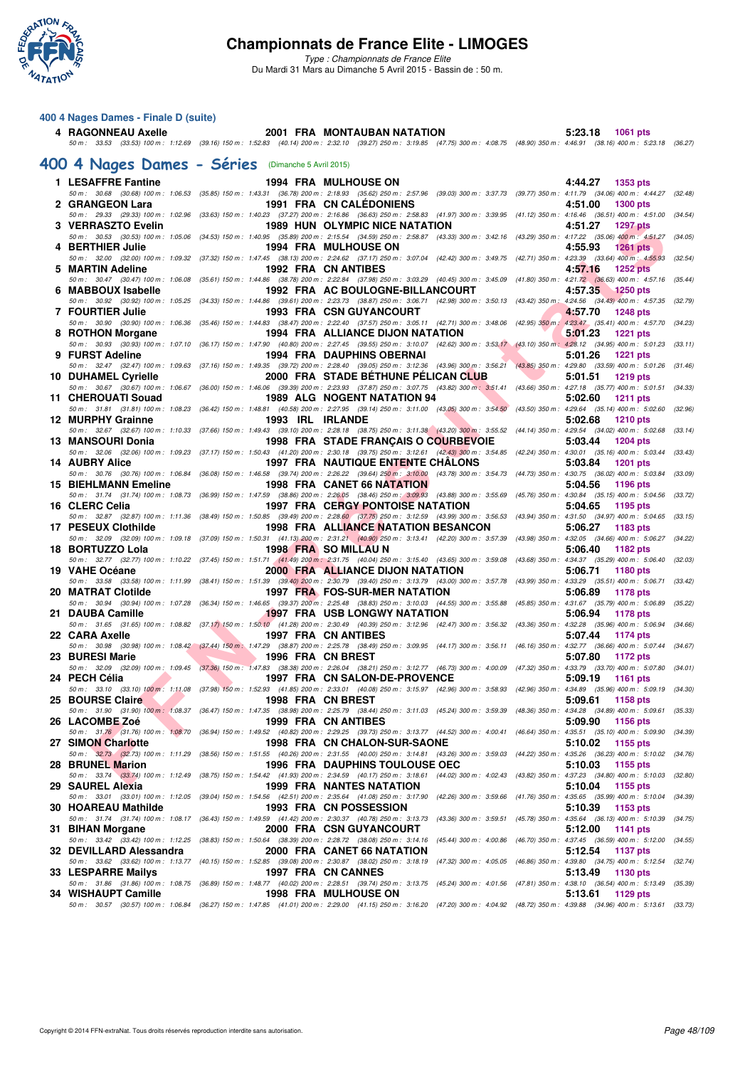# Championnats de France Elite - LIMOGES

*Type : Championnats de France Elite*

Du Mardi 31 Mars au Dimanche 5 Avril 2015 - Bassin de : 50 m.

### 400 4 Nages Dames - Finale D (suite)

| Place | Nom | Année | Nat | Club | Temps | Points |
|---|---|---|---|---|---|---|
| 4 | RAGONNEAU Axelle | 2001 | FRA | MONTAUBAN NATATION | 5:23.18 | 1061 pts |

50 m : 33.53 (33.53) 100 m : 1:12.69 (39.16) 150 m : 1:52.83 (40.14) 200 m : 2:32.10 (39.27) 250 m : 3:19.85 (47.75) 300 m : 4:08.75 (48.90) 350 m : 4:46.91 (38.16) 400 m : 5:23.18 (36.27)

## 400 4 Nages Dames - Séries (Dimanche 5 Avril 2015)

| Place | Nom | Année | Nat | Club | Temps | Points |
|---|---|---|---|---|---|---|
| 1 | LESAFFRE Fantine | 1994 | FRA | MULHOUSE ON | 4:44.27 | 1353 pts |
| | 50 m : 30.68 (30.68) 100 m : 1:06.53 (35.85) 150 m : 1:43.31 (36.78) 200 m : 2:18.93 (35.62) 250 m : 2:57.96 (39.03) 300 m : 3:37.73 (39.77) 350 m : 4:11.79 (34.06) 400 m : 4:44.27 (32.48) | | | | | |
| 2 | GRANGEON Lara | 1991 | FRA | CN CALÉDONIENS | 4:51.00 | 1300 pts |
| | 50 m : 29.33 (29.33) 100 m : 1:02.96 (33.63) 150 m : 1:40.23 (37.27) 200 m : 2:16.86 (36.63) 250 m : 2:58.83 (41.97) 300 m : 3:39.95 (41.12) 350 m : 4:16.46 (36.51) 400 m : 4:51.00 (34.54) | | | | | |
| 3 | VERRASZTO Evelin | 1989 | HUN | OLYMPIC NICE NATATION | 4:51.27 | 1297 pts |
| | 50 m : 30.53 (30.53) 100 m : 1:05.06 (34.53) 150 m : 1:40.95 (35.89) 200 m : 2:15.54 (34.59) 250 m : 2:58.87 (43.33) 300 m : 3:42.16 (43.29) 350 m : 4:17.22 (35.06) 400 m : 4:51.27 (34.05) | | | | | |
| 4 | BERTHIER Julie | 1994 | FRA | MULHOUSE ON | 4:55.93 | 1261 pts |
| | 50 m : 32.00 (32.00) 100 m : 1:09.32 (37.32) 150 m : 1:47.45 (38.13) 200 m : 2:24.62 (37.17) 250 m : 3:07.04 (42.42) 300 m : 3:49.75 (42.71) 350 m : 4:23.39 (33.64) 400 m : 4:55.93 (32.54) | | | | | |
| 5 | MARTIN Adeline | 1992 | FRA | CN ANTIBES | 4:57.16 | 1252 pts |
| | 50 m : 30.47 (30.47) 100 m : 1:06.08 (35.61) 150 m : 1:44.86 (38.78) 200 m : 2:22.84 (37.98) 250 m : 3:03.29 (40.45) 300 m : 3:45.09 (41.80) 350 m : 4:21.72 (36.63) 400 m : 4:57.16 (35.44) | | | | | |
| 6 | MABBOUX Isabelle | 1992 | FRA | AC BOULOGNE-BILLANCOURT | 4:57.35 | 1250 pts |
| | 50 m : 30.92 (30.92) 100 m : 1:05.25 (34.33) 150 m : 1:44.86 (39.61) 200 m : 2:23.73 (38.87) 250 m : 3:06.71 (42.98) 300 m : 3:50.13 (43.42) 350 m : 4:24.56 (34.43) 400 m : 4:57.35 (32.79) | | | | | |
| 7 | FOURTIER Julie | 1993 | FRA | CSN GUYANCOURT | 4:57.70 | 1248 pts |
| | 50 m : 30.90 (30.90) 100 m : 1:06.36 (35.46) 150 m : 1:44.83 (38.47) 200 m : 2:22.40 (37.57) 250 m : 3:05.11 (42.71) 300 m : 3:48.06 (42.95) 350 m : 4:23.47 (35.41) 400 m : 4:57.70 (34.23) | | | | | |
| 8 | ROTHON Morgane | 1994 | FRA | ALLIANCE DIJON NATATION | 5:01.23 | 1221 pts |
| | 50 m : 30.93 (30.93) 100 m : 1:07.10 (36.17) 150 m : 1:47.90 (40.80) 200 m : 2:27.45 (39.55) 250 m : 3:10.07 (42.62) 300 m : 3:53.17 (43.10) 350 m : 4:28.12 (34.95) 400 m : 5:01.23 (33.11) | | | | | |
| 9 | FURST Adeline | 1994 | FRA | DAUPHINS OBERNAI | 5:01.26 | 1221 pts |
| | 50 m : 32.47 (32.47) 100 m : 1:09.63 (37.16) 150 m : 1:49.35 (39.72) 200 m : 2:28.40 (39.05) 250 m : 3:12.36 (43.96) 300 m : 3:56.21 (43.85) 350 m : 4:29.80 (33.59) 400 m : 5:01.26 (31.46) | | | | | |
| 10 | DUHAMEL Cyrielle | 2000 | FRA | STADE BÉTHUNE PÉLICAN CLUB | 5:01.51 | 1219 pts |
| | 50 m : 30.67 (30.67) 100 m : 1:06.67 (36.00) 150 m : 1:46.06 (39.39) 200 m : 2:23.93 (37.87) 250 m : 3:07.75 (43.82) 300 m : 3:51.41 (43.66) 350 m : 4:27.18 (35.77) 400 m : 5:01.51 (34.33) | | | | | |
| 11 | CHEROUATI Souad | 1989 | ALG | NOGENT NATATION 94 | 5:02.60 | 1211 pts |
| | 50 m : 31.81 (31.81) 100 m : 1:08.23 (36.42) 150 m : 1:48.81 (40.58) 200 m : 2:27.95 (39.14) 250 m : 3:11.00 (43.05) 300 m : 3:54.50 (43.50) 350 m : 4:29.64 (35.14) 400 m : 5:02.60 (32.96) | | | | | |
| 12 | MURPHY Grainne | 1993 | IRL | IRLANDE | 5:02.68 | 1210 pts |
| | 50 m : 32.67 (32.67) 100 m : 1:10.33 (37.66) 150 m : 1:49.43 (39.10) 200 m : 2:28.18 (38.75) 250 m : 3:11.38 (43.20) 300 m : 3:55.52 (44.14) 350 m : 4:29.54 (34.02) 400 m : 5:02.68 (33.14) | | | | | |
| 13 | MANSOURI Donia | 1998 | FRA | STADE FRANÇAIS O COURBEVOIE | 5:03.44 | 1204 pts |
| | 50 m : 32.06 (32.06) 100 m : 1:09.23 (37.17) 150 m : 1:50.43 (41.20) 200 m : 2:30.18 (39.75) 250 m : 3:12.61 (42.43) 300 m : 3:54.85 (42.24) 350 m : 4:30.01 (35.16) 400 m : 5:03.44 (33.43) | | | | | |
| 14 | AUBRY Alice | 1997 | FRA | NAUTIQUE ENTENTE CHÂLONS | 5:03.84 | 1201 pts |
| | 50 m : 30.76 (30.76) 100 m : 1:06.84 (36.08) 150 m : 1:46.58 (39.74) 200 m : 2:26.22 (39.64) 250 m : 3:10.00 (43.78) 300 m : 3:54.73 (44.73) 350 m : 4:30.75 (36.02) 400 m : 5:03.84 (33.09) | | | | | |
| 15 | BIEHLMANN Emeline | 1998 | FRA | CANET 66 NATATION | 5:04.56 | 1196 pts |
| | 50 m : 31.74 (31.74) 100 m : 1:08.73 (36.99) 150 m : 1:47.59 (38.86) 200 m : 2:26.05 (38.46) 250 m : 3:09.93 (43.88) 300 m : 3:55.69 (45.76) 350 m : 4:30.84 (35.15) 400 m : 5:04.56 (33.72) | | | | | |
| 16 | CLERC Celia | 1997 | FRA | CERGY PONTOISE NATATION | 5:04.65 | 1195 pts |
| | 50 m : 32.87 (32.87) 100 m : 1:11.36 (38.49) 150 m : 1:50.85 (39.49) 200 m : 2:28.60 (37.75) 250 m : 3:12.59 (43.99) 300 m : 3:56.53 (43.94) 350 m : 4:31.50 (34.97) 400 m : 5:04.65 (33.15) | | | | | |
| 17 | PESEUX Clothilde | 1998 | FRA | ALLIANCE NATATION BESANCON | 5:06.27 | 1183 pts |
| | 50 m : 32.09 (32.09) 100 m : 1:09.18 (37.09) 150 m : 1:50.31 (41.13) 200 m : 2:31.21 (40.90) 250 m : 3:13.41 (42.20) 300 m : 3:57.39 (43.98) 350 m : 4:32.05 (34.66) 400 m : 5:06.27 (34.22) | | | | | |
| 18 | BORTUZZO Lola | 1998 | FRA | SO MILLAU N | 5:06.40 | 1182 pts |
| | 50 m : 32.77 (32.77) 100 m : 1:10.22 (37.45) 150 m : 1:51.71 (41.49) 200 m : 2:31.75 (40.04) 250 m : 3:15.40 (43.65) 300 m : 3:59.08 (43.68) 350 m : 4:34.37 (35.29) 400 m : 5:06.40 (32.03) | | | | | |
| 19 | VAHE Océane | 2000 | FRA | ALLIANCE DIJON NATATION | 5:06.71 | 1180 pts |
| | 50 m : 33.58 (33.58) 100 m : 1:11.99 (38.41) 150 m : 1:51.39 (39.40) 200 m : 2:30.79 (39.40) 250 m : 3:13.79 (43.00) 300 m : 3:57.78 (43.99) 350 m : 4:33.29 (35.51) 400 m : 5:06.71 (33.42) | | | | | |
| 20 | MATRAT Clotilde | 1997 | FRA | FOS-SUR-MER NATATION | 5:06.89 | 1178 pts |
| | 50 m : 30.94 (30.94) 100 m : 1:07.28 (36.34) 150 m : 1:46.65 (39.37) 200 m : 2:25.48 (38.83) 250 m : 3:10.03 (44.55) 300 m : 3:55.88 (45.85) 350 m : 4:31.67 (35.79) 400 m : 5:06.89 (35.22) | | | | | |
| 21 | DAUBA Camille | 1997 | FRA | USB LONGWY NATATION | 5:06.94 | 1178 pts |
| | 50 m : 31.65 (31.65) 100 m : 1:08.82 (37.17) 150 m : 1:50.10 (41.28) 200 m : 2:30.49 (40.39) 250 m : 3:12.96 (42.47) 300 m : 3:56.32 (43.36) 350 m : 4:32.28 (35.96) 400 m : 5:06.94 (34.66) | | | | | |
| 22 | CARA Axelle | 1997 | FRA | CN ANTIBES | 5:07.44 | 1174 pts |
| | 50 m : 30.98 (30.98) 100 m : 1:08.42 (37.44) 150 m : 1:47.29 (38.87) 200 m : 2:25.78 (38.49) 250 m : 3:09.95 (44.17) 300 m : 3:56.11 (46.16) 350 m : 4:32.77 (36.66) 400 m : 5:07.44 (34.67) | | | | | |
| 23 | BURESI Marie | 1996 | FRA | CN BREST | 5:07.80 | 1172 pts |
| | 50 m : 32.09 (32.09) 100 m : 1:09.45 (37.36) 150 m : 1:47.83 (38.38) 200 m : 2:26.04 (38.21) 250 m : 3:12.77 (46.73) 300 m : 4:00.09 (47.32) 350 m : 4:33.79 (33.70) 400 m : 5:07.80 (34.01) | | | | | |
| 24 | PECH Célia | 1997 | FRA | CN SALON-DE-PROVENCE | 5:09.19 | 1161 pts |
| | 50 m : 33.10 (33.10) 100 m : 1:11.08 (37.98) 150 m : 1:52.93 (41.85) 200 m : 2:33.01 (40.08) 250 m : 3:15.97 (42.96) 300 m : 3:58.93 (42.96) 350 m : 4:34.89 (35.96) 400 m : 5:09.19 (34.30) | | | | | |
| 25 | BOURSE Claire | 1998 | FRA | CN BREST | 5:09.61 | 1158 pts |
| | 50 m : 31.90 (31.90) 100 m : 1:08.37 (36.47) 150 m : 1:47.35 (38.98) 200 m : 2:25.79 (38.44) 250 m : 3:11.03 (45.24) 300 m : 3:59.39 (48.36) 350 m : 4:34.28 (34.89) 400 m : 5:09.61 (35.33) | | | | | |
| 26 | LACOMBE Zoé | 1999 | FRA | CN ANTIBES | 5:09.90 | 1156 pts |
| | 50 m : 31.76 (31.76) 100 m : 1:08.70 (36.94) 150 m : 1:49.52 (40.82) 200 m : 2:29.25 (39.73) 250 m : 3:13.77 (44.52) 300 m : 4:00.41 (46.64) 350 m : 4:35.51 (35.10) 400 m : 5:09.90 (34.39) | | | | | |
| 27 | SIMON Charlotte | 1998 | FRA | CN CHALON-SUR-SAONE | 5:10.02 | 1155 pts |
| | 50 m : 32.73 (32.73) 100 m : 1:11.29 (38.56) 150 m : 1:51.55 (40.26) 200 m : 2:31.55 (40.00) 250 m : 3:14.81 (43.26) 300 m : 3:59.03 (44.22) 350 m : 4:35.26 (36.23) 400 m : 5:10.02 (34.76) | | | | | |
| 28 | BRUNEL Marion | 1996 | FRA | DAUPHINS TOULOUSE OEC | 5:10.03 | 1155 pts |
| | 50 m : 33.74 (33.74) 100 m : 1:12.49 (38.75) 150 m : 1:54.42 (41.93) 200 m : 2:34.59 (40.17) 250 m : 3:18.61 (44.02) 300 m : 4:02.43 (43.82) 350 m : 4:37.23 (34.80) 400 m : 5:10.03 (32.80) | | | | | |
| 29 | SAUREL Alexia | 1999 | FRA | NANTES NATATION | 5:10.04 | 1155 pts |
| | 50 m : 33.01 (33.01) 100 m : 1:12.05 (39.04) 150 m : 1:54.56 (42.51) 200 m : 2:35.64 (41.08) 250 m : 3:17.90 (42.26) 300 m : 3:59.66 (41.76) 350 m : 4:35.65 (35.99) 400 m : 5:10.04 (34.39) | | | | | |
| 30 | HOAREAU Mathilde | 1993 | FRA | CN POSSESSION | 5:10.39 | 1153 pts |
| | 50 m : 31.74 (31.74) 100 m : 1:08.17 (36.43) 150 m : 1:49.59 (41.42) 200 m : 2:30.37 (40.78) 250 m : 3:13.73 (43.36) 300 m : 3:59.51 (45.78) 350 m : 4:35.64 (36.13) 400 m : 5:10.39 (34.75) | | | | | |
| 31 | BIHAN Morgane | 2000 | FRA | CSN GUYANCOURT | 5:12.00 | 1141 pts |
| | 50 m : 33.42 (33.42) 100 m : 1:12.25 (38.83) 150 m : 1:50.64 (38.39) 200 m : 2:28.72 (38.08) 250 m : 3:14.16 (45.44) 300 m : 4:00.86 (46.70) 350 m : 4:37.45 (36.59) 400 m : 5:12.00 (34.55) | | | | | |
| 32 | DEVILLARD Alessandra | 2000 | FRA | CANET 66 NATATION | 5:12.54 | 1137 pts |
| | 50 m : 33.62 (33.62) 100 m : 1:13.77 (40.15) 150 m : 1:52.85 (39.08) 200 m : 2:30.87 (38.02) 250 m : 3:18.19 (47.32) 300 m : 4:05.05 (46.86) 350 m : 4:39.80 (34.75) 400 m : 5:12.54 (32.74) | | | | | |
| 33 | LESPARRE Mailys | 1997 | FRA | CN CANNES | 5:13.49 | 1130 pts |
| | 50 m : 31.86 (31.86) 100 m : 1:08.75 (36.89) 150 m : 1:48.77 (40.02) 200 m : 2:28.51 (39.74) 250 m : 3:13.75 (45.24) 300 m : 4:01.56 (47.81) 350 m : 4:38.10 (36.54) 400 m : 5:13.49 (35.39) | | | | | |
| 34 | WISHAUPT Camille | 1998 | FRA | MULHOUSE ON | 5:13.61 | 1129 pts |
| | 50 m : 30.57 (30.57) 100 m : 1:06.84 (36.27) 150 m : 1:47.85 (41.01) 200 m : 2:29.00 (41.15) 250 m : 3:16.20 (47.20) 300 m : 4:04.92 (48.72) 350 m : 4:39.88 (34.96) 400 m : 5:13.61 (33.73) | | | | | |

Copyright © 2014 FFN-extraNat. Tous droits réservés reproduction interdite sans autorisation.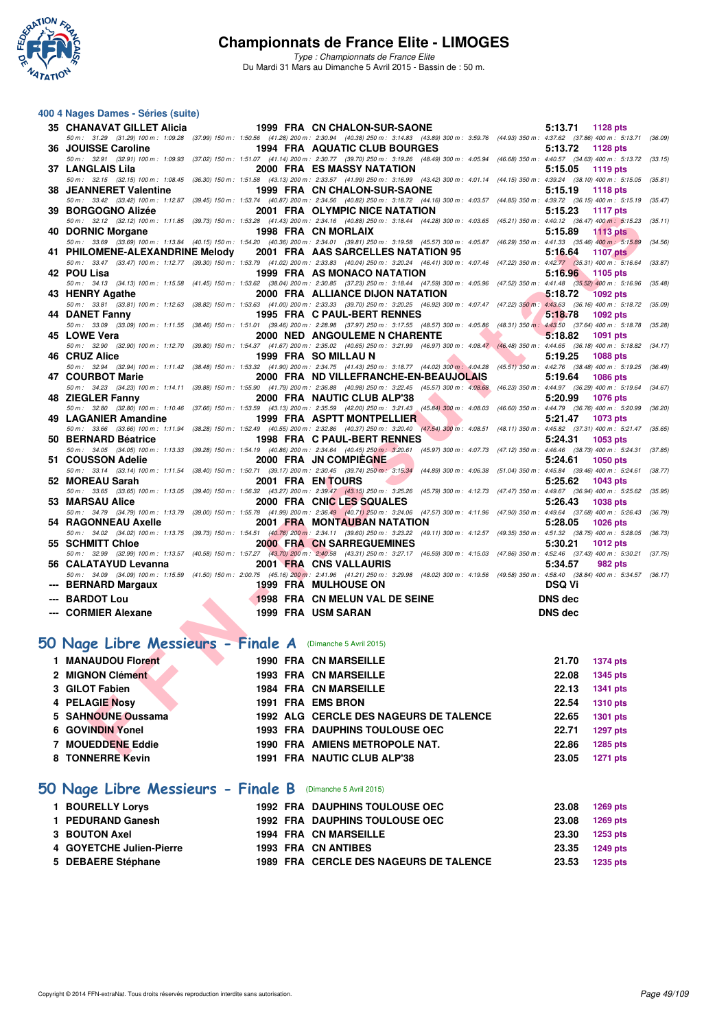## 400 4 Nages Dames - Séries (suite)

| Rang | Nom | Année | Nat | Club | Temps | Points |
|---|---|---|---|---|---|---|
| 35 | CHANAVAT GILLET Alicia | 1999 | FRA | CN CHALON-SUR-SAONE | 5:13.71 | 1128 pts |
| | 50 m : 31.29 (31.29) 100 m : 1:09.28 (37.99) 150 m : 1:50.56 (41.28) 200 m : 2:30.94 (40.38) 250 m : 3:14.83 (43.89) 300 m : 3:59.76 (44.93) 350 m : 4:37.62 (37.86) 400 m : 5:13.71 (36.09) | | | | | |
| 36 | JOUISSE Caroline | 1994 | FRA | AQUATIC CLUB BOURGES | 5:13.72 | 1128 pts |
| | 50 m : 32.91 (32.91) 100 m : 1:09.93 (37.02) 150 m : 1:51.07 (41.14) 200 m : 2:30.77 (39.70) 250 m : 3:19.26 (48.49) 300 m : 4:05.94 (46.68) 350 m : 4:40.57 (34.63) 400 m : 5:13.72 (33.15) | | | | | |
| 37 | LANGLAIS Lila | 2000 | FRA | ES MASSY NATATION | 5:15.05 | 1119 pts |
| | 50 m : 32.15 (32.15) 100 m : 1:08.45 (36.30) 150 m : 1:51.58 (43.13) 200 m : 2:33.57 (41.99) 250 m : 3:16.99 (43.42) 300 m : 4:01.14 (44.15) 350 m : 4:39.24 (38.10) 400 m : 5:15.05 (35.81) | | | | | |
| 38 | JEANNERET Valentine | 1999 | FRA | CN CHALON-SUR-SAONE | 5:15.19 | 1118 pts |
| | 50 m : 33.42 (33.42) 100 m : 1:12.87 (39.45) 150 m : 1:53.74 (40.87) 200 m : 2:34.56 (40.82) 250 m : 3:18.72 (44.16) 300 m : 4:03.57 (44.85) 350 m : 4:39.72 (36.15) 400 m : 5:15.19 (35.47) | | | | | |
| 39 | BORGOGNO Alizée | 2001 | FRA | OLYMPIC NICE NATATION | 5:15.23 | 1117 pts |
| | 50 m : 32.12 (32.12) 100 m : 1:11.85 (39.73) 150 m : 1:53.28 (41.43) 200 m : 2:34.16 (40.88) 250 m : 3:18.44 (44.28) 300 m : 4:03.65 (45.21) 350 m : 4:40.12 (36.47) 400 m : 5:15.23 (35.11) | | | | | |
| 40 | DORNIC Morgane | 1998 | FRA | CN MORLAIX | 5:15.89 | 1113 pts |
| | 50 m : 33.69 (33.69) 100 m : 1:13.84 (40.15) 150 m : 1:54.20 (40.36) 200 m : 2:34.01 (39.81) 250 m : 3:19.58 (45.57) 300 m : 4:05.87 (46.29) 350 m : 4:41.33 (35.46) 400 m : 5:15.89 (34.56) | | | | | |
| 41 | PHILOMENE-ALEXANDRINE Melody | 2001 | FRA | AAS SARCELLES NATATION 95 | 5:16.64 | 1107 pts |
| | 50 m : 33.47 (33.47) 100 m : 1:12.77 (39.30) 150 m : 1:53.79 (41.02) 200 m : 2:33.83 (40.04) 250 m : 3:20.24 (46.41) 300 m : 4:07.46 (47.22) 350 m : 4:42.77 (35.31) 400 m : 5:16.64 (33.87) | | | | | |
| 42 | POU Lisa | 1999 | FRA | AS MONACO NATATION | 5:16.96 | 1105 pts |
| | 50 m : 34.13 (34.13) 100 m : 1:15.58 (41.45) 150 m : 1:53.62 (38.04) 200 m : 2:30.85 (37.23) 250 m : 3:18.44 (47.59) 300 m : 4:05.96 (47.52) 350 m : 4:41.48 (35.52) 400 m : 5:16.96 (35.48) | | | | | |
| 43 | HENRY Agathe | 2000 | FRA | ALLIANCE DIJON NATATION | 5:18.72 | 1092 pts |
| | 50 m : 33.81 (33.81) 100 m : 1:12.63 (38.82) 150 m : 1:53.63 (41.00) 200 m : 2:33.33 (39.70) 250 m : 3:20.25 (46.92) 300 m : 4:07.47 (47.22) 350 m : 4:43.63 (36.16) 400 m : 5:18.72 (35.09) | | | | | |
| 44 | DANET Fanny | 1995 | FRA | C PAUL-BERT RENNES | 5:18.78 | 1092 pts |
| | 50 m : 33.09 (33.09) 100 m : 1:11.55 (38.46) 150 m : 1:51.01 (39.46) 200 m : 2:28.98 (37.97) 250 m : 3:17.55 (48.57) 300 m : 4:05.86 (48.31) 350 m : 4:43.50 (37.64) 400 m : 5:18.78 (35.28) | | | | | |
| 45 | LOWE Vera | 2000 | NED | ANGOULEME N CHARENTE | 5:18.82 | 1091 pts |
| | 50 m : 32.90 (32.90) 100 m : 1:12.70 (39.80) 150 m : 1:54.37 (41.67) 200 m : 2:35.02 (40.65) 250 m : 3:21.99 (46.97) 300 m : 4:08.47 (46.48) 350 m : 4:44.65 (36.18) 400 m : 5:18.82 (34.17) | | | | | |
| 46 | CRUZ Alice | 1999 | FRA | SO MILLAU N | 5:19.25 | 1088 pts |
| | 50 m : 32.94 (32.94) 100 m : 1:11.42 (38.48) 150 m : 1:53.32 (41.90) 200 m : 2:34.75 (41.43) 250 m : 3:18.77 (44.02) 300 m : 4:04.28 (45.51) 350 m : 4:42.76 (38.48) 400 m : 5:19.25 (36.49) | | | | | |
| 47 | COURBOT Marie | 2000 | FRA | ND VILLEFRANCHE-EN-BEAUJOLAIS | 5:19.64 | 1086 pts |
| | 50 m : 34.23 (34.23) 100 m : 1:14.11 (39.88) 150 m : 1:55.90 (41.79) 200 m : 2:36.88 (40.98) 250 m : 3:22.45 (45.57) 300 m : 4:08.68 (46.23) 350 m : 4:44.97 (36.29) 400 m : 5:19.64 (34.67) | | | | | |
| 48 | ZIEGLER Fanny | 2000 | FRA | NAUTIC CLUB ALP'38 | 5:20.99 | 1076 pts |
| | 50 m : 32.80 (32.80) 100 m : 1:10.46 (37.66) 150 m : 1:53.59 (43.13) 200 m : 2:35.59 (42.00) 250 m : 3:21.43 (45.84) 300 m : 4:08.03 (46.60) 350 m : 4:44.79 (36.76) 400 m : 5:20.99 (36.20) | | | | | |
| 49 | LAGANIER Amandine | 1999 | FRA | ASPTT MONTPELLIER | 5:21.47 | 1073 pts |
| | 50 m : 33.66 (33.66) 100 m : 1:11.94 (38.28) 150 m : 1:52.49 (40.55) 200 m : 2:32.86 (40.37) 250 m : 3:20.40 (47.54) 300 m : 4:08.51 (48.11) 350 m : 4:45.82 (37.31) 400 m : 5:21.47 (35.65) | | | | | |
| 50 | BERNARD Béatrice | 1998 | FRA | C PAUL-BERT RENNES | 5:24.31 | 1053 pts |
| | 50 m : 34.05 (34.05) 100 m : 1:13.33 (39.28) 150 m : 1:54.19 (40.86) 200 m : 2:34.64 (40.45) 250 m : 3:20.61 (45.97) 300 m : 4:07.73 (47.12) 350 m : 4:46.46 (38.73) 400 m : 5:24.31 (37.85) | | | | | |
| 51 | COUSSON Adelie | 2000 | FRA | JN COMPIÈGNE | 5:24.61 | 1050 pts |
| | 50 m : 33.14 (33.14) 100 m : 1:11.54 (38.40) 150 m : 1:50.71 (39.17) 200 m : 2:30.45 (39.74) 250 m : 3:15.34 (44.89) 300 m : 4:06.38 (51.04) 350 m : 4:45.84 (39.46) 400 m : 5:24.61 (38.77) | | | | | |
| 52 | MOREAU Sarah | 2001 | FRA | EN TOURS | 5:25.62 | 1043 pts |
| | 50 m : 33.65 (33.65) 100 m : 1:13.05 (39.40) 150 m : 1:56.32 (43.27) 200 m : 2:39.47 (43.15) 250 m : 3:25.26 (45.79) 300 m : 4:12.73 (47.47) 350 m : 4:49.67 (36.94) 400 m : 5:25.62 (35.95) | | | | | |
| 53 | MARSAU Alice | 2000 | FRA | CNIC LES SQUALES | 5:26.43 | 1038 pts |
| | 50 m : 34.79 (34.79) 100 m : 1:13.79 (39.00) 150 m : 1:55.78 (41.99) 200 m : 2:36.49 (40.71) 250 m : 3:24.06 (47.57) 300 m : 4:11.96 (47.90) 350 m : 4:49.64 (37.68) 400 m : 5:26.43 (36.79) | | | | | |
| 54 | RAGONNEAU Axelle | 2001 | FRA | MONTAUBAN NATATION | 5:28.05 | 1026 pts |
| | 50 m : 34.02 (34.02) 100 m : 1:13.75 (39.73) 150 m : 1:54.51 (40.76) 200 m : 2:34.11 (39.60) 250 m : 3:23.22 (49.11) 300 m : 4:12.57 (49.35) 350 m : 4:51.32 (38.75) 400 m : 5:28.05 (36.73) | | | | | |
| 55 | SCHMITT Chloe | 2000 | FRA | CN SARREGUEMINES | 5:30.21 | 1012 pts |
| | 50 m : 32.99 (32.99) 100 m : 1:13.57 (40.58) 150 m : 1:57.27 (43.70) 200 m : 2:40.58 (43.31) 250 m : 3:27.17 (46.59) 300 m : 4:15.03 (47.86) 350 m : 4:52.46 (37.43) 400 m : 5:30.21 (37.75) | | | | | |
| 56 | CALATAYUD Levanna | 2001 | FRA | CNS VALLAURIS | 5:34.57 | 982 pts |
| | 50 m : 34.09 (34.09) 100 m : 1:15.59 (41.50) 150 m : 2:00.75 (45.16) 200 m : 2:41.96 (41.21) 250 m : 3:29.98 (48.02) 300 m : 4:19.56 (49.58) 350 m : 4:58.40 (38.84) 400 m : 5:34.57 (36.17) | | | | | |
| --- | BERNARD Margaux | 1999 | FRA | MULHOUSE ON | DSQ Vi | |
| --- | BARDOT Lou | 1998 | FRA | CN MELUN VAL DE SEINE | DNS dec | |
| --- | CORMIER Alexane | 1999 | FRA | USM SARAN | DNS dec | |

## 50 Nage Libre Messieurs - Finale A (Dimanche 5 Avril 2015)

| Rang | Nom | Année | Nat | Club | Temps | Points |
|---|---|---|---|---|---|---|
| 1 | MANAUDOU Florent | 1990 | FRA | CN MARSEILLE | 21.70 | 1374 pts |
| 2 | MIGNON Clément | 1993 | FRA | CN MARSEILLE | 22.08 | 1345 pts |
| 3 | GILOT Fabien | 1984 | FRA | CN MARSEILLE | 22.13 | 1341 pts |
| 4 | PELAGIE Nosy | 1991 | FRA | EMS BRON | 22.54 | 1310 pts |
| 5 | SAHNOUNE Oussama | 1992 | ALG | CERCLE DES NAGEURS DE TALENCE | 22.65 | 1301 pts |
| 6 | GOVINDIN Yonel | 1993 | FRA | DAUPHINS TOULOUSE OEC | 22.71 | 1297 pts |
| 7 | MOUEDDENE Eddie | 1990 | FRA | AMIENS METROPOLE NAT. | 22.86 | 1285 pts |
| 8 | TONNERRE Kevin | 1991 | FRA | NAUTIC CLUB ALP'38 | 23.05 | 1271 pts |

## 50 Nage Libre Messieurs - Finale B (Dimanche 5 Avril 2015)

| Rang | Nom | Année | Nat | Club | Temps | Points |
|---|---|---|---|---|---|---|
| 1 | BOURELLY Lorys | 1992 | FRA | DAUPHINS TOULOUSE OEC | 23.08 | 1269 pts |
| 1 | PEDURAND Ganesh | 1992 | FRA | DAUPHINS TOULOUSE OEC | 23.08 | 1269 pts |
| 3 | BOUTON Axel | 1994 | FRA | CN MARSEILLE | 23.30 | 1253 pts |
| 4 | GOYETCHE Julien-Pierre | 1993 | FRA | CN ANTIBES | 23.35 | 1249 pts |
| 5 | DEBAERE Stéphane | 1989 | FRA | CERCLE DES NAGEURS DE TALENCE | 23.53 | 1235 pts |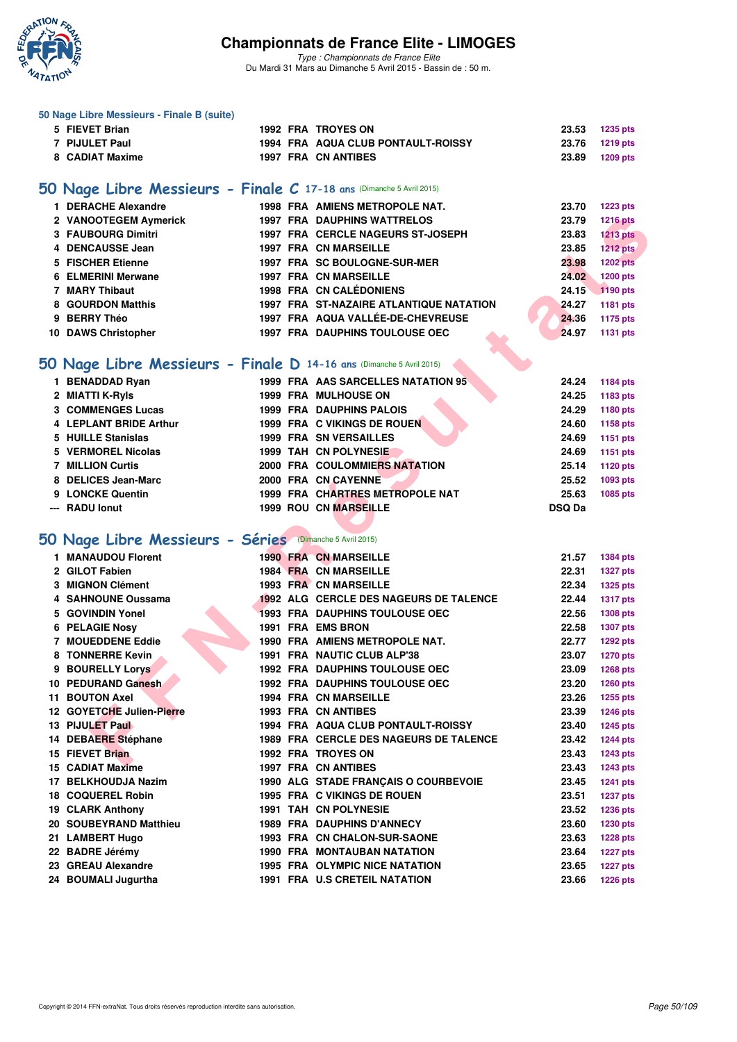### 50 Nage Libre Messieurs - Finale B (suite)

| | | | | | | |
|---|---|---|---|---|---|---|
| 5 | FIEVET Brian | 1992 | FRA | TROYES ON | 23.53 | 1235 pts |
| 7 | PIJULET Paul | 1994 | FRA | AQUA CLUB PONTAULT-ROISSY | 23.76 | 1219 pts |
| 8 | CADIAT Maxime | 1997 | FRA | CN ANTIBES | 23.89 | 1209 pts |

## 50 Nage Libre Messieurs - Finale C 17-18 ans (Dimanche 5 Avril 2015)

| | | | | | | |
|---|---|---|---|---|---|---|
| 1 | DERACHE Alexandre | 1998 | FRA | AMIENS METROPOLE NAT. | 23.70 | 1223 pts |
| 2 | VANOOTEGEM Aymerick | 1997 | FRA | DAUPHINS WATTRELOS | 23.79 | 1216 pts |
| 3 | FAUBOURG Dimitri | 1997 | FRA | CERCLE NAGEURS ST-JOSEPH | 23.83 | 1213 pts |
| 4 | DENCAUSSE Jean | 1997 | FRA | CN MARSEILLE | 23.85 | 1212 pts |
| 5 | FISCHER Etienne | 1997 | FRA | SC BOULOGNE-SUR-MER | 23.98 | 1202 pts |
| 6 | ELMERINI Merwane | 1997 | FRA | CN MARSEILLE | 24.02 | 1200 pts |
| 7 | MARY Thibaut | 1998 | FRA | CN CALÉDONIENS | 24.15 | 1190 pts |
| 8 | GOURDON Matthis | 1997 | FRA | ST-NAZAIRE ATLANTIQUE NATATION | 24.27 | 1181 pts |
| 9 | BERRY Théo | 1997 | FRA | AQUA VALLÉE-DE-CHEVREUSE | 24.36 | 1175 pts |
| 10 | DAWS Christopher | 1997 | FRA | DAUPHINS TOULOUSE OEC | 24.97 | 1131 pts |

## 50 Nage Libre Messieurs - Finale D 14-16 ans (Dimanche 5 Avril 2015)

| | | | | | | |
|---|---|---|---|---|---|---|
| 1 | BENADDAD Ryan | 1999 | FRA | AAS SARCELLES NATATION 95 | 24.24 | 1184 pts |
| 2 | MIATTI K-Ryls | 1999 | FRA | MULHOUSE ON | 24.25 | 1183 pts |
| 3 | COMMENGES Lucas | 1999 | FRA | DAUPHINS PALOIS | 24.29 | 1180 pts |
| 4 | LEPLANT BRIDE Arthur | 1999 | FRA | C VIKINGS DE ROUEN | 24.60 | 1158 pts |
| 5 | HUILLE Stanislas | 1999 | FRA | SN VERSAILLES | 24.69 | 1151 pts |
| 5 | VERMOREL Nicolas | 1999 | TAH | CN POLYNESIE | 24.69 | 1151 pts |
| 7 | MILLION Curtis | 2000 | FRA | COULOMMIERS NATATION | 25.14 | 1120 pts |
| 8 | DELICES Jean-Marc | 2000 | FRA | CN CAYENNE | 25.52 | 1093 pts |
| 9 | LONCKE Quentin | 1999 | FRA | CHARTRES METROPOLE NAT | 25.63 | 1085 pts |
| --- | RADU Ionut | 1999 | ROU | CN MARSEILLE | DSQ Da | |

## 50 Nage Libre Messieurs - Séries (Dimanche 5 Avril 2015)

| | | | | | | |
|---|---|---|---|---|---|---|
| 1 | MANAUDOU Florent | 1990 | FRA | CN MARSEILLE | 21.57 | 1384 pts |
| 2 | GILOT Fabien | 1984 | FRA | CN MARSEILLE | 22.31 | 1327 pts |
| 3 | MIGNON Clément | 1993 | FRA | CN MARSEILLE | 22.34 | 1325 pts |
| 4 | SAHNOUNE Oussama | 1992 | ALG | CERCLE DES NAGEURS DE TALENCE | 22.44 | 1317 pts |
| 5 | GOVINDIN Yonel | 1993 | FRA | DAUPHINS TOULOUSE OEC | 22.56 | 1308 pts |
| 6 | PELAGIE Nosy | 1991 | FRA | EMS BRON | 22.58 | 1307 pts |
| 7 | MOUEDDENE Eddie | 1990 | FRA | AMIENS METROPOLE NAT. | 22.77 | 1292 pts |
| 8 | TONNERRE Kevin | 1991 | FRA | NAUTIC CLUB ALP'38 | 23.07 | 1270 pts |
| 9 | BOURELLY Lorys | 1992 | FRA | DAUPHINS TOULOUSE OEC | 23.09 | 1268 pts |
| 10 | PEDURAND Ganesh | 1992 | FRA | DAUPHINS TOULOUSE OEC | 23.20 | 1260 pts |
| 11 | BOUTON Axel | 1994 | FRA | CN MARSEILLE | 23.26 | 1255 pts |
| 12 | GOYETCHE Julien-Pierre | 1993 | FRA | CN ANTIBES | 23.39 | 1246 pts |
| 13 | PIJULET Paul | 1994 | FRA | AQUA CLUB PONTAULT-ROISSY | 23.40 | 1245 pts |
| 14 | DEBAERE Stéphane | 1989 | FRA | CERCLE DES NAGEURS DE TALENCE | 23.42 | 1244 pts |
| 15 | FIEVET Brian | 1992 | FRA | TROYES ON | 23.43 | 1243 pts |
| 15 | CADIAT Maxime | 1997 | FRA | CN ANTIBES | 23.43 | 1243 pts |
| 17 | BELKHOUDJA Nazim | 1990 | ALG | STADE FRANÇAIS O COURBEVOIE | 23.45 | 1241 pts |
| 18 | COQUEREL Robin | 1995 | FRA | C VIKINGS DE ROUEN | 23.51 | 1237 pts |
| 19 | CLARK Anthony | 1991 | TAH | CN POLYNESIE | 23.52 | 1236 pts |
| 20 | SOUBEYRAND Matthieu | 1989 | FRA | DAUPHINS D'ANNECY | 23.60 | 1230 pts |
| 21 | LAMBERT Hugo | 1993 | FRA | CN CHALON-SUR-SAONE | 23.63 | 1228 pts |
| 22 | BADRE Jérémy | 1990 | FRA | MONTAUBAN NATATION | 23.64 | 1227 pts |
| 23 | GREAU Alexandre | 1995 | FRA | OLYMPIC NICE NATATION | 23.65 | 1227 pts |
| 24 | BOUMALI Jugurtha | 1991 | FRA | U.S CRETEIL NATATION | 23.66 | 1226 pts |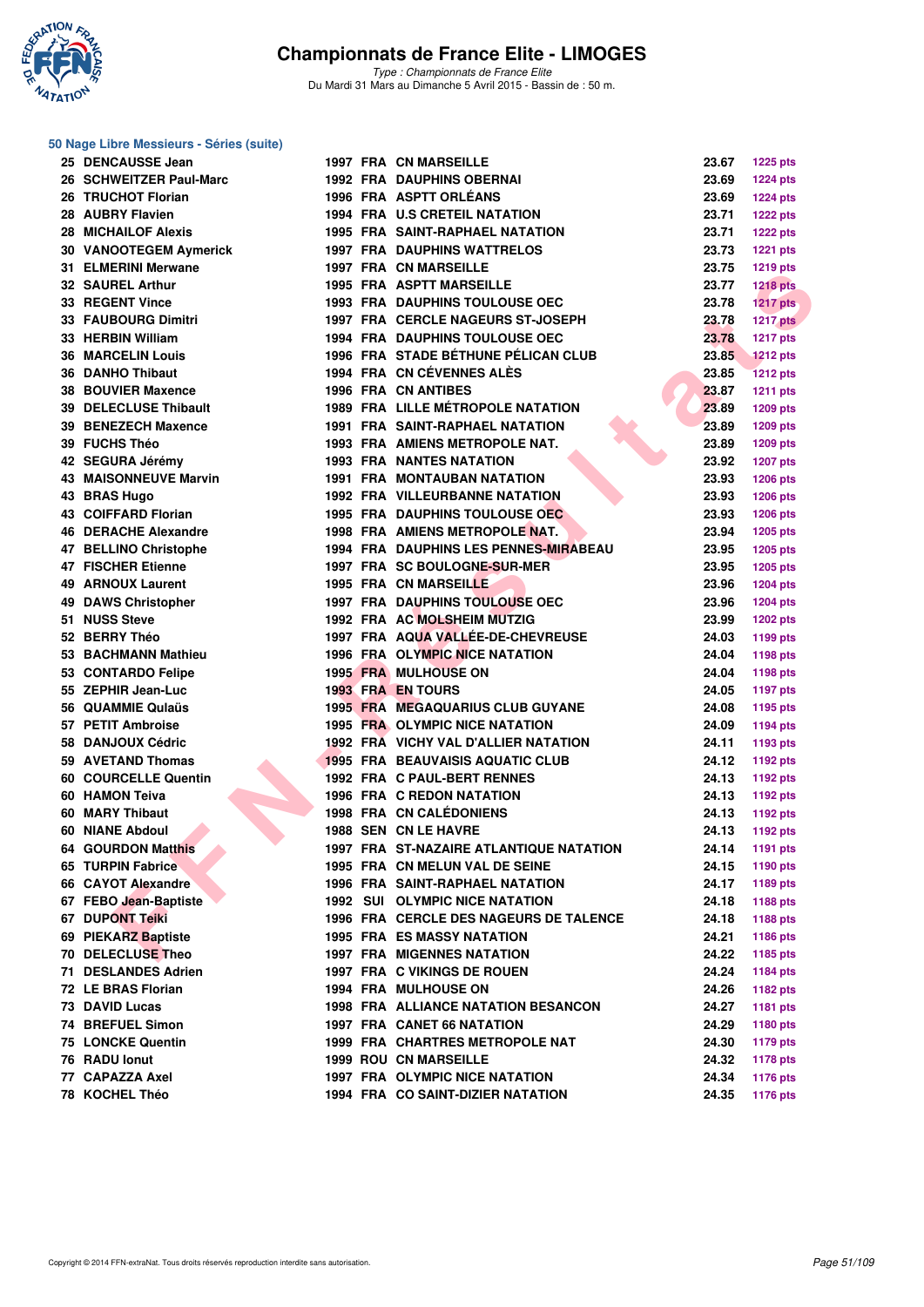# Championnats de France Elite - LIMOGES

*Type : Championnats de France Elite*
Du Mardi 31 Mars au Dimanche 5 Avril 2015 - Bassin de : 50 m.

## 50 Nage Libre Messieurs - Séries (suite)

| Rang | Nom | Année | Nat. | Club | Temps | Points |
|---|---|---|---|---|---|---|
| 25 | DENCAUSSE Jean | 1997 | FRA | CN MARSEILLE | 23.67 | 1225 pts |
| 26 | SCHWEITZER Paul-Marc | 1992 | FRA | DAUPHINS OBERNAI | 23.69 | 1224 pts |
| 26 | TRUCHOT Florian | 1996 | FRA | ASPTT ORLÉANS | 23.69 | 1224 pts |
| 28 | AUBRY Flavien | 1994 | FRA | U.S CRETEIL NATATION | 23.71 | 1222 pts |
| 28 | MICHAILOF Alexis | 1995 | FRA | SAINT-RAPHAEL NATATION | 23.71 | 1222 pts |
| 30 | VANOOTEGEM Aymerick | 1997 | FRA | DAUPHINS WATTRELOS | 23.73 | 1221 pts |
| 31 | ELMERINI Merwane | 1997 | FRA | CN MARSEILLE | 23.75 | 1219 pts |
| 32 | SAUREL Arthur | 1995 | FRA | ASPTT MARSEILLE | 23.77 | 1218 pts |
| 33 | REGENT Vince | 1993 | FRA | DAUPHINS TOULOUSE OEC | 23.78 | 1217 pts |
| 33 | FAUBOURG Dimitri | 1997 | FRA | CERCLE NAGEURS ST-JOSEPH | 23.78 | 1217 pts |
| 33 | HERBIN William | 1994 | FRA | DAUPHINS TOULOUSE OEC | 23.78 | 1217 pts |
| 36 | MARCELIN Louis | 1996 | FRA | STADE BÉTHUNE PÉLICAN CLUB | 23.85 | 1212 pts |
| 36 | DANHO Thibaut | 1994 | FRA | CN CÉVENNES ALÈS | 23.85 | 1212 pts |
| 38 | BOUVIER Maxence | 1996 | FRA | CN ANTIBES | 23.87 | 1211 pts |
| 39 | DELECLUSE Thibault | 1989 | FRA | LILLE MÉTROPOLE NATATION | 23.89 | 1209 pts |
| 39 | BENEZECH Maxence | 1991 | FRA | SAINT-RAPHAEL NATATION | 23.89 | 1209 pts |
| 39 | FUCHS Théo | 1993 | FRA | AMIENS METROPOLE NAT. | 23.89 | 1209 pts |
| 42 | SEGURA Jérémy | 1993 | FRA | NANTES NATATION | 23.92 | 1207 pts |
| 43 | MAISONNEUVE Marvin | 1991 | FRA | MONTAUBAN NATATION | 23.93 | 1206 pts |
| 43 | BRAS Hugo | 1992 | FRA | VILLEURBANNE NATATION | 23.93 | 1206 pts |
| 43 | COIFFARD Florian | 1995 | FRA | DAUPHINS TOULOUSE OEC | 23.93 | 1206 pts |
| 46 | DERACHE Alexandre | 1998 | FRA | AMIENS METROPOLE NAT. | 23.94 | 1205 pts |
| 47 | BELLINO Christophe | 1994 | FRA | DAUPHINS LES PENNES-MIRABEAU | 23.95 | 1205 pts |
| 47 | FISCHER Etienne | 1997 | FRA | SC BOULOGNE-SUR-MER | 23.95 | 1205 pts |
| 49 | ARNOUX Laurent | 1995 | FRA | CN MARSEILLE | 23.96 | 1204 pts |
| 49 | DAWS Christopher | 1997 | FRA | DAUPHINS TOULOUSE OEC | 23.96 | 1204 pts |
| 51 | NUSS Steve | 1992 | FRA | AC MOLSHEIM MUTZIG | 23.99 | 1202 pts |
| 52 | BERRY Théo | 1997 | FRA | AQUA VALLÉE-DE-CHEVREUSE | 24.03 | 1199 pts |
| 53 | BACHMANN Mathieu | 1996 | FRA | OLYMPIC NICE NATATION | 24.04 | 1198 pts |
| 53 | CONTARDO Felipe | 1995 | FRA | MULHOUSE ON | 24.04 | 1198 pts |
| 55 | ZEPHIR Jean-Luc | 1993 | FRA | EN TOURS | 24.05 | 1197 pts |
| 56 | QUAMMIE Qulaüs | 1995 | FRA | MEGAQUARIUS CLUB GUYANE | 24.08 | 1195 pts |
| 57 | PETIT Ambroise | 1995 | FRA | OLYMPIC NICE NATATION | 24.09 | 1194 pts |
| 58 | DANJOUX Cédric | 1992 | FRA | VICHY VAL D'ALLIER NATATION | 24.11 | 1193 pts |
| 59 | AVETAND Thomas | 1995 | FRA | BEAUVAISIS AQUATIC CLUB | 24.12 | 1192 pts |
| 60 | COURCELLE Quentin | 1992 | FRA | C PAUL-BERT RENNES | 24.13 | 1192 pts |
| 60 | HAMON Teiva | 1996 | FRA | C REDON NATATION | 24.13 | 1192 pts |
| 60 | MARY Thibaut | 1998 | FRA | CN CALÉDONIENS | 24.13 | 1192 pts |
| 60 | NIANE Abdoul | 1988 | SEN | CN LE HAVRE | 24.13 | 1192 pts |
| 64 | GOURDON Matthis | 1997 | FRA | ST-NAZAIRE ATLANTIQUE NATATION | 24.14 | 1191 pts |
| 65 | TURPIN Fabrice | 1995 | FRA | CN MELUN VAL DE SEINE | 24.15 | 1190 pts |
| 66 | CAYOT Alexandre | 1996 | FRA | SAINT-RAPHAEL NATATION | 24.17 | 1189 pts |
| 67 | FEBO Jean-Baptiste | 1992 | SUI | OLYMPIC NICE NATATION | 24.18 | 1188 pts |
| 67 | DUPONT Teiki | 1996 | FRA | CERCLE DES NAGEURS DE TALENCE | 24.18 | 1188 pts |
| 69 | PIEKARZ Baptiste | 1995 | FRA | ES MASSY NATATION | 24.21 | 1186 pts |
| 70 | DELECLUSE Theo | 1997 | FRA | MIGENNES NATATION | 24.22 | 1185 pts |
| 71 | DESLANDES Adrien | 1997 | FRA | C VIKINGS DE ROUEN | 24.24 | 1184 pts |
| 72 | LE BRAS Florian | 1994 | FRA | MULHOUSE ON | 24.26 | 1182 pts |
| 73 | DAVID Lucas | 1998 | FRA | ALLIANCE NATATION BESANCON | 24.27 | 1181 pts |
| 74 | BREFUEL Simon | 1997 | FRA | CANET 66 NATATION | 24.29 | 1180 pts |
| 75 | LONCKE Quentin | 1999 | FRA | CHARTRES METROPOLE NAT | 24.30 | 1179 pts |
| 76 | RADU Ionut | 1999 | ROU | CN MARSEILLE | 24.32 | 1178 pts |
| 77 | CAPAZZA Axel | 1997 | FRA | OLYMPIC NICE NATATION | 24.34 | 1176 pts |
| 78 | KOCHEL Théo | 1994 | FRA | CO SAINT-DIZIER NATATION | 24.35 | 1176 pts |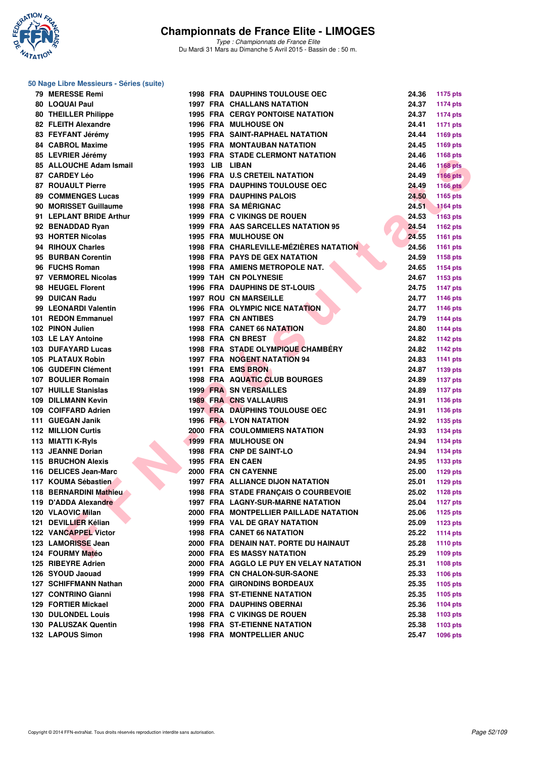# Championnats de France Elite - LIMOGES

*Type : Championnats de France Elite*
Du Mardi 31 Mars au Dimanche 5 Avril 2015 - Bassin de : 50 m.

## 50 Nage Libre Messieurs - Séries (suite)

| Rang | Nom | Année | Nat. | Club | Temps | Points |
|---|---|---|---|---|---|---|
| 79 | MERESSE Remi | 1998 | FRA | DAUPHINS TOULOUSE OEC | 24.36 | 1175 pts |
| 80 | LOQUAI Paul | 1997 | FRA | CHALLANS NATATION | 24.37 | 1174 pts |
| 80 | THEILLER Philippe | 1995 | FRA | CERGY PONTOISE NATATION | 24.37 | 1174 pts |
| 82 | FLEITH Alexandre | 1996 | FRA | MULHOUSE ON | 24.41 | 1171 pts |
| 83 | FEYFANT Jérémy | 1995 | FRA | SAINT-RAPHAEL NATATION | 24.44 | 1169 pts |
| 84 | CABROL Maxime | 1995 | FRA | MONTAUBAN NATATION | 24.45 | 1169 pts |
| 85 | LEVRIER Jérémy | 1993 | FRA | STADE CLERMONT NATATION | 24.46 | 1168 pts |
| 85 | ALLOUCHE Adam Ismail | 1993 | LIB | LIBAN | 24.46 | 1168 pts |
| 87 | CARDEY Léo | 1996 | FRA | U.S CRETEIL NATATION | 24.49 | 1166 pts |
| 87 | ROUAULT Pierre | 1995 | FRA | DAUPHINS TOULOUSE OEC | 24.49 | 1166 pts |
| 89 | COMMENGES Lucas | 1999 | FRA | DAUPHINS PALOIS | 24.50 | 1165 pts |
| 90 | MORISSET Guillaume | 1998 | FRA | SA MÉRIGNAC | 24.51 | 1164 pts |
| 91 | LEPLANT BRIDE Arthur | 1999 | FRA | C VIKINGS DE ROUEN | 24.53 | 1163 pts |
| 92 | BENADDAD Ryan | 1999 | FRA | AAS SARCELLES NATATION 95 | 24.54 | 1162 pts |
| 93 | HORTER Nicolas | 1995 | FRA | MULHOUSE ON | 24.55 | 1161 pts |
| 94 | RIHOUX Charles | 1998 | FRA | CHARLEVILLE-MÉZIÈRES NATATION | 24.56 | 1161 pts |
| 95 | BURBAN Corentin | 1998 | FRA | PAYS DE GEX NATATION | 24.59 | 1158 pts |
| 96 | FUCHS Roman | 1998 | FRA | AMIENS METROPOLE NAT. | 24.65 | 1154 pts |
| 97 | VERMOREL Nicolas | 1999 | TAH | CN POLYNESIE | 24.67 | 1153 pts |
| 98 | HEUGEL Florent | 1996 | FRA | DAUPHINS DE ST-LOUIS | 24.75 | 1147 pts |
| 99 | DUICAN Radu | 1997 | ROU | CN MARSEILLE | 24.77 | 1146 pts |
| 99 | LEONARDI Valentin | 1996 | FRA | OLYMPIC NICE NATATION | 24.77 | 1146 pts |
| 101 | REDON Emmanuel | 1997 | FRA | CN ANTIBES | 24.79 | 1144 pts |
| 102 | PINON Julien | 1998 | FRA | CANET 66 NATATION | 24.80 | 1144 pts |
| 103 | LE LAY Antoine | 1998 | FRA | CN BREST | 24.82 | 1142 pts |
| 103 | DUFAYARD Lucas | 1998 | FRA | STADE OLYMPIQUE CHAMBÉRY | 24.82 | 1142 pts |
| 105 | PLATAUX Robin | 1997 | FRA | NOGENT NATATION 94 | 24.83 | 1141 pts |
| 106 | GUDEFIN Clément | 1991 | FRA | EMS BRON | 24.87 | 1139 pts |
| 107 | BOULIER Romain | 1998 | FRA | AQUATIC CLUB BOURGES | 24.89 | 1137 pts |
| 107 | HUILLE Stanislas | 1999 | FRA | SN VERSAILLES | 24.89 | 1137 pts |
| 109 | DILLMANN Kevin | 1989 | FRA | CNS VALLAURIS | 24.91 | 1136 pts |
| 109 | COIFFARD Adrien | 1997 | FRA | DAUPHINS TOULOUSE OEC | 24.91 | 1136 pts |
| 111 | GUEGAN Janik | 1996 | FRA | LYON NATATION | 24.92 | 1135 pts |
| 112 | MILLION Curtis | 2000 | FRA | COULOMMIERS NATATION | 24.93 | 1134 pts |
| 113 | MIATTI K-Ryls | 1999 | FRA | MULHOUSE ON | 24.94 | 1134 pts |
| 113 | JEANNE Dorian | 1998 | FRA | CNP DE SAINT-LO | 24.94 | 1134 pts |
| 115 | BRUCHON Alexis | 1995 | FRA | EN CAEN | 24.95 | 1133 pts |
| 116 | DELICES Jean-Marc | 2000 | FRA | CN CAYENNE | 25.00 | 1129 pts |
| 117 | KOUMA Sébastien | 1997 | FRA | ALLIANCE DIJON NATATION | 25.01 | 1129 pts |
| 118 | BERNARDINI Mathieu | 1998 | FRA | STADE FRANÇAIS O COURBEVOIE | 25.02 | 1128 pts |
| 119 | D'ADDA Alexandre | 1997 | FRA | LAGNY-SUR-MARNE NATATION | 25.04 | 1127 pts |
| 120 | VLAOVIC Milan | 2000 | FRA | MONTPELLIER PAILLADE NATATION | 25.06 | 1125 pts |
| 121 | DEVILLIER Kélian | 1999 | FRA | VAL DE GRAY NATATION | 25.09 | 1123 pts |
| 122 | VANCAPPEL Victor | 1998 | FRA | CANET 66 NATATION | 25.22 | 1114 pts |
| 123 | LAMORISSE Jean | 2000 | FRA | DENAIN NAT. PORTE DU HAINAUT | 25.28 | 1110 pts |
| 124 | FOURMY Matéo | 2000 | FRA | ES MASSY NATATION | 25.29 | 1109 pts |
| 125 | RIBEYRE Adrien | 2000 | FRA | AGGLO LE PUY EN VELAY NATATION | 25.31 | 1108 pts |
| 126 | SYOUD Jaouad | 1999 | FRA | CN CHALON-SUR-SAONE | 25.33 | 1106 pts |
| 127 | SCHIFFMANN Nathan | 2000 | FRA | GIRONDINS BORDEAUX | 25.35 | 1105 pts |
| 127 | CONTRINO Gianni | 1998 | FRA | ST-ETIENNE NATATION | 25.35 | 1105 pts |
| 129 | FORTIER Mickael | 2000 | FRA | DAUPHINS OBERNAI | 25.36 | 1104 pts |
| 130 | DULONDEL Louis | 1998 | FRA | C VIKINGS DE ROUEN | 25.38 | 1103 pts |
| 130 | PALUSZAK Quentin | 1998 | FRA | ST-ETIENNE NATATION | 25.38 | 1103 pts |
| 132 | LAPOUS Simon | 1998 | FRA | MONTPELLIER ANUC | 25.47 | 1096 pts |

Copyright © 2014 FFN-extraNat. Tous droits réservés reproduction interdite sans autorisation.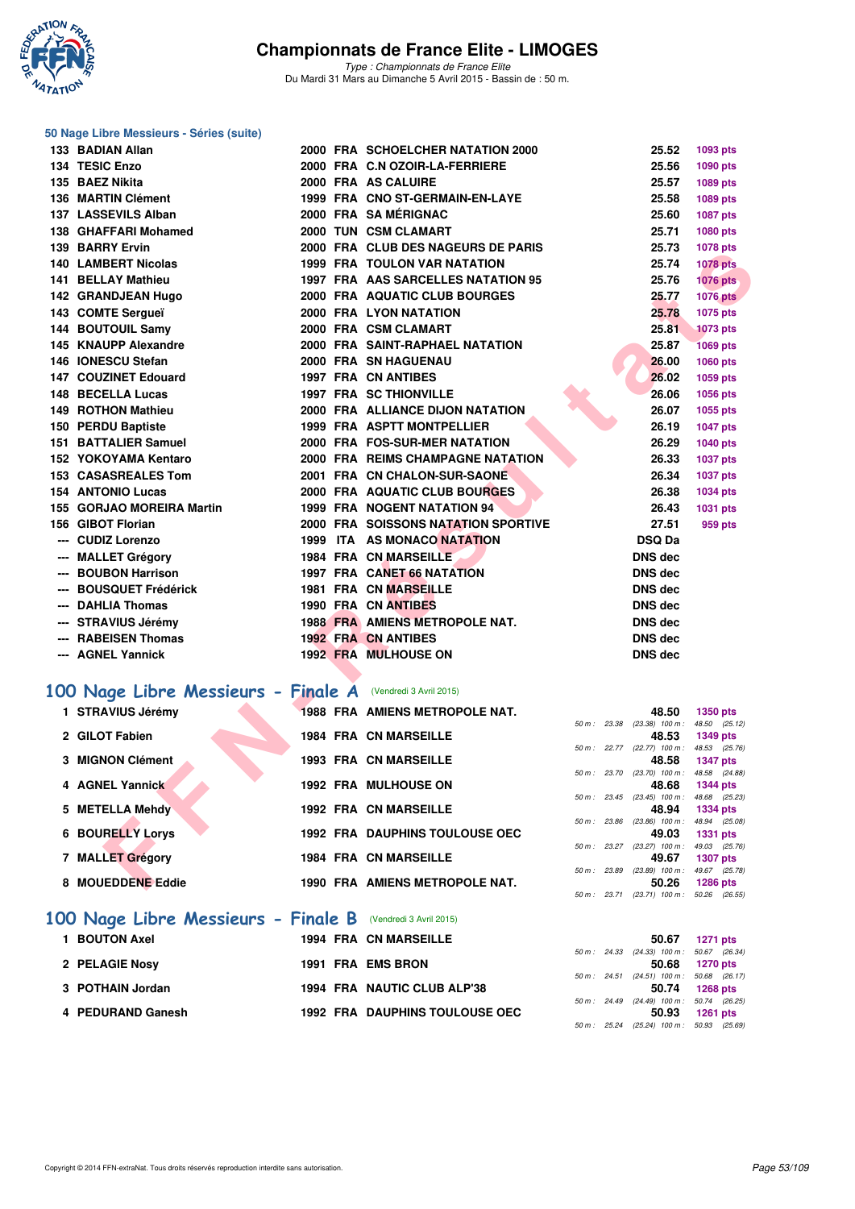## 50 Nage Libre Messieurs - Séries (suite)

| | | | | | | |
|---|---|---|---|---|---|---|
| 133 | BADIAN Allan | 2000 | FRA | SCHOELCHER NATATION 2000 | 25.52 | 1093 pts |
| 134 | TESIC Enzo | 2000 | FRA | C.N OZOIR-LA-FERRIERE | 25.56 | 1090 pts |
| 135 | BAEZ Nikita | 2000 | FRA | AS CALUIRE | 25.57 | 1089 pts |
| 136 | MARTIN Clément | 1999 | FRA | CNO ST-GERMAIN-EN-LAYE | 25.58 | 1089 pts |
| 137 | LASSEVILS Alban | 2000 | FRA | SA MÉRIGNAC | 25.60 | 1087 pts |
| 138 | GHAFFARI Mohamed | 2000 | TUN | CSM CLAMART | 25.71 | 1080 pts |
| 139 | BARRY Ervin | 2000 | FRA | CLUB DES NAGEURS DE PARIS | 25.73 | 1078 pts |
| 140 | LAMBERT Nicolas | 1999 | FRA | TOULON VAR NATATION | 25.74 | 1078 pts |
| 141 | BELLAY Mathieu | 1997 | FRA | AAS SARCELLES NATATION 95 | 25.76 | 1076 pts |
| 142 | GRANDJEAN Hugo | 2000 | FRA | AQUATIC CLUB BOURGES | 25.77 | 1076 pts |
| 143 | COMTE Sergueï | 2000 | FRA | LYON NATATION | 25.78 | 1075 pts |
| 144 | BOUTOUIL Samy | 2000 | FRA | CSM CLAMART | 25.81 | 1073 pts |
| 145 | KNAUPP Alexandre | 2000 | FRA | SAINT-RAPHAEL NATATION | 25.87 | 1069 pts |
| 146 | IONESCU Stefan | 2000 | FRA | SN HAGUENAU | 26.00 | 1060 pts |
| 147 | COUZINET Edouard | 1997 | FRA | CN ANTIBES | 26.02 | 1059 pts |
| 148 | BECELLA Lucas | 1997 | FRA | SC THIONVILLE | 26.06 | 1056 pts |
| 149 | ROTHON Mathieu | 2000 | FRA | ALLIANCE DIJON NATATION | 26.07 | 1055 pts |
| 150 | PERDU Baptiste | 1999 | FRA | ASPTT MONTPELLIER | 26.19 | 1047 pts |
| 151 | BATTALIER Samuel | 2000 | FRA | FOS-SUR-MER NATATION | 26.29 | 1040 pts |
| 152 | YOKOYAMA Kentaro | 2000 | FRA | REIMS CHAMPAGNE NATATION | 26.33 | 1037 pts |
| 153 | CASASREALES Tom | 2001 | FRA | CN CHALON-SUR-SAONE | 26.34 | 1037 pts |
| 154 | ANTONIO Lucas | 2000 | FRA | AQUATIC CLUB BOURGES | 26.38 | 1034 pts |
| 155 | GORJAO MOREIRA Martin | 1999 | FRA | NOGENT NATATION 94 | 26.43 | 1031 pts |
| 156 | GIBOT Florian | 2000 | FRA | SOISSONS NATATION SPORTIVE | 27.51 | 959 pts |
| --- | CUDIZ Lorenzo | 1999 | ITA | AS MONACO NATATION | DSQ Da | |
| --- | MALLET Grégory | 1984 | FRA | CN MARSEILLE | DNS dec | |
| --- | BOUBON Harrison | 1997 | FRA | CANET 66 NATATION | DNS dec | |
| --- | BOUSQUET Frédérick | 1981 | FRA | CN MARSEILLE | DNS dec | |
| --- | DAHLIA Thomas | 1990 | FRA | CN ANTIBES | DNS dec | |
| --- | STRAVIUS Jérémy | 1988 | FRA | AMIENS METROPOLE NAT. | DNS dec | |
| --- | RABEISEN Thomas | 1992 | FRA | CN ANTIBES | DNS dec | |
| --- | AGNEL Yannick | 1992 | FRA | MULHOUSE ON | DNS dec | |

## 100 Nage Libre Messieurs - Finale A (Vendredi 3 Avril 2015)

| | | | | | | | |
|---|---|---|---|---|---|---|---|
| 1 | STRAVIUS Jérémy | 1988 | FRA | AMIENS METROPOLE NAT. | 48.50 | 1350 pts | 50 m : 23.38 (23.38) 100 m : 48.50 (25.12) |
| 2 | GILOT Fabien | 1984 | FRA | CN MARSEILLE | 48.53 | 1349 pts | 50 m : 22.77 (22.77) 100 m : 48.53 (25.76) |
| 3 | MIGNON Clément | 1993 | FRA | CN MARSEILLE | 48.58 | 1347 pts | 50 m : 23.70 (23.70) 100 m : 48.58 (24.88) |
| 4 | AGNEL Yannick | 1992 | FRA | MULHOUSE ON | 48.68 | 1344 pts | 50 m : 23.45 (23.45) 100 m : 48.68 (25.23) |
| 5 | METELLA Mehdy | 1992 | FRA | CN MARSEILLE | 48.94 | 1334 pts | 50 m : 23.86 (23.86) 100 m : 48.94 (25.08) |
| 6 | BOURELLY Lorys | 1992 | FRA | DAUPHINS TOULOUSE OEC | 49.03 | 1331 pts | 50 m : 23.27 (23.27) 100 m : 49.03 (25.76) |
| 7 | MALLET Grégory | 1984 | FRA | CN MARSEILLE | 49.67 | 1307 pts | 50 m : 23.89 (23.89) 100 m : 49.67 (25.78) |
| 8 | MOUEDDENE Eddie | 1990 | FRA | AMIENS METROPOLE NAT. | 50.26 | 1286 pts | 50 m : 23.71 (23.71) 100 m : 50.26 (26.55) |

## 100 Nage Libre Messieurs - Finale B (Vendredi 3 Avril 2015)

| | | | | | | | |
|---|---|---|---|---|---|---|---|
| 1 | BOUTON Axel | 1994 | FRA | CN MARSEILLE | 50.67 | 1271 pts | 50 m : 24.33 (24.33) 100 m : 50.67 (26.34) |
| 2 | PELAGIE Nosy | 1991 | FRA | EMS BRON | 50.68 | 1270 pts | 50 m : 24.51 (24.51) 100 m : 50.68 (26.17) |
| 3 | POTHAIN Jordan | 1994 | FRA | NAUTIC CLUB ALP'38 | 50.74 | 1268 pts | 50 m : 24.49 (24.49) 100 m : 50.74 (26.25) |
| 4 | PEDURAND Ganesh | 1992 | FRA | DAUPHINS TOULOUSE OEC | 50.93 | 1261 pts | 50 m : 25.24 (25.24) 100 m : 50.93 (25.69) |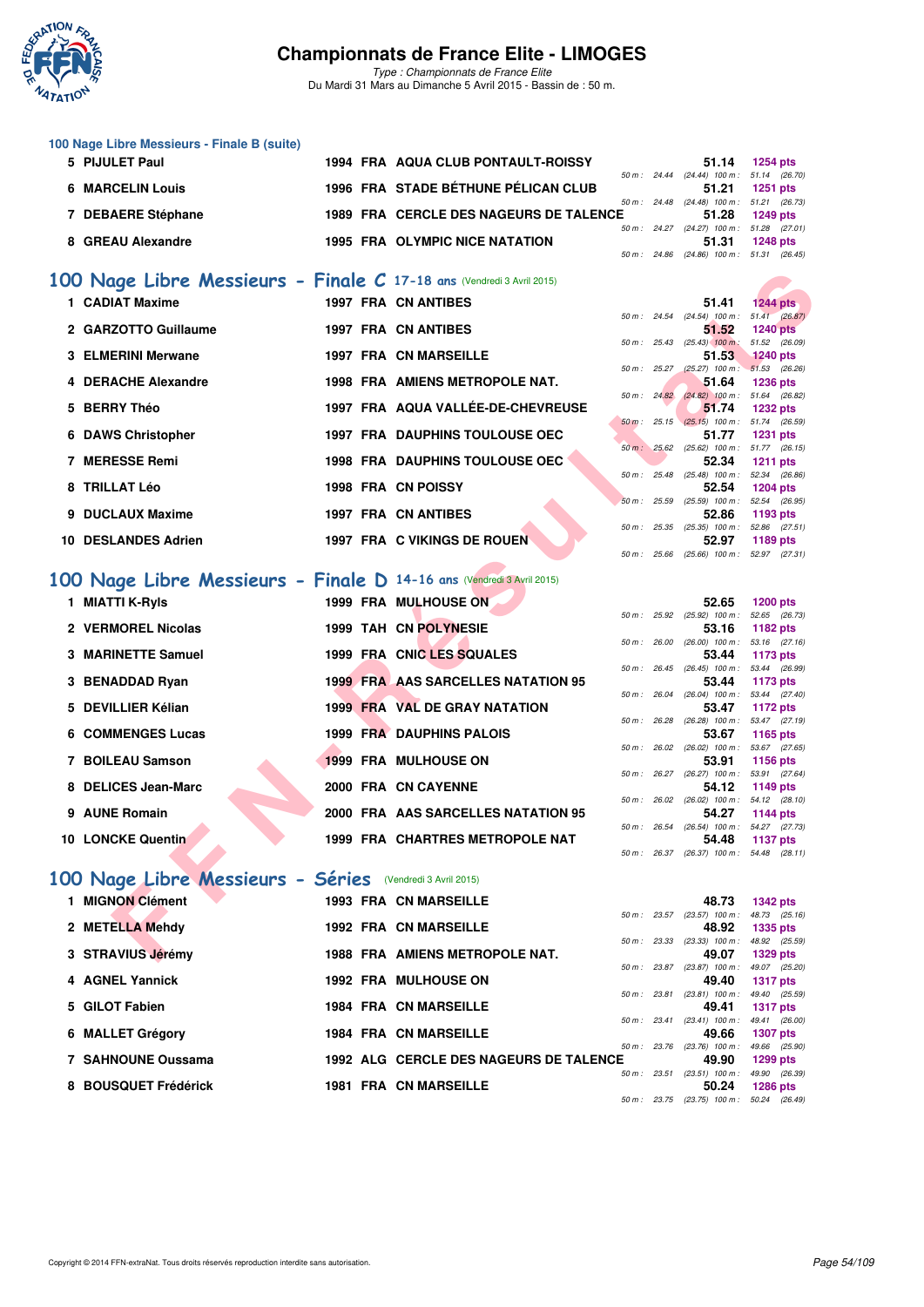# Championnats de France Elite - LIMOGES

*Type : Championnats de France Elite*
Du Mardi 31 Mars au Dimanche 5 Avril 2015 - Bassin de : 50 m.

## 100 Nage Libre Messieurs - Finale B (suite)

| Rang | Nom | Année | Nat | Club | Temps | Points | 50 m | 100 m |
|---|---|---|---|---|---|---|---|---|
| 5 | PIJULET Paul | 1994 | FRA | AQUA CLUB PONTAULT-ROISSY | 51.14 | 1254 pts | 24.44 (24.44) | 51.14 (26.70) |
| 6 | MARCELIN Louis | 1996 | FRA | STADE BÉTHUNE PÉLICAN CLUB | 51.21 | 1251 pts | 24.48 (24.48) | 51.21 (26.73) |
| 7 | DEBAERE Stéphane | 1989 | FRA | CERCLE DES NAGEURS DE TALENCE | 51.28 | 1249 pts | 24.27 (24.27) | 51.28 (27.01) |
| 8 | GREAU Alexandre | 1995 | FRA | OLYMPIC NICE NATATION | 51.31 | 1248 pts | 24.86 (24.86) | 51.31 (26.45) |

## 100 Nage Libre Messieurs - Finale C 17-18 ans (Vendredi 3 Avril 2015)

| Rang | Nom | Année | Nat | Club | Temps | Points | 50 m | 100 m |
|---|---|---|---|---|---|---|---|---|
| 1 | CADIAT Maxime | 1997 | FRA | CN ANTIBES | 51.41 | 1244 pts | 24.54 (24.54) | 51.41 (26.87) |
| 2 | GARZOTTO Guillaume | 1997 | FRA | CN ANTIBES | 51.52 | 1240 pts | 25.43 (25.43) | 51.52 (26.09) |
| 3 | ELMERINI Merwane | 1997 | FRA | CN MARSEILLE | 51.53 | 1240 pts | 25.27 (25.27) | 51.53 (26.26) |
| 4 | DERACHE Alexandre | 1998 | FRA | AMIENS METROPOLE NAT. | 51.64 | 1236 pts | 24.82 (24.82) | 51.64 (26.82) |
| 5 | BERRY Théo | 1997 | FRA | AQUA VALLÉE-DE-CHEVREUSE | 51.74 | 1232 pts | 25.15 (25.15) | 51.74 (26.59) |
| 6 | DAWS Christopher | 1997 | FRA | DAUPHINS TOULOUSE OEC | 51.77 | 1231 pts | 25.62 (25.62) | 51.77 (26.15) |
| 7 | MERESSE Remi | 1998 | FRA | DAUPHINS TOULOUSE OEC | 52.34 | 1211 pts | 25.48 (25.48) | 52.34 (26.86) |
| 8 | TRILLAT Léo | 1998 | FRA | CN POISSY | 52.54 | 1204 pts | 25.59 (25.59) | 52.54 (26.95) |
| 9 | DUCLAUX Maxime | 1997 | FRA | CN ANTIBES | 52.86 | 1193 pts | 25.35 (25.35) | 52.86 (27.51) |
| 10 | DESLANDES Adrien | 1997 | FRA | C VIKINGS DE ROUEN | 52.97 | 1189 pts | 25.66 (25.66) | 52.97 (27.31) |

## 100 Nage Libre Messieurs - Finale D 14-16 ans (Vendredi 3 Avril 2015)

| Rang | Nom | Année | Nat | Club | Temps | Points | 50 m | 100 m |
|---|---|---|---|---|---|---|---|---|
| 1 | MIATTI K-Ryls | 1999 | FRA | MULHOUSE ON | 52.65 | 1200 pts | 25.92 (25.92) | 52.65 (26.73) |
| 2 | VERMOREL Nicolas | 1999 | TAH | CN POLYNESIE | 53.16 | 1182 pts | 26.00 (26.00) | 53.16 (27.16) |
| 3 | MARINETTE Samuel | 1999 | FRA | CNIC LES SQUALES | 53.44 | 1173 pts | 26.45 (26.45) | 53.44 (26.99) |
| 3 | BENADDAD Ryan | 1999 | FRA | AAS SARCELLES NATATION 95 | 53.44 | 1173 pts | 26.04 (26.04) | 53.44 (27.40) |
| 5 | DEVILLIER Kélian | 1999 | FRA | VAL DE GRAY NATATION | 53.47 | 1172 pts | 26.28 (26.28) | 53.47 (27.19) |
| 6 | COMMENGES Lucas | 1999 | FRA | DAUPHINS PALOIS | 53.67 | 1165 pts | 26.02 (26.02) | 53.67 (27.65) |
| 7 | BOILEAU Samson | 1999 | FRA | MULHOUSE ON | 53.91 | 1156 pts | 26.27 (26.27) | 53.91 (27.64) |
| 8 | DELICES Jean-Marc | 2000 | FRA | CN CAYENNE | 54.12 | 1149 pts | 26.02 (26.02) | 54.12 (28.10) |
| 9 | AUNE Romain | 2000 | FRA | AAS SARCELLES NATATION 95 | 54.27 | 1144 pts | 26.54 (26.54) | 54.27 (27.73) |
| 10 | LONCKE Quentin | 1999 | FRA | CHARTRES METROPOLE NAT | 54.48 | 1137 pts | 26.37 (26.37) | 54.48 (28.11) |

## 100 Nage Libre Messieurs - Séries (Vendredi 3 Avril 2015)

| Rang | Nom | Année | Nat | Club | Temps | Points | 50 m | 100 m |
|---|---|---|---|---|---|---|---|---|
| 1 | MIGNON Clément | 1993 | FRA | CN MARSEILLE | 48.73 | 1342 pts | 23.57 (23.57) | 48.73 (25.16) |
| 2 | METELLA Mehdy | 1992 | FRA | CN MARSEILLE | 48.92 | 1335 pts | 23.33 (23.33) | 48.92 (25.59) |
| 3 | STRAVIUS Jérémy | 1988 | FRA | AMIENS METROPOLE NAT. | 49.07 | 1329 pts | 23.87 (23.87) | 49.07 (25.20) |
| 4 | AGNEL Yannick | 1992 | FRA | MULHOUSE ON | 49.40 | 1317 pts | 23.81 (23.81) | 49.40 (25.59) |
| 5 | GILOT Fabien | 1984 | FRA | CN MARSEILLE | 49.41 | 1317 pts | 23.41 (23.41) | 49.41 (26.00) |
| 6 | MALLET Grégory | 1984 | FRA | CN MARSEILLE | 49.66 | 1307 pts | 23.76 (23.76) | 49.66 (25.90) |
| 7 | SAHNOUNE Oussama | 1992 | ALG | CERCLE DES NAGEURS DE TALENCE | 49.90 | 1299 pts | 23.51 (23.51) | 49.90 (26.39) |
| 8 | BOUSQUET Frédérick | 1981 | FRA | CN MARSEILLE | 50.24 | 1286 pts | 23.75 (23.75) | 50.24 (26.49) |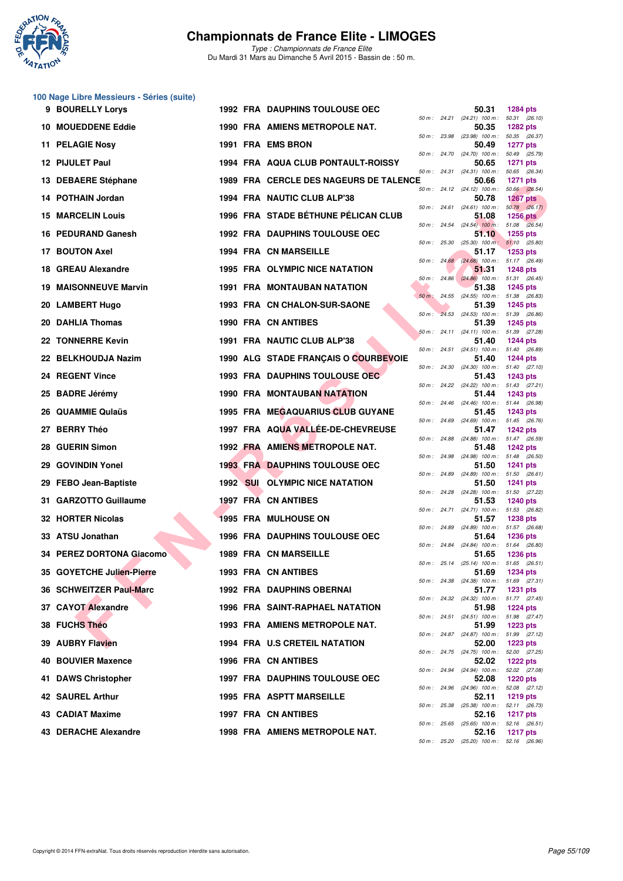# Championnats de France Elite - LIMOGES

*Type : Championnats de France Elite*
Du Mardi 31 Mars au Dimanche 5 Avril 2015 - Bassin de : 50 m.

## 100 Nage Libre Messieurs - Séries (suite)

| Rang | Nom | Année | Nat. | Club | Temps | Points | 50 m | 100 m |
|---|---|---|---|---|---|---|---|---|
| 9 | BOURELLY Lorys | 1992 | FRA | DAUPHINS TOULOUSE OEC | 50.31 | 1284 pts | 24.21 (24.21) | 50.31 (26.10) |
| 10 | MOUEDDENE Eddie | 1990 | FRA | AMIENS METROPOLE NAT. | 50.35 | 1282 pts | 23.98 (23.98) | 50.35 (26.37) |
| 11 | PELAGIE Nosy | 1991 | FRA | EMS BRON | 50.49 | 1277 pts | 24.70 (24.70) | 50.49 (25.79) |
| 12 | PIJULET Paul | 1994 | FRA | AQUA CLUB PONTAULT-ROISSY | 50.65 | 1271 pts | 24.31 (24.31) | 50.65 (26.34) |
| 13 | DEBAERE Stéphane | 1989 | FRA | CERCLE DES NAGEURS DE TALENCE | 50.66 | 1271 pts | 24.12 (24.12) | 50.66 (26.54) |
| 14 | POTHAIN Jordan | 1994 | FRA | NAUTIC CLUB ALP'38 | 50.78 | 1267 pts | 24.61 (24.61) | 50.78 (26.17) |
| 15 | MARCELIN Louis | 1996 | FRA | STADE BÉTHUNE PÉLICAN CLUB | 51.08 | 1256 pts | 24.54 (24.54) | 51.08 (26.54) |
| 16 | PEDURAND Ganesh | 1992 | FRA | DAUPHINS TOULOUSE OEC | 51.10 | 1255 pts | 25.30 (25.30) | 51.10 (25.80) |
| 17 | BOUTON Axel | 1994 | FRA | CN MARSEILLE | 51.17 | 1253 pts | 24.68 (24.68) | 51.17 (26.49) |
| 18 | GREAU Alexandre | 1995 | FRA | OLYMPIC NICE NATATION | 51.31 | 1248 pts | 24.86 (24.86) | 51.31 (26.45) |
| 19 | MAISONNEUVE Marvin | 1991 | FRA | MONTAUBAN NATATION | 51.38 | 1245 pts | 24.55 (24.55) | 51.38 (26.83) |
| 20 | LAMBERT Hugo | 1993 | FRA | CN CHALON-SUR-SAONE | 51.39 | 1245 pts | 24.53 (24.53) | 51.39 (26.86) |
| 20 | DAHLIA Thomas | 1990 | FRA | CN ANTIBES | 51.39 | 1245 pts | 24.11 (24.11) | 51.39 (27.28) |
| 22 | TONNERRE Kevin | 1991 | FRA | NAUTIC CLUB ALP'38 | 51.40 | 1244 pts | 24.51 (24.51) | 51.40 (26.89) |
| 22 | BELKHOUDJA Nazim | 1990 | ALG | STADE FRANÇAIS O COURBEVOIE | 51.40 | 1244 pts | 24.30 (24.30) | 51.40 (27.10) |
| 24 | REGENT Vince | 1993 | FRA | DAUPHINS TOULOUSE OEC | 51.43 | 1243 pts | 24.22 (24.22) | 51.43 (27.21) |
| 25 | BADRE Jérémy | 1990 | FRA | MONTAUBAN NATATION | 51.44 | 1243 pts | 24.46 (24.46) | 51.44 (26.98) |
| 26 | QUAMMIE Qulaüs | 1995 | FRA | MEGAQUARIUS CLUB GUYANE | 51.45 | 1243 pts | 24.69 (24.69) | 51.45 (26.76) |
| 27 | BERRY Théo | 1997 | FRA | AQUA VALLÉE-DE-CHEVREUSE | 51.47 | 1242 pts | 24.88 (24.88) | 51.47 (26.59) |
| 28 | GUERIN Simon | 1992 | FRA | AMIENS METROPOLE NAT. | 51.48 | 1242 pts | 24.98 (24.98) | 51.48 (26.50) |
| 29 | GOVINDIN Yonel | 1993 | FRA | DAUPHINS TOULOUSE OEC | 51.50 | 1241 pts | 24.89 (24.89) | 51.50 (26.61) |
| 29 | FEBO Jean-Baptiste | 1992 | SUI | OLYMPIC NICE NATATION | 51.50 | 1241 pts | 24.28 (24.28) | 51.50 (27.22) |
| 31 | GARZOTTO Guillaume | 1997 | FRA | CN ANTIBES | 51.53 | 1240 pts | 24.71 (24.71) | 51.53 (26.82) |
| 32 | HORTER Nicolas | 1995 | FRA | MULHOUSE ON | 51.57 | 1238 pts | 24.89 (24.89) | 51.57 (26.68) |
| 33 | ATSU Jonathan | 1996 | FRA | DAUPHINS TOULOUSE OEC | 51.64 | 1236 pts | 24.84 (24.84) | 51.64 (26.80) |
| 34 | PEREZ DORTONA Giacomo | 1989 | FRA | CN MARSEILLE | 51.65 | 1236 pts | 25.14 (25.14) | 51.65 (26.51) |
| 35 | GOYETCHE Julien-Pierre | 1993 | FRA | CN ANTIBES | 51.69 | 1234 pts | 24.38 (24.38) | 51.69 (27.31) |
| 36 | SCHWEITZER Paul-Marc | 1992 | FRA | DAUPHINS OBERNAI | 51.77 | 1231 pts | 24.32 (24.32) | 51.77 (27.45) |
| 37 | CAYOT Alexandre | 1996 | FRA | SAINT-RAPHAEL NATATION | 51.98 | 1224 pts | 24.51 (24.51) | 51.98 (27.47) |
| 38 | FUCHS Théo | 1993 | FRA | AMIENS METROPOLE NAT. | 51.99 | 1223 pts | 24.87 (24.87) | 51.99 (27.12) |
| 39 | AUBRY Flavien | 1994 | FRA | U.S CRETEIL NATATION | 52.00 | 1223 pts | 24.75 (24.75) | 52.00 (27.25) |
| 40 | BOUVIER Maxence | 1996 | FRA | CN ANTIBES | 52.02 | 1222 pts | 24.94 (24.94) | 52.02 (27.08) |
| 41 | DAWS Christopher | 1997 | FRA | DAUPHINS TOULOUSE OEC | 52.08 | 1220 pts | 24.96 (24.96) | 52.08 (27.12) |
| 42 | SAUREL Arthur | 1995 | FRA | ASPTT MARSEILLE | 52.11 | 1219 pts | 25.38 (25.38) | 52.11 (26.73) |
| 43 | CADIAT Maxime | 1997 | FRA | CN ANTIBES | 52.16 | 1217 pts | 25.65 (25.65) | 52.16 (26.51) |
| 43 | DERACHE Alexandre | 1998 | FRA | AMIENS METROPOLE NAT. | 52.16 | 1217 pts | 25.20 (25.20) | 52.16 (26.96) |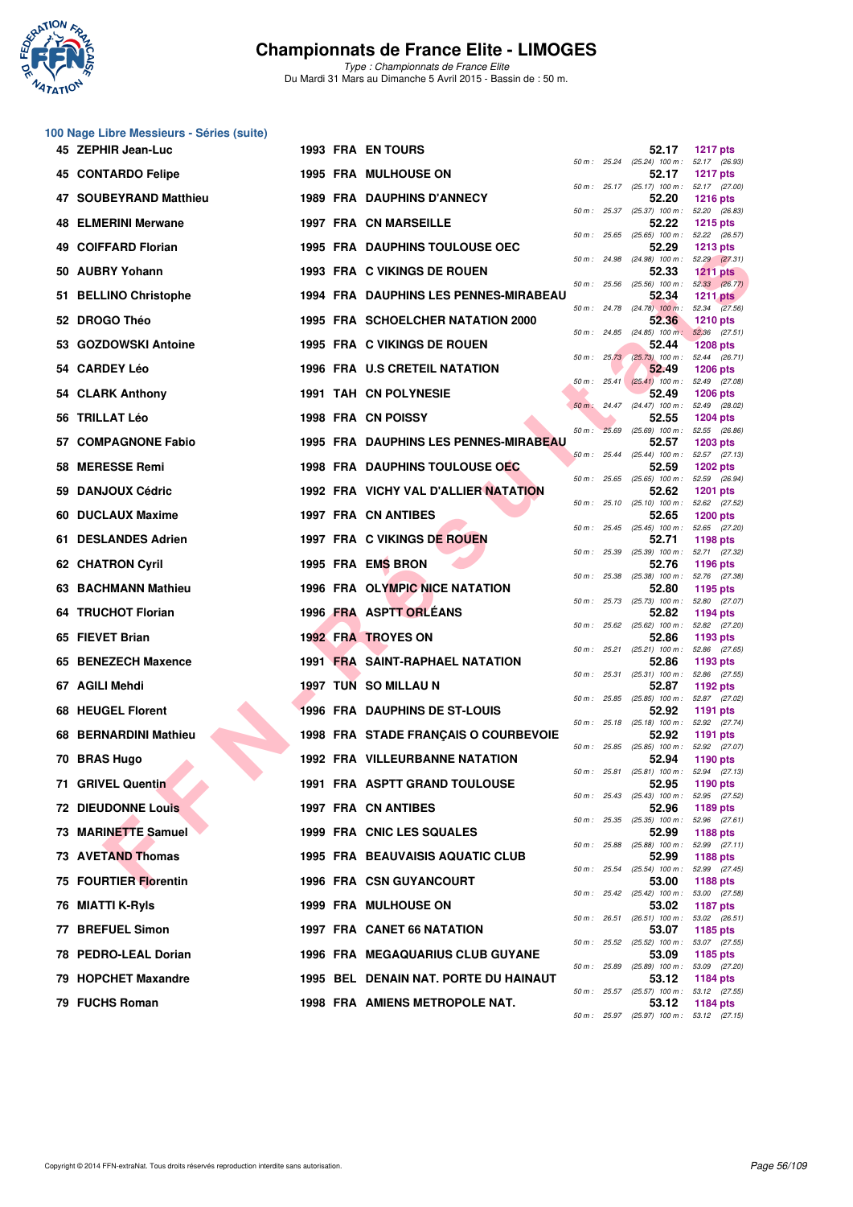# Championnats de France Elite - LIMOGES

*Type : Championnats de France Elite*
Du Mardi 31 Mars au Dimanche 5 Avril 2015 - Bassin de : 50 m.

## 100 Nage Libre Messieurs - Séries (suite)

| Rang | Nom | Année | Nat. | Club | Temps | Points | 50 m | 100 m |
|---|---|---|---|---|---|---|---|---|
| 45 | ZEPHIR Jean-Luc | 1993 | FRA | EN TOURS | 52.17 | 1217 pts | 25.24 | (25.24) 52.17 (26.93) |
| 45 | CONTARDO Felipe | 1995 | FRA | MULHOUSE ON | 52.17 | 1217 pts | 25.17 | (25.17) 52.17 (27.00) |
| 47 | SOUBEYRAND Matthieu | 1989 | FRA | DAUPHINS D'ANNECY | 52.20 | 1216 pts | 25.37 | (25.37) 52.20 (26.83) |
| 48 | ELMERINI Merwane | 1997 | FRA | CN MARSEILLE | 52.22 | 1215 pts | 25.65 | (25.65) 52.22 (26.57) |
| 49 | COIFFARD Florian | 1995 | FRA | DAUPHINS TOULOUSE OEC | 52.29 | 1213 pts | 24.98 | (24.98) 52.29 (27.31) |
| 50 | AUBRY Yohann | 1993 | FRA | C VIKINGS DE ROUEN | 52.33 | 1211 pts | 25.56 | (25.56) 52.33 (26.77) |
| 51 | BELLINO Christophe | 1994 | FRA | DAUPHINS LES PENNES-MIRABEAU | 52.34 | 1211 pts | 24.78 | (24.78) 52.34 (27.56) |
| 52 | DROGO Théo | 1995 | FRA | SCHOELCHER NATATION 2000 | 52.36 | 1210 pts | 24.85 | (24.85) 52.36 (27.51) |
| 53 | GOZDOWSKI Antoine | 1995 | FRA | C VIKINGS DE ROUEN | 52.44 | 1208 pts | 25.73 | (25.73) 52.44 (26.71) |
| 54 | CARDEY Léo | 1996 | FRA | U.S CRETEIL NATATION | 52.49 | 1206 pts | 25.41 | (25.41) 52.49 (27.08) |
| 54 | CLARK Anthony | 1991 | TAH | CN POLYNESIE | 52.49 | 1206 pts | 24.47 | (24.47) 52.49 (28.02) |
| 56 | TRILLAT Léo | 1998 | FRA | CN POISSY | 52.55 | 1204 pts | 25.69 | (25.69) 52.55 (26.86) |
| 57 | COMPAGNONE Fabio | 1995 | FRA | DAUPHINS LES PENNES-MIRABEAU | 52.57 | 1203 pts | 25.44 | (25.44) 52.57 (27.13) |
| 58 | MERESSE Remi | 1998 | FRA | DAUPHINS TOULOUSE OEC | 52.59 | 1202 pts | 25.65 | (25.65) 52.59 (26.94) |
| 59 | DANJOUX Cédric | 1992 | FRA | VICHY VAL D'ALLIER NATATION | 52.62 | 1201 pts | 25.10 | (25.10) 52.62 (27.52) |
| 60 | DUCLAUX Maxime | 1997 | FRA | CN ANTIBES | 52.65 | 1200 pts | 25.45 | (25.45) 52.65 (27.20) |
| 61 | DESLANDES Adrien | 1997 | FRA | C VIKINGS DE ROUEN | 52.71 | 1198 pts | 25.39 | (25.39) 52.71 (27.32) |
| 62 | CHATRON Cyril | 1995 | FRA | EMS BRON | 52.76 | 1196 pts | 25.38 | (25.38) 52.76 (27.38) |
| 63 | BACHMANN Mathieu | 1996 | FRA | OLYMPIC NICE NATATION | 52.80 | 1195 pts | 25.73 | (25.73) 52.80 (27.07) |
| 64 | TRUCHOT Florian | 1996 | FRA | ASPTT ORLÉANS | 52.82 | 1194 pts | 25.62 | (25.62) 52.82 (27.20) |
| 65 | FIEVET Brian | 1992 | FRA | TROYES ON | 52.86 | 1193 pts | 25.21 | (25.21) 52.86 (27.65) |
| 65 | BENEZECH Maxence | 1991 | FRA | SAINT-RAPHAEL NATATION | 52.86 | 1193 pts | 25.31 | (25.31) 52.86 (27.55) |
| 67 | AGILI Mehdi | 1997 | TUN | SO MILLAU N | 52.87 | 1192 pts | 25.85 | (25.85) 52.87 (27.02) |
| 68 | HEUGEL Florent | 1996 | FRA | DAUPHINS DE ST-LOUIS | 52.92 | 1191 pts | 25.18 | (25.18) 52.92 (27.74) |
| 68 | BERNARDINI Mathieu | 1998 | FRA | STADE FRANÇAIS O COURBEVOIE | 52.92 | 1191 pts | 25.85 | (25.85) 52.92 (27.07) |
| 70 | BRAS Hugo | 1992 | FRA | VILLEURBANNE NATATION | 52.94 | 1190 pts | 25.81 | (25.81) 52.94 (27.13) |
| 71 | GRIVEL Quentin | 1991 | FRA | ASPTT GRAND TOULOUSE | 52.95 | 1190 pts | 25.43 | (25.43) 52.95 (27.52) |
| 72 | DIEUDONNE Louis | 1997 | FRA | CN ANTIBES | 52.96 | 1189 pts | 25.35 | (25.35) 52.96 (27.61) |
| 73 | MARINETTE Samuel | 1999 | FRA | CNIC LES SQUALES | 52.99 | 1188 pts | 25.88 | (25.88) 52.99 (27.11) |
| 73 | AVETAND Thomas | 1995 | FRA | BEAUVAISIS AQUATIC CLUB | 52.99 | 1188 pts | 25.54 | (25.54) 52.99 (27.45) |
| 75 | FOURTIER Florentin | 1996 | FRA | CSN GUYANCOURT | 53.00 | 1188 pts | 25.42 | (25.42) 53.00 (27.58) |
| 76 | MIATTI K-Ryls | 1999 | FRA | MULHOUSE ON | 53.02 | 1187 pts | 26.51 | (26.51) 53.02 (26.51) |
| 77 | BREFUEL Simon | 1997 | FRA | CANET 66 NATATION | 53.07 | 1185 pts | 25.52 | (25.52) 53.07 (27.55) |
| 78 | PEDRO-LEAL Dorian | 1996 | FRA | MEGAQUARIUS CLUB GUYANE | 53.09 | 1185 pts | 25.89 | (25.89) 53.09 (27.20) |
| 79 | HOPCHET Maxandre | 1995 | BEL | DENAIN NAT. PORTE DU HAINAUT | 53.12 | 1184 pts | 25.57 | (25.57) 53.12 (27.55) |
| 79 | FUCHS Roman | 1998 | FRA | AMIENS METROPOLE NAT. | 53.12 | 1184 pts | 25.97 | (25.97) 53.12 (27.15) |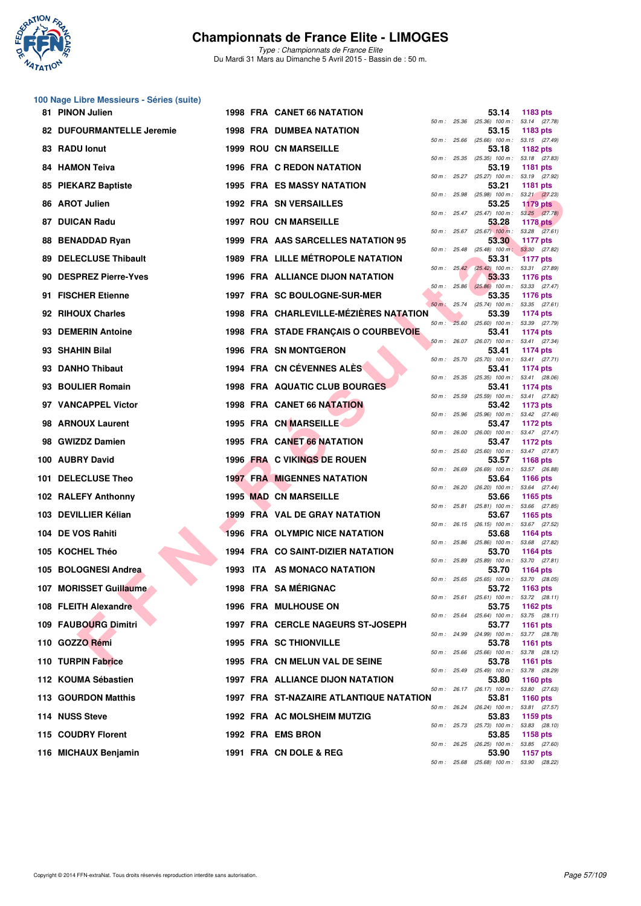# Championnats de France Elite - LIMOGES

*Type : Championnats de France Elite*
Du Mardi 31 Mars au Dimanche 5 Avril 2015 - Bassin de : 50 m.

## 100 Nage Libre Messieurs - Séries (suite)

| Rang | Nom | Année | Nat. | Club | Temps | Points | Splits |
|---|---|---|---|---|---|---|---|
| 81 | PINON Julien | 1998 | FRA | CANET 66 NATATION | 53.14 | 1183 pts | 50 m : 25.36 (25.36) 100 m : 53.14 (27.78) |
| 82 | DUFOURMANTELLE Jeremie | 1998 | FRA | DUMBEA NATATION | 53.15 | 1183 pts | 50 m : 25.66 (25.66) 100 m : 53.15 (27.49) |
| 83 | RADU Ionut | 1999 | ROU | CN MARSEILLE | 53.18 | 1182 pts | 50 m : 25.35 (25.35) 100 m : 53.18 (27.83) |
| 84 | HAMON Teiva | 1996 | FRA | C REDON NATATION | 53.19 | 1181 pts | 50 m : 25.27 (25.27) 100 m : 53.19 (27.92) |
| 85 | PIEKARZ Baptiste | 1995 | FRA | ES MASSY NATATION | 53.21 | 1181 pts | 50 m : 25.98 (25.98) 100 m : 53.21 (27.23) |
| 86 | AROT Julien | 1992 | FRA | SN VERSAILLES | 53.25 | 1179 pts | 50 m : 25.47 (25.47) 100 m : 53.25 (27.78) |
| 87 | DUICAN Radu | 1997 | ROU | CN MARSEILLE | 53.28 | 1178 pts | 50 m : 25.67 (25.67) 100 m : 53.28 (27.61) |
| 88 | BENADDAD Ryan | 1999 | FRA | AAS SARCELLES NATATION 95 | 53.30 | 1177 pts | 50 m : 25.48 (25.48) 100 m : 53.30 (27.82) |
| 89 | DELECLUSE Thibault | 1989 | FRA | LILLE MÉTROPOLE NATATION | 53.31 | 1177 pts | 50 m : 25.42 (25.42) 100 m : 53.31 (27.89) |
| 90 | DESPREZ Pierre-Yves | 1996 | FRA | ALLIANCE DIJON NATATION | 53.33 | 1176 pts | 50 m : 25.86 (25.86) 100 m : 53.33 (27.47) |
| 91 | FISCHER Etienne | 1997 | FRA | SC BOULOGNE-SUR-MER | 53.35 | 1176 pts | 50 m : 25.74 (25.74) 100 m : 53.35 (27.61) |
| 92 | RIHOUX Charles | 1998 | FRA | CHARLEVILLE-MÉZIÈRES NATATION | 53.39 | 1174 pts | 50 m : 25.60 (25.60) 100 m : 53.39 (27.79) |
| 93 | DEMERIN Antoine | 1998 | FRA | STADE FRANÇAIS O COURBEVOIE | 53.41 | 1174 pts | 50 m : 26.07 (26.07) 100 m : 53.41 (27.34) |
| 93 | SHAHIN Bilal | 1996 | FRA | SN MONTGERON | 53.41 | 1174 pts | 50 m : 25.70 (25.70) 100 m : 53.41 (27.71) |
| 93 | DANHO Thibaut | 1994 | FRA | CN CÉVENNES ALÈS | 53.41 | 1174 pts | 50 m : 25.35 (25.35) 100 m : 53.41 (28.06) |
| 93 | BOULIER Romain | 1998 | FRA | AQUATIC CLUB BOURGES | 53.41 | 1174 pts | 50 m : 25.59 (25.59) 100 m : 53.41 (27.82) |
| 97 | VANCAPPEL Victor | 1998 | FRA | CANET 66 NATATION | 53.42 | 1173 pts | 50 m : 25.96 (25.96) 100 m : 53.42 (27.46) |
| 98 | ARNOUX Laurent | 1995 | FRA | CN MARSEILLE | 53.47 | 1172 pts | 50 m : 26.00 (26.00) 100 m : 53.47 (27.47) |
| 98 | GWIZDZ Damien | 1995 | FRA | CANET 66 NATATION | 53.47 | 1172 pts | 50 m : 25.60 (25.60) 100 m : 53.47 (27.87) |
| 100 | AUBRY David | 1996 | FRA | C VIKINGS DE ROUEN | 53.57 | 1168 pts | 50 m : 26.69 (26.69) 100 m : 53.57 (26.88) |
| 101 | DELECLUSE Theo | 1997 | FRA | MIGENNES NATATION | 53.64 | 1166 pts | 50 m : 26.20 (26.20) 100 m : 53.64 (27.44) |
| 102 | RALEFY Anthonny | 1995 | MAD | CN MARSEILLE | 53.66 | 1165 pts | 50 m : 25.81 (25.81) 100 m : 53.66 (27.85) |
| 103 | DEVILLIER Kélian | 1999 | FRA | VAL DE GRAY NATATION | 53.67 | 1165 pts | 50 m : 26.15 (26.15) 100 m : 53.67 (27.52) |
| 104 | DE VOS Rahiti | 1996 | FRA | OLYMPIC NICE NATATION | 53.68 | 1164 pts | 50 m : 25.86 (25.86) 100 m : 53.68 (27.82) |
| 105 | KOCHEL Théo | 1994 | FRA | CO SAINT-DIZIER NATATION | 53.70 | 1164 pts | 50 m : 25.89 (25.89) 100 m : 53.70 (27.81) |
| 105 | BOLOGNESI Andrea | 1993 | ITA | AS MONACO NATATION | 53.70 | 1164 pts | 50 m : 25.65 (25.65) 100 m : 53.70 (28.05) |
| 107 | MORISSET Guillaume | 1998 | FRA | SA MÉRIGNAC | 53.72 | 1163 pts | 50 m : 25.61 (25.61) 100 m : 53.72 (28.11) |
| 108 | FLEITH Alexandre | 1996 | FRA | MULHOUSE ON | 53.75 | 1162 pts | 50 m : 25.64 (25.64) 100 m : 53.75 (28.11) |
| 109 | FAUBOURG Dimitri | 1997 | FRA | CERCLE NAGEURS ST-JOSEPH | 53.77 | 1161 pts | 50 m : 24.99 (24.99) 100 m : 53.77 (28.78) |
| 110 | GOZZO Rémi | 1995 | FRA | SC THIONVILLE | 53.78 | 1161 pts | 50 m : 25.66 (25.66) 100 m : 53.78 (28.12) |
| 110 | TURPIN Fabrice | 1995 | FRA | CN MELUN VAL DE SEINE | 53.78 | 1161 pts | 50 m : 25.49 (25.49) 100 m : 53.78 (28.29) |
| 112 | KOUMA Sébastien | 1997 | FRA | ALLIANCE DIJON NATATION | 53.80 | 1160 pts | 50 m : 26.17 (26.17) 100 m : 53.80 (27.63) |
| 113 | GOURDON Matthis | 1997 | FRA | ST-NAZAIRE ATLANTIQUE NATATION | 53.81 | 1160 pts | 50 m : 26.24 (26.24) 100 m : 53.81 (27.57) |
| 114 | NUSS Steve | 1992 | FRA | AC MOLSHEIM MUTZIG | 53.83 | 1159 pts | 50 m : 25.73 (25.73) 100 m : 53.83 (28.10) |
| 115 | COUDRY Florent | 1992 | FRA | EMS BRON | 53.85 | 1158 pts | 50 m : 26.25 (26.25) 100 m : 53.85 (27.60) |
| 116 | MICHAUX Benjamin | 1991 | FRA | CN DOLE & REG | 53.90 | 1157 pts | 50 m : 25.68 (25.68) 100 m : 53.90 (28.22) |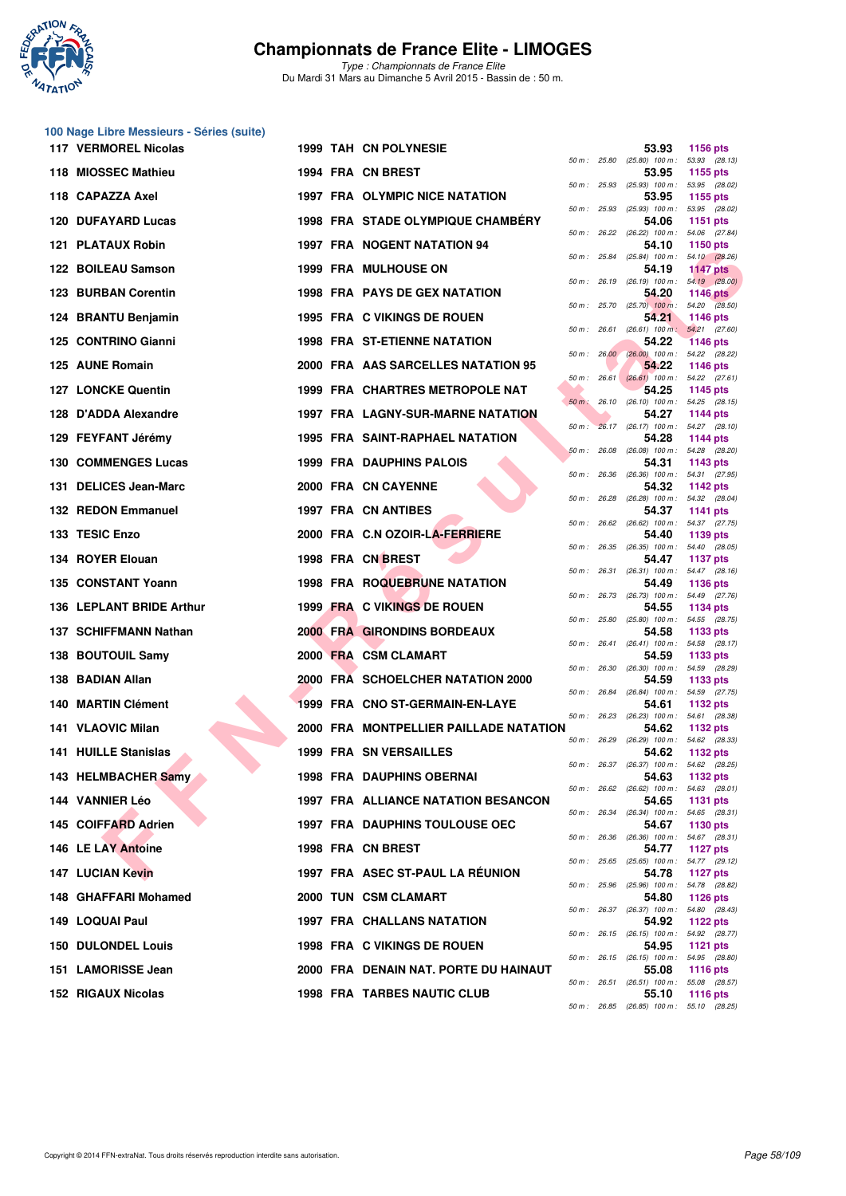# Championnats de France Elite - LIMOGES

*Type : Championnats de France Elite*
Du Mardi 31 Mars au Dimanche 5 Avril 2015 - Bassin de : 50 m.

## 100 Nage Libre Messieurs - Séries (suite)

| Rang | Nom | Année | Nat. | Club | Temps | Points | 50 m | 100 m |
|---|---|---|---|---|---|---|---|---|
| 117 | VERMOREL Nicolas | 1999 | TAH | CN POLYNESIE | 53.93 | 1156 pts | 25.80 (25.80) | 53.93 (28.13) |
| 118 | MIOSSEC Mathieu | 1994 | FRA | CN BREST | 53.95 | 1155 pts | 25.93 (25.93) | 53.95 (28.02) |
| 118 | CAPAZZA Axel | 1997 | FRA | OLYMPIC NICE NATATION | 53.95 | 1155 pts | 25.93 (25.93) | 53.95 (28.02) |
| 120 | DUFAYARD Lucas | 1998 | FRA | STADE OLYMPIQUE CHAMBÉRY | 54.06 | 1151 pts | 26.22 (26.22) | 54.06 (27.84) |
| 121 | PLATAUX Robin | 1997 | FRA | NOGENT NATATION 94 | 54.10 | 1150 pts | 25.84 (25.84) | 54.10 (28.26) |
| 122 | BOILEAU Samson | 1999 | FRA | MULHOUSE ON | 54.19 | 1147 pts | 26.19 (26.19) | 54.19 (28.00) |
| 123 | BURBAN Corentin | 1998 | FRA | PAYS DE GEX NATATION | 54.20 | 1146 pts | 25.70 (25.70) | 54.20 (28.50) |
| 124 | BRANTU Benjamin | 1995 | FRA | C VIKINGS DE ROUEN | 54.21 | 1146 pts | 26.61 (26.61) | 54.21 (27.60) |
| 125 | CONTRINO Gianni | 1998 | FRA | ST-ETIENNE NATATION | 54.22 | 1146 pts | 26.00 (26.00) | 54.22 (28.22) |
| 125 | AUNE Romain | 2000 | FRA | AAS SARCELLES NATATION 95 | 54.22 | 1146 pts | 26.61 (26.61) | 54.22 (27.61) |
| 127 | LONCKE Quentin | 1999 | FRA | CHARTRES METROPOLE NAT | 54.25 | 1145 pts | 26.10 (26.10) | 54.25 (28.15) |
| 128 | D'ADDA Alexandre | 1997 | FRA | LAGNY-SUR-MARNE NATATION | 54.27 | 1144 pts | 26.17 (26.17) | 54.27 (28.10) |
| 129 | FEYFANT Jérémy | 1995 | FRA | SAINT-RAPHAEL NATATION | 54.28 | 1144 pts | 26.08 (26.08) | 54.28 (28.20) |
| 130 | COMMENGES Lucas | 1999 | FRA | DAUPHINS PALOIS | 54.31 | 1143 pts | 26.36 (26.36) | 54.31 (27.95) |
| 131 | DELICES Jean-Marc | 2000 | FRA | CN CAYENNE | 54.32 | 1142 pts | 26.28 (26.28) | 54.32 (28.04) |
| 132 | REDON Emmanuel | 1997 | FRA | CN ANTIBES | 54.37 | 1141 pts | 26.62 (26.62) | 54.37 (27.75) |
| 133 | TESIC Enzo | 2000 | FRA | C.N OZOIR-LA-FERRIERE | 54.40 | 1139 pts | 26.35 (26.35) | 54.40 (28.05) |
| 134 | ROYER Elouan | 1998 | FRA | CN BREST | 54.47 | 1137 pts | 26.31 (26.31) | 54.47 (28.16) |
| 135 | CONSTANT Yoann | 1998 | FRA | ROQUEBRUNE NATATION | 54.49 | 1136 pts | 26.73 (26.73) | 54.49 (27.76) |
| 136 | LEPLANT BRIDE Arthur | 1999 | FRA | C VIKINGS DE ROUEN | 54.55 | 1134 pts | 25.80 (25.80) | 54.55 (28.75) |
| 137 | SCHIFFMANN Nathan | 2000 | FRA | GIRONDINS BORDEAUX | 54.58 | 1133 pts | 26.41 (26.41) | 54.58 (28.17) |
| 138 | BOUTOUIL Samy | 2000 | FRA | CSM CLAMART | 54.59 | 1133 pts | 26.30 (26.30) | 54.59 (28.29) |
| 138 | BADIAN Allan | 2000 | FRA | SCHOELCHER NATATION 2000 | 54.59 | 1133 pts | 26.84 (26.84) | 54.59 (27.75) |
| 140 | MARTIN Clément | 1999 | FRA | CNO ST-GERMAIN-EN-LAYE | 54.61 | 1132 pts | 26.23 (26.23) | 54.61 (28.38) |
| 141 | VLAOVIC Milan | 2000 | FRA | MONTPELLIER PAILLADE NATATION | 54.62 | 1132 pts | 26.29 (26.29) | 54.62 (28.33) |
| 141 | HUILLE Stanislas | 1999 | FRA | SN VERSAILLES | 54.62 | 1132 pts | 26.37 (26.37) | 54.62 (28.25) |
| 143 | HELMBACHER Samy | 1998 | FRA | DAUPHINS OBERNAI | 54.63 | 1132 pts | 26.62 (26.62) | 54.63 (28.01) |
| 144 | VANNIER Léo | 1997 | FRA | ALLIANCE NATATION BESANCON | 54.65 | 1131 pts | 26.34 (26.34) | 54.65 (28.31) |
| 145 | COIFFARD Adrien | 1997 | FRA | DAUPHINS TOULOUSE OEC | 54.67 | 1130 pts | 26.36 (26.36) | 54.67 (28.31) |
| 146 | LE LAY Antoine | 1998 | FRA | CN BREST | 54.77 | 1127 pts | 25.65 (25.65) | 54.77 (29.12) |
| 147 | LUCIAN Kevin | 1997 | FRA | ASEC ST-PAUL LA RÉUNION | 54.78 | 1127 pts | 25.96 (25.96) | 54.78 (28.82) |
| 148 | GHAFFARI Mohamed | 2000 | TUN | CSM CLAMART | 54.80 | 1126 pts | 26.37 (26.37) | 54.80 (28.43) |
| 149 | LOQUAI Paul | 1997 | FRA | CHALLANS NATATION | 54.92 | 1122 pts | 26.15 (26.15) | 54.92 (28.77) |
| 150 | DULONDEL Louis | 1998 | FRA | C VIKINGS DE ROUEN | 54.95 | 1121 pts | 26.15 (26.15) | 54.95 (28.80) |
| 151 | LAMORISSE Jean | 2000 | FRA | DENAIN NAT. PORTE DU HAINAUT | 55.08 | 1116 pts | 26.51 (26.51) | 55.08 (28.57) |
| 152 | RIGAUX Nicolas | 1998 | FRA | TARBES NAUTIC CLUB | 55.10 | 1116 pts | 26.85 (26.85) | 55.10 (28.25) |

Copyright © 2014 FFN-extraNat. Tous droits réservés reproduction interdite sans autorisation.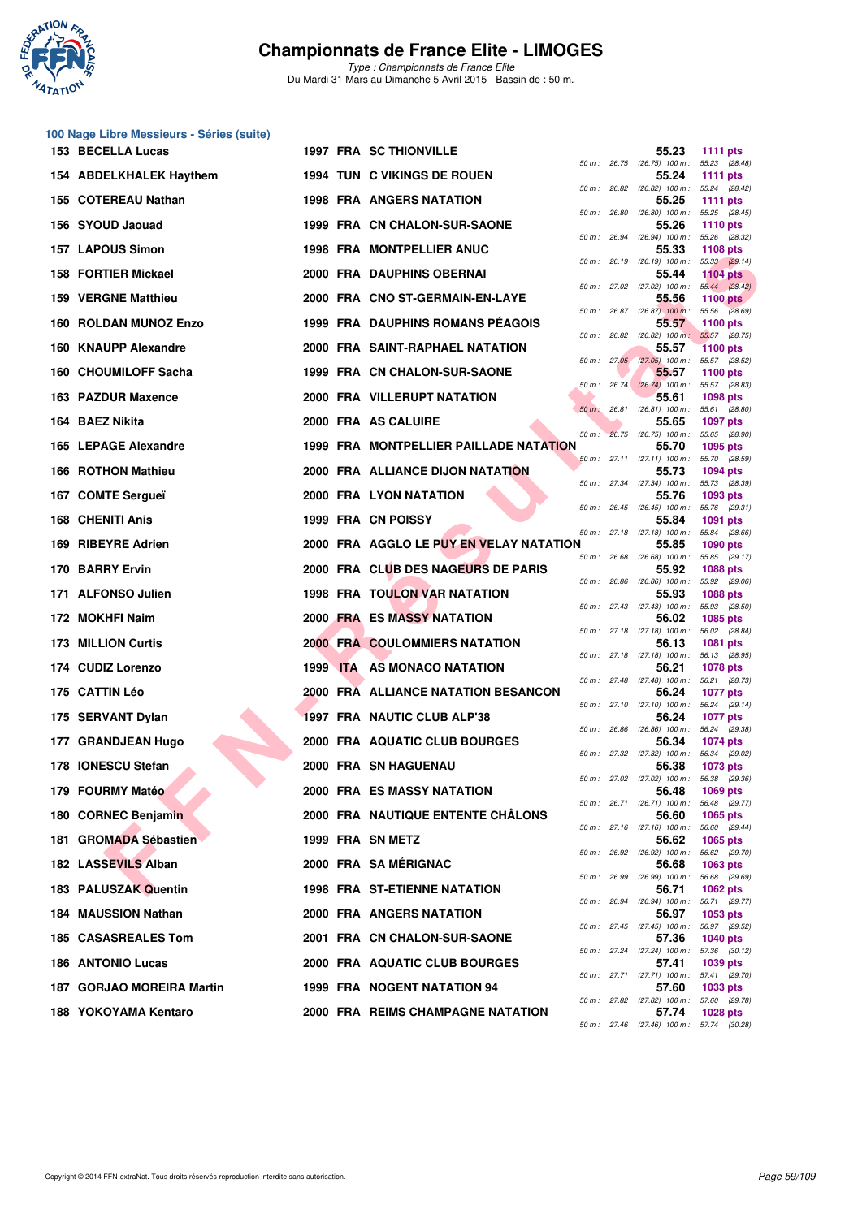## Championnats de France Elite - LIMOGES

*Type : Championnats de France Elite*
Du Mardi 31 Mars au Dimanche 5 Avril 2015 - Bassin de : 50 m.

### 100 Nage Libre Messieurs - Séries (suite)

| Place | Nom | Année | Nat. | Club | Temps | Points | 50 m | 100 m |
|---|---|---|---|---|---|---|---|---|
| 153 | BECELLA Lucas | 1997 | FRA | SC THIONVILLE | 55.23 | 1111 pts | 26.75 | (26.75) 55.23 (28.48) |
| 154 | ABDELKHALEK Haythem | 1994 | TUN | C VIKINGS DE ROUEN | 55.24 | 1111 pts | 26.82 | (26.82) 55.24 (28.42) |
| 155 | COTEREAU Nathan | 1998 | FRA | ANGERS NATATION | 55.25 | 1111 pts | 26.80 | (26.80) 55.25 (28.45) |
| 156 | SYOUD Jaouad | 1999 | FRA | CN CHALON-SUR-SAONE | 55.26 | 1110 pts | 26.94 | (26.94) 55.26 (28.32) |
| 157 | LAPOUS Simon | 1998 | FRA | MONTPELLIER ANUC | 55.33 | 1108 pts | 26.19 | (26.19) 55.33 (29.14) |
| 158 | FORTIER Mickael | 2000 | FRA | DAUPHINS OBERNAI | 55.44 | 1104 pts | 27.02 | (27.02) 55.44 (28.42) |
| 159 | VERGNE Matthieu | 2000 | FRA | CNO ST-GERMAIN-EN-LAYE | 55.56 | 1100 pts | 26.87 | (26.87) 55.56 (28.69) |
| 160 | ROLDAN MUNOZ Enzo | 1999 | FRA | DAUPHINS ROMANS PÉAGOIS | 55.57 | 1100 pts | 26.82 | (26.82) 55.57 (28.75) |
| 160 | KNAUPP Alexandre | 2000 | FRA | SAINT-RAPHAEL NATATION | 55.57 | 1100 pts | 27.05 | (27.05) 55.57 (28.52) |
| 160 | CHOUMILOFF Sacha | 1999 | FRA | CN CHALON-SUR-SAONE | 55.57 | 1100 pts | 26.74 | (26.74) 55.57 (28.83) |
| 163 | PAZDUR Maxence | 2000 | FRA | VILLERUPT NATATION | 55.61 | 1098 pts | 26.81 | (26.81) 55.61 (28.80) |
| 164 | BAEZ Nikita | 2000 | FRA | AS CALUIRE | 55.65 | 1097 pts | 26.75 | (26.75) 55.65 (28.90) |
| 165 | LEPAGE Alexandre | 1999 | FRA | MONTPELLIER PAILLADE NATATION | 55.70 | 1095 pts | 27.11 | (27.11) 55.70 (28.59) |
| 166 | ROTHON Mathieu | 2000 | FRA | ALLIANCE DIJON NATATION | 55.73 | 1094 pts | 27.34 | (27.34) 55.73 (28.39) |
| 167 | COMTE Sergueï | 2000 | FRA | LYON NATATION | 55.76 | 1093 pts | 26.45 | (26.45) 55.76 (29.31) |
| 168 | CHENITI Anis | 1999 | FRA | CN POISSY | 55.84 | 1091 pts | 27.18 | (27.18) 55.84 (28.66) |
| 169 | RIBEYRE Adrien | 2000 | FRA | AGGLO LE PUY EN VELAY NATATION | 55.85 | 1090 pts | 26.68 | (26.68) 55.85 (29.17) |
| 170 | BARRY Ervin | 2000 | FRA | CLUB DES NAGEURS DE PARIS | 55.92 | 1088 pts | 26.86 | (26.86) 55.92 (29.06) |
| 171 | ALFONSO Julien | 1998 | FRA | TOULON VAR NATATION | 55.93 | 1088 pts | 27.43 | (27.43) 55.93 (28.50) |
| 172 | MOKHFI Naim | 2000 | FRA | ES MASSY NATATION | 56.02 | 1085 pts | 27.18 | (27.18) 56.02 (28.84) |
| 173 | MILLION Curtis | 2000 | FRA | COULOMMIERS NATATION | 56.13 | 1081 pts | 27.18 | (27.18) 56.13 (28.95) |
| 174 | CUDIZ Lorenzo | 1999 | ITA | AS MONACO NATATION | 56.21 | 1078 pts | 27.48 | (27.48) 56.21 (28.73) |
| 175 | CATTIN Léo | 2000 | FRA | ALLIANCE NATATION BESANCON | 56.24 | 1077 pts | 27.10 | (27.10) 56.24 (29.14) |
| 175 | SERVANT Dylan | 1997 | FRA | NAUTIC CLUB ALP'38 | 56.24 | 1077 pts | 26.86 | (26.86) 56.24 (29.38) |
| 177 | GRANDJEAN Hugo | 2000 | FRA | AQUATIC CLUB BOURGES | 56.34 | 1074 pts | 27.32 | (27.32) 56.34 (29.02) |
| 178 | IONESCU Stefan | 2000 | FRA | SN HAGUENAU | 56.38 | 1073 pts | 27.02 | (27.02) 56.38 (29.36) |
| 179 | FOURMY Matéo | 2000 | FRA | ES MASSY NATATION | 56.48 | 1069 pts | 26.71 | (26.71) 56.48 (29.77) |
| 180 | CORNEC Benjamin | 2000 | FRA | NAUTIQUE ENTENTE CHÂLONS | 56.60 | 1065 pts | 27.16 | (27.16) 56.60 (29.44) |
| 181 | GROMADA Sébastien | 1999 | FRA | SN METZ | 56.62 | 1065 pts | 26.92 | (26.92) 56.62 (29.70) |
| 182 | LASSEVILS Alban | 2000 | FRA | SA MÉRIGNAC | 56.68 | 1063 pts | 26.99 | (26.99) 56.68 (29.69) |
| 183 | PALUSZAK Quentin | 1998 | FRA | ST-ETIENNE NATATION | 56.71 | 1062 pts | 26.94 | (26.94) 56.71 (29.77) |
| 184 | MAUSSION Nathan | 2000 | FRA | ANGERS NATATION | 56.97 | 1053 pts | 27.45 | (27.45) 56.97 (29.52) |
| 185 | CASASREALES Tom | 2001 | FRA | CN CHALON-SUR-SAONE | 57.36 | 1040 pts | 27.24 | (27.24) 57.36 (30.12) |
| 186 | ANTONIO Lucas | 2000 | FRA | AQUATIC CLUB BOURGES | 57.41 | 1039 pts | 27.71 | (27.71) 57.41 (29.70) |
| 187 | GORJAO MOREIRA Martin | 1999 | FRA | NOGENT NATATION 94 | 57.60 | 1033 pts | 27.82 | (27.82) 57.60 (29.78) |
| 188 | YOKOYAMA Kentaro | 2000 | FRA | REIMS CHAMPAGNE NATATION | 57.74 | 1028 pts | 27.46 | (27.46) 57.74 (30.28) |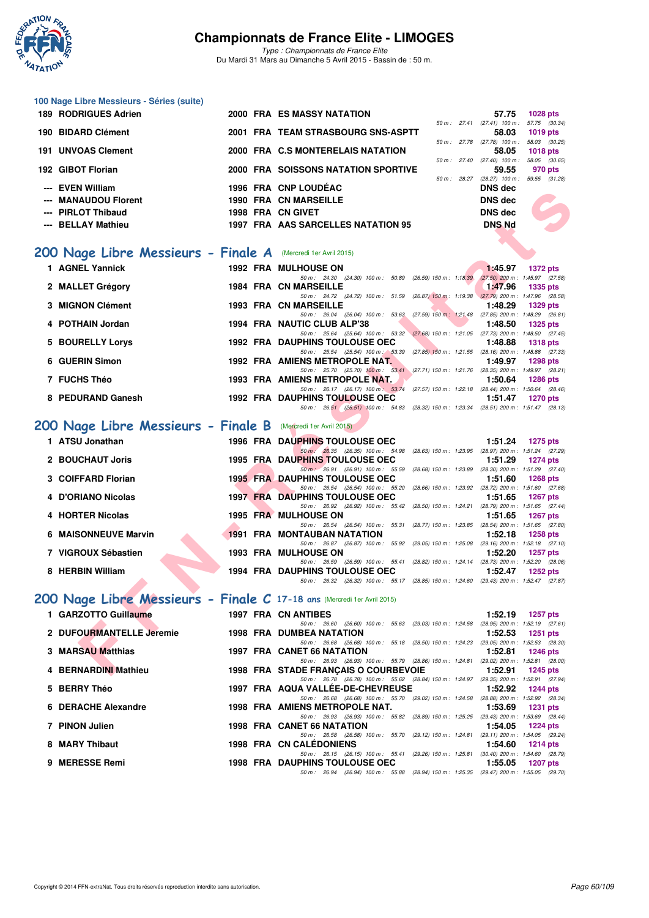### 100 Nage Libre Messieurs - Séries (suite)

| Rang | Nom | Année | Nat. | Club | Temps | Points |
|---|---|---|---|---|---|---|
| 189 | RODRIGUES Adrien | 2000 | FRA | ES MASSY NATATION | 57.75 | 1028 pts |
| | | | | 50 m : 27.41 (27.41) 100 m : 57.75 (30.34) | | |
| 190 | BIDARD Clément | 2001 | FRA | TEAM STRASBOURG SNS-ASPTT | 58.03 | 1019 pts |
| | | | | 50 m : 27.78 (27.78) 100 m : 58.03 (30.25) | | |
| 191 | UNVOAS Clement | 2000 | FRA | C.S MONTERELAIS NATATION | 58.05 | 1018 pts |
| | | | | 50 m : 27.40 (27.40) 100 m : 58.05 (30.65) | | |
| 192 | GIBOT Florian | 2000 | FRA | SOISSONS NATATION SPORTIVE | 59.55 | 970 pts |
| | | | | 50 m : 28.27 (28.27) 100 m : 59.55 (31.28) | | |
| --- | EVEN William | 1996 | FRA | CNP LOUDÉAC | DNS dec | |
| --- | MANAUDOU Florent | 1990 | FRA | CN MARSEILLE | DNS dec | |
| --- | PIRLOT Thibaud | 1998 | FRA | CN GIVET | DNS dec | |
| --- | BELLAY Mathieu | 1997 | FRA | AAS SARCELLES NATATION 95 | DNS Nd | |

## 200 Nage Libre Messieurs - Finale A (Mercredi 1er Avril 2015)

| Rang | Nom | Année | Nat. | Club | Temps | Points |
|---|---|---|---|---|---|---|
| 1 | AGNEL Yannick | 1992 | FRA | MULHOUSE ON | 1:45.97 | 1372 pts |
| | | | | 50 m : 24.30 (24.30) 100 m : 50.89 (26.59) 150 m : 1:18.39 (27.50) 200 m : 1:45.97 (27.58) | | |
| 2 | MALLET Grégory | 1984 | FRA | CN MARSEILLE | 1:47.96 | 1335 pts |
| | | | | 50 m : 24.72 (24.72) 100 m : 51.59 (26.87) 150 m : 1:19.38 (27.79) 200 m : 1:47.96 (28.58) | | |
| 3 | MIGNON Clément | 1993 | FRA | CN MARSEILLE | 1:48.29 | 1329 pts |
| | | | | 50 m : 26.04 (26.04) 100 m : 53.63 (27.59) 150 m : 1:21.48 (27.85) 200 m : 1:48.29 (26.81) | | |
| 4 | POTHAIN Jordan | 1994 | FRA | NAUTIC CLUB ALP'38 | 1:48.50 | 1325 pts |
| | | | | 50 m : 25.64 (25.64) 100 m : 53.32 (27.68) 150 m : 1:21.05 (27.73) 200 m : 1:48.50 (27.45) | | |
| 5 | BOURELLY Lorys | 1992 | FRA | DAUPHINS TOULOUSE OEC | 1:48.88 | 1318 pts |
| | | | | 50 m : 25.54 (25.54) 100 m : 53.39 (27.85) 150 m : 1:21.55 (28.16) 200 m : 1:48.88 (27.33) | | |
| 6 | GUERIN Simon | 1992 | FRA | AMIENS METROPOLE NAT. | 1:49.97 | 1298 pts |
| | | | | 50 m : 25.70 (25.70) 100 m : 53.41 (27.71) 150 m : 1:21.76 (28.35) 200 m : 1:49.97 (28.21) | | |
| 7 | FUCHS Théo | 1993 | FRA | AMIENS METROPOLE NAT. | 1:50.64 | 1286 pts |
| | | | | 50 m : 26.17 (26.17) 100 m : 53.74 (27.57) 150 m : 1:22.18 (28.44) 200 m : 1:50.64 (28.46) | | |
| 8 | PEDURAND Ganesh | 1992 | FRA | DAUPHINS TOULOUSE OEC | 1:51.47 | 1270 pts |
| | | | | 50 m : 26.51 (26.51) 100 m : 54.83 (28.32) 150 m : 1:23.34 (28.51) 200 m : 1:51.47 (28.13) | | |

## 200 Nage Libre Messieurs - Finale B (Mercredi 1er Avril 2015)

| Rang | Nom | Année | Nat. | Club | Temps | Points |
|---|---|---|---|---|---|---|
| 1 | ATSU Jonathan | 1996 | FRA | DAUPHINS TOULOUSE OEC | 1:51.24 | 1275 pts |
| | | | | 50 m : 26.35 (26.35) 100 m : 54.98 (28.63) 150 m : 1:23.95 (28.97) 200 m : 1:51.24 (27.29) | | |
| 2 | BOUCHAUT Joris | 1995 | FRA | DAUPHINS TOULOUSE OEC | 1:51.29 | 1274 pts |
| | | | | 50 m : 26.91 (26.91) 100 m : 55.59 (28.68) 150 m : 1:23.89 (28.30) 200 m : 1:51.29 (27.40) | | |
| 3 | COIFFARD Florian | 1995 | FRA | DAUPHINS TOULOUSE OEC | 1:51.60 | 1268 pts |
| | | | | 50 m : 26.54 (26.54) 100 m : 55.20 (28.66) 150 m : 1:23.92 (28.72) 200 m : 1:51.60 (27.68) | | |
| 4 | D'ORIANO Nicolas | 1997 | FRA | DAUPHINS TOULOUSE OEC | 1:51.65 | 1267 pts |
| | | | | 50 m : 26.92 (26.92) 100 m : 55.42 (28.50) 150 m : 1:24.21 (28.79) 200 m : 1:51.65 (27.44) | | |
| 4 | HORTER Nicolas | 1995 | FRA | MULHOUSE ON | 1:51.65 | 1267 pts |
| | | | | 50 m : 26.54 (26.54) 100 m : 55.31 (28.77) 150 m : 1:23.85 (28.54) 200 m : 1:51.65 (27.80) | | |
| 6 | MAISONNEUVE Marvin | 1991 | FRA | MONTAUBAN NATATION | 1:52.18 | 1258 pts |
| | | | | 50 m : 26.87 (26.87) 100 m : 55.92 (29.05) 150 m : 1:25.08 (29.16) 200 m : 1:52.18 (27.10) | | |
| 7 | VIGROUX Sébastien | 1993 | FRA | MULHOUSE ON | 1:52.20 | 1257 pts |
| | | | | 50 m : 26.59 (26.59) 100 m : 55.41 (28.82) 150 m : 1:24.14 (28.73) 200 m : 1:52.20 (28.06) | | |
| 8 | HERBIN William | 1994 | FRA | DAUPHINS TOULOUSE OEC | 1:52.47 | 1252 pts |
| | | | | 50 m : 26.32 (26.32) 100 m : 55.17 (28.85) 150 m : 1:24.60 (29.43) 200 m : 1:52.47 (27.87) | | |

## 200 Nage Libre Messieurs - Finale C 17-18 ans (Mercredi 1er Avril 2015)

| Rang | Nom | Année | Nat. | Club | Temps | Points |
|---|---|---|---|---|---|---|
| 1 | GARZOTTO Guillaume | 1997 | FRA | CN ANTIBES | 1:52.19 | 1257 pts |
| | | | | 50 m : 26.60 (26.60) 100 m : 55.63 (29.03) 150 m : 1:24.58 (28.95) 200 m : 1:52.19 (27.61) | | |
| 2 | DUFOURMANTELLE Jeremie | 1998 | FRA | DUMBEA NATATION | 1:52.53 | 1251 pts |
| | | | | 50 m : 26.68 (26.68) 100 m : 55.18 (28.50) 150 m : 1:24.23 (29.05) 200 m : 1:52.53 (28.30) | | |
| 3 | MARSAU Matthias | 1997 | FRA | CANET 66 NATATION | 1:52.81 | 1246 pts |
| | | | | 50 m : 26.93 (26.93) 100 m : 55.79 (28.86) 150 m : 1:24.81 (29.02) 200 m : 1:52.81 (28.00) | | |
| 4 | BERNARDINI Mathieu | 1998 | FRA | STADE FRANÇAIS O COURBEVOIE | 1:52.91 | 1245 pts |
| | | | | 50 m : 26.78 (26.78) 100 m : 55.62 (28.84) 150 m : 1:24.97 (29.35) 200 m : 1:52.91 (27.94) | | |
| 5 | BERRY Théo | 1997 | FRA | AQUA VALLÉE-DE-CHEVREUSE | 1:52.92 | 1244 pts |
| | | | | 50 m : 26.68 (26.68) 100 m : 55.70 (29.02) 150 m : 1:24.58 (28.88) 200 m : 1:52.92 (28.34) | | |
| 6 | DERACHE Alexandre | 1998 | FRA | AMIENS METROPOLE NAT. | 1:53.69 | 1231 pts |
| | | | | 50 m : 26.93 (26.93) 100 m : 55.82 (28.89) 150 m : 1:25.25 (29.43) 200 m : 1:53.69 (28.44) | | |
| 7 | PINON Julien | 1998 | FRA | CANET 66 NATATION | 1:54.05 | 1224 pts |
| | | | | 50 m : 26.58 (26.58) 100 m : 55.70 (29.12) 150 m : 1:24.81 (29.11) 200 m : 1:54.05 (29.24) | | |
| 8 | MARY Thibaut | 1998 | FRA | CN CALÉDONIENS | 1:54.60 | 1214 pts |
| | | | | 50 m : 26.15 (26.15) 100 m : 55.41 (29.26) 150 m : 1:25.81 (30.40) 200 m : 1:54.60 (28.79) | | |
| 9 | MERESSE Remi | 1998 | FRA | DAUPHINS TOULOUSE OEC | 1:55.05 | 1207 pts |
| | | | | 50 m : 26.94 (26.94) 100 m : 55.88 (28.94) 150 m : 1:25.35 (29.47) 200 m : 1:55.05 (29.70) | | |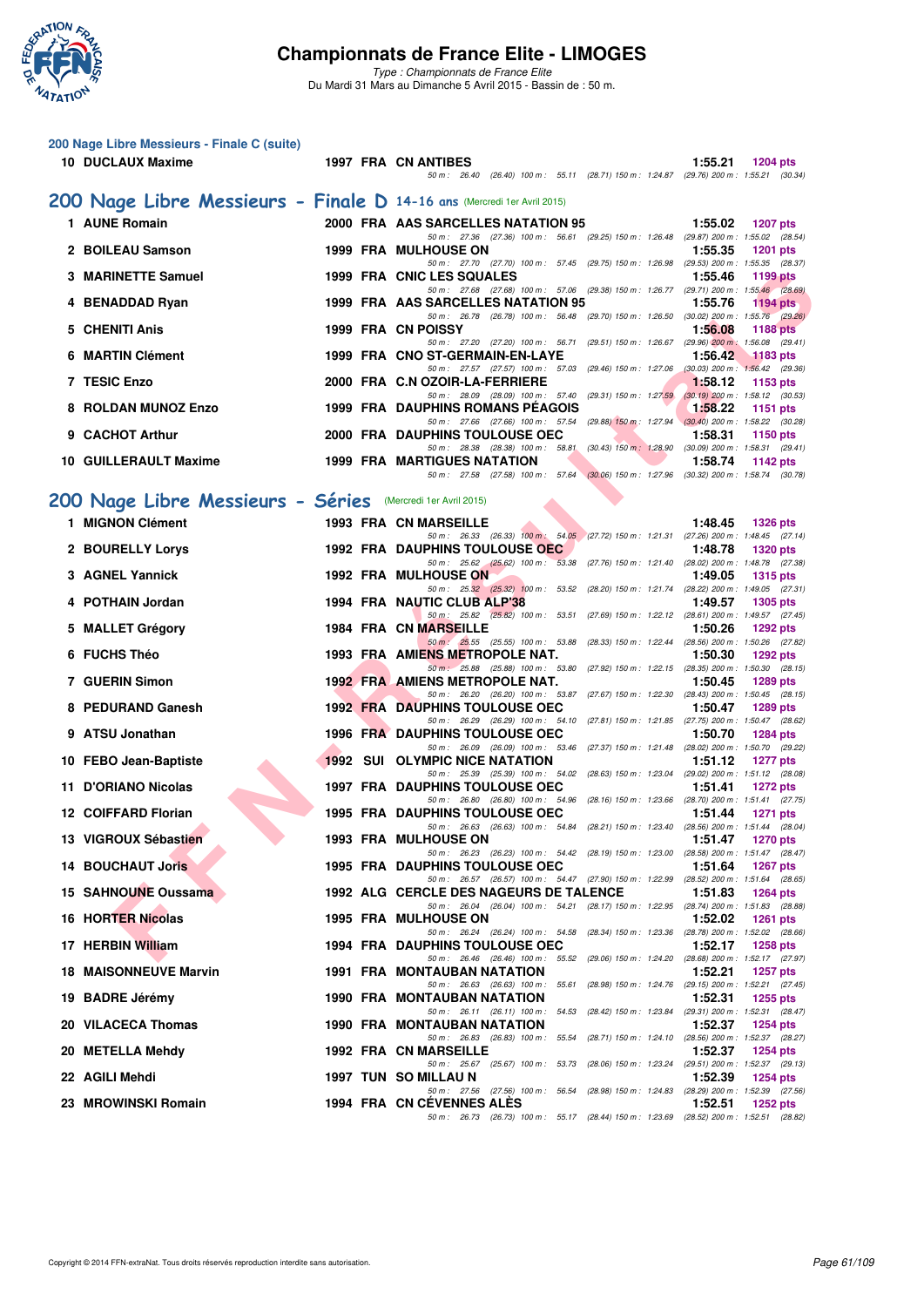# Championnats de France Elite - LIMOGES

*Type : Championnats de France Elite*
Du Mardi 31 Mars au Dimanche 5 Avril 2015 - Bassin de : 50 m.

### 200 Nage Libre Messieurs - Finale C (suite)

| Rang | Nom | Année | Nat. | Club | Temps | Points |
|---|---|---|---|---|---|---|
| 10 | DUCLAUX Maxime | 1997 | FRA | CN ANTIBES | 1:55.21 | 1204 pts |
| | 50 m : 26.40 (26.40) 100 m : 55.11 (28.71) 150 m : 1:24.87 (29.76) 200 m : 1:55.21 (30.34) | | | | | |

## 200 Nage Libre Messieurs - Finale D 14-16 ans (Mercredi 1er Avril 2015)

| Rang | Nom | Année | Nat. | Club | Temps | Points |
|---|---|---|---|---|---|---|
| 1 | AUNE Romain | 2000 | FRA | AAS SARCELLES NATATION 95 | 1:55.02 | 1207 pts |
| | 50 m : 27.36 (27.36) 100 m : 56.61 (29.25) 150 m : 1:26.48 (29.87) 200 m : 1:55.02 (28.54) | | | | | |
| 2 | BOILEAU Samson | 1999 | FRA | MULHOUSE ON | 1:55.35 | 1201 pts |
| | 50 m : 27.70 (27.70) 100 m : 57.45 (29.75) 150 m : 1:26.98 (29.53) 200 m : 1:55.35 (28.37) | | | | | |
| 3 | MARINETTE Samuel | 1999 | FRA | CNIC LES SQUALES | 1:55.46 | 1199 pts |
| | 50 m : 27.68 (27.68) 100 m : 57.06 (29.38) 150 m : 1:26.77 (29.71) 200 m : 1:55.46 (28.69) | | | | | |
| 4 | BENADDAD Ryan | 1999 | FRA | AAS SARCELLES NATATION 95 | 1:55.76 | 1194 pts |
| | 50 m : 26.78 (26.78) 100 m : 56.48 (29.70) 150 m : 1:26.50 (30.02) 200 m : 1:55.76 (29.26) | | | | | |
| 5 | CHENITI Anis | 1999 | FRA | CN POISSY | 1:56.08 | 1188 pts |
| | 50 m : 27.20 (27.20) 100 m : 56.71 (29.51) 150 m : 1:26.67 (29.96) 200 m : 1:56.08 (29.41) | | | | | |
| 6 | MARTIN Clément | 1999 | FRA | CNO ST-GERMAIN-EN-LAYE | 1:56.42 | 1183 pts |
| | 50 m : 27.57 (27.57) 100 m : 57.03 (29.46) 150 m : 1:27.06 (30.03) 200 m : 1:56.42 (29.36) | | | | | |
| 7 | TESIC Enzo | 2000 | FRA | C.N OZOIR-LA-FERRIERE | 1:58.12 | 1153 pts |
| | 50 m : 28.09 (28.09) 100 m : 57.40 (29.31) 150 m : 1:27.59 (30.19) 200 m : 1:58.12 (30.53) | | | | | |
| 8 | ROLDAN MUNOZ Enzo | 1999 | FRA | DAUPHINS ROMANS PÉAGOIS | 1:58.22 | 1151 pts |
| | 50 m : 27.66 (27.66) 100 m : 57.54 (29.88) 150 m : 1:27.94 (30.40) 200 m : 1:58.22 (30.28) | | | | | |
| 9 | CACHOT Arthur | 2000 | FRA | DAUPHINS TOULOUSE OEC | 1:58.31 | 1150 pts |
| | 50 m : 28.38 (28.38) 100 m : 58.81 (30.43) 150 m : 1:28.90 (30.09) 200 m : 1:58.31 (29.41) | | | | | |
| 10 | GUILLERAULT Maxime | 1999 | FRA | MARTIGUES NATATION | 1:58.74 | 1142 pts |
| | 50 m : 27.58 (27.58) 100 m : 57.64 (30.06) 150 m : 1:27.96 (30.32) 200 m : 1:58.74 (30.78) | | | | | |

## 200 Nage Libre Messieurs - Séries (Mercredi 1er Avril 2015)

| Rang | Nom | Année | Nat. | Club | Temps | Points |
|---|---|---|---|---|---|---|
| 1 | MIGNON Clément | 1993 | FRA | CN MARSEILLE | 1:48.45 | 1326 pts |
| | 50 m : 26.33 (26.33) 100 m : 54.05 (27.72) 150 m : 1:21.31 (27.26) 200 m : 1:48.45 (27.14) | | | | | |
| 2 | BOURELLY Lorys | 1992 | FRA | DAUPHINS TOULOUSE OEC | 1:48.78 | 1320 pts |
| | 50 m : 25.62 (25.62) 100 m : 53.38 (27.76) 150 m : 1:21.40 (28.02) 200 m : 1:48.78 (27.38) | | | | | |
| 3 | AGNEL Yannick | 1992 | FRA | MULHOUSE ON | 1:49.05 | 1315 pts |
| | 50 m : 25.32 (25.32) 100 m : 53.52 (28.20) 150 m : 1:21.74 (28.22) 200 m : 1:49.05 (27.31) | | | | | |
| 4 | POTHAIN Jordan | 1994 | FRA | NAUTIC CLUB ALP'38 | 1:49.57 | 1305 pts |
| | 50 m : 25.82 (25.82) 100 m : 53.51 (27.69) 150 m : 1:22.12 (28.61) 200 m : 1:49.57 (27.45) | | | | | |
| 5 | MALLET Grégory | 1984 | FRA | CN MARSEILLE | 1:50.26 | 1292 pts |
| | 50 m : 25.55 (25.55) 100 m : 53.88 (28.33) 150 m : 1:22.44 (28.56) 200 m : 1:50.26 (27.82) | | | | | |
| 6 | FUCHS Théo | 1993 | FRA | AMIENS METROPOLE NAT. | 1:50.30 | 1292 pts |
| | 50 m : 25.88 (25.88) 100 m : 53.80 (27.92) 150 m : 1:22.15 (28.35) 200 m : 1:50.30 (28.15) | | | | | |
| 7 | GUERIN Simon | 1992 | FRA | AMIENS METROPOLE NAT. | 1:50.45 | 1289 pts |
| | 50 m : 26.20 (26.20) 100 m : 53.87 (27.67) 150 m : 1:22.30 (28.43) 200 m : 1:50.45 (28.15) | | | | | |
| 8 | PEDURAND Ganesh | 1992 | FRA | DAUPHINS TOULOUSE OEC | 1:50.47 | 1289 pts |
| | 50 m : 26.29 (26.29) 100 m : 54.10 (27.81) 150 m : 1:21.85 (27.75) 200 m : 1:50.47 (28.62) | | | | | |
| 9 | ATSU Jonathan | 1996 | FRA | DAUPHINS TOULOUSE OEC | 1:50.70 | 1284 pts |
| | 50 m : 26.09 (26.09) 100 m : 53.46 (27.37) 150 m : 1:21.48 (28.02) 200 m : 1:50.70 (29.22) | | | | | |
| 10 | FEBO Jean-Baptiste | 1992 | SUI | OLYMPIC NICE NATATION | 1:51.12 | 1277 pts |
| | 50 m : 25.39 (25.39) 100 m : 54.02 (28.63) 150 m : 1:23.04 (29.02) 200 m : 1:51.12 (28.08) | | | | | |
| 11 | D'ORIANO Nicolas | 1997 | FRA | DAUPHINS TOULOUSE OEC | 1:51.41 | 1272 pts |
| | 50 m : 26.80 (26.80) 100 m : 54.96 (28.16) 150 m : 1:23.66 (28.70) 200 m : 1:51.41 (27.75) | | | | | |
| 12 | COIFFARD Florian | 1995 | FRA | DAUPHINS TOULOUSE OEC | 1:51.44 | 1271 pts |
| | 50 m : 26.63 (26.63) 100 m : 54.84 (28.21) 150 m : 1:23.40 (28.56) 200 m : 1:51.44 (28.04) | | | | | |
| 13 | VIGROUX Sébastien | 1993 | FRA | MULHOUSE ON | 1:51.47 | 1270 pts |
| | 50 m : 26.23 (26.23) 100 m : 54.42 (28.19) 150 m : 1:23.00 (28.58) 200 m : 1:51.47 (28.47) | | | | | |
| 14 | BOUCHAUT Joris | 1995 | FRA | DAUPHINS TOULOUSE OEC | 1:51.64 | 1267 pts |
| | 50 m : 26.57 (26.57) 100 m : 54.47 (27.90) 150 m : 1:22.99 (28.52) 200 m : 1:51.64 (28.65) | | | | | |
| 15 | SAHNOUNE Oussama | 1992 | ALG | CERCLE DES NAGEURS DE TALENCE | 1:51.83 | 1264 pts |
| | 50 m : 26.04 (26.04) 100 m : 54.21 (28.17) 150 m : 1:22.95 (28.74) 200 m : 1:51.83 (28.88) | | | | | |
| 16 | HORTER Nicolas | 1995 | FRA | MULHOUSE ON | 1:52.02 | 1261 pts |
| | 50 m : 26.24 (26.24) 100 m : 54.58 (28.34) 150 m : 1:23.36 (28.78) 200 m : 1:52.02 (28.66) | | | | | |
| 17 | HERBIN William | 1994 | FRA | DAUPHINS TOULOUSE OEC | 1:52.17 | 1258 pts |
| | 50 m : 26.46 (26.46) 100 m : 55.52 (29.06) 150 m : 1:24.20 (28.68) 200 m : 1:52.17 (27.97) | | | | | |
| 18 | MAISONNEUVE Marvin | 1991 | FRA | MONTAUBAN NATATION | 1:52.21 | 1257 pts |
| | 50 m : 26.63 (26.63) 100 m : 55.61 (28.98) 150 m : 1:24.76 (29.15) 200 m : 1:52.21 (27.45) | | | | | |
| 19 | BADRE Jérémy | 1990 | FRA | MONTAUBAN NATATION | 1:52.31 | 1255 pts |
| | 50 m : 26.11 (26.11) 100 m : 54.53 (28.42) 150 m : 1:23.84 (29.31) 200 m : 1:52.31 (28.47) | | | | | |
| 20 | VILACECA Thomas | 1990 | FRA | MONTAUBAN NATATION | 1:52.37 | 1254 pts |
| | 50 m : 26.83 (26.83) 100 m : 55.54 (28.71) 150 m : 1:24.10 (28.56) 200 m : 1:52.37 (28.27) | | | | | |
| 20 | METELLA Mehdy | 1992 | FRA | CN MARSEILLE | 1:52.37 | 1254 pts |
| | 50 m : 25.67 (25.67) 100 m : 53.73 (28.06) 150 m : 1:23.24 (29.51) 200 m : 1:52.37 (29.13) | | | | | |
| 22 | AGILI Mehdi | 1997 | TUN | SO MILLAU N | 1:52.39 | 1254 pts |
| | 50 m : 27.56 (27.56) 100 m : 56.54 (28.98) 150 m : 1:24.83 (28.29) 200 m : 1:52.39 (27.56) | | | | | |
| 23 | MROWINSKI Romain | 1994 | FRA | CN CÉVENNES ALÈS | 1:52.51 | 1252 pts |
| | 50 m : 26.73 (26.73) 100 m : 55.17 (28.44) 150 m : 1:23.69 (28.52) 200 m : 1:52.51 (28.82) | | | | | |

Copyright © 2014 FFN-extraNat. Tous droits réservés reproduction interdite sans autorisation.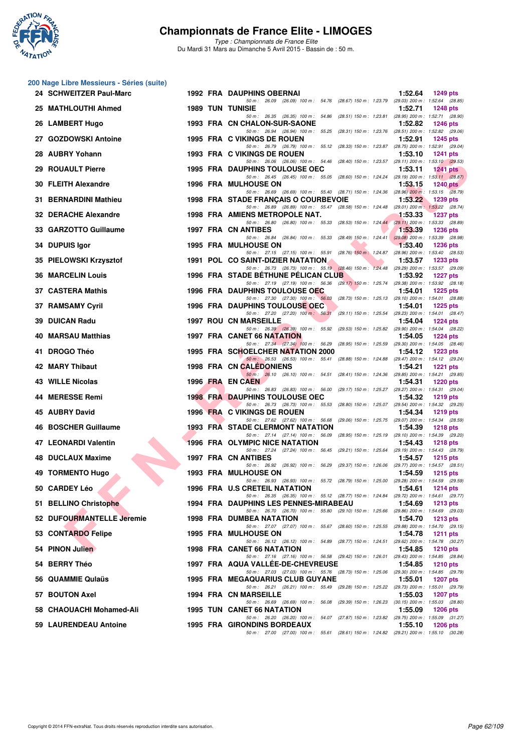# Championnats de France Elite - LIMOGES

*Type : Championnats de France Elite*
Du Mardi 31 Mars au Dimanche 5 Avril 2015 - Bassin de : 50 m.

## 200 Nage Libre Messieurs - Séries (suite)

| Rang | Nom | Année | Nat | Club | Temps | Points |
|---|---|---|---|---|---|---|
| 24 | SCHWEITZER Paul-Marc | 1992 | FRA | DAUPHINS OBERNAI | 1:52.64 | 1249 pts |
| | 50 m : 26.09 (26.09) 100 m : 54.76 (28.67) 150 m : 1:23.79 (29.03) 200 m : 1:52.64 (28.85) | | | | | |
| 25 | MATHLOUTHI Ahmed | 1989 | TUN | TUNISIE | 1:52.71 | 1248 pts |
| | 50 m : 26.35 (26.35) 100 m : 54.86 (28.51) 150 m : 1:23.81 (28.95) 200 m : 1:52.71 (28.90) | | | | | |
| 26 | LAMBERT Hugo | 1993 | FRA | CN CHALON-SUR-SAONE | 1:52.82 | 1246 pts |
| | 50 m : 26.94 (26.94) 100 m : 55.25 (28.31) 150 m : 1:23.76 (28.51) 200 m : 1:52.82 (29.06) | | | | | |
| 27 | GOZDOWSKI Antoine | 1995 | FRA | C VIKINGS DE ROUEN | 1:52.91 | 1245 pts |
| | 50 m : 26.79 (26.79) 100 m : 55.12 (28.33) 150 m : 1:23.87 (28.75) 200 m : 1:52.91 (29.04) | | | | | |
| 28 | AUBRY Yohann | 1993 | FRA | C VIKINGS DE ROUEN | 1:53.10 | 1241 pts |
| | 50 m : 26.06 (26.06) 100 m : 54.46 (28.40) 150 m : 1:23.57 (29.11) 200 m : 1:53.10 (29.53) | | | | | |
| 29 | ROUAULT Pierre | 1995 | FRA | DAUPHINS TOULOUSE OEC | 1:53.11 | 1241 pts |
| | 50 m : 26.45 (26.45) 100 m : 55.05 (28.60) 150 m : 1:24.24 (29.19) 200 m : 1:53.11 (28.87) | | | | | |
| 30 | FLEITH Alexandre | 1996 | FRA | MULHOUSE ON | 1:53.15 | 1240 pts |
| | 50 m : 26.69 (26.69) 100 m : 55.40 (28.71) 150 m : 1:24.36 (28.96) 200 m : 1:53.15 (28.79) | | | | | |
| 31 | BERNARDINI Mathieu | 1998 | FRA | STADE FRANÇAIS O COURBEVOIE | 1:53.22 | 1239 pts |
| | 50 m : 26.89 (26.89) 100 m : 55.47 (28.58) 150 m : 1:24.48 (29.01) 200 m : 1:53.22 (28.74) | | | | | |
| 32 | DERACHE Alexandre | 1998 | FRA | AMIENS METROPOLE NAT. | 1:53.33 | 1237 pts |
| | 50 m : 26.80 (26.80) 100 m : 55.33 (28.53) 150 m : 1:24.44 (29.11) 200 m : 1:53.33 (28.89) | | | | | |
| 33 | GARZOTTO Guillaume | 1997 | FRA | CN ANTIBES | 1:53.39 | 1236 pts |
| | 50 m : 26.84 (26.84) 100 m : 55.33 (28.49) 150 m : 1:24.41 (29.08) 200 m : 1:53.39 (28.98) | | | | | |
| 34 | DUPUIS Igor | 1995 | FRA | MULHOUSE ON | 1:53.40 | 1236 pts |
| | 50 m : 27.15 (27.15) 100 m : 55.91 (28.76) 150 m : 1:24.87 (28.96) 200 m : 1:53.40 (28.53) | | | | | |
| 35 | PIELOWSKI Krzysztof | 1991 | POL | CO SAINT-DIZIER NATATION | 1:53.57 | 1233 pts |
| | 50 m : 26.73 (26.73) 100 m : 55.19 (28.46) 150 m : 1:24.48 (29.29) 200 m : 1:53.57 (29.09) | | | | | |
| 36 | MARCELIN Louis | 1996 | FRA | STADE BÉTHUNE PÉLICAN CLUB | 1:53.92 | 1227 pts |
| | 50 m : 27.19 (27.19) 100 m : 56.36 (29.17) 150 m : 1:25.74 (29.38) 200 m : 1:53.92 (28.18) | | | | | |
| 37 | CASTERA Mathis | 1996 | FRA | DAUPHINS TOULOUSE OEC | 1:54.01 | 1225 pts |
| | 50 m : 27.30 (27.30) 100 m : 56.03 (28.73) 150 m : 1:25.13 (29.10) 200 m : 1:54.01 (28.88) | | | | | |
| 37 | RAMSAMY Cyril | 1996 | FRA | DAUPHINS TOULOUSE OEC | 1:54.01 | 1225 pts |
| | 50 m : 27.20 (27.20) 100 m : 56.31 (29.11) 150 m : 1:25.54 (29.23) 200 m : 1:54.01 (28.47) | | | | | |
| 39 | DUICAN Radu | 1997 | ROU | CN MARSEILLE | 1:54.04 | 1224 pts |
| | 50 m : 26.39 (26.39) 100 m : 55.92 (29.53) 150 m : 1:25.82 (29.90) 200 m : 1:54.04 (28.22) | | | | | |
| 40 | MARSAU Matthias | 1997 | FRA | CANET 66 NATATION | 1:54.05 | 1224 pts |
| | 50 m : 27.34 (27.34) 100 m : 56.29 (28.95) 150 m : 1:25.59 (29.30) 200 m : 1:54.05 (28.46) | | | | | |
| 41 | DROGO Théo | 1995 | FRA | SCHOELCHER NATATION 2000 | 1:54.12 | 1223 pts |
| | 50 m : 26.53 (26.53) 100 m : 55.41 (28.88) 150 m : 1:24.88 (29.47) 200 m : 1:54.12 (29.24) | | | | | |
| 42 | MARY Thibaut | 1998 | FRA | CN CALÉDONIENS | 1:54.21 | 1221 pts |
| | 50 m : 26.10 (26.10) 100 m : 54.51 (28.41) 150 m : 1:24.36 (29.85) 200 m : 1:54.21 (29.85) | | | | | |
| 43 | WILLE Nicolas | 1996 | FRA | EN CAEN | 1:54.31 | 1220 pts |
| | 50 m : 26.83 (26.83) 100 m : 56.00 (29.17) 150 m : 1:25.27 (29.27) 200 m : 1:54.31 (29.04) | | | | | |
| 44 | MERESSE Remi | 1998 | FRA | DAUPHINS TOULOUSE OEC | 1:54.32 | 1219 pts |
| | 50 m : 26.73 (26.73) 100 m : 55.53 (28.80) 150 m : 1:25.07 (29.54) 200 m : 1:54.32 (29.25) | | | | | |
| 45 | AUBRY David | 1996 | FRA | C VIKINGS DE ROUEN | 1:54.34 | 1219 pts |
| | 50 m : 27.62 (27.62) 100 m : 56.68 (29.06) 150 m : 1:25.75 (29.07) 200 m : 1:54.34 (28.59) | | | | | |
| 46 | BOSCHER Guillaume | 1993 | FRA | STADE CLERMONT NATATION | 1:54.39 | 1218 pts |
| | 50 m : 27.14 (27.14) 100 m : 56.09 (28.95) 150 m : 1:25.19 (29.10) 200 m : 1:54.39 (29.20) | | | | | |
| 47 | LEONARDI Valentin | 1996 | FRA | OLYMPIC NICE NATATION | 1:54.43 | 1218 pts |
| | 50 m : 27.24 (27.24) 100 m : 56.45 (29.21) 150 m : 1:25.64 (29.19) 200 m : 1:54.43 (28.79) | | | | | |
| 48 | DUCLAUX Maxime | 1997 | FRA | CN ANTIBES | 1:54.57 | 1215 pts |
| | 50 m : 26.92 (26.92) 100 m : 56.29 (29.37) 150 m : 1:26.06 (29.77) 200 m : 1:54.57 (28.51) | | | | | |
| 49 | TORMENTO Hugo | 1993 | FRA | MULHOUSE ON | 1:54.59 | 1215 pts |
| | 50 m : 26.93 (26.93) 100 m : 55.72 (28.79) 150 m : 1:25.00 (29.28) 200 m : 1:54.59 (29.59) | | | | | |
| 50 | CARDEY Léo | 1996 | FRA | U.S CRETEIL NATATION | 1:54.61 | 1214 pts |
| | 50 m : 26.35 (26.35) 100 m : 55.12 (28.77) 150 m : 1:24.84 (29.72) 200 m : 1:54.61 (29.77) | | | | | |
| 51 | BELLINO Christophe | 1994 | FRA | DAUPHINS LES PENNES-MIRABEAU | 1:54.69 | 1213 pts |
| | 50 m : 26.70 (26.70) 100 m : 55.80 (29.10) 150 m : 1:25.66 (29.86) 200 m : 1:54.69 (29.03) | | | | | |
| 52 | DUFOURMANTELLE Jeremie | 1998 | FRA | DUMBEA NATATION | 1:54.70 | 1213 pts |
| | 50 m : 27.07 (27.07) 100 m : 55.67 (28.60) 150 m : 1:25.55 (29.88) 200 m : 1:54.70 (29.15) | | | | | |
| 53 | CONTARDO Felipe | 1995 | FRA | MULHOUSE ON | 1:54.78 | 1211 pts |
| | 50 m : 26.12 (26.12) 100 m : 54.89 (28.77) 150 m : 1:24.51 (29.62) 200 m : 1:54.78 (30.27) | | | | | |
| 54 | PINON Julien | 1998 | FRA | CANET 66 NATATION | 1:54.85 | 1210 pts |
| | 50 m : 27.16 (27.16) 100 m : 56.58 (29.42) 150 m : 1:26.01 (29.43) 200 m : 1:54.85 (28.84) | | | | | |
| 54 | BERRY Théo | 1997 | FRA | AQUA VALLÉE-DE-CHEVREUSE | 1:54.85 | 1210 pts |
| | 50 m : 27.03 (27.03) 100 m : 55.76 (28.73) 150 m : 1:25.06 (29.30) 200 m : 1:54.85 (29.79) | | | | | |
| 56 | QUAMMIE Qulaüs | 1995 | FRA | MEGAQUARIUS CLUB GUYANE | 1:55.01 | 1207 pts |
| | 50 m : 26.21 (26.21) 100 m : 55.49 (29.28) 150 m : 1:25.22 (29.73) 200 m : 1:55.01 (29.79) | | | | | |
| 57 | BOUTON Axel | 1994 | FRA | CN MARSEILLE | 1:55.03 | 1207 pts |
| | 50 m : 26.69 (26.69) 100 m : 56.08 (29.39) 150 m : 1:26.23 (30.15) 200 m : 1:55.03 (28.80) | | | | | |
| 58 | CHAOUACHI Mohamed-Ali | 1995 | TUN | CANET 66 NATATION | 1:55.09 | 1206 pts |
| | 50 m : 26.20 (26.20) 100 m : 54.07 (27.87) 150 m : 1:23.82 (29.75) 200 m : 1:55.09 (31.27) | | | | | |
| 59 | LAURENDEAU Antoine | 1995 | FRA | GIRONDINS BORDEAUX | 1:55.10 | 1206 pts |
| | 50 m : 27.00 (27.00) 100 m : 55.61 (28.61) 150 m : 1:24.82 (29.21) 200 m : 1:55.10 (30.28) | | | | | |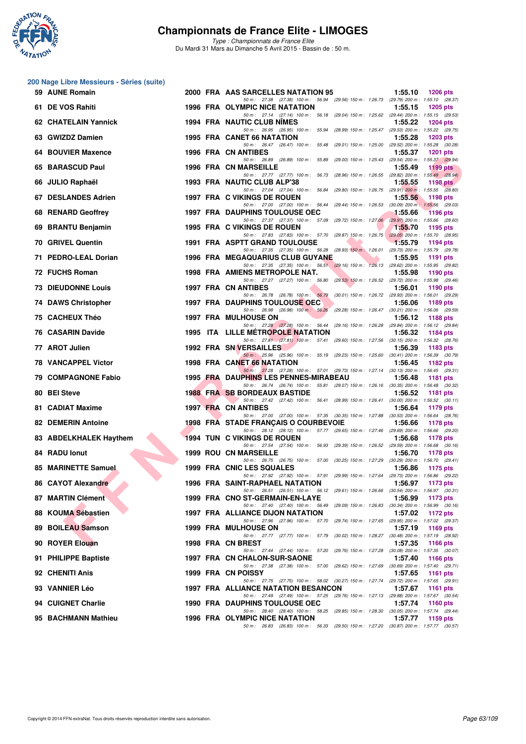# Championnats de France Elite - LIMOGES

*Type : Championnats de France Elite*

Du Mardi 31 Mars au Dimanche 5 Avril 2015 - Bassin de : 50 m.

## 200 Nage Libre Messieurs - Séries (suite)

| Rang | Nom | Année | Nat. | Club | Temps | Points |
|---|---|---|---|---|---|---|
| 59 | AUNE Romain | 2000 | FRA | AAS SARCELLES NATATION 95 | 1:55.10 | 1206 pts |
| | | | | 50 m : 27.38 (27.38) 100 m : 56.94 (29.56) 150 m : 1:26.73 (29.79) 200 m : 1:55.10 (28.37) | | |
| 61 | DE VOS Rahiti | 1996 | FRA | OLYMPIC NICE NATATION | 1:55.15 | 1205 pts |
| | | | | 50 m : 27.14 (27.14) 100 m : 56.18 (29.04) 150 m : 1:25.62 (29.44) 200 m : 1:55.15 (29.53) | | |
| 62 | CHATELAIN Yannick | 1994 | FRA | NAUTIC CLUB NÎMES | 1:55.22 | 1204 pts |
| | | | | 50 m : 26.95 (26.95) 100 m : 55.94 (28.99) 150 m : 1:25.47 (29.53) 200 m : 1:55.22 (29.75) | | |
| 63 | GWIZDZ Damien | 1995 | FRA | CANET 66 NATATION | 1:55.28 | 1203 pts |
| | | | | 50 m : 26.47 (26.47) 100 m : 55.48 (29.01) 150 m : 1:25.00 (29.52) 200 m : 1:55.28 (30.28) | | |
| 64 | BOUVIER Maxence | 1996 | FRA | CN ANTIBES | 1:55.37 | 1201 pts |
| | | | | 50 m : 26.89 (26.89) 100 m : 55.89 (29.00) 150 m : 1:25.43 (29.54) 200 m : 1:55.37 (29.94) | | |
| 65 | BARASCUD Paul | 1996 | FRA | CN MARSEILLE | 1:55.49 | 1199 pts |
| | | | | 50 m : 27.77 (27.77) 100 m : 56.73 (28.96) 150 m : 1:26.55 (29.82) 200 m : 1:55.49 (28.94) | | |
| 66 | JULIO Raphaël | 1993 | FRA | NAUTIC CLUB ALP'38 | 1:55.55 | 1198 pts |
| | | | | 50 m : 27.04 (27.04) 100 m : 56.84 (29.80) 150 m : 1:26.75 (29.91) 200 m : 1:55.55 (28.80) | | |
| 67 | DESLANDES Adrien | 1997 | FRA | C VIKINGS DE ROUEN | 1:55.56 | 1198 pts |
| | | | | 50 m : 27.00 (27.00) 100 m : 56.44 (29.44) 150 m : 1:26.53 (30.09) 200 m : 1:55.56 (29.03) | | |
| 68 | RENARD Geoffrey | 1997 | FRA | DAUPHINS TOULOUSE OEC | 1:55.66 | 1196 pts |
| | | | | 50 m : 27.37 (27.37) 100 m : 57.09 (29.72) 150 m : 1:27.06 (29.97) 200 m : 1:55.66 (28.60) | | |
| 69 | BRANTU Benjamin | 1995 | FRA | C VIKINGS DE ROUEN | 1:55.70 | 1195 pts |
| | | | | 50 m : 27.83 (27.83) 100 m : 57.70 (29.87) 150 m : 1:26.75 (29.05) 200 m : 1:55.70 (28.95) | | |
| 70 | GRIVEL Quentin | 1991 | FRA | ASPTT GRAND TOULOUSE | 1:55.79 | 1194 pts |
| | | | | 50 m : 27.35 (27.35) 100 m : 56.28 (28.93) 150 m : 1:26.01 (29.73) 200 m : 1:55.79 (29.78) | | |
| 71 | PEDRO-LEAL Dorian | 1996 | FRA | MEGAQUARIUS CLUB GUYANE | 1:55.95 | 1191 pts |
| | | | | 50 m : 27.35 (27.35) 100 m : 56.51 (29.16) 150 m : 1:26.13 (29.62) 200 m : 1:55.95 (29.82) | | |
| 72 | FUCHS Roman | 1998 | FRA | AMIENS METROPOLE NAT. | 1:55.98 | 1190 pts |
| | | | | 50 m : 27.27 (27.27) 100 m : 56.80 (29.53) 150 m : 1:26.52 (29.72) 200 m : 1:55.98 (29.46) | | |
| 73 | DIEUDONNE Louis | 1997 | FRA | CN ANTIBES | 1:56.01 | 1190 pts |
| | | | | 50 m : 26.78 (26.78) 100 m : 56.79 (30.01) 150 m : 1:26.72 (29.93) 200 m : 1:56.01 (29.29) | | |
| 74 | DAWS Christopher | 1997 | FRA | DAUPHINS TOULOUSE OEC | 1:56.06 | 1189 pts |
| | | | | 50 m : 26.98 (26.98) 100 m : 56.26 (29.28) 150 m : 1:26.47 (30.21) 200 m : 1:56.06 (29.59) | | |
| 75 | CACHEUX Théo | 1997 | FRA | MULHOUSE ON | 1:56.12 | 1188 pts |
| | | | | 50 m : 27.28 (27.28) 100 m : 56.44 (29.16) 150 m : 1:26.28 (29.84) 200 m : 1:56.12 (29.84) | | |
| 76 | CASARIN Davide | 1995 | ITA | LILLE MÉTROPOLE NATATION | 1:56.32 | 1184 pts |
| | | | | 50 m : 27.81 (27.81) 100 m : 57.41 (29.60) 150 m : 1:27.56 (30.15) 200 m : 1:56.32 (28.76) | | |
| 77 | AROT Julien | 1992 | FRA | SN VERSAILLES | 1:56.39 | 1183 pts |
| | | | | 50 m : 25.96 (25.96) 100 m : 55.19 (29.23) 150 m : 1:25.60 (30.41) 200 m : 1:56.39 (30.79) | | |
| 78 | VANCAPPEL Victor | 1998 | FRA | CANET 66 NATATION | 1:56.45 | 1182 pts |
| | | | | 50 m : 27.28 (27.28) 100 m : 57.01 (29.73) 150 m : 1:27.14 (30.13) 200 m : 1:56.45 (29.31) | | |
| 79 | COMPAGNONE Fabio | 1995 | FRA | DAUPHINS LES PENNES-MIRABEAU | 1:56.48 | 1181 pts |
| | | | | 50 m : 26.74 (26.74) 100 m : 55.81 (29.07) 150 m : 1:26.16 (30.35) 200 m : 1:56.48 (30.32) | | |
| 80 | BEI Steve | 1988 | FRA | SB BORDEAUX BASTIDE | 1:56.52 | 1181 pts |
| | | | | 50 m : 27.42 (27.42) 100 m : 56.41 (28.99) 150 m : 1:26.41 (30.00) 200 m : 1:56.52 (30.11) | | |
| 81 | CADIAT Maxime | 1997 | FRA | CN ANTIBES | 1:56.64 | 1179 pts |
| | | | | 50 m : 27.00 (27.00) 100 m : 57.35 (30.35) 150 m : 1:27.88 (30.53) 200 m : 1:56.64 (28.76) | | |
| 82 | DEMERIN Antoine | 1998 | FRA | STADE FRANÇAIS O COURBEVOIE | 1:56.66 | 1178 pts |
| | | | | 50 m : 28.12 (28.12) 100 m : 57.77 (29.65) 150 m : 1:27.46 (29.69) 200 m : 1:56.66 (29.20) | | |
| 83 | ABDELKHALEK Haythem | 1994 | TUN | C VIKINGS DE ROUEN | 1:56.68 | 1178 pts |
| | | | | 50 m : 27.54 (27.54) 100 m : 56.93 (29.39) 150 m : 1:26.52 (29.59) 200 m : 1:56.68 (30.16) | | |
| 84 | RADU Ionut | 1999 | ROU | CN MARSEILLE | 1:56.70 | 1178 pts |
| | | | | 50 m : 26.75 (26.75) 100 m : 57.00 (30.25) 150 m : 1:27.29 (30.29) 200 m : 1:56.70 (29.41) | | |
| 85 | MARINETTE Samuel | 1999 | FRA | CNIC LES SQUALES | 1:56.86 | 1175 pts |
| | | | | 50 m : 27.92 (27.92) 100 m : 57.91 (29.99) 150 m : 1:27.64 (29.73) 200 m : 1:56.86 (29.22) | | |
| 86 | CAYOT Alexandre | 1996 | FRA | SAINT-RAPHAEL NATATION | 1:56.97 | 1173 pts |
| | | | | 50 m : 26.51 (26.51) 100 m : 56.12 (29.61) 150 m : 1:26.66 (30.54) 200 m : 1:56.97 (30.31) | | |
| 87 | MARTIN Clément | 1999 | FRA | CNO ST-GERMAIN-EN-LAYE | 1:56.99 | 1173 pts |
| | | | | 50 m : 27.40 (27.40) 100 m : 56.49 (29.09) 150 m : 1:26.83 (30.34) 200 m : 1:56.99 (30.16) | | |
| 88 | KOUMA Sébastien | 1997 | FRA | ALLIANCE DIJON NATATION | 1:57.02 | 1172 pts |
| | | | | 50 m : 27.96 (27.96) 100 m : 57.70 (29.74) 150 m : 1:27.65 (29.95) 200 m : 1:57.02 (29.37) | | |
| 89 | BOILEAU Samson | 1999 | FRA | MULHOUSE ON | 1:57.19 | 1169 pts |
| | | | | 50 m : 27.77 (27.77) 100 m : 57.79 (30.02) 150 m : 1:28.27 (30.48) 200 m : 1:57.19 (28.92) | | |
| 90 | ROYER Elouan | 1998 | FRA | CN BREST | 1:57.35 | 1166 pts |
| | | | | 50 m : 27.44 (27.44) 100 m : 57.20 (29.76) 150 m : 1:27.28 (30.08) 200 m : 1:57.35 (30.07) | | |
| 91 | PHILIPPE Baptiste | 1997 | FRA | CN CHALON-SUR-SAONE | 1:57.40 | 1166 pts |
| | | | | 50 m : 27.38 (27.38) 100 m : 57.00 (29.62) 150 m : 1:27.69 (30.69) 200 m : 1:57.40 (29.71) | | |
| 92 | CHENITI Anis | 1999 | FRA | CN POISSY | 1:57.65 | 1161 pts |
| | | | | 50 m : 27.75 (27.75) 100 m : 58.02 (30.27) 150 m : 1:27.74 (29.72) 200 m : 1:57.65 (29.91) | | |
| 93 | VANNIER Léo | 1997 | FRA | ALLIANCE NATATION BESANCON | 1:57.67 | 1161 pts |
| | | | | 50 m : 27.49 (27.49) 100 m : 57.25 (29.76) 150 m : 1:27.13 (29.88) 200 m : 1:57.67 (30.54) | | |
| 94 | CUIGNET Charlie | 1990 | FRA | DAUPHINS TOULOUSE OEC | 1:57.74 | 1160 pts |
| | | | | 50 m : 28.40 (28.40) 100 m : 58.25 (29.85) 150 m : 1:28.30 (30.05) 200 m : 1:57.74 (29.44) | | |
| 95 | BACHMANN Mathieu | 1996 | FRA | OLYMPIC NICE NATATION | 1:57.77 | 1159 pts |
| | | | | 50 m : 26.83 (26.83) 100 m : 56.33 (29.50) 150 m : 1:27.20 (30.87) 200 m : 1:57.77 (30.57) | | |

Copyright © 2014 FFN-extraNat. Tous droits réservés reproduction interdite sans autorisation.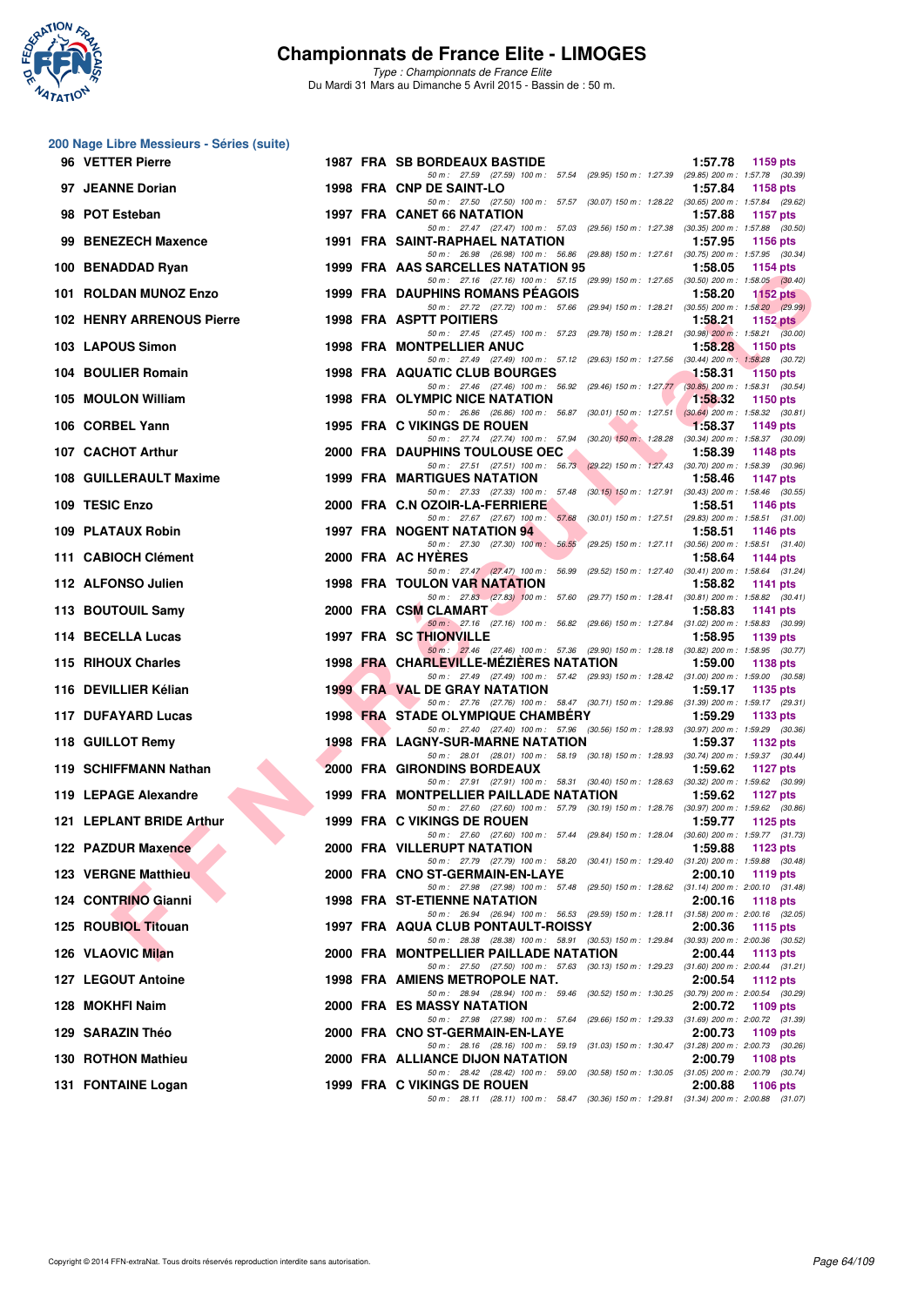# Championnats de France Elite - LIMOGES

*Type : Championnats de France Elite*
Du Mardi 31 Mars au Dimanche 5 Avril 2015 - Bassin de : 50 m.

## 200 Nage Libre Messieurs - Séries (suite)

| Rang | Nom | Année | Nat | Club | Temps | Points |
|---|---|---|---|---|---|---|
| 96 | VETTER Pierre | 1987 | FRA | SB BORDEAUX BASTIDE | 1:57.78 | 1159 pts |
| | 50 m : 27.59 (27.59) 100 m : 57.54 (29.95) 150 m : 1:27.39 (29.85) 200 m : 1:57.78 (30.39) | | | | | |
| 97 | JEANNE Dorian | 1998 | FRA | CNP DE SAINT-LO | 1:57.84 | 1158 pts |
| | 50 m : 27.50 (27.50) 100 m : 57.57 (30.07) 150 m : 1:28.22 (30.65) 200 m : 1:57.84 (29.62) | | | | | |
| 98 | POT Esteban | 1997 | FRA | CANET 66 NATATION | 1:57.88 | 1157 pts |
| | 50 m : 27.47 (27.47) 100 m : 57.03 (29.56) 150 m : 1:27.38 (30.35) 200 m : 1:57.88 (30.50) | | | | | |
| 99 | BENEZECH Maxence | 1991 | FRA | SAINT-RAPHAEL NATATION | 1:57.95 | 1156 pts |
| | 50 m : 26.98 (26.98) 100 m : 56.86 (29.88) 150 m : 1:27.61 (30.75) 200 m : 1:57.95 (30.34) | | | | | |
| 100 | BENADDAD Ryan | 1999 | FRA | AAS SARCELLES NATATION 95 | 1:58.05 | 1154 pts |
| | 50 m : 27.16 (27.16) 100 m : 57.15 (29.99) 150 m : 1:27.65 (30.50) 200 m : 1:58.05 (30.40) | | | | | |
| 101 | ROLDAN MUNOZ Enzo | 1999 | FRA | DAUPHINS ROMANS PÉAGOIS | 1:58.20 | 1152 pts |
| | 50 m : 27.72 (27.72) 100 m : 57.66 (29.94) 150 m : 1:28.21 (30.55) 200 m : 1:58.20 (29.99) | | | | | |
| 102 | HENRY ARRENOUS Pierre | 1998 | FRA | ASPTT POITIERS | 1:58.21 | 1152 pts |
| | 50 m : 27.45 (27.45) 100 m : 57.23 (29.78) 150 m : 1:28.21 (30.98) 200 m : 1:58.21 (30.00) | | | | | |
| 103 | LAPOUS Simon | 1998 | FRA | MONTPELLIER ANUC | 1:58.28 | 1150 pts |
| | 50 m : 27.49 (27.49) 100 m : 57.12 (29.63) 150 m : 1:27.56 (30.44) 200 m : 1:58.28 (30.72) | | | | | |
| 104 | BOULIER Romain | 1998 | FRA | AQUATIC CLUB BOURGES | 1:58.31 | 1150 pts |
| | 50 m : 27.46 (27.46) 100 m : 56.92 (29.46) 150 m : 1:27.77 (30.85) 200 m : 1:58.31 (30.54) | | | | | |
| 105 | MOULON William | 1998 | FRA | OLYMPIC NICE NATATION | 1:58.32 | 1150 pts |
| | 50 m : 26.86 (26.86) 100 m : 56.87 (30.01) 150 m : 1:27.51 (30.64) 200 m : 1:58.32 (30.81) | | | | | |
| 106 | CORBEL Yann | 1995 | FRA | C VIKINGS DE ROUEN | 1:58.37 | 1149 pts |
| | 50 m : 27.74 (27.74) 100 m : 57.94 (30.20) 150 m : 1:28.28 (30.34) 200 m : 1:58.37 (30.09) | | | | | |
| 107 | CACHOT Arthur | 2000 | FRA | DAUPHINS TOULOUSE OEC | 1:58.39 | 1148 pts |
| | 50 m : 27.51 (27.51) 100 m : 56.73 (29.22) 150 m : 1:27.43 (30.70) 200 m : 1:58.39 (30.96) | | | | | |
| 108 | GUILLERAULT Maxime | 1999 | FRA | MARTIGUES NATATION | 1:58.46 | 1147 pts |
| | 50 m : 27.33 (27.33) 100 m : 57.48 (30.15) 150 m : 1:27.91 (30.43) 200 m : 1:58.46 (30.55) | | | | | |
| 109 | TESIC Enzo | 2000 | FRA | C.N OZOIR-LA-FERRIERE | 1:58.51 | 1146 pts |
| | 50 m : 27.67 (27.67) 100 m : 57.68 (30.01) 150 m : 1:27.51 (29.83) 200 m : 1:58.51 (31.00) | | | | | |
| 109 | PLATAUX Robin | 1997 | FRA | NOGENT NATATION 94 | 1:58.51 | 1146 pts |
| | 50 m : 27.30 (27.30) 100 m : 56.55 (29.25) 150 m : 1:27.11 (30.56) 200 m : 1:58.51 (31.40) | | | | | |
| 111 | CABIOCH Clément | 2000 | FRA | AC HYÈRES | 1:58.64 | 1144 pts |
| | 50 m : 27.47 (27.47) 100 m : 56.99 (29.52) 150 m : 1:27.40 (30.41) 200 m : 1:58.64 (31.24) | | | | | |
| 112 | ALFONSO Julien | 1998 | FRA | TOULON VAR NATATION | 1:58.82 | 1141 pts |
| | 50 m : 27.83 (27.83) 100 m : 57.60 (29.77) 150 m : 1:28.41 (30.81) 200 m : 1:58.82 (30.41) | | | | | |
| 113 | BOUTOUIL Samy | 2000 | FRA | CSM CLAMART | 1:58.83 | 1141 pts |
| | 50 m : 27.16 (27.16) 100 m : 56.82 (29.66) 150 m : 1:27.84 (31.02) 200 m : 1:58.83 (30.99) | | | | | |
| 114 | BECELLA Lucas | 1997 | FRA | SC THIONVILLE | 1:58.95 | 1139 pts |
| | 50 m : 27.46 (27.46) 100 m : 57.36 (29.90) 150 m : 1:28.18 (30.82) 200 m : 1:58.95 (30.77) | | | | | |
| 115 | RIHOUX Charles | 1998 | FRA | CHARLEVILLE-MÉZIÈRES NATATION | 1:59.00 | 1138 pts |
| | 50 m : 27.49 (27.49) 100 m : 57.42 (29.93) 150 m : 1:28.42 (31.00) 200 m : 1:59.00 (30.58) | | | | | |
| 116 | DEVILLIER Kélian | 1999 | FRA | VAL DE GRAY NATATION | 1:59.17 | 1135 pts |
| | 50 m : 27.76 (27.76) 100 m : 58.47 (30.71) 150 m : 1:29.86 (31.39) 200 m : 1:59.17 (29.31) | | | | | |
| 117 | DUFAYARD Lucas | 1998 | FRA | STADE OLYMPIQUE CHAMBÉRY | 1:59.29 | 1133 pts |
| | 50 m : 27.40 (27.40) 100 m : 57.96 (30.56) 150 m : 1:28.93 (30.97) 200 m : 1:59.29 (30.36) | | | | | |
| 118 | GUILLOT Remy | 1998 | FRA | LAGNY-SUR-MARNE NATATION | 1:59.37 | 1132 pts |
| | 50 m : 28.01 (28.01) 100 m : 58.19 (30.18) 150 m : 1:28.93 (30.74) 200 m : 1:59.37 (30.44) | | | | | |
| 119 | SCHIFFMANN Nathan | 2000 | FRA | GIRONDINS BORDEAUX | 1:59.62 | 1127 pts |
| | 50 m : 27.91 (27.91) 100 m : 58.31 (30.40) 150 m : 1:28.63 (30.32) 200 m : 1:59.62 (30.99) | | | | | |
| 119 | LEPAGE Alexandre | 1999 | FRA | MONTPELLIER PAILLADE NATATION | 1:59.62 | 1127 pts |
| | 50 m : 27.60 (27.60) 100 m : 57.79 (30.19) 150 m : 1:28.76 (30.97) 200 m : 1:59.62 (30.86) | | | | | |
| 121 | LEPLANT BRIDE Arthur | 1999 | FRA | C VIKINGS DE ROUEN | 1:59.77 | 1125 pts |
| | 50 m : 27.60 (27.60) 100 m : 57.44 (29.84) 150 m : 1:28.04 (30.60) 200 m : 1:59.77 (31.73) | | | | | |
| 122 | PAZDUR Maxence | 2000 | FRA | VILLERUPT NATATION | 1:59.88 | 1123 pts |
| | 50 m : 27.79 (27.79) 100 m : 58.20 (30.41) 150 m : 1:29.40 (31.20) 200 m : 1:59.88 (30.48) | | | | | |
| 123 | VERGNE Matthieu | 2000 | FRA | CNO ST-GERMAIN-EN-LAYE | 2:00.10 | 1119 pts |
| | 50 m : 27.98 (27.98) 100 m : 57.48 (29.50) 150 m : 1:28.62 (31.14) 200 m : 2:00.10 (31.48) | | | | | |
| 124 | CONTRINO Gianni | 1998 | FRA | ST-ETIENNE NATATION | 2:00.16 | 1118 pts |
| | 50 m : 26.94 (26.94) 100 m : 56.53 (29.59) 150 m : 1:28.11 (31.58) 200 m : 2:00.16 (32.05) | | | | | |
| 125 | ROUBIOL Titouan | 1997 | FRA | AQUA CLUB PONTAULT-ROISSY | 2:00.36 | 1115 pts |
| | 50 m : 28.38 (28.38) 100 m : 58.91 (30.53) 150 m : 1:29.84 (30.93) 200 m : 2:00.36 (30.52) | | | | | |
| 126 | VLAOVIC Milan | 2000 | FRA | MONTPELLIER PAILLADE NATATION | 2:00.44 | 1113 pts |
| | 50 m : 27.50 (27.50) 100 m : 57.63 (30.13) 150 m : 1:29.23 (31.60) 200 m : 2:00.44 (31.21) | | | | | |
| 127 | LEGOUT Antoine | 1998 | FRA | AMIENS METROPOLE NAT. | 2:00.54 | 1112 pts |
| | 50 m : 28.94 (28.94) 100 m : 59.46 (30.52) 150 m : 1:30.25 (30.79) 200 m : 2:00.54 (30.29) | | | | | |
| 128 | MOKHFI Naim | 2000 | FRA | ES MASSY NATATION | 2:00.72 | 1109 pts |
| | 50 m : 27.98 (27.98) 100 m : 57.64 (29.66) 150 m : 1:29.33 (31.69) 200 m : 2:00.72 (31.39) | | | | | |
| 129 | SARAZIN Théo | 2000 | FRA | CNO ST-GERMAIN-EN-LAYE | 2:00.73 | 1109 pts |
| | 50 m : 28.16 (28.16) 100 m : 59.19 (31.03) 150 m : 1:30.47 (31.28) 200 m : 2:00.73 (30.26) | | | | | |
| 130 | ROTHON Mathieu | 2000 | FRA | ALLIANCE DIJON NATATION | 2:00.79 | 1108 pts |
| | 50 m : 28.42 (28.42) 100 m : 59.00 (30.58) 150 m : 1:30.05 (31.05) 200 m : 2:00.79 (30.74) | | | | | |
| 131 | FONTAINE Logan | 1999 | FRA | C VIKINGS DE ROUEN | 2:00.88 | 1106 pts |
| | 50 m : 28.11 (28.11) 100 m : 58.47 (30.36) 150 m : 1:29.81 (31.34) 200 m : 2:00.88 (31.07) | | | | | |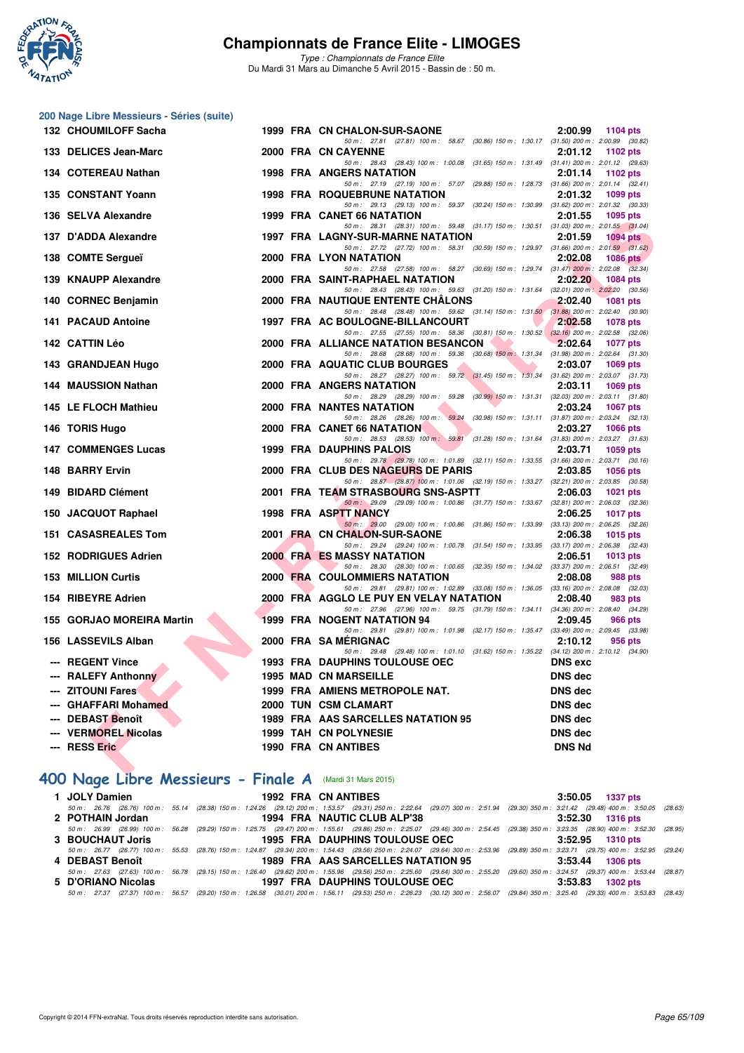# Championnats de France Elite - LIMOGES

*Type : Championnats de France Elite*
Du Mardi 31 Mars au Dimanche 5 Avril 2015 - Bassin de : 50 m.

## 200 Nage Libre Messieurs - Séries (suite)

| Rang | Nom | Année | Nat | Club | Temps | Points |
|---|---|---|---|---|---|---|
| 132 | CHOUMILOFF Sacha | 1999 | FRA | CN CHALON-SUR-SAONE | 2:00.99 | 1104 pts |
| | 50 m : 27.81 (27.81) 100 m : 58.67 (30.86) 150 m : 1:30.17 (31.50) 200 m : 2:00.99 (30.82) | | | | | |
| 133 | DELICES Jean-Marc | 2000 | FRA | CN CAYENNE | 2:01.12 | 1102 pts |
| | 50 m : 28.43 (28.43) 100 m : 1:00.08 (31.65) 150 m : 1:31.49 (31.41) 200 m : 2:01.12 (29.63) | | | | | |
| 134 | COTEREAU Nathan | 1998 | FRA | ANGERS NATATION | 2:01.14 | 1102 pts |
| | 50 m : 27.19 (27.19) 100 m : 57.07 (29.88) 150 m : 1:28.73 (31.66) 200 m : 2:01.14 (32.41) | | | | | |
| 135 | CONSTANT Yoann | 1998 | FRA | ROQUEBRUNE NATATION | 2:01.32 | 1099 pts |
| | 50 m : 29.13 (29.13) 100 m : 59.37 (30.24) 150 m : 1:30.99 (31.62) 200 m : 2:01.32 (30.33) | | | | | |
| 136 | SELVA Alexandre | 1999 | FRA | CANET 66 NATATION | 2:01.55 | 1095 pts |
| | 50 m : 28.31 (28.31) 100 m : 59.48 (31.17) 150 m : 1:30.51 (31.03) 200 m : 2:01.55 (31.04) | | | | | |
| 137 | D'ADDA Alexandre | 1997 | FRA | LAGNY-SUR-MARNE NATATION | 2:01.59 | 1094 pts |
| | 50 m : 27.72 (27.72) 100 m : 58.31 (30.59) 150 m : 1:29.97 (31.66) 200 m : 2:01.59 (31.62) | | | | | |
| 138 | COMTE Sergueï | 2000 | FRA | LYON NATATION | 2:02.08 | 1086 pts |
| | 50 m : 27.58 (27.58) 100 m : 58.27 (30.69) 150 m : 1:29.74 (31.47) 200 m : 2:02.08 (32.34) | | | | | |
| 139 | KNAUPP Alexandre | 2000 | FRA | SAINT-RAPHAEL NATATION | 2:02.20 | 1084 pts |
| | 50 m : 28.43 (28.43) 100 m : 59.63 (31.20) 150 m : 1:31.64 (32.01) 200 m : 2:02.20 (30.56) | | | | | |
| 140 | CORNEC Benjamin | 2000 | FRA | NAUTIQUE ENTENTE CHÂLONS | 2:02.40 | 1081 pts |
| | 50 m : 28.48 (28.48) 100 m : 59.62 (31.14) 150 m : 1:31.50 (31.88) 200 m : 2:02.40 (30.90) | | | | | |
| 141 | PACAUD Antoine | 1997 | FRA | AC BOULOGNE-BILLANCOURT | 2:02.58 | 1078 pts |
| | 50 m : 27.55 (27.55) 100 m : 58.36 (30.81) 150 m : 1:30.52 (32.16) 200 m : 2:02.58 (32.06) | | | | | |
| 142 | CATTIN Léo | 2000 | FRA | ALLIANCE NATATION BESANCON | 2:02.64 | 1077 pts |
| | 50 m : 28.68 (28.68) 100 m : 59.36 (30.68) 150 m : 1:31.34 (31.98) 200 m : 2:02.64 (31.30) | | | | | |
| 143 | GRANDJEAN Hugo | 2000 | FRA | AQUATIC CLUB BOURGES | 2:03.07 | 1069 pts |
| | 50 m : 28.27 (28.27) 100 m : 59.72 (31.45) 150 m : 1:31.34 (31.62) 200 m : 2:03.07 (31.73) | | | | | |
| 144 | MAUSSION Nathan | 2000 | FRA | ANGERS NATATION | 2:03.11 | 1069 pts |
| | 50 m : 28.29 (28.29) 100 m : 59.28 (30.99) 150 m : 1:31.31 (32.03) 200 m : 2:03.11 (31.80) | | | | | |
| 145 | LE FLOCH Mathieu | 2000 | FRA | NANTES NATATION | 2:03.24 | 1067 pts |
| | 50 m : 28.26 (28.26) 100 m : 59.24 (30.98) 150 m : 1:31.11 (31.87) 200 m : 2:03.24 (32.13) | | | | | |
| 146 | TORIS Hugo | 2000 | FRA | CANET 66 NATATION | 2:03.27 | 1066 pts |
| | 50 m : 28.53 (28.53) 100 m : 59.81 (31.28) 150 m : 1:31.64 (31.83) 200 m : 2:03.27 (31.63) | | | | | |
| 147 | COMMENGES Lucas | 1999 | FRA | DAUPHINS PALOIS | 2:03.71 | 1059 pts |
| | 50 m : 29.78 (29.78) 100 m : 1:01.89 (32.11) 150 m : 1:33.55 (31.66) 200 m : 2:03.71 (30.16) | | | | | |
| 148 | BARRY Ervin | 2000 | FRA | CLUB DES NAGEURS DE PARIS | 2:03.85 | 1056 pts |
| | 50 m : 28.87 (28.87) 100 m : 1:01.06 (32.19) 150 m : 1:33.27 (32.21) 200 m : 2:03.85 (30.58) | | | | | |
| 149 | BIDARD Clément | 2001 | FRA | TEAM STRASBOURG SNS-ASPTT | 2:06.03 | 1021 pts |
| | 50 m : 29.09 (29.09) 100 m : 1:00.86 (31.77) 150 m : 1:33.67 (32.81) 200 m : 2:06.03 (32.36) | | | | | |
| 150 | JACQUOT Raphael | 1998 | FRA | ASPTT NANCY | 2:06.25 | 1017 pts |
| | 50 m : 29.00 (29.00) 100 m : 1:00.86 (31.86) 150 m : 1:33.99 (33.13) 200 m : 2:06.25 (32.26) | | | | | |
| 151 | CASASREALES Tom | 2001 | FRA | CN CHALON-SUR-SAONE | 2:06.38 | 1015 pts |
| | 50 m : 29.24 (29.24) 100 m : 1:00.78 (31.54) 150 m : 1:33.95 (33.17) 200 m : 2:06.38 (32.43) | | | | | |
| 152 | RODRIGUES Adrien | 2000 | FRA | ES MASSY NATATION | 2:06.51 | 1013 pts |
| | 50 m : 28.30 (28.30) 100 m : 1:00.65 (32.35) 150 m : 1:34.02 (33.37) 200 m : 2:06.51 (32.49) | | | | | |
| 153 | MILLION Curtis | 2000 | FRA | COULOMMIERS NATATION | 2:08.08 | 988 pts |
| | 50 m : 29.81 (29.81) 100 m : 1:02.89 (33.08) 150 m : 1:36.05 (33.16) 200 m : 2:08.08 (32.03) | | | | | |
| 154 | RIBEYRE Adrien | 2000 | FRA | AGGLO LE PUY EN VELAY NATATION | 2:08.40 | 983 pts |
| | 50 m : 27.96 (27.96) 100 m : 59.75 (31.79) 150 m : 1:34.11 (34.36) 200 m : 2:08.40 (34.29) | | | | | |
| 155 | GORJAO MOREIRA Martin | 1999 | FRA | NOGENT NATATION 94 | 2:09.45 | 966 pts |
| | 50 m : 29.81 (29.81) 100 m : 1:01.98 (32.17) 150 m : 1:35.47 (33.49) 200 m : 2:09.45 (33.98) | | | | | |
| 156 | LASSEVILS Alban | 2000 | FRA | SA MÉRIGNAC | 2:10.12 | 956 pts |
| | 50 m : 29.48 (29.48) 100 m : 1:01.10 (31.62) 150 m : 1:35.22 (34.12) 200 m : 2:10.12 (34.90) | | | | | |
| --- | REGENT Vince | 1993 | FRA | DAUPHINS TOULOUSE OEC | DNS exc | |
| --- | RALEFY Anthonny | 1995 | MAD | CN MARSEILLE | DNS dec | |
| --- | ZITOUNI Fares | 1999 | FRA | AMIENS METROPOLE NAT. | DNS dec | |
| --- | GHAFFARI Mohamed | 2000 | TUN | CSM CLAMART | DNS dec | |
| --- | DEBAST Benoît | 1989 | FRA | AAS SARCELLES NATATION 95 | DNS dec | |
| --- | VERMOREL Nicolas | 1999 | TAH | CN POLYNESIE | DNS dec | |
| --- | RESS Eric | 1990 | FRA | CN ANTIBES | DNS Nd | |

## 400 Nage Libre Messieurs - Finale A (Mardi 31 Mars 2015)

| Rang | Nom | Année | Nat | Club | Temps | Points |
|---|---|---|---|---|---|---|
| 1 | JOLY Damien | 1992 | FRA | CN ANTIBES | 3:50.05 | 1337 pts |
| | 50 m : 26.76 (26.76) 100 m : 55.14 (28.38) 150 m : 1:24.26 (29.12) 200 m : 1:53.57 (29.31) 250 m : 2:22.64 (29.07) 300 m : 2:51.94 (29.30) 350 m : 3:21.42 (29.48) 400 m : 3:50.05 (28.63) | | | | | |
| 2 | POTHAIN Jordan | 1994 | FRA | NAUTIC CLUB ALP'38 | 3:52.30 | 1316 pts |
| | 50 m : 26.99 (26.99) 100 m : 56.28 (29.29) 150 m : 1:25.75 (29.47) 200 m : 1:55.61 (29.86) 250 m : 2:25.07 (29.46) 300 m : 2:54.45 (29.38) 350 m : 3:23.35 (28.90) 400 m : 3:52.30 (28.95) | | | | | |
| 3 | BOUCHAUT Joris | 1995 | FRA | DAUPHINS TOULOUSE OEC | 3:52.95 | 1310 pts |
| | 50 m : 26.77 (26.77) 100 m : 55.53 (28.76) 150 m : 1:24.87 (29.34) 200 m : 1:54.43 (29.56) 250 m : 2:24.07 (29.64) 300 m : 2:53.96 (29.89) 350 m : 3:23.71 (29.75) 400 m : 3:52.95 (29.24) | | | | | |
| 4 | DEBAST Benoît | 1989 | FRA | AAS SARCELLES NATATION 95 | 3:53.44 | 1306 pts |
| | 50 m : 27.63 (27.63) 100 m : 56.78 (29.15) 150 m : 1:26.40 (29.62) 200 m : 1:55.96 (29.56) 250 m : 2:25.60 (29.64) 300 m : 2:55.20 (29.60) 350 m : 3:24.57 (29.37) 400 m : 3:53.44 (28.87) | | | | | |
| 5 | D'ORIANO Nicolas | 1997 | FRA | DAUPHINS TOULOUSE OEC | 3:53.83 | 1302 pts |
| | 50 m : 27.37 (27.37) 100 m : 56.57 (29.20) 150 m : 1:26.58 (30.01) 200 m : 1:56.11 (29.53) 250 m : 2:26.23 (30.12) 300 m : 2:56.07 (29.84) 350 m : 3:25.40 (29.33) 400 m : 3:53.83 (28.43) | | | | | |

Copyright © 2014 FFN-extraNat. Tous droits réservés reproduction interdite sans autorisation.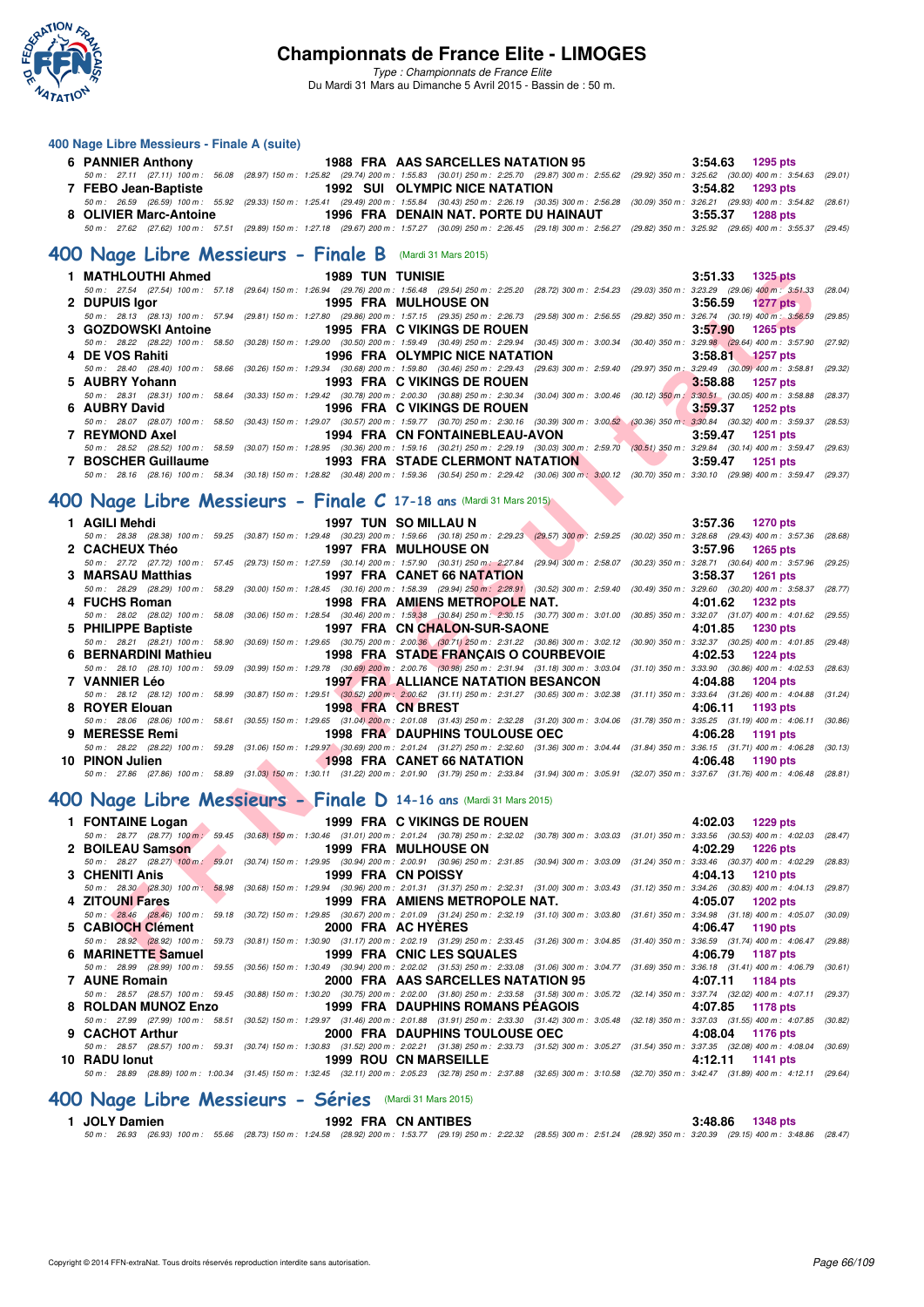## 400 Nage Libre Messieurs - Finale A (suite)

| Rang | Nom | Année | Nat. | Club | Temps | Points |
|---|---|---|---|---|---|---|
| 6 | PANNIER Anthony | 1988 | FRA | AAS SARCELLES NATATION 95 | 3:54.63 | 1295 pts |

50 m : 27.11 (27.11) 100 m : 56.08 (28.97) 150 m : 1:25.82 (29.74) 200 m : 1:55.83 (30.01) 250 m : 2:25.70 (29.87) 300 m : 2:55.62 (29.92) 350 m : 3:25.62 (30.00) 400 m : 3:54.63 (29.01)

| Rang | Nom | Année | Nat. | Club | Temps | Points |
|---|---|---|---|---|---|---|
| 7 | FEBO Jean-Baptiste | 1992 | SUI | OLYMPIC NICE NATATION | 3:54.82 | 1293 pts |

50 m : 26.59 (26.59) 100 m : 55.92 (29.33) 150 m : 1:25.41 (29.49) 200 m : 1:55.84 (30.43) 250 m : 2:26.19 (30.35) 300 m : 2:56.28 (30.09) 350 m : 3:26.21 (29.93) 400 m : 3:54.82 (28.61)

| Rang | Nom | Année | Nat. | Club | Temps | Points |
|---|---|---|---|---|---|---|
| 8 | OLIVIER Marc-Antoine | 1996 | FRA | DENAIN NAT. PORTE DU HAINAUT | 3:55.37 | 1288 pts |

50 m : 27.62 (27.62) 100 m : 57.51 (29.89) 150 m : 1:27.18 (29.67) 200 m : 1:57.27 (30.09) 250 m : 2:26.45 (29.18) 300 m : 2:56.27 (29.82) 350 m : 3:25.92 (29.65) 400 m : 3:55.37 (29.45)

## 400 Nage Libre Messieurs - Finale B (Mardi 31 Mars 2015)

1. **MATHLOUTHI Ahmed** — 1989 TUN TUNISIE — 3:51.33 — 1325 pts
   50 m : 27.54 (27.54) 100 m : 57.18 (29.64) 150 m : 1:26.94 (29.76) 200 m : 1:56.48 (29.54) 250 m : 2:25.20 (28.72) 300 m : 2:54.23 (29.03) 350 m : 3:23.29 (29.06) 400 m : 3:51.33 (28.04)
2. **DUPUIS Igor** — 1995 FRA MULHOUSE ON — 3:56.59 — 1277 pts
   50 m : 28.13 (28.13) 100 m : 57.94 (29.81) 150 m : 1:27.80 (29.86) 200 m : 1:57.15 (29.35) 250 m : 2:26.73 (29.58) 300 m : 2:56.55 (29.82) 350 m : 3:26.74 (30.19) 400 m : 3:56.59 (29.85)
3. **GOZDOWSKI Antoine** — 1995 FRA C VIKINGS DE ROUEN — 3:57.90 — 1265 pts
   50 m : 28.22 (28.22) 100 m : 58.50 (30.28) 150 m : 1:29.00 (30.50) 200 m : 1:59.49 (30.49) 250 m : 2:29.94 (30.45) 300 m : 3:00.34 (30.40) 350 m : 3:29.98 (29.64) 400 m : 3:57.90 (27.92)
4. **DE VOS Rahiti** — 1996 FRA OLYMPIC NICE NATATION — 3:58.81 — 1257 pts
   50 m : 28.40 (28.40) 100 m : 58.66 (30.26) 150 m : 1:29.34 (30.68) 200 m : 1:59.80 (30.46) 250 m : 2:29.43 (29.63) 300 m : 2:59.40 (29.97) 350 m : 3:29.49 (30.09) 400 m : 3:58.81 (29.32)
5. **AUBRY Yohann** — 1993 FRA C VIKINGS DE ROUEN — 3:58.88 — 1257 pts
   50 m : 28.31 (28.31) 100 m : 58.64 (30.33) 150 m : 1:29.42 (30.78) 200 m : 2:00.30 (30.88) 250 m : 2:30.34 (30.04) 300 m : 3:00.46 (30.12) 350 m : 3:30.51 (30.05) 400 m : 3:58.88 (28.37)
6. **AUBRY David** — 1996 FRA C VIKINGS DE ROUEN — 3:59.37 — 1252 pts
   50 m : 28.07 (28.07) 100 m : 58.50 (30.43) 150 m : 1:29.07 (30.57) 200 m : 1:59.77 (30.70) 250 m : 2:30.16 (30.39) 300 m : 3:00.52 (30.36) 350 m : 3:30.84 (30.32) 400 m : 3:59.37 (28.53)
7. **REYMOND Axel** — 1994 FRA CN FONTAINEBLEAU-AVON — 3:59.47 — 1251 pts
   50 m : 28.52 (28.52) 100 m : 58.59 (30.07) 150 m : 1:28.95 (30.36) 200 m : 1:59.16 (30.21) 250 m : 2:29.19 (30.03) 300 m : 2:59.70 (30.51) 350 m : 3:29.84 (30.14) 400 m : 3:59.47 (29.63)
7. **BOSCHER Guillaume** — 1993 FRA STADE CLERMONT NATATION — 3:59.47 — 1251 pts
   50 m : 28.16 (28.16) 100 m : 58.34 (30.18) 150 m : 1:28.82 (30.48) 200 m : 1:59.36 (30.54) 250 m : 2:29.42 (30.06) 300 m : 3:00.12 (30.70) 350 m : 3:30.10 (29.98) 400 m : 3:59.47 (29.37)

## 400 Nage Libre Messieurs - Finale C 17-18 ans (Mardi 31 Mars 2015)

1. **AGILI Mehdi** — 1997 TUN SO MILLAU N — 3:57.36 — 1270 pts
   50 m : 28.38 (28.38) 100 m : 59.25 (30.87) 150 m : 1:29.48 (30.23) 200 m : 1:59.66 (30.18) 250 m : 2:29.23 (29.57) 300 m : 2:59.25 (30.02) 350 m : 3:28.68 (29.43) 400 m : 3:57.36 (28.68)
2. **CACHEUX Théo** — 1997 FRA MULHOUSE ON — 3:57.96 — 1265 pts
   50 m : 27.72 (27.72) 100 m : 57.45 (29.73) 150 m : 1:27.59 (30.14) 200 m : 1:57.90 (30.31) 250 m : 2:27.84 (29.94) 300 m : 2:58.07 (30.23) 350 m : 3:28.71 (30.64) 400 m : 3:57.96 (29.25)
3. **MARSAU Matthias** — 1997 FRA CANET 66 NATATION — 3:58.37 — 1261 pts
   50 m : 28.29 (28.29) 100 m : 58.29 (30.00) 150 m : 1:28.45 (30.16) 200 m : 1:58.39 (29.94) 250 m : 2:28.91 (30.52) 300 m : 2:59.40 (30.49) 350 m : 3:29.60 (30.20) 400 m : 3:58.37 (28.77)
4. **FUCHS Roman** — 1998 FRA AMIENS METROPOLE NAT. — 4:01.62 — 1232 pts
   50 m : 28.02 (28.02) 100 m : 58.08 (30.06) 150 m : 1:28.54 (30.46) 200 m : 1:59.38 (30.84) 250 m : 2:30.15 (30.77) 300 m : 3:01.00 (30.85) 350 m : 3:32.07 (31.07) 400 m : 4:01.62 (29.55)
5. **PHILIPPE Baptiste** — 1997 FRA CN CHALON-SUR-SAONE — 4:01.85 — 1230 pts
   50 m : 28.21 (28.21) 100 m : 58.90 (30.69) 150 m : 1:29.65 (30.75) 200 m : 2:00.36 (30.71) 250 m : 2:31.22 (30.86) 300 m : 3:02.12 (30.90) 350 m : 3:32.37 (30.25) 400 m : 4:01.85 (29.48)
6. **BERNARDINI Mathieu** — 1998 FRA STADE FRANÇAIS O COURBEVOIE — 4:02.53 — 1224 pts
   50 m : 28.10 (28.10) 100 m : 59.09 (30.99) 150 m : 1:29.78 (30.69) 200 m : 2:00.76 (30.98) 250 m : 2:31.94 (31.18) 300 m : 3:03.04 (31.10) 350 m : 3:33.90 (30.86) 400 m : 4:02.53 (28.63)
7. **VANNIER Léo** — 1997 FRA ALLIANCE NATATION BESANCON — 4:04.88 — 1204 pts
   50 m : 28.12 (28.12) 100 m : 58.99 (30.87) 150 m : 1:29.51 (30.52) 200 m : 2:00.62 (31.11) 250 m : 2:31.27 (30.65) 300 m : 3:02.38 (31.11) 350 m : 3:33.64 (31.26) 400 m : 4:04.88 (31.24)
8. **ROYER Elouan** — 1998 FRA CN BREST — 4:06.11 — 1193 pts
   50 m : 28.06 (28.06) 100 m : 58.61 (30.55) 150 m : 1:29.65 (31.04) 200 m : 2:01.08 (31.43) 250 m : 2:32.28 (31.20) 300 m : 3:04.06 (31.78) 350 m : 3:35.25 (31.19) 400 m : 4:06.11 (30.86)
9. **MERESSE Remi** — 1998 FRA DAUPHINS TOULOUSE OEC — 4:06.28 — 1191 pts
   50 m : 28.22 (28.22) 100 m : 59.28 (31.06) 150 m : 1:29.97 (30.69) 200 m : 2:01.24 (31.27) 250 m : 2:32.60 (31.36) 300 m : 3:04.44 (31.84) 350 m : 3:36.15 (31.71) 400 m : 4:06.28 (30.13)
10. **PINON Julien** — 1998 FRA CANET 66 NATATION — 4:06.48 — 1190 pts
    50 m : 27.86 (27.86) 100 m : 58.89 (31.03) 150 m : 1:30.11 (31.22) 200 m : 2:01.90 (31.79) 250 m : 2:33.84 (31.94) 300 m : 3:05.91 (32.07) 350 m : 3:37.67 (31.76) 400 m : 4:06.48 (28.81)

## 400 Nage Libre Messieurs - Finale D 14-16 ans (Mardi 31 Mars 2015)

1. **FONTAINE Logan** — 1999 FRA C VIKINGS DE ROUEN — 4:02.03 — 1229 pts
   50 m : 28.77 (28.77) 100 m : 59.45 (30.68) 150 m : 1:30.46 (31.01) 200 m : 2:01.24 (30.78) 250 m : 2:32.02 (30.78) 300 m : 3:03.03 (31.01) 350 m : 3:33.56 (30.53) 400 m : 4:02.03 (28.47)
2. **BOILEAU Samson** — 1999 FRA MULHOUSE ON — 4:02.29 — 1226 pts
   50 m : 28.27 (28.27) 100 m : 59.01 (30.74) 150 m : 1:29.95 (30.94) 200 m : 2:00.91 (30.96) 250 m : 2:31.85 (30.94) 300 m : 3:03.09 (31.24) 350 m : 3:33.46 (30.37) 400 m : 4:02.29 (28.83)
3. **CHENITI Anis** — 1999 FRA CN POISSY — 4:04.13 — 1210 pts
   50 m : 28.30 (28.30) 100 m : 58.98 (30.68) 150 m : 1:29.94 (30.96) 200 m : 2:01.31 (31.37) 250 m : 2:32.31 (31.00) 300 m : 3:03.43 (31.12) 350 m : 3:34.26 (30.83) 400 m : 4:04.13 (29.87)
4. **ZITOUNI Fares** — 1999 FRA AMIENS METROPOLE NAT. — 4:05.07 — 1202 pts
   50 m : 28.46 (28.46) 100 m : 59.18 (30.72) 150 m : 1:29.85 (30.67) 200 m : 2:01.09 (31.24) 250 m : 2:32.19 (31.10) 300 m : 3:03.80 (31.61) 350 m : 3:34.98 (31.18) 400 m : 4:05.07 (30.09)
5. **CABIOCH Clément** — 2000 FRA AC HYÈRES — 4:06.47 — 1190 pts
   50 m : 28.92 (28.92) 100 m : 59.73 (30.81) 150 m : 1:30.90 (31.17) 200 m : 2:02.19 (31.29) 250 m : 2:33.45 (31.26) 300 m : 3:04.85 (31.40) 350 m : 3:36.59 (31.74) 400 m : 4:06.47 (29.88)
6. **MARINETTE Samuel** — 1999 FRA CNIC LES SQUALES — 4:06.79 — 1187 pts
   50 m : 28.99 (28.99) 100 m : 59.55 (30.56) 150 m : 1:30.49 (30.94) 200 m : 2:02.02 (31.53) 250 m : 2:33.08 (31.06) 300 m : 3:04.77 (31.69) 350 m : 3:36.18 (31.41) 400 m : 4:06.79 (30.61)
7. **AUNE Romain** — 2000 FRA AAS SARCELLES NATATION 95 — 4:07.11 — 1184 pts
   50 m : 28.57 (28.57) 100 m : 59.45 (30.88) 150 m : 1:30.20 (30.75) 200 m : 2:02.00 (31.80) 250 m : 2:33.58 (31.58) 300 m : 3:05.72 (32.14) 350 m : 3:37.74 (32.02) 400 m : 4:07.11 (29.37)
8. **ROLDAN MUNOZ Enzo** — 1999 FRA DAUPHINS ROMANS PÉAGOIS — 4:07.85 — 1178 pts
   50 m : 27.99 (27.99) 100 m : 58.51 (30.52) 150 m : 1:29.97 (31.46) 200 m : 2:01.88 (31.91) 250 m : 2:33.30 (31.42) 300 m : 3:05.48 (32.18) 350 m : 3:37.03 (31.55) 400 m : 4:07.85 (30.82)
9. **CACHOT Arthur** — 2000 FRA DAUPHINS TOULOUSE OEC — 4:08.04 — 1176 pts
   50 m : 28.57 (28.57) 100 m : 59.31 (30.74) 150 m : 1:30.83 (31.52) 200 m : 2:02.21 (31.38) 250 m : 2:33.73 (31.52) 300 m : 3:05.27 (31.54) 350 m : 3:37.35 (32.08) 400 m : 4:08.04 (30.69)
10. **RADU Ionut** — 1999 ROU CN MARSEILLE — 4:12.11 — 1141 pts
    50 m : 28.89 (28.89) 100 m : 1:00.34 (31.45) 150 m : 1:32.45 (32.11) 200 m : 2:05.23 (32.78) 250 m : 2:37.88 (32.65) 300 m : 3:10.58 (32.70) 350 m : 3:42.47 (31.89) 400 m : 4:12.11 (29.64)

## 400 Nage Libre Messieurs - Séries (Mardi 31 Mars 2015)

1. **JOLY Damien** — 1992 FRA CN ANTIBES — 3:48.86 — 1348 pts
   50 m : 26.93 (26.93) 100 m : 55.66 (28.73) 150 m : 1:24.58 (28.92) 200 m : 1:53.77 (29.19) 250 m : 2:22.32 (28.55) 300 m : 2:51.24 (28.92) 350 m : 3:20.39 (29.15) 400 m : 3:48.86 (28.47)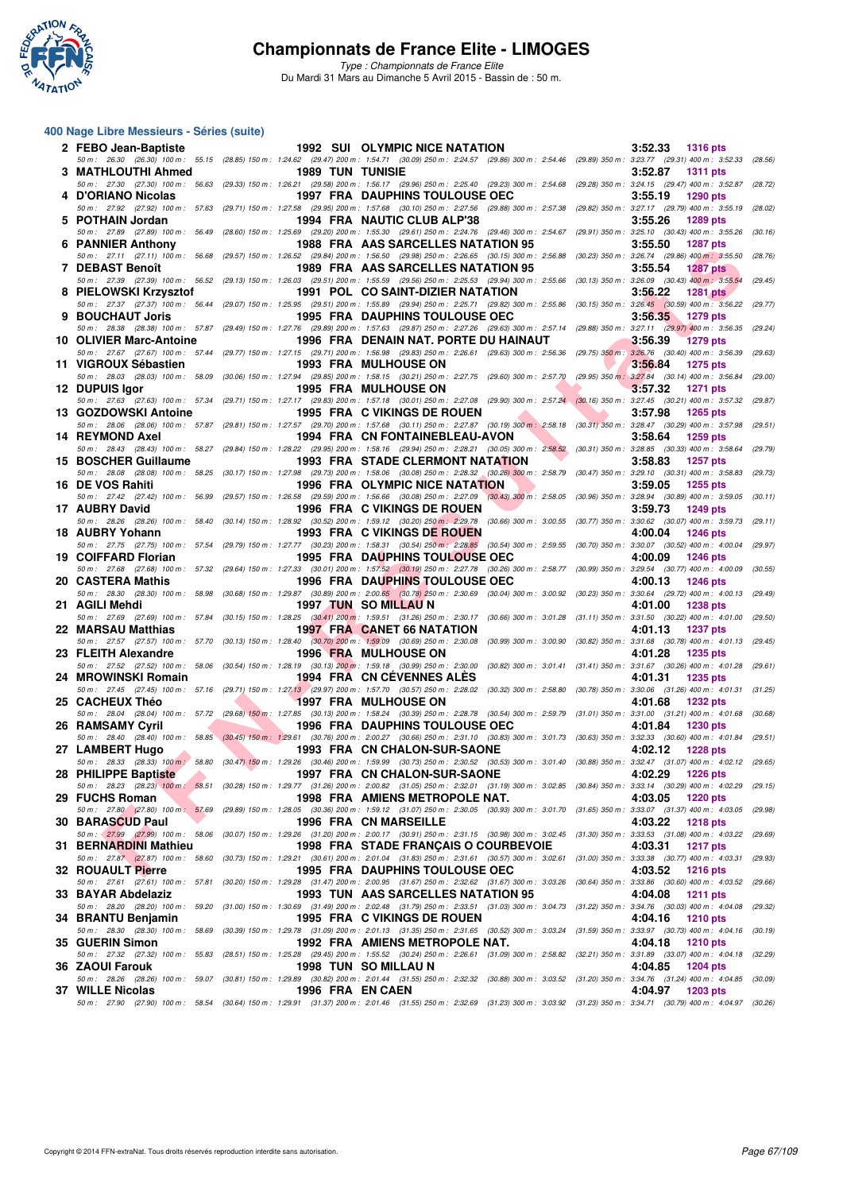## Championnats de France Elite - LIMOGES

*Type : Championnats de France Elite*

Du Mardi 31 Mars au Dimanche 5 Avril 2015 - Bassin de : 50 m.

### 400 Nage Libre Messieurs - Séries (suite)

| Rang | Nom | Année | Nat. | Club | Temps | Points |
|---|---|---|---|---|---|---|
| 2 | FEBO Jean-Baptiste | 1992 | SUI | OLYMPIC NICE NATATION | 3:52.33 | 1316 pts |
| | 50 m : 26.30 (26.30) 100 m : 55.15 (28.85) 150 m : 1:24.62 (29.47) 200 m : 1:54.71 (30.09) 250 m : 2:24.57 (29.86) 300 m : 2:54.46 (29.89) 350 m : 3:23.77 (29.31) 400 m : 3:52.33 (28.56) | | | | | |
| 3 | MATHLOUTHI Ahmed | 1989 | TUN | TUNISIE | 3:52.87 | 1311 pts |
| | 50 m : 27.30 (27.30) 100 m : 56.63 (29.33) 150 m : 1:26.21 (29.58) 200 m : 1:56.17 (29.96) 250 m : 2:25.40 (29.23) 300 m : 2:54.68 (29.28) 350 m : 3:24.15 (29.47) 400 m : 3:52.87 (28.72) | | | | | |
| 4 | D'ORIANO Nicolas | 1997 | FRA | DAUPHINS TOULOUSE OEC | 3:55.19 | 1290 pts |
| | 50 m : 27.92 (27.92) 100 m : 57.63 (29.71) 150 m : 1:27.58 (29.95) 200 m : 1:57.68 (30.10) 250 m : 2:27.56 (29.88) 300 m : 2:57.38 (29.82) 350 m : 3:27.17 (29.79) 400 m : 3:55.19 (28.02) | | | | | |
| 5 | POTHAIN Jordan | 1994 | FRA | NAUTIC CLUB ALP'38 | 3:55.26 | 1289 pts |
| | 50 m : 27.89 (27.89) 100 m : 56.49 (28.60) 150 m : 1:25.69 (29.20) 200 m : 1:55.30 (29.61) 250 m : 2:24.76 (29.46) 300 m : 2:54.67 (29.91) 350 m : 3:25.10 (30.43) 400 m : 3:55.26 (30.16) | | | | | |
| 6 | PANNIER Anthony | 1988 | FRA | AAS SARCELLES NATATION 95 | 3:55.50 | 1287 pts |
| | 50 m : 27.11 (27.11) 100 m : 56.68 (29.57) 150 m : 1:26.52 (29.84) 200 m : 1:56.50 (29.98) 250 m : 2:26.65 (30.15) 300 m : 2:56.88 (30.23) 350 m : 3:26.74 (29.86) 400 m : 3:55.50 (28.76) | | | | | |
| 7 | DEBAST Benoît | 1989 | FRA | AAS SARCELLES NATATION 95 | 3:55.54 | 1287 pts |
| | 50 m : 27.39 (27.39) 100 m : 56.52 (29.13) 150 m : 1:26.03 (29.51) 200 m : 1:55.59 (29.56) 250 m : 2:25.53 (29.94) 300 m : 2:55.66 (30.13) 350 m : 3:26.09 (30.43) 400 m : 3:55.54 (29.45) | | | | | |
| 8 | PIELOWSKI Krzysztof | 1991 | POL | CO SAINT-DIZIER NATATION | 3:56.22 | 1281 pts |
| | 50 m : 27.37 (27.37) 100 m : 56.44 (29.07) 150 m : 1:25.95 (29.51) 200 m : 1:55.89 (29.94) 250 m : 2:25.71 (29.82) 300 m : 2:55.86 (30.15) 350 m : 3:26.45 (30.59) 400 m : 3:56.22 (29.77) | | | | | |
| 9 | BOUCHAUT Joris | 1995 | FRA | DAUPHINS TOULOUSE OEC | 3:56.35 | 1279 pts |
| | 50 m : 28.38 (28.38) 100 m : 57.87 (29.49) 150 m : 1:27.76 (29.89) 200 m : 1:57.63 (29.87) 250 m : 2:27.26 (29.63) 300 m : 2:57.14 (29.88) 350 m : 3:27.11 (29.97) 400 m : 3:56.35 (29.24) | | | | | |
| 10 | OLIVIER Marc-Antoine | 1996 | FRA | DENAIN NAT. PORTE DU HAINAUT | 3:56.39 | 1279 pts |
| | 50 m : 27.67 (27.67) 100 m : 57.44 (29.77) 150 m : 1:27.15 (29.71) 200 m : 1:56.98 (29.83) 250 m : 2:26.61 (29.63) 300 m : 2:56.36 (29.75) 350 m : 3:26.76 (30.40) 400 m : 3:56.39 (29.63) | | | | | |
| 11 | VIGROUX Sébastien | 1993 | FRA | MULHOUSE ON | 3:56.84 | 1275 pts |
| | 50 m : 28.03 (28.03) 100 m : 58.09 (30.06) 150 m : 1:27.94 (29.85) 200 m : 1:58.15 (30.21) 250 m : 2:27.75 (29.60) 300 m : 2:57.70 (29.95) 350 m : 3:27.84 (30.14) 400 m : 3:56.84 (29.00) | | | | | |
| 12 | DUPUIS Igor | 1995 | FRA | MULHOUSE ON | 3:57.32 | 1271 pts |
| | 50 m : 27.63 (27.63) 100 m : 57.34 (29.71) 150 m : 1:27.17 (29.83) 200 m : 1:57.18 (30.01) 250 m : 2:27.08 (29.90) 300 m : 2:57.24 (30.16) 350 m : 3:27.45 (30.21) 400 m : 3:57.32 (29.87) | | | | | |
| 13 | GOZDOWSKI Antoine | 1995 | FRA | C VIKINGS DE ROUEN | 3:57.98 | 1265 pts |
| | 50 m : 28.06 (28.06) 100 m : 57.87 (29.81) 150 m : 1:27.57 (29.70) 200 m : 1:57.68 (30.11) 250 m : 2:27.87 (30.19) 300 m : 2:58.18 (30.31) 350 m : 3:28.47 (30.29) 400 m : 3:57.98 (29.51) | | | | | |
| 14 | REYMOND Axel | 1994 | FRA | CN FONTAINEBLEAU-AVON | 3:58.64 | 1259 pts |
| | 50 m : 28.43 (28.43) 100 m : 58.27 (29.84) 150 m : 1:28.22 (29.95) 200 m : 1:58.16 (29.94) 250 m : 2:28.21 (30.05) 300 m : 2:58.52 (30.31) 350 m : 3:28.85 (30.33) 400 m : 3:58.64 (29.79) | | | | | |
| 15 | BOSCHER Guillaume | 1993 | FRA | STADE CLERMONT NATATION | 3:58.83 | 1257 pts |
| | 50 m : 28.08 (28.08) 100 m : 58.25 (30.17) 150 m : 1:27.98 (29.73) 200 m : 1:58.06 (30.08) 250 m : 2:28.32 (30.26) 300 m : 2:58.79 (30.47) 350 m : 3:29.10 (30.31) 400 m : 3:58.83 (29.73) | | | | | |
| 16 | DE VOS Rahiti | 1996 | FRA | OLYMPIC NICE NATATION | 3:59.05 | 1255 pts |
| | 50 m : 27.42 (27.42) 100 m : 56.99 (29.57) 150 m : 1:26.58 (29.59) 200 m : 1:56.66 (30.08) 250 m : 2:27.09 (30.43) 300 m : 2:58.05 (30.96) 350 m : 3:28.94 (30.89) 400 m : 3:59.05 (30.11) | | | | | |
| 17 | AUBRY David | 1996 | FRA | C VIKINGS DE ROUEN | 3:59.73 | 1249 pts |
| | 50 m : 28.26 (28.26) 100 m : 58.40 (30.14) 150 m : 1:28.92 (30.52) 200 m : 1:59.12 (30.20) 250 m : 2:29.78 (30.66) 300 m : 3:00.55 (30.77) 350 m : 3:30.62 (30.07) 400 m : 3:59.73 (29.11) | | | | | |
| 18 | AUBRY Yohann | 1993 | FRA | C VIKINGS DE ROUEN | 4:00.04 | 1246 pts |
| | 50 m : 27.75 (27.75) 100 m : 57.54 (29.79) 150 m : 1:27.77 (30.23) 200 m : 1:58.31 (30.54) 250 m : 2:28.85 (30.54) 300 m : 2:59.55 (30.70) 350 m : 3:30.07 (30.52) 400 m : 4:00.04 (29.97) | | | | | |
| 19 | COIFFARD Florian | 1995 | FRA | DAUPHINS TOULOUSE OEC | 4:00.09 | 1246 pts |
| | 50 m : 27.68 (27.68) 100 m : 57.32 (29.64) 150 m : 1:27.33 (30.01) 200 m : 1:57.52 (30.19) 250 m : 2:27.78 (30.26) 300 m : 2:58.77 (30.99) 350 m : 3:29.54 (30.77) 400 m : 4:00.09 (30.55) | | | | | |
| 20 | CASTERA Mathis | 1996 | FRA | DAUPHINS TOULOUSE OEC | 4:00.13 | 1246 pts |
| | 50 m : 28.30 (28.30) 100 m : 58.98 (30.68) 150 m : 1:29.87 (30.89) 200 m : 2:00.65 (30.78) 250 m : 2:30.69 (30.04) 300 m : 3:00.92 (30.23) 350 m : 3:30.64 (29.72) 400 m : 4:00.13 (29.49) | | | | | |
| 21 | AGILI Mehdi | 1997 | TUN | SO MILLAU N | 4:01.00 | 1238 pts |
| | 50 m : 27.69 (27.69) 100 m : 57.84 (30.15) 150 m : 1:28.25 (30.41) 200 m : 1:59.51 (31.26) 250 m : 2:30.17 (30.66) 300 m : 3:01.28 (31.11) 350 m : 3:31.50 (30.22) 400 m : 4:01.00 (29.50) | | | | | |
| 22 | MARSAU Matthias | 1997 | FRA | CANET 66 NATATION | 4:01.13 | 1237 pts |
| | 50 m : 27.57 (27.57) 100 m : 57.70 (30.13) 150 m : 1:28.40 (30.70) 200 m : 1:59.09 (30.69) 250 m : 2:30.08 (30.99) 300 m : 3:00.90 (30.82) 350 m : 3:31.68 (30.78) 400 m : 4:01.13 (29.45) | | | | | |
| 23 | FLEITH Alexandre | 1996 | FRA | MULHOUSE ON | 4:01.28 | 1235 pts |
| | 50 m : 27.52 (27.52) 100 m : 58.06 (30.54) 150 m : 1:28.19 (30.13) 200 m : 1:59.18 (30.99) 250 m : 2:30.00 (30.82) 300 m : 3:01.41 (31.41) 350 m : 3:31.67 (30.26) 400 m : 4:01.28 (29.61) | | | | | |
| 24 | MROWINSKI Romain | 1994 | FRA | CN CÉVENNES ALÈS | 4:01.31 | 1235 pts |
| | 50 m : 27.45 (27.45) 100 m : 57.16 (29.71) 150 m : 1:27.13 (29.97) 200 m : 1:57.70 (30.57) 250 m : 2:28.02 (30.32) 300 m : 2:58.80 (30.78) 350 m : 3:30.06 (31.26) 400 m : 4:01.31 (31.25) | | | | | |
| 25 | CACHEUX Théo | 1997 | FRA | MULHOUSE ON | 4:01.68 | 1232 pts |
| | 50 m : 28.04 (28.04) 100 m : 57.72 (29.68) 150 m : 1:27.85 (30.13) 200 m : 1:58.24 (30.39) 250 m : 2:28.78 (30.54) 300 m : 2:59.79 (31.01) 350 m : 3:31.00 (31.21) 400 m : 4:01.68 (30.68) | | | | | |
| 26 | RAMSAMY Cyril | 1996 | FRA | DAUPHINS TOULOUSE OEC | 4:01.84 | 1230 pts |
| | 50 m : 28.40 (28.40) 100 m : 58.85 (30.45) 150 m : 1:29.61 (30.76) 200 m : 2:00.27 (30.66) 250 m : 2:31.10 (30.83) 300 m : 3:01.73 (30.63) 350 m : 3:32.33 (30.60) 400 m : 4:01.84 (29.51) | | | | | |
| 27 | LAMBERT Hugo | 1993 | FRA | CN CHALON-SUR-SAONE | 4:02.12 | 1228 pts |
| | 50 m : 28.33 (28.33) 100 m : 58.80 (30.47) 150 m : 1:29.26 (30.46) 200 m : 1:59.99 (30.73) 250 m : 2:30.52 (30.53) 300 m : 3:01.40 (30.88) 350 m : 3:32.47 (31.07) 400 m : 4:02.12 (29.65) | | | | | |
| 28 | PHILIPPE Baptiste | 1997 | FRA | CN CHALON-SUR-SAONE | 4:02.29 | 1226 pts |
| | 50 m : 28.23 (28.23) 100 m : 58.51 (30.28) 150 m : 1:29.77 (31.26) 200 m : 2:00.82 (31.05) 250 m : 2:32.01 (31.19) 300 m : 3:02.85 (30.84) 350 m : 3:33.14 (30.29) 400 m : 4:02.29 (29.15) | | | | | |
| 29 | FUCHS Roman | 1998 | FRA | AMIENS METROPOLE NAT. | 4:03.05 | 1220 pts |
| | 50 m : 27.80 (27.80) 100 m : 57.69 (29.89) 150 m : 1:28.05 (30.36) 200 m : 1:59.12 (31.07) 250 m : 2:30.05 (30.93) 300 m : 3:01.70 (31.65) 350 m : 3:33.07 (31.37) 400 m : 4:03.05 (29.98) | | | | | |
| 30 | BARASCUD Paul | 1996 | FRA | CN MARSEILLE | 4:03.22 | 1218 pts |
| | 50 m : 27.99 (27.99) 100 m : 58.06 (30.07) 150 m : 1:29.26 (31.20) 200 m : 2:00.17 (30.91) 250 m : 2:31.15 (30.98) 300 m : 3:02.45 (31.30) 350 m : 3:33.53 (31.08) 400 m : 4:03.22 (29.69) | | | | | |
| 31 | BERNARDINI Mathieu | 1998 | FRA | STADE FRANÇAIS O COURBEVOIE | 4:03.31 | 1217 pts |
| | 50 m : 27.87 (27.87) 100 m : 58.60 (30.73) 150 m : 1:29.21 (30.61) 200 m : 2:01.04 (31.83) 250 m : 2:31.61 (30.57) 300 m : 3:02.61 (31.00) 350 m : 3:33.38 (30.77) 400 m : 4:03.31 (29.93) | | | | | |
| 32 | ROUAULT Pierre | 1995 | FRA | DAUPHINS TOULOUSE OEC | 4:03.52 | 1216 pts |
| | 50 m : 27.61 (27.61) 100 m : 57.81 (30.20) 150 m : 1:29.28 (31.47) 200 m : 2:00.95 (31.67) 250 m : 2:32.62 (31.67) 300 m : 3:03.26 (30.64) 350 m : 3:33.86 (30.60) 400 m : 4:03.52 (29.66) | | | | | |
| 33 | BAYAR Abdelaziz | 1993 | TUN | AAS SARCELLES NATATION 95 | 4:04.08 | 1211 pts |
| | 50 m : 28.20 (28.20) 100 m : 59.20 (31.00) 150 m : 1:30.69 (31.49) 200 m : 2:02.48 (31.79) 250 m : 2:33.51 (31.03) 300 m : 3:04.73 (31.22) 350 m : 3:34.76 (30.03) 400 m : 4:04.08 (29.32) | | | | | |
| 34 | BRANTU Benjamin | 1995 | FRA | C VIKINGS DE ROUEN | 4:04.16 | 1210 pts |
| | 50 m : 28.30 (28.30) 100 m : 58.69 (30.39) 150 m : 1:29.78 (31.09) 200 m : 2:01.13 (31.35) 250 m : 2:31.65 (30.52) 300 m : 3:03.24 (31.59) 350 m : 3:33.97 (30.73) 400 m : 4:04.16 (30.19) | | | | | |
| 35 | GUERIN Simon | 1992 | FRA | AMIENS METROPOLE NAT. | 4:04.18 | 1210 pts |
| | 50 m : 27.32 (27.32) 100 m : 55.83 (28.51) 150 m : 1:25.28 (29.45) 200 m : 1:55.52 (30.24) 250 m : 2:26.61 (31.09) 300 m : 2:58.82 (32.21) 350 m : 3:31.89 (33.07) 400 m : 4:04.18 (32.29) | | | | | |
| 36 | ZAOUI Farouk | 1998 | TUN | SO MILLAU N | 4:04.85 | 1204 pts |
| | 50 m : 28.26 (28.26) 100 m : 59.07 (30.81) 150 m : 1:29.89 (30.82) 200 m : 2:01.44 (31.55) 250 m : 2:32.32 (30.88) 300 m : 3:03.52 (31.20) 350 m : 3:34.76 (31.24) 400 m : 4:04.85 (30.09) | | | | | |
| 37 | WILLE Nicolas | 1996 | FRA | EN CAEN | 4:04.97 | 1203 pts |
| | 50 m : 27.90 (27.90) 100 m : 58.54 (30.64) 150 m : 1:29.91 (31.37) 200 m : 2:01.46 (31.55) 250 m : 2:32.69 (31.23) 300 m : 3:03.92 (31.23) 350 m : 3:34.71 (30.79) 400 m : 4:04.97 (30.26) | | | | | |

Copyright © 2014 FFN-extraNat. Tous droits réservés reproduction interdite sans autorisation.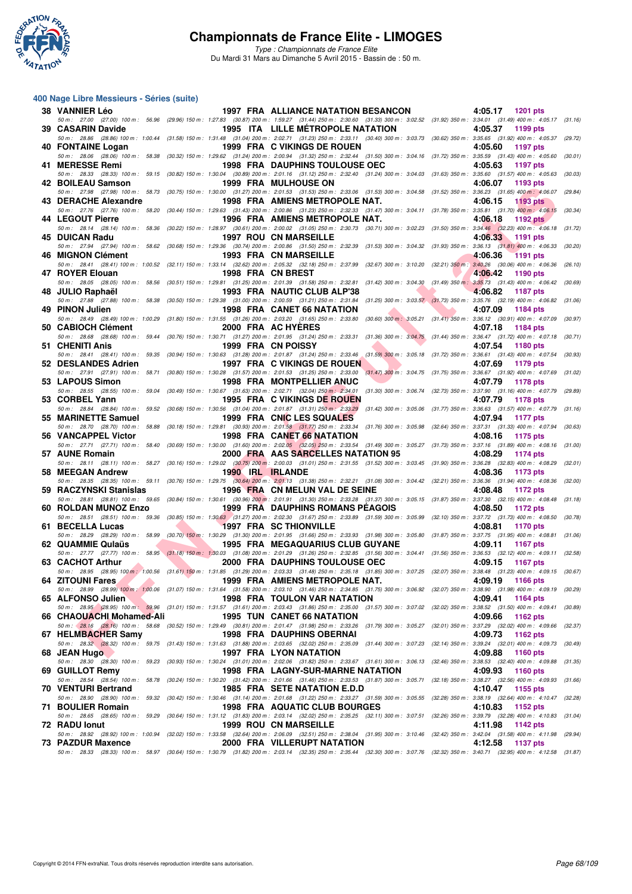# Championnats de France Elite - LIMOGES

*Type : Championnats de France Elite*
Du Mardi 31 Mars au Dimanche 5 Avril 2015 - Bassin de : 50 m.

## 400 Nage Libre Messieurs - Séries (suite)

| Rang | Nom | Année | Nat | Club | Temps | Points |
|---|---|---|---|---|---|---|
| 38 | VANNIER Léo | 1997 | FRA | ALLIANCE NATATION BESANCON | 4:05.17 | 1201 pts |
| | 50 m : 27.00 (27.00) 100 m : 56.96 (29.96) 150 m : 1:27.83 (30.87) 200 m : 1:59.27 (31.44) 250 m : 2:30.60 (31.33) 300 m : 3:02.52 (31.92) 350 m : 3:34.01 (31.49) 400 m : 4:05.17 (31.16) | | | | | |
| 39 | CASARIN Davide | 1995 | ITA | LILLE MÉTROPOLE NATATION | 4:05.37 | 1199 pts |
| | 50 m : 28.86 (28.86) 100 m : 1:00.44 (31.58) 150 m : 1:31.48 (31.04) 200 m : 2:02.71 (31.23) 250 m : 2:33.11 (30.40) 300 m : 3:03.73 (30.62) 350 m : 3:35.65 (31.92) 400 m : 4:05.37 (29.72) | | | | | |
| 40 | FONTAINE Logan | 1999 | FRA | C VIKINGS DE ROUEN | 4:05.60 | 1197 pts |
| | 50 m : 28.06 (28.06) 100 m : 58.38 (30.32) 150 m : 1:29.62 (31.24) 200 m : 2:00.94 (31.32) 250 m : 2:32.44 (31.50) 300 m : 3:04.16 (31.72) 350 m : 3:35.59 (31.43) 400 m : 4:05.60 (30.01) | | | | | |
| 41 | MERESSE Remi | 1998 | FRA | DAUPHINS TOULOUSE OEC | 4:05.63 | 1197 pts |
| | 50 m : 28.33 (28.33) 100 m : 59.15 (30.82) 150 m : 1:30.04 (30.89) 200 m : 2:01.16 (31.12) 250 m : 2:32.40 (31.24) 300 m : 3:04.03 (31.63) 350 m : 3:35.60 (31.57) 400 m : 4:05.63 (30.03) | | | | | |
| 42 | BOILEAU Samson | 1999 | FRA | MULHOUSE ON | 4:06.07 | 1193 pts |
| | 50 m : 27.98 (27.98) 100 m : 58.73 (30.75) 150 m : 1:30.00 (31.27) 200 m : 2:01.53 (31.53) 250 m : 2:33.06 (31.53) 300 m : 3:04.58 (31.52) 350 m : 3:36.23 (31.65) 400 m : 4:06.07 (29.84) | | | | | |
| 43 | DERACHE Alexandre | 1998 | FRA | AMIENS METROPOLE NAT. | 4:06.15 | 1193 pts |
| | 50 m : 27.76 (27.76) 100 m : 58.20 (30.44) 150 m : 1:29.63 (31.43) 200 m : 2:00.86 (31.23) 250 m : 2:32.33 (31.47) 300 m : 3:04.11 (31.78) 350 m : 3:35.81 (31.70) 400 m : 4:06.15 (30.34) | | | | | |
| 44 | LEGOUT Pierre | 1996 | FRA | AMIENS METROPOLE NAT. | 4:06.18 | 1192 pts |
| | 50 m : 28.14 (28.14) 100 m : 58.36 (30.22) 150 m : 1:28.97 (30.61) 200 m : 2:00.02 (31.05) 250 m : 2:30.73 (30.71) 300 m : 3:02.23 (31.50) 350 m : 3:34.46 (32.23) 400 m : 4:06.18 (31.72) | | | | | |
| 45 | DUICAN Radu | 1997 | ROU | CN MARSEILLE | 4:06.33 | 1191 pts |
| | 50 m : 27.94 (27.94) 100 m : 58.62 (30.68) 150 m : 1:29.36 (30.74) 200 m : 2:00.86 (31.50) 250 m : 2:32.39 (31.53) 300 m : 3:04.32 (31.93) 350 m : 3:36.13 (31.81) 400 m : 4:06.33 (30.20) | | | | | |
| 46 | MIGNON Clément | 1993 | FRA | CN MARSEILLE | 4:06.36 | 1191 pts |
| | 50 m : 28.41 (28.41) 100 m : 1:00.52 (32.11) 150 m : 1:33.14 (32.62) 200 m : 2:05.32 (32.18) 250 m : 2:37.99 (32.67) 300 m : 3:10.20 (32.21) 350 m : 3:40.26 (30.06) 400 m : 4:06.36 (26.10) | | | | | |
| 47 | ROYER Elouan | 1998 | FRA | CN BREST | 4:06.42 | 1190 pts |
| | 50 m : 28.05 (28.05) 100 m : 58.56 (30.51) 150 m : 1:29.81 (31.25) 200 m : 2:01.39 (31.58) 250 m : 2:32.81 (31.42) 300 m : 3:04.30 (31.49) 350 m : 3:35.73 (31.43) 400 m : 4:06.42 (30.69) | | | | | |
| 48 | JULIO Raphaël | 1993 | FRA | NAUTIC CLUB ALP'38 | 4:06.82 | 1187 pts |
| | 50 m : 27.88 (27.88) 100 m : 58.38 (30.50) 150 m : 1:29.38 (31.00) 200 m : 2:00.59 (31.21) 250 m : 2:31.84 (31.25) 300 m : 3:03.57 (31.73) 350 m : 3:35.76 (32.19) 400 m : 4:06.82 (31.06) | | | | | |
| 49 | PINON Julien | 1998 | FRA | CANET 66 NATATION | 4:07.09 | 1184 pts |
| | 50 m : 28.49 (28.49) 100 m : 1:00.29 (31.80) 150 m : 1:31.55 (31.26) 200 m : 2:03.20 (31.65) 250 m : 2:33.80 (30.60) 300 m : 3:05.21 (31.41) 350 m : 3:36.12 (30.91) 400 m : 4:07.09 (30.97) | | | | | |
| 50 | CABIOCH Clément | 2000 | FRA | AC HYÈRES | 4:07.18 | 1184 pts |
| | 50 m : 28.68 (28.68) 100 m : 59.44 (30.76) 150 m : 1:30.71 (31.27) 200 m : 2:01.95 (31.24) 250 m : 2:33.31 (31.36) 300 m : 3:04.75 (31.44) 350 m : 3:36.47 (31.72) 400 m : 4:07.18 (30.71) | | | | | |
| 51 | CHENITI Anis | 1999 | FRA | CN POISSY | 4:07.54 | 1180 pts |
| | 50 m : 28.41 (28.41) 100 m : 59.35 (30.94) 150 m : 1:30.63 (31.28) 200 m : 2:01.87 (31.24) 250 m : 2:33.46 (31.59) 300 m : 3:05.18 (31.72) 350 m : 3:36.61 (31.43) 400 m : 4:07.54 (30.93) | | | | | |
| 52 | DESLANDES Adrien | 1997 | FRA | C VIKINGS DE ROUEN | 4:07.69 | 1179 pts |
| | 50 m : 27.91 (27.91) 100 m : 58.71 (30.80) 150 m : 1:30.28 (31.57) 200 m : 2:01.53 (31.25) 250 m : 2:33.00 (31.47) 300 m : 3:04.75 (31.75) 350 m : 3:36.67 (31.92) 400 m : 4:07.69 (31.02) | | | | | |
| 53 | LAPOUS Simon | 1998 | FRA | MONTPELLIER ANUC | 4:07.79 | 1178 pts |
| | 50 m : 28.55 (28.55) 100 m : 59.04 (30.49) 150 m : 1:30.67 (31.63) 200 m : 2:02.71 (32.04) 250 m : 2:34.01 (31.30) 300 m : 3:06.74 (32.73) 350 m : 3:37.90 (31.16) 400 m : 4:07.79 (29.89) | | | | | |
| 53 | CORBEL Yann | 1995 | FRA | C VIKINGS DE ROUEN | 4:07.79 | 1178 pts |
| | 50 m : 28.84 (28.84) 100 m : 59.52 (30.68) 150 m : 1:30.56 (31.04) 200 m : 2:01.87 (31.31) 250 m : 2:33.29 (31.42) 300 m : 3:05.06 (31.77) 350 m : 3:36.63 (31.57) 400 m : 4:07.79 (31.16) | | | | | |
| 55 | MARINETTE Samuel | 1999 | FRA | CNIC LES SQUALES | 4:07.94 | 1177 pts |
| | 50 m : 28.70 (28.70) 100 m : 58.88 (30.18) 150 m : 1:29.81 (30.93) 200 m : 2:01.58 (31.77) 250 m : 2:33.34 (31.76) 300 m : 3:05.98 (32.64) 350 m : 3:37.31 (31.33) 400 m : 4:07.94 (30.63) | | | | | |
| 56 | VANCAPPEL Victor | 1998 | FRA | CANET 66 NATATION | 4:08.16 | 1175 pts |
| | 50 m : 27.71 (27.71) 100 m : 58.40 (30.69) 150 m : 1:30.00 (31.60) 200 m : 2:02.05 (32.05) 250 m : 2:33.54 (31.49) 300 m : 3:05.27 (31.73) 350 m : 3:37.16 (31.89) 400 m : 4:08.16 (31.00) | | | | | |
| 57 | AUNE Romain | 2000 | FRA | AAS SARCELLES NATATION 95 | 4:08.29 | 1174 pts |
| | 50 m : 28.11 (28.11) 100 m : 58.27 (30.16) 150 m : 1:29.02 (30.75) 200 m : 2:00.03 (31.01) 250 m : 2:31.55 (31.52) 300 m : 3:03.45 (31.90) 350 m : 3:36.28 (32.83) 400 m : 4:08.29 (32.01) | | | | | |
| 58 | MEEGAN Andrew | 1990 | IRL | IRLANDE | 4:08.36 | 1173 pts |
| | 50 m : 28.35 (28.35) 100 m : 59.11 (30.76) 150 m : 1:29.75 (30.64) 200 m : 2:01.13 (31.38) 250 m : 2:32.21 (31.08) 300 m : 3:04.42 (32.21) 350 m : 3:36.36 (31.94) 400 m : 4:08.36 (32.00) | | | | | |
| 59 | RACZYNSKI Stanislas | 1996 | FRA | CN MELUN VAL DE SEINE | 4:08.48 | 1172 pts |
| | 50 m : 28.81 (28.81) 100 m : 59.65 (30.84) 150 m : 1:30.61 (30.96) 200 m : 2:01.91 (31.30) 250 m : 2:33.28 (31.37) 300 m : 3:05.15 (31.87) 350 m : 3:37.30 (32.15) 400 m : 4:08.48 (31.18) | | | | | |
| 60 | ROLDAN MUNOZ Enzo | 1999 | FRA | DAUPHINS ROMANS PÉAGOIS | 4:08.50 | 1172 pts |
| | 50 m : 28.51 (28.51) 100 m : 59.36 (30.85) 150 m : 1:30.63 (31.27) 200 m : 2:02.30 (31.67) 250 m : 2:33.89 (31.59) 300 m : 3:05.99 (32.10) 350 m : 3:37.72 (31.73) 400 m : 4:08.50 (30.78) | | | | | |
| 61 | BECELLA Lucas | 1997 | FRA | SC THIONVILLE | 4:08.81 | 1170 pts |
| | 50 m : 28.29 (28.29) 100 m : 58.99 (30.70) 150 m : 1:30.29 (31.30) 200 m : 2:01.95 (31.66) 250 m : 2:33.93 (31.98) 300 m : 3:05.80 (31.87) 350 m : 3:37.75 (31.95) 400 m : 4:08.81 (31.06) | | | | | |
| 62 | QUAMMIE Qulaüs | 1995 | FRA | MEGAQUARIUS CLUB GUYANE | 4:09.11 | 1167 pts |
| | 50 m : 27.77 (27.77) 100 m : 58.95 (31.18) 150 m : 1:30.03 (31.08) 200 m : 2:01.29 (31.26) 250 m : 2:32.85 (31.56) 300 m : 3:04.41 (31.56) 350 m : 3:36.53 (32.12) 400 m : 4:09.11 (32.58) | | | | | |
| 63 | CACHOT Arthur | 2000 | FRA | DAUPHINS TOULOUSE OEC | 4:09.15 | 1167 pts |
| | 50 m : 28.95 (28.95) 100 m : 1:00.56 (31.61) 150 m : 1:31.85 (31.29) 200 m : 2:03.33 (31.48) 250 m : 2:35.18 (31.85) 300 m : 3:07.25 (32.07) 350 m : 3:38.48 (31.23) 400 m : 4:09.15 (30.67) | | | | | |
| 64 | ZITOUNI Fares | 1999 | FRA | AMIENS METROPOLE NAT. | 4:09.19 | 1166 pts |
| | 50 m : 28.99 (28.99) 100 m : 1:00.06 (31.07) 150 m : 1:31.64 (31.58) 200 m : 2:03.10 (31.46) 250 m : 2:34.85 (31.75) 300 m : 3:06.92 (32.07) 350 m : 3:38.90 (31.98) 400 m : 4:09.19 (30.29) | | | | | |
| 65 | ALFONSO Julien | 1998 | FRA | TOULON VAR NATATION | 4:09.41 | 1164 pts |
| | 50 m : 28.95 (28.95) 100 m : 59.96 (31.01) 150 m : 1:31.57 (31.61) 200 m : 2:03.43 (31.86) 250 m : 2:35.00 (31.57) 300 m : 3:07.02 (32.02) 350 m : 3:38.52 (31.50) 400 m : 4:09.41 (30.89) | | | | | |
| 66 | CHAOUACHI Mohamed-Ali | 1995 | TUN | CANET 66 NATATION | 4:09.66 | 1162 pts |
| | 50 m : 28.16 (28.16) 100 m : 58.68 (30.52) 150 m : 1:29.49 (30.81) 200 m : 2:01.47 (31.98) 250 m : 2:33.26 (31.79) 300 m : 3:05.27 (32.01) 350 m : 3:37.29 (32.02) 400 m : 4:09.66 (32.37) | | | | | |
| 67 | HELMBACHER Samy | 1998 | FRA | DAUPHINS OBERNAI | 4:09.73 | 1162 pts |
| | 50 m : 28.32 (28.32) 100 m : 59.75 (31.43) 150 m : 1:31.63 (31.88) 200 m : 2:03.65 (32.02) 250 m : 2:35.09 (31.44) 300 m : 3:07.23 (32.14) 350 m : 3:39.24 (32.01) 400 m : 4:09.73 (30.49) | | | | | |
| 68 | JEAN Hugo | 1997 | FRA | LYON NATATION | 4:09.88 | 1160 pts |
| | 50 m : 28.30 (28.30) 100 m : 59.23 (30.93) 150 m : 1:30.24 (31.01) 200 m : 2:02.06 (31.82) 250 m : 2:33.67 (31.61) 300 m : 3:06.13 (32.46) 350 m : 3:38.53 (32.40) 400 m : 4:09.88 (31.35) | | | | | |
| 69 | GUILLOT Remy | 1998 | FRA | LAGNY-SUR-MARNE NATATION | 4:09.93 | 1160 pts |
| | 50 m : 28.54 (28.54) 100 m : 58.78 (30.24) 150 m : 1:30.20 (31.42) 200 m : 2:01.66 (31.46) 250 m : 2:33.53 (31.87) 300 m : 3:05.71 (32.18) 350 m : 3:38.27 (32.56) 400 m : 4:09.93 (31.66) | | | | | |
| 70 | VENTURI Bertrand | 1985 | FRA | SETE NATATION E.D.D | 4:10.47 | 1155 pts |
| | 50 m : 28.90 (28.90) 100 m : 59.32 (30.42) 150 m : 1:30.46 (31.14) 200 m : 2:01.68 (31.22) 250 m : 2:33.27 (31.59) 300 m : 3:05.55 (32.28) 350 m : 3:38.19 (32.64) 400 m : 4:10.47 (32.28) | | | | | |
| 71 | BOULIER Romain | 1998 | FRA | AQUATIC CLUB BOURGES | 4:10.83 | 1152 pts |
| | 50 m : 28.65 (28.65) 100 m : 59.29 (30.64) 150 m : 1:31.12 (31.83) 200 m : 2:03.14 (32.02) 250 m : 2:35.25 (32.11) 300 m : 3:07.51 (32.26) 350 m : 3:39.79 (32.28) 400 m : 4:10.83 (31.04) | | | | | |
| 72 | RADU Ionut | 1999 | ROU | CN MARSEILLE | 4:11.98 | 1142 pts |
| | 50 m : 28.92 (28.92) 100 m : 1:00.94 (32.02) 150 m : 1:33.58 (32.64) 200 m : 2:06.09 (32.51) 250 m : 2:38.04 (31.95) 300 m : 3:10.46 (32.42) 350 m : 3:42.04 (31.58) 400 m : 4:11.98 (29.94) | | | | | |
| 73 | PAZDUR Maxence | 2000 | FRA | VILLERUPT NATATION | 4:12.58 | 1137 pts |
| | 50 m : 28.33 (28.33) 100 m : 58.97 (30.64) 150 m : 1:30.79 (31.82) 200 m : 2:03.14 (32.35) 250 m : 2:35.44 (32.30) 300 m : 3:07.76 (32.32) 350 m : 3:40.71 (32.95) 400 m : 4:12.58 (31.87) | | | | | |

Copyright © 2014 FFN-extraNat. Tous droits réservés reproduction interdite sans autorisation.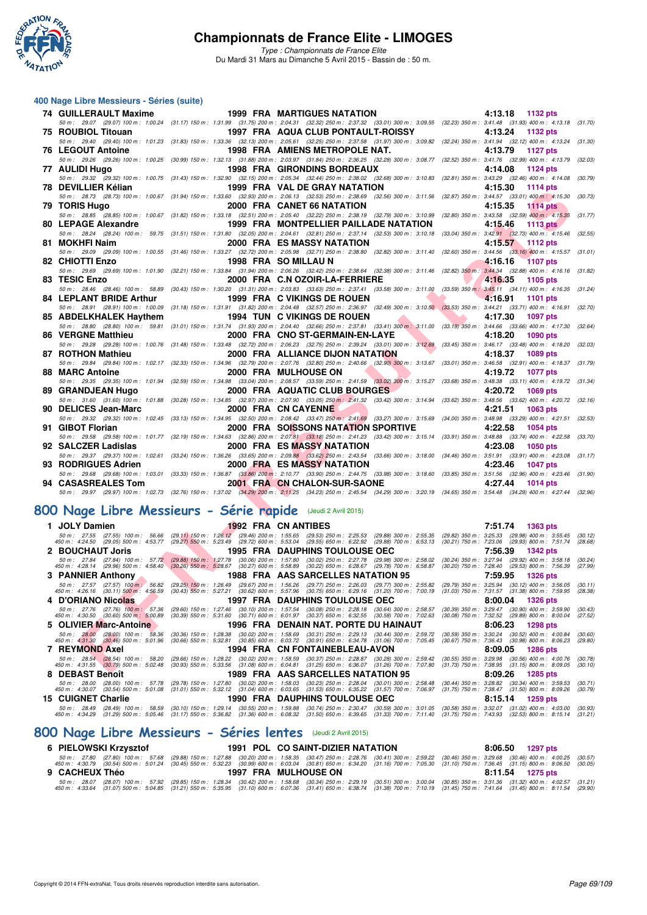## 400 Nage Libre Messieurs - Séries (suite)

| Rang | Nom | Année | Nat | Club | Temps | Points |
|---|---|---|---|---|---|---|
| 74 | GUILLERAULT Maxime | 1999 | FRA | MARTIGUES NATATION | 4:13.18 | 1132 pts |
| | 50 m : 29.07 (29.07) 100 m : 1:00.24 (31.17) 150 m : 1:31.99 (31.75) 200 m : 2:04.31 (32.32) 250 m : 2:37.32 (33.01) 300 m : 3:09.55 (32.23) 350 m : 3:41.48 (31.93) 400 m : 4:13.18 (31.70) | | | | | |
| 75 | ROUBIOL Titouan | 1997 | FRA | AQUA CLUB PONTAULT-ROISSY | 4:13.24 | 1132 pts |
| | 50 m : 29.40 (29.40) 100 m : 1:01.23 (31.83) 150 m : 1:33.36 (32.13) 200 m : 2:05.61 (32.25) 250 m : 2:37.58 (31.97) 300 m : 3:09.82 (32.24) 350 m : 3:41.94 (32.12) 400 m : 4:13.24 (31.30) | | | | | |
| 76 | LEGOUT Antoine | 1998 | FRA | AMIENS METROPOLE NAT. | 4:13.79 | 1127 pts |
| | 50 m : 29.26 (29.26) 100 m : 1:00.25 (30.99) 150 m : 1:32.13 (31.88) 200 m : 2:03.97 (31.84) 250 m : 2:36.25 (32.28) 300 m : 3:08.77 (32.52) 350 m : 3:41.76 (32.99) 400 m : 4:13.79 (32.03) | | | | | |
| 77 | AULIDI Hugo | 1998 | FRA | GIRONDINS BORDEAUX | 4:14.08 | 1124 pts |
| | 50 m : 29.32 (29.32) 100 m : 1:00.75 (31.43) 150 m : 1:32.90 (32.15) 200 m : 2:05.34 (32.44) 250 m : 2:38.02 (32.68) 300 m : 3:10.83 (32.81) 350 m : 3:43.29 (32.46) 400 m : 4:14.08 (30.79) | | | | | |
| 78 | DEVILLIER Kélian | 1999 | FRA | VAL DE GRAY NATATION | 4:15.30 | 1114 pts |
| | 50 m : 28.73 (28.73) 100 m : 1:00.67 (31.94) 150 m : 1:33.60 (32.93) 200 m : 2:06.13 (32.53) 250 m : 2:38.69 (32.56) 300 m : 3:11.56 (32.87) 350 m : 3:44.57 (33.01) 400 m : 4:15.30 (30.73) | | | | | |
| 79 | TORIS Hugo | 2000 | FRA | CANET 66 NATATION | 4:15.35 | 1114 pts |
| | 50 m : 28.85 (28.85) 100 m : 1:00.67 (31.82) 150 m : 1:33.18 (32.51) 200 m : 2:05.40 (32.22) 250 m : 2:38.19 (32.79) 300 m : 3:10.99 (32.80) 350 m : 3:43.58 (32.59) 400 m : 4:15.35 (31.77) | | | | | |
| 80 | LEPAGE Alexandre | 1999 | FRA | MONTPELLIER PAILLADE NATATION | 4:15.46 | 1113 pts |
| | 50 m : 28.24 (28.24) 100 m : 59.75 (31.51) 150 m : 1:31.80 (32.05) 200 m : 2:04.61 (32.81) 250 m : 2:37.14 (32.53) 300 m : 3:10.18 (33.04) 350 m : 3:42.91 (32.73) 400 m : 4:15.46 (32.55) | | | | | |
| 81 | MOKHFI Naim | 2000 | FRA | ES MASSY NATATION | 4:15.57 | 1112 pts |
| | 50 m : 29.09 (29.09) 100 m : 1:00.55 (31.46) 150 m : 1:33.27 (32.72) 200 m : 2:05.98 (32.71) 250 m : 2:38.80 (32.82) 300 m : 3:11.40 (32.60) 350 m : 3:44.56 (33.16) 400 m : 4:15.57 (31.01) | | | | | |
| 82 | CHIOTTI Enzo | 1998 | FRA | SO MILLAU N | 4:16.16 | 1107 pts |
| | 50 m : 29.69 (29.69) 100 m : 1:01.90 (32.21) 150 m : 1:33.84 (31.94) 200 m : 2:06.26 (32.42) 250 m : 2:38.64 (32.38) 300 m : 3:11.46 (32.82) 350 m : 3:44.34 (32.88) 400 m : 4:16.16 (31.82) | | | | | |
| 83 | TESIC Enzo | 2000 | FRA | C.N OZOIR-LA-FERRIERE | 4:16.35 | 1105 pts |
| | 50 m : 28.46 (28.46) 100 m : 58.89 (30.43) 150 m : 1:30.20 (31.31) 200 m : 2:03.83 (33.63) 250 m : 2:37.41 (33.58) 300 m : 3:11.00 (33.59) 350 m : 3:45.11 (34.11) 400 m : 4:16.35 (31.24) | | | | | |
| 84 | LEPLANT BRIDE Arthur | 1999 | FRA | C VIKINGS DE ROUEN | 4:16.91 | 1101 pts |
| | 50 m : 28.91 (28.91) 100 m : 1:00.09 (31.18) 150 m : 1:31.91 (31.82) 200 m : 2:04.48 (32.57) 250 m : 2:36.97 (32.49) 300 m : 3:10.50 (33.53) 350 m : 3:44.21 (33.71) 400 m : 4:16.91 (32.70) | | | | | |
| 85 | ABDELKHALEK Haythem | 1994 | TUN | C VIKINGS DE ROUEN | 4:17.30 | 1097 pts |
| | 50 m : 28.80 (28.80) 100 m : 59.81 (31.01) 150 m : 1:31.74 (31.93) 200 m : 2:04.40 (32.66) 250 m : 2:37.81 (33.41) 300 m : 3:11.00 (33.19) 350 m : 3:44.66 (33.66) 400 m : 4:17.30 (32.64) | | | | | |
| 86 | VERGNE Matthieu | 2000 | FRA | CNO ST-GERMAIN-EN-LAYE | 4:18.20 | 1090 pts |
| | 50 m : 29.28 (29.28) 100 m : 1:00.76 (31.48) 150 m : 1:33.48 (32.72) 200 m : 2:06.23 (32.75) 250 m : 2:39.24 (33.01) 300 m : 3:12.69 (33.45) 350 m : 3:46.17 (33.48) 400 m : 4:18.20 (32.03) | | | | | |
| 87 | ROTHON Mathieu | 2000 | FRA | ALLIANCE DIJON NATATION | 4:18.37 | 1089 pts |
| | 50 m : 29.84 (29.84) 100 m : 1:02.17 (32.33) 150 m : 1:34.96 (32.79) 200 m : 2:07.76 (32.80) 250 m : 2:40.66 (32.90) 300 m : 3:13.67 (33.01) 350 m : 3:46.58 (32.91) 400 m : 4:18.37 (31.79) | | | | | |
| 88 | MARC Antoine | 2000 | FRA | MULHOUSE ON | 4:19.72 | 1077 pts |
| | 50 m : 29.35 (29.35) 100 m : 1:01.94 (32.59) 150 m : 1:34.98 (33.04) 200 m : 2:08.57 (33.59) 250 m : 2:41.59 (33.02) 300 m : 3:15.27 (33.68) 350 m : 3:48.38 (33.11) 400 m : 4:19.72 (31.34) | | | | | |
| 89 | GRANDJEAN Hugo | 2000 | FRA | AQUATIC CLUB BOURGES | 4:20.72 | 1069 pts |
| | 50 m : 31.60 (31.60) 100 m : 1:01.88 (30.28) 150 m : 1:34.85 (32.97) 200 m : 2:07.90 (33.05) 250 m : 2:41.32 (33.42) 300 m : 3:14.94 (33.62) 350 m : 3:48.56 (33.62) 400 m : 4:20.72 (32.16) | | | | | |
| 90 | DELICES Jean-Marc | 2000 | FRA | CN CAYENNE | 4:21.51 | 1063 pts |
| | 50 m : 29.32 (29.32) 100 m : 1:02.45 (33.13) 150 m : 1:34.95 (32.50) 200 m : 2:08.42 (33.47) 250 m : 2:41.69 (33.27) 300 m : 3:15.69 (34.00) 350 m : 3:48.98 (33.29) 400 m : 4:21.51 (32.53) | | | | | |
| 91 | GIBOT Florian | 2000 | FRA | SOISSONS NATATION SPORTIVE | 4:22.58 | 1054 pts |
| | 50 m : 29.58 (29.58) 100 m : 1:01.77 (32.19) 150 m : 1:34.63 (32.86) 200 m : 2:07.81 (33.18) 250 m : 2:41.23 (33.42) 300 m : 3:15.14 (33.91) 350 m : 3:48.88 (33.74) 400 m : 4:22.58 (33.70) | | | | | |
| 92 | SALCZER Ladislas | 2000 | FRA | ES MASSY NATATION | 4:23.08 | 1050 pts |
| | 50 m : 29.37 (29.37) 100 m : 1:02.61 (33.24) 150 m : 1:36.26 (33.65) 200 m : 2:09.88 (33.62) 250 m : 2:43.54 (33.66) 300 m : 3:18.00 (34.46) 350 m : 3:51.91 (33.91) 400 m : 4:23.08 (31.17) | | | | | |
| 93 | RODRIGUES Adrien | 2000 | FRA | ES MASSY NATATION | 4:23.46 | 1047 pts |
| | 50 m : 29.68 (29.68) 100 m : 1:03.01 (33.33) 150 m : 1:36.87 (33.86) 200 m : 2:10.77 (33.90) 250 m : 2:44.75 (33.98) 300 m : 3:18.60 (33.85) 350 m : 3:51.56 (32.96) 400 m : 4:23.46 (31.90) | | | | | |
| 94 | CASASREALES Tom | 2001 | FRA | CN CHALON-SUR-SAONE | 4:27.44 | 1014 pts |
| | 50 m : 29.97 (29.97) 100 m : 1:02.73 (32.76) 150 m : 1:37.02 (34.29) 200 m : 2:11.25 (34.23) 250 m : 2:45.54 (34.29) 300 m : 3:20.19 (34.65) 350 m : 3:54.48 (34.29) 400 m : 4:27.44 (32.96) | | | | | |

## 800 Nage Libre Messieurs - Série rapide (Jeudi 2 Avril 2015)

| Rang | Nom | Année | Nat | Club | Temps | Points |
|---|---|---|---|---|---|---|
| 1 | JOLY Damien | 1992 | FRA | CN ANTIBES | 7:51.74 | 1363 pts |
| | 50 m : 27.55 (27.55) 100 m : 56.66 (29.11) 150 m : 1:26.12 (29.46) 200 m : 1:55.65 (29.53) 250 m : 2:25.53 (29.88) 300 m : 2:55.35 (29.82) 350 m : 3:25.33 (29.98) 400 m : 3:55.45 (30.12) 450 m : 4:24.50 (29.05) 500 m : 4:53.77 (29.27) 550 m : 5:23.49 (29.72) 600 m : 5:53.04 (29.55) 650 m : 6:22.92 (29.88) 700 m : 6:53.13 (30.21) 750 m : 7:23.06 (29.93) 800 m : 7:51.74 (28.68) | | | | | |
| 2 | BOUCHAUT Joris | 1995 | FRA | DAUPHINS TOULOUSE OEC | 7:56.39 | 1342 pts |
| | 50 m : 27.84 (27.84) 100 m : 57.72 (29.88) 150 m : 1:27.78 (30.06) 200 m : 1:57.80 (30.02) 250 m : 2:27.78 (29.98) 300 m : 2:58.02 (30.24) 350 m : 3:27.94 (29.92) 400 m : 3:58.18 (30.24) 450 m : 4:28.14 (29.96) 500 m : 4:58.40 (30.26) 550 m : 5:28.67 (30.27) 600 m : 5:58.89 (30.22) 650 m : 6:28.67 (29.78) 700 m : 6:58.87 (30.20) 750 m : 7:28.40 (29.53) 800 m : 7:56.39 (27.99) | | | | | |
| 3 | PANNIER Anthony | 1988 | FRA | AAS SARCELLES NATATION 95 | 7:59.95 | 1326 pts |
| | 50 m : 27.57 (27.57) 100 m : 56.82 (29.25) 150 m : 1:26.49 (29.67) 200 m : 1:56.26 (29.77) 250 m : 2:26.03 (29.77) 300 m : 2:55.82 (29.79) 350 m : 3:25.94 (30.12) 400 m : 3:56.05 (30.11) 450 m : 4:26.16 (30.11) 500 m : 4:56.59 (30.43) 550 m : 5:27.21 (30.62) 600 m : 5:57.96 (30.75) 650 m : 6:29.16 (31.20) 700 m : 7:00.19 (31.03) 750 m : 7:31.57 (31.38) 800 m : 7:59.95 (28.38) | | | | | |
| 4 | D'ORIANO Nicolas | 1997 | FRA | DAUPHINS TOULOUSE OEC | 8:00.04 | 1326 pts |
| | 50 m : 27.76 (27.76) 100 m : 57.36 (29.60) 150 m : 1:27.46 (30.10) 200 m : 1:57.54 (30.08) 250 m : 2:28.18 (30.64) 300 m : 2:58.57 (30.39) 350 m : 3:29.47 (30.90) 400 m : 3:59.90 (30.43) 450 m : 4:30.50 (30.60) 500 m : 5:00.89 (30.39) 550 m : 5:31.60 (30.71) 600 m : 6:01.97 (30.37) 650 m : 6:32.55 (30.58) 700 m : 7:02.63 (30.08) 750 m : 7:32.52 (29.89) 800 m : 8:00.04 (27.52) | | | | | |
| 5 | OLIVIER Marc-Antoine | 1996 | FRA | DENAIN NAT. PORTE DU HAINAUT | 8:06.23 | 1298 pts |
| | 50 m : 28.00 (28.00) 100 m : 58.36 (30.36) 150 m : 1:28.38 (30.02) 200 m : 1:58.69 (30.31) 250 m : 2:29.13 (30.44) 300 m : 2:59.72 (30.59) 350 m : 3:30.24 (30.52) 400 m : 4:00.84 (30.60) 450 m : 4:31.30 (30.46) 500 m : 5:01.96 (30.66) 550 m : 5:32.81 (30.85) 600 m : 6:03.72 (30.91) 650 m : 6:34.78 (31.06) 700 m : 7:05.45 (30.67) 750 m : 7:36.43 (30.98) 800 m : 8:06.23 (29.80) | | | | | |
| 7 | REYMOND Axel | 1994 | FRA | CN FONTAINEBLEAU-AVON | 8:09.05 | 1286 pts |
| | 50 m : 28.54 (28.54) 100 m : 58.20 (29.66) 150 m : 1:28.22 (30.02) 200 m : 1:58.59 (30.37) 250 m : 2:28.87 (30.28) 300 m : 2:59.42 (30.55) 350 m : 3:29.98 (30.56) 400 m : 4:00.76 (30.78) 450 m : 4:31.55 (30.79) 500 m : 5:02.48 (30.93) 550 m : 5:33.56 (31.08) 600 m : 6:04.81 (31.25) 650 m : 6:36.07 (31.26) 700 m : 7:07.80 (31.73) 750 m : 7:38.95 (31.15) 800 m : 8:09.05 (30.10) | | | | | |
| 8 | DEBAST Benoit | 1989 | FRA | AAS SARCELLES NATATION 95 | 8:09.26 | 1285 pts |
| | 50 m : 28.00 (28.00) 100 m : 57.78 (29.78) 150 m : 1:27.80 (30.02) 200 m : 1:58.03 (30.23) 250 m : 2:28.04 (30.01) 300 m : 2:58.48 (30.44) 350 m : 3:28.82 (30.34) 400 m : 3:59.53 (30.71) 450 m : 4:30.07 (30.54) 500 m : 5:01.08 (31.01) 550 m : 5:32.12 (31.04) 600 m : 6:03.65 (31.53) 650 m : 6:35.22 (31.57) 700 m : 7:06.97 (31.75) 750 m : 7:38.47 (31.50) 800 m : 8:09.26 (30.79) | | | | | |
| 15 | CUIGNET Charlie | 1990 | FRA | DAUPHINS TOULOUSE OEC | 8:15.14 | 1259 pts |
| | 50 m : 28.49 (28.49) 100 m : 58.59 (30.10) 150 m : 1:29.14 (30.55) 200 m : 1:59.88 (30.74) 250 m : 2:30.47 (30.59) 300 m : 3:01.05 (30.58) 350 m : 3:32.07 (31.02) 400 m : 4:03.00 (30.93) 450 m : 4:34.29 (31.29) 500 m : 5:05.46 (31.17) 550 m : 5:36.82 (31.36) 600 m : 6:08.32 (31.50) 650 m : 6:39.65 (31.33) 700 m : 7:11.40 (31.75) 750 m : 7:43.93 (32.53) 800 m : 8:15.14 (31.21) | | | | | |

## 800 Nage Libre Messieurs - Séries lentes (Jeudi 2 Avril 2015)

| Rang | Nom | Année | Nat | Club | Temps | Points |
|---|---|---|---|---|---|---|
| 6 | PIELOWSKI Krzysztof | 1991 | POL | CO SAINT-DIZIER NATATION | 8:06.50 | 1297 pts |
| | 50 m : 27.80 (27.80) 100 m : 57.68 (29.88) 150 m : 1:27.88 (30.20) 200 m : 1:58.35 (30.47) 250 m : 2:28.76 (30.41) 300 m : 2:59.22 (30.46) 350 m : 3:29.68 (30.46) 400 m : 4:00.25 (30.57) 450 m : 4:30.79 (30.54) 500 m : 5:01.24 (30.45) 550 m : 5:32.23 (30.99) 600 m : 6:03.04 (30.81) 650 m : 6:34.20 (31.16) 700 m : 7:05.30 (31.10) 750 m : 7:36.45 (31.15) 800 m : 8:06.50 (30.05) | | | | | |
| 9 | CACHEUX Théo | 1997 | FRA | MULHOUSE ON | 8:11.54 | 1275 pts |
| | 50 m : 28.07 (28.07) 100 m : 57.92 (29.85) 150 m : 1:28.34 (30.42) 200 m : 1:58.68 (30.34) 250 m : 2:29.19 (30.51) 300 m : 3:00.04 (30.85) 350 m : 3:31.36 (31.32) 400 m : 4:02.57 (31.21) 450 m : 4:33.64 (31.07) 500 m : 5:04.85 (31.21) 550 m : 5:35.95 (31.10) 600 m : 6:07.36 (31.41) 650 m : 6:38.74 (31.38) 700 m : 7:10.19 (31.45) 750 m : 7:41.64 (31.45) 800 m : 8:11.54 (29.90) | | | | | |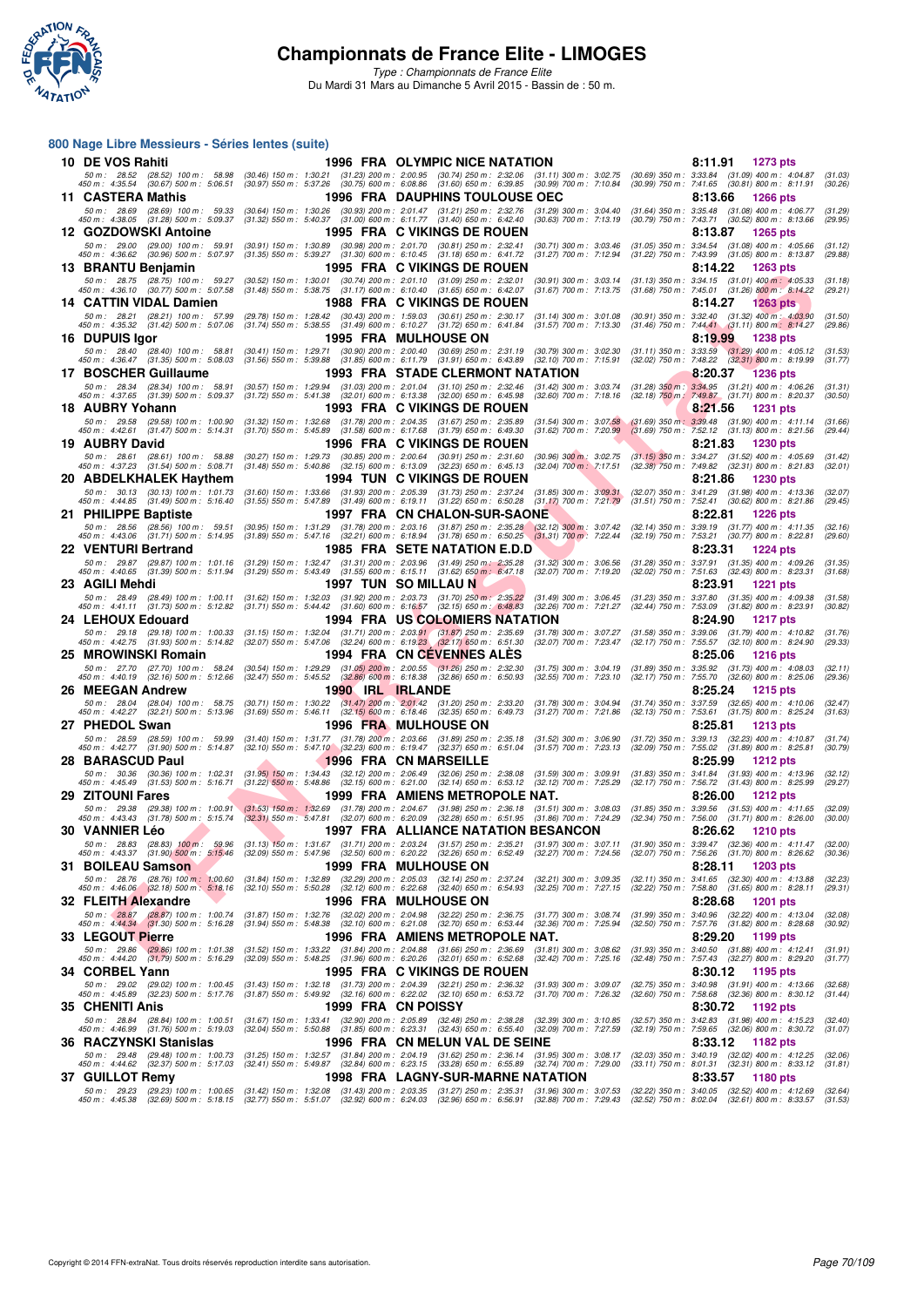# Championnats de France Elite - LIMOGES

*Type : Championnats de France Elite*

Du Mardi 31 Mars au Dimanche 5 Avril 2015 - Bassin de : 50 m.

## 800 Nage Libre Messieurs - Séries lentes (suite)

**10 DE VOS Rahiti** — 1996 FRA OLYMPIC NICE NATATION — 8:11.91 — 1273 pts

50 m : 28.52 (28.52) 100 m : 58.98 (30.46) 150 m : 1:30.21 (31.23) 200 m : 2:00.95 (30.74) 250 m : 2:32.06 (31.11) 300 m : 3:02.75 (30.69) 350 m : 3:33.84 (31.09) 400 m : 4:04.87 (31.03)
450 m : 4:35.54 (30.67) 500 m : 5:06.51 (30.97) 550 m : 5:37.26 (30.75) 600 m : 6:08.86 (31.60) 650 m : 6:39.85 (30.99) 700 m : 7:10.84 (30.99) 750 m : 7:41.65 (30.81) 800 m : 8:11.91 (30.26)

**11 CASTERA Mathis** — 1996 FRA DAUPHINS TOULOUSE OEC — 8:13.66 — 1266 pts

50 m : 28.69 (28.69) 100 m : 59.33 (30.64) 150 m : 1:30.26 (30.93) 200 m : 2:01.47 (31.21) 250 m : 2:32.76 (31.29) 300 m : 3:04.40 (31.64) 350 m : 3:35.48 (31.08) 400 m : 4:06.77 (31.29)
450 m : 4:38.05 (31.28) 500 m : 5:09.37 (31.32) 550 m : 5:40.37 (31.00) 600 m : 6:11.77 (31.40) 650 m : 6:42.40 (30.63) 700 m : 7:13.19 (30.79) 750 m : 7:43.71 (30.52) 800 m : 8:13.66 (29.95)

**12 GOZDOWSKI Antoine** — 1995 FRA C VIKINGS DE ROUEN — 8:13.87 — 1265 pts

50 m : 29.00 (29.00) 100 m : 59.91 (30.91) 150 m : 1:30.89 (30.98) 200 m : 2:01.70 (30.81) 250 m : 2:32.41 (30.71) 300 m : 3:03.46 (31.05) 350 m : 3:34.54 (31.08) 400 m : 4:05.66 (31.12)
450 m : 4:36.62 (30.96) 500 m : 5:07.97 (31.35) 550 m : 5:39.27 (31.30) 600 m : 6:10.45 (31.18) 650 m : 6:41.72 (31.27) 700 m : 7:12.94 (31.22) 750 m : 7:43.99 (31.05) 800 m : 8:13.87 (29.88)

**13 BRANTU Benjamin** — 1995 FRA C VIKINGS DE ROUEN — 8:14.22 — 1263 pts

50 m : 28.75 (28.75) 100 m : 59.27 (30.52) 150 m : 1:30.01 (30.74) 200 m : 2:01.10 (31.09) 250 m : 2:32.01 (30.91) 300 m : 3:03.14 (31.13) 350 m : 3:34.15 (31.01) 400 m : 4:05.33 (31.18)
450 m : 4:36.10 (30.77) 500 m : 5:07.58 (31.48) 550 m : 5:38.75 (31.17) 600 m : 6:10.40 (31.65) 650 m : 6:42.07 (31.67) 700 m : 7:13.75 (31.68) 750 m : 7:45.01 (31.26) 800 m : 8:14.22 (29.21)

**14 CATTIN VIDAL Damien** — 1988 FRA C VIKINGS DE ROUEN — 8:14.27 — 1263 pts

50 m : 28.21 (28.21) 100 m : 57.99 (29.78) 150 m : 1:28.42 (30.43) 200 m : 1:59.03 (30.61) 250 m : 2:30.17 (31.14) 300 m : 3:01.08 (30.91) 350 m : 3:32.40 (31.32) 400 m : 4:03.90 (31.50)
450 m : 4:35.32 (31.42) 500 m : 5:07.06 (31.74) 550 m : 5:38.55 (31.49) 600 m : 6:10.27 (31.72) 650 m : 6:41.84 (31.57) 700 m : 7:13.30 (31.46) 750 m : 7:44.41 (31.11) 800 m : 8:14.27 (29.86)

**16 DUPUIS Igor** — 1995 FRA MULHOUSE ON — 8:19.99 — 1238 pts

50 m : 28.40 (28.40) 100 m : 58.81 (30.41) 150 m : 1:29.71 (30.90) 200 m : 2:00.40 (30.69) 250 m : 2:31.19 (30.79) 300 m : 3:02.30 (31.11) 350 m : 3:33.59 (31.29) 400 m : 4:05.12 (31.53)
450 m : 4:36.47 (31.35) 500 m : 5:08.03 (31.56) 550 m : 5:39.88 (31.85) 600 m : 6:11.79 (31.91) 650 m : 6:43.89 (32.10) 700 m : 7:15.91 (32.02) 750 m : 7:48.22 (32.31) 800 m : 8:19.99 (31.77)

**17 BOSCHER Guillaume** — 1993 FRA STADE CLERMONT NATATION — 8:20.37 — 1236 pts

50 m : 28.34 (28.34) 100 m : 58.91 (30.57) 150 m : 1:29.94 (31.03) 200 m : 2:01.04 (31.10) 250 m : 2:32.46 (31.42) 300 m : 3:03.74 (31.28) 350 m : 3:34.95 (31.21) 400 m : 4:06.26 (31.31)
450 m : 4:37.65 (31.39) 500 m : 5:09.37 (31.72) 550 m : 5:41.38 (32.01) 600 m : 6:13.38 (32.00) 650 m : 6:45.98 (32.60) 700 m : 7:18.16 (32.18) 750 m : 7:49.87 (31.71) 800 m : 8:20.37 (30.50)

**18 AUBRY Yohann** — 1993 FRA C VIKINGS DE ROUEN — 8:21.56 — 1231 pts

50 m : 29.58 (29.58) 100 m : 1:00.90 (31.32) 150 m : 1:32.68 (31.78) 200 m : 2:04.35 (31.67) 250 m : 2:35.89 (31.54) 300 m : 3:07.58 (31.69) 350 m : 3:39.48 (31.90) 400 m : 4:11.14 (31.66)
450 m : 4:42.61 (31.47) 500 m : 5:14.31 (31.70) 550 m : 5:45.89 (31.58) 600 m : 6:17.68 (31.79) 650 m : 6:49.30 (31.62) 700 m : 7:20.99 (31.69) 750 m : 7:52.12 (31.13) 800 m : 8:21.56 (29.44)

**19 AUBRY David** — 1996 FRA C VIKINGS DE ROUEN — 8:21.83 — 1230 pts

50 m : 28.61 (28.61) 100 m : 58.88 (30.27) 150 m : 1:29.73 (30.85) 200 m : 2:00.64 (30.91) 250 m : 2:31.60 (30.96) 300 m : 3:02.75 (31.15) 350 m : 3:34.27 (31.52) 400 m : 4:05.69 (31.42)
450 m : 4:37.23 (31.54) 500 m : 5:08.71 (31.48) 550 m : 5:40.86 (32.15) 600 m : 6:13.09 (32.23) 650 m : 6:45.13 (32.04) 700 m : 7:17.51 (32.38) 750 m : 7:49.82 (32.31) 800 m : 8:21.83 (32.01)

**20 ABDELKHALEK Haythem** — 1994 TUN C VIKINGS DE ROUEN — 8:21.86 — 1230 pts

50 m : 30.13 (30.13) 100 m : 1:01.73 (31.60) 150 m : 1:33.66 (31.93) 200 m : 2:05.39 (31.73) 250 m : 2:37.24 (31.85) 300 m : 3:09.31 (32.07) 350 m : 3:41.29 (31.98) 400 m : 4:13.36 (32.07)
450 m : 4:44.85 (31.49) 500 m : 5:16.40 (31.55) 550 m : 5:47.89 (31.49) 600 m : 6:19.11 (31.22) 650 m : 6:50.28 (31.17) 700 m : 7:21.79 (31.51) 750 m : 7:52.41 (30.62) 800 m : 8:21.86 (29.45)

**21 PHILIPPE Baptiste** — 1997 FRA CN CHALON-SUR-SAONE — 8:22.81 — 1226 pts

50 m : 28.56 (28.56) 100 m : 59.51 (30.95) 150 m : 1:31.29 (31.78) 200 m : 2:03.16 (31.87) 250 m : 2:35.28 (32.12) 300 m : 3:07.42 (32.14) 350 m : 3:39.19 (31.77) 400 m : 4:11.35 (32.16)
450 m : 4:43.06 (31.71) 500 m : 5:14.95 (31.89) 550 m : 5:47.16 (32.21) 600 m : 6:18.94 (31.78) 650 m : 6:50.25 (31.31) 700 m : 7:22.44 (32.19) 750 m : 7:53.21 (30.77) 800 m : 8:22.81 (29.60)

**22 VENTURI Bertrand** — 1985 FRA SETE NATATION E.D.D — 8:23.31 — 1224 pts

50 m : 29.87 (29.87) 100 m : 1:01.16 (31.29) 150 m : 1:32.47 (31.31) 200 m : 2:03.96 (31.49) 250 m : 2:35.28 (31.32) 300 m : 3:06.56 (31.28) 350 m : 3:37.91 (31.35) 400 m : 4:09.26 (31.35)
450 m : 4:40.65 (31.39) 500 m : 5:11.94 (31.29) 550 m : 5:43.49 (31.55) 600 m : 6:15.11 (31.62) 650 m : 6:47.18 (32.07) 700 m : 7:19.20 (32.02) 750 m : 7:51.63 (32.43) 800 m : 8:23.31 (31.68)

**23 AGILI Mehdi** — 1997 TUN SO MILLAU N — 8:23.91 — 1221 pts

50 m : 28.49 (28.49) 100 m : 1:00.11 (31.62) 150 m : 1:32.03 (31.92) 200 m : 2:03.73 (31.70) 250 m : 2:35.22 (31.49) 300 m : 3:06.45 (31.23) 350 m : 3:37.80 (31.35) 400 m : 4:09.38 (31.58)
450 m : 4:41.11 (31.73) 500 m : 5:12.82 (31.71) 550 m : 5:44.42 (31.60) 600 m : 6:16.57 (32.15) 650 m : 6:48.83 (32.26) 700 m : 7:21.27 (32.44) 750 m : 7:53.09 (31.82) 800 m : 8:23.91 (30.82)

**24 LEHOUX Edouard** — 1994 FRA US COLOMIERS NATATION — 8:24.90 — 1217 pts

50 m : 29.18 (29.18) 100 m : 1:00.33 (31.15) 150 m : 1:32.04 (31.71) 200 m : 2:03.91 (31.87) 250 m : 2:35.69 (31.78) 300 m : 3:07.27 (31.58) 350 m : 3:39.06 (31.79) 400 m : 4:10.82 (31.76)
450 m : 4:42.75 (31.93) 500 m : 5:14.82 (32.07) 550 m : 5:47.06 (32.24) 600 m : 6:19.23 (32.17) 650 m : 6:51.30 (32.07) 700 m : 7:23.47 (32.17) 750 m : 7:55.57 (32.10) 800 m : 8:24.90 (29.33)

**25 MROWINSKI Romain** — 1994 FRA CN CÉVENNES ALÈS — 8:25.06 — 1216 pts

50 m : 27.70 (27.70) 100 m : 58.24 (30.54) 150 m : 1:29.29 (31.05) 200 m : 2:00.55 (31.26) 250 m : 2:32.30 (31.75) 300 m : 3:04.19 (31.89) 350 m : 3:35.92 (31.73) 400 m : 4:08.03 (32.11)
450 m : 4:40.19 (32.16) 500 m : 5:12.66 (32.47) 550 m : 5:45.52 (32.86) 600 m : 6:18.38 (32.86) 650 m : 6:50.93 (32.55) 700 m : 7:23.10 (32.17) 750 m : 7:55.70 (32.60) 800 m : 8:25.06 (29.36)

**26 MEEGAN Andrew** — 1990 IRL IRLANDE — 8:25.24 — 1215 pts

50 m : 28.04 (28.04) 100 m : 58.75 (30.71) 150 m : 1:30.22 (31.47) 200 m : 2:01.42 (31.20) 250 m : 2:33.20 (31.78) 300 m : 3:04.94 (31.74) 350 m : 3:37.59 (32.65) 400 m : 4:10.06 (32.47)
450 m : 4:42.27 (32.21) 500 m : 5:13.96 (31.69) 550 m : 5:46.11 (32.15) 600 m : 6:18.46 (32.35) 650 m : 6:49.73 (31.27) 700 m : 7:21.86 (32.13) 750 m : 7:53.61 (31.75) 800 m : 8:25.24 (31.63)

**27 PHEDOL Swan** — 1996 FRA MULHOUSE ON — 8:25.81 — 1213 pts

50 m : 28.59 (28.59) 100 m : 59.99 (31.40) 150 m : 1:31.77 (31.78) 200 m : 2:03.66 (31.89) 250 m : 2:35.18 (31.52) 300 m : 3:06.90 (31.72) 350 m : 3:39.13 (32.23) 400 m : 4:10.87 (31.74)
450 m : 4:42.77 (31.90) 500 m : 5:14.87 (32.10) 550 m : 5:47.10 (32.23) 600 m : 6:19.47 (32.37) 650 m : 6:51.04 (31.57) 700 m : 7:23.13 (32.09) 750 m : 7:55.02 (31.89) 800 m : 8:25.81 (30.79)

**28 BARASCUD Paul** — 1996 FRA CN MARSEILLE — 8:25.99 — 1212 pts

50 m : 30.36 (30.36) 100 m : 1:02.31 (31.95) 150 m : 1:34.43 (32.12) 200 m : 2:06.49 (32.06) 250 m : 2:38.08 (31.59) 300 m : 3:09.91 (31.83) 350 m : 3:41.84 (31.93) 400 m : 4:13.96 (32.12)
450 m : 4:45.49 (31.53) 500 m : 5:16.71 (31.22) 550 m : 5:48.86 (32.15) 600 m : 6:21.00 (32.14) 650 m : 6:53.12 (32.12) 700 m : 7:25.29 (32.17) 750 m : 7:56.72 (31.43) 800 m : 8:25.99 (29.27)

**29 ZITOUNI Fares** — 1999 FRA AMIENS METROPOLE NAT. — 8:26.00 — 1212 pts

50 m : 29.38 (29.38) 100 m : 1:00.91 (31.53) 150 m : 1:32.69 (31.78) 200 m : 2:04.67 (31.98) 250 m : 2:36.18 (31.51) 300 m : 3:08.03 (31.85) 350 m : 3:39.56 (31.53) 400 m : 4:11.65 (32.09)
450 m : 4:43.43 (31.78) 500 m : 5:15.74 (32.31) 550 m : 5:47.81 (32.07) 600 m : 6:20.09 (32.28) 650 m : 6:51.95 (31.86) 700 m : 7:24.29 (32.34) 750 m : 7:56.00 (31.71) 800 m : 8:26.00 (30.00)

**30 VANNIER Léo** — 1997 FRA ALLIANCE NATATION BESANCON — 8:26.62 — 1210 pts

50 m : 28.83 (28.83) 100 m : 59.96 (31.13) 150 m : 1:31.67 (31.71) 200 m : 2:03.24 (31.57) 250 m : 2:35.21 (31.97) 300 m : 3:07.11 (31.90) 350 m : 3:39.47 (32.36) 400 m : 4:11.47 (32.00)
450 m : 4:43.37 (31.90) 500 m : 5:15.46 (32.09) 550 m : 5:47.96 (32.50) 600 m : 6:20.22 (32.26) 650 m : 6:52.49 (32.27) 700 m : 7:24.56 (32.07) 750 m : 7:56.26 (31.70) 800 m : 8:26.62 (30.36)

**31 BOILEAU Samson** — 1999 FRA MULHOUSE ON — 8:28.11 — 1203 pts

50 m : 28.76 (28.76) 100 m : 1:00.60 (31.84) 150 m : 1:32.89 (32.29) 200 m : 2:05.03 (32.14) 250 m : 2:37.24 (32.21) 300 m : 3:09.35 (32.11) 350 m : 3:41.65 (32.30) 400 m : 4:13.88 (32.23)
450 m : 4:46.06 (32.18) 500 m : 5:18.16 (32.10) 550 m : 5:50.28 (32.12) 600 m : 6:22.68 (32.40) 650 m : 6:54.93 (32.25) 700 m : 7:27.15 (32.22) 750 m : 7:58.80 (31.65) 800 m : 8:28.11 (29.31)

**32 FLEITH Alexandre** — 1996 FRA MULHOUSE ON — 8:28.68 — 1201 pts

50 m : 28.87 (28.87) 100 m : 1:00.74 (31.87) 150 m : 1:32.76 (32.02) 200 m : 2:04.98 (32.22) 250 m : 2:36.75 (31.77) 300 m : 3:08.74 (31.99) 350 m : 3:40.96 (32.22) 400 m : 4:13.04 (32.08)
450 m : 4:44.34 (31.30) 500 m : 5:16.28 (31.94) 550 m : 5:48.38 (32.10) 600 m : 6:21.08 (32.70) 650 m : 6:53.44 (32.36) 700 m : 7:25.94 (32.50) 750 m : 7:57.76 (31.82) 800 m : 8:28.68 (30.92)

**33 LEGOUT Pierre** — 1996 FRA AMIENS METROPOLE NAT. — 8:29.20 — 1199 pts

50 m : 29.86 (29.86) 100 m : 1:01.38 (31.52) 150 m : 1:33.22 (31.84) 200 m : 2:04.88 (31.66) 250 m : 2:36.69 (31.81) 300 m : 3:08.62 (31.93) 350 m : 3:40.50 (31.88) 400 m : 4:12.41 (31.91)
450 m : 4:44.20 (31.79) 500 m : 5:16.29 (32.09) 550 m : 5:48.25 (31.96) 600 m : 6:20.26 (32.01) 650 m : 6:52.68 (32.42) 700 m : 7:25.16 (32.48) 750 m : 7:57.43 (32.27) 800 m : 8:29.20 (31.77)

**34 CORBEL Yann** — 1995 FRA C VIKINGS DE ROUEN — 8:30.12 — 1195 pts

50 m : 29.02 (29.02) 100 m : 1:00.45 (31.43) 150 m : 1:32.18 (31.73) 200 m : 2:04.39 (32.21) 250 m : 2:36.32 (31.93) 300 m : 3:09.07 (32.75) 350 m : 3:40.98 (31.91) 400 m : 4:13.66 (32.68)
450 m : 4:45.89 (32.23) 500 m : 5:17.76 (31.87) 550 m : 5:49.92 (32.16) 600 m : 6:22.02 (32.10) 650 m : 6:53.72 (31.70) 700 m : 7:26.32 (32.60) 750 m : 7:58.68 (32.36) 800 m : 8:30.12 (31.44)

**35 CHENITI Anis** — 1999 FRA CN POISSY — 8:30.72 — 1192 pts

50 m : 28.84 (28.84) 100 m : 1:00.51 (31.67) 150 m : 1:33.41 (32.90) 200 m : 2:05.89 (32.48) 250 m : 2:38.28 (32.39) 300 m : 3:10.85 (32.57) 350 m : 3:42.83 (31.98) 400 m : 4:15.23 (32.40)
450 m : 4:46.99 (31.76) 500 m : 5:19.03 (32.04) 550 m : 5:50.88 (31.85) 600 m : 6:23.31 (32.43) 650 m : 6:55.40 (32.09) 700 m : 7:27.59 (32.19) 750 m : 7:59.65 (32.06) 800 m : 8:30.72 (31.07)

**36 RACZYNSKI Stanislas** — 1996 FRA CN MELUN VAL DE SEINE — 8:33.12 — 1182 pts

50 m : 29.48 (29.48) 100 m : 1:00.73 (31.25) 150 m : 1:32.57 (31.84) 200 m : 2:04.19 (31.62) 250 m : 2:36.14 (31.95) 300 m : 3:08.17 (32.03) 350 m : 3:40.19 (32.02) 400 m : 4:12.25 (32.06)
450 m : 4:44.62 (32.37) 500 m : 5:17.03 (32.41) 550 m : 5:49.87 (32.84) 600 m : 6:23.15 (33.28) 650 m : 6:55.89 (32.74) 700 m : 7:29.00 (33.11) 750 m : 8:01.31 (32.31) 800 m : 8:33.12 (31.81)

**37 GUILLOT Remy** — 1998 FRA LAGNY-SUR-MARNE NATATION — 8:33.57 — 1180 pts

50 m : 29.23 (29.23) 100 m : 1:00.65 (31.42) 150 m : 1:32.08 (31.43) 200 m : 2:03.35 (31.27) 250 m : 2:35.31 (31.96) 300 m : 3:07.53 (32.22) 350 m : 3:40.05 (32.52) 400 m : 4:12.69 (32.64)
450 m : 4:45.38 (32.69) 500 m : 5:18.15 (32.77) 550 m : 5:51.07 (32.92) 600 m : 6:24.03 (32.96) 650 m : 6:56.91 (32.88) 700 m : 7:29.43 (32.52) 750 m : 8:02.04 (32.61) 800 m : 8:33.57 (31.53)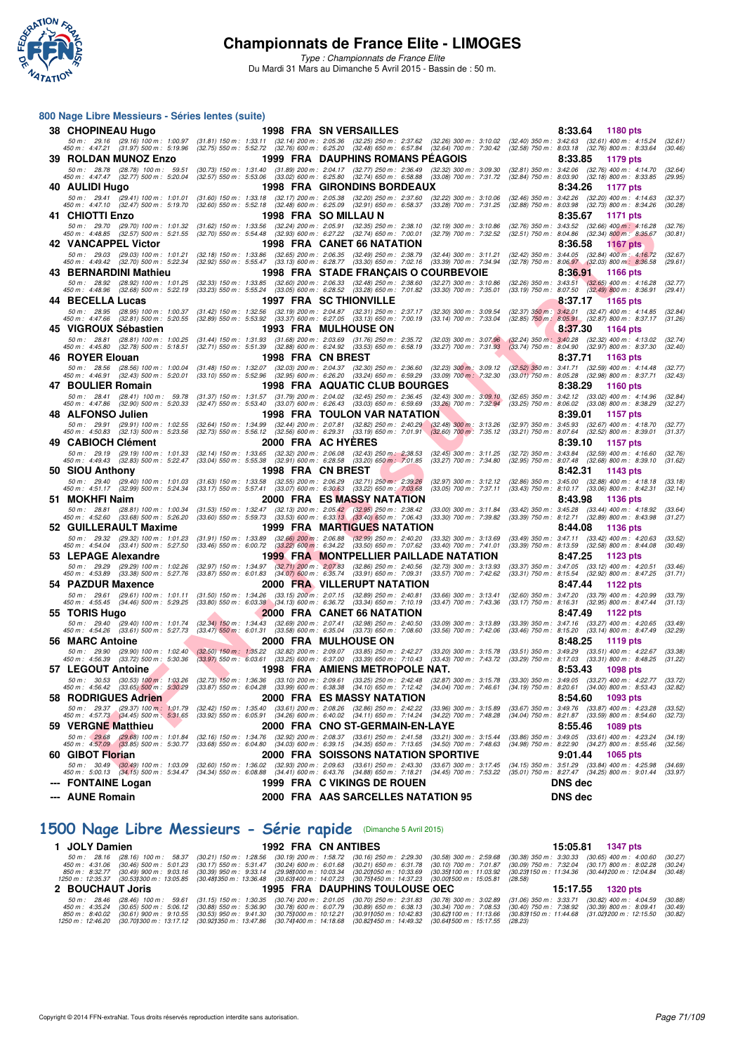# Championnats de France Elite - LIMOGES

*Type : Championnats de France Elite*

Du Mardi 31 Mars au Dimanche 5 Avril 2015 - Bassin de : 50 m.

## 800 Nage Libre Messieurs - Séries lentes (suite)

**38 CHOPINEAU Hugo** 1998 FRA SN VERSAILLES 8:33.64 1180 pts
50 m : 29.16 (29.16) 100 m : 1:00.97 (31.81) 150 m : 1:33.11 (32.14) 200 m : 2:05.36 (32.25) 250 m : 2:37.62 (32.26) 300 m : 3:10.02 (32.40) 350 m : 3:42.63 (32.61) 400 m : 4:15.24 (32.61)
450 m : 4:47.21 (31.97) 500 m : 5:19.96 (32.75) 550 m : 5:52.72 (32.76) 600 m : 6:25.20 (32.48) 650 m : 6:57.84 (32.64) 700 m : 7:30.42 (32.58) 750 m : 8:03.18 (32.76) 800 m : 8:33.64 (30.46)

**39 ROLDAN MUNOZ Enzo** 1999 FRA DAUPHINS ROMANS PÉAGOIS 8:33.85 1179 pts
50 m : 28.78 (28.78) 100 m : 59.51 (30.73) 150 m : 1:31.40 (31.89) 200 m : 2:04.17 (32.77) 250 m : 2:36.49 (32.32) 300 m : 3:09.30 (32.81) 350 m : 3:42.06 (32.76) 400 m : 4:14.70 (32.64)
450 m : 4:47.47 (32.77) 500 m : 5:20.04 (32.57) 550 m : 5:53.06 (33.02) 600 m : 6:25.80 (32.74) 650 m : 6:58.88 (33.08) 700 m : 7:31.72 (32.84) 750 m : 8:03.90 (32.18) 800 m : 8:33.85 (29.95)

**40 AULIDI Hugo** 1998 FRA GIRONDINS BORDEAUX 8:34.26 1177 pts
50 m : 29.41 (29.41) 100 m : 1:01.01 (31.60) 150 m : 1:33.18 (32.17) 200 m : 2:05.38 (32.20) 250 m : 2:37.60 (32.22) 300 m : 3:10.06 (32.46) 350 m : 3:42.26 (32.20) 400 m : 4:14.63 (32.37)
450 m : 4:47.10 (32.47) 500 m : 5:19.70 (32.60) 550 m : 5:52.18 (32.48) 600 m : 6:25.09 (32.91) 650 m : 6:58.37 (33.28) 700 m : 7:31.25 (32.88) 750 m : 8:03.98 (32.73) 800 m : 8:34.26 (30.28)

**41 CHIOTTI Enzo** 1998 FRA SO MILLAU N 8:35.67 1171 pts
50 m : 29.70 (29.70) 100 m : 1:01.32 (31.62) 150 m : 1:33.56 (32.24) 200 m : 2:05.91 (32.35) 250 m : 2:38.10 (32.19) 300 m : 3:10.86 (32.76) 350 m : 3:43.52 (32.66) 400 m : 4:16.28 (32.76)
450 m : 4:48.85 (32.57) 500 m : 5:21.55 (32.70) 550 m : 5:54.48 (32.93) 600 m : 6:27.22 (32.74) 650 m : 7:00.01 (32.79) 700 m : 7:32.52 (32.51) 750 m : 8:04.86 (32.34) 800 m : 8:35.67 (30.81)

**42 VANCAPPEL Victor** 1998 FRA CANET 66 NATATION 8:36.58 1167 pts
50 m : 29.03 (29.03) 100 m : 1:01.21 (32.18) 150 m : 1:33.86 (32.65) 200 m : 2:06.35 (32.49) 250 m : 2:38.79 (32.44) 300 m : 3:11.21 (32.42) 350 m : 3:44.05 (32.84) 400 m : 4:16.72 (32.67)
450 m : 4:49.42 (32.70) 500 m : 5:22.34 (32.92) 550 m : 5:55.47 (33.13) 600 m : 6:28.77 (33.30) 650 m : 7:02.16 (33.39) 700 m : 7:34.94 (32.78) 750 m : 8:06.97 (32.03) 800 m : 8:36.58 (29.61)

**43 BERNARDINI Mathieu** 1998 FRA STADE FRANÇAIS O COURBEVOIE 8:36.91 1166 pts
50 m : 28.92 (28.92) 100 m : 1:01.25 (32.33) 150 m : 1:33.85 (32.60) 200 m : 2:06.33 (32.48) 250 m : 2:38.60 (32.27) 300 m : 3:10.86 (32.26) 350 m : 3:43.51 (32.65) 400 m : 4:16.28 (32.77)
450 m : 4:48.96 (32.68) 500 m : 5:22.19 (33.23) 550 m : 5:55.24 (33.05) 600 m : 6:28.52 (33.28) 650 m : 7:01.82 (33.30) 700 m : 7:35.01 (33.19) 750 m : 8:07.50 (32.49) 800 m : 8:36.91 (29.41)

**44 BECELLA Lucas** 1997 FRA SC THIONVILLE 8:37.17 1165 pts
50 m : 28.95 (28.95) 100 m : 1:00.37 (31.42) 150 m : 1:32.56 (32.19) 200 m : 2:04.87 (32.31) 250 m : 2:37.17 (32.30) 300 m : 3:09.54 (32.37) 350 m : 3:42.01 (32.47) 400 m : 4:14.85 (32.84)
450 m : 4:47.66 (32.81) 500 m : 5:20.55 (32.89) 550 m : 5:53.92 (33.37) 600 m : 6:27.05 (33.13) 650 m : 7:00.19 (33.14) 700 m : 7:33.04 (32.85) 750 m : 8:05.91 (32.87) 800 m : 8:37.17 (31.26)

**45 VIGROUX Sébastien** 1993 FRA MULHOUSE ON 8:37.30 1164 pts
50 m : 28.81 (28.81) 100 m : 1:00.25 (31.44) 150 m : 1:31.93 (31.68) 200 m : 2:03.69 (31.76) 250 m : 2:35.72 (32.03) 300 m : 3:07.96 (32.24) 350 m : 3:40.28 (32.32) 400 m : 4:13.02 (32.74)
450 m : 4:45.80 (32.78) 500 m : 5:18.51 (32.71) 550 m : 5:51.39 (32.88) 600 m : 6:24.92 (33.53) 650 m : 6:58.19 (33.27) 700 m : 7:31.93 (33.74) 750 m : 8:04.90 (32.97) 800 m : 8:37.30 (32.40)

**46 ROYER Elouan** 1998 FRA CN BREST 8:37.71 1163 pts
50 m : 28.56 (28.56) 100 m : 1:00.04 (31.48) 150 m : 1:32.07 (32.03) 200 m : 2:04.37 (32.30) 250 m : 2:36.60 (32.23) 300 m : 3:09.12 (32.52) 350 m : 3:41.71 (32.59) 400 m : 4:14.48 (32.77)
450 m : 4:46.91 (32.43) 500 m : 5:20.01 (33.10) 550 m : 5:52.96 (32.95) 600 m : 6:26.20 (33.24) 650 m : 6:59.29 (33.09) 700 m : 7:32.30 (33.01) 750 m : 8:05.28 (32.98) 800 m : 8:37.71 (32.43)

**47 BOULIER Romain** 1998 FRA AQUATIC CLUB BOURGES 8:38.29 1160 pts
50 m : 28.41 (28.41) 100 m : 59.78 (31.37) 150 m : 1:31.57 (31.79) 200 m : 2:04.02 (32.45) 250 m : 2:36.45 (32.43) 300 m : 3:09.10 (32.65) 350 m : 3:42.12 (33.02) 400 m : 4:14.96 (32.84)
450 m : 4:47.86 (32.90) 500 m : 5:20.33 (32.47) 550 m : 5:53.40 (33.07) 600 m : 6:26.43 (33.03) 650 m : 6:59.69 (33.26) 700 m : 7:32.94 (33.25) 750 m : 8:06.02 (33.08) 800 m : 8:38.29 (32.27)

**48 ALFONSO Julien** 1998 FRA TOULON VAR NATATION 8:39.01 1157 pts
50 m : 29.91 (29.91) 100 m : 1:02.55 (32.64) 150 m : 1:34.99 (32.44) 200 m : 2:07.81 (32.82) 250 m : 2:40.29 (32.48) 300 m : 3:13.26 (32.97) 350 m : 3:45.93 (32.67) 400 m : 4:18.70 (32.77)
450 m : 4:50.83 (32.13) 500 m : 5:23.56 (32.73) 550 m : 5:56.12 (32.56) 600 m : 6:29.31 (33.19) 650 m : 7:01.91 (32.60) 700 m : 7:35.12 (33.21) 750 m : 8:07.64 (32.52) 800 m : 8:39.01 (31.37)

**49 CABIOCH Clément** 2000 FRA AC HYÈRES 8:39.10 1157 pts
50 m : 29.19 (29.19) 100 m : 1:01.33 (32.14) 150 m : 1:33.65 (32.32) 200 m : 2:06.08 (32.43) 250 m : 2:38.53 (32.45) 300 m : 3:11.25 (32.72) 350 m : 3:43.84 (32.59) 400 m : 4:16.60 (32.76)
450 m : 4:49.43 (32.83) 500 m : 5:22.47 (33.04) 550 m : 5:55.38 (32.91) 600 m : 6:28.58 (33.20) 650 m : 7:01.85 (33.27) 700 m : 7:34.80 (32.95) 750 m : 8:07.48 (32.68) 800 m : 8:39.10 (31.62)

**50 SIOU Anthony** 1998 FRA CN BREST 8:42.31 1143 pts
50 m : 29.40 (29.40) 100 m : 1:01.03 (31.63) 150 m : 1:33.58 (32.55) 200 m : 2:06.29 (32.71) 250 m : 2:39.26 (32.97) 300 m : 3:12.12 (32.86) 350 m : 3:45.00 (32.88) 400 m : 4:18.18 (33.18)
450 m : 4:51.17 (32.99) 500 m : 5:24.34 (33.17) 550 m : 5:57.41 (33.07) 600 m : 6:30.63 (33.22) 650 m : 7:03.68 (33.05) 700 m : 7:37.11 (33.43) 750 m : 8:10.17 (33.06) 800 m : 8:42.31 (32.14)

**51 MOKHFI Naim** 2000 FRA ES MASSY NATATION 8:43.98 1136 pts
50 m : 28.81 (28.81) 100 m : 1:00.34 (31.53) 150 m : 1:32.47 (32.13) 200 m : 2:05.42 (32.95) 250 m : 2:38.42 (33.00) 300 m : 3:11.84 (33.42) 350 m : 3:45.28 (33.44) 400 m : 4:18.92 (33.64)
450 m : 4:52.60 (33.68) 500 m : 5:26.20 (33.60) 550 m : 5:59.73 (33.53) 600 m : 6:33.13 (33.40) 650 m : 7:06.43 (33.30) 700 m : 7:39.82 (33.39) 750 m : 8:12.71 (32.89) 800 m : 8:43.98 (31.27)

**52 GUILLERAULT Maxime** 1999 FRA MARTIGUES NATATION 8:44.08 1136 pts
50 m : 29.32 (29.32) 100 m : 1:01.23 (31.91) 150 m : 1:33.89 (32.66) 200 m : 2:06.88 (32.99) 250 m : 2:40.20 (33.32) 300 m : 3:13.69 (33.49) 350 m : 3:47.11 (33.42) 400 m : 4:20.63 (33.52)
450 m : 4:54.04 (33.41) 500 m : 5:27.50 (33.46) 550 m : 6:00.72 (33.22) 600 m : 6:34.22 (33.50) 650 m : 7:07.62 (33.40) 700 m : 7:41.01 (33.39) 750 m : 8:13.59 (32.58) 800 m : 8:44.08 (30.49)

**53 LEPAGE Alexandre** 1999 FRA MONTPELLIER PAILLADE NATATION 8:47.25 1123 pts
50 m : 29.29 (29.29) 100 m : 1:02.26 (32.97) 150 m : 1:34.97 (32.71) 200 m : 2:07.83 (32.86) 250 m : 2:40.56 (32.73) 300 m : 3:13.93 (33.37) 350 m : 3:47.05 (33.12) 400 m : 4:20.51 (33.46)
450 m : 4:53.89 (33.38) 500 m : 5:27.76 (33.87) 550 m : 6:01.83 (34.07) 600 m : 6:35.74 (33.91) 650 m : 7:09.31 (33.57) 700 m : 7:42.62 (33.31) 750 m : 8:15.54 (32.92) 800 m : 8:47.25 (31.71)

**54 PAZDUR Maxence** 2000 FRA VILLERUPT NATATION 8:47.44 1122 pts
50 m : 29.61 (29.61) 100 m : 1:01.11 (31.50) 150 m : 1:34.26 (33.15) 200 m : 2:07.15 (32.89) 250 m : 2:40.81 (33.66) 300 m : 3:13.41 (32.60) 350 m : 3:47.20 (33.79) 400 m : 4:20.99 (33.79)
450 m : 4:55.45 (34.46) 500 m : 5:29.25 (33.80) 550 m : 6:03.38 (34.13) 600 m : 6:36.72 (33.34) 650 m : 7:10.19 (33.47) 700 m : 7:43.36 (33.17) 750 m : 8:16.31 (32.95) 800 m : 8:47.44 (31.13)

**55 TORIS Hugo** 2000 FRA CANET 66 NATATION 8:47.49 1122 pts
50 m : 29.40 (29.40) 100 m : 1:01.74 (32.34) 150 m : 1:34.43 (32.69) 200 m : 2:07.41 (32.98) 250 m : 2:40.50 (33.09) 300 m : 3:13.89 (33.39) 350 m : 3:47.16 (33.27) 400 m : 4:20.65 (33.49)
450 m : 4:54.26 (33.61) 500 m : 5:27.73 (33.47) 550 m : 6:01.31 (33.58) 600 m : 6:35.04 (33.73) 650 m : 7:08.60 (33.56) 700 m : 7:42.06 (33.46) 750 m : 8:15.20 (33.14) 800 m : 8:47.49 (32.29)

**56 MARC Antoine** 2000 FRA MULHOUSE ON 8:48.25 1119 pts
50 m : 29.90 (29.90) 100 m : 1:02.40 (32.50) 150 m : 1:35.22 (32.82) 200 m : 2:09.07 (33.85) 250 m : 2:42.27 (33.20) 300 m : 3:15.78 (33.51) 350 m : 3:49.29 (33.51) 400 m : 4:22.67 (33.38)
450 m : 4:56.39 (33.72) 500 m : 5:30.36 (33.97) 550 m : 6:03.61 (33.25) 600 m : 6:37.00 (33.39) 650 m : 7:10.43 (33.43) 700 m : 7:43.72 (33.29) 750 m : 8:17.03 (33.31) 800 m : 8:48.25 (31.22)

**57 LEGOUT Antoine** 1998 FRA AMIENS METROPOLE NAT. 8:53.43 1098 pts
50 m : 30.53 (30.53) 100 m : 1:03.26 (32.73) 150 m : 1:36.36 (33.10) 200 m : 2:09.61 (33.25) 250 m : 2:42.48 (32.87) 300 m : 3:15.78 (33.30) 350 m : 3:49.05 (33.27) 400 m : 4:22.77 (33.72)
450 m : 4:56.42 (33.65) 500 m : 5:30.29 (33.87) 550 m : 6:04.28 (33.99) 600 m : 6:38.38 (34.10) 650 m : 7:12.42 (34.04) 700 m : 7:46.61 (34.19) 750 m : 8:20.61 (34.00) 800 m : 8:53.43 (32.82)

**58 RODRIGUES Adrien** 2000 FRA ES MASSY NATATION 8:54.60 1093 pts
50 m : 29.37 (29.37) 100 m : 1:01.79 (32.42) 150 m : 1:35.40 (33.61) 200 m : 2:08.26 (32.86) 250 m : 2:42.22 (33.96) 300 m : 3:15.89 (33.67) 350 m : 3:49.76 (33.87) 400 m : 4:23.28 (33.52)
450 m : 4:57.73 (34.45) 500 m : 5:31.65 (33.92) 550 m : 6:05.91 (34.26) 600 m : 6:40.02 (34.11) 650 m : 7:14.24 (34.22) 700 m : 7:48.28 (34.04) 750 m : 8:21.87 (33.59) 800 m : 8:54.60 (32.73)

**59 VERGNE Matthieu** 2000 FRA CNO ST-GERMAIN-EN-LAYE 8:55.46 1089 pts
50 m : 29.68 (29.68) 100 m : 1:01.84 (32.16) 150 m : 1:34.76 (32.92) 200 m : 2:08.37 (33.61) 250 m : 2:41.58 (33.21) 300 m : 3:15.44 (33.86) 350 m : 3:49.05 (33.61) 400 m : 4:23.24 (34.19)
450 m : 4:57.09 (33.85) 500 m : 5:30.77 (33.68) 550 m : 6:04.80 (34.03) 600 m : 6:39.15 (34.35) 650 m : 7:13.65 (34.50) 700 m : 7:48.63 (34.98) 750 m : 8:22.90 (34.27) 800 m : 8:55.46 (32.56)

**60 GIBOT Florian** 2000 FRA SOISSONS NATATION SPORTIVE 9:01.44 1065 pts
50 m : 30.49 (30.49) 100 m : 1:03.09 (32.60) 150 m : 1:36.02 (32.93) 200 m : 2:09.63 (33.61) 250 m : 2:43.30 (33.67) 300 m : 3:17.45 (34.15) 350 m : 3:51.29 (33.84) 400 m : 4:25.98 (34.69)
450 m : 5:00.13 (34.15) 500 m : 5:34.47 (34.34) 550 m : 6:08.88 (34.41) 600 m : 6:43.76 (34.88) 650 m : 7:18.21 (34.45) 700 m : 7:53.22 (35.01) 750 m : 8:27.47 (34.25) 800 m : 9:01.44 (33.97)

**--- FONTAINE Logan** 1999 FRA C VIKINGS DE ROUEN DNS dec

**--- AUNE Romain** 2000 FRA AAS SARCELLES NATATION 95 DNS dec

## 1500 Nage Libre Messieurs - Série rapide (Dimanche 5 Avril 2015)

**1 JOLY Damien** 1992 FRA CN ANTIBES 15:05.81 1347 pts
50 m : 28.16 (28.16) 100 m : 58.37 (30.21) 150 m : 1:28.56 (30.19) 200 m : 1:58.72 (30.16) 250 m : 2:29.30 (30.58) 300 m : 2:59.68 (30.38) 350 m : 3:30.33 (30.65) 400 m : 4:00.60 (30.27)
450 m : 4:31.06 (30.46) 500 m : 5:01.23 (30.17) 550 m : 5:31.47 (30.24) 600 m : 6:01.68 (30.21) 650 m : 6:31.78 (30.10) 700 m : 7:01.87 (30.09) 750 m : 7:32.04 (30.17) 800 m : 8:02.28 (30.24)
850 m : 8:32.77 (30.49) 900 m : 9:03.16 (30.39) 950 m : 9:33.14 (29.98) 1000 m : 10:03.34 (30.20) 1050 m : 10:33.69 (30.35) 1100 m : 11:03.92 (30.23) 1150 m : 11:34.36 (30.44) 1200 m : 12:04.84 (30.48)
1250 m : 12:35.37 (30.53) 1300 m : 13:05.85 (30.48) 1350 m : 13:36.48 (30.63) 1400 m : 14:07.23 (30.75) 1450 m : 14:37.23 (30.00) 1500 m : 15:05.81 (28.58)

**2 BOUCHAUT Joris** 1995 FRA DAUPHINS TOULOUSE OEC 15:17.55 1320 pts
50 m : 28.46 (28.46) 100 m : 59.61 (31.15) 150 m : 1:30.35 (30.74) 200 m : 2:01.05 (30.70) 250 m : 2:31.83 (30.78) 300 m : 3:02.89 (31.06) 350 m : 3:33.71 (30.82) 400 m : 4:04.59 (30.88)
450 m : 4:35.24 (30.65) 500 m : 5:06.12 (30.88) 550 m : 5:36.90 (30.78) 600 m : 6:07.79 (30.89) 650 m : 6:38.13 (30.34) 700 m : 7:08.53 (30.40) 750 m : 7:38.92 (30.39) 800 m : 8:09.41 (30.49)
850 m : 8:40.02 (30.61) 900 m : 9:10.55 (30.53) 950 m : 9:41.30 (30.75) 1000 m : 10:12.21 (30.91) 1050 m : 10:42.83 (30.62) 1100 m : 11:13.66 (30.83) 1150 m : 11:44.68 (31.02) 1200 m : 12:15.50 (30.82)
1250 m : 12:46.20 (30.70) 1300 m : 13:17.12 (30.92) 1350 m : 13:47.86 (30.74) 1400 m : 14:18.68 (30.82) 1450 m : 14:49.32 (30.64) 1500 m : 15:17.55 (28.23)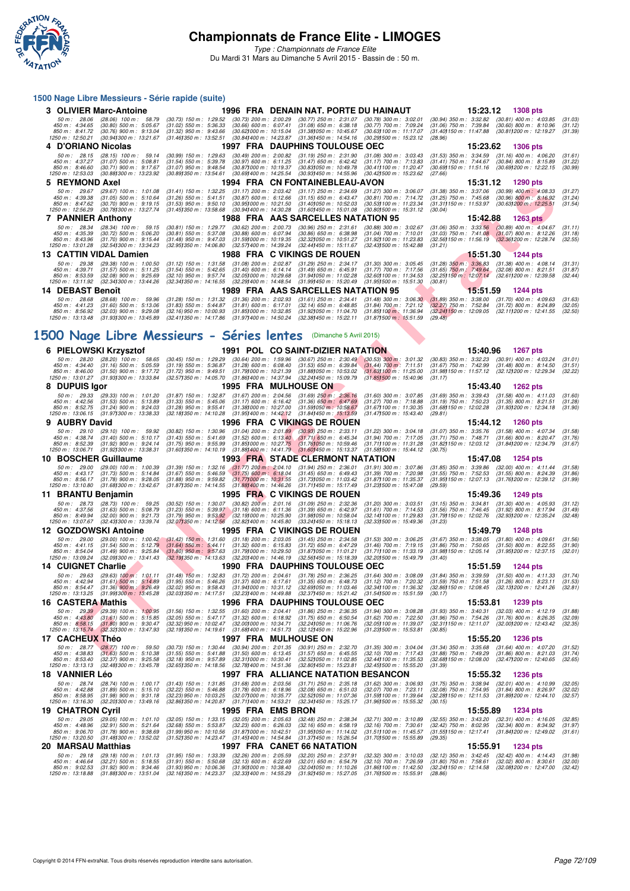# Championnats de France Elite - LIMOGES

*Type : Championnats de France Elite*

Du Mardi 31 Mars au Dimanche 5 Avril 2015 - Bassin de : 50 m.

## 1500 Nage Libre Messieurs - Série rapide (suite)

**3 OLIVIER Marc-Antoine** — 1996 FRA DENAIN NAT. PORTE DU HAINAUT — 15:23.12 — 1308 pts

50 m : 28.06 (28.06) 100 m : 58.79 (30.73) 150 m : 1:29.52 (30.73) 200 m : 2:00.29 (30.77) 250 m : 2:31.07 (30.78) 300 m : 3:02.01 (30.94) 350 m : 3:32.82 (30.81) 400 m : 4:03.85 (31.03)
450 m : 4:34.65 (30.80) 500 m : 5:05.67 (31.02) 550 m : 5:36.33 (30.66) 600 m : 6:07.41 (31.08) 650 m : 6:38.18 (30.77) 700 m : 7:09.24 (31.06) 750 m : 7:39.84 (30.60) 800 m : 8:10.96 (31.12)
850 m : 8:41.72 (30.76) 900 m : 9:13.04 (31.32) 950 m : 9:43.66 (30.62) 1000 m : 10:15.04 (31.38) 1050 m : 10:45.67 (30.63) 1100 m : 11:17.07 (31.40) 1150 m : 11:47.88 (30.81) 1200 m : 12:19.27 (31.39)
1250 m : 12:50.21 (30.94) 1300 m : 13:21.67 (31.46) 1350 m : 13:52.51 (30.84) 1400 m : 14:23.87 (31.36) 1450 m : 14:54.16 (30.29) 1500 m : 15:23.12 (28.96)

**4 D'ORIANO Nicolas** — 1997 FRA DAUPHINS TOULOUSE OEC — 15:23.62 — 1306 pts

50 m : 28.15 (28.15) 100 m : 59.14 (30.99) 150 m : 1:29.63 (30.49) 200 m : 2:00.82 (31.19) 250 m : 2:31.90 (31.08) 300 m : 3:03.43 (31.53) 350 m : 3:34.59 (31.16) 400 m : 4:06.20 (31.61)
450 m : 4:37.27 (31.07) 500 m : 5:08.81 (31.54) 550 m : 5:39.78 (30.97) 600 m : 6:11.25 (31.47) 650 m : 6:42.42 (31.17) 700 m : 7:13.83 (31.41) 750 m : 7:44.67 (30.84) 800 m : 8:15.89 (31.22)
850 m : 8:46.60 (30.71) 900 m : 9:17.67 (31.07) 950 m : 9:48.54 (30.87) 1000 m : 10:19.37 (30.83) 1050 m : 10:49.78 (30.41) 1100 m : 11:20.47 (30.69) 1150 m : 11:51.16 (30.69) 1200 m : 12:22.15 (30.99)
1250 m : 12:53.03 (30.88) 1300 m : 13:23.92 (30.89) 1350 m : 13:54.61 (30.69) 1400 m : 14:25.54 (30.93) 1450 m : 14:55.96 (30.42) 1500 m : 15:23.62 (27.66)

**5 REYMOND Axel** — 1994 FRA CN FONTAINEBLEAU-AVON — 15:31.12 — 1290 pts

50 m : 29.67 (29.67) 100 m : 1:01.08 (31.41) 150 m : 1:32.25 (31.17) 200 m : 2:03.42 (31.17) 250 m : 2:34.69 (31.27) 300 m : 3:06.07 (31.38) 350 m : 3:37.06 (30.99) 400 m : 4:08.33 (31.27)
450 m : 4:39.38 (31.05) 500 m : 5:10.64 (31.26) 550 m : 5:41.51 (30.87) 600 m : 6:12.66 (31.15) 650 m : 6:43.47 (30.81) 700 m : 7:14.72 (31.25) 750 m : 7:45.68 (30.96) 800 m : 8:16.92 (31.24)
850 m : 8:47.62 (30.70) 900 m : 9:19.15 (31.53) 950 m : 9:50.10 (30.95) 1000 m : 10:21.50 (31.40) 1050 m : 10:52.03 (30.53) 1100 m : 11:23.34 (31.31) 1150 m : 11:53.97 (30.63) 1200 m : 12:25.51 (31.54)
1250 m : 12:56.29 (30.78) 1300 m : 13:27.74 (31.45) 1350 m : 13:58.68 (30.94) 1400 m : 14:30.28 (31.60) 1450 m : 15:01.08 (30.80) 1500 m : 15:31.12 (30.04)

**7 PANNIER Anthony** — 1988 FRA AAS SARCELLES NATATION 95 — 15:42.88 — 1263 pts

50 m : 28.34 (28.34) 100 m : 59.15 (30.81) 150 m : 1:29.77 (30.62) 200 m : 2:00.73 (30.96) 250 m : 2:31.61 (30.88) 300 m : 3:02.67 (31.06) 350 m : 3:33.56 (30.89) 400 m : 4:04.67 (31.11)
450 m : 4:35.39 (30.72) 500 m : 5:06.20 (30.81) 550 m : 5:37.08 (30.88) 600 m : 6:07.94 (30.86) 650 m : 6:38.98 (31.04) 700 m : 7:10.01 (31.03) 750 m : 7:41.08 (31.07) 800 m : 8:12.26 (31.18)
850 m : 8:43.96 (31.70) 900 m : 9:15.44 (31.48) 950 m : 9:47.03 (31.59) 1000 m : 10:19.35 (32.32) 1050 m : 10:51.27 (31.92) 1100 m : 11:23.83 (32.56) 1150 m : 11:56.19 (32.36) 1200 m : 12:28.74 (32.55)
1250 m : 13:01.28 (32.54) 1300 m : 13:34.23 (32.95) 1350 m : 14:06.80 (32.57) 1400 m : 14:39.24 (32.44) 1450 m : 15:11.67 (32.43) 1500 m : 15:42.88 (31.21)

**13 CATTIN VIDAL Damien** — 1988 FRA C VIKINGS DE ROUEN — 15:51.30 — 1244 pts

50 m : 29.38 (29.38) 100 m : 1:00.50 (31.12) 150 m : 1:31.58 (31.08) 200 m : 2:02.87 (31.29) 250 m : 2:34.17 (31.30) 300 m : 3:05.45 (31.28) 350 m : 3:36.83 (31.38) 400 m : 4:08.14 (31.31)
450 m : 4:39.71 (31.57) 500 m : 5:11.25 (31.54) 550 m : 5:42.65 (31.40) 600 m : 6:14.14 (31.49) 650 m : 6:45.91 (31.77) 700 m : 7:17.56 (31.65) 750 m : 7:49.64 (32.08) 800 m : 8:21.51 (31.87)
850 m : 8:53.59 (32.08) 900 m : 9:25.69 (32.10) 950 m : 9:57.74 (32.05) 1000 m : 10:29.68 (31.94) 1050 m : 11:02.28 (32.60) 1100 m : 11:34.53 (32.25) 1150 m : 12:07.14 (32.61) 1200 m : 12:39.58 (32.44)
1250 m : 13:11.92 (32.34) 1300 m : 13:44.26 (32.34) 1350 m : 14:16.55 (32.29) 1400 m : 14:48.54 (31.99) 1450 m : 15:20.49 (31.95) 1500 m : 15:51.30 (30.81)

**14 DEBAST Benoît** — 1989 FRA AAS SARCELLES NATATION 95 — 15:51.59 — 1244 pts

50 m : 28.68 (28.68) 100 m : 59.96 (31.28) 150 m : 1:31.32 (31.36) 200 m : 2:02.93 (31.61) 250 m : 2:34.41 (31.48) 300 m : 3:06.30 (31.89) 350 m : 3:38.00 (31.70) 400 m : 4:09.63 (31.63)
450 m : 4:41.23 (31.60) 500 m : 5:13.06 (31.83) 550 m : 5:44.87 (31.81) 600 m : 6:17.01 (32.14) 650 m : 6:48.85 (31.84) 700 m : 7:21.12 (32.27) 750 m : 7:52.84 (31.72) 800 m : 8:24.89 (32.05)
850 m : 8:56.92 (32.03) 900 m : 9:29.08 (32.16) 950 m : 10:00.93 (31.85) 1000 m : 10:32.85 (31.92) 1050 m : 11:04.70 (31.85) 1100 m : 11:36.94 (32.24) 1150 m : 12:09.05 (32.11) 1200 m : 12:41.55 (32.50)
1250 m : 13:13.48 (31.93) 1300 m : 13:45.89 (32.41) 1350 m : 14:17.86 (31.97) 1400 m : 14:50.24 (32.38) 1450 m : 15:22.11 (31.87) 1500 m : 15:51.59 (29.48)

## 1500 Nage Libre Messieurs - Séries lentes (Dimanche 5 Avril 2015)

**6 PIELOWSKI Krzysztof** — 1991 POL CO SAINT-DIZIER NATATION — 15:40.96 — 1267 pts

50 m : 28.20 (28.20) 100 m : 58.65 (30.45) 150 m : 1:29.29 (30.64) 200 m : 1:59.96 (30.67) 250 m : 2:30.49 (30.53) 300 m : 3:01.32 (30.83) 350 m : 3:32.23 (30.91) 400 m : 4:03.24 (31.01)
450 m : 4:34.40 (31.16) 500 m : 5:05.59 (31.19) 550 m : 5:36.87 (31.28) 600 m : 6:08.40 (31.53) 650 m : 6:39.84 (31.44) 700 m : 7:11.51 (31.67) 750 m : 7:42.99 (31.48) 800 m : 8:14.50 (31.51)
850 m : 8:46.00 (31.50) 900 m : 9:17.72 (31.72) 950 m : 9:49.51 (31.79) 1000 m : 10:21.39 (31.88) 1050 m : 10:53.02 (31.63) 1100 m : 11:25.00 (31.98) 1150 m : 11:57.12 (32.12) 1200 m : 12:29.34 (32.22)
1250 m : 13:01.27 (31.93) 1300 m : 13:33.84 (32.57) 1350 m : 14:05.70 (31.86) 1400 m : 14:37.94 (32.24) 1450 m : 15:09.79 (31.85) 1500 m : 15:40.96 (31.17)

**8 DUPUIS Igor** — 1995 FRA MULHOUSE ON — 15:43.40 — 1262 pts

50 m : 29.33 (29.33) 100 m : 1:01.20 (31.87) 150 m : 1:32.87 (31.67) 200 m : 2:04.56 (31.69) 250 m : 2:36.16 (31.60) 300 m : 3:07.85 (31.69) 350 m : 3:39.43 (31.58) 400 m : 4:11.03 (31.60)
450 m : 4:42.56 (31.53) 500 m : 5:13.89 (31.33) 550 m : 5:45.06 (31.17) 600 m : 6:16.42 (31.36) 650 m : 6:47.69 (31.27) 700 m : 7:18.88 (31.19) 750 m : 7:50.23 (31.35) 800 m : 8:21.51 (31.28)
850 m : 8:52.75 (31.24) 900 m : 9:24.03 (31.28) 950 m : 9:55.41 (31.38) 1000 m : 10:27.00 (31.59) 1050 m : 10:58.67 (31.67) 1100 m : 11:30.35 (31.68) 1150 m : 12:02.28 (31.93) 1200 m : 12:34.18 (31.90)
1250 m : 13:06.15 (31.97) 1300 m : 13:38.33 (32.18) 1350 m : 14:10.28 (31.95) 1400 m : 14:42.12 (31.84) 1450 m : 15:13.59 (31.47) 1500 m : 15:43.40 (29.81)

**9 AUBRY David** — 1996 FRA C VIKINGS DE ROUEN — 15:44.12 — 1260 pts

50 m : 29.10 (29.10) 100 m : 59.92 (30.82) 150 m : 1:30.96 (31.04) 200 m : 2:01.89 (30.93) 250 m : 2:33.11 (31.22) 300 m : 3:04.18 (31.07) 350 m : 3:35.76 (31.58) 400 m : 4:07.34 (31.58)
450 m : 4:38.74 (31.40) 500 m : 5:10.17 (31.43) 550 m : 5:41.69 (31.52) 600 m : 6:13.40 (31.71) 650 m : 6:45.34 (31.94) 700 m : 7:17.05 (31.71) 750 m : 7:48.71 (31.66) 800 m : 8:20.47 (31.76)
850 m : 8:52.39 (31.92) 900 m : 9:24.14 (31.75) 950 m : 9:55.99 (31.85) 1000 m : 10:27.75 (31.76) 1050 m : 10:59.46 (31.71) 1100 m : 11:31.28 (31.82) 1150 m : 12:03.12 (31.84) 1200 m : 12:34.79 (31.67)
1250 m : 13:06.71 (31.92) 1300 m : 13:38.31 (31.60) 1350 m : 14:10.19 (31.88) 1400 m : 14:41.79 (31.60) 1450 m : 15:13.37 (31.58) 1500 m : 15:44.12 (30.75)

**10 BOSCHER Guillaume** — 1993 FRA STADE CLERMONT NATATION — 15:47.08 — 1254 pts

50 m : 29.00 (29.00) 100 m : 1:00.39 (31.39) 150 m : 1:32.16 (31.77) 200 m : 2:04.10 (31.94) 250 m : 2:36.01 (31.91) 300 m : 3:07.86 (31.85) 350 m : 3:39.86 (32.00) 400 m : 4:11.44 (31.58)
450 m : 4:43.17 (31.73) 500 m : 5:14.84 (31.67) 550 m : 5:46.59 (31.75) 600 m : 6:18.04 (31.45) 650 m : 6:49.43 (31.39) 700 m : 7:20.98 (31.55) 750 m : 7:52.53 (31.55) 800 m : 8:24.39 (31.86)
850 m : 8:56.17 (31.78) 900 m : 9:28.05 (31.88) 950 m : 9:59.82 (31.77) 1000 m : 10:31.55 (31.73) 1050 m : 11:03.42 (31.87) 1100 m : 11:35.37 (31.95) 1150 m : 12:07.13 (31.76) 1200 m : 12:39.12 (31.99)
1250 m : 13:10.80 (31.68) 1300 m : 13:42.67 (31.87) 1350 m : 14:14.55 (31.88) 1400 m : 14:46.26 (31.71) 1450 m : 15:17.49 (31.23) 1500 m : 15:47.08 (29.59)

**11 BRANTU Benjamin** — 1995 FRA C VIKINGS DE ROUEN — 15:49.36 — 1249 pts

50 m : 28.73 (28.73) 100 m : 59.25 (30.52) 150 m : 1:30.07 (30.82) 200 m : 2:01.16 (31.09) 250 m : 2:32.36 (31.20) 300 m : 3:03.51 (31.15) 350 m : 3:34.81 (31.30) 400 m : 4:05.93 (31.12)
450 m : 4:37.56 (31.63) 500 m : 5:08.79 (31.23) 550 m : 5:39.97 (31.18) 600 m : 6:11.36 (31.39) 650 m : 6:42.97 (31.61) 700 m : 7:14.53 (31.56) 750 m : 7:46.45 (31.92) 800 m : 8:17.94 (31.49)
850 m : 8:49.94 (32.00) 900 m : 9:21.73 (31.79) 950 m : 9:53.92 (32.19) 1000 m : 10:25.90 (31.98) 1050 m : 10:58.04 (32.14) 1100 m : 11:29.83 (31.79) 1150 m : 12:02.76 (32.93) 1200 m : 12:35.24 (32.48)
1250 m : 13:07.67 (32.43) 1300 m : 13:39.74 (32.07) 1350 m : 14:12.56 (32.82) 1400 m : 14:45.80 (33.24) 1450 m : 15:18.13 (32.33) 1500 m : 15:49.36 (31.23)

**12 GOZDOWSKI Antoine** — 1995 FRA C VIKINGS DE ROUEN — 15:49.79 — 1248 pts

50 m : 29.00 (29.00) 100 m : 1:00.42 (31.42) 150 m : 1:31.60 (31.18) 200 m : 2:03.05 (31.45) 250 m : 2:34.58 (31.53) 300 m : 3:06.25 (31.67) 350 m : 3:38.05 (31.80) 400 m : 4:09.61 (31.56)
450 m : 4:41.15 (31.54) 500 m : 5:12.79 (31.64) 550 m : 5:44.11 (31.32) 600 m : 6:15.83 (31.72) 650 m : 6:47.29 (31.46) 700 m : 7:19.15 (31.86) 750 m : 7:50.65 (31.50) 800 m : 8:22.55 (31.90)
850 m : 8:54.04 (31.49) 900 m : 9:25.84 (31.80) 950 m : 9:57.63 (31.79) 1000 m : 10:29.50 (31.87) 1050 m : 11:01.21 (31.71) 1100 m : 11:33.19 (31.98) 1150 m : 12:05.14 (31.95) 1200 m : 12:37.15 (32.01)
1250 m : 13:09.24 (32.09) 1300 m : 13:41.43 (32.19) 1350 m : 14:13.63 (32.20) 1400 m : 14:46.19 (32.56) 1450 m : 15:18.39 (32.20) 1500 m : 15:49.79 (31.40)

**14 CUIGNET Charlie** — 1990 FRA DAUPHINS TOULOUSE OEC — 15:51.59 — 1244 pts

50 m : 29.63 (29.63) 100 m : 1:01.11 (31.48) 150 m : 1:32.83 (31.72) 200 m : 2:04.61 (31.78) 250 m : 2:36.25 (31.64) 300 m : 3:08.09 (31.84) 350 m : 3:39.59 (31.50) 400 m : 4:11.33 (31.74)
450 m : 4:42.94 (31.61) 500 m : 5:14.89 (31.95) 550 m : 5:46.26 (31.37) 600 m : 6:17.61 (31.35) 650 m : 6:48.73 (31.12) 700 m : 7:20.32 (31.59) 750 m : 7:51.58 (31.26) 800 m : 8:23.11 (31.53)
850 m : 8:54.47 (31.36) 900 m : 9:26.49 (32.02) 950 m : 9:58.43 (31.94) 1000 m : 10:31.12 (32.69) 1050 m : 11:03.46 (32.34) 1100 m : 11:36.32 (32.86) 1150 m : 12:08.45 (32.13) 1200 m : 12:41.26 (32.81)
1250 m : 13:13.25 (31.99) 1300 m : 13:45.28 (32.03) 1350 m : 14:17.51 (32.23) 1400 m : 14:49.88 (32.37) 1450 m : 15:21.42 (31.54) 1500 m : 15:51.59 (30.17)

**16 CASTERA Mathis** — 1996 FRA DAUPHINS TOULOUSE OEC — 15:53.81 — 1239 pts

50 m : 29.39 (29.39) 100 m : 1:00.95 (31.56) 150 m : 1:32.55 (31.60) 200 m : 2:04.41 (31.86) 250 m : 2:36.35 (31.94) 300 m : 3:08.28 (31.93) 350 m : 3:40.31 (32.03) 400 m : 4:12.19 (31.88)
450 m : 4:43.80 (31.61) 500 m : 5:15.85 (32.05) 550 m : 5:47.17 (31.32) 600 m : 6:18.92 (31.75) 650 m : 6:50.54 (31.62) 700 m : 7:22.50 (31.96) 750 m : 7:54.26 (31.76) 800 m : 8:26.35 (32.09)
850 m : 8:58.15 (31.80) 900 m : 9:30.47 (32.32) 950 m : 10:02.47 (32.00) 1000 m : 10:34.71 (32.24) 1050 m : 11:06.76 (32.05) 1100 m : 11:39.07 (32.31) 1150 m : 12:11.07 (32.00) 1200 m : 12:43.42 (32.35)
1250 m : 13:15.74 (32.32) 1300 m : 13:47.93 (32.19) 1350 m : 14:19.61 (31.68) 1400 m : 14:51.73 (32.12) 1450 m : 15:22.96 (31.23) 1500 m : 15:53.81 (30.85)

**17 CACHEUX Théo** — 1997 FRA MULHOUSE ON — 15:55.20 — 1236 pts

50 m : 28.77 (28.77) 100 m : 59.50 (30.73) 150 m : 1:30.44 (30.94) 200 m : 2:01.35 (30.91) 250 m : 2:32.70 (31.35) 300 m : 3:04.04 (31.34) 350 m : 3:35.68 (31.64) 400 m : 4:07.20 (31.52)
450 m : 4:38.83 (31.63) 500 m : 5:10.38 (31.55) 550 m : 5:41.88 (31.50) 600 m : 6:13.45 (31.57) 650 m : 6:45.55 (32.10) 700 m : 7:17.43 (31.88) 750 m : 7:49.29 (31.86) 800 m : 8:21.03 (31.74)
850 m : 8:53.40 (32.37) 900 m : 9:25.58 (32.18) 950 m : 9:57.89 (32.31) 1000 m : 10:30.41 (32.52) 1050 m : 11:02.85 (32.44) 1100 m : 11:35.53 (32.68) 1150 m : 12:08.00 (32.47) 1200 m : 12:40.65 (32.65)
1250 m : 13:13.13 (32.48) 1300 m : 13:45.78 (32.65) 1350 m : 14:18.56 (32.78) 1400 m : 14:51.36 (32.80) 1450 m : 15:23.81 (32.45) 1500 m : 15:55.20 (31.39)

**18 VANNIER Léo** — 1997 FRA ALLIANCE NATATION BESANCON — 15:55.32 — 1236 pts

50 m : 28.74 (28.74) 100 m : 1:00.17 (31.43) 150 m : 1:31.85 (31.68) 200 m : 2:03.56 (31.71) 250 m : 2:35.18 (31.62) 300 m : 3:06.93 (31.75) 350 m : 3:38.94 (32.01) 400 m : 4:10.99 (32.05)
450 m : 4:42.88 (31.89) 500 m : 5:15.10 (32.22) 550 m : 5:46.88 (31.78) 600 m : 6:18.96 (32.08) 650 m : 6:51.03 (32.07) 700 m : 7:23.11 (32.08) 750 m : 7:54.95 (31.84) 800 m : 8:26.97 (32.02)
850 m : 8:58.95 (31.98) 900 m : 9:31.18 (32.23) 950 m : 10:03.25 (32.07) 1000 m : 10:35.77 (32.52) 1050 m : 11:07.36 (31.59) 1100 m : 11:39.64 (32.28) 1150 m : 12:11.53 (31.89) 1200 m : 12:44.10 (32.57)
1250 m : 13:16.30 (32.20) 1300 m : 13:49.16 (32.86) 1350 m : 14:20.87 (31.71) 1400 m : 14:53.21 (32.34) 1450 m : 15:25.17 (31.96) 1500 m : 15:55.32 (30.15)

**19 CHATRON Cyril** — 1995 FRA EMS BRON — 15:55.89 — 1234 pts

50 m : 29.05 (29.05) 100 m : 1:01.10 (32.05) 150 m : 1:33.15 (32.05) 200 m : 2:05.63 (32.48) 250 m : 2:38.34 (32.71) 300 m : 3:10.89 (32.55) 350 m : 3:43.20 (32.31) 400 m : 4:16.05 (32.85)
450 m : 4:48.96 (32.91) 500 m : 5:21.64 (32.68) 550 m : 5:53.87 (32.23) 600 m : 6:26.03 (32.16) 650 m : 6:58.19 (32.16) 700 m : 7:30.61 (32.42) 750 m : 8:02.95 (32.34) 800 m : 8:34.92 (31.97)
850 m : 9:06.70 (31.78) 900 m : 9:38.69 (31.99) 950 m : 10:10.56 (31.87) 1000 m : 10:42.51 (31.95) 1050 m : 11:14.02 (31.51) 1100 m : 11:45.57 (31.55) 1150 m : 12:17.41 (31.84) 1200 m : 12:49.02 (31.61)
1250 m : 13:20.50 (31.48) 1300 m : 13:52.02 (31.52) 1350 m : 14:23.47 (31.45) 1400 m : 14:54.84 (31.37) 1450 m : 15:26.54 (31.70) 1500 m : 15:55.89 (29.35)

**20 MARSAU Matthias** — 1997 FRA CANET 66 NATATION — 15:55.91 — 1234 pts

50 m : 29.18 (29.18) 100 m : 1:01.13 (31.95) 150 m : 1:33.39 (32.26) 200 m : 2:05.59 (32.20) 250 m : 2:37.91 (32.32) 300 m : 3:10.03 (32.12) 350 m : 3:42.45 (32.42) 400 m : 4:14.43 (31.98)
450 m : 4:46.64 (32.21) 500 m : 5:18.55 (31.91) 550 m : 5:50.68 (32.13) 600 m : 6:22.69 (32.01) 650 m : 6:54.79 (32.10) 700 m : 7:26.59 (31.80) 750 m : 7:58.61 (32.02) 800 m : 8:30.61 (32.00)
850 m : 9:02.53 (31.92) 900 m : 9:34.46 (31.93) 950 m : 10:06.36 (31.90) 1000 m : 10:38.40 (32.04) 1050 m : 11:10.26 (31.86) 1100 m : 11:42.50 (32.24) 1150 m : 12:14.58 (32.08) 1200 m : 12:47.00 (32.42)
1250 m : 13:18.88 (31.88) 1300 m : 13:51.04 (32.16) 1350 m : 14:23.37 (32.33) 1400 m : 14:55.29 (31.92) 1450 m : 15:27.05 (31.76) 1500 m : 15:55.91 (28.86)

Copyright © 2014 FFN-extraNat. Tous droits réservés reproduction interdite sans autorisation.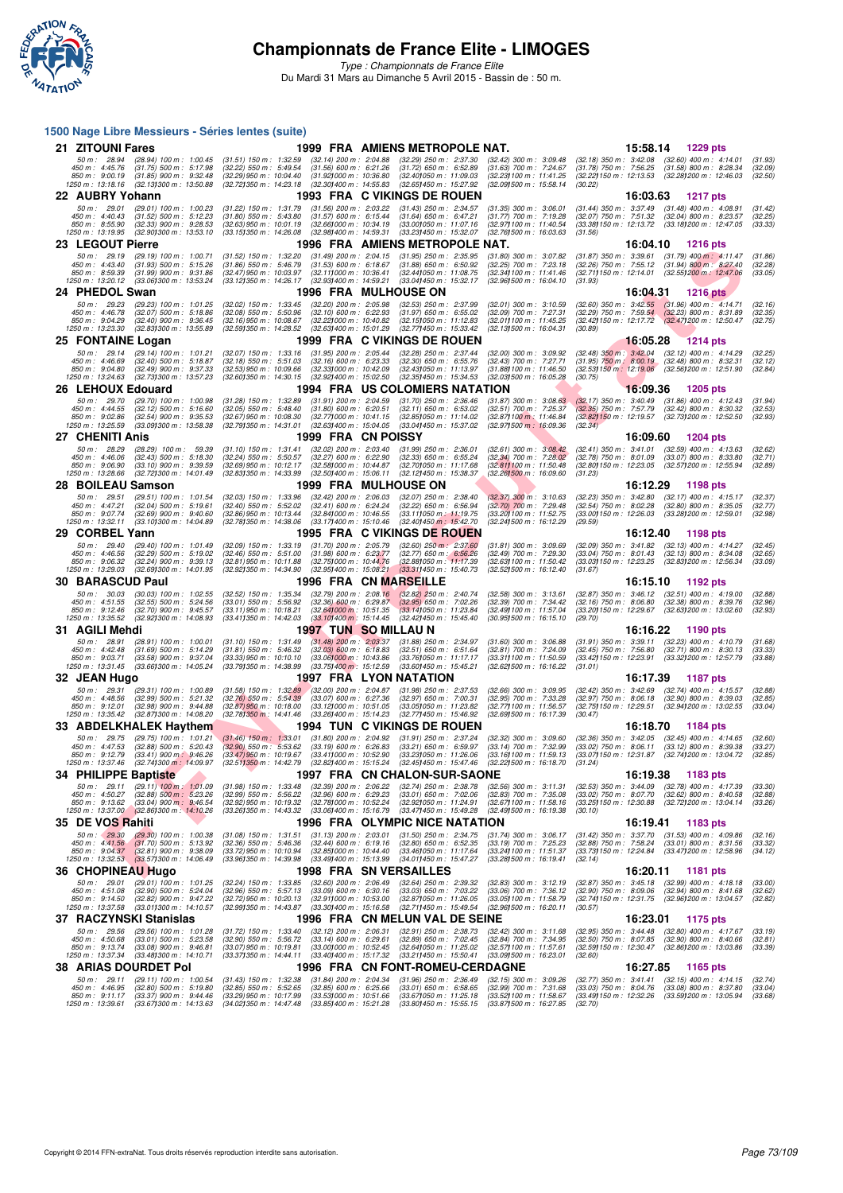# Championnats de France Elite - LIMOGES

*Type : Championnats de France Elite*

Du Mardi 31 Mars au Dimanche 5 Avril 2015 - Bassin de : 50 m.

## 1500 Nage Libre Messieurs - Séries lentes (suite)

**21 ZITOUNI Fares** — 1999 FRA AMIENS METROPOLE NAT. — 15:58.14 — 1229 pts

50 m : 28.94 (28.94) 100 m : 1:00.45 (31.51) 150 m : 1:32.59 (32.14) 200 m : 2:04.88 (32.29) 250 m : 2:37.30 (32.42) 300 m : 3:09.48 (32.18) 350 m : 3:42.08 (32.60) 400 m : 4:14.01 (31.93)
450 m : 4:45.76 (31.75) 500 m : 5:17.98 (32.22) 550 m : 5:49.54 (31.56) 600 m : 6:21.26 (31.72) 650 m : 6:52.89 (31.63) 700 m : 7:24.67 (31.78) 750 m : 7:56.25 (31.58) 800 m : 8:28.34 (32.09)
850 m : 9:00.19 (31.85) 900 m : 9:32.48 (32.29) 950 m : 10:04.40 (31.92) 1000 m : 10:36.80 (32.40) 1050 m : 11:09.03 (32.23) 1100 m : 11:41.25 (32.22) 1150 m : 12:13.53 (32.28) 1200 m : 12:46.03 (32.50)
1250 m : 13:18.16 (32.13) 1300 m : 13:50.88 (32.72) 1350 m : 14:23.18 (32.30) 1400 m : 14:55.83 (32.65) 1450 m : 15:27.92 (32.09) 1500 m : 15:58.14 (30.22)

**22 AUBRY Yohann** — 1993 FRA C VIKINGS DE ROUEN — 16:03.63 — 1217 pts

50 m : 29.01 (29.01) 100 m : 1:00.23 (31.22) 150 m : 1:31.79 (31.56) 200 m : 2:03.22 (31.43) 250 m : 2:34.57 (31.35) 300 m : 3:06.01 (31.44) 350 m : 3:37.49 (31.48) 400 m : 4:08.91 (31.42)
450 m : 4:40.43 (31.52) 500 m : 5:12.23 (31.80) 550 m : 5:43.80 (31.57) 600 m : 6:15.44 (31.64) 650 m : 6:47.21 (31.77) 700 m : 7:19.28 (32.07) 750 m : 7:51.32 (32.04) 800 m : 8:23.57 (32.25)
850 m : 8:55.90 (32.33) 900 m : 9:28.53 (32.63) 950 m : 10:01.19 (32.66) 1000 m : 10:34.19 (33.00) 1050 m : 11:07.16 (32.97) 1100 m : 11:40.54 (33.38) 1150 m : 12:13.72 (33.18) 1200 m : 12:47.05 (33.33)
1250 m : 13:19.95 (32.90) 1300 m : 13:53.10 (33.15) 1350 m : 14:26.08 (32.98) 1400 m : 14:59.31 (33.23) 1450 m : 15:32.07 (32.76) 1500 m : 16:03.63 (31.56)

**23 LEGOUT Pierre** — 1996 FRA AMIENS METROPOLE NAT. — 16:04.10 — 1216 pts

50 m : 29.19 (29.19) 100 m : 1:00.71 (31.52) 150 m : 1:32.20 (31.49) 200 m : 2:04.15 (31.95) 250 m : 2:35.95 (31.80) 300 m : 3:07.82 (31.87) 350 m : 3:39.61 (31.79) 400 m : 4:11.47 (31.86)
450 m : 4:43.40 (31.93) 500 m : 5:15.26 (31.86) 550 m : 5:46.79 (31.53) 600 m : 6:18.67 (31.88) 650 m : 6:50.92 (32.25) 700 m : 7:23.18 (32.26) 750 m : 7:55.12 (31.94) 800 m : 8:27.40 (32.28)
850 m : 8:59.39 (31.99) 900 m : 9:31.86 (32.47) 950 m : 10:03.97 (32.11) 1000 m : 10:36.41 (32.44) 1050 m : 11:08.75 (32.34) 1100 m : 11:41.46 (32.71) 1150 m : 12:14.01 (32.55) 1200 m : 12:47.06 (33.05)
1250 m : 13:20.12 (33.06) 1300 m : 13:53.24 (33.12) 1350 m : 14:26.17 (32.93) 1400 m : 14:59.21 (33.04) 1450 m : 15:32.17 (32.96) 1500 m : 16:04.10 (31.93)

**24 PHEDOL Swan** — 1996 FRA MULHOUSE ON — 16:04.31 — 1216 pts

50 m : 29.23 (29.23) 100 m : 1:01.25 (32.02) 150 m : 1:33.45 (32.20) 200 m : 2:05.98 (32.53) 250 m : 2:37.99 (32.01) 300 m : 3:10.59 (32.60) 350 m : 3:42.55 (31.96) 400 m : 4:14.71 (32.16)
450 m : 4:46.78 (32.07) 500 m : 5:18.86 (32.08) 550 m : 5:50.96 (32.10) 600 m : 6:22.93 (31.97) 650 m : 6:55.02 (32.09) 700 m : 7:27.31 (32.29) 750 m : 7:59.54 (32.23) 800 m : 8:31.89 (32.35)
850 m : 9:04.29 (32.40) 900 m : 9:36.45 (32.16) 950 m : 10:08.67 (32.22) 1000 m : 10:40.82 (32.15) 1050 m : 11:12.83 (32.01) 1100 m : 11:45.25 (32.42) 1150 m : 12:17.72 (32.47) 1200 m : 12:50.47 (32.75)
1250 m : 13:23.30 (32.83) 1300 m : 13:55.89 (32.59) 1350 m : 14:28.52 (32.63) 1400 m : 15:01.29 (32.77) 1450 m : 15:33.42 (32.13) 1500 m : 16:04.31 (30.89)

**25 FONTAINE Logan** — 1999 FRA C VIKINGS DE ROUEN — 16:05.28 — 1214 pts

50 m : 29.14 (29.14) 100 m : 1:01.21 (32.07) 150 m : 1:33.16 (31.95) 200 m : 2:05.44 (32.28) 250 m : 2:37.44 (32.00) 300 m : 3:09.92 (32.48) 350 m : 3:42.04 (32.12) 400 m : 4:14.29 (32.25)
450 m : 4:46.69 (32.40) 500 m : 5:18.87 (32.18) 550 m : 5:51.03 (32.16) 600 m : 6:23.33 (32.30) 650 m : 6:55.76 (32.43) 700 m : 7:27.71 (31.95) 750 m : 8:00.19 (32.48) 800 m : 8:32.31 (32.12)
850 m : 9:04.80 (32.49) 900 m : 9:37.33 (32.53) 950 m : 10:09.66 (32.33) 1000 m : 10:42.09 (32.43) 1050 m : 11:13.97 (31.88) 1100 m : 11:46.50 (32.53) 1150 m : 12:19.06 (32.56) 1200 m : 12:51.90 (32.84)
1250 m : 13:24.63 (32.73) 1300 m : 13:57.23 (32.60) 1350 m : 14:30.15 (32.92) 1400 m : 15:02.50 (32.35) 1450 m : 15:34.53 (32.03) 1500 m : 16:05.28 (30.75)

**26 LEHOUX Edouard** — 1994 FRA US COLOMIERS NATATION — 16:09.36 — 1205 pts

50 m : 29.70 (29.70) 100 m : 1:00.98 (31.28) 150 m : 1:32.89 (31.91) 200 m : 2:04.59 (31.70) 250 m : 2:36.46 (31.87) 300 m : 3:08.63 (32.17) 350 m : 3:40.49 (31.86) 400 m : 4:12.43 (31.94)
450 m : 4:44.55 (32.12) 500 m : 5:16.60 (32.05) 550 m : 5:48.40 (31.80) 600 m : 6:20.51 (32.11) 650 m : 6:53.02 (32.51) 700 m : 7:25.37 (32.35) 750 m : 7:57.79 (32.42) 800 m : 8:30.32 (32.53)
850 m : 9:02.86 (32.54) 900 m : 9:35.53 (32.67) 950 m : 10:08.30 (32.77) 1000 m : 10:41.15 (32.85) 1050 m : 11:14.02 (32.87) 1100 m : 11:46.84 (32.82) 1150 m : 12:19.57 (32.73) 1200 m : 12:52.50 (32.93)
1250 m : 13:25.59 (33.09) 1300 m : 13:58.38 (32.79) 1350 m : 14:31.01 (32.63) 1400 m : 15:04.05 (33.04) 1450 m : 15:37.02 (32.97) 1500 m : 16:09.36 (32.34)

**27 CHENITI Anis** — 1999 FRA CN POISSY — 16:09.60 — 1204 pts

50 m : 28.29 (28.29) 100 m : 59.39 (31.10) 150 m : 1:31.41 (32.02) 200 m : 2:03.40 (31.99) 250 m : 2:36.01 (32.61) 300 m : 3:08.42 (32.41) 350 m : 3:41.01 (32.59) 400 m : 4:13.63 (32.62)
450 m : 4:46.06 (32.43) 500 m : 5:18.30 (32.24) 550 m : 5:50.57 (32.27) 600 m : 6:22.90 (32.33) 650 m : 6:55.24 (32.34) 700 m : 7:28.02 (32.78) 750 m : 8:01.09 (33.07) 800 m : 8:33.80 (32.71)
850 m : 9:06.90 (33.10) 900 m : 9:39.59 (32.69) 950 m : 10:12.17 (32.58) 1000 m : 10:44.87 (32.70) 1050 m : 11:17.68 (32.81) 1100 m : 11:50.48 (32.80) 1150 m : 12:23.05 (32.57) 1200 m : 12:55.94 (32.89)
1250 m : 13:28.66 (32.72) 1300 m : 14:01.49 (32.83) 1350 m : 14:33.99 (32.50) 1400 m : 15:06.11 (32.12) 1450 m : 15:38.37 (32.26) 1500 m : 16:09.60 (31.23)

**28 BOILEAU Samson** — 1999 FRA MULHOUSE ON — 16:12.29 — 1198 pts

50 m : 29.51 (29.51) 100 m : 1:01.54 (32.03) 150 m : 1:33.96 (32.42) 200 m : 2:06.03 (32.07) 250 m : 2:38.40 (32.37) 300 m : 3:10.63 (32.23) 350 m : 3:42.80 (32.17) 400 m : 4:15.17 (32.37)
450 m : 4:47.21 (32.04) 500 m : 5:19.61 (32.40) 550 m : 5:52.02 (32.41) 600 m : 6:24.24 (32.22) 650 m : 6:56.94 (32.70) 700 m : 7:29.48 (32.54) 750 m : 8:02.28 (32.80) 800 m : 8:35.05 (32.77)
850 m : 9:07.74 (32.69) 900 m : 9:40.60 (32.86) 950 m : 10:13.44 (32.84) 1000 m : 10:46.55 (33.11) 1050 m : 11:19.75 (33.20) 1100 m : 11:52.75 (33.00) 1150 m : 12:26.03 (33.28) 1200 m : 12:59.01 (32.98)
1250 m : 13:32.11 (33.10) 1300 m : 14:04.89 (32.78) 1350 m : 14:38.06 (33.17) 1400 m : 15:10.46 (32.40) 1450 m : 15:42.70 (32.24) 1500 m : 16:12.29 (29.59)

**29 CORBEL Yann** — 1995 FRA C VIKINGS DE ROUEN — 16:12.40 — 1198 pts

50 m : 29.40 (29.40) 100 m : 1:01.49 (32.09) 150 m : 1:33.19 (31.70) 200 m : 2:05.79 (32.60) 250 m : 2:37.60 (31.81) 300 m : 3:09.69 (32.09) 350 m : 3:41.82 (32.13) 400 m : 4:14.27 (32.45)
450 m : 4:46.56 (32.29) 500 m : 5:19.02 (32.46) 550 m : 5:51.00 (31.98) 600 m : 6:23.77 (32.77) 650 m : 6:56.26 (32.49) 700 m : 7:29.30 (33.04) 750 m : 8:01.43 (32.13) 800 m : 8:34.08 (32.65)
850 m : 9:06.32 (32.24) 900 m : 9:39.13 (32.81) 950 m : 10:11.88 (32.75) 1000 m : 10:44.76 (32.88) 1050 m : 11:17.39 (32.63) 1100 m : 11:50.42 (33.03) 1150 m : 12:23.25 (32.83) 1200 m : 12:56.34 (33.09)
1250 m : 13:29.03 (32.69) 1300 m : 14:01.95 (32.92) 1350 m : 14:34.90 (32.95) 1400 m : 15:08.21 (33.31) 1450 m : 15:40.73 (32.52) 1500 m : 16:12.40 (31.67)

**30 BARASCUD Paul** — 1996 FRA CN MARSEILLE — 16:15.10 — 1192 pts

50 m : 30.03 (30.03) 100 m : 1:02.55 (32.52) 150 m : 1:35.34 (32.79) 200 m : 2:08.16 (32.82) 250 m : 2:40.74 (32.58) 300 m : 3:13.61 (32.87) 350 m : 3:46.12 (32.51) 400 m : 4:19.00 (32.88)
450 m : 4:51.55 (32.55) 500 m : 5:24.56 (33.01) 550 m : 5:56.92 (32.36) 600 m : 6:29.87 (32.95) 650 m : 7:02.26 (32.39) 700 m : 7:34.42 (32.16) 750 m : 8:06.80 (32.38) 800 m : 8:39.76 (32.96)
850 m : 9:12.46 (32.70) 900 m : 9:45.57 (33.11) 950 m : 10:18.21 (32.64) 1000 m : 10:51.35 (33.14) 1050 m : 11:23.84 (32.49) 1100 m : 11:57.04 (33.20) 1150 m : 12:29.67 (32.63) 1200 m : 13:02.60 (32.93)
1250 m : 13:35.52 (32.92) 1300 m : 14:08.93 (33.41) 1350 m : 14:42.03 (33.10) 1400 m : 15:14.45 (32.42) 1450 m : 15:45.40 (30.95) 1500 m : 16:15.10 (29.70)

**31 AGILI Mehdi** — 1997 TUN SO MILLAU N — 16:16.22 — 1190 pts

50 m : 28.91 (28.91) 100 m : 1:00.01 (31.10) 150 m : 1:31.49 (31.48) 200 m : 2:03.37 (31.88) 250 m : 2:34.97 (31.60) 300 m : 3:06.88 (31.91) 350 m : 3:39.11 (32.23) 400 m : 4:10.79 (31.68)
450 m : 4:42.48 (31.69) 500 m : 5:14.29 (31.81) 550 m : 5:46.32 (32.03) 600 m : 6:18.83 (32.51) 650 m : 6:51.64 (32.81) 700 m : 7:24.09 (32.45) 750 m : 7:56.80 (32.71) 800 m : 8:30.13 (33.33)
850 m : 9:03.71 (33.58) 900 m : 9:37.04 (33.33) 950 m : 10:10.10 (33.06) 1000 m : 10:43.86 (33.76) 1050 m : 11:17.17 (33.31) 1100 m : 11:50.59 (33.42) 1150 m : 12:23.91 (33.32) 1200 m : 12:57.79 (33.88)
1250 m : 13:31.45 (33.66) 1300 m : 14:05.24 (33.79) 1350 m : 14:38.99 (33.75) 1400 m : 15:12.59 (33.60) 1450 m : 15:45.21 (32.62) 1500 m : 16:16.22 (31.01)

**32 JEAN Hugo** — 1997 FRA LYON NATATION — 16:17.39 — 1187 pts

50 m : 29.31 (29.31) 100 m : 1:00.89 (31.58) 150 m : 1:32.89 (32.00) 200 m : 2:04.87 (31.98) 250 m : 2:37.53 (32.66) 300 m : 3:09.95 (32.42) 350 m : 3:42.69 (32.74) 400 m : 4:15.57 (32.88)
450 m : 4:48.56 (32.99) 500 m : 5:21.32 (32.76) 550 m : 5:54.39 (33.07) 600 m : 6:27.36 (32.97) 650 m : 7:00.31 (32.95) 700 m : 7:33.28 (32.97) 750 m : 8:06.18 (32.90) 800 m : 8:39.03 (32.85)
850 m : 9:12.01 (32.98) 900 m : 9:44.88 (32.87) 950 m : 10:18.00 (33.12) 1000 m : 10:51.05 (33.05) 1050 m : 11:23.82 (32.77) 1100 m : 11:56.57 (32.75) 1150 m : 12:29.51 (32.94) 1200 m : 13:02.55 (33.04)
1250 m : 13:35.42 (32.87) 1300 m : 14:08.20 (32.78) 1350 m : 14:41.46 (33.26) 1400 m : 15:14.23 (32.77) 1450 m : 15:46.92 (32.69) 1500 m : 16:17.39 (30.47)

**33 ABDELKHALEK Haythem** — 1994 TUN C VIKINGS DE ROUEN — 16:18.70 — 1184 pts

50 m : 29.75 (29.75) 100 m : 1:01.21 (31.46) 150 m : 1:33.01 (31.80) 200 m : 2:04.92 (31.91) 250 m : 2:37.24 (32.32) 300 m : 3:09.60 (32.36) 350 m : 3:42.05 (32.45) 400 m : 4:14.65 (32.60)
450 m : 4:47.53 (32.88) 500 m : 5:20.43 (32.90) 550 m : 5:53.62 (33.19) 600 m : 6:26.83 (33.21) 650 m : 6:59.97 (33.14) 700 m : 7:32.99 (33.02) 750 m : 8:06.11 (33.12) 800 m : 8:39.38 (33.27)
850 m : 9:12.79 (33.41) 900 m : 9:46.26 (33.47) 950 m : 10:19.67 (33.41) 1000 m : 10:52.90 (33.23) 1050 m : 11:26.06 (33.16) 1100 m : 11:59.13 (33.07) 1150 m : 12:31.87 (32.74) 1200 m : 13:04.72 (32.85)
1250 m : 13:37.46 (32.74) 1300 m : 14:09.97 (32.51) 1350 m : 14:42.79 (32.82) 1400 m : 15:15.24 (32.45) 1450 m : 15:47.46 (32.22) 1500 m : 16:18.70 (31.24)

**34 PHILIPPE Baptiste** — 1997 FRA CN CHALON-SUR-SAONE — 16:19.38 — 1183 pts

50 m : 29.11 (29.11) 100 m : 1:01.09 (31.98) 150 m : 1:33.48 (32.39) 200 m : 2:06.22 (32.74) 250 m : 2:38.78 (32.56) 300 m : 3:11.31 (32.53) 350 m : 3:44.09 (32.78) 400 m : 4:17.39 (33.30)
450 m : 4:50.27 (32.88) 500 m : 5:23.26 (32.99) 550 m : 5:56.22 (32.96) 600 m : 6:29.23 (33.01) 650 m : 7:02.06 (32.83) 700 m : 7:35.08 (33.02) 750 m : 8:07.70 (32.62) 800 m : 8:40.58 (32.88)
850 m : 9:13.62 (33.04) 900 m : 9:46.54 (32.92) 950 m : 10:19.32 (32.78) 1000 m : 10:52.24 (32.92) 1050 m : 11:24.91 (32.67) 1100 m : 11:58.16 (33.25) 1150 m : 12:30.88 (32.72) 1200 m : 13:04.14 (33.26)
1250 m : 13:37.00 (32.86) 1300 m : 14:10.26 (33.26) 1350 m : 14:43.32 (33.06) 1400 m : 15:16.79 (33.47) 1450 m : 15:49.28 (32.49) 1500 m : 16:19.38 (30.10)

**35 DE VOS Rahiti** — 1996 FRA OLYMPIC NICE NATATION — 16:19.41 — 1183 pts

50 m : 29.30 (29.30) 100 m : 1:00.38 (31.08) 150 m : 1:31.51 (31.13) 200 m : 2:03.01 (31.50) 250 m : 2:34.75 (31.74) 300 m : 3:06.17 (31.42) 350 m : 3:37.70 (31.53) 400 m : 4:09.86 (32.16)
450 m : 4:41.56 (31.70) 500 m : 5:13.92 (32.36) 550 m : 5:46.36 (32.44) 600 m : 6:19.16 (32.80) 650 m : 6:52.35 (33.19) 700 m : 7:25.23 (32.88) 750 m : 7:58.24 (33.01) 800 m : 8:31.56 (33.32)
850 m : 9:04.37 (32.81) 900 m : 9:38.09 (33.72) 950 m : 10:10.94 (32.85) 1000 m : 10:44.40 (33.46) 1050 m : 11:17.64 (33.24) 1100 m : 11:51.37 (33.73) 1150 m : 12:24.84 (33.47) 1200 m : 12:58.96 (34.12)
1250 m : 13:32.53 (33.57) 1300 m : 14:06.49 (33.96) 1350 m : 14:39.98 (33.49) 1400 m : 15:13.99 (34.01) 1450 m : 15:47.27 (33.28) 1500 m : 16:19.41 (32.14)

**36 CHOPINEAU Hugo** — 1998 FRA SN VERSAILLES — 16:20.11 — 1181 pts

50 m : 29.01 (29.01) 100 m : 1:01.25 (32.24) 150 m : 1:33.85 (32.60) 200 m : 2:06.49 (32.64) 250 m : 2:39.32 (32.83) 300 m : 3:12.19 (32.87) 350 m : 3:45.18 (32.99) 400 m : 4:18.18 (33.00)
450 m : 4:51.08 (32.90) 500 m : 5:24.04 (32.96) 550 m : 5:57.13 (33.09) 600 m : 6:30.16 (33.03) 650 m : 7:03.22 (33.06) 700 m : 7:36.12 (32.90) 750 m : 8:09.06 (32.94) 800 m : 8:41.68 (32.62)
850 m : 9:14.50 (32.82) 900 m : 9:47.22 (32.72) 950 m : 10:20.13 (32.91) 1000 m : 10:53.00 (32.87) 1050 m : 11:26.05 (33.05) 1100 m : 11:58.79 (32.74) 1150 m : 12:31.75 (32.96) 1200 m : 13:04.57 (32.82)
1250 m : 13:37.58 (33.01) 1300 m : 14:10.57 (32.99) 1350 m : 14:43.87 (33.30) 1400 m : 15:16.58 (32.71) 1450 m : 15:49.54 (32.96) 1500 m : 16:20.11 (30.57)

**37 RACZYNSKI Stanislas** — 1996 FRA CN MELUN VAL DE SEINE — 16:23.01 — 1175 pts

50 m : 29.56 (29.56) 100 m : 1:01.28 (31.72) 150 m : 1:33.40 (32.12) 200 m : 2:06.31 (32.91) 250 m : 2:38.73 (32.42) 300 m : 3:11.68 (32.95) 350 m : 3:44.48 (32.80) 400 m : 4:17.67 (33.19)
450 m : 4:50.68 (33.01) 500 m : 5:23.58 (32.90) 550 m : 5:56.72 (33.14) 600 m : 6:29.61 (32.89) 650 m : 7:02.45 (32.84) 700 m : 7:34.95 (32.50) 750 m : 8:07.85 (32.90) 800 m : 8:40.66 (32.81)
850 m : 9:13.74 (33.08) 900 m : 9:46.81 (33.07) 950 m : 10:19.81 (33.00) 1000 m : 10:52.45 (32.64) 1050 m : 11:25.02 (32.57) 1100 m : 11:57.61 (32.59) 1150 m : 12:30.47 (32.86) 1200 m : 13:03.86 (33.39)
1250 m : 13:37.34 (33.48) 1300 m : 14:10.71 (33.37) 1350 m : 14:44.11 (33.40) 1400 m : 15:17.32 (33.21) 1450 m : 15:50.41 (33.09) 1500 m : 16:23.01 (32.60)

**38 ARIAS DOURDET Pol** — 1996 FRA CN FONT-ROMEU-CERDAGNE — 16:27.85 — 1165 pts

50 m : 29.11 (29.11) 100 m : 1:00.54 (31.43) 150 m : 1:32.38 (31.84) 200 m : 2:04.34 (31.96) 250 m : 2:36.49 (32.15) 300 m : 3:09.26 (32.77) 350 m : 3:41.41 (32.15) 400 m : 4:14.15 (32.74)
450 m : 4:46.95 (32.80) 500 m : 5:19.80 (32.85) 550 m : 5:52.65 (32.85) 600 m : 6:25.66 (33.01) 650 m : 6:58.65 (32.99) 700 m : 7:31.68 (33.03) 750 m : 8:04.76 (33.08) 800 m : 8:37.80 (33.04)
850 m : 9:11.17 (33.37) 900 m : 9:44.46 (33.29) 950 m : 10:17.99 (33.53) 1000 m : 10:51.66 (33.67) 1050 m : 11:25.18 (33.52) 1100 m : 11:58.67 (33.49) 1150 m : 12:32.26 (33.59) 1200 m : 13:05.94 (33.68)
1250 m : 13:39.61 (33.67) 1300 m : 14:13.63 (34.02) 1350 m : 14:47.48 (33.85) 1400 m : 15:21.28 (33.80) 1450 m : 15:55.15 (33.87) 1500 m : 16:27.85 (32.70)

Copyright © 2014 FFN-extraNat. Tous droits réservés reproduction interdite sans autorisation.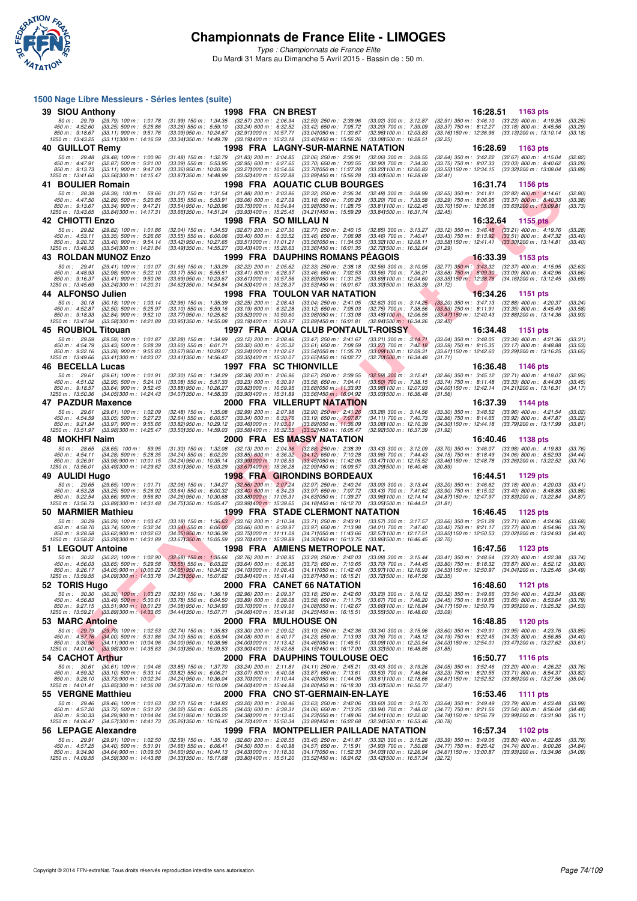# Championnats de France Elite - LIMOGES

*Type : Championnats de France Elite*

Du Mardi 31 Mars au Dimanche 5 Avril 2015 - Bassin de : 50 m.

## 1500 Nage Libre Messieurs - Séries lentes (suite)

**39 SIOU Anthony** — 1998 FRA CN BREST — 16:28.51 — 1163 pts

50 m : 29.79 (29.79) 100 m : 1:01.78 (31.99) 150 m : 1:34.35 (32.57) 200 m : 2:06.94 (32.59) 250 m : 2:39.96 (33.02) 300 m : 3:12.87 (32.91) 350 m : 3:46.10 (33.23) 400 m : 4:19.35 (33.25)
450 m : 4:52.60 (33.25) 500 m : 5:25.86 (33.26) 550 m : 5:59.10 (33.24) 600 m : 6:32.52 (33.42) 650 m : 7:05.72 (33.20) 700 m : 7:39.09 (33.37) 750 m : 8:12.27 (33.18) 800 m : 8:45.56 (33.29)
850 m : 9:18.67 (33.11) 900 m : 9:51.76 (33.09) 950 m : 10:24.67 (32.91) 1000 m : 10:57.71 (33.04) 1050 m : 11:30.67 (32.96) 1100 m : 12:03.83 (33.16) 1150 m : 12:36.96 (33.13) 1200 m : 13:10.14 (33.18)
1250 m : 13:43.25 (33.11) 1300 m : 14:16.59 (33.34) 1350 m : 14:49.78 (33.19) 1400 m : 15:23.18 (33.40) 1450 m : 15:56.26 (33.08) 1500 m : 16:28.51 (32.25)

**40 GUILLOT Remy** — 1998 FRA LAGNY-SUR-MARNE NATATION — 16:28.69 — 1163 pts

50 m : 29.48 (29.48) 100 m : 1:00.96 (31.48) 150 m : 1:32.79 (31.83) 200 m : 2:04.85 (32.06) 250 m : 2:36.91 (32.06) 300 m : 3:09.55 (32.64) 350 m : 3:42.22 (32.67) 400 m : 4:15.04 (32.82)
450 m : 4:47.91 (32.87) 500 m : 5:21.00 (33.09) 550 m : 5:53.95 (32.95) 600 m : 6:27.65 (33.70) 650 m : 7:00.55 (32.90) 700 m : 7:34.30 (33.75) 750 m : 8:07.33 (33.03) 800 m : 8:40.62 (33.29)
850 m : 9:13.73 (33.11) 900 m : 9:47.09 (33.36) 950 m : 10:20.36 (33.27) 1000 m : 10:54.06 (33.70) 1050 m : 11:27.28 (33.22) 1100 m : 12:00.83 (33.55) 1150 m : 12:34.15 (33.32) 1200 m : 13:08.04 (33.89)
1250 m : 13:41.60 (33.56) 1300 m : 14:15.47 (33.87) 1350 m : 14:48.99 (33.52) 1400 m : 15:22.88 (33.89) 1450 m : 15:56.28 (33.40) 1500 m : 16:28.69 (32.41)

**41 BOULIER Romain** — 1998 FRA AQUATIC CLUB BOURGES — 16:31.74 — 1156 pts

50 m : 28.39 (28.39) 100 m : 59.66 (31.27) 150 m : 1:31.54 (31.88) 200 m : 2:03.86 (32.32) 250 m : 2:36.34 (32.48) 300 m : 3:08.99 (32.65) 350 m : 3:41.81 (32.82) 400 m : 4:14.61 (32.80)
450 m : 4:47.50 (32.89) 500 m : 5:20.85 (33.35) 550 m : 5:53.91 (33.06) 600 m : 6:27.09 (33.18) 650 m : 7:00.29 (33.20) 700 m : 7:33.58 (33.29) 750 m : 8:06.95 (33.37) 800 m : 8:40.33 (33.38)
850 m : 9:13.67 (33.34) 900 m : 9:47.21 (33.54) 950 m : 10:20.96 (33.75) 1000 m : 10:54.94 (33.98) 1050 m : 11:28.75 (33.81) 1100 m : 12:02.45 (33.70) 1150 m : 12:36.08 (33.63) 1200 m : 13:09.81 (33.73)
1250 m : 13:43.65 (33.84) 1300 m : 14:17.31 (33.66) 1350 m : 14:51.24 (33.93) 1400 m : 15:25.45 (34.21) 1450 m : 15:59.29 (33.84) 1500 m : 16:31.74 (32.45)

**42 CHIOTTI Enzo** — 1998 FRA SO MILLAU N — 16:32.64 — 1155 pts

50 m : 29.82 (29.82) 100 m : 1:01.86 (32.04) 150 m : 1:34.53 (32.67) 200 m : 2:07.30 (32.77) 250 m : 2:40.15 (32.85) 300 m : 3:13.27 (33.12) 350 m : 3:46.48 (33.21) 400 m : 4:19.76 (33.28)
450 m : 4:53.11 (33.35) 500 m : 5:26.66 (33.55) 550 m : 6:00.06 (33.40) 600 m : 6:33.52 (33.46) 650 m : 7:06.98 (33.46) 700 m : 7:40.41 (33.43) 750 m : 8:13.92 (33.51) 800 m : 8:47.32 (33.40)
850 m : 9:20.72 (33.40) 900 m : 9:54.14 (33.42) 950 m : 10:27.65 (33.51) 1000 m : 11:01.21 (33.56) 1050 m : 11:34.53 (33.32) 1100 m : 12:08.11 (33.58) 1150 m : 12:41.41 (33.30) 1200 m : 13:14.81 (33.40)
1250 m : 13:48.35 (33.54) 1300 m : 14:21.84 (33.49) 1350 m : 14:55.27 (33.43) 1400 m : 15:28.63 (33.36) 1450 m : 16:01.35 (32.72) 1500 m : 16:32.64 (31.29)

**43 ROLDAN MUNOZ Enzo** — 1999 FRA DAUPHINS ROMANS PÉAGOIS — 16:33.39 — 1153 pts

50 m : 29.41 (29.41) 100 m : 1:01.07 (31.66) 150 m : 1:33.29 (32.22) 200 m : 2:05.62 (32.33) 250 m : 2:38.18 (32.56) 300 m : 3:10.95 (32.77) 350 m : 3:43.32 (32.37) 400 m : 4:15.95 (32.63)
450 m : 4:48.93 (32.98) 500 m : 5:22.10 (33.17) 550 m : 5:55.51 (33.41) 600 m : 6:28.97 (33.46) 650 m : 7:02.53 (33.56) 700 m : 7:36.21 (33.68) 750 m : 8:09.30 (33.09) 800 m : 8:42.96 (33.66)
850 m : 9:16.37 (33.41) 900 m : 9:50.06 (33.69) 950 m : 10:23.67 (33.61) 1000 m : 10:57.56 (33.89) 1050 m : 11:31.25 (33.69) 1100 m : 12:04.60 (33.35) 1150 m : 12:38.76 (34.16) 1200 m : 13:12.45 (33.69)
1250 m : 13:45.69 (33.24) 1300 m : 14:20.31 (34.62) 1350 m : 14:54.84 (34.53) 1400 m : 15:28.37 (33.53) 1450 m : 16:01.67 (33.30) 1500 m : 16:33.39 (31.72)

**44 ALFONSO Julien** — 1998 FRA TOULON VAR NATATION — 16:34.26 — 1151 pts

50 m : 30.18 (30.18) 100 m : 1:03.14 (32.96) 150 m : 1:35.39 (32.25) 200 m : 2:08.43 (33.04) 250 m : 2:41.05 (32.62) 300 m : 3:14.25 (33.20) 350 m : 3:47.13 (32.88) 400 m : 4:20.37 (33.24)
450 m : 4:52.87 (32.50) 500 m : 5:25.97 (33.10) 550 m : 5:59.16 (33.19) 600 m : 6:32.28 (33.12) 650 m : 7:05.03 (32.75) 700 m : 7:38.56 (33.53) 750 m : 8:11.91 (33.35) 800 m : 8:45.49 (33.58)
850 m : 9:18.33 (32.84) 900 m : 9:52.10 (33.77) 950 m : 10:25.62 (33.52) 1000 m : 10:59.60 (33.98) 1050 m : 11:33.08 (33.48) 1100 m : 12:06.55 (33.47) 1150 m : 12:40.43 (33.88) 1200 m : 13:14.36 (33.93)
1250 m : 13:47.94 (33.58) 1300 m : 14:21.89 (33.95) 1350 m : 14:55.08 (33.19) 1400 m : 15:28.97 (33.89) 1450 m : 16:01.81 (32.84) 1500 m : 16:34.26 (32.45)

**45 ROUBIOL Titouan** — 1997 FRA AQUA CLUB PONTAULT-ROISSY — 16:34.48 — 1151 pts

50 m : 29.59 (29.59) 100 m : 1:01.87 (32.28) 150 m : 1:34.99 (33.12) 200 m : 2:08.46 (33.47) 250 m : 2:41.67 (33.21) 300 m : 3:14.71 (33.04) 350 m : 3:48.05 (33.34) 400 m : 4:21.36 (33.31)
450 m : 4:54.79 (33.43) 500 m : 5:28.39 (33.60) 550 m : 6:01.71 (33.32) 600 m : 6:35.32 (33.61) 650 m : 7:08.59 (33.27) 700 m : 7:42.18 (33.59) 750 m : 8:15.35 (33.17) 800 m : 8:48.88 (33.53)
850 m : 9:22.16 (33.28) 900 m : 9:55.83 (33.67) 950 m : 10:29.07 (33.24) 1000 m : 11:02.61 (33.54) 1050 m : 11:35.70 (33.09) 1100 m : 12:09.31 (33.61) 1150 m : 12:42.60 (33.29) 1200 m : 13:16.25 (33.65)
1250 m : 13:49.66 (33.41) 1300 m : 14:23.07 (33.41) 1350 m : 14:56.42 (33.35) 1400 m : 15:30.07 (33.65) 1450 m : 16:02.77 (32.70) 1500 m : 16:34.48 (31.71)

**46 BECELLA Lucas** — 1997 FRA SC THIONVILLE — 16:36.48 — 1146 pts

50 m : 29.61 (29.61) 100 m : 1:01.91 (32.30) 150 m : 1:34.29 (32.38) 200 m : 2:06.96 (32.67) 250 m : 2:39.55 (32.59) 300 m : 3:12.41 (32.86) 350 m : 3:45.12 (32.71) 400 m : 4:18.07 (32.95)
450 m : 4:51.02 (32.95) 500 m : 5:24.10 (33.08) 550 m : 5:57.33 (33.23) 600 m : 6:30.91 (33.58) 650 m : 7:04.41 (33.50) 700 m : 7:38.15 (33.74) 750 m : 8:11.48 (33.33) 800 m : 8:44.93 (33.45)
850 m : 9:18.57 (33.64) 900 m : 9:52.45 (33.88) 950 m : 10:26.27 (33.82) 1000 m : 10:59.95 (33.68) 1050 m : 11:33.93 (33.98) 1100 m : 12:07.93 (34.00) 1150 m : 12:42.14 (34.21) 1200 m : 13:16.31 (34.17)
1250 m : 13:50.36 (34.05) 1300 m : 14:24.43 (34.07) 1350 m : 14:58.33 (33.90) 1400 m : 15:31.89 (33.56) 1450 m : 16:04.92 (33.03) 1500 m : 16:36.48 (31.56)

**47 PAZDUR Maxence** — 2000 FRA VILLERUPT NATATION — 16:37.39 — 1144 pts

50 m : 29.61 (29.61) 100 m : 1:02.09 (32.48) 150 m : 1:35.08 (32.99) 200 m : 2:07.98 (32.90) 250 m : 2:41.26 (33.28) 300 m : 3:14.56 (33.30) 350 m : 3:48.52 (33.96) 400 m : 4:21.54 (33.02)
450 m : 4:54.59 (33.05) 500 m : 5:27.23 (32.64) 550 m : 6:00.57 (33.34) 600 m : 6:33.76 (33.19) 650 m : 7:07.87 (34.11) 700 m : 7:40.73 (32.86) 750 m : 8:14.65 (33.92) 800 m : 8:47.87 (33.22)
850 m : 9:21.84 (33.97) 900 m : 9:55.66 (33.82) 950 m : 10:29.12 (33.46) 1000 m : 11:03.01 (33.89) 1050 m : 11:36.09 (33.08) 1100 m : 12:10.39 (34.30) 1150 m : 12:44.18 (33.79) 1200 m : 13:17.99 (33.81)
1250 m : 13:51.97 (33.98) 1300 m : 14:25.47 (33.50) 1350 m : 14:59.03 (33.56) 1400 m : 15:32.55 (33.52) 1450 m : 16:05.47 (32.92) 1500 m : 16:37.39 (31.92)

**48 MOKHFI Naim** — 2000 FRA ES MASSY NATATION — 16:40.46 — 1138 pts

50 m : 28.65 (28.65) 100 m : 59.95 (31.30) 150 m : 1:32.08 (32.13) 200 m : 2:04.96 (32.88) 250 m : 2:38.39 (33.43) 300 m : 3:12.09 (33.70) 350 m : 3:46.07 (33.98) 400 m : 4:19.83 (33.76)
450 m : 4:54.11 (34.28) 500 m : 5:28.35 (34.24) 550 m : 6:02.20 (33.85) 600 m : 6:36.32 (34.12) 650 m : 7:10.28 (33.96) 700 m : 7:44.43 (34.15) 750 m : 8:18.49 (34.06) 800 m : 8:52.93 (34.44)
850 m : 9:26.91 (33.98) 900 m : 10:01.15 (34.24) 950 m : 10:35.14 (33.99) 1000 m : 11:08.59 (33.45) 1050 m : 11:42.06 (33.47) 1100 m : 12:15.52 (33.46) 1150 m : 12:48.78 (33.26) 1200 m : 13:22.52 (33.74)
1250 m : 13:56.01 (33.49) 1300 m : 14:29.62 (33.61) 1350 m : 15:03.29 (33.67) 1400 m : 15:36.28 (32.99) 1450 m : 16:09.57 (33.29) 1500 m : 16:40.46 (30.89)

**49 AULIDI Hugo** — 1998 FRA GIRONDINS BORDEAUX — 16:44.51 — 1129 pts

50 m : 29.65 (29.65) 100 m : 1:01.71 (32.06) 150 m : 1:34.27 (32.56) 200 m : 2:07.24 (32.97) 250 m : 2:40.24 (33.00) 300 m : 3:13.44 (33.20) 350 m : 3:46.62 (33.18) 400 m : 4:20.03 (33.41)
450 m : 4:53.28 (33.25) 500 m : 5:26.92 (33.64) 550 m : 6:00.32 (33.40) 600 m : 6:34.29 (33.97) 650 m : 7:07.72 (33.43) 700 m : 7:41.62 (33.90) 750 m : 8:15.02 (33.40) 800 m : 8:48.88 (33.86)
850 m : 9:22.54 (33.66) 900 m : 9:56.80 (34.26) 950 m : 10:30.68 (33.88) 1000 m : 11:05.31 (34.63) 1050 m : 11:39.27 (33.96) 1100 m : 12:14.14 (34.87) 1150 m : 12:47.97 (33.83) 1200 m : 13:22.84 (34.87)
1250 m : 13:56.73 (33.89) 1300 m : 14:31.48 (34.75) 1350 m : 15:05.47 (33.99) 1400 m : 15:39.65 (34.18) 1450 m : 16:12.70 (33.05) 1500 m : 16:44.51 (31.81)

**50 MARMIER Mathieu** — 1999 FRA STADE CLERMONT NATATION — 16:46.45 — 1125 pts

50 m : 30.29 (30.29) 100 m : 1:03.47 (33.18) 150 m : 1:36.63 (33.16) 200 m : 2:10.34 (33.71) 250 m : 2:43.91 (33.57) 300 m : 3:17.57 (33.66) 350 m : 3:51.28 (33.71) 400 m : 4:24.96 (33.68)
450 m : 4:58.70 (33.74) 500 m : 5:32.34 (33.64) 550 m : 6:06.00 (33.66) 600 m : 6:39.97 (33.97) 650 m : 7:13.98 (34.01) 700 m : 7:47.40 (33.42) 750 m : 8:21.17 (33.77) 800 m : 8:54.96 (33.79)
850 m : 9:28.58 (33.62) 900 m : 10:02.63 (34.05) 950 m : 10:36.38 (33.75) 1000 m : 11:11.09 (34.71) 1050 m : 11:43.66 (32.57) 1100 m : 12:17.51 (33.85) 1150 m : 12:50.53 (33.02) 1200 m : 13:24.93 (34.40)
1250 m : 13:58.22 (33.29) 1300 m : 14:31.89 (33.67) 1350 m : 15:05.59 (33.70) 1400 m : 15:39.89 (34.30) 1450 m : 16:13.75 (33.86) 1500 m : 16:46.45 (32.70)

**51 LEGOUT Antoine** — 1998 FRA AMIENS METROPOLE NAT. — 16:47.56 — 1123 pts

50 m : 30.22 (30.22) 100 m : 1:02.90 (32.68) 150 m : 1:35.66 (32.76) 200 m : 2:08.95 (33.29) 250 m : 2:42.03 (33.08) 300 m : 3:15.44 (33.41) 350 m : 3:48.64 (33.20) 400 m : 4:22.38 (33.74)
450 m : 4:56.03 (33.65) 500 m : 5:29.58 (33.55) 550 m : 6:03.22 (33.64) 600 m : 6:36.95 (33.73) 650 m : 7:10.65 (33.70) 700 m : 7:44.45 (33.80) 750 m : 8:18.32 (33.87) 800 m : 8:52.12 (33.80)
850 m : 9:26.17 (34.05) 900 m : 10:00.22 (34.05) 950 m : 10:34.32 (34.10) 1000 m : 11:08.43 (34.11) 1050 m : 11:42.40 (33.97) 1100 m : 12:16.93 (34.53) 1150 m : 12:50.97 (34.04) 1200 m : 13:25.46 (34.49)
1250 m : 13:59.55 (34.09) 1300 m : 14:33.78 (34.23) 1350 m : 15:07.62 (33.84) 1400 m : 15:41.49 (33.87) 1450 m : 16:15.21 (33.72) 1500 m : 16:47.56 (32.35)

**52 TORIS Hugo** — 2000 FRA CANET 66 NATATION — 16:48.60 — 1121 pts

50 m : 30.30 (30.30) 100 m : 1:03.23 (32.93) 150 m : 1:36.19 (32.96) 200 m : 2:09.37 (33.18) 250 m : 2:42.60 (33.23) 300 m : 3:16.12 (33.52) 350 m : 3:49.66 (33.54) 400 m : 4:23.34 (33.68)
450 m : 4:56.83 (33.49) 500 m : 5:30.61 (33.78) 550 m : 6:04.50 (33.89) 600 m : 6:38.08 (33.58) 650 m : 7:11.75 (33.67) 700 m : 7:46.20 (34.45) 750 m : 8:19.85 (33.65) 800 m : 8:53.64 (33.79)
850 m : 9:27.15 (33.51) 900 m : 10:01.23 (34.08) 950 m : 10:34.93 (33.70) 1000 m : 11:09.01 (34.08) 1050 m : 11:42.67 (33.66) 1100 m : 12:16.84 (34.17) 1150 m : 12:50.79 (33.95) 1200 m : 13:25.32 (34.53)
1250 m : 13:59.21 (33.89) 1300 m : 14:33.65 (34.44) 1350 m : 15:07.71 (34.06) 1400 m : 15:41.96 (34.25) 1450 m : 16:15.51 (33.55) 1500 m : 16:48.60 (33.09)

**53 MARC Antoine** — 2000 FRA MULHOUSE ON — 16:48.85 — 1120 pts

50 m : 29.79 (29.79) 100 m : 1:02.53 (32.74) 150 m : 1:35.83 (33.30) 200 m : 2:09.02 (33.19) 250 m : 2:42.36 (33.34) 300 m : 3:15.96 (33.60) 350 m : 3:49.91 (33.95) 400 m : 4:23.76 (33.85)
450 m : 4:57.76 (34.00) 500 m : 5:31.86 (34.10) 550 m : 6:05.94 (34.08) 600 m : 6:40.17 (34.23) 650 m : 7:13.93 (33.76) 700 m : 7:48.12 (34.19) 750 m : 8:22.45 (34.33) 800 m : 8:56.85 (34.40)
850 m : 9:30.96 (34.11) 900 m : 10:04.96 (34.00) 950 m : 10:38.96 (34.00) 1000 m : 11:13.42 (34.46) 1050 m : 11:46.51 (33.09) 1100 m : 12:20.54 (34.03) 1150 m : 12:54.01 (33.47) 1200 m : 13:27.62 (33.61)
1250 m : 14:01.60 (33.98) 1300 m : 14:35.63 (34.03) 1350 m : 15:09.53 (33.90) 1400 m : 15:43.68 (34.15) 1450 m : 16:17.00 (33.32) 1500 m : 16:48.85 (31.85)

**54 CACHOT Arthur** — 2000 FRA DAUPHINS TOULOUSE OEC — 16:50.77 — 1116 pts

50 m : 30.61 (30.61) 100 m : 1:04.46 (33.85) 150 m : 1:37.70 (33.24) 200 m : 2:11.81 (34.11) 250 m : 2:45.21 (33.40) 300 m : 3:19.26 (34.05) 350 m : 3:52.46 (33.20) 400 m : 4:26.22 (33.76)
450 m : 4:59.32 (33.10) 500 m : 5:33.14 (33.82) 550 m : 6:06.21 (33.07) 600 m : 6:40.08 (33.87) 650 m : 7:13.61 (33.53) 700 m : 7:46.84 (33.23) 750 m : 8:20.55 (33.71) 800 m : 8:54.37 (33.82)
850 m : 9:28.10 (33.73) 900 m : 10:02.34 (34.24) 950 m : 10:36.04 (33.70) 1000 m : 11:10.44 (34.40) 1050 m : 11:44.05 (33.61) 1100 m : 12:18.66 (34.61) 1150 m : 12:52.52 (33.86) 1200 m : 13:27.56 (35.04)
1250 m : 14:01.41 (33.85) 1300 m : 14:36.08 (34.67) 1350 m : 15:10.08 (34.00) 1400 m : 15:44.88 (34.80) 1450 m : 16:18.30 (33.42) 1500 m : 16:50.77 (32.47)

**55 VERGNE Matthieu** — 2000 FRA CNO ST-GERMAIN-EN-LAYE — 16:53.46 — 1111 pts

50 m : 29.46 (29.46) 100 m : 1:01.63 (32.17) 150 m : 1:34.83 (33.20) 200 m : 2:08.46 (33.63) 250 m : 2:42.06 (33.60) 300 m : 3:15.70 (33.64) 350 m : 3:49.49 (33.79) 400 m : 4:23.48 (33.99)
450 m : 4:57.20 (33.72) 500 m : 5:31.22 (34.02) 550 m : 6:05.25 (34.03) 600 m : 6:39.31 (34.06) 650 m : 7:13.25 (33.94) 700 m : 7:48.02 (34.77) 750 m : 8:21.56 (33.54) 800 m : 8:56.04 (34.48)
850 m : 9:30.33 (34.29) 900 m : 10:04.84 (34.51) 950 m : 10:39.22 (34.38) 1000 m : 11:13.45 (34.23) 1050 m : 11:48.06 (34.61) 1100 m : 12:22.80 (34.74) 1150 m : 12:56.79 (33.99) 1200 m : 13:31.90 (35.11)
1250 m : 14:06.47 (34.57) 1300 m : 14:41.73 (35.26) 1350 m : 15:16.45 (34.72) 1400 m : 15:50.34 (33.89) 1450 m : 16:22.68 (32.34) 1500 m : 16:53.46 (30.78)

**56 LEPAGE Alexandre** — 1999 FRA MONTPELLIER PAILLADE NATATION — 16:57.34 — 1102 pts

50 m : 29.91 (29.91) 100 m : 1:02.50 (32.59) 150 m : 1:35.10 (32.60) 200 m : 2:08.55 (33.45) 250 m : 2:41.87 (33.32) 300 m : 3:15.26 (33.39) 350 m : 3:49.06 (33.80) 400 m : 4:22.85 (33.79)
450 m : 4:57.25 (34.40) 500 m : 5:31.91 (34.66) 550 m : 6:06.41 (34.50) 600 m : 6:40.98 (34.57) 650 m : 7:15.91 (34.93) 700 m : 7:50.68 (34.77) 750 m : 8:25.42 (34.74) 800 m : 9:00.26 (34.84)
850 m : 9:34.90 (34.64) 900 m : 10:09.50 (34.60) 950 m : 10:44.13 (34.63) 1000 m : 11:18.30 (34.17) 1050 m : 11:52.33 (34.03) 1100 m : 12:26.94 (34.61) 1150 m : 13:00.87 (33.93) 1200 m : 13:34.96 (34.09)
1250 m : 14:09.55 (34.59) 1300 m : 14:43.88 (34.33) 1350 m : 15:17.68 (33.80) 1400 m : 15:51.20 (33.52) 1450 m : 16:24.62 (33.42) 1500 m : 16:57.34 (32.72)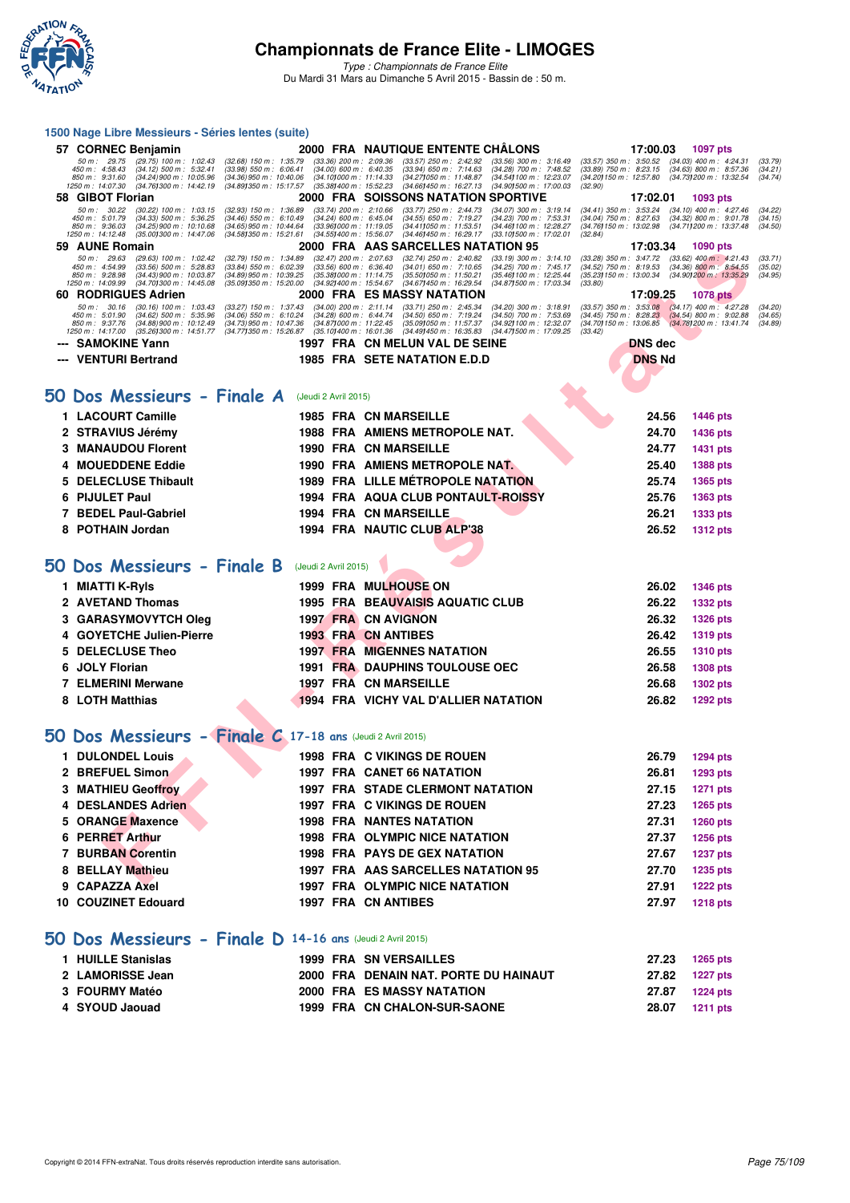### 1500 Nage Libre Messieurs - Séries lentes (suite)

| | | | | | | |
|---|---|---|---|---|---|---|
| 57 | CORNEC Benjamin | 2000 | FRA | NAUTIQUE ENTENTE CHÂLONS | 17:00.03 | 1097 pts |

50 m : 29.75 (29.75) 100 m : 1:02.43 (32.68) 150 m : 1:35.79 (33.36) 200 m : 2:09.36 (33.57) 250 m : 2:42.92 (33.56) 300 m : 3:16.49 (33.57) 350 m : 3:50.52 (34.03) 400 m : 4:24.31 (33.79)
450 m : 4:58.43 (34.12) 500 m : 5:32.41 (33.98) 550 m : 6:06.41 (34.00) 600 m : 6:40.35 (33.94) 650 m : 7:14.63 (34.28) 700 m : 7:48.52 (33.89) 750 m : 8:23.15 (34.63) 800 m : 8:57.36 (34.21)
850 m : 9:31.60 (34.24) 900 m : 10:05.96 (34.36) 950 m : 10:40.06 (34.10) 1000 m : 11:14.33 (34.27) 1050 m : 11:48.87 (34.54) 1100 m : 12:23.07 (34.20) 1150 m : 12:57.80 (34.73) 1200 m : 13:32.54 (34.74)
1250 m : 14:07.30 (34.76) 1300 m : 14:42.19 (34.89) 1350 m : 15:17.57 (35.38) 1400 m : 15:52.23 (34.66) 1450 m : 16:27.13 (34.90) 1500 m : 17:00.03 (32.90)

| | | | | | | |
|---|---|---|---|---|---|---|
| 58 | GIBOT Florian | 2000 | FRA | SOISSONS NATATION SPORTIVE | 17:02.01 | 1093 pts |

50 m : 30.22 (30.22) 100 m : 1:03.15 (32.93) 150 m : 1:36.89 (33.74) 200 m : 2:10.66 (33.77) 250 m : 2:44.73 (34.07) 300 m : 3:19.14 (34.41) 350 m : 3:53.24 (34.10) 400 m : 4:27.46 (34.22)
450 m : 5:01.79 (34.33) 500 m : 5:36.25 (34.46) 550 m : 6:10.49 (34.24) 600 m : 6:45.04 (34.55) 650 m : 7:19.27 (34.23) 700 m : 7:53.31 (34.04) 750 m : 8:27.63 (34.32) 800 m : 9:01.78 (34.15)
850 m : 9:36.03 (34.25) 900 m : 10:10.68 (34.65) 950 m : 10:44.64 (33.96) 1000 m : 11:19.05 (34.41) 1050 m : 11:53.51 (34.46) 1100 m : 12:28.27 (34.76) 1150 m : 13:02.98 (34.71) 1200 m : 13:37.48 (34.50)
1250 m : 14:12.48 (35.00) 1300 m : 14:47.06 (34.58) 1350 m : 15:21.61 (34.55) 1400 m : 15:56.07 (34.46) 1450 m : 16:29.17 (33.10) 1500 m : 17:02.01 (32.84)

| | | | | | | |
|---|---|---|---|---|---|---|
| 59 | AUNE Romain | 2000 | FRA | AAS SARCELLES NATATION 95 | 17:03.34 | 1090 pts |

50 m : 29.63 (29.63) 100 m : 1:02.42 (32.79) 150 m : 1:34.89 (32.47) 200 m : 2:07.63 (32.74) 250 m : 2:40.82 (33.19) 300 m : 3:14.10 (33.28) 350 m : 3:47.72 (33.62) 400 m : 4:21.43 (33.71)
450 m : 4:54.99 (33.56) 500 m : 5:28.83 (33.84) 550 m : 6:02.39 (33.56) 600 m : 6:36.40 (34.01) 650 m : 7:10.65 (34.25) 700 m : 7:45.17 (34.52) 750 m : 8:19.53 (34.36) 800 m : 8:54.55 (35.02)
850 m : 9:28.98 (34.43) 900 m : 10:03.87 (34.89) 950 m : 10:39.25 (35.38) 1000 m : 11:14.75 (35.50) 1050 m : 11:50.21 (35.46) 1100 m : 12:25.44 (35.23) 1150 m : 13:00.34 (34.90) 1200 m : 13:35.29 (34.95)
1250 m : 14:09.99 (34.70) 1300 m : 14:45.08 (35.09) 1350 m : 15:20.00 (34.92) 1400 m : 15:54.67 (34.67) 1450 m : 16:29.54 (34.87) 1500 m : 17:03.34 (33.80)

| | | | | | | |
|---|---|---|---|---|---|---|
| 60 | RODRIGUES Adrien | 2000 | FRA | ES MASSY NATATION | 17:09.25 | 1078 pts |

50 m : 30.16 (30.16) 100 m : 1:03.43 (33.27) 150 m : 1:37.43 (34.00) 200 m : 2:11.14 (33.71) 250 m : 2:45.34 (34.20) 300 m : 3:18.91 (33.57) 350 m : 3:53.08 (34.17) 400 m : 4:27.28 (34.20)
450 m : 5:01.90 (34.62) 500 m : 5:35.96 (34.06) 550 m : 6:10.24 (34.28) 600 m : 6:44.74 (34.50) 650 m : 7:19.24 (34.50) 700 m : 7:53.69 (34.45) 750 m : 8:28.23 (34.54) 800 m : 9:02.88 (34.65)
850 m : 9:37.76 (34.88) 900 m : 10:12.49 (34.73) 950 m : 10:47.36 (34.87) 1000 m : 11:22.45 (35.09) 1050 m : 11:57.37 (34.92) 1100 m : 12:32.07 (34.70) 1150 m : 13:06.85 (34.78) 1200 m : 13:41.74 (34.89)
1250 m : 14:17.00 (35.26) 1300 m : 14:51.77 (34.77) 1350 m : 15:26.87 (35.10) 1400 m : 16:01.36 (34.49) 1450 m : 16:35.83 (34.47) 1500 m : 17:09.25 (33.42)

| | | | | | |
|---|---|---|---|---|---|
| --- | SAMOKINE Yann | 1997 | FRA | CN MELUN VAL DE SEINE | DNS dec |
| --- | VENTURI Bertrand | 1985 | FRA | SETE NATATION E.D.D | DNS Nd |

## 50 Dos Messieurs - Finale A (Jeudi 2 Avril 2015)

| | | | | | | |
|---|---|---|---|---|---|---|
| 1 | LACOURT Camille | 1985 | FRA | CN MARSEILLE | 24.56 | 1446 pts |
| 2 | STRAVIUS Jérémy | 1988 | FRA | AMIENS METROPOLE NAT. | 24.70 | 1436 pts |
| 3 | MANAUDOU Florent | 1990 | FRA | CN MARSEILLE | 24.77 | 1431 pts |
| 4 | MOUEDDENE Eddie | 1990 | FRA | AMIENS METROPOLE NAT. | 25.40 | 1388 pts |
| 5 | DELECLUSE Thibault | 1989 | FRA | LILLE MÉTROPOLE NATATION | 25.74 | 1365 pts |
| 6 | PIJULET Paul | 1994 | FRA | AQUA CLUB PONTAULT-ROISSY | 25.76 | 1363 pts |
| 7 | BEDEL Paul-Gabriel | 1994 | FRA | CN MARSEILLE | 26.21 | 1333 pts |
| 8 | POTHAIN Jordan | 1994 | FRA | NAUTIC CLUB ALP'38 | 26.52 | 1312 pts |

## 50 Dos Messieurs - Finale B (Jeudi 2 Avril 2015)

| | | | | | | |
|---|---|---|---|---|---|---|
| 1 | MIATTI K-Ryls | 1999 | FRA | MULHOUSE ON | 26.02 | 1346 pts |
| 2 | AVETAND Thomas | 1995 | FRA | BEAUVAISIS AQUATIC CLUB | 26.22 | 1332 pts |
| 3 | GARASYMOVYTCH Oleg | 1997 | FRA | CN AVIGNON | 26.32 | 1326 pts |
| 4 | GOYETCHE Julien-Pierre | 1993 | FRA | CN ANTIBES | 26.42 | 1319 pts |
| 5 | DELECLUSE Theo | 1997 | FRA | MIGENNES NATATION | 26.55 | 1310 pts |
| 6 | JOLY Florian | 1991 | FRA | DAUPHINS TOULOUSE OEC | 26.58 | 1308 pts |
| 7 | ELMERINI Merwane | 1997 | FRA | CN MARSEILLE | 26.68 | 1302 pts |
| 8 | LOTH Matthias | 1994 | FRA | VICHY VAL D'ALLIER NATATION | 26.82 | 1292 pts |

## 50 Dos Messieurs - Finale C 17-18 ans (Jeudi 2 Avril 2015)

| | | | | | | |
|---|---|---|---|---|---|---|
| 1 | DULONDEL Louis | 1998 | FRA | C VIKINGS DE ROUEN | 26.79 | 1294 pts |
| 2 | BREFUEL Simon | 1997 | FRA | CANET 66 NATATION | 26.81 | 1293 pts |
| 3 | MATHIEU Geoffroy | 1997 | FRA | STADE CLERMONT NATATION | 27.15 | 1271 pts |
| 4 | DESLANDES Adrien | 1997 | FRA | C VIKINGS DE ROUEN | 27.23 | 1265 pts |
| 5 | ORANGE Maxence | 1998 | FRA | NANTES NATATION | 27.31 | 1260 pts |
| 6 | PERRET Arthur | 1998 | FRA | OLYMPIC NICE NATATION | 27.37 | 1256 pts |
| 7 | BURBAN Corentin | 1998 | FRA | PAYS DE GEX NATATION | 27.67 | 1237 pts |
| 8 | BELLAY Mathieu | 1997 | FRA | AAS SARCELLES NATATION 95 | 27.70 | 1235 pts |
| 9 | CAPAZZA Axel | 1997 | FRA | OLYMPIC NICE NATATION | 27.91 | 1222 pts |
| 10 | COUZINET Edouard | 1997 | FRA | CN ANTIBES | 27.97 | 1218 pts |

## 50 Dos Messieurs - Finale D 14-16 ans (Jeudi 2 Avril 2015)

| | | | | | | |
|---|---|---|---|---|---|---|
| 1 | HUILLE Stanislas | 1999 | FRA | SN VERSAILLES | 27.23 | 1265 pts |
| 2 | LAMORISSE Jean | 2000 | FRA | DENAIN NAT. PORTE DU HAINAUT | 27.82 | 1227 pts |
| 3 | FOURMY Matéo | 2000 | FRA | ES MASSY NATATION | 27.87 | 1224 pts |
| 4 | SYOUD Jaouad | 1999 | FRA | CN CHALON-SUR-SAONE | 28.07 | 1211 pts |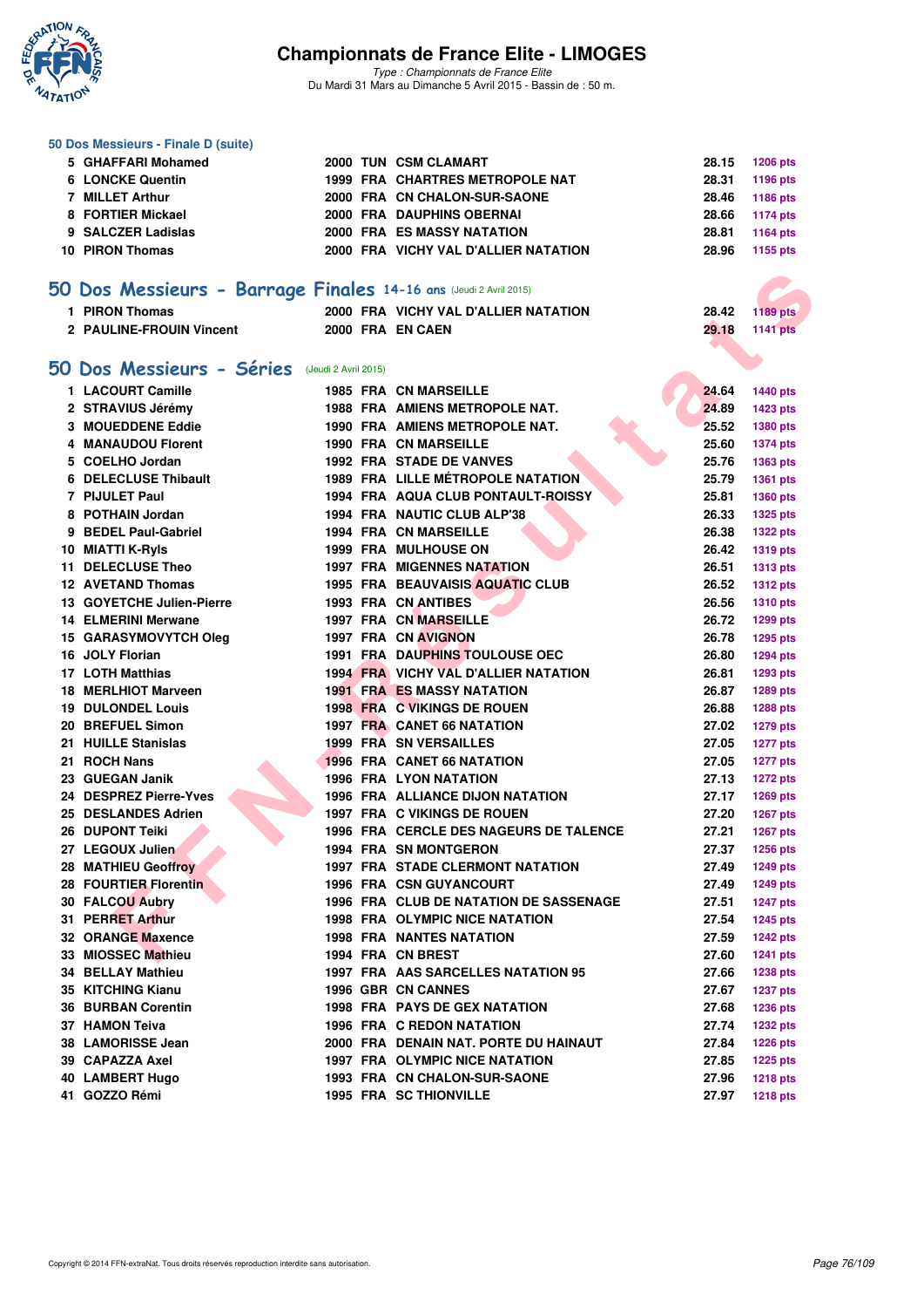# Championnats de France Elite - LIMOGES

*Type : Championnats de France Elite*
Du Mardi 31 Mars au Dimanche 5 Avril 2015 - Bassin de : 50 m.

### 50 Dos Messieurs - Finale D (suite)

| | | | | | | |
|---|---|---|---|---|---|---|
| 5 | GHAFFARI Mohamed | 2000 | TUN | CSM CLAMART | 28.15 | 1206 pts |
| 6 | LONCKE Quentin | 1999 | FRA | CHARTRES METROPOLE NAT | 28.31 | 1196 pts |
| 7 | MILLET Arthur | 2000 | FRA | CN CHALON-SUR-SAONE | 28.46 | 1186 pts |
| 8 | FORTIER Mickael | 2000 | FRA | DAUPHINS OBERNAI | 28.66 | 1174 pts |
| 9 | SALCZER Ladislas | 2000 | FRA | ES MASSY NATATION | 28.81 | 1164 pts |
| 10 | PIRON Thomas | 2000 | FRA | VICHY VAL D'ALLIER NATATION | 28.96 | 1155 pts |

## 50 Dos Messieurs - Barrage Finales 14-16 ans (Jeudi 2 Avril 2015)

| | | | | | | |
|---|---|---|---|---|---|---|
| 1 | PIRON Thomas | 2000 | FRA | VICHY VAL D'ALLIER NATATION | 28.42 | 1189 pts |
| 2 | PAULINE-FROUIN Vincent | 2000 | FRA | EN CAEN | 29.18 | 1141 pts |

## 50 Dos Messieurs - Séries (Jeudi 2 Avril 2015)

| | | | | | | |
|---|---|---|---|---|---|---|
| 1 | LACOURT Camille | 1985 | FRA | CN MARSEILLE | 24.64 | 1440 pts |
| 2 | STRAVIUS Jérémy | 1988 | FRA | AMIENS METROPOLE NAT. | 24.89 | 1423 pts |
| 3 | MOUEDDENE Eddie | 1990 | FRA | AMIENS METROPOLE NAT. | 25.52 | 1380 pts |
| 4 | MANAUDOU Florent | 1990 | FRA | CN MARSEILLE | 25.60 | 1374 pts |
| 5 | COELHO Jordan | 1992 | FRA | STADE DE VANVES | 25.76 | 1363 pts |
| 6 | DELECLUSE Thibault | 1989 | FRA | LILLE MÉTROPOLE NATATION | 25.79 | 1361 pts |
| 7 | PIJULET Paul | 1994 | FRA | AQUA CLUB PONTAULT-ROISSY | 25.81 | 1360 pts |
| 8 | POTHAIN Jordan | 1994 | FRA | NAUTIC CLUB ALP'38 | 26.33 | 1325 pts |
| 9 | BEDEL Paul-Gabriel | 1994 | FRA | CN MARSEILLE | 26.38 | 1322 pts |
| 10 | MIATTI K-Ryls | 1999 | FRA | MULHOUSE ON | 26.42 | 1319 pts |
| 11 | DELECLUSE Theo | 1997 | FRA | MIGENNES NATATION | 26.51 | 1313 pts |
| 12 | AVETAND Thomas | 1995 | FRA | BEAUVAISIS AQUATIC CLUB | 26.52 | 1312 pts |
| 13 | GOYETCHE Julien-Pierre | 1993 | FRA | CN ANTIBES | 26.56 | 1310 pts |
| 14 | ELMERINI Merwane | 1997 | FRA | CN MARSEILLE | 26.72 | 1299 pts |
| 15 | GARASYMOVYTCH Oleg | 1997 | FRA | CN AVIGNON | 26.78 | 1295 pts |
| 16 | JOLY Florian | 1991 | FRA | DAUPHINS TOULOUSE OEC | 26.80 | 1294 pts |
| 17 | LOTH Matthias | 1994 | FRA | VICHY VAL D'ALLIER NATATION | 26.81 | 1293 pts |
| 18 | MERLHIOT Marveen | 1991 | FRA | ES MASSY NATATION | 26.87 | 1289 pts |
| 19 | DULONDEL Louis | 1998 | FRA | C VIKINGS DE ROUEN | 26.88 | 1288 pts |
| 20 | BREFUEL Simon | 1997 | FRA | CANET 66 NATATION | 27.02 | 1279 pts |
| 21 | HUILLE Stanislas | 1999 | FRA | SN VERSAILLES | 27.05 | 1277 pts |
| 21 | ROCH Nans | 1996 | FRA | CANET 66 NATATION | 27.05 | 1277 pts |
| 23 | GUEGAN Janik | 1996 | FRA | LYON NATATION | 27.13 | 1272 pts |
| 24 | DESPREZ Pierre-Yves | 1996 | FRA | ALLIANCE DIJON NATATION | 27.17 | 1269 pts |
| 25 | DESLANDES Adrien | 1997 | FRA | C VIKINGS DE ROUEN | 27.20 | 1267 pts |
| 26 | DUPONT Teiki | 1996 | FRA | CERCLE DES NAGEURS DE TALENCE | 27.21 | 1267 pts |
| 27 | LEGOUX Julien | 1994 | FRA | SN MONTGERON | 27.37 | 1256 pts |
| 28 | MATHIEU Geoffroy | 1997 | FRA | STADE CLERMONT NATATION | 27.49 | 1249 pts |
| 28 | FOURTIER Florentin | 1996 | FRA | CSN GUYANCOURT | 27.49 | 1249 pts |
| 30 | FALCOU Aubry | 1996 | FRA | CLUB DE NATATION DE SASSENAGE | 27.51 | 1247 pts |
| 31 | PERRET Arthur | 1998 | FRA | OLYMPIC NICE NATATION | 27.54 | 1245 pts |
| 32 | ORANGE Maxence | 1998 | FRA | NANTES NATATION | 27.59 | 1242 pts |
| 33 | MIOSSEC Mathieu | 1994 | FRA | CN BREST | 27.60 | 1241 pts |
| 34 | BELLAY Mathieu | 1997 | FRA | AAS SARCELLES NATATION 95 | 27.66 | 1238 pts |
| 35 | KITCHING Kianu | 1996 | GBR | CN CANNES | 27.67 | 1237 pts |
| 36 | BURBAN Corentin | 1998 | FRA | PAYS DE GEX NATATION | 27.68 | 1236 pts |
| 37 | HAMON Teiva | 1996 | FRA | C REDON NATATION | 27.74 | 1232 pts |
| 38 | LAMORISSE Jean | 2000 | FRA | DENAIN NAT. PORTE DU HAINAUT | 27.84 | 1226 pts |
| 39 | CAPAZZA Axel | 1997 | FRA | OLYMPIC NICE NATATION | 27.85 | 1225 pts |
| 40 | LAMBERT Hugo | 1993 | FRA | CN CHALON-SUR-SAONE | 27.96 | 1218 pts |
| 41 | GOZZO Rémi | 1995 | FRA | SC THIONVILLE | 27.97 | 1218 pts |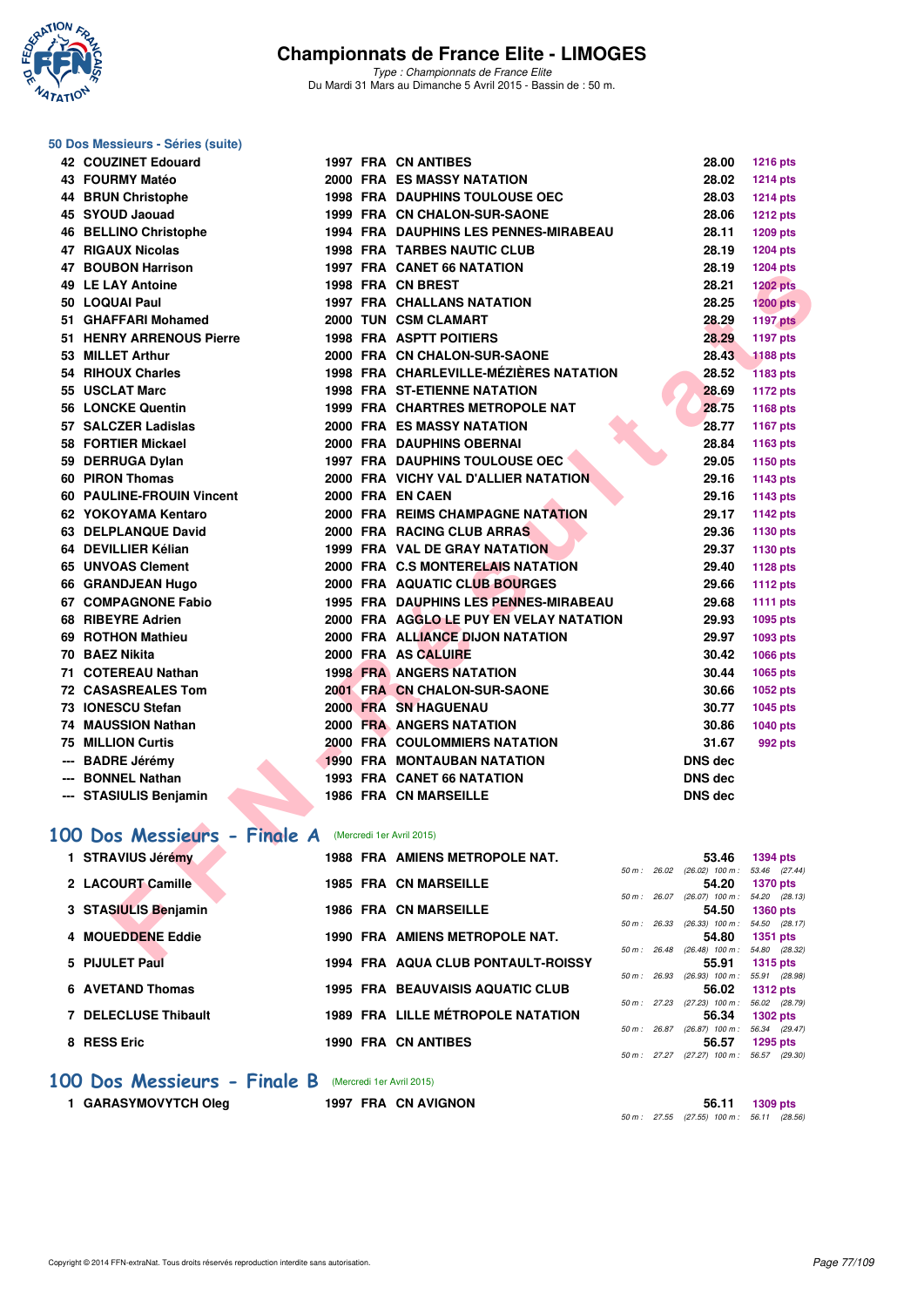# Championnats de France Elite - LIMOGES

*Type : Championnats de France Elite*
Du Mardi 31 Mars au Dimanche 5 Avril 2015 - Bassin de : 50 m.

## 50 Dos Messieurs - Séries (suite)

| Rang | Nom | Année | Nat. | Club | Temps | Points |
|---|---|---|---|---|---|---|
| 42 | COUZINET Edouard | 1997 | FRA | CN ANTIBES | 28.00 | 1216 pts |
| 43 | FOURMY Matéo | 2000 | FRA | ES MASSY NATATION | 28.02 | 1214 pts |
| 44 | BRUN Christophe | 1998 | FRA | DAUPHINS TOULOUSE OEC | 28.03 | 1214 pts |
| 45 | SYOUD Jaouad | 1999 | FRA | CN CHALON-SUR-SAONE | 28.06 | 1212 pts |
| 46 | BELLINO Christophe | 1994 | FRA | DAUPHINS LES PENNES-MIRABEAU | 28.11 | 1209 pts |
| 47 | RIGAUX Nicolas | 1998 | FRA | TARBES NAUTIC CLUB | 28.19 | 1204 pts |
| 47 | BOUBON Harrison | 1997 | FRA | CANET 66 NATATION | 28.19 | 1204 pts |
| 49 | LE LAY Antoine | 1998 | FRA | CN BREST | 28.21 | 1202 pts |
| 50 | LOQUAI Paul | 1997 | FRA | CHALLANS NATATION | 28.25 | 1200 pts |
| 51 | GHAFFARI Mohamed | 2000 | TUN | CSM CLAMART | 28.29 | 1197 pts |
| 51 | HENRY ARRENOUS Pierre | 1998 | FRA | ASPTT POITIERS | 28.29 | 1197 pts |
| 53 | MILLET Arthur | 2000 | FRA | CN CHALON-SUR-SAONE | 28.43 | 1188 pts |
| 54 | RIHOUX Charles | 1998 | FRA | CHARLEVILLE-MÉZIÈRES NATATION | 28.52 | 1183 pts |
| 55 | USCLAT Marc | 1998 | FRA | ST-ETIENNE NATATION | 28.69 | 1172 pts |
| 56 | LONCKE Quentin | 1999 | FRA | CHARTRES METROPOLE NAT | 28.75 | 1168 pts |
| 57 | SALCZER Ladislas | 2000 | FRA | ES MASSY NATATION | 28.77 | 1167 pts |
| 58 | FORTIER Mickael | 2000 | FRA | DAUPHINS OBERNAI | 28.84 | 1163 pts |
| 59 | DERRUGA Dylan | 1997 | FRA | DAUPHINS TOULOUSE OEC | 29.05 | 1150 pts |
| 60 | PIRON Thomas | 2000 | FRA | VICHY VAL D'ALLIER NATATION | 29.16 | 1143 pts |
| 60 | PAULINE-FROUIN Vincent | 2000 | FRA | EN CAEN | 29.16 | 1143 pts |
| 62 | YOKOYAMA Kentaro | 2000 | FRA | REIMS CHAMPAGNE NATATION | 29.17 | 1142 pts |
| 63 | DELPLANQUE David | 2000 | FRA | RACING CLUB ARRAS | 29.36 | 1130 pts |
| 64 | DEVILLIER Kélian | 1999 | FRA | VAL DE GRAY NATATION | 29.37 | 1130 pts |
| 65 | UNVOAS Clement | 2000 | FRA | C.S MONTERELAIS NATATION | 29.40 | 1128 pts |
| 66 | GRANDJEAN Hugo | 2000 | FRA | AQUATIC CLUB BOURGES | 29.66 | 1112 pts |
| 67 | COMPAGNONE Fabio | 1995 | FRA | DAUPHINS LES PENNES-MIRABEAU | 29.68 | 1111 pts |
| 68 | RIBEYRE Adrien | 2000 | FRA | AGGLO LE PUY EN VELAY NATATION | 29.93 | 1095 pts |
| 69 | ROTHON Mathieu | 2000 | FRA | ALLIANCE DIJON NATATION | 29.97 | 1093 pts |
| 70 | BAEZ Nikita | 2000 | FRA | AS CALUIRE | 30.42 | 1066 pts |
| 71 | COTEREAU Nathan | 1998 | FRA | ANGERS NATATION | 30.44 | 1065 pts |
| 72 | CASASREALES Tom | 2001 | FRA | CN CHALON-SUR-SAONE | 30.66 | 1052 pts |
| 73 | IONESCU Stefan | 2000 | FRA | SN HAGUENAU | 30.77 | 1045 pts |
| 74 | MAUSSION Nathan | 2000 | FRA | ANGERS NATATION | 30.86 | 1040 pts |
| 75 | MILLION Curtis | 2000 | FRA | COULOMMIERS NATATION | 31.67 | 992 pts |
| --- | BADRE Jérémy | 1990 | FRA | MONTAUBAN NATATION | DNS dec | |
| --- | BONNEL Nathan | 1993 | FRA | CANET 66 NATATION | DNS dec | |
| --- | STASIULIS Benjamin | 1986 | FRA | CN MARSEILLE | DNS dec | |

## 100 Dos Messieurs - Finale A (Mercredi 1er Avril 2015)

| Rang | Nom | Année | Nat. | Club | Temps | Points | 50 m | 100 m |
|---|---|---|---|---|---|---|---|---|
| 1 | STRAVIUS Jérémy | 1988 | FRA | AMIENS METROPOLE NAT. | 53.46 | 1394 pts | 26.02 (26.02) | 53.46 (27.44) |
| 2 | LACOURT Camille | 1985 | FRA | CN MARSEILLE | 54.20 | 1370 pts | 26.07 (26.07) | 54.20 (28.13) |
| 3 | STASIULIS Benjamin | 1986 | FRA | CN MARSEILLE | 54.50 | 1360 pts | 26.33 (26.33) | 54.50 (28.17) |
| 4 | MOUEDDENE Eddie | 1990 | FRA | AMIENS METROPOLE NAT. | 54.80 | 1351 pts | 26.48 (26.48) | 54.80 (28.32) |
| 5 | PIJULET Paul | 1994 | FRA | AQUA CLUB PONTAULT-ROISSY | 55.91 | 1315 pts | 26.93 (26.93) | 55.91 (28.98) |
| 6 | AVETAND Thomas | 1995 | FRA | BEAUVAISIS AQUATIC CLUB | 56.02 | 1312 pts | 27.23 (27.23) | 56.02 (28.79) |
| 7 | DELECLUSE Thibault | 1989 | FRA | LILLE MÉTROPOLE NATATION | 56.34 | 1302 pts | 26.87 (26.87) | 56.34 (29.47) |
| 8 | RESS Eric | 1990 | FRA | CN ANTIBES | 56.57 | 1295 pts | 27.27 (27.27) | 56.57 (29.30) |

## 100 Dos Messieurs - Finale B (Mercredi 1er Avril 2015)

| Rang | Nom | Année | Nat. | Club | Temps | Points | 50 m | 100 m |
|---|---|---|---|---|---|---|---|---|
| 1 | GARASYMOVYTCH Oleg | 1997 | FRA | CN AVIGNON | 56.11 | 1309 pts | 27.55 (27.55) | 56.11 (28.56) |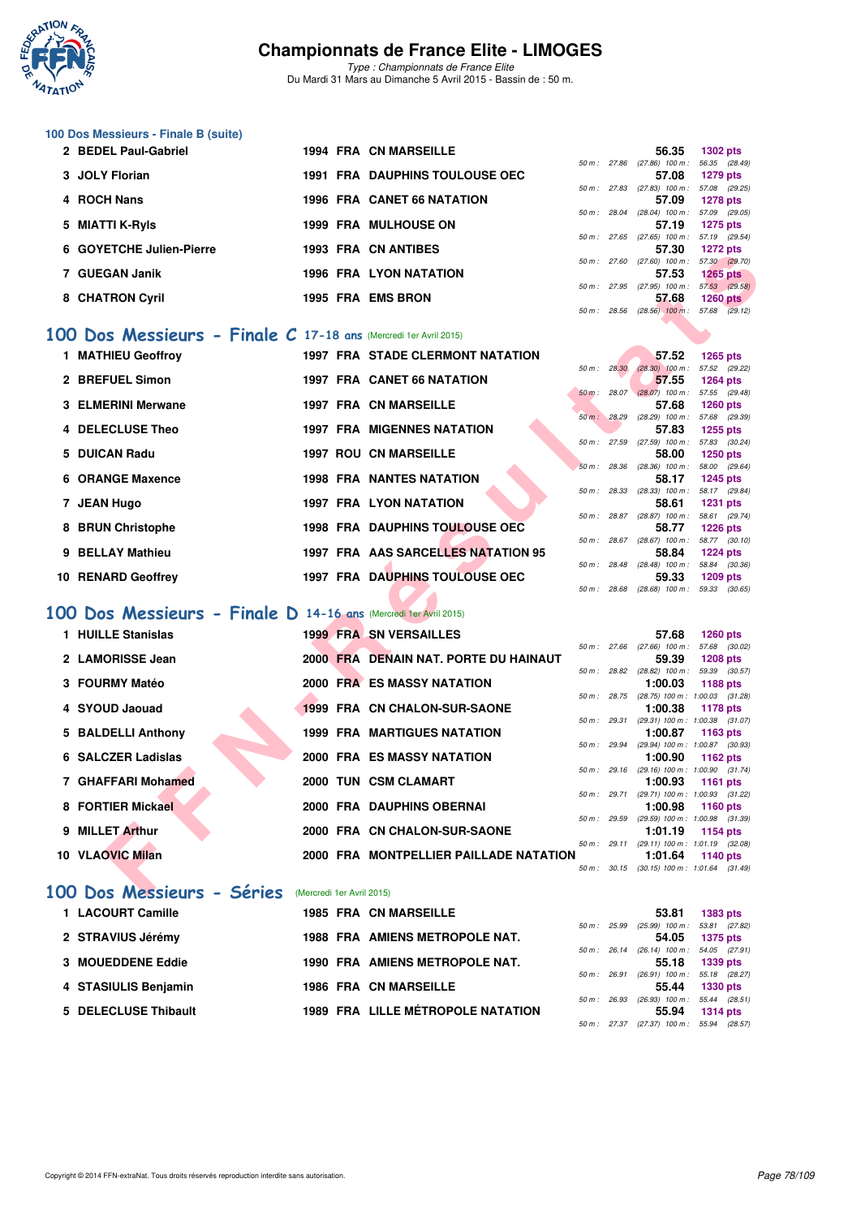# Championnats de France Elite - LIMOGES

*Type : Championnats de France Elite*
Du Mardi 31 Mars au Dimanche 5 Avril 2015 - Bassin de : 50 m.

## 100 Dos Messieurs - Finale B (suite)

| | Nom | Année | Nat | Club | Temps | Points | Splits |
|---|---|---|---|---|---|---|---|
| 2 | BEDEL Paul-Gabriel | 1994 | FRA | CN MARSEILLE | 56.35 | 1302 pts | 50 m : 27.86 (27.86) 100 m : 56.35 (28.49) |
| 3 | JOLY Florian | 1991 | FRA | DAUPHINS TOULOUSE OEC | 57.08 | 1279 pts | 50 m : 27.83 (27.83) 100 m : 57.08 (29.25) |
| 4 | ROCH Nans | 1996 | FRA | CANET 66 NATATION | 57.09 | 1278 pts | 50 m : 28.04 (28.04) 100 m : 57.09 (29.05) |
| 5 | MIATTI K-Ryls | 1999 | FRA | MULHOUSE ON | 57.19 | 1275 pts | 50 m : 27.65 (27.65) 100 m : 57.19 (29.54) |
| 6 | GOYETCHE Julien-Pierre | 1993 | FRA | CN ANTIBES | 57.30 | 1272 pts | 50 m : 27.60 (27.60) 100 m : 57.30 (29.70) |
| 7 | GUEGAN Janik | 1996 | FRA | LYON NATATION | 57.53 | 1265 pts | 50 m : 27.95 (27.95) 100 m : 57.53 (29.58) |
| 8 | CHATRON Cyril | 1995 | FRA | EMS BRON | 57.68 | 1260 pts | 50 m : 28.56 (28.56) 100 m : 57.68 (29.12) |

## 100 Dos Messieurs - Finale C 17-18 ans (Mercredi 1er Avril 2015)

| | Nom | Année | Nat | Club | Temps | Points | Splits |
|---|---|---|---|---|---|---|---|
| 1 | MATHIEU Geoffroy | 1997 | FRA | STADE CLERMONT NATATION | 57.52 | 1265 pts | 50 m : 28.30 (28.30) 100 m : 57.52 (29.22) |
| 2 | BREFUEL Simon | 1997 | FRA | CANET 66 NATATION | 57.55 | 1264 pts | 50 m : 28.07 (28.07) 100 m : 57.55 (29.48) |
| 3 | ELMERINI Merwane | 1997 | FRA | CN MARSEILLE | 57.68 | 1260 pts | 50 m : 28.29 (28.29) 100 m : 57.68 (29.39) |
| 4 | DELECLUSE Theo | 1997 | FRA | MIGENNES NATATION | 57.83 | 1255 pts | 50 m : 27.59 (27.59) 100 m : 57.83 (30.24) |
| 5 | DUICAN Radu | 1997 | ROU | CN MARSEILLE | 58.00 | 1250 pts | 50 m : 28.36 (28.36) 100 m : 58.00 (29.64) |
| 6 | ORANGE Maxence | 1998 | FRA | NANTES NATATION | 58.17 | 1245 pts | 50 m : 28.33 (28.33) 100 m : 58.17 (29.84) |
| 7 | JEAN Hugo | 1997 | FRA | LYON NATATION | 58.61 | 1231 pts | 50 m : 28.87 (28.87) 100 m : 58.61 (29.74) |
| 8 | BRUN Christophe | 1998 | FRA | DAUPHINS TOULOUSE OEC | 58.77 | 1226 pts | 50 m : 28.67 (28.67) 100 m : 58.77 (30.10) |
| 9 | BELLAY Mathieu | 1997 | FRA | AAS SARCELLES NATATION 95 | 58.84 | 1224 pts | 50 m : 28.48 (28.48) 100 m : 58.84 (30.36) |
| 10 | RENARD Geoffrey | 1997 | FRA | DAUPHINS TOULOUSE OEC | 59.33 | 1209 pts | 50 m : 28.68 (28.68) 100 m : 59.33 (30.65) |

## 100 Dos Messieurs - Finale D 14-16 ans (Mercredi 1er Avril 2015)

| | Nom | Année | Nat | Club | Temps | Points | Splits |
|---|---|---|---|---|---|---|---|
| 1 | HUILLE Stanislas | 1999 | FRA | SN VERSAILLES | 57.68 | 1260 pts | 50 m : 27.66 (27.66) 100 m : 57.68 (30.02) |
| 2 | LAMORISSE Jean | 2000 | FRA | DENAIN NAT. PORTE DU HAINAUT | 59.39 | 1208 pts | 50 m : 28.82 (28.82) 100 m : 59.39 (30.57) |
| 3 | FOURMY Matéo | 2000 | FRA | ES MASSY NATATION | 1:00.03 | 1188 pts | 50 m : 28.75 (28.75) 100 m : 1:00.03 (31.28) |
| 4 | SYOUD Jaouad | 1999 | FRA | CN CHALON-SUR-SAONE | 1:00.38 | 1178 pts | 50 m : 29.31 (29.31) 100 m : 1:00.38 (31.07) |
| 5 | BALDELLI Anthony | 1999 | FRA | MARTIGUES NATATION | 1:00.87 | 1163 pts | 50 m : 29.94 (29.94) 100 m : 1:00.87 (30.93) |
| 6 | SALCZER Ladislas | 2000 | FRA | ES MASSY NATATION | 1:00.90 | 1162 pts | 50 m : 29.16 (29.16) 100 m : 1:00.90 (31.74) |
| 7 | GHAFFARI Mohamed | 2000 | TUN | CSM CLAMART | 1:00.93 | 1161 pts | 50 m : 29.71 (29.71) 100 m : 1:00.93 (31.22) |
| 8 | FORTIER Mickael | 2000 | FRA | DAUPHINS OBERNAI | 1:00.98 | 1160 pts | 50 m : 29.59 (29.59) 100 m : 1:00.98 (31.39) |
| 9 | MILLET Arthur | 2000 | FRA | CN CHALON-SUR-SAONE | 1:01.19 | 1154 pts | 50 m : 29.11 (29.11) 100 m : 1:01.19 (32.08) |
| 10 | VLAOVIC Milan | 2000 | FRA | MONTPELLIER PAILLADE NATATION | 1:01.64 | 1140 pts | 50 m : 30.15 (30.15) 100 m : 1:01.64 (31.49) |

## 100 Dos Messieurs - Séries (Mercredi 1er Avril 2015)

| | Nom | Année | Nat | Club | Temps | Points | Splits |
|---|---|---|---|---|---|---|---|
| 1 | LACOURT Camille | 1985 | FRA | CN MARSEILLE | 53.81 | 1383 pts | 50 m : 25.99 (25.99) 100 m : 53.81 (27.82) |
| 2 | STRAVIUS Jérémy | 1988 | FRA | AMIENS METROPOLE NAT. | 54.05 | 1375 pts | 50 m : 26.14 (26.14) 100 m : 54.05 (27.91) |
| 3 | MOUEDDENE Eddie | 1990 | FRA | AMIENS METROPOLE NAT. | 55.18 | 1339 pts | 50 m : 26.91 (26.91) 100 m : 55.18 (28.27) |
| 4 | STASIULIS Benjamin | 1986 | FRA | CN MARSEILLE | 55.44 | 1330 pts | 50 m : 26.93 (26.93) 100 m : 55.44 (28.51) |
| 5 | DELECLUSE Thibault | 1989 | FRA | LILLE MÉTROPOLE NATATION | 55.94 | 1314 pts | 50 m : 27.37 (27.37) 100 m : 55.94 (28.57) |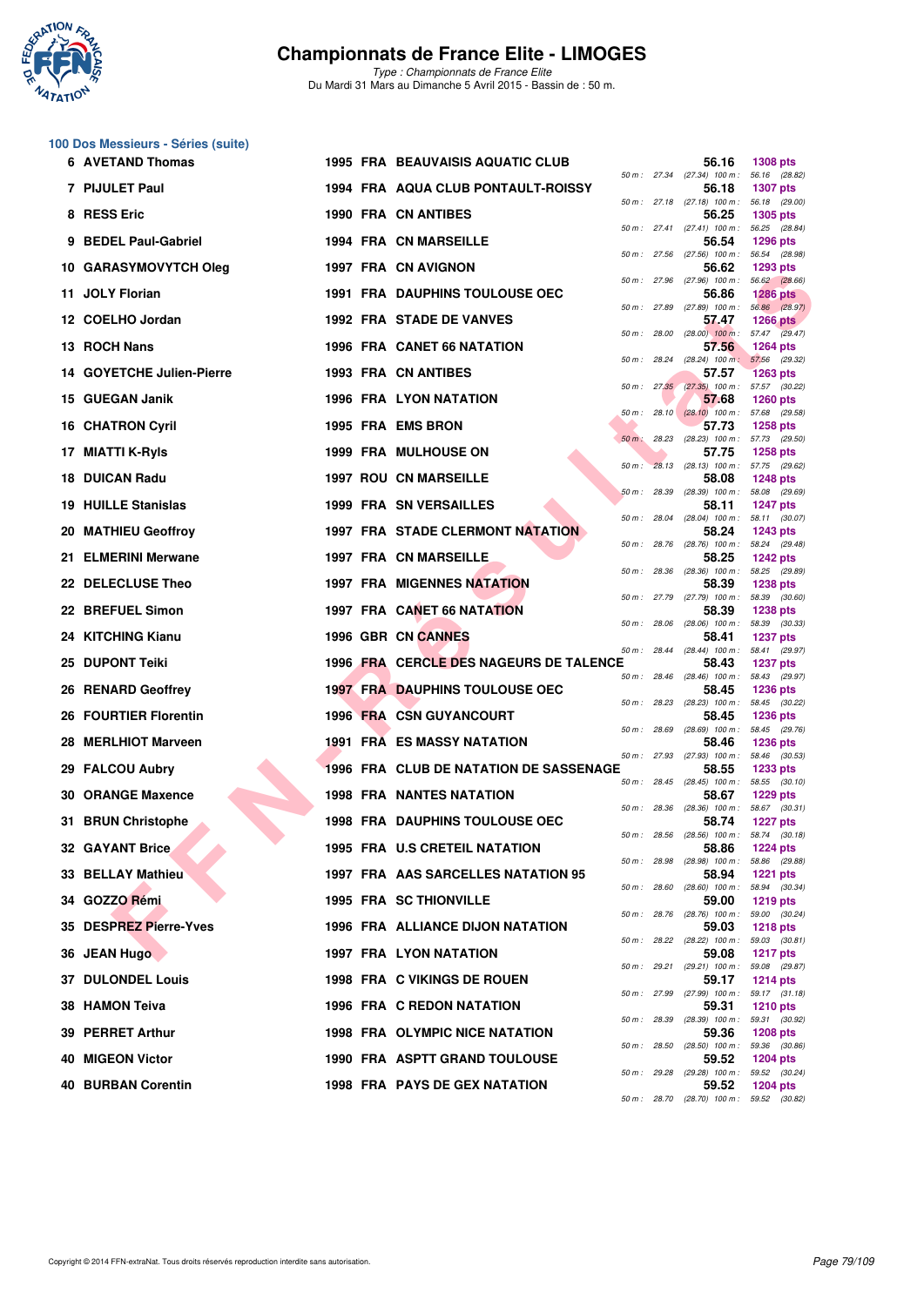# Championnats de France Elite - LIMOGES

*Type : Championnats de France Elite*
Du Mardi 31 Mars au Dimanche 5 Avril 2015 - Bassin de : 50 m.

## 100 Dos Messieurs - Séries (suite)

| Rang | Nom | Année | Nat | Club | Temps | Points | Splits |
|---|---|---|---|---|---|---|---|
| 6 | AVETAND Thomas | 1995 | FRA | BEAUVAISIS AQUATIC CLUB | 56.16 | 1308 pts | 50 m : 27.34 (27.34) 100 m : 56.16 (28.82) |
| 7 | PIJULET Paul | 1994 | FRA | AQUA CLUB PONTAULT-ROISSY | 56.18 | 1307 pts | 50 m : 27.18 (27.18) 100 m : 56.18 (29.00) |
| 8 | RESS Eric | 1990 | FRA | CN ANTIBES | 56.25 | 1305 pts | 50 m : 27.41 (27.41) 100 m : 56.25 (28.84) |
| 9 | BEDEL Paul-Gabriel | 1994 | FRA | CN MARSEILLE | 56.54 | 1296 pts | 50 m : 27.56 (27.56) 100 m : 56.54 (28.98) |
| 10 | GARASYMOVYTCH Oleg | 1997 | FRA | CN AVIGNON | 56.62 | 1293 pts | 50 m : 27.96 (27.96) 100 m : 56.62 (28.66) |
| 11 | JOLY Florian | 1991 | FRA | DAUPHINS TOULOUSE OEC | 56.86 | 1286 pts | 50 m : 27.89 (27.89) 100 m : 56.86 (28.97) |
| 12 | COELHO Jordan | 1992 | FRA | STADE DE VANVES | 57.47 | 1266 pts | 50 m : 28.00 (28.00) 100 m : 57.47 (29.47) |
| 13 | ROCH Nans | 1996 | FRA | CANET 66 NATATION | 57.56 | 1264 pts | 50 m : 28.24 (28.24) 100 m : 57.56 (29.32) |
| 14 | GOYETCHE Julien-Pierre | 1993 | FRA | CN ANTIBES | 57.57 | 1263 pts | 50 m : 27.35 (27.35) 100 m : 57.57 (30.22) |
| 15 | GUEGAN Janik | 1996 | FRA | LYON NATATION | 57.68 | 1260 pts | 50 m : 28.10 (28.10) 100 m : 57.68 (29.58) |
| 16 | CHATRON Cyril | 1995 | FRA | EMS BRON | 57.73 | 1258 pts | 50 m : 28.23 (28.23) 100 m : 57.73 (29.50) |
| 17 | MIATTI K-Ryls | 1999 | FRA | MULHOUSE ON | 57.75 | 1258 pts | 50 m : 28.13 (28.13) 100 m : 57.75 (29.62) |
| 18 | DUICAN Radu | 1997 | ROU | CN MARSEILLE | 58.08 | 1248 pts | 50 m : 28.39 (28.39) 100 m : 58.08 (29.69) |
| 19 | HUILLE Stanislas | 1999 | FRA | SN VERSAILLES | 58.11 | 1247 pts | 50 m : 28.04 (28.04) 100 m : 58.11 (30.07) |
| 20 | MATHIEU Geoffroy | 1997 | FRA | STADE CLERMONT NATATION | 58.24 | 1243 pts | 50 m : 28.76 (28.76) 100 m : 58.24 (29.48) |
| 21 | ELMERINI Merwane | 1997 | FRA | CN MARSEILLE | 58.25 | 1242 pts | 50 m : 28.36 (28.36) 100 m : 58.25 (29.89) |
| 22 | DELECLUSE Theo | 1997 | FRA | MIGENNES NATATION | 58.39 | 1238 pts | 50 m : 27.79 (27.79) 100 m : 58.39 (30.60) |
| 22 | BREFUEL Simon | 1997 | FRA | CANET 66 NATATION | 58.39 | 1238 pts | 50 m : 28.06 (28.06) 100 m : 58.39 (30.33) |
| 24 | KITCHING Kianu | 1996 | GBR | CN CANNES | 58.41 | 1237 pts | 50 m : 28.44 (28.44) 100 m : 58.41 (29.97) |
| 25 | DUPONT Teiki | 1996 | FRA | CERCLE DES NAGEURS DE TALENCE | 58.43 | 1237 pts | 50 m : 28.46 (28.46) 100 m : 58.43 (29.97) |
| 26 | RENARD Geoffrey | 1997 | FRA | DAUPHINS TOULOUSE OEC | 58.45 | 1236 pts | 50 m : 28.23 (28.23) 100 m : 58.45 (30.22) |
| 26 | FOURTIER Florentin | 1996 | FRA | CSN GUYANCOURT | 58.45 | 1236 pts | 50 m : 28.69 (28.69) 100 m : 58.45 (29.76) |
| 28 | MERLHIOT Marveen | 1991 | FRA | ES MASSY NATATION | 58.46 | 1236 pts | 50 m : 27.93 (27.93) 100 m : 58.46 (30.53) |
| 29 | FALCOU Aubry | 1996 | FRA | CLUB DE NATATION DE SASSENAGE | 58.55 | 1233 pts | 50 m : 28.45 (28.45) 100 m : 58.55 (30.10) |
| 30 | ORANGE Maxence | 1998 | FRA | NANTES NATATION | 58.67 | 1229 pts | 50 m : 28.36 (28.36) 100 m : 58.67 (30.31) |
| 31 | BRUN Christophe | 1998 | FRA | DAUPHINS TOULOUSE OEC | 58.74 | 1227 pts | 50 m : 28.56 (28.56) 100 m : 58.74 (30.18) |
| 32 | GAYANT Brice | 1995 | FRA | U.S CRETEIL NATATION | 58.86 | 1224 pts | 50 m : 28.98 (28.98) 100 m : 58.86 (29.88) |
| 33 | BELLAY Mathieu | 1997 | FRA | AAS SARCELLES NATATION 95 | 58.94 | 1221 pts | 50 m : 28.60 (28.60) 100 m : 58.94 (30.34) |
| 34 | GOZZO Rémi | 1995 | FRA | SC THIONVILLE | 59.00 | 1219 pts | 50 m : 28.76 (28.76) 100 m : 59.00 (30.24) |
| 35 | DESPREZ Pierre-Yves | 1996 | FRA | ALLIANCE DIJON NATATION | 59.03 | 1218 pts | 50 m : 28.22 (28.22) 100 m : 59.03 (30.81) |
| 36 | JEAN Hugo | 1997 | FRA | LYON NATATION | 59.08 | 1217 pts | 50 m : 29.21 (29.21) 100 m : 59.08 (29.87) |
| 37 | DULONDEL Louis | 1998 | FRA | C VIKINGS DE ROUEN | 59.17 | 1214 pts | 50 m : 27.99 (27.99) 100 m : 59.17 (31.18) |
| 38 | HAMON Teiva | 1996 | FRA | C REDON NATATION | 59.31 | 1210 pts | 50 m : 28.39 (28.39) 100 m : 59.31 (30.92) |
| 39 | PERRET Arthur | 1998 | FRA | OLYMPIC NICE NATATION | 59.36 | 1208 pts | 50 m : 28.50 (28.50) 100 m : 59.36 (30.86) |
| 40 | MIGEON Victor | 1990 | FRA | ASPTT GRAND TOULOUSE | 59.52 | 1204 pts | 50 m : 29.28 (29.28) 100 m : 59.52 (30.24) |
| 40 | BURBAN Corentin | 1998 | FRA | PAYS DE GEX NATATION | 59.52 | 1204 pts | 50 m : 28.70 (28.70) 100 m : 59.52 (30.82) |

Copyright © 2014 FFN-extraNat. Tous droits réservés reproduction interdite sans autorisation.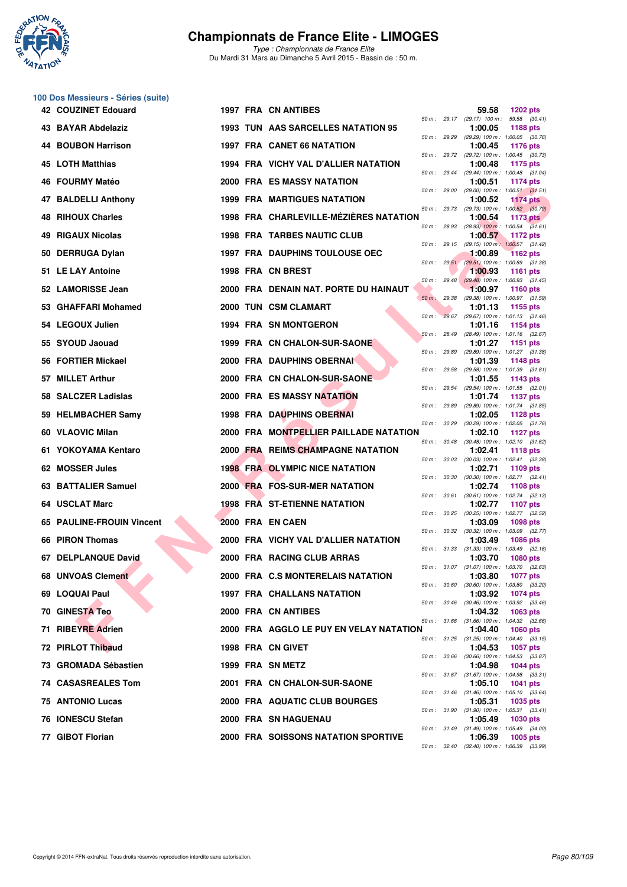# Championnats de France Elite - LIMOGES

*Type : Championnats de France Elite*
Du Mardi 31 Mars au Dimanche 5 Avril 2015 - Bassin de : 50 m.

## 100 Dos Messieurs - Séries (suite)

| Rang | Nom | Année | Nat | Club | Temps | Points | Splits |
|---|---|---|---|---|---|---|---|
| 42 | COUZINET Edouard | 1997 | FRA | CN ANTIBES | 59.58 | 1202 pts | 50 m : 29.17 (29.17) 100 m : 59.58 (30.41) |
| 43 | BAYAR Abdelaziz | 1993 | TUN | AAS SARCELLES NATATION 95 | 1:00.05 | 1188 pts | 50 m : 29.29 (29.29) 100 m : 1:00.05 (30.76) |
| 44 | BOUBON Harrison | 1997 | FRA | CANET 66 NATATION | 1:00.45 | 1176 pts | 50 m : 29.72 (29.72) 100 m : 1:00.45 (30.73) |
| 45 | LOTH Matthias | 1994 | FRA | VICHY VAL D'ALLIER NATATION | 1:00.48 | 1175 pts | 50 m : 29.44 (29.44) 100 m : 1:00.48 (31.04) |
| 46 | FOURMY Matéo | 2000 | FRA | ES MASSY NATATION | 1:00.51 | 1174 pts | 50 m : 29.00 (29.00) 100 m : 1:00.51 (31.51) |
| 47 | BALDELLI Anthony | 1999 | FRA | MARTIGUES NATATION | 1:00.52 | 1174 pts | 50 m : 29.73 (29.73) 100 m : 1:00.52 (30.79) |
| 48 | RIHOUX Charles | 1998 | FRA | CHARLEVILLE-MÉZIÈRES NATATION | 1:00.54 | 1173 pts | 50 m : 28.93 (28.93) 100 m : 1:00.54 (31.61) |
| 49 | RIGAUX Nicolas | 1998 | FRA | TARBES NAUTIC CLUB | 1:00.57 | 1172 pts | 50 m : 29.15 (29.15) 100 m : 1:00.57 (31.42) |
| 50 | DERRUGA Dylan | 1997 | FRA | DAUPHINS TOULOUSE OEC | 1:00.89 | 1162 pts | 50 m : 29.51 (29.51) 100 m : 1:00.89 (31.38) |
| 51 | LE LAY Antoine | 1998 | FRA | CN BREST | 1:00.93 | 1161 pts | 50 m : 29.48 (29.48) 100 m : 1:00.93 (31.45) |
| 52 | LAMORISSE Jean | 2000 | FRA | DENAIN NAT. PORTE DU HAINAUT | 1:00.97 | 1160 pts | 50 m : 29.38 (29.38) 100 m : 1:00.97 (31.59) |
| 53 | GHAFFARI Mohamed | 2000 | TUN | CSM CLAMART | 1:01.13 | 1155 pts | 50 m : 29.67 (29.67) 100 m : 1:01.13 (31.46) |
| 54 | LEGOUX Julien | 1994 | FRA | SN MONTGERON | 1:01.16 | 1154 pts | 50 m : 28.49 (28.49) 100 m : 1:01.16 (32.67) |
| 55 | SYOUD Jaouad | 1999 | FRA | CN CHALON-SUR-SAONE | 1:01.27 | 1151 pts | 50 m : 29.89 (29.89) 100 m : 1:01.27 (31.38) |
| 56 | FORTIER Mickael | 2000 | FRA | DAUPHINS OBERNAI | 1:01.39 | 1148 pts | 50 m : 29.58 (29.58) 100 m : 1:01.39 (31.81) |
| 57 | MILLET Arthur | 2000 | FRA | CN CHALON-SUR-SAONE | 1:01.55 | 1143 pts | 50 m : 29.54 (29.54) 100 m : 1:01.55 (32.01) |
| 58 | SALCZER Ladislas | 2000 | FRA | ES MASSY NATATION | 1:01.74 | 1137 pts | 50 m : 29.89 (29.89) 100 m : 1:01.74 (31.85) |
| 59 | HELMBACHER Samy | 1998 | FRA | DAUPHINS OBERNAI | 1:02.05 | 1128 pts | 50 m : 30.29 (30.29) 100 m : 1:02.05 (31.76) |
| 60 | VLAOVIC Milan | 2000 | FRA | MONTPELLIER PAILLADE NATATION | 1:02.10 | 1127 pts | 50 m : 30.48 (30.48) 100 m : 1:02.10 (31.62) |
| 61 | YOKOYAMA Kentaro | 2000 | FRA | REIMS CHAMPAGNE NATATION | 1:02.41 | 1118 pts | 50 m : 30.03 (30.03) 100 m : 1:02.41 (32.38) |
| 62 | MOSSER Jules | 1998 | FRA | OLYMPIC NICE NATATION | 1:02.71 | 1109 pts | 50 m : 30.30 (30.30) 100 m : 1:02.71 (32.41) |
| 63 | BATTALIER Samuel | 2000 | FRA | FOS-SUR-MER NATATION | 1:02.74 | 1108 pts | 50 m : 30.61 (30.61) 100 m : 1:02.74 (32.13) |
| 64 | USCLAT Marc | 1998 | FRA | ST-ETIENNE NATATION | 1:02.77 | 1107 pts | 50 m : 30.25 (30.25) 100 m : 1:02.77 (32.52) |
| 65 | PAULINE-FROUIN Vincent | 2000 | FRA | EN CAEN | 1:03.09 | 1098 pts | 50 m : 30.32 (30.32) 100 m : 1:03.09 (32.77) |
| 66 | PIRON Thomas | 2000 | FRA | VICHY VAL D'ALLIER NATATION | 1:03.49 | 1086 pts | 50 m : 31.33 (31.33) 100 m : 1:03.49 (32.16) |
| 67 | DELPLANQUE David | 2000 | FRA | RACING CLUB ARRAS | 1:03.70 | 1080 pts | 50 m : 31.07 (31.07) 100 m : 1:03.70 (32.63) |
| 68 | UNVOAS Clement | 2000 | FRA | C.S MONTERELAIS NATATION | 1:03.80 | 1077 pts | 50 m : 30.60 (30.60) 100 m : 1:03.80 (33.20) |
| 69 | LOQUAI Paul | 1997 | FRA | CHALLANS NATATION | 1:03.92 | 1074 pts | 50 m : 30.46 (30.46) 100 m : 1:03.92 (33.46) |
| 70 | GINESTA Teo | 2000 | FRA | CN ANTIBES | 1:04.32 | 1063 pts | 50 m : 31.66 (31.66) 100 m : 1:04.32 (32.66) |
| 71 | RIBEYRE Adrien | 2000 | FRA | AGGLO LE PUY EN VELAY NATATION | 1:04.40 | 1060 pts | 50 m : 31.25 (31.25) 100 m : 1:04.40 (33.15) |
| 72 | PIRLOT Thibaud | 1998 | FRA | CN GIVET | 1:04.53 | 1057 pts | 50 m : 30.66 (30.66) 100 m : 1:04.53 (33.87) |
| 73 | GROMADA Sébastien | 1999 | FRA | SN METZ | 1:04.98 | 1044 pts | 50 m : 31.67 (31.67) 100 m : 1:04.98 (33.31) |
| 74 | CASASREALES Tom | 2001 | FRA | CN CHALON-SUR-SAONE | 1:05.10 | 1041 pts | 50 m : 31.46 (31.46) 100 m : 1:05.10 (33.64) |
| 75 | ANTONIO Lucas | 2000 | FRA | AQUATIC CLUB BOURGES | 1:05.31 | 1035 pts | 50 m : 31.90 (31.90) 100 m : 1:05.31 (33.41) |
| 76 | IONESCU Stefan | 2000 | FRA | SN HAGUENAU | 1:05.49 | 1030 pts | 50 m : 31.49 (31.49) 100 m : 1:05.49 (34.00) |
| 77 | GIBOT Florian | 2000 | FRA | SOISSONS NATATION SPORTIVE | 1:06.39 | 1005 pts | 50 m : 32.40 (32.40) 100 m : 1:06.39 (33.99) |

Copyright © 2014 FFN-extraNat. Tous droits réservés reproduction interdite sans autorisation.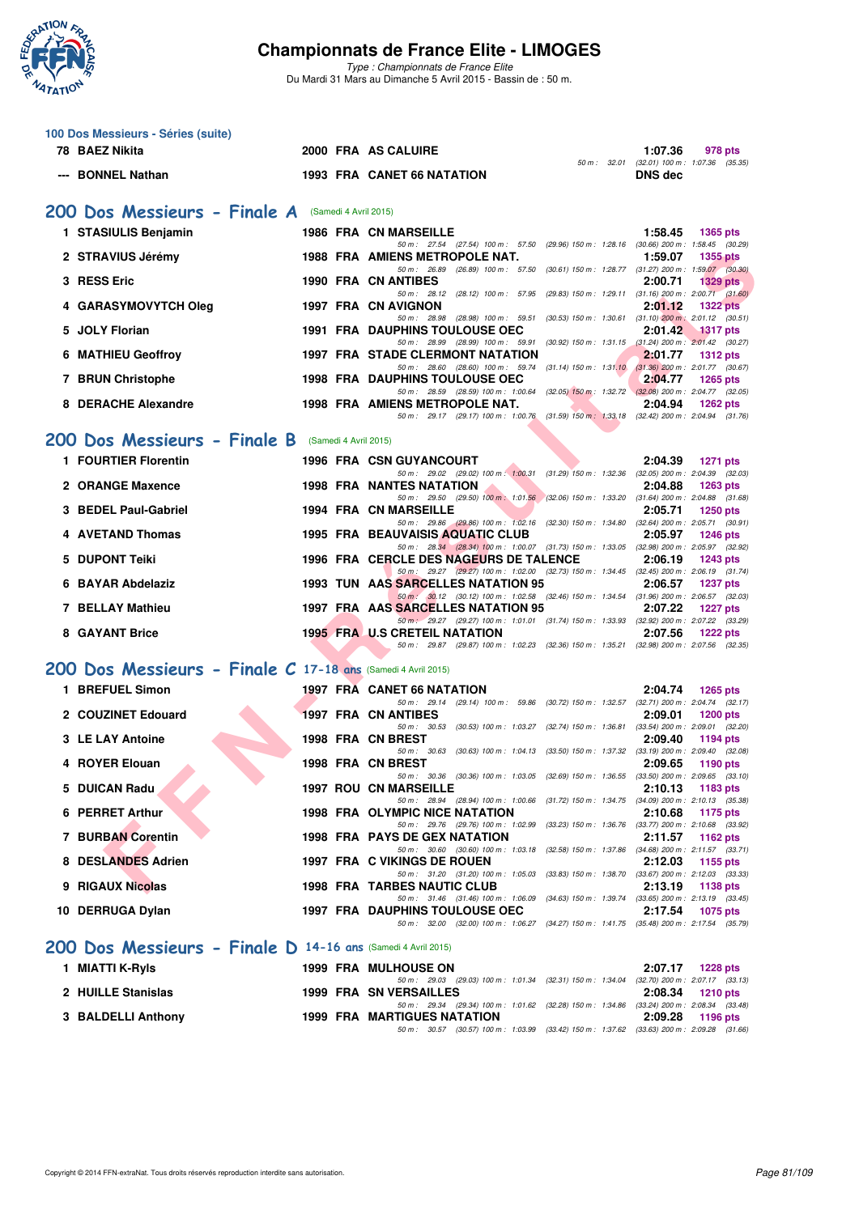# Championnats de France Elite - LIMOGES

*Type : Championnats de France Elite*
Du Mardi 31 Mars au Dimanche 5 Avril 2015 - Bassin de : 50 m.

### 100 Dos Messieurs - Séries (suite)

| Rang | Nom | Année | Nat | Club | Temps | Points | Splits |
|---|---|---|---|---|---|---|---|
| 78 | BAEZ Nikita | 2000 | FRA | AS CALUIRE | 1:07.36 | 978 pts | 50 m : 32.01 (32.01) 100 m : 1:07.36 (35.35) |
| --- | BONNEL Nathan | 1993 | FRA | CANET 66 NATATION | DNS dec | | |

## 200 Dos Messieurs - Finale A (Samedi 4 Avril 2015)

| Rang | Nom | Année | Nat | Club | Temps | Points | Splits |
|---|---|---|---|---|---|---|---|
| 1 | STASIULIS Benjamin | 1986 | FRA | CN MARSEILLE | 1:58.45 | 1365 pts | 50 m : 27.54 (27.54) 100 m : 57.50 (29.96) 150 m : 1:28.16 (30.66) 200 m : 1:58.45 (30.29) |
| 2 | STRAVIUS Jérémy | 1988 | FRA | AMIENS METROPOLE NAT. | 1:59.07 | 1355 pts | 50 m : 26.89 (26.89) 100 m : 57.50 (30.61) 150 m : 1:28.77 (31.27) 200 m : 1:59.07 (30.30) |
| 3 | RESS Eric | 1990 | FRA | CN ANTIBES | 2:00.71 | 1329 pts | 50 m : 28.12 (28.12) 100 m : 57.95 (29.83) 150 m : 1:29.11 (31.16) 200 m : 2:00.71 (31.60) |
| 4 | GARASYMOVYTCH Oleg | 1997 | FRA | CN AVIGNON | 2:01.12 | 1322 pts | 50 m : 28.98 (28.98) 100 m : 59.51 (30.53) 150 m : 1:30.61 (31.10) 200 m : 2:01.12 (30.51) |
| 5 | JOLY Florian | 1991 | FRA | DAUPHINS TOULOUSE OEC | 2:01.42 | 1317 pts | 50 m : 28.99 (28.99) 100 m : 59.91 (30.92) 150 m : 1:31.15 (31.24) 200 m : 2:01.42 (30.27) |
| 6 | MATHIEU Geoffroy | 1997 | FRA | STADE CLERMONT NATATION | 2:01.77 | 1312 pts | 50 m : 28.60 (28.60) 100 m : 59.74 (31.14) 150 m : 1:31.10 (31.36) 200 m : 2:01.77 (30.67) |
| 7 | BRUN Christophe | 1998 | FRA | DAUPHINS TOULOUSE OEC | 2:04.77 | 1265 pts | 50 m : 28.59 (28.59) 100 m : 1:00.64 (32.05) 150 m : 1:32.72 (32.08) 200 m : 2:04.77 (32.05) |
| 8 | DERACHE Alexandre | 1998 | FRA | AMIENS METROPOLE NAT. | 2:04.94 | 1262 pts | 50 m : 29.17 (29.17) 100 m : 1:00.76 (31.59) 150 m : 1:33.18 (32.42) 200 m : 2:04.94 (31.76) |

## 200 Dos Messieurs - Finale B (Samedi 4 Avril 2015)

| Rang | Nom | Année | Nat | Club | Temps | Points | Splits |
|---|---|---|---|---|---|---|---|
| 1 | FOURTIER Florentin | 1996 | FRA | CSN GUYANCOURT | 2:04.39 | 1271 pts | 50 m : 29.02 (29.02) 100 m : 1:00.31 (31.29) 150 m : 1:32.36 (32.05) 200 m : 2:04.39 (32.03) |
| 2 | ORANGE Maxence | 1998 | FRA | NANTES NATATION | 2:04.88 | 1263 pts | 50 m : 29.50 (29.50) 100 m : 1:01.56 (32.06) 150 m : 1:33.20 (31.64) 200 m : 2:04.88 (31.68) |
| 3 | BEDEL Paul-Gabriel | 1994 | FRA | CN MARSEILLE | 2:05.71 | 1250 pts | 50 m : 29.86 (29.86) 100 m : 1:02.16 (32.30) 150 m : 1:34.80 (32.64) 200 m : 2:05.71 (30.91) |
| 4 | AVETAND Thomas | 1995 | FRA | BEAUVAISIS AQUATIC CLUB | 2:05.97 | 1246 pts | 50 m : 28.34 (28.34) 100 m : 1:00.07 (31.73) 150 m : 1:33.05 (32.98) 200 m : 2:05.97 (32.92) |
| 5 | DUPONT Teiki | 1996 | FRA | CERCLE DES NAGEURS DE TALENCE | 2:06.19 | 1243 pts | 50 m : 29.27 (29.27) 100 m : 1:02.00 (32.73) 150 m : 1:34.45 (32.45) 200 m : 2:06.19 (31.74) |
| 6 | BAYAR Abdelaziz | 1993 | TUN | AAS SARCELLES NATATION 95 | 2:06.57 | 1237 pts | 50 m : 30.12 (30.12) 100 m : 1:02.58 (32.46) 150 m : 1:34.54 (31.96) 200 m : 2:06.57 (32.03) |
| 7 | BELLAY Mathieu | 1997 | FRA | AAS SARCELLES NATATION 95 | 2:07.22 | 1227 pts | 50 m : 29.27 (29.27) 100 m : 1:01.01 (31.74) 150 m : 1:33.93 (32.92) 200 m : 2:07.22 (33.29) |
| 8 | GAYANT Brice | 1995 | FRA | U.S CRETEIL NATATION | 2:07.56 | 1222 pts | 50 m : 29.87 (29.87) 100 m : 1:02.23 (32.36) 150 m : 1:35.21 (32.98) 200 m : 2:07.56 (32.35) |

## 200 Dos Messieurs - Finale C 17-18 ans (Samedi 4 Avril 2015)

| Rang | Nom | Année | Nat | Club | Temps | Points | Splits |
|---|---|---|---|---|---|---|---|
| 1 | BREFUEL Simon | 1997 | FRA | CANET 66 NATATION | 2:04.74 | 1265 pts | 50 m : 29.14 (29.14) 100 m : 59.86 (30.72) 150 m : 1:32.57 (32.71) 200 m : 2:04.74 (32.17) |
| 2 | COUZINET Edouard | 1997 | FRA | CN ANTIBES | 2:09.01 | 1200 pts | 50 m : 30.53 (30.53) 100 m : 1:03.27 (32.74) 150 m : 1:36.81 (33.54) 200 m : 2:09.01 (32.20) |
| 3 | LE LAY Antoine | 1998 | FRA | CN BREST | 2:09.40 | 1194 pts | 50 m : 30.63 (30.63) 100 m : 1:04.13 (33.50) 150 m : 1:37.32 (33.19) 200 m : 2:09.40 (32.08) |
| 4 | ROYER Elouan | 1998 | FRA | CN BREST | 2:09.65 | 1190 pts | 50 m : 30.36 (30.36) 100 m : 1:03.05 (32.69) 150 m : 1:36.55 (33.50) 200 m : 2:09.65 (33.10) |
| 5 | DUICAN Radu | 1997 | ROU | CN MARSEILLE | 2:10.13 | 1183 pts | 50 m : 28.94 (28.94) 100 m : 1:00.66 (31.72) 150 m : 1:34.75 (34.09) 200 m : 2:10.13 (35.38) |
| 6 | PERRET Arthur | 1998 | FRA | OLYMPIC NICE NATATION | 2:10.68 | 1175 pts | 50 m : 29.76 (29.76) 100 m : 1:02.99 (33.23) 150 m : 1:36.76 (33.77) 200 m : 2:10.68 (33.92) |
| 7 | BURBAN Corentin | 1998 | FRA | PAYS DE GEX NATATION | 2:11.57 | 1162 pts | 50 m : 30.60 (30.60) 100 m : 1:03.18 (32.58) 150 m : 1:37.86 (34.68) 200 m : 2:11.57 (33.71) |
| 8 | DESLANDES Adrien | 1997 | FRA | C VIKINGS DE ROUEN | 2:12.03 | 1155 pts | 50 m : 31.20 (31.20) 100 m : 1:05.03 (33.83) 150 m : 1:38.70 (33.67) 200 m : 2:12.03 (33.33) |
| 9 | RIGAUX Nicolas | 1998 | FRA | TARBES NAUTIC CLUB | 2:13.19 | 1138 pts | 50 m : 31.46 (31.46) 100 m : 1:06.09 (34.63) 150 m : 1:39.74 (33.65) 200 m : 2:13.19 (33.45) |
| 10 | DERRUGA Dylan | 1997 | FRA | DAUPHINS TOULOUSE OEC | 2:17.54 | 1075 pts | 50 m : 32.00 (32.00) 100 m : 1:06.27 (34.27) 150 m : 1:41.75 (35.48) 200 m : 2:17.54 (35.79) |

## 200 Dos Messieurs - Finale D 14-16 ans (Samedi 4 Avril 2015)

| Rang | Nom | Année | Nat | Club | Temps | Points | Splits |
|---|---|---|---|---|---|---|---|
| 1 | MIATTI K-Ryls | 1999 | FRA | MULHOUSE ON | 2:07.17 | 1228 pts | 50 m : 29.03 (29.03) 100 m : 1:01.34 (32.31) 150 m : 1:34.04 (32.70) 200 m : 2:07.17 (33.13) |
| 2 | HUILLE Stanislas | 1999 | FRA | SN VERSAILLES | 2:08.34 | 1210 pts | 50 m : 29.34 (29.34) 100 m : 1:01.62 (32.28) 150 m : 1:34.86 (33.24) 200 m : 2:08.34 (33.48) |
| 3 | BALDELLI Anthony | 1999 | FRA | MARTIGUES NATATION | 2:09.28 | 1196 pts | 50 m : 30.57 (30.57) 100 m : 1:03.99 (33.42) 150 m : 1:37.62 (33.63) 200 m : 2:09.28 (31.66) |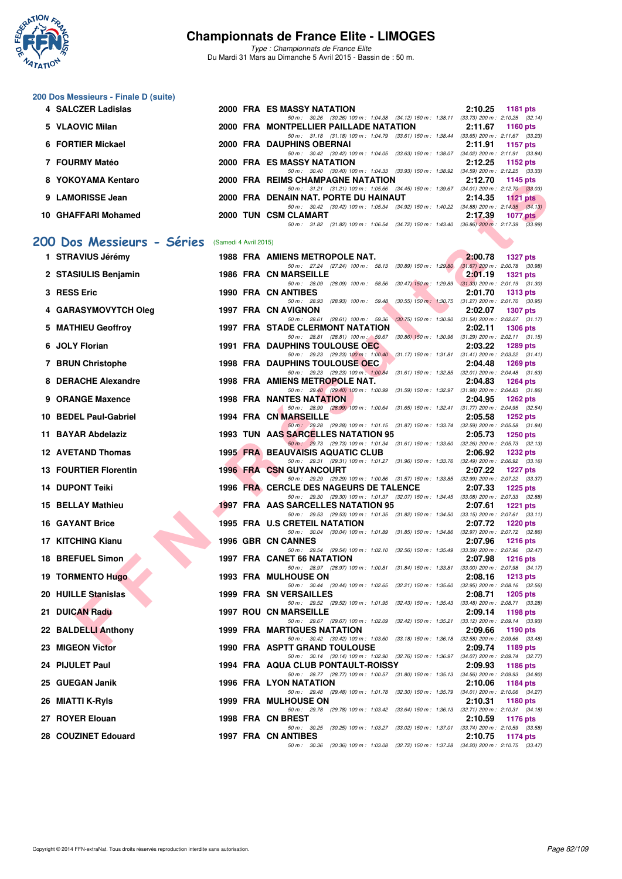# Championnats de France Elite - LIMOGES

*Type : Championnats de France Elite*
Du Mardi 31 Mars au Dimanche 5 Avril 2015 - Bassin de : 50 m.

## 200 Dos Messieurs - Finale D (suite)

| Rg | Nom | Année | Nat | Club | Temps | Points |
|---|---|---|---|---|---|---|
| 4 | SALCZER Ladislas | 2000 | FRA | ES MASSY NATATION | 2:10.25 | 1181 pts |
| | 50 m : 30.26 (30.26) 100 m : 1:04.38 (34.12) 150 m : 1:38.11 (33.73) 200 m : 2:10.25 (32.14) | | | | | |
| 5 | VLAOVIC Milan | 2000 | FRA | MONTPELLIER PAILLADE NATATION | 2:11.67 | 1160 pts |
| | 50 m : 31.18 (31.18) 100 m : 1:04.79 (33.61) 150 m : 1:38.44 (33.65) 200 m : 2:11.67 (33.23) | | | | | |
| 6 | FORTIER Mickael | 2000 | FRA | DAUPHINS OBERNAI | 2:11.91 | 1157 pts |
| | 50 m : 30.42 (30.42) 100 m : 1:04.05 (33.63) 150 m : 1:38.07 (34.02) 200 m : 2:11.91 (33.84) | | | | | |
| 7 | FOURMY Matéo | 2000 | FRA | ES MASSY NATATION | 2:12.25 | 1152 pts |
| | 50 m : 30.40 (30.40) 100 m : 1:04.33 (33.93) 150 m : 1:38.92 (34.59) 200 m : 2:12.25 (33.33) | | | | | |
| 8 | YOKOYAMA Kentaro | 2000 | FRA | REIMS CHAMPAGNE NATATION | 2:12.70 | 1145 pts |
| | 50 m : 31.21 (31.21) 100 m : 1:05.66 (34.45) 150 m : 1:39.67 (34.01) 200 m : 2:12.70 (33.03) | | | | | |
| 9 | LAMORISSE Jean | 2000 | FRA | DENAIN NAT. PORTE DU HAINAUT | 2:14.35 | 1121 pts |
| | 50 m : 30.42 (30.42) 100 m : 1:05.34 (34.92) 150 m : 1:40.22 (34.88) 200 m : 2:14.35 (34.13) | | | | | |
| 10 | GHAFFARI Mohamed | 2000 | TUN | CSM CLAMART | 2:17.39 | 1077 pts |
| | 50 m : 31.82 (31.82) 100 m : 1:06.54 (34.72) 150 m : 1:43.40 (36.86) 200 m : 2:17.39 (33.99) | | | | | |

## 200 Dos Messieurs - Séries (Samedi 4 Avril 2015)

| Rg | Nom | Année | Nat | Club | Temps | Points |
|---|---|---|---|---|---|---|
| 1 | STRAVIUS Jérémy | 1988 | FRA | AMIENS METROPOLE NAT. | 2:00.78 | 1327 pts |
| | 50 m : 27.24 (27.24) 100 m : 58.13 (30.89) 150 m : 1:29.80 (31.67) 200 m : 2:00.78 (30.98) | | | | | |
| 2 | STASIULIS Benjamin | 1986 | FRA | CN MARSEILLE | 2:01.19 | 1321 pts |
| | 50 m : 28.09 (28.09) 100 m : 58.56 (30.47) 150 m : 1:29.89 (31.33) 200 m : 2:01.19 (31.30) | | | | | |
| 3 | RESS Eric | 1990 | FRA | CN ANTIBES | 2:01.70 | 1313 pts |
| | 50 m : 28.93 (28.93) 100 m : 59.48 (30.55) 150 m : 1:30.75 (31.27) 200 m : 2:01.70 (30.95) | | | | | |
| 4 | GARASYMOVYTCH Oleg | 1997 | FRA | CN AVIGNON | 2:02.07 | 1307 pts |
| | 50 m : 28.61 (28.61) 100 m : 59.36 (30.75) 150 m : 1:30.90 (31.54) 200 m : 2:02.07 (31.17) | | | | | |
| 5 | MATHIEU Geoffroy | 1997 | FRA | STADE CLERMONT NATATION | 2:02.11 | 1306 pts |
| | 50 m : 28.81 (28.81) 100 m : 59.67 (30.86) 150 m : 1:30.96 (31.29) 200 m : 2:02.11 (31.15) | | | | | |
| 6 | JOLY Florian | 1991 | FRA | DAUPHINS TOULOUSE OEC | 2:03.22 | 1289 pts |
| | 50 m : 29.23 (29.23) 100 m : 1:00.40 (31.17) 150 m : 1:31.81 (31.41) 200 m : 2:03.22 (31.41) | | | | | |
| 7 | BRUN Christophe | 1998 | FRA | DAUPHINS TOULOUSE OEC | 2:04.48 | 1269 pts |
| | 50 m : 29.23 (29.23) 100 m : 1:00.84 (31.61) 150 m : 1:32.85 (32.01) 200 m : 2:04.48 (31.63) | | | | | |
| 8 | DERACHE Alexandre | 1998 | FRA | AMIENS METROPOLE NAT. | 2:04.83 | 1264 pts |
| | 50 m : 29.40 (29.40) 100 m : 1:00.99 (31.59) 150 m : 1:32.97 (31.98) 200 m : 2:04.83 (31.86) | | | | | |
| 9 | ORANGE Maxence | 1998 | FRA | NANTES NATATION | 2:04.95 | 1262 pts |
| | 50 m : 28.99 (28.99) 100 m : 1:00.64 (31.65) 150 m : 1:32.41 (31.77) 200 m : 2:04.95 (32.54) | | | | | |
| 10 | BEDEL Paul-Gabriel | 1994 | FRA | CN MARSEILLE | 2:05.58 | 1252 pts |
| | 50 m : 29.28 (29.28) 100 m : 1:01.15 (31.87) 150 m : 1:33.74 (32.59) 200 m : 2:05.58 (31.84) | | | | | |
| 11 | BAYAR Abdelaziz | 1993 | TUN | AAS SARCELLES NATATION 95 | 2:05.73 | 1250 pts |
| | 50 m : 29.73 (29.73) 100 m : 1:01.34 (31.61) 150 m : 1:33.60 (32.26) 200 m : 2:05.73 (32.13) | | | | | |
| 12 | AVETAND Thomas | 1995 | FRA | BEAUVAISIS AQUATIC CLUB | 2:06.92 | 1232 pts |
| | 50 m : 29.31 (29.31) 100 m : 1:01.27 (31.96) 150 m : 1:33.76 (32.49) 200 m : 2:06.92 (33.16) | | | | | |
| 13 | FOURTIER Florentin | 1996 | FRA | CSN GUYANCOURT | 2:07.22 | 1227 pts |
| | 50 m : 29.29 (29.29) 100 m : 1:00.86 (31.57) 150 m : 1:33.85 (32.99) 200 m : 2:07.22 (33.37) | | | | | |
| 14 | DUPONT Teiki | 1996 | FRA | CERCLE DES NAGEURS DE TALENCE | 2:07.33 | 1225 pts |
| | 50 m : 29.30 (29.30) 100 m : 1:01.37 (32.07) 150 m : 1:34.45 (33.08) 200 m : 2:07.33 (32.88) | | | | | |
| 15 | BELLAY Mathieu | 1997 | FRA | AAS SARCELLES NATATION 95 | 2:07.61 | 1221 pts |
| | 50 m : 29.53 (29.53) 100 m : 1:01.35 (31.82) 150 m : 1:34.50 (33.15) 200 m : 2:07.61 (33.11) | | | | | |
| 16 | GAYANT Brice | 1995 | FRA | U.S CRETEIL NATATION | 2:07.72 | 1220 pts |
| | 50 m : 30.04 (30.04) 100 m : 1:01.89 (31.85) 150 m : 1:34.86 (32.97) 200 m : 2:07.72 (32.86) | | | | | |
| 17 | KITCHING Kianu | 1996 | GBR | CN CANNES | 2:07.96 | 1216 pts |
| | 50 m : 29.54 (29.54) 100 m : 1:02.10 (32.56) 150 m : 1:35.49 (33.39) 200 m : 2:07.96 (32.47) | | | | | |
| 18 | BREFUEL Simon | 1997 | FRA | CANET 66 NATATION | 2:07.98 | 1216 pts |
| | 50 m : 28.97 (28.97) 100 m : 1:00.81 (31.84) 150 m : 1:33.81 (33.00) 200 m : 2:07.98 (34.17) | | | | | |
| 19 | TORMENTO Hugo | 1993 | FRA | MULHOUSE ON | 2:08.16 | 1213 pts |
| | 50 m : 30.44 (30.44) 100 m : 1:02.65 (32.21) 150 m : 1:35.60 (32.95) 200 m : 2:08.16 (32.56) | | | | | |
| 20 | HUILLE Stanislas | 1999 | FRA | SN VERSAILLES | 2:08.71 | 1205 pts |
| | 50 m : 29.52 (29.52) 100 m : 1:01.95 (32.43) 150 m : 1:35.43 (33.48) 200 m : 2:08.71 (33.28) | | | | | |
| 21 | DUICAN Radu | 1997 | ROU | CN MARSEILLE | 2:09.14 | 1198 pts |
| | 50 m : 29.67 (29.67) 100 m : 1:02.09 (32.42) 150 m : 1:35.21 (33.12) 200 m : 2:09.14 (33.93) | | | | | |
| 22 | BALDELLI Anthony | 1999 | FRA | MARTIGUES NATATION | 2:09.66 | 1190 pts |
| | 50 m : 30.42 (30.42) 100 m : 1:03.60 (33.18) 150 m : 1:36.18 (32.58) 200 m : 2:09.66 (33.48) | | | | | |
| 23 | MIGEON Victor | 1990 | FRA | ASPTT GRAND TOULOUSE | 2:09.74 | 1189 pts |
| | 50 m : 30.14 (30.14) 100 m : 1:02.90 (32.76) 150 m : 1:36.97 (34.07) 200 m : 2:09.74 (32.77) | | | | | |
| 24 | PIJULET Paul | 1994 | FRA | AQUA CLUB PONTAULT-ROISSY | 2:09.93 | 1186 pts |
| | 50 m : 28.77 (28.77) 100 m : 1:00.57 (31.80) 150 m : 1:35.13 (34.56) 200 m : 2:09.93 (34.80) | | | | | |
| 25 | GUEGAN Janik | 1996 | FRA | LYON NATATION | 2:10.06 | 1184 pts |
| | 50 m : 29.48 (29.48) 100 m : 1:01.78 (32.30) 150 m : 1:35.79 (34.01) 200 m : 2:10.06 (34.27) | | | | | |
| 26 | MIATTI K-Ryls | 1999 | FRA | MULHOUSE ON | 2:10.31 | 1180 pts |
| | 50 m : 29.78 (29.78) 100 m : 1:03.42 (33.64) 150 m : 1:36.13 (32.71) 200 m : 2:10.31 (34.18) | | | | | |
| 27 | ROYER Elouan | 1998 | FRA | CN BREST | 2:10.59 | 1176 pts |
| | 50 m : 30.25 (30.25) 100 m : 1:03.27 (33.02) 150 m : 1:37.01 (33.74) 200 m : 2:10.59 (33.58) | | | | | |
| 28 | COUZINET Edouard | 1997 | FRA | CN ANTIBES | 2:10.75 | 1174 pts |
| | 50 m : 30.36 (30.36) 100 m : 1:03.08 (32.72) 150 m : 1:37.28 (34.20) 200 m : 2:10.75 (33.47) | | | | | |

Copyright © 2014 FFN-extraNat. Tous droits réservés reproduction interdite sans autorisation.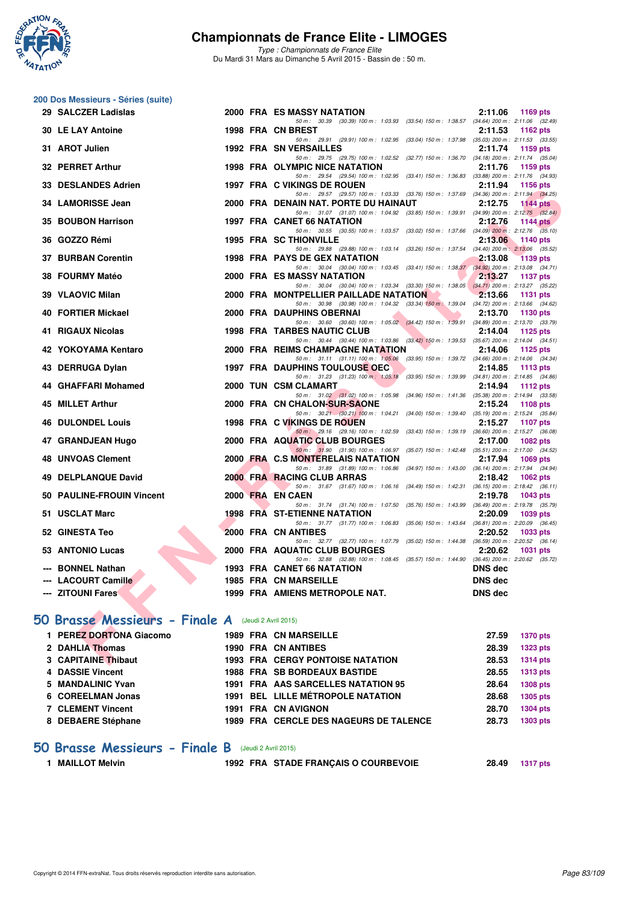# Championnats de France Elite - LIMOGES

*Type : Championnats de France Elite*
Du Mardi 31 Mars au Dimanche 5 Avril 2015 - Bassin de : 50 m.

## 200 Dos Messieurs - Séries (suite)

| Rang | Nom | Année | Nat | Club | Temps | Points |
|---|---|---|---|---|---|---|
| 29 | SALCZER Ladislas | 2000 | FRA | ES MASSY NATATION | 2:11.06 | 1169 pts |
| | 50 m : 30.39 (30.39) 100 m : 1:03.93 (33.54) 150 m : 1:38.57 (34.64) 200 m : 2:11.06 (32.49) | | | | | |
| 30 | LE LAY Antoine | 1998 | FRA | CN BREST | 2:11.53 | 1162 pts |
| | 50 m : 29.91 (29.91) 100 m : 1:02.95 (33.04) 150 m : 1:37.98 (35.03) 200 m : 2:11.53 (33.55) | | | | | |
| 31 | AROT Julien | 1992 | FRA | SN VERSAILLES | 2:11.74 | 1159 pts |
| | 50 m : 29.75 (29.75) 100 m : 1:02.52 (32.77) 150 m : 1:36.70 (34.18) 200 m : 2:11.74 (35.04) | | | | | |
| 32 | PERRET Arthur | 1998 | FRA | OLYMPIC NICE NATATION | 2:11.76 | 1159 pts |
| | 50 m : 29.54 (29.54) 100 m : 1:02.95 (33.41) 150 m : 1:36.83 (33.88) 200 m : 2:11.76 (34.93) | | | | | |
| 33 | DESLANDES Adrien | 1997 | FRA | C VIKINGS DE ROUEN | 2:11.94 | 1156 pts |
| | 50 m : 29.57 (29.57) 100 m : 1:03.33 (33.76) 150 m : 1:37.69 (34.36) 200 m : 2:11.94 (34.25) | | | | | |
| 34 | LAMORISSE Jean | 2000 | FRA | DENAIN NAT. PORTE DU HAINAUT | 2:12.75 | 1144 pts |
| | 50 m : 31.07 (31.07) 100 m : 1:04.92 (33.85) 150 m : 1:39.91 (34.99) 200 m : 2:12.75 (32.84) | | | | | |
| 35 | BOUBON Harrison | 1997 | FRA | CANET 66 NATATION | 2:12.76 | 1144 pts |
| | 50 m : 30.55 (30.55) 100 m : 1:03.57 (33.02) 150 m : 1:37.66 (34.09) 200 m : 2:12.76 (35.10) | | | | | |
| 36 | GOZZO Rémi | 1995 | FRA | SC THIONVILLE | 2:13.06 | 1140 pts |
| | 50 m : 29.88 (29.88) 100 m : 1:03.14 (33.26) 150 m : 1:37.54 (34.40) 200 m : 2:13.06 (35.52) | | | | | |
| 37 | BURBAN Corentin | 1998 | FRA | PAYS DE GEX NATATION | 2:13.08 | 1139 pts |
| | 50 m : 30.04 (30.04) 100 m : 1:03.45 (33.41) 150 m : 1:38.37 (34.92) 200 m : 2:13.08 (34.71) | | | | | |
| 38 | FOURMY Matéo | 2000 | FRA | ES MASSY NATATION | 2:13.27 | 1137 pts |
| | 50 m : 30.04 (30.04) 100 m : 1:03.34 (33.30) 150 m : 1:38.05 (34.71) 200 m : 2:13.27 (35.22) | | | | | |
| 39 | VLAOVIC Milan | 2000 | FRA | MONTPELLIER PAILLADE NATATION | 2:13.66 | 1131 pts |
| | 50 m : 30.98 (30.98) 100 m : 1:04.32 (33.34) 150 m : 1:39.04 (34.72) 200 m : 2:13.66 (34.62) | | | | | |
| 40 | FORTIER Mickael | 2000 | FRA | DAUPHINS OBERNAI | 2:13.70 | 1130 pts |
| | 50 m : 30.60 (30.60) 100 m : 1:05.02 (34.42) 150 m : 1:39.91 (34.89) 200 m : 2:13.70 (33.79) | | | | | |
| 41 | RIGAUX Nicolas | 1998 | FRA | TARBES NAUTIC CLUB | 2:14.04 | 1125 pts |
| | 50 m : 30.44 (30.44) 100 m : 1:03.86 (33.42) 150 m : 1:39.53 (35.67) 200 m : 2:14.04 (34.51) | | | | | |
| 42 | YOKOYAMA Kentaro | 2000 | FRA | REIMS CHAMPAGNE NATATION | 2:14.06 | 1125 pts |
| | 50 m : 31.11 (31.11) 100 m : 1:05.06 (33.95) 150 m : 1:39.72 (34.66) 200 m : 2:14.06 (34.34) | | | | | |
| 43 | DERRUGA Dylan | 1997 | FRA | DAUPHINS TOULOUSE OEC | 2:14.85 | 1113 pts |
| | 50 m : 31.23 (31.23) 100 m : 1:05.18 (33.95) 150 m : 1:39.99 (34.81) 200 m : 2:14.85 (34.86) | | | | | |
| 44 | GHAFFARI Mohamed | 2000 | TUN | CSM CLAMART | 2:14.94 | 1112 pts |
| | 50 m : 31.02 (31.02) 100 m : 1:05.98 (34.96) 150 m : 1:41.36 (35.38) 200 m : 2:14.94 (33.58) | | | | | |
| 45 | MILLET Arthur | 2000 | FRA | CN CHALON-SUR-SAONE | 2:15.24 | 1108 pts |
| | 50 m : 30.21 (30.21) 100 m : 1:04.21 (34.00) 150 m : 1:39.40 (35.19) 200 m : 2:15.24 (35.84) | | | | | |
| 46 | DULONDEL Louis | 1998 | FRA | C VIKINGS DE ROUEN | 2:15.27 | 1107 pts |
| | 50 m : 29.16 (29.16) 100 m : 1:02.59 (33.43) 150 m : 1:39.19 (36.60) 200 m : 2:15.27 (36.08) | | | | | |
| 47 | GRANDJEAN Hugo | 2000 | FRA | AQUATIC CLUB BOURGES | 2:17.00 | 1082 pts |
| | 50 m : 31.90 (31.90) 100 m : 1:06.97 (35.07) 150 m : 1:42.48 (35.51) 200 m : 2:17.00 (34.52) | | | | | |
| 48 | UNVOAS Clement | 2000 | FRA | C.S MONTERELAIS NATATION | 2:17.94 | 1069 pts |
| | 50 m : 31.89 (31.89) 100 m : 1:06.86 (34.97) 150 m : 1:43.00 (36.14) 200 m : 2:17.94 (34.94) | | | | | |
| 49 | DELPLANQUE David | 2000 | FRA | RACING CLUB ARRAS | 2:18.42 | 1062 pts |
| | 50 m : 31.67 (31.67) 100 m : 1:06.16 (34.49) 150 m : 1:42.31 (36.15) 200 m : 2:18.42 (36.11) | | | | | |
| 50 | PAULINE-FROUIN Vincent | 2000 | FRA | EN CAEN | 2:19.78 | 1043 pts |
| | 50 m : 31.74 (31.74) 100 m : 1:07.50 (35.76) 150 m : 1:43.99 (36.49) 200 m : 2:19.78 (35.79) | | | | | |
| 51 | USCLAT Marc | 1998 | FRA | ST-ETIENNE NATATION | 2:20.09 | 1039 pts |
| | 50 m : 31.77 (31.77) 100 m : 1:06.83 (35.06) 150 m : 1:43.64 (36.81) 200 m : 2:20.09 (36.45) | | | | | |
| 52 | GINESTA Teo | 2000 | FRA | CN ANTIBES | 2:20.52 | 1033 pts |
| | 50 m : 32.77 (32.77) 100 m : 1:07.79 (35.02) 150 m : 1:44.38 (36.59) 200 m : 2:20.52 (36.14) | | | | | |
| 53 | ANTONIO Lucas | 2000 | FRA | AQUATIC CLUB BOURGES | 2:20.62 | 1031 pts |
| | 50 m : 32.88 (32.88) 100 m : 1:08.45 (35.57) 150 m : 1:44.90 (36.45) 200 m : 2:20.62 (35.72) | | | | | |
| --- | BONNEL Nathan | 1993 | FRA | CANET 66 NATATION | DNS dec | |
| --- | LACOURT Camille | 1985 | FRA | CN MARSEILLE | DNS dec | |
| --- | ZITOUNI Fares | 1999 | FRA | AMIENS METROPOLE NAT. | DNS dec | |

## 50 Brasse Messieurs - Finale A (Jeudi 2 Avril 2015)

| Rang | Nom | Année | Nat | Club | Temps | Points |
|---|---|---|---|---|---|---|
| 1 | PEREZ DORTONA Giacomo | 1989 | FRA | CN MARSEILLE | 27.59 | 1370 pts |
| 2 | DAHLIA Thomas | 1990 | FRA | CN ANTIBES | 28.39 | 1323 pts |
| 3 | CAPITAINE Thibaut | 1993 | FRA | CERGY PONTOISE NATATION | 28.53 | 1314 pts |
| 4 | DASSIE Vincent | 1988 | FRA | SB BORDEAUX BASTIDE | 28.55 | 1313 pts |
| 5 | MANDALINIC Yvan | 1991 | FRA | AAS SARCELLES NATATION 95 | 28.64 | 1308 pts |
| 6 | COREELMAN Jonas | 1991 | BEL | LILLE MÉTROPOLE NATATION | 28.68 | 1305 pts |
| 7 | CLEMENT Vincent | 1991 | FRA | CN AVIGNON | 28.70 | 1304 pts |
| 8 | DEBAERE Stéphane | 1989 | FRA | CERCLE DES NAGEURS DE TALENCE | 28.73 | 1303 pts |

## 50 Brasse Messieurs - Finale B (Jeudi 2 Avril 2015)

| Rang | Nom | Année | Nat | Club | Temps | Points |
|---|---|---|---|---|---|---|
| 1 | MAILLOT Melvin | 1992 | FRA | STADE FRANÇAIS O COURBEVOIE | 28.49 | 1317 pts |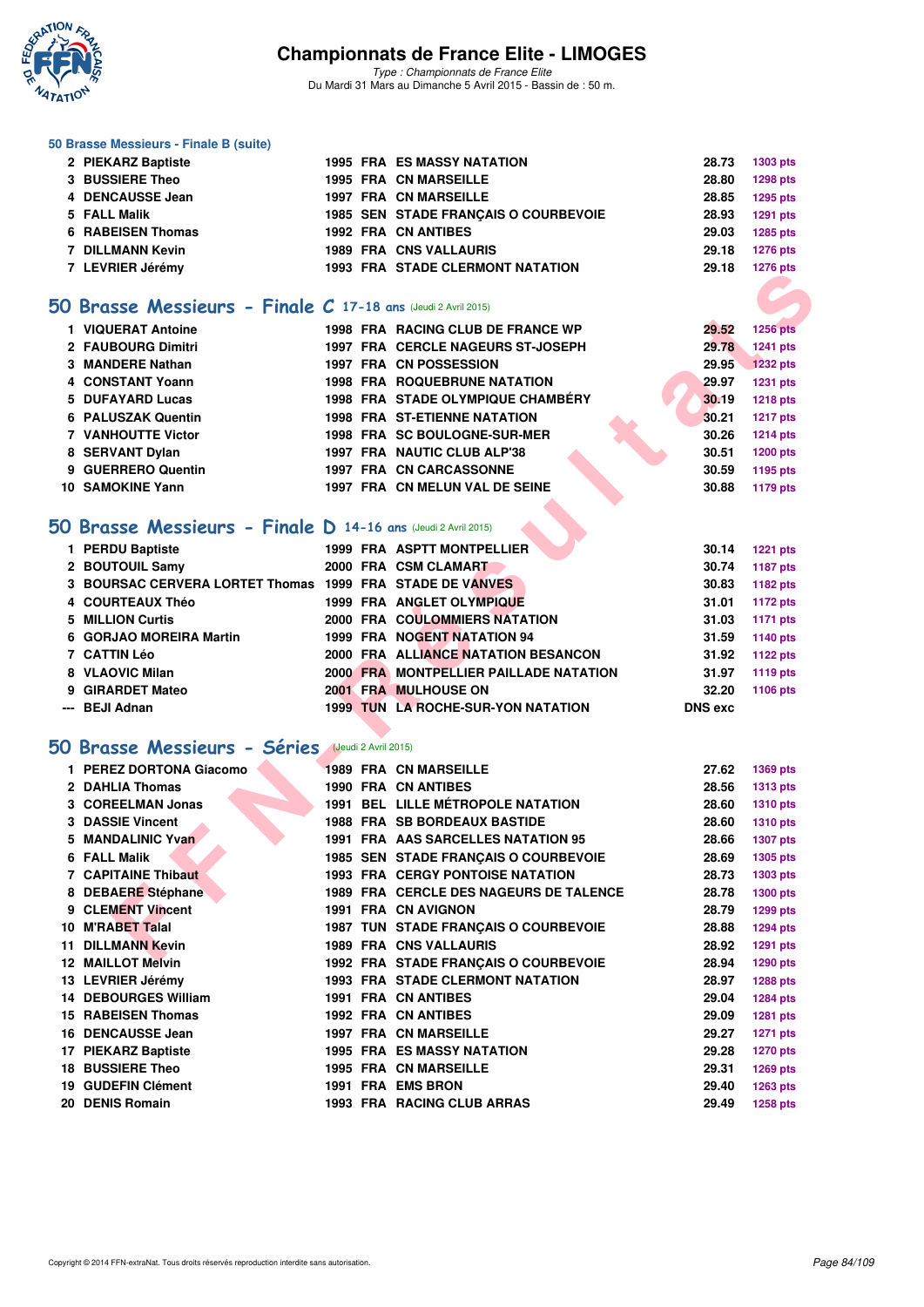# Championnats de France Elite - LIMOGES

*Type : Championnats de France Elite*
Du Mardi 31 Mars au Dimanche 5 Avril 2015 - Bassin de : 50 m.

### 50 Brasse Messieurs - Finale B (suite)

| | | | | | | |
|---|---|---|---|---|---|---|
| 2 | PIEKARZ Baptiste | 1995 | FRA | ES MASSY NATATION | 28.73 | 1303 pts |
| 3 | BUSSIERE Theo | 1995 | FRA | CN MARSEILLE | 28.80 | 1298 pts |
| 4 | DENCAUSSE Jean | 1997 | FRA | CN MARSEILLE | 28.85 | 1295 pts |
| 5 | FALL Malik | 1985 | SEN | STADE FRANÇAIS O COURBEVOIE | 28.93 | 1291 pts |
| 6 | RABEISEN Thomas | 1992 | FRA | CN ANTIBES | 29.03 | 1285 pts |
| 7 | DILLMANN Kevin | 1989 | FRA | CNS VALLAURIS | 29.18 | 1276 pts |
| 7 | LEVRIER Jérémy | 1993 | FRA | STADE CLERMONT NATATION | 29.18 | 1276 pts |

## 50 Brasse Messieurs - Finale C 17-18 ans (Jeudi 2 Avril 2015)

| | | | | | | |
|---|---|---|---|---|---|---|
| 1 | VIQUERAT Antoine | 1998 | FRA | RACING CLUB DE FRANCE WP | 29.52 | 1256 pts |
| 2 | FAUBOURG Dimitri | 1997 | FRA | CERCLE NAGEURS ST-JOSEPH | 29.78 | 1241 pts |
| 3 | MANDERE Nathan | 1997 | FRA | CN POSSESSION | 29.95 | 1232 pts |
| 4 | CONSTANT Yoann | 1998 | FRA | ROQUEBRUNE NATATION | 29.97 | 1231 pts |
| 5 | DUFAYARD Lucas | 1998 | FRA | STADE OLYMPIQUE CHAMBÉRY | 30.19 | 1218 pts |
| 6 | PALUSZAK Quentin | 1998 | FRA | ST-ETIENNE NATATION | 30.21 | 1217 pts |
| 7 | VANHOUTTE Victor | 1998 | FRA | SC BOULOGNE-SUR-MER | 30.26 | 1214 pts |
| 8 | SERVANT Dylan | 1997 | FRA | NAUTIC CLUB ALP'38 | 30.51 | 1200 pts |
| 9 | GUERRERO Quentin | 1997 | FRA | CN CARCASSONNE | 30.59 | 1195 pts |
| 10 | SAMOKINE Yann | 1997 | FRA | CN MELUN VAL DE SEINE | 30.88 | 1179 pts |

## 50 Brasse Messieurs - Finale D 14-16 ans (Jeudi 2 Avril 2015)

| | | | | | | |
|---|---|---|---|---|---|---|
| 1 | PERDU Baptiste | 1999 | FRA | ASPTT MONTPELLIER | 30.14 | 1221 pts |
| 2 | BOUTOUIL Samy | 2000 | FRA | CSM CLAMART | 30.74 | 1187 pts |
| 3 | BOURSAC CERVERA LORTET Thomas | 1999 | FRA | STADE DE VANVES | 30.83 | 1182 pts |
| 4 | COURTEAUX Théo | 1999 | FRA | ANGLET OLYMPIQUE | 31.01 | 1172 pts |
| 5 | MILLION Curtis | 2000 | FRA | COULOMMIERS NATATION | 31.03 | 1171 pts |
| 6 | GORJAO MOREIRA Martin | 1999 | FRA | NOGENT NATATION 94 | 31.59 | 1140 pts |
| 7 | CATTIN Léo | 2000 | FRA | ALLIANCE NATATION BESANCON | 31.92 | 1122 pts |
| 8 | VLAOVIC Milan | 2000 | FRA | MONTPELLIER PAILLADE NATATION | 31.97 | 1119 pts |
| 9 | GIRARDET Mateo | 2001 | FRA | MULHOUSE ON | 32.20 | 1106 pts |
| --- | BEJI Adnan | 1999 | TUN | LA ROCHE-SUR-YON NATATION | DNS exc | |

## 50 Brasse Messieurs - Séries (Jeudi 2 Avril 2015)

| | | | | | | |
|---|---|---|---|---|---|---|
| 1 | PEREZ DORTONA Giacomo | 1989 | FRA | CN MARSEILLE | 27.62 | 1369 pts |
| 2 | DAHLIA Thomas | 1990 | FRA | CN ANTIBES | 28.56 | 1313 pts |
| 3 | COREELMAN Jonas | 1991 | BEL | LILLE MÉTROPOLE NATATION | 28.60 | 1310 pts |
| 3 | DASSIE Vincent | 1988 | FRA | SB BORDEAUX BASTIDE | 28.60 | 1310 pts |
| 5 | MANDALINIC Yvan | 1991 | FRA | AAS SARCELLES NATATION 95 | 28.66 | 1307 pts |
| 6 | FALL Malik | 1985 | SEN | STADE FRANÇAIS O COURBEVOIE | 28.69 | 1305 pts |
| 7 | CAPITAINE Thibaut | 1993 | FRA | CERGY PONTOISE NATATION | 28.73 | 1303 pts |
| 8 | DEBAERE Stéphane | 1989 | FRA | CERCLE DES NAGEURS DE TALENCE | 28.78 | 1300 pts |
| 9 | CLEMENT Vincent | 1991 | FRA | CN AVIGNON | 28.79 | 1299 pts |
| 10 | M'RABET Talal | 1987 | TUN | STADE FRANÇAIS O COURBEVOIE | 28.88 | 1294 pts |
| 11 | DILLMANN Kevin | 1989 | FRA | CNS VALLAURIS | 28.92 | 1291 pts |
| 12 | MAILLOT Melvin | 1992 | FRA | STADE FRANÇAIS O COURBEVOIE | 28.94 | 1290 pts |
| 13 | LEVRIER Jérémy | 1993 | FRA | STADE CLERMONT NATATION | 28.97 | 1288 pts |
| 14 | DEBOURGES William | 1991 | FRA | CN ANTIBES | 29.04 | 1284 pts |
| 15 | RABEISEN Thomas | 1992 | FRA | CN ANTIBES | 29.09 | 1281 pts |
| 16 | DENCAUSSE Jean | 1997 | FRA | CN MARSEILLE | 29.27 | 1271 pts |
| 17 | PIEKARZ Baptiste | 1995 | FRA | ES MASSY NATATION | 29.28 | 1270 pts |
| 18 | BUSSIERE Theo | 1995 | FRA | CN MARSEILLE | 29.31 | 1269 pts |
| 19 | GUDEFIN Clément | 1991 | FRA | EMS BRON | 29.40 | 1263 pts |
| 20 | DENIS Romain | 1993 | FRA | RACING CLUB ARRAS | 29.49 | 1258 pts |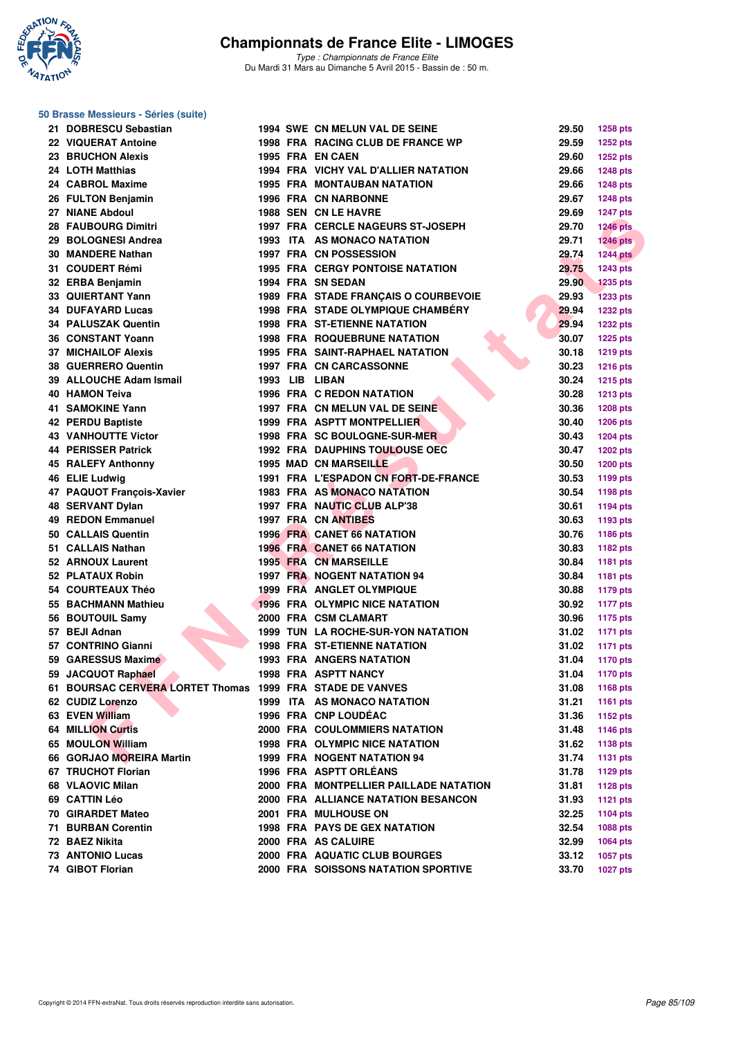# Championnats de France Elite - LIMOGES

*Type : Championnats de France Elite*
Du Mardi 31 Mars au Dimanche 5 Avril 2015 - Bassin de : 50 m.

### 50 Brasse Messieurs - Séries (suite)

| Rang | Nom | Année | Nat. | Club | Temps | Points |
|---|---|---|---|---|---|---|
| 21 | DOBRESCU Sebastian | 1994 | SWE | CN MELUN VAL DE SEINE | 29.50 | 1258 pts |
| 22 | VIQUERAT Antoine | 1998 | FRA | RACING CLUB DE FRANCE WP | 29.59 | 1252 pts |
| 23 | BRUCHON Alexis | 1995 | FRA | EN CAEN | 29.60 | 1252 pts |
| 24 | LOTH Matthias | 1994 | FRA | VICHY VAL D'ALLIER NATATION | 29.66 | 1248 pts |
| 24 | CABROL Maxime | 1995 | FRA | MONTAUBAN NATATION | 29.66 | 1248 pts |
| 26 | FULTON Benjamin | 1996 | FRA | CN NARBONNE | 29.67 | 1248 pts |
| 27 | NIANE Abdoul | 1988 | SEN | CN LE HAVRE | 29.69 | 1247 pts |
| 28 | FAUBOURG Dimitri | 1997 | FRA | CERCLE NAGEURS ST-JOSEPH | 29.70 | 1246 pts |
| 29 | BOLOGNESI Andrea | 1993 | ITA | AS MONACO NATATION | 29.71 | 1246 pts |
| 30 | MANDERE Nathan | 1997 | FRA | CN POSSESSION | 29.74 | 1244 pts |
| 31 | COUDERT Rémi | 1995 | FRA | CERGY PONTOISE NATATION | 29.75 | 1243 pts |
| 32 | ERBA Benjamin | 1994 | FRA | SN SEDAN | 29.90 | 1235 pts |
| 33 | QUIERTANT Yann | 1989 | FRA | STADE FRANÇAIS O COURBEVOIE | 29.93 | 1233 pts |
| 34 | DUFAYARD Lucas | 1998 | FRA | STADE OLYMPIQUE CHAMBÉRY | 29.94 | 1232 pts |
| 34 | PALUSZAK Quentin | 1998 | FRA | ST-ETIENNE NATATION | 29.94 | 1232 pts |
| 36 | CONSTANT Yoann | 1998 | FRA | ROQUEBRUNE NATATION | 30.07 | 1225 pts |
| 37 | MICHAILOF Alexis | 1995 | FRA | SAINT-RAPHAEL NATATION | 30.18 | 1219 pts |
| 38 | GUERRERO Quentin | 1997 | FRA | CN CARCASSONNE | 30.23 | 1216 pts |
| 39 | ALLOUCHE Adam Ismail | 1993 | LIB | LIBAN | 30.24 | 1215 pts |
| 40 | HAMON Teiva | 1996 | FRA | C REDON NATATION | 30.28 | 1213 pts |
| 41 | SAMOKINE Yann | 1997 | FRA | CN MELUN VAL DE SEINE | 30.36 | 1208 pts |
| 42 | PERDU Baptiste | 1999 | FRA | ASPTT MONTPELLIER | 30.40 | 1206 pts |
| 43 | VANHOUTTE Victor | 1998 | FRA | SC BOULOGNE-SUR-MER | 30.43 | 1204 pts |
| 44 | PERISSER Patrick | 1992 | FRA | DAUPHINS TOULOUSE OEC | 30.47 | 1202 pts |
| 45 | RALEFY Anthonny | 1995 | MAD | CN MARSEILLE | 30.50 | 1200 pts |
| 46 | ELIE Ludwig | 1991 | FRA | L'ESPADON CN FORT-DE-FRANCE | 30.53 | 1199 pts |
| 47 | PAQUOT François-Xavier | 1983 | FRA | AS MONACO NATATION | 30.54 | 1198 pts |
| 48 | SERVANT Dylan | 1997 | FRA | NAUTIC CLUB ALP'38 | 30.61 | 1194 pts |
| 49 | REDON Emmanuel | 1997 | FRA | CN ANTIBES | 30.63 | 1193 pts |
| 50 | CALLAIS Quentin | 1996 | FRA | CANET 66 NATATION | 30.76 | 1186 pts |
| 51 | CALLAIS Nathan | 1996 | FRA | CANET 66 NATATION | 30.83 | 1182 pts |
| 52 | ARNOUX Laurent | 1995 | FRA | CN MARSEILLE | 30.84 | 1181 pts |
| 52 | PLATAUX Robin | 1997 | FRA | NOGENT NATATION 94 | 30.84 | 1181 pts |
| 54 | COURTEAUX Théo | 1999 | FRA | ANGLET OLYMPIQUE | 30.88 | 1179 pts |
| 55 | BACHMANN Mathieu | 1996 | FRA | OLYMPIC NICE NATATION | 30.92 | 1177 pts |
| 56 | BOUTOUIL Samy | 2000 | FRA | CSM CLAMART | 30.96 | 1175 pts |
| 57 | BEJI Adnan | 1999 | TUN | LA ROCHE-SUR-YON NATATION | 31.02 | 1171 pts |
| 57 | CONTRINO Gianni | 1998 | FRA | ST-ETIENNE NATATION | 31.02 | 1171 pts |
| 59 | GARESSUS Maxime | 1993 | FRA | ANGERS NATATION | 31.04 | 1170 pts |
| 59 | JACQUOT Raphael | 1998 | FRA | ASPTT NANCY | 31.04 | 1170 pts |
| 61 | BOURSAC CERVERA LORTET Thomas | 1999 | FRA | STADE DE VANVES | 31.08 | 1168 pts |
| 62 | CUDIZ Lorenzo | 1999 | ITA | AS MONACO NATATION | 31.21 | 1161 pts |
| 63 | EVEN William | 1996 | FRA | CNP LOUDÉAC | 31.36 | 1152 pts |
| 64 | MILLION Curtis | 2000 | FRA | COULOMMIERS NATATION | 31.48 | 1146 pts |
| 65 | MOULON William | 1998 | FRA | OLYMPIC NICE NATATION | 31.62 | 1138 pts |
| 66 | GORJAO MOREIRA Martin | 1999 | FRA | NOGENT NATATION 94 | 31.74 | 1131 pts |
| 67 | TRUCHOT Florian | 1996 | FRA | ASPTT ORLÉANS | 31.78 | 1129 pts |
| 68 | VLAOVIC Milan | 2000 | FRA | MONTPELLIER PAILLADE NATATION | 31.81 | 1128 pts |
| 69 | CATTIN Léo | 2000 | FRA | ALLIANCE NATATION BESANCON | 31.93 | 1121 pts |
| 70 | GIRARDET Mateo | 2001 | FRA | MULHOUSE ON | 32.25 | 1104 pts |
| 71 | BURBAN Corentin | 1998 | FRA | PAYS DE GEX NATATION | 32.54 | 1088 pts |
| 72 | BAEZ Nikita | 2000 | FRA | AS CALUIRE | 32.99 | 1064 pts |
| 73 | ANTONIO Lucas | 2000 | FRA | AQUATIC CLUB BOURGES | 33.12 | 1057 pts |
| 74 | GIBOT Florian | 2000 | FRA | SOISSONS NATATION SPORTIVE | 33.70 | 1027 pts |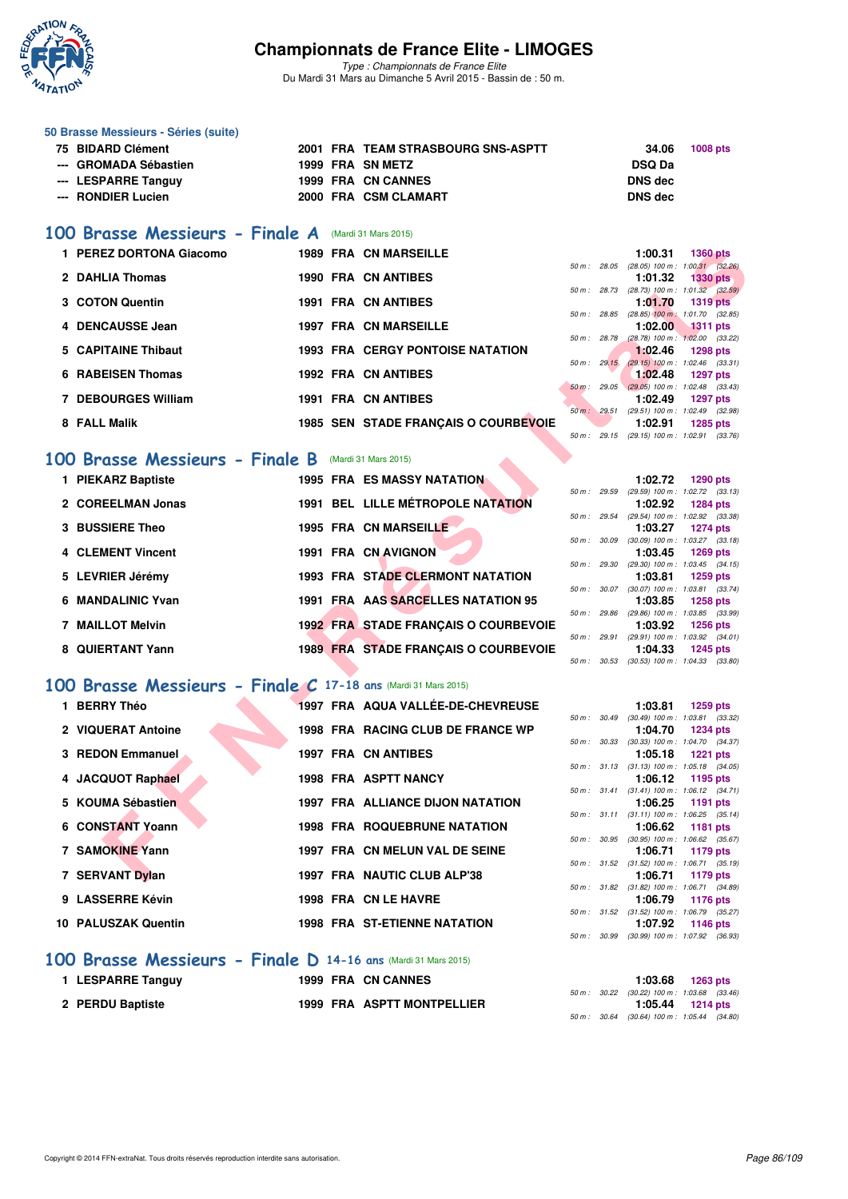# Championnats de France Elite - LIMOGES

*Type : Championnats de France Elite*
Du Mardi 31 Mars au Dimanche 5 Avril 2015 - Bassin de : 50 m.

### 50 Brasse Messieurs - Séries (suite)

| | | | | | | |
|---|---|---|---|---|---|---|
| 75 | BIDARD Clément | 2001 | FRA | TEAM STRASBOURG SNS-ASPTT | 34.06 | 1008 pts |
| --- | GROMADA Sébastien | 1999 | FRA | SN METZ | DSQ Da | |
| --- | LESPARRE Tanguy | 1999 | FRA | CN CANNES | DNS dec | |
| --- | RONDIER Lucien | 2000 | FRA | CSM CLAMART | DNS dec | |

## 100 Brasse Messieurs - Finale A (Mardi 31 Mars 2015)

| | | | | | | | |
|---|---|---|---|---|---|---|---|
| 1 | PEREZ DORTONA Giacomo | 1989 | FRA | CN MARSEILLE | 1:00.31 | 1360 pts | 50 m : 28.05 (28.05) 100 m : 1:00.31 (32.26) |
| 2 | DAHLIA Thomas | 1990 | FRA | CN ANTIBES | 1:01.32 | 1330 pts | 50 m : 28.73 (28.73) 100 m : 1:01.32 (32.59) |
| 3 | COTON Quentin | 1991 | FRA | CN ANTIBES | 1:01.70 | 1319 pts | 50 m : 28.85 (28.85) 100 m : 1:01.70 (32.85) |
| 4 | DENCAUSSE Jean | 1997 | FRA | CN MARSEILLE | 1:02.00 | 1311 pts | 50 m : 28.78 (28.78) 100 m : 1:02.00 (33.22) |
| 5 | CAPITAINE Thibaut | 1993 | FRA | CERGY PONTOISE NATATION | 1:02.46 | 1298 pts | 50 m : 29.15 (29.15) 100 m : 1:02.46 (33.31) |
| 6 | RABEISEN Thomas | 1992 | FRA | CN ANTIBES | 1:02.48 | 1297 pts | 50 m : 29.05 (29.05) 100 m : 1:02.48 (33.43) |
| 7 | DEBOURGES William | 1991 | FRA | CN ANTIBES | 1:02.49 | 1297 pts | 50 m : 29.51 (29.51) 100 m : 1:02.49 (32.98) |
| 8 | FALL Malik | 1985 | SEN | STADE FRANÇAIS O COURBEVOIE | 1:02.91 | 1285 pts | 50 m : 29.15 (29.15) 100 m : 1:02.91 (33.76) |

## 100 Brasse Messieurs - Finale B (Mardi 31 Mars 2015)

| | | | | | | | |
|---|---|---|---|---|---|---|---|
| 1 | PIEKARZ Baptiste | 1995 | FRA | ES MASSY NATATION | 1:02.72 | 1290 pts | 50 m : 29.59 (29.59) 100 m : 1:02.72 (33.13) |
| 2 | COREELMAN Jonas | 1991 | BEL | LILLE MÉTROPOLE NATATION | 1:02.92 | 1284 pts | 50 m : 29.54 (29.54) 100 m : 1:02.92 (33.38) |
| 3 | BUSSIERE Theo | 1995 | FRA | CN MARSEILLE | 1:03.27 | 1274 pts | 50 m : 30.09 (30.09) 100 m : 1:03.27 (33.18) |
| 4 | CLEMENT Vincent | 1991 | FRA | CN AVIGNON | 1:03.45 | 1269 pts | 50 m : 29.30 (29.30) 100 m : 1:03.45 (34.15) |
| 5 | LEVRIER Jérémy | 1993 | FRA | STADE CLERMONT NATATION | 1:03.81 | 1259 pts | 50 m : 30.07 (30.07) 100 m : 1:03.81 (33.74) |
| 6 | MANDALINIC Yvan | 1991 | FRA | AAS SARCELLES NATATION 95 | 1:03.85 | 1258 pts | 50 m : 29.86 (29.86) 100 m : 1:03.85 (33.99) |
| 7 | MAILLOT Melvin | 1992 | FRA | STADE FRANÇAIS O COURBEVOIE | 1:03.92 | 1256 pts | 50 m : 29.91 (29.91) 100 m : 1:03.92 (34.01) |
| 8 | QUIERTANT Yann | 1989 | FRA | STADE FRANÇAIS O COURBEVOIE | 1:04.33 | 1245 pts | 50 m : 30.53 (30.53) 100 m : 1:04.33 (33.80) |

## 100 Brasse Messieurs - Finale C 17-18 ans (Mardi 31 Mars 2015)

| | | | | | | | |
|---|---|---|---|---|---|---|---|
| 1 | BERRY Théo | 1997 | FRA | AQUA VALLÉE-DE-CHEVREUSE | 1:03.81 | 1259 pts | 50 m : 30.49 (30.49) 100 m : 1:03.81 (33.32) |
| 2 | VIQUERAT Antoine | 1998 | FRA | RACING CLUB DE FRANCE WP | 1:04.70 | 1234 pts | 50 m : 30.33 (30.33) 100 m : 1:04.70 (34.37) |
| 3 | REDON Emmanuel | 1997 | FRA | CN ANTIBES | 1:05.18 | 1221 pts | 50 m : 31.13 (31.13) 100 m : 1:05.18 (34.05) |
| 4 | JACQUOT Raphael | 1998 | FRA | ASPTT NANCY | 1:06.12 | 1195 pts | 50 m : 31.41 (31.41) 100 m : 1:06.12 (34.71) |
| 5 | KOUMA Sébastien | 1997 | FRA | ALLIANCE DIJON NATATION | 1:06.25 | 1191 pts | 50 m : 31.11 (31.11) 100 m : 1:06.25 (35.14) |
| 6 | CONSTANT Yoann | 1998 | FRA | ROQUEBRUNE NATATION | 1:06.62 | 1181 pts | 50 m : 30.95 (30.95) 100 m : 1:06.62 (35.67) |
| 7 | SAMOKINE Yann | 1997 | FRA | CN MELUN VAL DE SEINE | 1:06.71 | 1179 pts | 50 m : 31.52 (31.52) 100 m : 1:06.71 (35.19) |
| 7 | SERVANT Dylan | 1997 | FRA | NAUTIC CLUB ALP'38 | 1:06.71 | 1179 pts | 50 m : 31.82 (31.82) 100 m : 1:06.71 (34.89) |
| 9 | LASSERRE Kévin | 1998 | FRA | CN LE HAVRE | 1:06.79 | 1176 pts | 50 m : 31.52 (31.52) 100 m : 1:06.79 (35.27) |
| 10 | PALUSZAK Quentin | 1998 | FRA | ST-ETIENNE NATATION | 1:07.92 | 1146 pts | 50 m : 30.99 (30.99) 100 m : 1:07.92 (36.93) |

## 100 Brasse Messieurs - Finale D 14-16 ans (Mardi 31 Mars 2015)

| | | | | | | | |
|---|---|---|---|---|---|---|---|
| 1 | LESPARRE Tanguy | 1999 | FRA | CN CANNES | 1:03.68 | 1263 pts | 50 m : 30.22 (30.22) 100 m : 1:03.68 (33.46) |
| 2 | PERDU Baptiste | 1999 | FRA | ASPTT MONTPELLIER | 1:05.44 | 1214 pts | 50 m : 30.64 (30.64) 100 m : 1:05.44 (34.80) |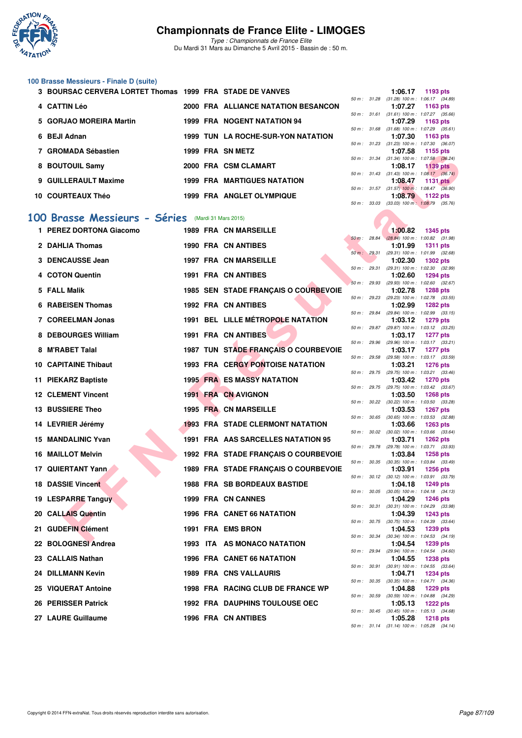# Championnats de France Elite - LIMOGES

*Type : Championnats de France Elite*
Du Mardi 31 Mars au Dimanche 5 Avril 2015 - Bassin de : 50 m.

### 100 Brasse Messieurs - Finale D (suite)

| Rang | Nom | Année | Nat | Club | Temps | Points | Splits |
|---|---|---|---|---|---|---|---|
| 3 | BOURSAC CERVERA LORTET Thomas | 1999 | FRA | STADE DE VANVES | 1:06.17 | 1193 pts | 50 m : 31.28 (31.28) 100 m : 1:06.17 (34.89) |
| 4 | CATTIN Léo | 2000 | FRA | ALLIANCE NATATION BESANCON | 1:07.27 | 1163 pts | 50 m : 31.61 (31.61) 100 m : 1:07.27 (35.66) |
| 5 | GORJAO MOREIRA Martin | 1999 | FRA | NOGENT NATATION 94 | 1:07.29 | 1163 pts | 50 m : 31.68 (31.68) 100 m : 1:07.29 (35.61) |
| 6 | BEJI Adnan | 1999 | TUN | LA ROCHE-SUR-YON NATATION | 1:07.30 | 1163 pts | 50 m : 31.23 (31.23) 100 m : 1:07.30 (36.07) |
| 7 | GROMADA Sébastien | 1999 | FRA | SN METZ | 1:07.58 | 1155 pts | 50 m : 31.34 (31.34) 100 m : 1:07.58 (36.24) |
| 8 | BOUTOUIL Samy | 2000 | FRA | CSM CLAMART | 1:08.17 | 1139 pts | 50 m : 31.43 (31.43) 100 m : 1:08.17 (36.74) |
| 9 | GUILLERAULT Maxime | 1999 | FRA | MARTIGUES NATATION | 1:08.47 | 1131 pts | 50 m : 31.57 (31.57) 100 m : 1:08.47 (36.90) |
| 10 | COURTEAUX Théo | 1999 | FRA | ANGLET OLYMPIQUE | 1:08.79 | 1122 pts | 50 m : 33.03 (33.03) 100 m : 1:08.79 (35.76) |

## 100 Brasse Messieurs - Séries (Mardi 31 Mars 2015)

| Rang | Nom | Année | Nat | Club | Temps | Points | Splits |
|---|---|---|---|---|---|---|---|
| 1 | PEREZ DORTONA Giacomo | 1989 | FRA | CN MARSEILLE | 1:00.82 | 1345 pts | 50 m : 28.84 (28.84) 100 m : 1:00.82 (31.98) |
| 2 | DAHLIA Thomas | 1990 | FRA | CN ANTIBES | 1:01.99 | 1311 pts | 50 m : 29.31 (29.31) 100 m : 1:01.99 (32.68) |
| 3 | DENCAUSSE Jean | 1997 | FRA | CN MARSEILLE | 1:02.30 | 1302 pts | 50 m : 29.31 (29.31) 100 m : 1:02.30 (32.99) |
| 4 | COTON Quentin | 1991 | FRA | CN ANTIBES | 1:02.60 | 1294 pts | 50 m : 29.93 (29.93) 100 m : 1:02.60 (32.67) |
| 5 | FALL Malik | 1985 | SEN | STADE FRANÇAIS O COURBEVOIE | 1:02.78 | 1288 pts | 50 m : 29.23 (29.23) 100 m : 1:02.78 (33.55) |
| 6 | RABEISEN Thomas | 1992 | FRA | CN ANTIBES | 1:02.99 | 1282 pts | 50 m : 29.84 (29.84) 100 m : 1:02.99 (33.15) |
| 7 | COREELMAN Jonas | 1991 | BEL | LILLE MÉTROPOLE NATATION | 1:03.12 | 1279 pts | 50 m : 29.87 (29.87) 100 m : 1:03.12 (33.25) |
| 8 | DEBOURGES William | 1991 | FRA | CN ANTIBES | 1:03.17 | 1277 pts | 50 m : 29.96 (29.96) 100 m : 1:03.17 (33.21) |
| 8 | M'RABET Talal | 1987 | TUN | STADE FRANÇAIS O COURBEVOIE | 1:03.17 | 1277 pts | 50 m : 29.58 (29.58) 100 m : 1:03.17 (33.59) |
| 10 | CAPITAINE Thibaut | 1993 | FRA | CERGY PONTOISE NATATION | 1:03.21 | 1276 pts | 50 m : 29.75 (29.75) 100 m : 1:03.21 (33.46) |
| 11 | PIEKARZ Baptiste | 1995 | FRA | ES MASSY NATATION | 1:03.42 | 1270 pts | 50 m : 29.75 (29.75) 100 m : 1:03.42 (33.67) |
| 12 | CLEMENT Vincent | 1991 | FRA | CN AVIGNON | 1:03.50 | 1268 pts | 50 m : 30.22 (30.22) 100 m : 1:03.50 (33.28) |
| 13 | BUSSIERE Theo | 1995 | FRA | CN MARSEILLE | 1:03.53 | 1267 pts | 50 m : 30.65 (30.65) 100 m : 1:03.53 (32.88) |
| 14 | LEVRIER Jérémy | 1993 | FRA | STADE CLERMONT NATATION | 1:03.66 | 1263 pts | 50 m : 30.02 (30.02) 100 m : 1:03.66 (33.64) |
| 15 | MANDALINIC Yvan | 1991 | FRA | AAS SARCELLES NATATION 95 | 1:03.71 | 1262 pts | 50 m : 29.78 (29.78) 100 m : 1:03.71 (33.93) |
| 16 | MAILLOT Melvin | 1992 | FRA | STADE FRANÇAIS O COURBEVOIE | 1:03.84 | 1258 pts | 50 m : 30.35 (30.35) 100 m : 1:03.84 (33.49) |
| 17 | QUIERTANT Yann | 1989 | FRA | STADE FRANÇAIS O COURBEVOIE | 1:03.91 | 1256 pts | 50 m : 30.12 (30.12) 100 m : 1:03.91 (33.79) |
| 18 | DASSIE Vincent | 1988 | FRA | SB BORDEAUX BASTIDE | 1:04.18 | 1249 pts | 50 m : 30.05 (30.05) 100 m : 1:04.18 (34.13) |
| 19 | LESPARRE Tanguy | 1999 | FRA | CN CANNES | 1:04.29 | 1246 pts | 50 m : 30.31 (30.31) 100 m : 1:04.29 (33.98) |
| 20 | CALLAIS Quentin | 1996 | FRA | CANET 66 NATATION | 1:04.39 | 1243 pts | 50 m : 30.75 (30.75) 100 m : 1:04.39 (33.64) |
| 21 | GUDEFIN Clément | 1991 | FRA | EMS BRON | 1:04.53 | 1239 pts | 50 m : 30.34 (30.34) 100 m : 1:04.53 (34.19) |
| 22 | BOLOGNESI Andrea | 1993 | ITA | AS MONACO NATATION | 1:04.54 | 1239 pts | 50 m : 29.94 (29.94) 100 m : 1:04.54 (34.60) |
| 23 | CALLAIS Nathan | 1996 | FRA | CANET 66 NATATION | 1:04.55 | 1238 pts | 50 m : 30.91 (30.91) 100 m : 1:04.55 (33.64) |
| 24 | DILLMANN Kevin | 1989 | FRA | CNS VALLAURIS | 1:04.71 | 1234 pts | 50 m : 30.35 (30.35) 100 m : 1:04.71 (34.36) |
| 25 | VIQUERAT Antoine | 1998 | FRA | RACING CLUB DE FRANCE WP | 1:04.88 | 1229 pts | 50 m : 30.59 (30.59) 100 m : 1:04.88 (34.29) |
| 26 | PERISSER Patrick | 1992 | FRA | DAUPHINS TOULOUSE OEC | 1:05.13 | 1222 pts | 50 m : 30.45 (30.45) 100 m : 1:05.13 (34.68) |
| 27 | LAURE Guillaume | 1996 | FRA | CN ANTIBES | 1:05.28 | 1218 pts | 50 m : 31.14 (31.14) 100 m : 1:05.28 (34.14) |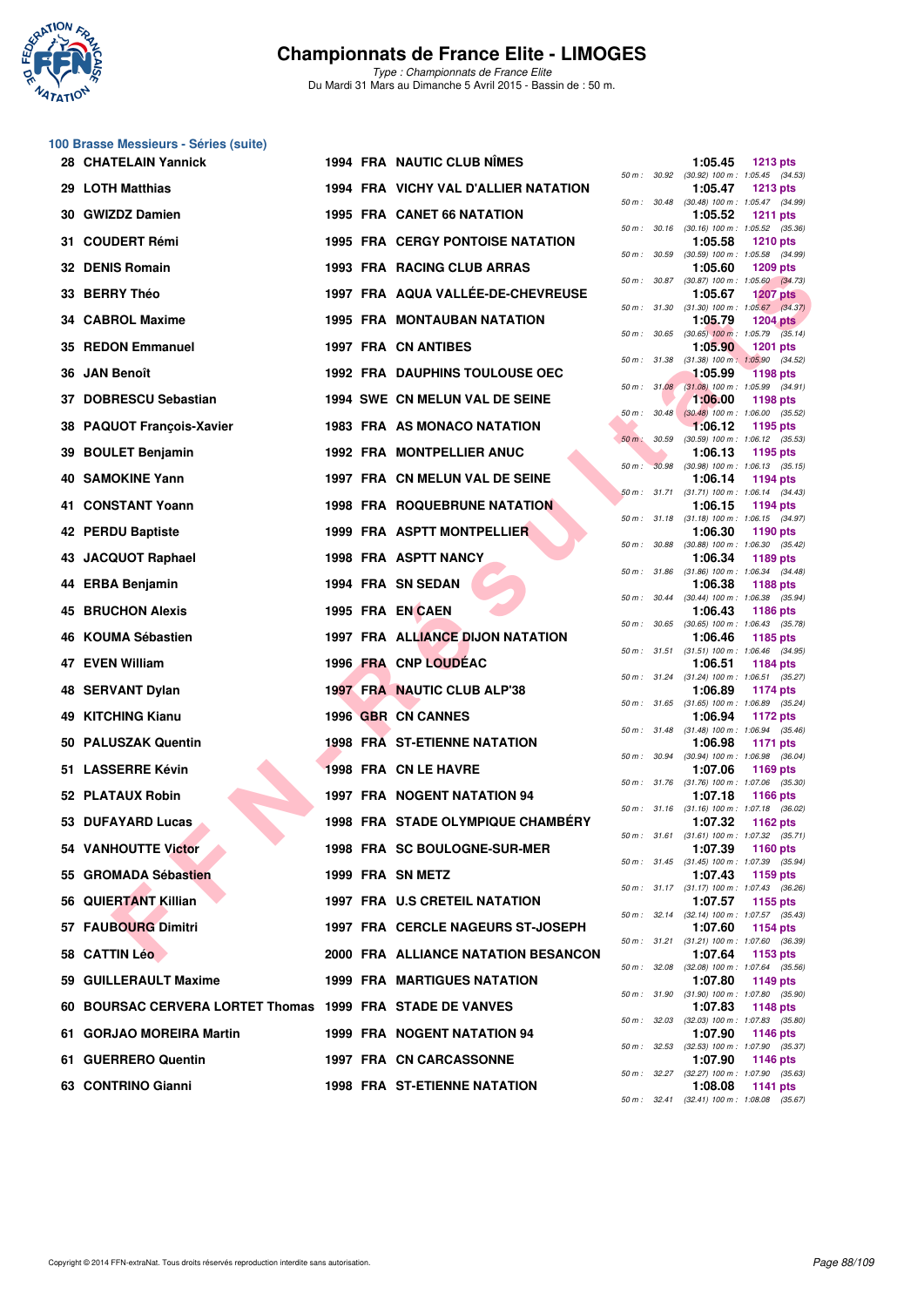# Championnats de France Elite - LIMOGES

*Type : Championnats de France Elite*

Du Mardi 31 Mars au Dimanche 5 Avril 2015 - Bassin de : 50 m.

## 100 Brasse Messieurs - Séries (suite)

| Rang | Nom | Année | Nat | Club | Temps | Points | 50 m | 100 m |
|---|---|---|---|---|---|---|---|---|
| 28 | CHATELAIN Yannick | 1994 | FRA | NAUTIC CLUB NÎMES | 1:05.45 | 1213 pts | 30.92 | (30.92) 100 m : 1:05.45 (34.53) |
| 29 | LOTH Matthias | 1994 | FRA | VICHY VAL D'ALLIER NATATION | 1:05.47 | 1213 pts | 30.48 | (30.48) 100 m : 1:05.47 (34.99) |
| 30 | GWIZDZ Damien | 1995 | FRA | CANET 66 NATATION | 1:05.52 | 1211 pts | 30.16 | (30.16) 100 m : 1:05.52 (35.36) |
| 31 | COUDERT Rémi | 1995 | FRA | CERGY PONTOISE NATATION | 1:05.58 | 1210 pts | 30.59 | (30.59) 100 m : 1:05.58 (34.99) |
| 32 | DENIS Romain | 1993 | FRA | RACING CLUB ARRAS | 1:05.60 | 1209 pts | 30.87 | (30.87) 100 m : 1:05.60 (34.73) |
| 33 | BERRY Théo | 1997 | FRA | AQUA VALLÉE-DE-CHEVREUSE | 1:05.67 | 1207 pts | 31.30 | (31.30) 100 m : 1:05.67 (34.37) |
| 34 | CABROL Maxime | 1995 | FRA | MONTAUBAN NATATION | 1:05.79 | 1204 pts | 30.65 | (30.65) 100 m : 1:05.79 (35.14) |
| 35 | REDON Emmanuel | 1997 | FRA | CN ANTIBES | 1:05.90 | 1201 pts | 31.38 | (31.38) 100 m : 1:05.90 (34.52) |
| 36 | JAN Benoît | 1992 | FRA | DAUPHINS TOULOUSE OEC | 1:05.99 | 1198 pts | 31.08 | (31.08) 100 m : 1:05.99 (34.91) |
| 37 | DOBRESCU Sebastian | 1994 | SWE | CN MELUN VAL DE SEINE | 1:06.00 | 1198 pts | 30.48 | (30.48) 100 m : 1:06.00 (35.52) |
| 38 | PAQUOT François-Xavier | 1983 | FRA | AS MONACO NATATION | 1:06.12 | 1195 pts | 30.59 | (30.59) 100 m : 1:06.12 (35.53) |
| 39 | BOULET Benjamin | 1992 | FRA | MONTPELLIER ANUC | 1:06.13 | 1195 pts | 30.98 | (30.98) 100 m : 1:06.13 (35.15) |
| 40 | SAMOKINE Yann | 1997 | FRA | CN MELUN VAL DE SEINE | 1:06.14 | 1194 pts | 31.71 | (31.71) 100 m : 1:06.14 (34.43) |
| 41 | CONSTANT Yoann | 1998 | FRA | ROQUEBRUNE NATATION | 1:06.15 | 1194 pts | 31.18 | (31.18) 100 m : 1:06.15 (34.97) |
| 42 | PERDU Baptiste | 1999 | FRA | ASPTT MONTPELLIER | 1:06.30 | 1190 pts | 30.88 | (30.88) 100 m : 1:06.30 (35.42) |
| 43 | JACQUOT Raphael | 1998 | FRA | ASPTT NANCY | 1:06.34 | 1189 pts | 31.86 | (31.86) 100 m : 1:06.34 (34.48) |
| 44 | ERBA Benjamin | 1994 | FRA | SN SEDAN | 1:06.38 | 1188 pts | 30.44 | (30.44) 100 m : 1:06.38 (35.94) |
| 45 | BRUCHON Alexis | 1995 | FRA | EN CAEN | 1:06.43 | 1186 pts | 30.65 | (30.65) 100 m : 1:06.43 (35.78) |
| 46 | KOUMA Sébastien | 1997 | FRA | ALLIANCE DIJON NATATION | 1:06.46 | 1185 pts | 31.51 | (31.51) 100 m : 1:06.46 (34.95) |
| 47 | EVEN William | 1996 | FRA | CNP LOUDÉAC | 1:06.51 | 1184 pts | 31.24 | (31.24) 100 m : 1:06.51 (35.27) |
| 48 | SERVANT Dylan | 1997 | FRA | NAUTIC CLUB ALP'38 | 1:06.89 | 1174 pts | 31.65 | (31.65) 100 m : 1:06.89 (35.24) |
| 49 | KITCHING Kianu | 1996 | GBR | CN CANNES | 1:06.94 | 1172 pts | 31.48 | (31.48) 100 m : 1:06.94 (35.46) |
| 50 | PALUSZAK Quentin | 1998 | FRA | ST-ETIENNE NATATION | 1:06.98 | 1171 pts | 30.94 | (30.94) 100 m : 1:06.98 (36.04) |
| 51 | LASSERRE Kévin | 1998 | FRA | CN LE HAVRE | 1:07.06 | 1169 pts | 31.76 | (31.76) 100 m : 1:07.06 (35.30) |
| 52 | PLATAUX Robin | 1997 | FRA | NOGENT NATATION 94 | 1:07.18 | 1166 pts | 31.16 | (31.16) 100 m : 1:07.18 (36.02) |
| 53 | DUFAYARD Lucas | 1998 | FRA | STADE OLYMPIQUE CHAMBÉRY | 1:07.32 | 1162 pts | 31.61 | (31.61) 100 m : 1:07.32 (35.71) |
| 54 | VANHOUTTE Victor | 1998 | FRA | SC BOULOGNE-SUR-MER | 1:07.39 | 1160 pts | 31.45 | (31.45) 100 m : 1:07.39 (35.94) |
| 55 | GROMADA Sébastien | 1999 | FRA | SN METZ | 1:07.43 | 1159 pts | 31.17 | (31.17) 100 m : 1:07.43 (36.26) |
| 56 | QUIERTANT Killian | 1997 | FRA | U.S CRETEIL NATATION | 1:07.57 | 1155 pts | 32.14 | (32.14) 100 m : 1:07.57 (35.43) |
| 57 | FAUBOURG Dimitri | 1997 | FRA | CERCLE NAGEURS ST-JOSEPH | 1:07.60 | 1154 pts | 31.21 | (31.21) 100 m : 1:07.60 (36.39) |
| 58 | CATTIN Léo | 2000 | FRA | ALLIANCE NATATION BESANCON | 1:07.64 | 1153 pts | 32.08 | (32.08) 100 m : 1:07.64 (35.56) |
| 59 | GUILLERAULT Maxime | 1999 | FRA | MARTIGUES NATATION | 1:07.80 | 1149 pts | 31.90 | (31.90) 100 m : 1:07.80 (35.90) |
| 60 | BOURSAC CERVERA LORTET Thomas | 1999 | FRA | STADE DE VANVES | 1:07.83 | 1148 pts | 32.03 | (32.03) 100 m : 1:07.83 (35.80) |
| 61 | GORJAO MOREIRA Martin | 1999 | FRA | NOGENT NATATION 94 | 1:07.90 | 1146 pts | 32.53 | (32.53) 100 m : 1:07.90 (35.37) |
| 61 | GUERRERO Quentin | 1997 | FRA | CN CARCASSONNE | 1:07.90 | 1146 pts | 32.27 | (32.27) 100 m : 1:07.90 (35.63) |
| 63 | CONTRINO Gianni | 1998 | FRA | ST-ETIENNE NATATION | 1:08.08 | 1141 pts | 32.41 | (32.41) 100 m : 1:08.08 (35.67) |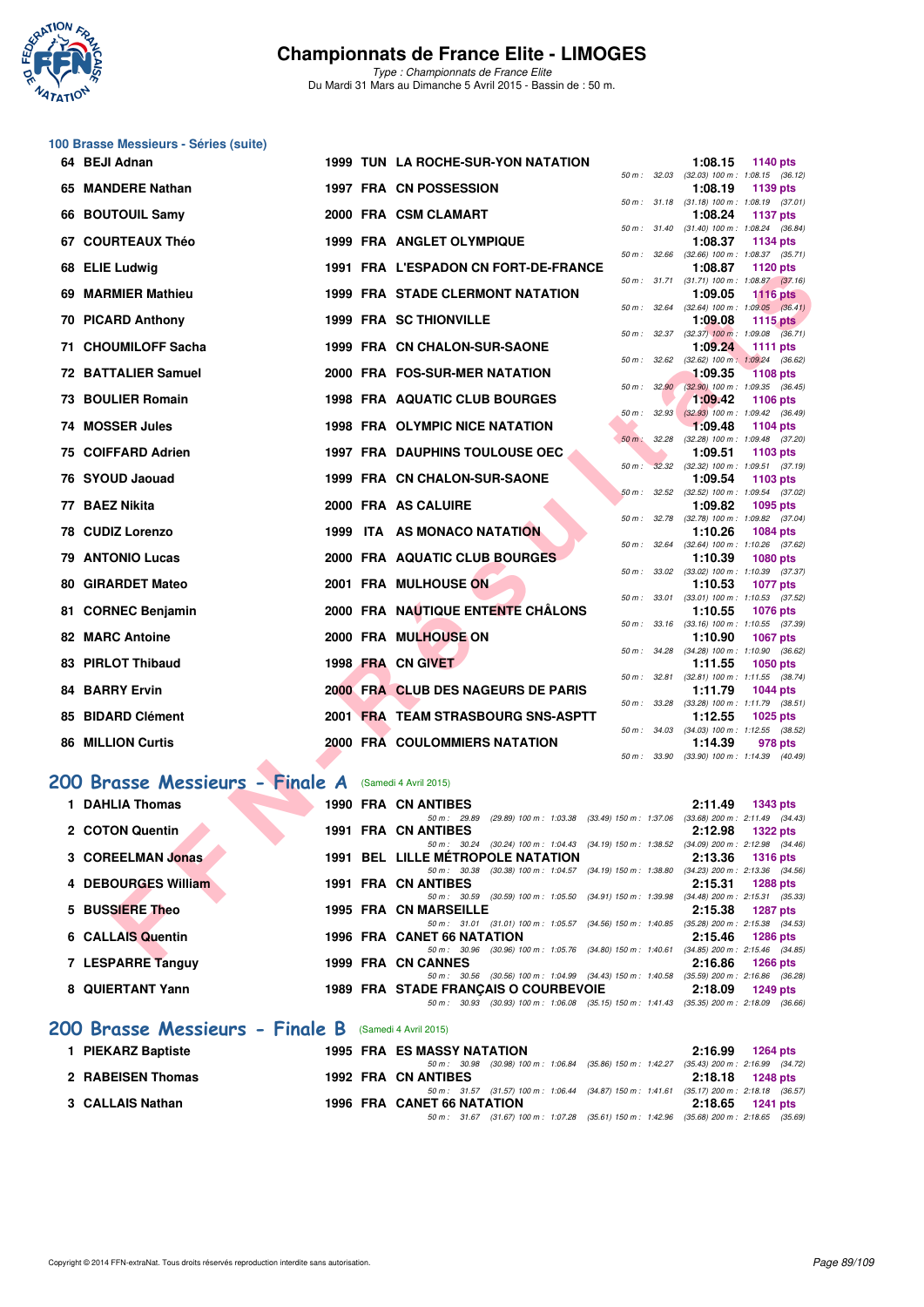# Championnats de France Elite - LIMOGES

*Type : Championnats de France Elite*
Du Mardi 31 Mars au Dimanche 5 Avril 2015 - Bassin de : 50 m.

## 100 Brasse Messieurs - Séries (suite)

| Rang | Nom | Année | Nat | Club | Temps | Points | Intermédiaires |
|---|---|---|---|---|---|---|---|
| 64 | BEJI Adnan | 1999 | TUN | LA ROCHE-SUR-YON NATATION | 1:08.15 | 1140 pts | 50 m : 32.03 (32.03) 100 m : 1:08.15 (36.12) |
| 65 | MANDERE Nathan | 1997 | FRA | CN POSSESSION | 1:08.19 | 1139 pts | 50 m : 31.18 (31.18) 100 m : 1:08.19 (37.01) |
| 66 | BOUTOUIL Samy | 2000 | FRA | CSM CLAMART | 1:08.24 | 1137 pts | 50 m : 31.40 (31.40) 100 m : 1:08.24 (36.84) |
| 67 | COURTEAUX Théo | 1999 | FRA | ANGLET OLYMPIQUE | 1:08.37 | 1134 pts | 50 m : 32.66 (32.66) 100 m : 1:08.37 (35.71) |
| 68 | ELIE Ludwig | 1991 | FRA | L'ESPADON CN FORT-DE-FRANCE | 1:08.87 | 1120 pts | 50 m : 31.71 (31.71) 100 m : 1:08.87 (37.16) |
| 69 | MARMIER Mathieu | 1999 | FRA | STADE CLERMONT NATATION | 1:09.05 | 1116 pts | 50 m : 32.64 (32.64) 100 m : 1:09.05 (36.41) |
| 70 | PICARD Anthony | 1999 | FRA | SC THIONVILLE | 1:09.08 | 1115 pts | 50 m : 32.37 (32.37) 100 m : 1:09.08 (36.71) |
| 71 | CHOUMILOFF Sacha | 1999 | FRA | CN CHALON-SUR-SAONE | 1:09.24 | 1111 pts | 50 m : 32.62 (32.62) 100 m : 1:09.24 (36.62) |
| 72 | BATTALIER Samuel | 2000 | FRA | FOS-SUR-MER NATATION | 1:09.35 | 1108 pts | 50 m : 32.90 (32.90) 100 m : 1:09.35 (36.45) |
| 73 | BOULIER Romain | 1998 | FRA | AQUATIC CLUB BOURGES | 1:09.42 | 1106 pts | 50 m : 32.93 (32.93) 100 m : 1:09.42 (36.49) |
| 74 | MOSSER Jules | 1998 | FRA | OLYMPIC NICE NATATION | 1:09.48 | 1104 pts | 50 m : 32.28 (32.28) 100 m : 1:09.48 (37.20) |
| 75 | COIFFARD Adrien | 1997 | FRA | DAUPHINS TOULOUSE OEC | 1:09.51 | 1103 pts | 50 m : 32.32 (32.32) 100 m : 1:09.51 (37.19) |
| 76 | SYOUD Jaouad | 1999 | FRA | CN CHALON-SUR-SAONE | 1:09.54 | 1103 pts | 50 m : 32.52 (32.52) 100 m : 1:09.54 (37.02) |
| 77 | BAEZ Nikita | 2000 | FRA | AS CALUIRE | 1:09.82 | 1095 pts | 50 m : 32.78 (32.78) 100 m : 1:09.82 (37.04) |
| 78 | CUDIZ Lorenzo | 1999 | ITA | AS MONACO NATATION | 1:10.26 | 1084 pts | 50 m : 32.64 (32.64) 100 m : 1:10.26 (37.62) |
| 79 | ANTONIO Lucas | 2000 | FRA | AQUATIC CLUB BOURGES | 1:10.39 | 1080 pts | 50 m : 33.02 (33.02) 100 m : 1:10.39 (37.37) |
| 80 | GIRARDET Mateo | 2001 | FRA | MULHOUSE ON | 1:10.53 | 1077 pts | 50 m : 33.01 (33.01) 100 m : 1:10.53 (37.52) |
| 81 | CORNEC Benjamin | 2000 | FRA | NAUTIQUE ENTENTE CHÂLONS | 1:10.55 | 1076 pts | 50 m : 33.16 (33.16) 100 m : 1:10.55 (37.39) |
| 82 | MARC Antoine | 2000 | FRA | MULHOUSE ON | 1:10.90 | 1067 pts | 50 m : 34.28 (34.28) 100 m : 1:10.90 (36.62) |
| 83 | PIRLOT Thibaud | 1998 | FRA | CN GIVET | 1:11.55 | 1050 pts | 50 m : 32.81 (32.81) 100 m : 1:11.55 (38.74) |
| 84 | BARRY Ervin | 2000 | FRA | CLUB DES NAGEURS DE PARIS | 1:11.79 | 1044 pts | 50 m : 33.28 (33.28) 100 m : 1:11.79 (38.51) |
| 85 | BIDARD Clément | 2001 | FRA | TEAM STRASBOURG SNS-ASPTT | 1:12.55 | 1025 pts | 50 m : 34.03 (34.03) 100 m : 1:12.55 (38.52) |
| 86 | MILLION Curtis | 2000 | FRA | COULOMMIERS NATATION | 1:14.39 | 978 pts | 50 m : 33.90 (33.90) 100 m : 1:14.39 (40.49) |

## 200 Brasse Messieurs - Finale A (Samedi 4 Avril 2015)

| Rang | Nom | Année | Nat | Club | Temps | Points | Intermédiaires |
|---|---|---|---|---|---|---|---|
| 1 | DAHLIA Thomas | 1990 | FRA | CN ANTIBES | 2:11.49 | 1343 pts | 50 m : 29.89 (29.89) 100 m : 1:03.38 (33.49) 150 m : 1:37.06 (33.68) 200 m : 2:11.49 (34.43) |
| 2 | COTON Quentin | 1991 | FRA | CN ANTIBES | 2:12.98 | 1322 pts | 50 m : 30.24 (30.24) 100 m : 1:04.43 (34.19) 150 m : 1:38.52 (34.09) 200 m : 2:12.98 (34.46) |
| 3 | COREELMAN Jonas | 1991 | BEL | LILLE MÉTROPOLE NATATION | 2:13.36 | 1316 pts | 50 m : 30.38 (30.38) 100 m : 1:04.57 (34.19) 150 m : 1:38.80 (34.23) 200 m : 2:13.36 (34.56) |
| 4 | DEBOURGES William | 1991 | FRA | CN ANTIBES | 2:15.31 | 1288 pts | 50 m : 30.59 (30.59) 100 m : 1:05.50 (34.91) 150 m : 1:39.98 (34.48) 200 m : 2:15.31 (35.33) |
| 5 | BUSSIERE Theo | 1995 | FRA | CN MARSEILLE | 2:15.38 | 1287 pts | 50 m : 31.01 (31.01) 100 m : 1:05.57 (34.56) 150 m : 1:40.85 (35.28) 200 m : 2:15.38 (34.53) |
| 6 | CALLAIS Quentin | 1996 | FRA | CANET 66 NATATION | 2:15.46 | 1286 pts | 50 m : 30.96 (30.96) 100 m : 1:05.76 (34.80) 150 m : 1:40.61 (34.85) 200 m : 2:15.46 (34.85) |
| 7 | LESPARRE Tanguy | 1999 | FRA | CN CANNES | 2:16.86 | 1266 pts | 50 m : 30.56 (30.56) 100 m : 1:04.99 (34.43) 150 m : 1:40.58 (35.59) 200 m : 2:16.86 (36.28) |
| 8 | QUIERTANT Yann | 1989 | FRA | STADE FRANÇAIS O COURBEVOIE | 2:18.09 | 1249 pts | 50 m : 30.93 (30.93) 100 m : 1:06.08 (35.15) 150 m : 1:41.43 (35.35) 200 m : 2:18.09 (36.66) |

## 200 Brasse Messieurs - Finale B (Samedi 4 Avril 2015)

| Rang | Nom | Année | Nat | Club | Temps | Points | Intermédiaires |
|---|---|---|---|---|---|---|---|
| 1 | PIEKARZ Baptiste | 1995 | FRA | ES MASSY NATATION | 2:16.99 | 1264 pts | 50 m : 30.98 (30.98) 100 m : 1:06.84 (35.86) 150 m : 1:42.27 (35.43) 200 m : 2:16.99 (34.72) |
| 2 | RABEISEN Thomas | 1992 | FRA | CN ANTIBES | 2:18.18 | 1248 pts | 50 m : 31.57 (31.57) 100 m : 1:06.44 (34.87) 150 m : 1:41.61 (35.17) 200 m : 2:18.18 (36.57) |
| 3 | CALLAIS Nathan | 1996 | FRA | CANET 66 NATATION | 2:18.65 | 1241 pts | 50 m : 31.67 (31.67) 100 m : 1:07.28 (35.61) 150 m : 1:42.96 (35.68) 200 m : 2:18.65 (35.69) |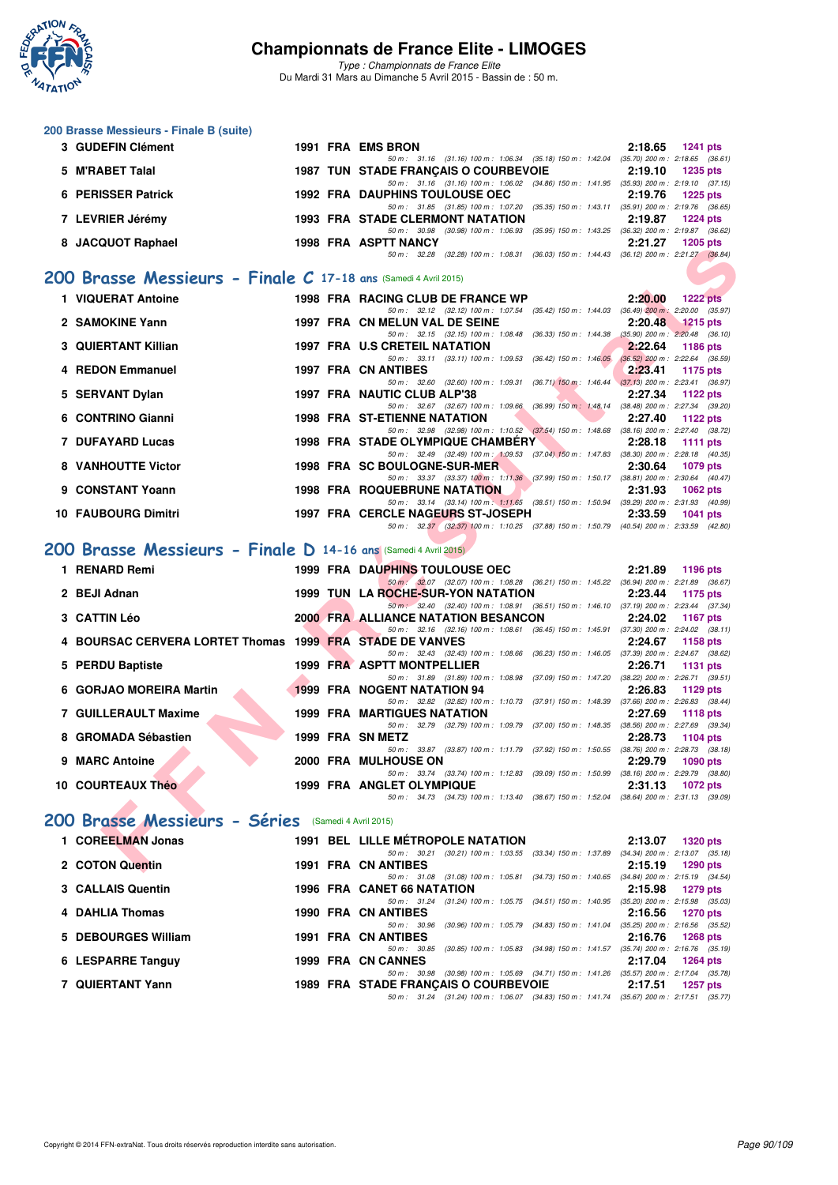## 200 Brasse Messieurs - Finale B (suite)

| Rang | Nom | Année | Nat | Club | Temps | Points |
|---|---|---|---|---|---|---|
| 3 | GUDEFIN Clément | 1991 | FRA | EMS BRON | 2:18.65 | 1241 pts |
| | 50 m : 31.16 (31.16) 100 m : 1:06.34 (35.18) 150 m : 1:42.04 (35.70) 200 m : 2:18.65 (36.61) | | | | | |
| 5 | M'RABET Talal | 1987 | TUN | STADE FRANÇAIS O COURBEVOIE | 2:19.10 | 1235 pts |
| | 50 m : 31.16 (31.16) 100 m : 1:06.02 (34.86) 150 m : 1:41.95 (35.93) 200 m : 2:19.10 (37.15) | | | | | |
| 6 | PERISSER Patrick | 1992 | FRA | DAUPHINS TOULOUSE OEC | 2:19.76 | 1225 pts |
| | 50 m : 31.85 (31.85) 100 m : 1:07.20 (35.35) 150 m : 1:43.11 (35.91) 200 m : 2:19.76 (36.65) | | | | | |
| 7 | LEVRIER Jérémy | 1993 | FRA | STADE CLERMONT NATATION | 2:19.87 | 1224 pts |
| | 50 m : 30.98 (30.98) 100 m : 1:06.93 (35.95) 150 m : 1:43.25 (36.32) 200 m : 2:19.87 (36.62) | | | | | |
| 8 | JACQUOT Raphael | 1998 | FRA | ASPTT NANCY | 2:21.27 | 1205 pts |
| | 50 m : 32.28 (32.28) 100 m : 1:08.31 (36.03) 150 m : 1:44.43 (36.12) 200 m : 2:21.27 (36.84) | | | | | |

## 200 Brasse Messieurs - Finale C 17-18 ans (Samedi 4 Avril 2015)

| Rang | Nom | Année | Nat | Club | Temps | Points |
|---|---|---|---|---|---|---|
| 1 | VIQUERAT Antoine | 1998 | FRA | RACING CLUB DE FRANCE WP | 2:20.00 | 1222 pts |
| | 50 m : 32.12 (32.12) 100 m : 1:07.54 (35.42) 150 m : 1:44.03 (36.49) 200 m : 2:20.00 (35.97) | | | | | |
| 2 | SAMOKINE Yann | 1997 | FRA | CN MELUN VAL DE SEINE | 2:20.48 | 1215 pts |
| | 50 m : 32.15 (32.15) 100 m : 1:08.48 (36.33) 150 m : 1:44.38 (35.90) 200 m : 2:20.48 (36.10) | | | | | |
| 3 | QUIERTANT Killian | 1997 | FRA | U.S CRETEIL NATATION | 2:22.64 | 1186 pts |
| | 50 m : 33.11 (33.11) 100 m : 1:09.53 (36.42) 150 m : 1:46.05 (36.52) 200 m : 2:22.64 (36.59) | | | | | |
| 4 | REDON Emmanuel | 1997 | FRA | CN ANTIBES | 2:23.41 | 1175 pts |
| | 50 m : 32.60 (32.60) 100 m : 1:09.31 (36.71) 150 m : 1:46.44 (37.13) 200 m : 2:23.41 (36.97) | | | | | |
| 5 | SERVANT Dylan | 1997 | FRA | NAUTIC CLUB ALP'38 | 2:27.34 | 1122 pts |
| | 50 m : 32.67 (32.67) 100 m : 1:09.66 (36.99) 150 m : 1:48.14 (38.48) 200 m : 2:27.34 (39.20) | | | | | |
| 6 | CONTRINO Gianni | 1998 | FRA | ST-ETIENNE NATATION | 2:27.40 | 1122 pts |
| | 50 m : 32.98 (32.98) 100 m : 1:10.52 (37.54) 150 m : 1:48.68 (38.16) 200 m : 2:27.40 (38.72) | | | | | |
| 7 | DUFAYARD Lucas | 1998 | FRA | STADE OLYMPIQUE CHAMBÉRY | 2:28.18 | 1111 pts |
| | 50 m : 32.49 (32.49) 100 m : 1:09.53 (37.04) 150 m : 1:47.83 (38.30) 200 m : 2:28.18 (40.35) | | | | | |
| 8 | VANHOUTTE Victor | 1998 | FRA | SC BOULOGNE-SUR-MER | 2:30.64 | 1079 pts |
| | 50 m : 33.37 (33.37) 100 m : 1:11.36 (37.99) 150 m : 1:50.17 (38.81) 200 m : 2:30.64 (40.47) | | | | | |
| 9 | CONSTANT Yoann | 1998 | FRA | ROQUEBRUNE NATATION | 2:31.93 | 1062 pts |
| | 50 m : 33.14 (33.14) 100 m : 1:11.65 (38.51) 150 m : 1:50.94 (39.29) 200 m : 2:31.93 (40.99) | | | | | |
| 10 | FAUBOURG Dimitri | 1997 | FRA | CERCLE NAGEURS ST-JOSEPH | 2:33.59 | 1041 pts |
| | 50 m : 32.37 (32.37) 100 m : 1:10.25 (37.88) 150 m : 1:50.79 (40.54) 200 m : 2:33.59 (42.80) | | | | | |

## 200 Brasse Messieurs - Finale D 14-16 ans (Samedi 4 Avril 2015)

| Rang | Nom | Année | Nat | Club | Temps | Points |
|---|---|---|---|---|---|---|
| 1 | RENARD Remi | 1999 | FRA | DAUPHINS TOULOUSE OEC | 2:21.89 | 1196 pts |
| | 50 m : 32.07 (32.07) 100 m : 1:08.28 (36.21) 150 m : 1:45.22 (36.94) 200 m : 2:21.89 (36.67) | | | | | |
| 2 | BEJI Adnan | 1999 | TUN | LA ROCHE-SUR-YON NATATION | 2:23.44 | 1175 pts |
| | 50 m : 32.40 (32.40) 100 m : 1:08.91 (36.51) 150 m : 1:46.10 (37.19) 200 m : 2:23.44 (37.34) | | | | | |
| 3 | CATTIN Léo | 2000 | FRA | ALLIANCE NATATION BESANCON | 2:24.02 | 1167 pts |
| | 50 m : 32.16 (32.16) 100 m : 1:08.61 (36.45) 150 m : 1:45.91 (37.30) 200 m : 2:24.02 (38.11) | | | | | |
| 4 | BOURSAC CERVERA LORTET Thomas | 1999 | FRA | STADE DE VANVES | 2:24.67 | 1158 pts |
| | 50 m : 32.43 (32.43) 100 m : 1:08.66 (36.23) 150 m : 1:46.05 (37.39) 200 m : 2:24.67 (38.62) | | | | | |
| 5 | PERDU Baptiste | 1999 | FRA | ASPTT MONTPELLIER | 2:26.71 | 1131 pts |
| | 50 m : 31.89 (31.89) 100 m : 1:08.98 (37.09) 150 m : 1:47.20 (38.22) 200 m : 2:26.71 (39.51) | | | | | |
| 6 | GORJAO MOREIRA Martin | 1999 | FRA | NOGENT NATATION 94 | 2:26.83 | 1129 pts |
| | 50 m : 32.82 (32.82) 100 m : 1:10.73 (37.91) 150 m : 1:48.39 (37.66) 200 m : 2:26.83 (38.44) | | | | | |
| 7 | GUILLERAULT Maxime | 1999 | FRA | MARTIGUES NATATION | 2:27.69 | 1118 pts |
| | 50 m : 32.79 (32.79) 100 m : 1:09.79 (37.00) 150 m : 1:48.35 (38.56) 200 m : 2:27.69 (39.34) | | | | | |
| 8 | GROMADA Sébastien | 1999 | FRA | SN METZ | 2:28.73 | 1104 pts |
| | 50 m : 33.87 (33.87) 100 m : 1:11.79 (37.92) 150 m : 1:50.55 (38.76) 200 m : 2:28.73 (38.18) | | | | | |
| 9 | MARC Antoine | 2000 | FRA | MULHOUSE ON | 2:29.79 | 1090 pts |
| | 50 m : 33.74 (33.74) 100 m : 1:12.83 (39.09) 150 m : 1:50.99 (38.16) 200 m : 2:29.79 (38.80) | | | | | |
| 10 | COURTEAUX Théo | 1999 | FRA | ANGLET OLYMPIQUE | 2:31.13 | 1072 pts |
| | 50 m : 34.73 (34.73) 100 m : 1:13.40 (38.67) 150 m : 1:52.04 (38.64) 200 m : 2:31.13 (39.09) | | | | | |

## 200 Brasse Messieurs - Séries (Samedi 4 Avril 2015)

| Rang | Nom | Année | Nat | Club | Temps | Points |
|---|---|---|---|---|---|---|
| 1 | COREELMAN Jonas | 1991 | BEL | LILLE MÉTROPOLE NATATION | 2:13.07 | 1320 pts |
| | 50 m : 30.21 (30.21) 100 m : 1:03.55 (33.34) 150 m : 1:37.89 (34.34) 200 m : 2:13.07 (35.18) | | | | | |
| 2 | COTON Quentin | 1991 | FRA | CN ANTIBES | 2:15.19 | 1290 pts |
| | 50 m : 31.08 (31.08) 100 m : 1:05.81 (34.73) 150 m : 1:40.65 (34.84) 200 m : 2:15.19 (34.54) | | | | | |
| 3 | CALLAIS Quentin | 1996 | FRA | CANET 66 NATATION | 2:15.98 | 1279 pts |
| | 50 m : 31.24 (31.24) 100 m : 1:05.75 (34.51) 150 m : 1:40.95 (35.20) 200 m : 2:15.98 (35.03) | | | | | |
| 4 | DAHLIA Thomas | 1990 | FRA | CN ANTIBES | 2:16.56 | 1270 pts |
| | 50 m : 30.96 (30.96) 100 m : 1:05.79 (34.83) 150 m : 1:41.04 (35.25) 200 m : 2:16.56 (35.52) | | | | | |
| 5 | DEBOURGES William | 1991 | FRA | CN ANTIBES | 2:16.76 | 1268 pts |
| | 50 m : 30.85 (30.85) 100 m : 1:05.83 (34.98) 150 m : 1:41.57 (35.74) 200 m : 2:16.76 (35.19) | | | | | |
| 6 | LESPARRE Tanguy | 1999 | FRA | CN CANNES | 2:17.04 | 1264 pts |
| | 50 m : 30.98 (30.98) 100 m : 1:05.69 (34.71) 150 m : 1:41.26 (35.57) 200 m : 2:17.04 (35.78) | | | | | |
| 7 | QUIERTANT Yann | 1989 | FRA | STADE FRANÇAIS O COURBEVOIE | 2:17.51 | 1257 pts |
| | 50 m : 31.24 (31.24) 100 m : 1:06.07 (34.83) 150 m : 1:41.74 (35.67) 200 m : 2:17.51 (35.77) | | | | | |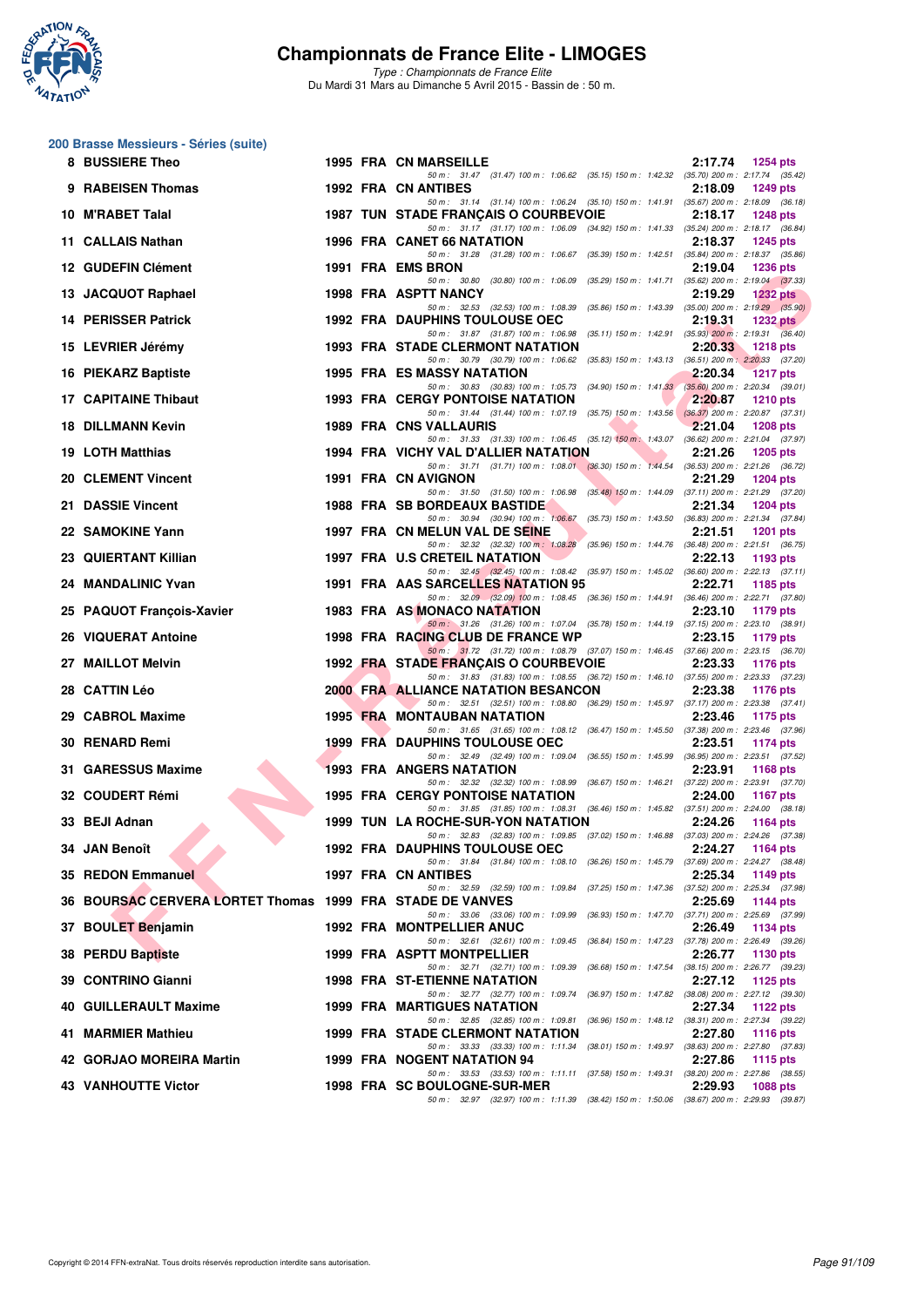# Championnats de France Elite - LIMOGES

*Type : Championnats de France Elite*
Du Mardi 31 Mars au Dimanche 5 Avril 2015 - Bassin de : 50 m.

## 200 Brasse Messieurs - Séries (suite)

| Rang | Nom | Année | Nat. | Club | Temps | Points |
|---|---|---|---|---|---|---|
| 8 | BUSSIERE Theo | 1995 | FRA | CN MARSEILLE | 2:17.74 | 1254 pts |
| | 50 m : 31.47 (31.47) 100 m : 1:06.62 (35.15) 150 m : 1:42.32 (35.70) 200 m : 2:17.74 (35.42) | | | | | |
| 9 | RABEISEN Thomas | 1992 | FRA | CN ANTIBES | 2:18.09 | 1249 pts |
| | 50 m : 31.14 (31.14) 100 m : 1:06.24 (35.10) 150 m : 1:41.91 (35.67) 200 m : 2:18.09 (36.18) | | | | | |
| 10 | M'RABET Talal | 1987 | TUN | STADE FRANÇAIS O COURBEVOIE | 2:18.17 | 1248 pts |
| | 50 m : 31.17 (31.17) 100 m : 1:06.09 (34.92) 150 m : 1:41.33 (35.24) 200 m : 2:18.17 (36.84) | | | | | |
| 11 | CALLAIS Nathan | 1996 | FRA | CANET 66 NATATION | 2:18.37 | 1245 pts |
| | 50 m : 31.28 (31.28) 100 m : 1:06.67 (35.39) 150 m : 1:42.51 (35.84) 200 m : 2:18.37 (35.86) | | | | | |
| 12 | GUDEFIN Clément | 1991 | FRA | EMS BRON | 2:19.04 | 1236 pts |
| | 50 m : 30.80 (30.80) 100 m : 1:06.09 (35.29) 150 m : 1:41.71 (35.62) 200 m : 2:19.04 (37.33) | | | | | |
| 13 | JACQUOT Raphael | 1998 | FRA | ASPTT NANCY | 2:19.29 | 1232 pts |
| | 50 m : 32.53 (32.53) 100 m : 1:08.39 (35.86) 150 m : 1:43.39 (35.00) 200 m : 2:19.29 (35.90) | | | | | |
| 14 | PERISSER Patrick | 1992 | FRA | DAUPHINS TOULOUSE OEC | 2:19.31 | 1232 pts |
| | 50 m : 31.87 (31.87) 100 m : 1:06.98 (35.11) 150 m : 1:42.91 (35.93) 200 m : 2:19.31 (36.40) | | | | | |
| 15 | LEVRIER Jérémy | 1993 | FRA | STADE CLERMONT NATATION | 2:20.33 | 1218 pts |
| | 50 m : 30.79 (30.79) 100 m : 1:06.62 (35.83) 150 m : 1:43.13 (36.51) 200 m : 2:20.33 (37.20) | | | | | |
| 16 | PIEKARZ Baptiste | 1995 | FRA | ES MASSY NATATION | 2:20.34 | 1217 pts |
| | 50 m : 30.83 (30.83) 100 m : 1:05.73 (34.90) 150 m : 1:41.33 (35.60) 200 m : 2:20.34 (39.01) | | | | | |
| 17 | CAPITAINE Thibaut | 1993 | FRA | CERGY PONTOISE NATATION | 2:20.87 | 1210 pts |
| | 50 m : 31.44 (31.44) 100 m : 1:07.19 (35.75) 150 m : 1:43.56 (36.37) 200 m : 2:20.87 (37.31) | | | | | |
| 18 | DILLMANN Kevin | 1989 | FRA | CNS VALLAURIS | 2:21.04 | 1208 pts |
| | 50 m : 31.33 (31.33) 100 m : 1:06.45 (35.12) 150 m : 1:43.07 (36.62) 200 m : 2:21.04 (37.97) | | | | | |
| 19 | LOTH Matthias | 1994 | FRA | VICHY VAL D'ALLIER NATATION | 2:21.26 | 1205 pts |
| | 50 m : 31.71 (31.71) 100 m : 1:08.01 (36.30) 150 m : 1:44.54 (36.53) 200 m : 2:21.26 (36.72) | | | | | |
| 20 | CLEMENT Vincent | 1991 | FRA | CN AVIGNON | 2:21.29 | 1204 pts |
| | 50 m : 31.50 (31.50) 100 m : 1:06.98 (35.48) 150 m : 1:44.09 (37.11) 200 m : 2:21.29 (37.20) | | | | | |
| 21 | DASSIE Vincent | 1988 | FRA | SB BORDEAUX BASTIDE | 2:21.34 | 1204 pts |
| | 50 m : 30.94 (30.94) 100 m : 1:06.67 (35.73) 150 m : 1:43.50 (36.83) 200 m : 2:21.34 (37.84) | | | | | |
| 22 | SAMOKINE Yann | 1997 | FRA | CN MELUN VAL DE SEINE | 2:21.51 | 1201 pts |
| | 50 m : 32.32 (32.32) 100 m : 1:08.28 (35.96) 150 m : 1:44.76 (36.48) 200 m : 2:21.51 (36.75) | | | | | |
| 23 | QUIERTANT Killian | 1997 | FRA | U.S CRETEIL NATATION | 2:22.13 | 1193 pts |
| | 50 m : 32.45 (32.45) 100 m : 1:08.42 (35.97) 150 m : 1:45.02 (36.60) 200 m : 2:22.13 (37.11) | | | | | |
| 24 | MANDALINIC Yvan | 1991 | FRA | AAS SARCELLES NATATION 95 | 2:22.71 | 1185 pts |
| | 50 m : 32.09 (32.09) 100 m : 1:08.45 (36.36) 150 m : 1:44.91 (36.46) 200 m : 2:22.71 (37.80) | | | | | |
| 25 | PAQUOT François-Xavier | 1983 | FRA | AS MONACO NATATION | 2:23.10 | 1179 pts |
| | 50 m : 31.26 (31.26) 100 m : 1:07.04 (35.78) 150 m : 1:44.19 (37.15) 200 m : 2:23.10 (38.91) | | | | | |
| 26 | VIQUERAT Antoine | 1998 | FRA | RACING CLUB DE FRANCE WP | 2:23.15 | 1179 pts |
| | 50 m : 31.72 (31.72) 100 m : 1:08.79 (37.07) 150 m : 1:46.45 (37.66) 200 m : 2:23.15 (36.70) | | | | | |
| 27 | MAILLOT Melvin | 1992 | FRA | STADE FRANÇAIS O COURBEVOIE | 2:23.33 | 1176 pts |
| | 50 m : 31.83 (31.83) 100 m : 1:08.55 (36.72) 150 m : 1:46.10 (37.55) 200 m : 2:23.33 (37.23) | | | | | |
| 28 | CATTIN Léo | 2000 | FRA | ALLIANCE NATATION BESANCON | 2:23.38 | 1176 pts |
| | 50 m : 32.51 (32.51) 100 m : 1:08.80 (36.29) 150 m : 1:45.97 (37.17) 200 m : 2:23.38 (37.41) | | | | | |
| 29 | CABROL Maxime | 1995 | FRA | MONTAUBAN NATATION | 2:23.46 | 1175 pts |
| | 50 m : 31.65 (31.65) 100 m : 1:08.12 (36.47) 150 m : 1:45.50 (37.38) 200 m : 2:23.46 (37.96) | | | | | |
| 30 | RENARD Remi | 1999 | FRA | DAUPHINS TOULOUSE OEC | 2:23.51 | 1174 pts |
| | 50 m : 32.49 (32.49) 100 m : 1:09.04 (36.55) 150 m : 1:45.99 (36.95) 200 m : 2:23.51 (37.52) | | | | | |
| 31 | GARESSUS Maxime | 1993 | FRA | ANGERS NATATION | 2:23.91 | 1168 pts |
| | 50 m : 32.32 (32.32) 100 m : 1:08.99 (36.67) 150 m : 1:46.21 (37.22) 200 m : 2:23.91 (37.70) | | | | | |
| 32 | COUDERT Rémi | 1995 | FRA | CERGY PONTOISE NATATION | 2:24.00 | 1167 pts |
| | 50 m : 31.85 (31.85) 100 m : 1:08.31 (36.46) 150 m : 1:45.82 (37.51) 200 m : 2:24.00 (38.18) | | | | | |
| 33 | BEJI Adnan | 1999 | TUN | LA ROCHE-SUR-YON NATATION | 2:24.26 | 1164 pts |
| | 50 m : 32.83 (32.83) 100 m : 1:09.85 (37.02) 150 m : 1:46.88 (37.03) 200 m : 2:24.26 (37.38) | | | | | |
| 34 | JAN Benoît | 1992 | FRA | DAUPHINS TOULOUSE OEC | 2:24.27 | 1164 pts |
| | 50 m : 31.84 (31.84) 100 m : 1:08.10 (36.26) 150 m : 1:45.79 (37.69) 200 m : 2:24.27 (38.48) | | | | | |
| 35 | REDON Emmanuel | 1997 | FRA | CN ANTIBES | 2:25.34 | 1149 pts |
| | 50 m : 32.59 (32.59) 100 m : 1:09.84 (37.25) 150 m : 1:47.36 (37.52) 200 m : 2:25.34 (37.98) | | | | | |
| 36 | BOURSAC CERVERA LORTET Thomas | 1999 | FRA | STADE DE VANVES | 2:25.69 | 1144 pts |
| | 50 m : 33.06 (33.06) 100 m : 1:09.99 (36.93) 150 m : 1:47.70 (37.71) 200 m : 2:25.69 (37.99) | | | | | |
| 37 | BOULET Benjamin | 1992 | FRA | MONTPELLIER ANUC | 2:26.49 | 1134 pts |
| | 50 m : 32.61 (32.61) 100 m : 1:09.45 (36.84) 150 m : 1:47.23 (37.78) 200 m : 2:26.49 (39.26) | | | | | |
| 38 | PERDU Baptiste | 1999 | FRA | ASPTT MONTPELLIER | 2:26.77 | 1130 pts |
| | 50 m : 32.71 (32.71) 100 m : 1:09.39 (36.68) 150 m : 1:47.54 (38.15) 200 m : 2:26.77 (39.23) | | | | | |
| 39 | CONTRINO Gianni | 1998 | FRA | ST-ETIENNE NATATION | 2:27.12 | 1125 pts |
| | 50 m : 32.77 (32.77) 100 m : 1:09.74 (36.97) 150 m : 1:47.82 (38.08) 200 m : 2:27.12 (39.30) | | | | | |
| 40 | GUILLERAULT Maxime | 1999 | FRA | MARTIGUES NATATION | 2:27.34 | 1122 pts |
| | 50 m : 32.85 (32.85) 100 m : 1:09.81 (36.96) 150 m : 1:48.12 (38.31) 200 m : 2:27.34 (39.22) | | | | | |
| 41 | MARMIER Mathieu | 1999 | FRA | STADE CLERMONT NATATION | 2:27.80 | 1116 pts |
| | 50 m : 33.33 (33.33) 100 m : 1:11.34 (38.01) 150 m : 1:49.97 (38.63) 200 m : 2:27.80 (37.83) | | | | | |
| 42 | GORJAO MOREIRA Martin | 1999 | FRA | NOGENT NATATION 94 | 2:27.86 | 1115 pts |
| | 50 m : 33.53 (33.53) 100 m : 1:11.11 (37.58) 150 m : 1:49.31 (38.20) 200 m : 2:27.86 (38.55) | | | | | |
| 43 | VANHOUTTE Victor | 1998 | FRA | SC BOULOGNE-SUR-MER | 2:29.93 | 1088 pts |
| | 50 m : 32.97 (32.97) 100 m : 1:11.39 (38.42) 150 m : 1:50.06 (38.67) 200 m : 2:29.93 (39.87) | | | | | |

Copyright © 2014 FFN-extraNat. Tous droits réservés reproduction interdite sans autorisation.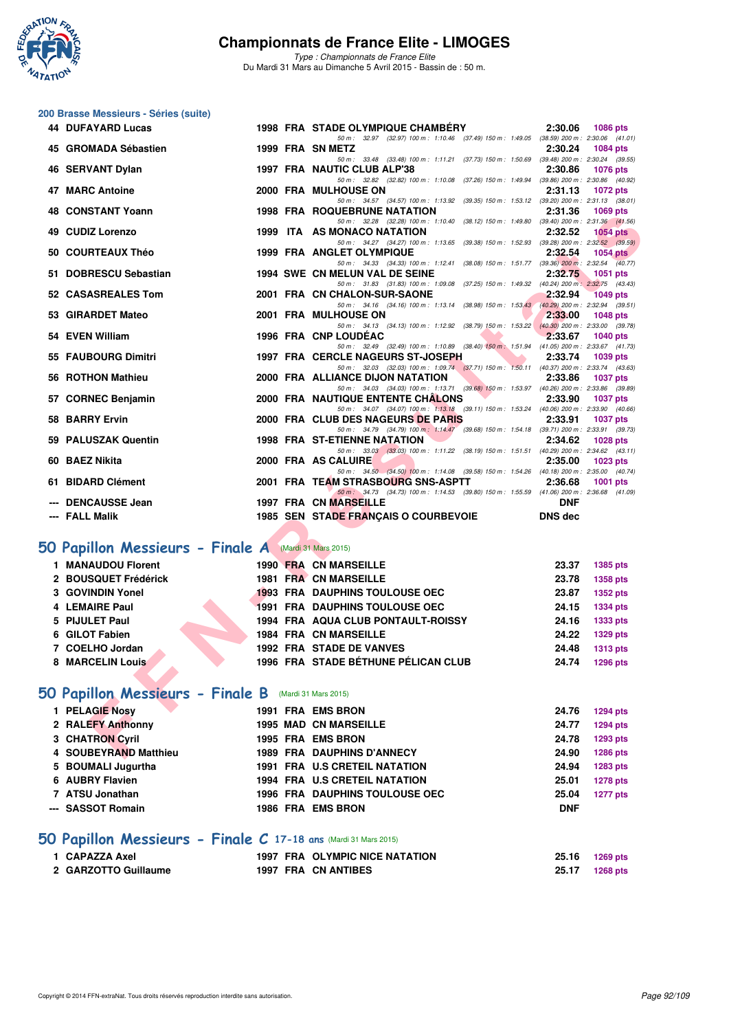# Championnats de France Elite - LIMOGES

*Type : Championnats de France Elite*
Du Mardi 31 Mars au Dimanche 5 Avril 2015 - Bassin de : 50 m.

## 200 Brasse Messieurs - Séries (suite)

| Rang | Nom | Année | Nat | Club | Temps | Points |
|---|---|---|---|---|---|---|
| 44 | DUFAYARD Lucas | 1998 | FRA | STADE OLYMPIQUE CHAMBÉRY | 2:30.06 | 1086 pts |
| | 50 m : 32.97 (32.97) 100 m : 1:10.46 (37.49) 150 m : 1:49.05 (38.59) 200 m : 2:30.06 (41.01) | | | | | |
| 45 | GROMADA Sébastien | 1999 | FRA | SN METZ | 2:30.24 | 1084 pts |
| | 50 m : 33.48 (33.48) 100 m : 1:11.21 (37.73) 150 m : 1:50.69 (39.48) 200 m : 2:30.24 (39.55) | | | | | |
| 46 | SERVANT Dylan | 1997 | FRA | NAUTIC CLUB ALP'38 | 2:30.86 | 1076 pts |
| | 50 m : 32.82 (32.82) 100 m : 1:10.08 (37.26) 150 m : 1:49.94 (39.86) 200 m : 2:30.86 (40.92) | | | | | |
| 47 | MARC Antoine | 2000 | FRA | MULHOUSE ON | 2:31.13 | 1072 pts |
| | 50 m : 34.57 (34.57) 100 m : 1:13.92 (39.35) 150 m : 1:53.12 (39.20) 200 m : 2:31.13 (38.01) | | | | | |
| 48 | CONSTANT Yoann | 1998 | FRA | ROQUEBRUNE NATATION | 2:31.36 | 1069 pts |
| | 50 m : 32.28 (32.28) 100 m : 1:10.40 (38.12) 150 m : 1:49.80 (39.40) 200 m : 2:31.36 (41.56) | | | | | |
| 49 | CUDIZ Lorenzo | 1999 | ITA | AS MONACO NATATION | 2:32.52 | 1054 pts |
| | 50 m : 34.27 (34.27) 100 m : 1:13.65 (39.38) 150 m : 1:52.93 (39.28) 200 m : 2:32.52 (39.59) | | | | | |
| 50 | COURTEAUX Théo | 1999 | FRA | ANGLET OLYMPIQUE | 2:32.54 | 1054 pts |
| | 50 m : 34.33 (34.33) 100 m : 1:12.41 (38.08) 150 m : 1:51.77 (39.36) 200 m : 2:32.54 (40.77) | | | | | |
| 51 | DOBRESCU Sebastian | 1994 | SWE | CN MELUN VAL DE SEINE | 2:32.75 | 1051 pts |
| | 50 m : 31.83 (31.83) 100 m : 1:09.08 (37.25) 150 m : 1:49.32 (40.24) 200 m : 2:32.75 (43.43) | | | | | |
| 52 | CASASREALES Tom | 2001 | FRA | CN CHALON-SUR-SAONE | 2:32.94 | 1049 pts |
| | 50 m : 34.16 (34.16) 100 m : 1:13.14 (38.98) 150 m : 1:53.43 (40.29) 200 m : 2:32.94 (39.51) | | | | | |
| 53 | GIRARDET Mateo | 2001 | FRA | MULHOUSE ON | 2:33.00 | 1048 pts |
| | 50 m : 34.13 (34.13) 100 m : 1:12.92 (38.79) 150 m : 1:53.22 (40.30) 200 m : 2:33.00 (39.78) | | | | | |
| 54 | EVEN William | 1996 | FRA | CNP LOUDÉAC | 2:33.67 | 1040 pts |
| | 50 m : 32.49 (32.49) 100 m : 1:10.89 (38.40) 150 m : 1:51.94 (41.05) 200 m : 2:33.67 (41.73) | | | | | |
| 55 | FAUBOURG Dimitri | 1997 | FRA | CERCLE NAGEURS ST-JOSEPH | 2:33.74 | 1039 pts |
| | 50 m : 32.03 (32.03) 100 m : 1:09.74 (37.71) 150 m : 1:50.11 (40.37) 200 m : 2:33.74 (43.63) | | | | | |
| 56 | ROTHON Mathieu | 2000 | FRA | ALLIANCE DIJON NATATION | 2:33.86 | 1037 pts |
| | 50 m : 34.03 (34.03) 100 m : 1:13.71 (39.68) 150 m : 1:53.97 (40.26) 200 m : 2:33.86 (39.89) | | | | | |
| 57 | CORNEC Benjamin | 2000 | FRA | NAUTIQUE ENTENTE CHÂLONS | 2:33.90 | 1037 pts |
| | 50 m : 34.07 (34.07) 100 m : 1:13.18 (39.11) 150 m : 1:53.24 (40.06) 200 m : 2:33.90 (40.66) | | | | | |
| 58 | BARRY Ervin | 2000 | FRA | CLUB DES NAGEURS DE PARIS | 2:33.91 | 1037 pts |
| | 50 m : 34.79 (34.79) 100 m : 1:14.47 (39.68) 150 m : 1:54.18 (39.71) 200 m : 2:33.91 (39.73) | | | | | |
| 59 | PALUSZAK Quentin | 1998 | FRA | ST-ETIENNE NATATION | 2:34.62 | 1028 pts |
| | 50 m : 33.03 (33.03) 100 m : 1:11.22 (38.19) 150 m : 1:51.51 (40.29) 200 m : 2:34.62 (43.11) | | | | | |
| 60 | BAEZ Nikita | 2000 | FRA | AS CALUIRE | 2:35.00 | 1023 pts |
| | 50 m : 34.50 (34.50) 100 m : 1:14.08 (39.58) 150 m : 1:54.26 (40.18) 200 m : 2:35.00 (40.74) | | | | | |
| 61 | BIDARD Clément | 2001 | FRA | TEAM STRASBOURG SNS-ASPTT | 2:36.68 | 1001 pts |
| | 50 m : 34.73 (34.73) 100 m : 1:14.53 (39.80) 150 m : 1:55.59 (41.06) 200 m : 2:36.68 (41.09) | | | | | |
| --- | DENCAUSSE Jean | 1997 | FRA | CN MARSEILLE | DNF | |
| --- | FALL Malik | 1985 | SEN | STADE FRANÇAIS O COURBEVOIE | DNS dec | |

## 50 Papillon Messieurs - Finale A (Mardi 31 Mars 2015)

| Rang | Nom | Année | Nat | Club | Temps | Points |
|---|---|---|---|---|---|---|
| 1 | MANAUDOU Florent | 1990 | FRA | CN MARSEILLE | 23.37 | 1385 pts |
| 2 | BOUSQUET Frédérick | 1981 | FRA | CN MARSEILLE | 23.78 | 1358 pts |
| 3 | GOVINDIN Yonel | 1993 | FRA | DAUPHINS TOULOUSE OEC | 23.87 | 1352 pts |
| 4 | LEMAIRE Paul | 1991 | FRA | DAUPHINS TOULOUSE OEC | 24.15 | 1334 pts |
| 5 | PIJULET Paul | 1994 | FRA | AQUA CLUB PONTAULT-ROISSY | 24.16 | 1333 pts |
| 6 | GILOT Fabien | 1984 | FRA | CN MARSEILLE | 24.22 | 1329 pts |
| 7 | COELHO Jordan | 1992 | FRA | STADE DE VANVES | 24.48 | 1313 pts |
| 8 | MARCELIN Louis | 1996 | FRA | STADE BÉTHUNE PÉLICAN CLUB | 24.74 | 1296 pts |

## 50 Papillon Messieurs - Finale B (Mardi 31 Mars 2015)

| Rang | Nom | Année | Nat | Club | Temps | Points |
|---|---|---|---|---|---|---|
| 1 | PELAGIE Nosy | 1991 | FRA | EMS BRON | 24.76 | 1294 pts |
| 2 | RALEFY Anthonny | 1995 | MAD | CN MARSEILLE | 24.77 | 1294 pts |
| 3 | CHATRON Cyril | 1995 | FRA | EMS BRON | 24.78 | 1293 pts |
| 4 | SOUBEYRAND Matthieu | 1989 | FRA | DAUPHINS D'ANNECY | 24.90 | 1286 pts |
| 5 | BOUMALI Jugurtha | 1991 | FRA | U.S CRETEIL NATATION | 24.94 | 1283 pts |
| 6 | AUBRY Flavien | 1994 | FRA | U.S CRETEIL NATATION | 25.01 | 1278 pts |
| 7 | ATSU Jonathan | 1996 | FRA | DAUPHINS TOULOUSE OEC | 25.04 | 1277 pts |
| --- | SASSOT Romain | 1986 | FRA | EMS BRON | DNF | |

## 50 Papillon Messieurs - Finale C 17-18 ans (Mardi 31 Mars 2015)

| Rang | Nom | Année | Nat | Club | Temps | Points |
|---|---|---|---|---|---|---|
| 1 | CAPAZZA Axel | 1997 | FRA | OLYMPIC NICE NATATION | 25.16 | 1269 pts |
| 2 | GARZOTTO Guillaume | 1997 | FRA | CN ANTIBES | 25.17 | 1268 pts |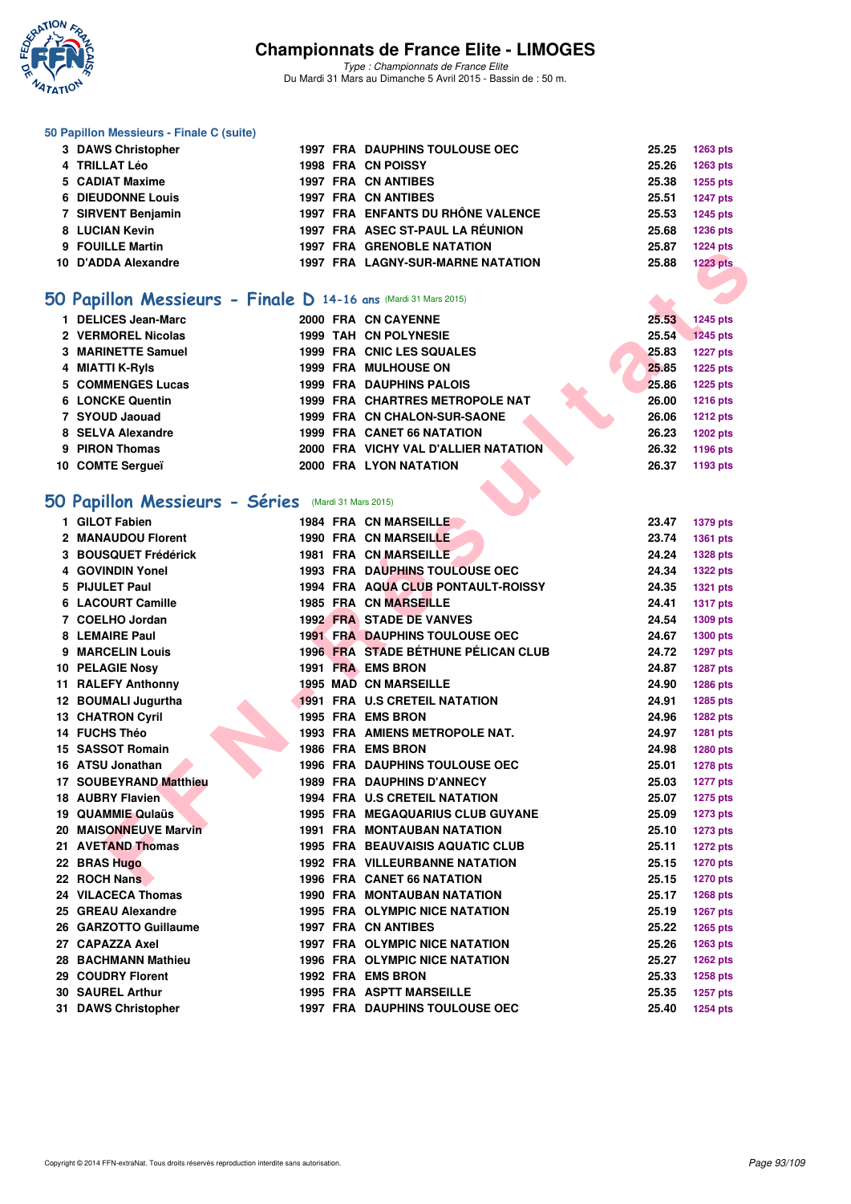## 50 Papillon Messieurs - Finale C (suite)

| | | | | | | |
|---|---|---|---|---|---|---|
| 3 | DAWS Christopher | 1997 | FRA | DAUPHINS TOULOUSE OEC | 25.25 | 1263 pts |
| 4 | TRILLAT Léo | 1998 | FRA | CN POISSY | 25.26 | 1263 pts |
| 5 | CADIAT Maxime | 1997 | FRA | CN ANTIBES | 25.38 | 1255 pts |
| 6 | DIEUDONNE Louis | 1997 | FRA | CN ANTIBES | 25.51 | 1247 pts |
| 7 | SIRVENT Benjamin | 1997 | FRA | ENFANTS DU RHÔNE VALENCE | 25.53 | 1245 pts |
| 8 | LUCIAN Kevin | 1997 | FRA | ASEC ST-PAUL LA RÉUNION | 25.68 | 1236 pts |
| 9 | FOUILLE Martin | 1997 | FRA | GRENOBLE NATATION | 25.87 | 1224 pts |
| 10 | D'ADDA Alexandre | 1997 | FRA | LAGNY-SUR-MARNE NATATION | 25.88 | 1223 pts |

## 50 Papillon Messieurs - Finale D 14-16 ans (Mardi 31 Mars 2015)

| | | | | | | |
|---|---|---|---|---|---|---|
| 1 | DELICES Jean-Marc | 2000 | FRA | CN CAYENNE | 25.53 | 1245 pts |
| 2 | VERMOREL Nicolas | 1999 | TAH | CN POLYNESIE | 25.54 | 1245 pts |
| 3 | MARINETTE Samuel | 1999 | FRA | CNIC LES SQUALES | 25.83 | 1227 pts |
| 4 | MIATTI K-Ryls | 1999 | FRA | MULHOUSE ON | 25.85 | 1225 pts |
| 5 | COMMENGES Lucas | 1999 | FRA | DAUPHINS PALOIS | 25.86 | 1225 pts |
| 6 | LONCKE Quentin | 1999 | FRA | CHARTRES METROPOLE NAT | 26.00 | 1216 pts |
| 7 | SYOUD Jaouad | 1999 | FRA | CN CHALON-SUR-SAONE | 26.06 | 1212 pts |
| 8 | SELVA Alexandre | 1999 | FRA | CANET 66 NATATION | 26.23 | 1202 pts |
| 9 | PIRON Thomas | 2000 | FRA | VICHY VAL D'ALLIER NATATION | 26.32 | 1196 pts |
| 10 | COMTE Sergueï | 2000 | FRA | LYON NATATION | 26.37 | 1193 pts |

## 50 Papillon Messieurs - Séries (Mardi 31 Mars 2015)

| | | | | | | |
|---|---|---|---|---|---|---|
| 1 | GILOT Fabien | 1984 | FRA | CN MARSEILLE | 23.47 | 1379 pts |
| 2 | MANAUDOU Florent | 1990 | FRA | CN MARSEILLE | 23.74 | 1361 pts |
| 3 | BOUSQUET Frédérick | 1981 | FRA | CN MARSEILLE | 24.24 | 1328 pts |
| 4 | GOVINDIN Yonel | 1993 | FRA | DAUPHINS TOULOUSE OEC | 24.34 | 1322 pts |
| 5 | PIJULET Paul | 1994 | FRA | AQUA CLUB PONTAULT-ROISSY | 24.35 | 1321 pts |
| 6 | LACOURT Camille | 1985 | FRA | CN MARSEILLE | 24.41 | 1317 pts |
| 7 | COELHO Jordan | 1992 | FRA | STADE DE VANVES | 24.54 | 1309 pts |
| 8 | LEMAIRE Paul | 1991 | FRA | DAUPHINS TOULOUSE OEC | 24.67 | 1300 pts |
| 9 | MARCELIN Louis | 1996 | FRA | STADE BÉTHUNE PÉLICAN CLUB | 24.72 | 1297 pts |
| 10 | PELAGIE Nosy | 1991 | FRA | EMS BRON | 24.87 | 1287 pts |
| 11 | RALEFY Anthonny | 1995 | MAD | CN MARSEILLE | 24.90 | 1286 pts |
| 12 | BOUMALI Jugurtha | 1991 | FRA | U.S CRETEIL NATATION | 24.91 | 1285 pts |
| 13 | CHATRON Cyril | 1995 | FRA | EMS BRON | 24.96 | 1282 pts |
| 14 | FUCHS Théo | 1993 | FRA | AMIENS METROPOLE NAT. | 24.97 | 1281 pts |
| 15 | SASSOT Romain | 1986 | FRA | EMS BRON | 24.98 | 1280 pts |
| 16 | ATSU Jonathan | 1996 | FRA | DAUPHINS TOULOUSE OEC | 25.01 | 1278 pts |
| 17 | SOUBEYRAND Matthieu | 1989 | FRA | DAUPHINS D'ANNECY | 25.03 | 1277 pts |
| 18 | AUBRY Flavien | 1994 | FRA | U.S CRETEIL NATATION | 25.07 | 1275 pts |
| 19 | QUAMMIE Qulaüs | 1995 | FRA | MEGAQUARIUS CLUB GUYANE | 25.09 | 1273 pts |
| 20 | MAISONNEUVE Marvin | 1991 | FRA | MONTAUBAN NATATION | 25.10 | 1273 pts |
| 21 | AVETAND Thomas | 1995 | FRA | BEAUVAISIS AQUATIC CLUB | 25.11 | 1272 pts |
| 22 | BRAS Hugo | 1992 | FRA | VILLEURBANNE NATATION | 25.15 | 1270 pts |
| 22 | ROCH Nans | 1996 | FRA | CANET 66 NATATION | 25.15 | 1270 pts |
| 24 | VILACECA Thomas | 1990 | FRA | MONTAUBAN NATATION | 25.17 | 1268 pts |
| 25 | GREAU Alexandre | 1995 | FRA | OLYMPIC NICE NATATION | 25.19 | 1267 pts |
| 26 | GARZOTTO Guillaume | 1997 | FRA | CN ANTIBES | 25.22 | 1265 pts |
| 27 | CAPAZZA Axel | 1997 | FRA | OLYMPIC NICE NATATION | 25.26 | 1263 pts |
| 28 | BACHMANN Mathieu | 1996 | FRA | OLYMPIC NICE NATATION | 25.27 | 1262 pts |
| 29 | COUDRY Florent | 1992 | FRA | EMS BRON | 25.33 | 1258 pts |
| 30 | SAUREL Arthur | 1995 | FRA | ASPTT MARSEILLE | 25.35 | 1257 pts |
| 31 | DAWS Christopher | 1997 | FRA | DAUPHINS TOULOUSE OEC | 25.40 | 1254 pts |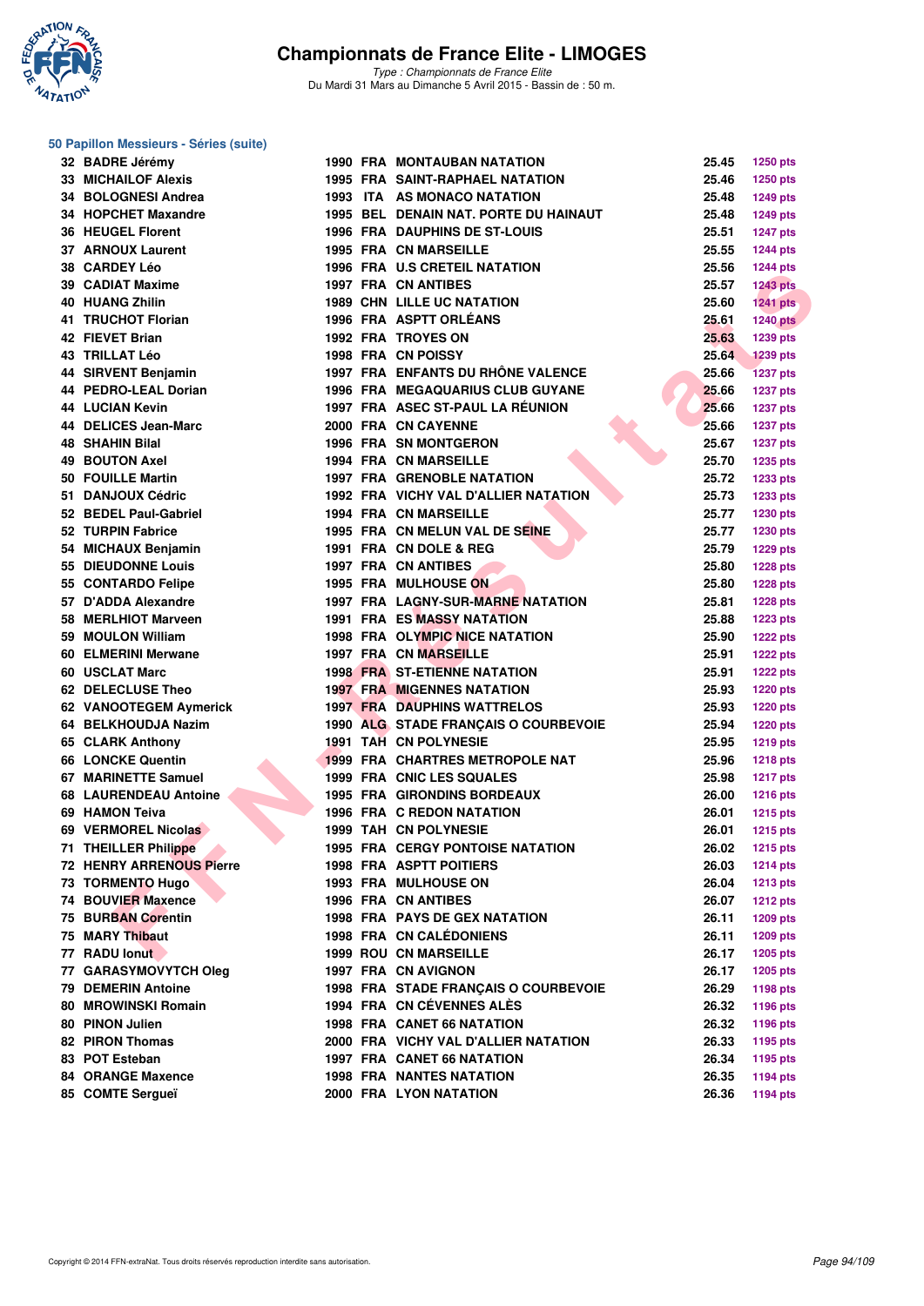# Championnats de France Elite - LIMOGES

*Type : Championnats de France Elite*
Du Mardi 31 Mars au Dimanche 5 Avril 2015 - Bassin de : 50 m.

## 50 Papillon Messieurs - Séries (suite)

| Rang | Nom | Année | Nat. | Club | Temps | Points |
|---|---|---|---|---|---|---|
| 32 | BADRE Jérémy | 1990 | FRA | MONTAUBAN NATATION | 25.45 | 1250 pts |
| 33 | MICHAILOF Alexis | 1995 | FRA | SAINT-RAPHAEL NATATION | 25.46 | 1250 pts |
| 34 | BOLOGNESI Andrea | 1993 | ITA | AS MONACO NATATION | 25.48 | 1249 pts |
| 34 | HOPCHET Maxandre | 1995 | BEL | DENAIN NAT. PORTE DU HAINAUT | 25.48 | 1249 pts |
| 36 | HEUGEL Florent | 1996 | FRA | DAUPHINS DE ST-LOUIS | 25.51 | 1247 pts |
| 37 | ARNOUX Laurent | 1995 | FRA | CN MARSEILLE | 25.55 | 1244 pts |
| 38 | CARDEY Léo | 1996 | FRA | U.S CRETEIL NATATION | 25.56 | 1244 pts |
| 39 | CADIAT Maxime | 1997 | FRA | CN ANTIBES | 25.57 | 1243 pts |
| 40 | HUANG Zhilin | 1989 | CHN | LILLE UC NATATION | 25.60 | 1241 pts |
| 41 | TRUCHOT Florian | 1996 | FRA | ASPTT ORLÉANS | 25.61 | 1240 pts |
| 42 | FIEVET Brian | 1992 | FRA | TROYES ON | 25.63 | 1239 pts |
| 43 | TRILLAT Léo | 1998 | FRA | CN POISSY | 25.64 | 1239 pts |
| 44 | SIRVENT Benjamin | 1997 | FRA | ENFANTS DU RHÔNE VALENCE | 25.66 | 1237 pts |
| 44 | PEDRO-LEAL Dorian | 1996 | FRA | MEGAQUARIUS CLUB GUYANE | 25.66 | 1237 pts |
| 44 | LUCIAN Kevin | 1997 | FRA | ASEC ST-PAUL LA RÉUNION | 25.66 | 1237 pts |
| 44 | DELICES Jean-Marc | 2000 | FRA | CN CAYENNE | 25.66 | 1237 pts |
| 48 | SHAHIN Bilal | 1996 | FRA | SN MONTGERON | 25.67 | 1237 pts |
| 49 | BOUTON Axel | 1994 | FRA | CN MARSEILLE | 25.70 | 1235 pts |
| 50 | FOUILLE Martin | 1997 | FRA | GRENOBLE NATATION | 25.72 | 1233 pts |
| 51 | DANJOUX Cédric | 1992 | FRA | VICHY VAL D'ALLIER NATATION | 25.73 | 1233 pts |
| 52 | BEDEL Paul-Gabriel | 1994 | FRA | CN MARSEILLE | 25.77 | 1230 pts |
| 52 | TURPIN Fabrice | 1995 | FRA | CN MELUN VAL DE SEINE | 25.77 | 1230 pts |
| 54 | MICHAUX Benjamin | 1991 | FRA | CN DOLE & REG | 25.79 | 1229 pts |
| 55 | DIEUDONNE Louis | 1997 | FRA | CN ANTIBES | 25.80 | 1228 pts |
| 55 | CONTARDO Felipe | 1995 | FRA | MULHOUSE ON | 25.80 | 1228 pts |
| 57 | D'ADDA Alexandre | 1997 | FRA | LAGNY-SUR-MARNE NATATION | 25.81 | 1228 pts |
| 58 | MERLHIOT Marveen | 1991 | FRA | ES MASSY NATATION | 25.88 | 1223 pts |
| 59 | MOULON William | 1998 | FRA | OLYMPIC NICE NATATION | 25.90 | 1222 pts |
| 60 | ELMERINI Merwane | 1997 | FRA | CN MARSEILLE | 25.91 | 1222 pts |
| 60 | USCLAT Marc | 1998 | FRA | ST-ETIENNE NATATION | 25.91 | 1222 pts |
| 62 | DELECLUSE Theo | 1997 | FRA | MIGENNES NATATION | 25.93 | 1220 pts |
| 62 | VANOOTEGEM Aymerick | 1997 | FRA | DAUPHINS WATTRELOS | 25.93 | 1220 pts |
| 64 | BELKHOUDJA Nazim | 1990 | ALG | STADE FRANÇAIS O COURBEVOIE | 25.94 | 1220 pts |
| 65 | CLARK Anthony | 1991 | TAH | CN POLYNESIE | 25.95 | 1219 pts |
| 66 | LONCKE Quentin | 1999 | FRA | CHARTRES METROPOLE NAT | 25.96 | 1218 pts |
| 67 | MARINETTE Samuel | 1999 | FRA | CNIC LES SQUALES | 25.98 | 1217 pts |
| 68 | LAURENDEAU Antoine | 1995 | FRA | GIRONDINS BORDEAUX | 26.00 | 1216 pts |
| 69 | HAMON Teiva | 1996 | FRA | C REDON NATATION | 26.01 | 1215 pts |
| 69 | VERMOREL Nicolas | 1999 | TAH | CN POLYNESIE | 26.01 | 1215 pts |
| 71 | THEILLER Philippe | 1995 | FRA | CERGY PONTOISE NATATION | 26.02 | 1215 pts |
| 72 | HENRY ARRENOUS Pierre | 1998 | FRA | ASPTT POITIERS | 26.03 | 1214 pts |
| 73 | TORMENTO Hugo | 1993 | FRA | MULHOUSE ON | 26.04 | 1213 pts |
| 74 | BOUVIER Maxence | 1996 | FRA | CN ANTIBES | 26.07 | 1212 pts |
| 75 | BURBAN Corentin | 1998 | FRA | PAYS DE GEX NATATION | 26.11 | 1209 pts |
| 75 | MARY Thibaut | 1998 | FRA | CN CALÉDONIENS | 26.11 | 1209 pts |
| 77 | RADU Ionut | 1999 | ROU | CN MARSEILLE | 26.17 | 1205 pts |
| 77 | GARASYMOVYTCH Oleg | 1997 | FRA | CN AVIGNON | 26.17 | 1205 pts |
| 79 | DEMERIN Antoine | 1998 | FRA | STADE FRANÇAIS O COURBEVOIE | 26.29 | 1198 pts |
| 80 | MROWINSKI Romain | 1994 | FRA | CN CÉVENNES ALÈS | 26.32 | 1196 pts |
| 80 | PINON Julien | 1998 | FRA | CANET 66 NATATION | 26.32 | 1196 pts |
| 82 | PIRON Thomas | 2000 | FRA | VICHY VAL D'ALLIER NATATION | 26.33 | 1195 pts |
| 83 | POT Esteban | 1997 | FRA | CANET 66 NATATION | 26.34 | 1195 pts |
| 84 | ORANGE Maxence | 1998 | FRA | NANTES NATATION | 26.35 | 1194 pts |
| 85 | COMTE Sergueï | 2000 | FRA | LYON NATATION | 26.36 | 1194 pts |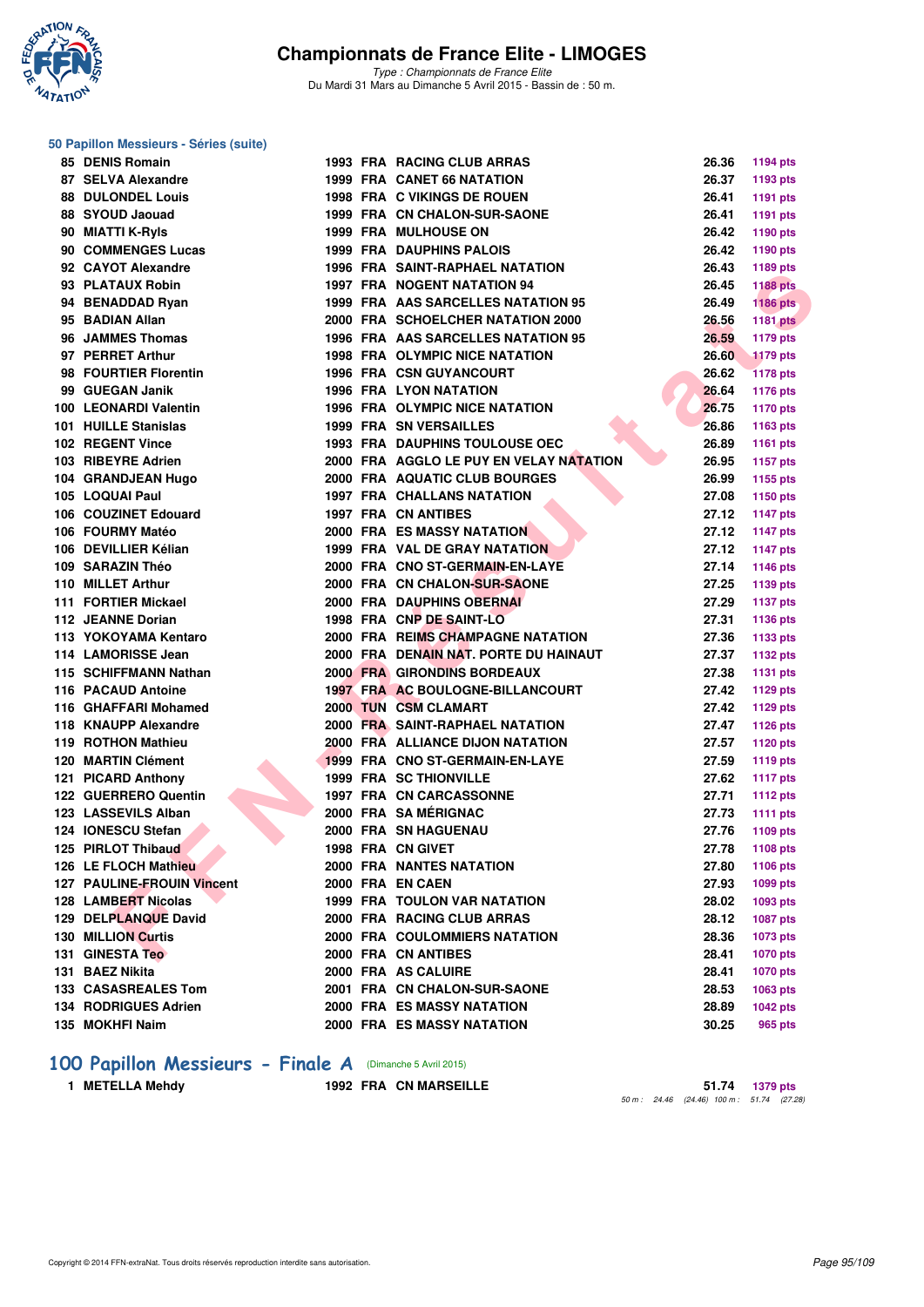## 50 Papillon Messieurs - Séries (suite)

| Rang | Nom | Année | Nat | Club | Temps | Points |
|---|---|---|---|---|---|---|
| 85 | DENIS Romain | 1993 | FRA | RACING CLUB ARRAS | 26.36 | 1194 pts |
| 87 | SELVA Alexandre | 1999 | FRA | CANET 66 NATATION | 26.37 | 1193 pts |
| 88 | DULONDEL Louis | 1998 | FRA | C VIKINGS DE ROUEN | 26.41 | 1191 pts |
| 88 | SYOUD Jaouad | 1999 | FRA | CN CHALON-SUR-SAONE | 26.41 | 1191 pts |
| 90 | MIATTI K-Ryls | 1999 | FRA | MULHOUSE ON | 26.42 | 1190 pts |
| 90 | COMMENGES Lucas | 1999 | FRA | DAUPHINS PALOIS | 26.42 | 1190 pts |
| 92 | CAYOT Alexandre | 1996 | FRA | SAINT-RAPHAEL NATATION | 26.43 | 1189 pts |
| 93 | PLATAUX Robin | 1997 | FRA | NOGENT NATATION 94 | 26.45 | 1188 pts |
| 94 | BENADDAD Ryan | 1999 | FRA | AAS SARCELLES NATATION 95 | 26.49 | 1186 pts |
| 95 | BADIAN Allan | 2000 | FRA | SCHOELCHER NATATION 2000 | 26.56 | 1181 pts |
| 96 | JAMMES Thomas | 1996 | FRA | AAS SARCELLES NATATION 95 | 26.59 | 1179 pts |
| 97 | PERRET Arthur | 1998 | FRA | OLYMPIC NICE NATATION | 26.60 | 1179 pts |
| 98 | FOURTIER Florentin | 1996 | FRA | CSN GUYANCOURT | 26.62 | 1178 pts |
| 99 | GUEGAN Janik | 1996 | FRA | LYON NATATION | 26.64 | 1176 pts |
| 100 | LEONARDI Valentin | 1996 | FRA | OLYMPIC NICE NATATION | 26.75 | 1170 pts |
| 101 | HUILLE Stanislas | 1999 | FRA | SN VERSAILLES | 26.86 | 1163 pts |
| 102 | REGENT Vince | 1993 | FRA | DAUPHINS TOULOUSE OEC | 26.89 | 1161 pts |
| 103 | RIBEYRE Adrien | 2000 | FRA | AGGLO LE PUY EN VELAY NATATION | 26.95 | 1157 pts |
| 104 | GRANDJEAN Hugo | 2000 | FRA | AQUATIC CLUB BOURGES | 26.99 | 1155 pts |
| 105 | LOQUAI Paul | 1997 | FRA | CHALLANS NATATION | 27.08 | 1150 pts |
| 106 | COUZINET Edouard | 1997 | FRA | CN ANTIBES | 27.12 | 1147 pts |
| 106 | FOURMY Matéo | 2000 | FRA | ES MASSY NATATION | 27.12 | 1147 pts |
| 106 | DEVILLIER Kélian | 1999 | FRA | VAL DE GRAY NATATION | 27.12 | 1147 pts |
| 109 | SARAZIN Théo | 2000 | FRA | CNO ST-GERMAIN-EN-LAYE | 27.14 | 1146 pts |
| 110 | MILLET Arthur | 2000 | FRA | CN CHALON-SUR-SAONE | 27.25 | 1139 pts |
| 111 | FORTIER Mickael | 2000 | FRA | DAUPHINS OBERNAI | 27.29 | 1137 pts |
| 112 | JEANNE Dorian | 1998 | FRA | CNP DE SAINT-LO | 27.31 | 1136 pts |
| 113 | YOKOYAMA Kentaro | 2000 | FRA | REIMS CHAMPAGNE NATATION | 27.36 | 1133 pts |
| 114 | LAMORISSE Jean | 2000 | FRA | DENAIN NAT. PORTE DU HAINAUT | 27.37 | 1132 pts |
| 115 | SCHIFFMANN Nathan | 2000 | FRA | GIRONDINS BORDEAUX | 27.38 | 1131 pts |
| 116 | PACAUD Antoine | 1997 | FRA | AC BOULOGNE-BILLANCOURT | 27.42 | 1129 pts |
| 116 | GHAFFARI Mohamed | 2000 | TUN | CSM CLAMART | 27.42 | 1129 pts |
| 118 | KNAUPP Alexandre | 2000 | FRA | SAINT-RAPHAEL NATATION | 27.47 | 1126 pts |
| 119 | ROTHON Mathieu | 2000 | FRA | ALLIANCE DIJON NATATION | 27.57 | 1120 pts |
| 120 | MARTIN Clément | 1999 | FRA | CNO ST-GERMAIN-EN-LAYE | 27.59 | 1119 pts |
| 121 | PICARD Anthony | 1999 | FRA | SC THIONVILLE | 27.62 | 1117 pts |
| 122 | GUERRERO Quentin | 1997 | FRA | CN CARCASSONNE | 27.71 | 1112 pts |
| 123 | LASSEVILS Alban | 2000 | FRA | SA MÉRIGNAC | 27.73 | 1111 pts |
| 124 | IONESCU Stefan | 2000 | FRA | SN HAGUENAU | 27.76 | 1109 pts |
| 125 | PIRLOT Thibaud | 1998 | FRA | CN GIVET | 27.78 | 1108 pts |
| 126 | LE FLOCH Mathieu | 2000 | FRA | NANTES NATATION | 27.80 | 1106 pts |
| 127 | PAULINE-FROUIN Vincent | 2000 | FRA | EN CAEN | 27.93 | 1099 pts |
| 128 | LAMBERT Nicolas | 1999 | FRA | TOULON VAR NATATION | 28.02 | 1093 pts |
| 129 | DELPLANQUE David | 2000 | FRA | RACING CLUB ARRAS | 28.12 | 1087 pts |
| 130 | MILLION Curtis | 2000 | FRA | COULOMMIERS NATATION | 28.36 | 1073 pts |
| 131 | GINESTA Teo | 2000 | FRA | CN ANTIBES | 28.41 | 1070 pts |
| 131 | BAEZ Nikita | 2000 | FRA | AS CALUIRE | 28.41 | 1070 pts |
| 133 | CASASREALES Tom | 2001 | FRA | CN CHALON-SUR-SAONE | 28.53 | 1063 pts |
| 134 | RODRIGUES Adrien | 2000 | FRA | ES MASSY NATATION | 28.89 | 1042 pts |
| 135 | MOKHFI Naim | 2000 | FRA | ES MASSY NATATION | 30.25 | 965 pts |

## 100 Papillon Messieurs - Finale A (Dimanche 5 Avril 2015)

| Rang | Nom | Année | Nat | Club | Temps | Points |
|---|---|---|---|---|---|---|
| 1 | METELLA Mehdy | 1992 | FRA | CN MARSEILLE | 51.74 | 1379 pts |

50 m : 24.46 (24.46) 100 m : 51.74 (27.28)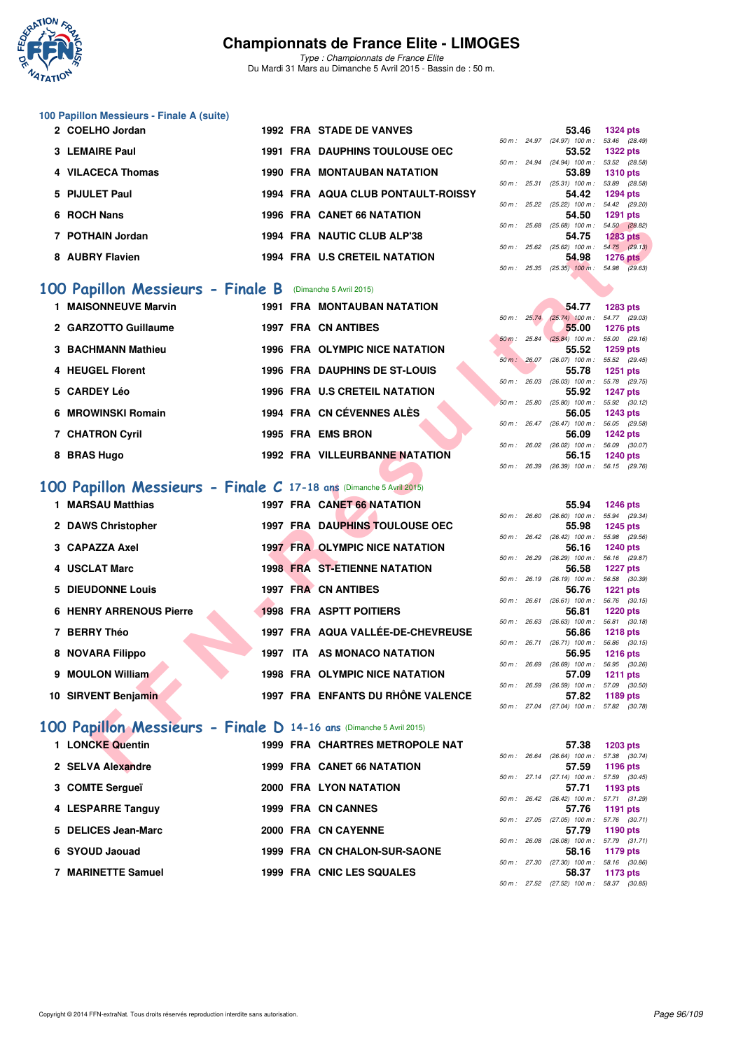# Championnats de France Elite - LIMOGES

*Type : Championnats de France Elite*
Du Mardi 31 Mars au Dimanche 5 Avril 2015 - Bassin de : 50 m.

### 100 Papillon Messieurs - Finale A (suite)

| Pl. | Nom | Année | Nat. | Club | Temps | Points | Splits |
|---|---|---|---|---|---|---|---|
| 2 | COELHO Jordan | 1992 | FRA | STADE DE VANVES | 53.46 | 1324 pts | 50 m : 24.97 (24.97) 100 m : 53.46 (28.49) |
| 3 | LEMAIRE Paul | 1991 | FRA | DAUPHINS TOULOUSE OEC | 53.52 | 1322 pts | 50 m : 24.94 (24.94) 100 m : 53.52 (28.58) |
| 4 | VILACECA Thomas | 1990 | FRA | MONTAUBAN NATATION | 53.89 | 1310 pts | 50 m : 25.31 (25.31) 100 m : 53.89 (28.58) |
| 5 | PIJULET Paul | 1994 | FRA | AQUA CLUB PONTAULT-ROISSY | 54.42 | 1294 pts | 50 m : 25.22 (25.22) 100 m : 54.42 (29.20) |
| 6 | ROCH Nans | 1996 | FRA | CANET 66 NATATION | 54.50 | 1291 pts | 50 m : 25.68 (25.68) 100 m : 54.50 (28.82) |
| 7 | POTHAIN Jordan | 1994 | FRA | NAUTIC CLUB ALP'38 | 54.75 | 1283 pts | 50 m : 25.62 (25.62) 100 m : 54.75 (29.13) |
| 8 | AUBRY Flavien | 1994 | FRA | U.S CRETEIL NATATION | 54.98 | 1276 pts | 50 m : 25.35 (25.35) 100 m : 54.98 (29.63) |

## 100 Papillon Messieurs - Finale B (Dimanche 5 Avril 2015)

| Pl. | Nom | Année | Nat. | Club | Temps | Points | Splits |
|---|---|---|---|---|---|---|---|
| 1 | MAISONNEUVE Marvin | 1991 | FRA | MONTAUBAN NATATION | 54.77 | 1283 pts | 50 m : 25.74 (25.74) 100 m : 54.77 (29.03) |
| 2 | GARZOTTO Guillaume | 1997 | FRA | CN ANTIBES | 55.00 | 1276 pts | 50 m : 25.84 (25.84) 100 m : 55.00 (29.16) |
| 3 | BACHMANN Mathieu | 1996 | FRA | OLYMPIC NICE NATATION | 55.52 | 1259 pts | 50 m : 26.07 (26.07) 100 m : 55.52 (29.45) |
| 4 | HEUGEL Florent | 1996 | FRA | DAUPHINS DE ST-LOUIS | 55.78 | 1251 pts | 50 m : 26.03 (26.03) 100 m : 55.78 (29.75) |
| 5 | CARDEY Léo | 1996 | FRA | U.S CRETEIL NATATION | 55.92 | 1247 pts | 50 m : 25.80 (25.80) 100 m : 55.92 (30.12) |
| 6 | MROWINSKI Romain | 1994 | FRA | CN CÉVENNES ALÈS | 56.05 | 1243 pts | 50 m : 26.47 (26.47) 100 m : 56.05 (29.58) |
| 7 | CHATRON Cyril | 1995 | FRA | EMS BRON | 56.09 | 1242 pts | 50 m : 26.02 (26.02) 100 m : 56.09 (30.07) |
| 8 | BRAS Hugo | 1992 | FRA | VILLEURBANNE NATATION | 56.15 | 1240 pts | 50 m : 26.39 (26.39) 100 m : 56.15 (29.76) |

## 100 Papillon Messieurs - Finale C 17-18 ans (Dimanche 5 Avril 2015)

| Pl. | Nom | Année | Nat. | Club | Temps | Points | Splits |
|---|---|---|---|---|---|---|---|
| 1 | MARSAU Matthias | 1997 | FRA | CANET 66 NATATION | 55.94 | 1246 pts | 50 m : 26.60 (26.60) 100 m : 55.94 (29.34) |
| 2 | DAWS Christopher | 1997 | FRA | DAUPHINS TOULOUSE OEC | 55.98 | 1245 pts | 50 m : 26.42 (26.42) 100 m : 55.98 (29.56) |
| 3 | CAPAZZA Axel | 1997 | FRA | OLYMPIC NICE NATATION | 56.16 | 1240 pts | 50 m : 26.29 (26.29) 100 m : 56.16 (29.87) |
| 4 | USCLAT Marc | 1998 | FRA | ST-ETIENNE NATATION | 56.58 | 1227 pts | 50 m : 26.19 (26.19) 100 m : 56.58 (30.39) |
| 5 | DIEUDONNE Louis | 1997 | FRA | CN ANTIBES | 56.76 | 1221 pts | 50 m : 26.61 (26.61) 100 m : 56.76 (30.15) |
| 6 | HENRY ARRENOUS Pierre | 1998 | FRA | ASPTT POITIERS | 56.81 | 1220 pts | 50 m : 26.63 (26.63) 100 m : 56.81 (30.18) |
| 7 | BERRY Théo | 1997 | FRA | AQUA VALLÉE-DE-CHEVREUSE | 56.86 | 1218 pts | 50 m : 26.71 (26.71) 100 m : 56.86 (30.15) |
| 8 | NOVARA Filippo | 1997 | ITA | AS MONACO NATATION | 56.95 | 1216 pts | 50 m : 26.69 (26.69) 100 m : 56.95 (30.26) |
| 9 | MOULON William | 1998 | FRA | OLYMPIC NICE NATATION | 57.09 | 1211 pts | 50 m : 26.59 (26.59) 100 m : 57.09 (30.50) |
| 10 | SIRVENT Benjamin | 1997 | FRA | ENFANTS DU RHÔNE VALENCE | 57.82 | 1189 pts | 50 m : 27.04 (27.04) 100 m : 57.82 (30.78) |

## 100 Papillon Messieurs - Finale D 14-16 ans (Dimanche 5 Avril 2015)

| Pl. | Nom | Année | Nat. | Club | Temps | Points | Splits |
|---|---|---|---|---|---|---|---|
| 1 | LONCKE Quentin | 1999 | FRA | CHARTRES METROPOLE NAT | 57.38 | 1203 pts | 50 m : 26.64 (26.64) 100 m : 57.38 (30.74) |
| 2 | SELVA Alexandre | 1999 | FRA | CANET 66 NATATION | 57.59 | 1196 pts | 50 m : 27.14 (27.14) 100 m : 57.59 (30.45) |
| 3 | COMTE Sergueï | 2000 | FRA | LYON NATATION | 57.71 | 1193 pts | 50 m : 26.42 (26.42) 100 m : 57.71 (31.29) |
| 4 | LESPARRE Tanguy | 1999 | FRA | CN CANNES | 57.76 | 1191 pts | 50 m : 27.05 (27.05) 100 m : 57.76 (30.71) |
| 5 | DELICES Jean-Marc | 2000 | FRA | CN CAYENNE | 57.79 | 1190 pts | 50 m : 26.08 (26.08) 100 m : 57.79 (31.71) |
| 6 | SYOUD Jaouad | 1999 | FRA | CN CHALON-SUR-SAONE | 58.16 | 1179 pts | 50 m : 27.30 (27.30) 100 m : 58.16 (30.86) |
| 7 | MARINETTE Samuel | 1999 | FRA | CNIC LES SQUALES | 58.37 | 1173 pts | 50 m : 27.52 (27.52) 100 m : 58.37 (30.85) |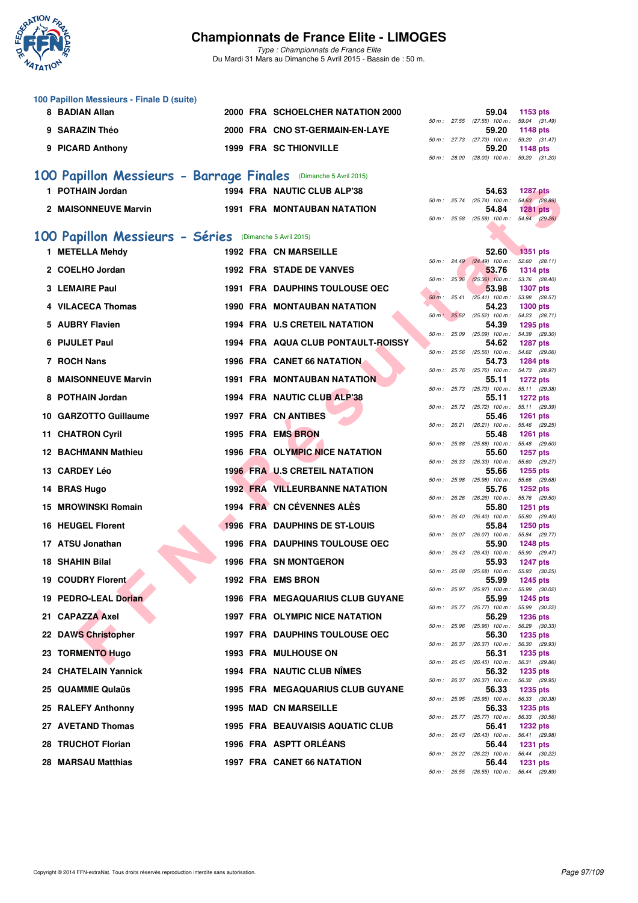# Championnats de France Elite - LIMOGES

*Type : Championnats de France Elite*
Du Mardi 31 Mars au Dimanche 5 Avril 2015 - Bassin de : 50 m.

### 100 Papillon Messieurs - Finale D (suite)

| Rang | Nom | Année | Nat | Club | Temps | Points | Splits |
|---|---|---|---|---|---|---|---|
| 8 | BADIAN Allan | 2000 | FRA | SCHOELCHER NATATION 2000 | 59.04 | 1153 pts | 50 m : 27.55 (27.55) 100 m : 59.04 (31.49) |
| 9 | SARAZIN Théo | 2000 | FRA | CNO ST-GERMAIN-EN-LAYE | 59.20 | 1148 pts | 50 m : 27.73 (27.73) 100 m : 59.20 (31.47) |
| 9 | PICARD Anthony | 1999 | FRA | SC THIONVILLE | 59.20 | 1148 pts | 50 m : 28.00 (28.00) 100 m : 59.20 (31.20) |

## 100 Papillon Messieurs - Barrage Finales (Dimanche 5 Avril 2015)

| Rang | Nom | Année | Nat | Club | Temps | Points | Splits |
|---|---|---|---|---|---|---|---|
| 1 | POTHAIN Jordan | 1994 | FRA | NAUTIC CLUB ALP'38 | 54.63 | 1287 pts | 50 m : 25.74 (25.74) 100 m : 54.63 (28.89) |
| 2 | MAISONNEUVE Marvin | 1991 | FRA | MONTAUBAN NATATION | 54.84 | 1281 pts | 50 m : 25.58 (25.58) 100 m : 54.84 (29.26) |

## 100 Papillon Messieurs - Séries (Dimanche 5 Avril 2015)

| Rang | Nom | Année | Nat | Club | Temps | Points | Splits |
|---|---|---|---|---|---|---|---|
| 1 | METELLA Mehdy | 1992 | FRA | CN MARSEILLE | 52.60 | 1351 pts | 50 m : 24.49 (24.49) 100 m : 52.60 (28.11) |
| 2 | COELHO Jordan | 1992 | FRA | STADE DE VANVES | 53.76 | 1314 pts | 50 m : 25.36 (25.36) 100 m : 53.76 (28.40) |
| 3 | LEMAIRE Paul | 1991 | FRA | DAUPHINS TOULOUSE OEC | 53.98 | 1307 pts | 50 m : 25.41 (25.41) 100 m : 53.98 (28.57) |
| 4 | VILACECA Thomas | 1990 | FRA | MONTAUBAN NATATION | 54.23 | 1300 pts | 50 m : 25.52 (25.52) 100 m : 54.23 (28.71) |
| 5 | AUBRY Flavien | 1994 | FRA | U.S CRETEIL NATATION | 54.39 | 1295 pts | 50 m : 25.09 (25.09) 100 m : 54.39 (29.30) |
| 6 | PIJULET Paul | 1994 | FRA | AQUA CLUB PONTAULT-ROISSY | 54.62 | 1287 pts | 50 m : 25.56 (25.56) 100 m : 54.62 (29.06) |
| 7 | ROCH Nans | 1996 | FRA | CANET 66 NATATION | 54.73 | 1284 pts | 50 m : 25.76 (25.76) 100 m : 54.73 (28.97) |
| 8 | MAISONNEUVE Marvin | 1991 | FRA | MONTAUBAN NATATION | 55.11 | 1272 pts | 50 m : 25.73 (25.73) 100 m : 55.11 (29.38) |
| 8 | POTHAIN Jordan | 1994 | FRA | NAUTIC CLUB ALP'38 | 55.11 | 1272 pts | 50 m : 25.72 (25.72) 100 m : 55.11 (29.39) |
| 10 | GARZOTTO Guillaume | 1997 | FRA | CN ANTIBES | 55.46 | 1261 pts | 50 m : 26.21 (26.21) 100 m : 55.46 (29.25) |
| 11 | CHATRON Cyril | 1995 | FRA | EMS BRON | 55.48 | 1261 pts | 50 m : 25.88 (25.88) 100 m : 55.48 (29.60) |
| 12 | BACHMANN Mathieu | 1996 | FRA | OLYMPIC NICE NATATION | 55.60 | 1257 pts | 50 m : 26.33 (26.33) 100 m : 55.60 (29.27) |
| 13 | CARDEY Léo | 1996 | FRA | U.S CRETEIL NATATION | 55.66 | 1255 pts | 50 m : 25.98 (25.98) 100 m : 55.66 (29.68) |
| 14 | BRAS Hugo | 1992 | FRA | VILLEURBANNE NATATION | 55.76 | 1252 pts | 50 m : 26.26 (26.26) 100 m : 55.76 (29.50) |
| 15 | MROWINSKI Romain | 1994 | FRA | CN CÉVENNES ALÈS | 55.80 | 1251 pts | 50 m : 26.40 (26.40) 100 m : 55.80 (29.40) |
| 16 | HEUGEL Florent | 1996 | FRA | DAUPHINS DE ST-LOUIS | 55.84 | 1250 pts | 50 m : 26.07 (26.07) 100 m : 55.84 (29.77) |
| 17 | ATSU Jonathan | 1996 | FRA | DAUPHINS TOULOUSE OEC | 55.90 | 1248 pts | 50 m : 26.43 (26.43) 100 m : 55.90 (29.47) |
| 18 | SHAHIN Bilal | 1996 | FRA | SN MONTGERON | 55.93 | 1247 pts | 50 m : 25.68 (25.68) 100 m : 55.93 (30.25) |
| 19 | COUDRY Florent | 1992 | FRA | EMS BRON | 55.99 | 1245 pts | 50 m : 25.97 (25.97) 100 m : 55.99 (30.02) |
| 19 | PEDRO-LEAL Dorian | 1996 | FRA | MEGAQUARIUS CLUB GUYANE | 55.99 | 1245 pts | 50 m : 25.77 (25.77) 100 m : 55.99 (30.22) |
| 21 | CAPAZZA Axel | 1997 | FRA | OLYMPIC NICE NATATION | 56.29 | 1236 pts | 50 m : 25.96 (25.96) 100 m : 56.29 (30.33) |
| 22 | DAWS Christopher | 1997 | FRA | DAUPHINS TOULOUSE OEC | 56.30 | 1235 pts | 50 m : 26.37 (26.37) 100 m : 56.30 (29.93) |
| 23 | TORMENTO Hugo | 1993 | FRA | MULHOUSE ON | 56.31 | 1235 pts | 50 m : 26.45 (26.45) 100 m : 56.31 (29.86) |
| 24 | CHATELAIN Yannick | 1994 | FRA | NAUTIC CLUB NÎMES | 56.32 | 1235 pts | 50 m : 26.37 (26.37) 100 m : 56.32 (29.95) |
| 25 | QUAMMIE Qulaüs | 1995 | FRA | MEGAQUARIUS CLUB GUYANE | 56.33 | 1235 pts | 50 m : 25.95 (25.95) 100 m : 56.33 (30.38) |
| 25 | RALEFY Anthonny | 1995 | MAD | CN MARSEILLE | 56.33 | 1235 pts | 50 m : 25.77 (25.77) 100 m : 56.33 (30.56) |
| 27 | AVETAND Thomas | 1995 | FRA | BEAUVAISIS AQUATIC CLUB | 56.41 | 1232 pts | 50 m : 26.43 (26.43) 100 m : 56.41 (29.98) |
| 28 | TRUCHOT Florian | 1996 | FRA | ASPTT ORLÉANS | 56.44 | 1231 pts | 50 m : 26.22 (26.22) 100 m : 56.44 (30.22) |
| 28 | MARSAU Matthias | 1997 | FRA | CANET 66 NATATION | 56.44 | 1231 pts | 50 m : 26.55 (26.55) 100 m : 56.44 (29.89) |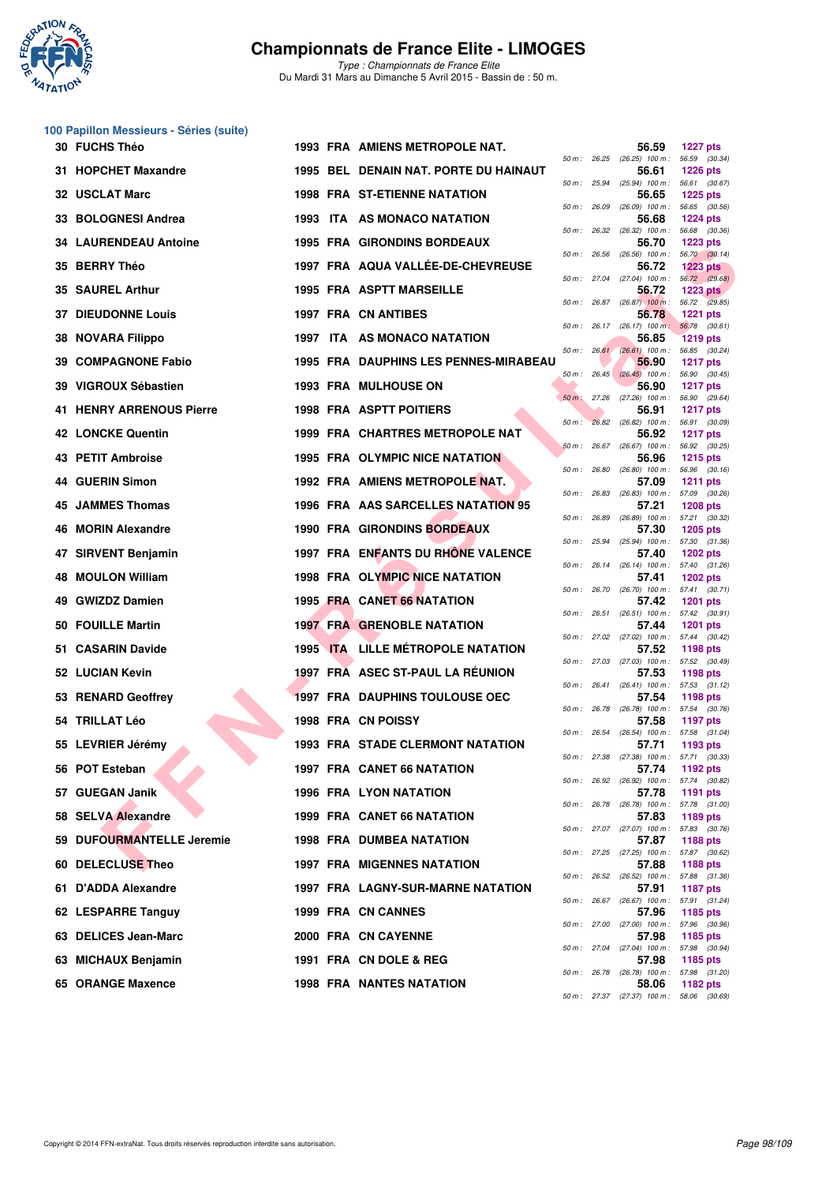# Championnats de France Elite - LIMOGES

*Type : Championnats de France Elite*
Du Mardi 31 Mars au Dimanche 5 Avril 2015 - Bassin de : 50 m.

## 100 Papillon Messieurs - Séries (suite)

| Rang | Nom | Année | Nat. | Club | Temps | Points | 50 m | 100 m |
|---|---|---|---|---|---|---|---|---|
| 30 | FUCHS Théo | 1993 | FRA | AMIENS METROPOLE NAT. | 56.59 | 1227 pts | 26.25 (26.25) | 56.59 (30.34) |
| 31 | HOPCHET Maxandre | 1995 | BEL | DENAIN NAT. PORTE DU HAINAUT | 56.61 | 1226 pts | 25.94 (25.94) | 56.61 (30.67) |
| 32 | USCLAT Marc | 1998 | FRA | ST-ETIENNE NATATION | 56.65 | 1225 pts | 26.09 (26.09) | 56.65 (30.56) |
| 33 | BOLOGNESI Andrea | 1993 | ITA | AS MONACO NATATION | 56.68 | 1224 pts | 26.32 (26.32) | 56.68 (30.36) |
| 34 | LAURENDEAU Antoine | 1995 | FRA | GIRONDINS BORDEAUX | 56.70 | 1223 pts | 26.56 (26.56) | 56.70 (30.14) |
| 35 | BERRY Théo | 1997 | FRA | AQUA VALLÉE-DE-CHEVREUSE | 56.72 | 1223 pts | 27.04 (27.04) | 56.72 (29.68) |
| 35 | SAUREL Arthur | 1995 | FRA | ASPTT MARSEILLE | 56.72 | 1223 pts | 26.87 (26.87) | 56.72 (29.85) |
| 37 | DIEUDONNE Louis | 1997 | FRA | CN ANTIBES | 56.78 | 1221 pts | 26.17 (26.17) | 56.78 (30.61) |
| 38 | NOVARA Filippo | 1997 | ITA | AS MONACO NATATION | 56.85 | 1219 pts | 26.61 (26.61) | 56.85 (30.24) |
| 39 | COMPAGNONE Fabio | 1995 | FRA | DAUPHINS LES PENNES-MIRABEAU | 56.90 | 1217 pts | 26.45 (26.45) | 56.90 (30.45) |
| 39 | VIGROUX Sébastien | 1993 | FRA | MULHOUSE ON | 56.90 | 1217 pts | 27.26 (27.26) | 56.90 (29.64) |
| 41 | HENRY ARRENOUS Pierre | 1998 | FRA | ASPTT POITIERS | 56.91 | 1217 pts | 26.82 (26.82) | 56.91 (30.09) |
| 42 | LONCKE Quentin | 1999 | FRA | CHARTRES METROPOLE NAT | 56.92 | 1217 pts | 26.67 (26.67) | 56.92 (30.25) |
| 43 | PETIT Ambroise | 1995 | FRA | OLYMPIC NICE NATATION | 56.96 | 1215 pts | 26.80 (26.80) | 56.96 (30.16) |
| 44 | GUERIN Simon | 1992 | FRA | AMIENS METROPOLE NAT. | 57.09 | 1211 pts | 26.83 (26.83) | 57.09 (30.26) |
| 45 | JAMMES Thomas | 1996 | FRA | AAS SARCELLES NATATION 95 | 57.21 | 1208 pts | 26.89 (26.89) | 57.21 (30.32) |
| 46 | MORIN Alexandre | 1990 | FRA | GIRONDINS BORDEAUX | 57.30 | 1205 pts | 25.94 (25.94) | 57.30 (31.36) |
| 47 | SIRVENT Benjamin | 1997 | FRA | ENFANTS DU RHÔNE VALENCE | 57.40 | 1202 pts | 26.14 (26.14) | 57.40 (31.26) |
| 48 | MOULON William | 1998 | FRA | OLYMPIC NICE NATATION | 57.41 | 1202 pts | 26.70 (26.70) | 57.41 (30.71) |
| 49 | GWIZDZ Damien | 1995 | FRA | CANET 66 NATATION | 57.42 | 1201 pts | 26.51 (26.51) | 57.42 (30.91) |
| 50 | FOUILLE Martin | 1997 | FRA | GRENOBLE NATATION | 57.44 | 1201 pts | 27.02 (27.02) | 57.44 (30.42) |
| 51 | CASARIN Davide | 1995 | ITA | LILLE MÉTROPOLE NATATION | 57.52 | 1198 pts | 27.03 (27.03) | 57.52 (30.49) |
| 52 | LUCIAN Kevin | 1997 | FRA | ASEC ST-PAUL LA RÉUNION | 57.53 | 1198 pts | 26.41 (26.41) | 57.53 (31.12) |
| 53 | RENARD Geoffrey | 1997 | FRA | DAUPHINS TOULOUSE OEC | 57.54 | 1198 pts | 26.78 (26.78) | 57.54 (30.76) |
| 54 | TRILLAT Léo | 1998 | FRA | CN POISSY | 57.58 | 1197 pts | 26.54 (26.54) | 57.58 (31.04) |
| 55 | LEVRIER Jérémy | 1993 | FRA | STADE CLERMONT NATATION | 57.71 | 1193 pts | 27.38 (27.38) | 57.71 (30.33) |
| 56 | POT Esteban | 1997 | FRA | CANET 66 NATATION | 57.74 | 1192 pts | 26.92 (26.92) | 57.74 (30.82) |
| 57 | GUEGAN Janik | 1996 | FRA | LYON NATATION | 57.78 | 1191 pts | 26.78 (26.78) | 57.78 (31.00) |
| 58 | SELVA Alexandre | 1999 | FRA | CANET 66 NATATION | 57.83 | 1189 pts | 27.07 (27.07) | 57.83 (30.76) |
| 59 | DUFOURMANTELLE Jeremie | 1998 | FRA | DUMBEA NATATION | 57.87 | 1188 pts | 27.25 (27.25) | 57.87 (30.62) |
| 60 | DELECLUSE Theo | 1997 | FRA | MIGENNES NATATION | 57.88 | 1188 pts | 26.52 (26.52) | 57.88 (31.36) |
| 61 | D'ADDA Alexandre | 1997 | FRA | LAGNY-SUR-MARNE NATATION | 57.91 | 1187 pts | 26.67 (26.67) | 57.91 (31.24) |
| 62 | LESPARRE Tanguy | 1999 | FRA | CN CANNES | 57.96 | 1185 pts | 27.00 (27.00) | 57.96 (30.96) |
| 63 | DELICES Jean-Marc | 2000 | FRA | CN CAYENNE | 57.98 | 1185 pts | 27.04 (27.04) | 57.98 (30.94) |
| 63 | MICHAUX Benjamin | 1991 | FRA | CN DOLE & REG | 57.98 | 1185 pts | 26.78 (26.78) | 57.98 (31.20) |
| 65 | ORANGE Maxence | 1998 | FRA | NANTES NATATION | 58.06 | 1182 pts | 27.37 (27.37) | 58.06 (30.69) |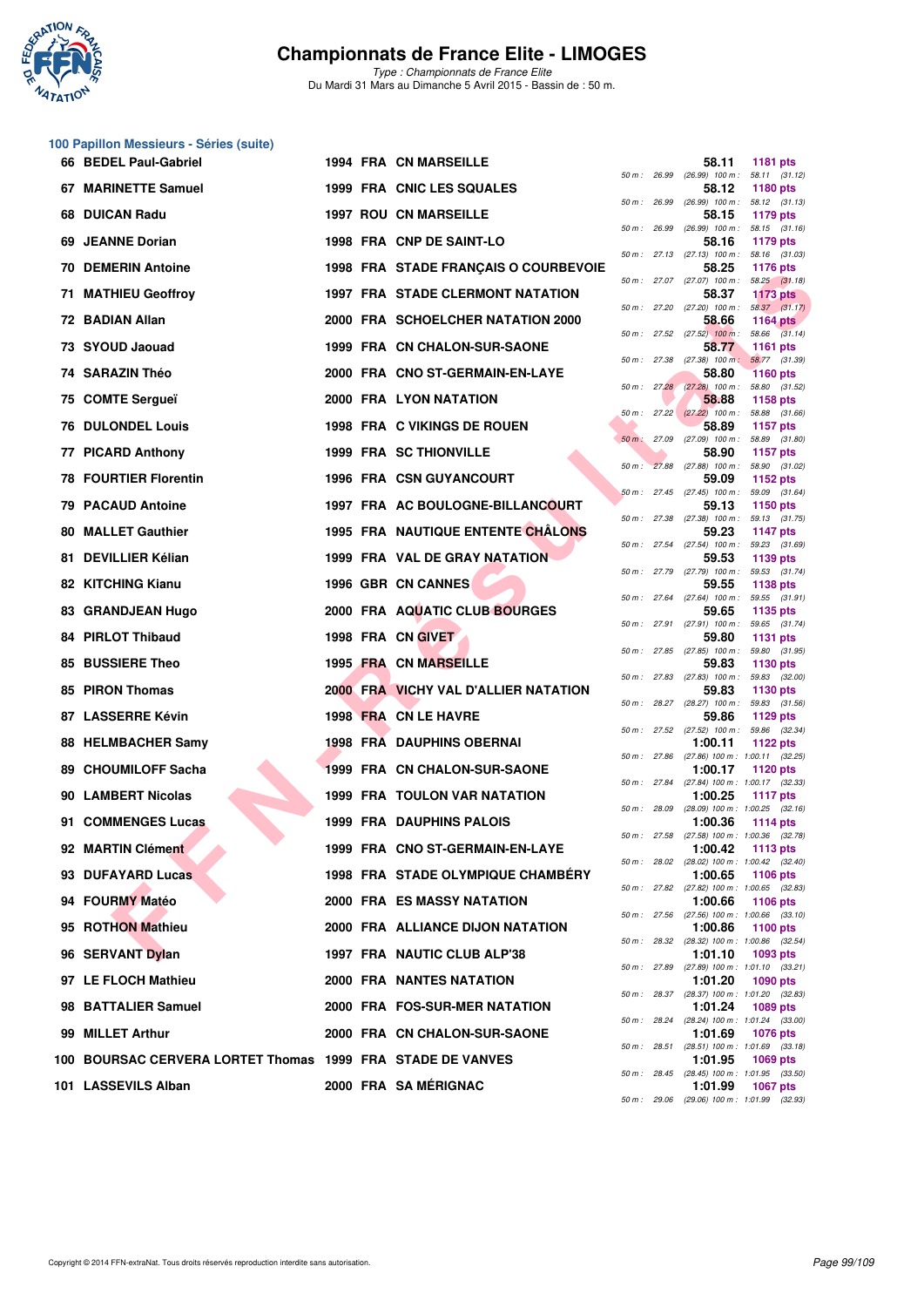# Championnats de France Elite - LIMOGES

*Type : Championnats de France Elite*

Du Mardi 31 Mars au Dimanche 5 Avril 2015 - Bassin de : 50 m.

## 100 Papillon Messieurs - Séries (suite)

| Rang | Nom | Année | Nat. | Club | Temps | Points | 50 m | 100 m |
|---|---|---|---|---|---|---|---|---|
| 66 | BEDEL Paul-Gabriel | 1994 | FRA | CN MARSEILLE | 58.11 | 1181 pts | 26.99 (26.99) | 58.11 (31.12) |
| 67 | MARINETTE Samuel | 1999 | FRA | CNIC LES SQUALES | 58.12 | 1180 pts | 26.99 (26.99) | 58.12 (31.13) |
| 68 | DUICAN Radu | 1997 | ROU | CN MARSEILLE | 58.15 | 1179 pts | 26.99 (26.99) | 58.15 (31.16) |
| 69 | JEANNE Dorian | 1998 | FRA | CNP DE SAINT-LO | 58.16 | 1179 pts | 27.13 (27.13) | 58.16 (31.03) |
| 70 | DEMERIN Antoine | 1998 | FRA | STADE FRANÇAIS O COURBEVOIE | 58.25 | 1176 pts | 27.07 (27.07) | 58.25 (31.18) |
| 71 | MATHIEU Geoffroy | 1997 | FRA | STADE CLERMONT NATATION | 58.37 | 1173 pts | 27.20 (27.20) | 58.37 (31.17) |
| 72 | BADIAN Allan | 2000 | FRA | SCHOELCHER NATATION 2000 | 58.66 | 1164 pts | 27.52 (27.52) | 58.66 (31.14) |
| 73 | SYOUD Jaouad | 1999 | FRA | CN CHALON-SUR-SAONE | 58.77 | 1161 pts | 27.38 (27.38) | 58.77 (31.39) |
| 74 | SARAZIN Théo | 2000 | FRA | CNO ST-GERMAIN-EN-LAYE | 58.80 | 1160 pts | 27.28 (27.28) | 58.80 (31.52) |
| 75 | COMTE Sergueï | 2000 | FRA | LYON NATATION | 58.88 | 1158 pts | 27.22 (27.22) | 58.88 (31.66) |
| 76 | DULONDEL Louis | 1998 | FRA | C VIKINGS DE ROUEN | 58.89 | 1157 pts | 27.09 (27.09) | 58.89 (31.80) |
| 77 | PICARD Anthony | 1999 | FRA | SC THIONVILLE | 58.90 | 1157 pts | 27.88 (27.88) | 58.90 (31.02) |
| 78 | FOURTIER Florentin | 1996 | FRA | CSN GUYANCOURT | 59.09 | 1152 pts | 27.45 (27.45) | 59.09 (31.64) |
| 79 | PACAUD Antoine | 1997 | FRA | AC BOULOGNE-BILLANCOURT | 59.13 | 1150 pts | 27.38 (27.38) | 59.13 (31.75) |
| 80 | MALLET Gauthier | 1995 | FRA | NAUTIQUE ENTENTE CHÂLONS | 59.23 | 1147 pts | 27.54 (27.54) | 59.23 (31.69) |
| 81 | DEVILLIER Kélian | 1999 | FRA | VAL DE GRAY NATATION | 59.53 | 1139 pts | 27.79 (27.79) | 59.53 (31.74) |
| 82 | KITCHING Kianu | 1996 | GBR | CN CANNES | 59.55 | 1138 pts | 27.64 (27.64) | 59.55 (31.91) |
| 83 | GRANDJEAN Hugo | 2000 | FRA | AQUATIC CLUB BOURGES | 59.65 | 1135 pts | 27.91 (27.91) | 59.65 (31.74) |
| 84 | PIRLOT Thibaud | 1998 | FRA | CN GIVET | 59.80 | 1131 pts | 27.85 (27.85) | 59.80 (31.95) |
| 85 | BUSSIERE Theo | 1995 | FRA | CN MARSEILLE | 59.83 | 1130 pts | 27.83 (27.83) | 59.83 (32.00) |
| 85 | PIRON Thomas | 2000 | FRA | VICHY VAL D'ALLIER NATATION | 59.83 | 1130 pts | 28.27 (28.27) | 59.83 (31.56) |
| 87 | LASSERRE Kévin | 1998 | FRA | CN LE HAVRE | 59.86 | 1129 pts | 27.52 (27.52) | 59.86 (32.34) |
| 88 | HELMBACHER Samy | 1998 | FRA | DAUPHINS OBERNAI | 1:00.11 | 1122 pts | 27.86 (27.86) | 1:00.11 (32.25) |
| 89 | CHOUMILOFF Sacha | 1999 | FRA | CN CHALON-SUR-SAONE | 1:00.17 | 1120 pts | 27.84 (27.84) | 1:00.17 (32.33) |
| 90 | LAMBERT Nicolas | 1999 | FRA | TOULON VAR NATATION | 1:00.25 | 1117 pts | 28.09 (28.09) | 1:00.25 (32.16) |
| 91 | COMMENGES Lucas | 1999 | FRA | DAUPHINS PALOIS | 1:00.36 | 1114 pts | 27.58 (27.58) | 1:00.36 (32.78) |
| 92 | MARTIN Clément | 1999 | FRA | CNO ST-GERMAIN-EN-LAYE | 1:00.42 | 1113 pts | 28.02 (28.02) | 1:00.42 (32.40) |
| 93 | DUFAYARD Lucas | 1998 | FRA | STADE OLYMPIQUE CHAMBÉRY | 1:00.65 | 1106 pts | 27.82 (27.82) | 1:00.65 (32.83) |
| 94 | FOURMY Matéo | 2000 | FRA | ES MASSY NATATION | 1:00.66 | 1106 pts | 27.56 (27.56) | 1:00.66 (33.10) |
| 95 | ROTHON Mathieu | 2000 | FRA | ALLIANCE DIJON NATATION | 1:00.86 | 1100 pts | 28.32 (28.32) | 1:00.86 (32.54) |
| 96 | SERVANT Dylan | 1997 | FRA | NAUTIC CLUB ALP'38 | 1:01.10 | 1093 pts | 27.89 (27.89) | 1:01.10 (33.21) |
| 97 | LE FLOCH Mathieu | 2000 | FRA | NANTES NATATION | 1:01.20 | 1090 pts | 28.37 (28.37) | 1:01.20 (32.83) |
| 98 | BATTALIER Samuel | 2000 | FRA | FOS-SUR-MER NATATION | 1:01.24 | 1089 pts | 28.24 (28.24) | 1:01.24 (33.00) |
| 99 | MILLET Arthur | 2000 | FRA | CN CHALON-SUR-SAONE | 1:01.69 | 1076 pts | 28.51 (28.51) | 1:01.69 (33.18) |
| 100 | BOURSAC CERVERA LORTET Thomas | 1999 | FRA | STADE DE VANVES | 1:01.95 | 1069 pts | 28.45 (28.45) | 1:01.95 (33.50) |
| 101 | LASSEVILS Alban | 2000 | FRA | SA MÉRIGNAC | 1:01.99 | 1067 pts | 29.06 (29.06) | 1:01.99 (32.93) |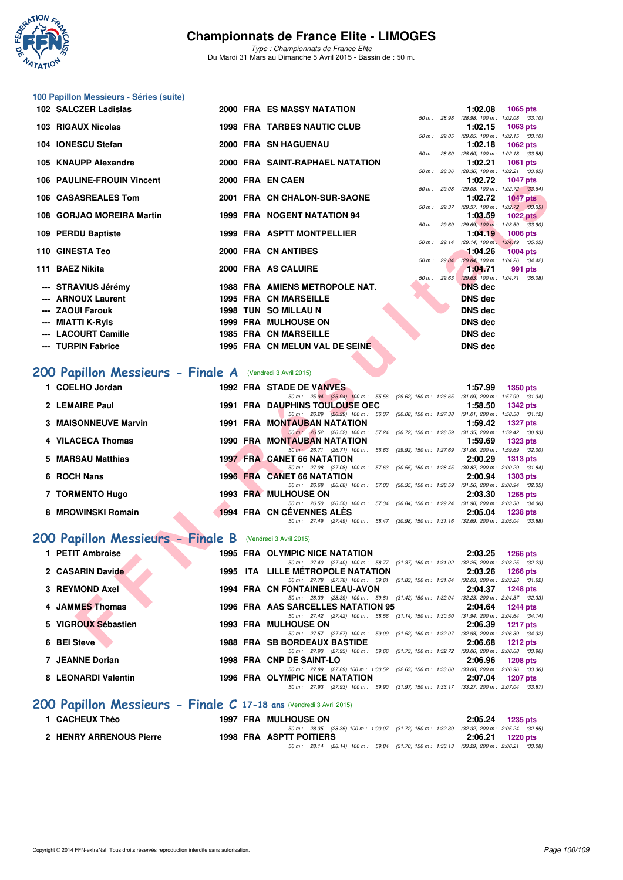# Championnats de France Elite - LIMOGES

*Type : Championnats de France Elite*
Du Mardi 31 Mars au Dimanche 5 Avril 2015 - Bassin de : 50 m.

## 100 Papillon Messieurs - Séries (suite)

| Rang | Nom | Année | Nat | Club | Temps | Points | Splits |
|---|---|---|---|---|---|---|---|
| 102 | SALCZER Ladislas | 2000 | FRA | ES MASSY NATATION | 1:02.08 | 1065 pts | 50 m : 28.98 (28.98) 100 m : 1:02.08 (33.10) |
| 103 | RIGAUX Nicolas | 1998 | FRA | TARBES NAUTIC CLUB | 1:02.15 | 1063 pts | 50 m : 29.05 (29.05) 100 m : 1:02.15 (33.10) |
| 104 | IONESCU Stefan | 2000 | FRA | SN HAGUENAU | 1:02.18 | 1062 pts | 50 m : 28.60 (28.60) 100 m : 1:02.18 (33.58) |
| 105 | KNAUPP Alexandre | 2000 | FRA | SAINT-RAPHAEL NATATION | 1:02.21 | 1061 pts | 50 m : 28.36 (28.36) 100 m : 1:02.21 (33.85) |
| 106 | PAULINE-FROUIN Vincent | 2000 | FRA | EN CAEN | 1:02.72 | 1047 pts | 50 m : 29.08 (29.08) 100 m : 1:02.72 (33.64) |
| 106 | CASASREALES Tom | 2001 | FRA | CN CHALON-SUR-SAONE | 1:02.72 | 1047 pts | 50 m : 29.37 (29.37) 100 m : 1:02.72 (33.35) |
| 108 | GORJAO MOREIRA Martin | 1999 | FRA | NOGENT NATATION 94 | 1:03.59 | 1022 pts | 50 m : 29.69 (29.69) 100 m : 1:03.59 (33.90) |
| 109 | PERDU Baptiste | 1999 | FRA | ASPTT MONTPELLIER | 1:04.19 | 1006 pts | 50 m : 29.14 (29.14) 100 m : 1:04.19 (35.05) |
| 110 | GINESTA Teo | 2000 | FRA | CN ANTIBES | 1:04.26 | 1004 pts | 50 m : 29.84 (29.84) 100 m : 1:04.26 (34.42) |
| 111 | BAEZ Nikita | 2000 | FRA | AS CALUIRE | 1:04.71 | 991 pts | 50 m : 29.63 (29.63) 100 m : 1:04.71 (35.08) |
| --- | STRAVIUS Jérémy | 1988 | FRA | AMIENS METROPOLE NAT. | DNS dec | | |
| --- | ARNOUX Laurent | 1995 | FRA | CN MARSEILLE | DNS dec | | |
| --- | ZAOUI Farouk | 1998 | TUN | SO MILLAU N | DNS dec | | |
| --- | MIATTI K-Ryls | 1999 | FRA | MULHOUSE ON | DNS dec | | |
| --- | LACOURT Camille | 1985 | FRA | CN MARSEILLE | DNS dec | | |
| --- | TURPIN Fabrice | 1995 | FRA | CN MELUN VAL DE SEINE | DNS dec | | |

## 200 Papillon Messieurs - Finale A (Vendredi 3 Avril 2015)

| Rang | Nom | Année | Nat | Club | Temps | Points | Splits |
|---|---|---|---|---|---|---|---|
| 1 | COELHO Jordan | 1992 | FRA | STADE DE VANVES | 1:57.99 | 1350 pts | 50 m : 25.94 (25.94) 100 m : 55.56 (29.62) 150 m : 1:26.65 (31.09) 200 m : 1:57.99 (31.34) |
| 2 | LEMAIRE Paul | 1991 | FRA | DAUPHINS TOULOUSE OEC | 1:58.50 | 1342 pts | 50 m : 26.29 (26.29) 100 m : 56.37 (30.08) 150 m : 1:27.38 (31.01) 200 m : 1:58.50 (31.12) |
| 3 | MAISONNEUVE Marvin | 1991 | FRA | MONTAUBAN NATATION | 1:59.42 | 1327 pts | 50 m : 26.52 (26.52) 100 m : 57.24 (30.72) 150 m : 1:28.59 (31.35) 200 m : 1:59.42 (30.83) |
| 4 | VILACECA Thomas | 1990 | FRA | MONTAUBAN NATATION | 1:59.69 | 1323 pts | 50 m : 26.71 (26.71) 100 m : 56.63 (29.92) 150 m : 1:27.69 (31.06) 200 m : 1:59.69 (32.00) |
| 5 | MARSAU Matthias | 1997 | FRA | CANET 66 NATATION | 2:00.29 | 1313 pts | 50 m : 27.08 (27.08) 100 m : 57.63 (30.55) 150 m : 1:28.45 (30.82) 200 m : 2:00.29 (31.84) |
| 6 | ROCH Nans | 1996 | FRA | CANET 66 NATATION | 2:00.94 | 1303 pts | 50 m : 26.68 (26.68) 100 m : 57.03 (30.35) 150 m : 1:28.59 (31.56) 200 m : 2:00.94 (32.35) |
| 7 | TORMENTO Hugo | 1993 | FRA | MULHOUSE ON | 2:03.30 | 1265 pts | 50 m : 26.50 (26.50) 100 m : 57.34 (30.84) 150 m : 1:29.24 (31.90) 200 m : 2:03.30 (34.06) |
| 8 | MROWINSKI Romain | 1994 | FRA | CN CÉVENNES ALÈS | 2:05.04 | 1238 pts | 50 m : 27.49 (27.49) 100 m : 58.47 (30.98) 150 m : 1:31.16 (32.69) 200 m : 2:05.04 (33.88) |

## 200 Papillon Messieurs - Finale B (Vendredi 3 Avril 2015)

| Rang | Nom | Année | Nat | Club | Temps | Points | Splits |
|---|---|---|---|---|---|---|---|
| 1 | PETIT Ambroise | 1995 | FRA | OLYMPIC NICE NATATION | 2:03.25 | 1266 pts | 50 m : 27.40 (27.40) 100 m : 58.77 (31.37) 150 m : 1:31.02 (32.25) 200 m : 2:03.25 (32.23) |
| 2 | CASARIN Davide | 1995 | ITA | LILLE MÉTROPOLE NATATION | 2:03.26 | 1266 pts | 50 m : 27.78 (27.78) 100 m : 59.61 (31.83) 150 m : 1:31.64 (32.03) 200 m : 2:03.26 (31.62) |
| 3 | REYMOND Axel | 1994 | FRA | CN FONTAINEBLEAU-AVON | 2:04.37 | 1248 pts | 50 m : 28.39 (28.39) 100 m : 59.81 (31.42) 150 m : 1:32.04 (32.23) 200 m : 2:04.37 (32.33) |
| 4 | JAMMES Thomas | 1996 | FRA | AAS SARCELLES NATATION 95 | 2:04.64 | 1244 pts | 50 m : 27.42 (27.42) 100 m : 58.56 (31.14) 150 m : 1:30.50 (31.94) 200 m : 2:04.64 (34.14) |
| 5 | VIGROUX Sébastien | 1993 | FRA | MULHOUSE ON | 2:06.39 | 1217 pts | 50 m : 27.57 (27.57) 100 m : 59.09 (31.52) 150 m : 1:32.07 (32.98) 200 m : 2:06.39 (34.32) |
| 6 | BEI Steve | 1988 | FRA | SB BORDEAUX BASTIDE | 2:06.68 | 1212 pts | 50 m : 27.93 (27.93) 100 m : 59.66 (31.73) 150 m : 1:32.72 (33.06) 200 m : 2:06.68 (33.96) |
| 7 | JEANNE Dorian | 1998 | FRA | CNP DE SAINT-LO | 2:06.96 | 1208 pts | 50 m : 27.89 (27.89) 100 m : 1:00.52 (32.63) 150 m : 1:33.60 (33.08) 200 m : 2:06.96 (33.36) |
| 8 | LEONARDI Valentin | 1996 | FRA | OLYMPIC NICE NATATION | 2:07.04 | 1207 pts | 50 m : 27.93 (27.93) 100 m : 59.90 (31.97) 150 m : 1:33.17 (33.27) 200 m : 2:07.04 (33.87) |

## 200 Papillon Messieurs - Finale C 17-18 ans (Vendredi 3 Avril 2015)

| Rang | Nom | Année | Nat | Club | Temps | Points | Splits |
|---|---|---|---|---|---|---|---|
| 1 | CACHEUX Théo | 1997 | FRA | MULHOUSE ON | 2:05.24 | 1235 pts | 50 m : 28.35 (28.35) 100 m : 1:00.07 (31.72) 150 m : 1:32.39 (32.32) 200 m : 2:05.24 (32.85) |
| 2 | HENRY ARRENOUS Pierre | 1998 | FRA | ASPTT POITIERS | 2:06.21 | 1220 pts | 50 m : 28.14 (28.14) 100 m : 59.84 (31.70) 150 m : 1:33.13 (33.29) 200 m : 2:06.21 (33.08) |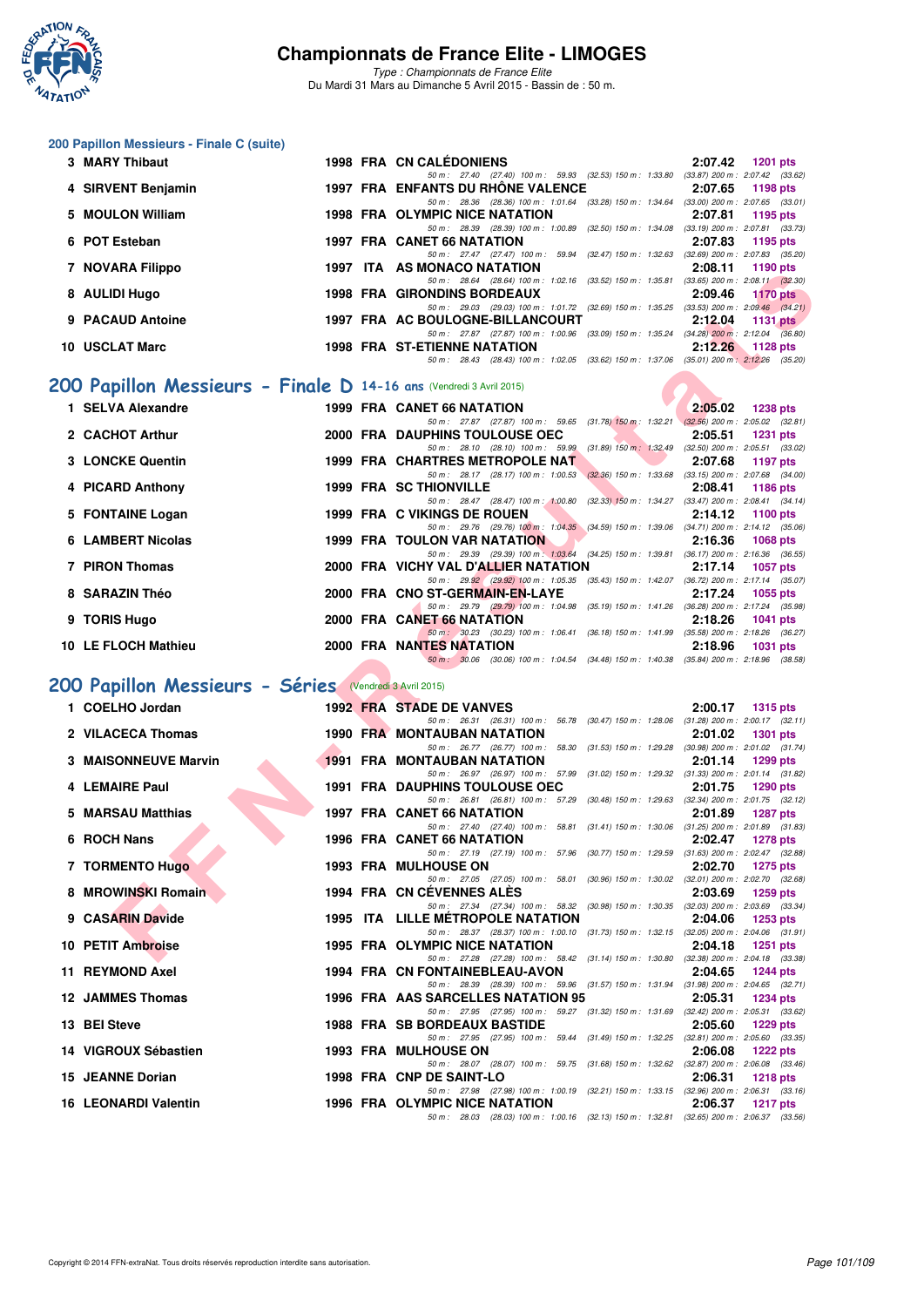# Championnats de France Elite - LIMOGES

*Type : Championnats de France Elite*
Du Mardi 31 Mars au Dimanche 5 Avril 2015 - Bassin de : 50 m.

## 200 Papillon Messieurs - Finale C (suite)

| Rg | Nom | Année | Nat | Club | Temps | Pts |
|---|---|---|---|---|---|---|
| 3 | MARY Thibaut | 1998 | FRA | CN CALÉDONIENS | 2:07.42 | 1201 pts |
| | 50 m : 27.40 (27.40) 100 m : 59.93 (32.53) 150 m : 1:33.80 (33.87) 200 m : 2:07.42 (33.62) | | | | | |
| 4 | SIRVENT Benjamin | 1997 | FRA | ENFANTS DU RHÔNE VALENCE | 2:07.65 | 1198 pts |
| | 50 m : 28.36 (28.36) 100 m : 1:01.64 (33.28) 150 m : 1:34.64 (33.00) 200 m : 2:07.65 (33.01) | | | | | |
| 5 | MOULON William | 1998 | FRA | OLYMPIC NICE NATATION | 2:07.81 | 1195 pts |
| | 50 m : 28.39 (28.39) 100 m : 1:00.89 (32.50) 150 m : 1:34.08 (33.19) 200 m : 2:07.81 (33.73) | | | | | |
| 6 | POT Esteban | 1997 | FRA | CANET 66 NATATION | 2:07.83 | 1195 pts |
| | 50 m : 27.47 (27.47) 100 m : 59.94 (32.47) 150 m : 1:32.63 (32.69) 200 m : 2:07.83 (35.20) | | | | | |
| 7 | NOVARA Filippo | 1997 | ITA | AS MONACO NATATION | 2:08.11 | 1190 pts |
| | 50 m : 28.64 (28.64) 100 m : 1:02.16 (33.52) 150 m : 1:35.81 (33.65) 200 m : 2:08.11 (32.30) | | | | | |
| 8 | AULIDI Hugo | 1998 | FRA | GIRONDINS BORDEAUX | 2:09.46 | 1170 pts |
| | 50 m : 29.03 (29.03) 100 m : 1:01.72 (32.69) 150 m : 1:35.25 (33.53) 200 m : 2:09.46 (34.21) | | | | | |
| 9 | PACAUD Antoine | 1997 | FRA | AC BOULOGNE-BILLANCOURT | 2:12.04 | 1131 pts |
| | 50 m : 27.87 (27.87) 100 m : 1:00.96 (33.09) 150 m : 1:35.24 (34.28) 200 m : 2:12.04 (36.80) | | | | | |
| 10 | USCLAT Marc | 1998 | FRA | ST-ETIENNE NATATION | 2:12.26 | 1128 pts |
| | 50 m : 28.43 (28.43) 100 m : 1:02.05 (33.62) 150 m : 1:37.06 (35.01) 200 m : 2:12.26 (35.20) | | | | | |

## 200 Papillon Messieurs - Finale D 14-16 ans (Vendredi 3 Avril 2015)

| Rg | Nom | Année | Nat | Club | Temps | Pts |
|---|---|---|---|---|---|---|
| 1 | SELVA Alexandre | 1999 | FRA | CANET 66 NATATION | 2:05.02 | 1238 pts |
| | 50 m : 27.87 (27.87) 100 m : 59.65 (31.78) 150 m : 1:32.21 (32.56) 200 m : 2:05.02 (32.81) | | | | | |
| 2 | CACHOT Arthur | 2000 | FRA | DAUPHINS TOULOUSE OEC | 2:05.51 | 1231 pts |
| | 50 m : 28.10 (28.10) 100 m : 59.99 (31.89) 150 m : 1:32.49 (32.50) 200 m : 2:05.51 (33.02) | | | | | |
| 3 | LONCKE Quentin | 1999 | FRA | CHARTRES METROPOLE NAT | 2:07.68 | 1197 pts |
| | 50 m : 28.17 (28.17) 100 m : 1:00.53 (32.36) 150 m : 1:33.68 (33.15) 200 m : 2:07.68 (34.00) | | | | | |
| 4 | PICARD Anthony | 1999 | FRA | SC THIONVILLE | 2:08.41 | 1186 pts |
| | 50 m : 28.47 (28.47) 100 m : 1:00.80 (32.33) 150 m : 1:34.27 (33.47) 200 m : 2:08.41 (34.14) | | | | | |
| 5 | FONTAINE Logan | 1999 | FRA | C VIKINGS DE ROUEN | 2:14.12 | 1100 pts |
| | 50 m : 29.76 (29.76) 100 m : 1:04.35 (34.59) 150 m : 1:39.06 (34.71) 200 m : 2:14.12 (35.06) | | | | | |
| 6 | LAMBERT Nicolas | 1999 | FRA | TOULON VAR NATATION | 2:16.36 | 1068 pts |
| | 50 m : 29.39 (29.39) 100 m : 1:03.64 (34.25) 150 m : 1:39.81 (36.17) 200 m : 2:16.36 (36.55) | | | | | |
| 7 | PIRON Thomas | 2000 | FRA | VICHY VAL D'ALLIER NATATION | 2:17.14 | 1057 pts |
| | 50 m : 29.92 (29.92) 100 m : 1:05.35 (35.43) 150 m : 1:42.07 (36.72) 200 m : 2:17.14 (35.07) | | | | | |
| 8 | SARAZIN Théo | 2000 | FRA | CNO ST-GERMAIN-EN-LAYE | 2:17.24 | 1055 pts |
| | 50 m : 29.79 (29.79) 100 m : 1:04.98 (35.19) 150 m : 1:41.26 (36.28) 200 m : 2:17.24 (35.98) | | | | | |
| 9 | TORIS Hugo | 2000 | FRA | CANET 66 NATATION | 2:18.26 | 1041 pts |
| | 50 m : 30.23 (30.23) 100 m : 1:06.41 (36.18) 150 m : 1:41.99 (35.58) 200 m : 2:18.26 (36.27) | | | | | |
| 10 | LE FLOCH Mathieu | 2000 | FRA | NANTES NATATION | 2:18.96 | 1031 pts |
| | 50 m : 30.06 (30.06) 100 m : 1:04.54 (34.48) 150 m : 1:40.38 (35.84) 200 m : 2:18.96 (38.58) | | | | | |

## 200 Papillon Messieurs - Séries (Vendredi 3 Avril 2015)

| Rg | Nom | Année | Nat | Club | Temps | Pts |
|---|---|---|---|---|---|---|
| 1 | COELHO Jordan | 1992 | FRA | STADE DE VANVES | 2:00.17 | 1315 pts |
| | 50 m : 26.31 (26.31) 100 m : 56.78 (30.47) 150 m : 1:28.06 (31.28) 200 m : 2:00.17 (32.11) | | | | | |
| 2 | VILACECA Thomas | 1990 | FRA | MONTAUBAN NATATION | 2:01.02 | 1301 pts |
| | 50 m : 26.77 (26.77) 100 m : 58.30 (31.53) 150 m : 1:29.28 (30.98) 200 m : 2:01.02 (31.74) | | | | | |
| 3 | MAISONNEUVE Marvin | 1991 | FRA | MONTAUBAN NATATION | 2:01.14 | 1299 pts |
| | 50 m : 26.97 (26.97) 100 m : 57.99 (31.02) 150 m : 1:29.32 (31.33) 200 m : 2:01.14 (31.82) | | | | | |
| 4 | LEMAIRE Paul | 1991 | FRA | DAUPHINS TOULOUSE OEC | 2:01.75 | 1290 pts |
| | 50 m : 26.81 (26.81) 100 m : 57.29 (30.48) 150 m : 1:29.63 (32.34) 200 m : 2:01.75 (32.12) | | | | | |
| 5 | MARSAU Matthias | 1997 | FRA | CANET 66 NATATION | 2:01.89 | 1287 pts |
| | 50 m : 27.40 (27.40) 100 m : 58.81 (31.41) 150 m : 1:30.06 (31.25) 200 m : 2:01.89 (31.83) | | | | | |
| 6 | ROCH Nans | 1996 | FRA | CANET 66 NATATION | 2:02.47 | 1278 pts |
| | 50 m : 27.19 (27.19) 100 m : 57.96 (30.77) 150 m : 1:29.59 (31.63) 200 m : 2:02.47 (32.88) | | | | | |
| 7 | TORMENTO Hugo | 1993 | FRA | MULHOUSE ON | 2:02.70 | 1275 pts |
| | 50 m : 27.05 (27.05) 100 m : 58.01 (30.96) 150 m : 1:30.02 (32.01) 200 m : 2:02.70 (32.68) | | | | | |
| 8 | MROWINSKI Romain | 1994 | FRA | CN CÉVENNES ALÈS | 2:03.69 | 1259 pts |
| | 50 m : 27.34 (27.34) 100 m : 58.32 (30.98) 150 m : 1:30.35 (32.03) 200 m : 2:03.69 (33.34) | | | | | |
| 9 | CASARIN Davide | 1995 | ITA | LILLE MÉTROPOLE NATATION | 2:04.06 | 1253 pts |
| | 50 m : 28.37 (28.37) 100 m : 1:00.10 (31.73) 150 m : 1:32.15 (32.05) 200 m : 2:04.06 (31.91) | | | | | |
| 10 | PETIT Ambroise | 1995 | FRA | OLYMPIC NICE NATATION | 2:04.18 | 1251 pts |
| | 50 m : 27.28 (27.28) 100 m : 58.42 (31.14) 150 m : 1:30.80 (32.38) 200 m : 2:04.18 (33.38) | | | | | |
| 11 | REYMOND Axel | 1994 | FRA | CN FONTAINEBLEAU-AVON | 2:04.65 | 1244 pts |
| | 50 m : 28.39 (28.39) 100 m : 59.96 (31.57) 150 m : 1:31.94 (31.98) 200 m : 2:04.65 (32.71) | | | | | |
| 12 | JAMMES Thomas | 1996 | FRA | AAS SARCELLES NATATION 95 | 2:05.31 | 1234 pts |
| | 50 m : 27.95 (27.95) 100 m : 59.27 (31.32) 150 m : 1:31.69 (32.42) 200 m : 2:05.31 (33.62) | | | | | |
| 13 | BEI Steve | 1988 | FRA | SB BORDEAUX BASTIDE | 2:05.60 | 1229 pts |
| | 50 m : 27.95 (27.95) 100 m : 59.44 (31.49) 150 m : 1:32.25 (32.81) 200 m : 2:05.60 (33.35) | | | | | |
| 14 | VIGROUX Sébastien | 1993 | FRA | MULHOUSE ON | 2:06.08 | 1222 pts |
| | 50 m : 28.07 (28.07) 100 m : 59.75 (31.68) 150 m : 1:32.62 (32.87) 200 m : 2:06.08 (33.46) | | | | | |
| 15 | JEANNE Dorian | 1998 | FRA | CNP DE SAINT-LO | 2:06.31 | 1218 pts |
| | 50 m : 27.98 (27.98) 100 m : 1:00.19 (32.21) 150 m : 1:33.15 (32.96) 200 m : 2:06.31 (33.16) | | | | | |
| 16 | LEONARDI Valentin | 1996 | FRA | OLYMPIC NICE NATATION | 2:06.37 | 1217 pts |
| | 50 m : 28.03 (28.03) 100 m : 1:00.16 (32.13) 150 m : 1:32.81 (32.65) 200 m : 2:06.37 (33.56) | | | | | |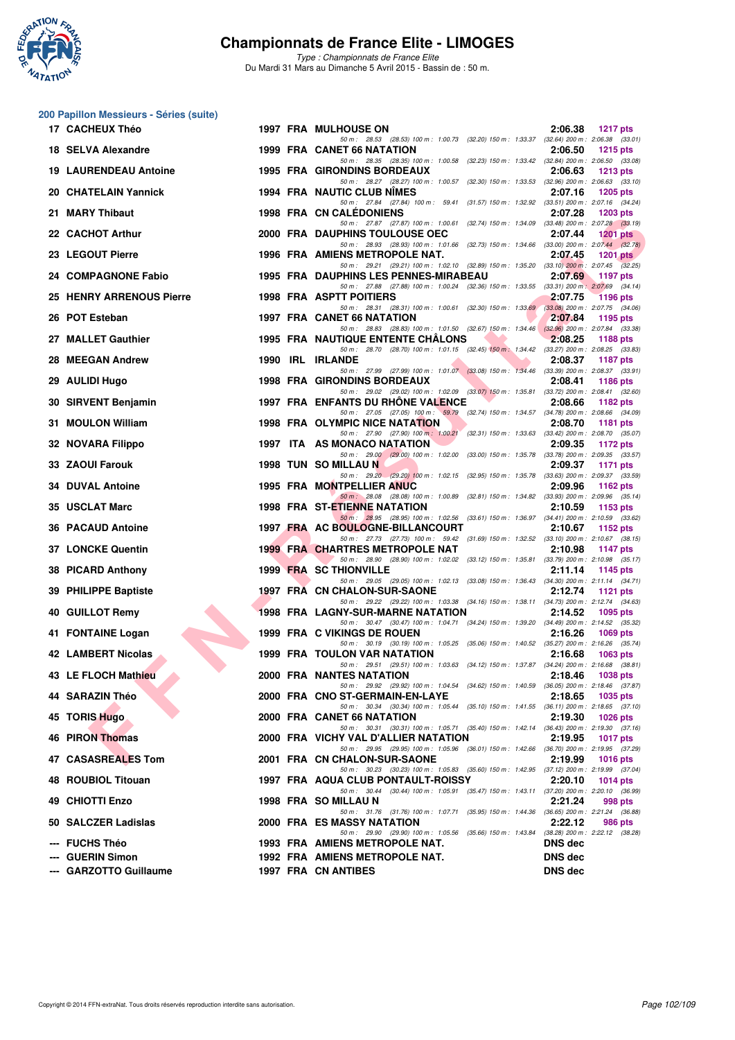# Championnats de France Elite - LIMOGES

*Type : Championnats de France Elite*

Du Mardi 31 Mars au Dimanche 5 Avril 2015 - Bassin de : 50 m.

## 200 Papillon Messieurs - Séries (suite)

| Rang | Nom | Année | Nat | Club | Temps | Points |
|---|---|---|---|---|---|---|
| 17 | CACHEUX Théo | 1997 | FRA | MULHOUSE ON | 2:06.38 | 1217 pts |
| | 50 m : 28.53 (28.53) 100 m : 1:00.73 (32.20) 150 m : 1:33.37 (32.64) 200 m : 2:06.38 (33.01) | | | | | |
| 18 | SELVA Alexandre | 1999 | FRA | CANET 66 NATATION | 2:06.50 | 1215 pts |
| | 50 m : 28.35 (28.35) 100 m : 1:00.58 (32.23) 150 m : 1:33.42 (32.84) 200 m : 2:06.50 (33.08) | | | | | |
| 19 | LAURENDEAU Antoine | 1995 | FRA | GIRONDINS BORDEAUX | 2:06.63 | 1213 pts |
| | 50 m : 28.27 (28.27) 100 m : 1:00.57 (32.30) 150 m : 1:33.53 (32.96) 200 m : 2:06.63 (33.10) | | | | | |
| 20 | CHATELAIN Yannick | 1994 | FRA | NAUTIC CLUB NÎMES | 2:07.16 | 1205 pts |
| | 50 m : 27.84 (27.84) 100 m : 59.41 (31.57) 150 m : 1:32.92 (33.51) 200 m : 2:07.16 (34.24) | | | | | |
| 21 | MARY Thibaut | 1998 | FRA | CN CALÉDONIENS | 2:07.28 | 1203 pts |
| | 50 m : 27.87 (27.87) 100 m : 1:00.61 (32.74) 150 m : 1:34.09 (33.48) 200 m : 2:07.28 (33.19) | | | | | |
| 22 | CACHOT Arthur | 2000 | FRA | DAUPHINS TOULOUSE OEC | 2:07.44 | 1201 pts |
| | 50 m : 28.93 (28.93) 100 m : 1:01.66 (32.73) 150 m : 1:34.66 (33.00) 200 m : 2:07.44 (32.78) | | | | | |
| 23 | LEGOUT Pierre | 1996 | FRA | AMIENS METROPOLE NAT. | 2:07.45 | 1201 pts |
| | 50 m : 29.21 (29.21) 100 m : 1:02.10 (32.89) 150 m : 1:35.20 (33.10) 200 m : 2:07.45 (32.25) | | | | | |
| 24 | COMPAGNONE Fabio | 1995 | FRA | DAUPHINS LES PENNES-MIRABEAU | 2:07.69 | 1197 pts |
| | 50 m : 27.88 (27.88) 100 m : 1:00.24 (32.36) 150 m : 1:33.55 (33.31) 200 m : 2:07.69 (34.14) | | | | | |
| 25 | HENRY ARRENOUS Pierre | 1998 | FRA | ASPTT POITIERS | 2:07.75 | 1196 pts |
| | 50 m : 28.31 (28.31) 100 m : 1:00.61 (32.30) 150 m : 1:33.69 (33.08) 200 m : 2:07.75 (34.06) | | | | | |
| 26 | POT Esteban | 1997 | FRA | CANET 66 NATATION | 2:07.84 | 1195 pts |
| | 50 m : 28.83 (28.83) 100 m : 1:01.50 (32.67) 150 m : 1:34.46 (32.96) 200 m : 2:07.84 (33.38) | | | | | |
| 27 | MALLET Gauthier | 1995 | FRA | NAUTIQUE ENTENTE CHÂLONS | 2:08.25 | 1188 pts |
| | 50 m : 28.70 (28.70) 100 m : 1:01.15 (32.45) 150 m : 1:34.42 (33.27) 200 m : 2:08.25 (33.83) | | | | | |
| 28 | MEEGAN Andrew | 1990 | IRL | IRLANDE | 2:08.37 | 1187 pts |
| | 50 m : 27.99 (27.99) 100 m : 1:01.07 (33.08) 150 m : 1:34.46 (33.39) 200 m : 2:08.37 (33.91) | | | | | |
| 29 | AULIDI Hugo | 1998 | FRA | GIRONDINS BORDEAUX | 2:08.41 | 1186 pts |
| | 50 m : 29.02 (29.02) 100 m : 1:02.09 (33.07) 150 m : 1:35.81 (33.72) 200 m : 2:08.41 (32.60) | | | | | |
| 30 | SIRVENT Benjamin | 1997 | FRA | ENFANTS DU RHÔNE VALENCE | 2:08.66 | 1182 pts |
| | 50 m : 27.05 (27.05) 100 m : 59.79 (32.74) 150 m : 1:34.57 (34.78) 200 m : 2:08.66 (34.09) | | | | | |
| 31 | MOULON William | 1998 | FRA | OLYMPIC NICE NATATION | 2:08.70 | 1181 pts |
| | 50 m : 27.90 (27.90) 100 m : 1:00.21 (32.31) 150 m : 1:33.63 (33.42) 200 m : 2:08.70 (35.07) | | | | | |
| 32 | NOVARA Filippo | 1997 | ITA | AS MONACO NATATION | 2:09.35 | 1172 pts |
| | 50 m : 29.00 (29.00) 100 m : 1:02.00 (33.00) 150 m : 1:35.78 (33.78) 200 m : 2:09.35 (33.57) | | | | | |
| 33 | ZAOUI Farouk | 1998 | TUN | SO MILLAU N | 2:09.37 | 1171 pts |
| | 50 m : 29.20 (29.20) 100 m : 1:02.15 (32.95) 150 m : 1:35.78 (33.63) 200 m : 2:09.37 (33.59) | | | | | |
| 34 | DUVAL Antoine | 1995 | FRA | MONTPELLIER ANUC | 2:09.96 | 1162 pts |
| | 50 m : 28.08 (28.08) 100 m : 1:00.89 (32.81) 150 m : 1:34.82 (33.93) 200 m : 2:09.96 (35.14) | | | | | |
| 35 | USCLAT Marc | 1998 | FRA | ST-ETIENNE NATATION | 2:10.59 | 1153 pts |
| | 50 m : 28.95 (28.95) 100 m : 1:02.56 (33.61) 150 m : 1:36.97 (34.41) 200 m : 2:10.59 (33.62) | | | | | |
| 36 | PACAUD Antoine | 1997 | FRA | AC BOULOGNE-BILLANCOURT | 2:10.67 | 1152 pts |
| | 50 m : 27.73 (27.73) 100 m : 59.42 (31.69) 150 m : 1:32.52 (33.10) 200 m : 2:10.67 (38.15) | | | | | |
| 37 | LONCKE Quentin | 1999 | FRA | CHARTRES METROPOLE NAT | 2:10.98 | 1147 pts |
| | 50 m : 28.90 (28.90) 100 m : 1:02.02 (33.12) 150 m : 1:35.81 (33.79) 200 m : 2:10.98 (35.17) | | | | | |
| 38 | PICARD Anthony | 1999 | FRA | SC THIONVILLE | 2:11.14 | 1145 pts |
| | 50 m : 29.05 (29.05) 100 m : 1:02.13 (33.08) 150 m : 1:36.43 (34.30) 200 m : 2:11.14 (34.71) | | | | | |
| 39 | PHILIPPE Baptiste | 1997 | FRA | CN CHALON-SUR-SAONE | 2:12.74 | 1121 pts |
| | 50 m : 29.22 (29.22) 100 m : 1:03.38 (34.16) 150 m : 1:38.11 (34.73) 200 m : 2:12.74 (34.63) | | | | | |
| 40 | GUILLOT Remy | 1998 | FRA | LAGNY-SUR-MARNE NATATION | 2:14.52 | 1095 pts |
| | 50 m : 30.47 (30.47) 100 m : 1:04.71 (34.24) 150 m : 1:39.20 (34.49) 200 m : 2:14.52 (35.32) | | | | | |
| 41 | FONTAINE Logan | 1999 | FRA | C VIKINGS DE ROUEN | 2:16.26 | 1069 pts |
| | 50 m : 30.19 (30.19) 100 m : 1:05.25 (35.06) 150 m : 1:40.52 (35.27) 200 m : 2:16.26 (35.74) | | | | | |
| 42 | LAMBERT Nicolas | 1999 | FRA | TOULON VAR NATATION | 2:16.68 | 1063 pts |
| | 50 m : 29.51 (29.51) 100 m : 1:03.63 (34.12) 150 m : 1:37.87 (34.24) 200 m : 2:16.68 (38.81) | | | | | |
| 43 | LE FLOCH Mathieu | 2000 | FRA | NANTES NATATION | 2:18.46 | 1038 pts |
| | 50 m : 29.92 (29.92) 100 m : 1:04.54 (34.62) 150 m : 1:40.59 (36.05) 200 m : 2:18.46 (37.87) | | | | | |
| 44 | SARAZIN Théo | 2000 | FRA | CNO ST-GERMAIN-EN-LAYE | 2:18.65 | 1035 pts |
| | 50 m : 30.34 (30.34) 100 m : 1:05.44 (35.10) 150 m : 1:41.55 (36.11) 200 m : 2:18.65 (37.10) | | | | | |
| 45 | TORIS Hugo | 2000 | FRA | CANET 66 NATATION | 2:19.30 | 1026 pts |
| | 50 m : 30.31 (30.31) 100 m : 1:05.71 (35.40) 150 m : 1:42.14 (36.43) 200 m : 2:19.30 (37.16) | | | | | |
| 46 | PIRON Thomas | 2000 | FRA | VICHY VAL D'ALLIER NATATION | 2:19.95 | 1017 pts |
| | 50 m : 29.95 (29.95) 100 m : 1:05.96 (36.01) 150 m : 1:42.66 (36.70) 200 m : 2:19.95 (37.29) | | | | | |
| 47 | CASASREALES Tom | 2001 | FRA | CN CHALON-SUR-SAONE | 2:19.99 | 1016 pts |
| | 50 m : 30.23 (30.23) 100 m : 1:05.83 (35.60) 150 m : 1:42.95 (37.12) 200 m : 2:19.99 (37.04) | | | | | |
| 48 | ROUBIOL Titouan | 1997 | FRA | AQUA CLUB PONTAULT-ROISSY | 2:20.10 | 1014 pts |
| | 50 m : 30.44 (30.44) 100 m : 1:05.91 (35.47) 150 m : 1:43.11 (37.20) 200 m : 2:20.10 (36.99) | | | | | |
| 49 | CHIOTTI Enzo | 1998 | FRA | SO MILLAU N | 2:21.24 | 998 pts |
| | 50 m : 31.76 (31.76) 100 m : 1:07.71 (35.95) 150 m : 1:44.36 (36.65) 200 m : 2:21.24 (36.88) | | | | | |
| 50 | SALCZER Ladislas | 2000 | FRA | ES MASSY NATATION | 2:22.12 | 986 pts |
| | 50 m : 29.90 (29.90) 100 m : 1:05.56 (35.66) 150 m : 1:43.84 (38.28) 200 m : 2:22.12 (38.28) | | | | | |
| --- | FUCHS Théo | 1993 | FRA | AMIENS METROPOLE NAT. | DNS dec | |
| --- | GUERIN Simon | 1992 | FRA | AMIENS METROPOLE NAT. | DNS dec | |
| --- | GARZOTTO Guillaume | 1997 | FRA | CN ANTIBES | DNS dec | |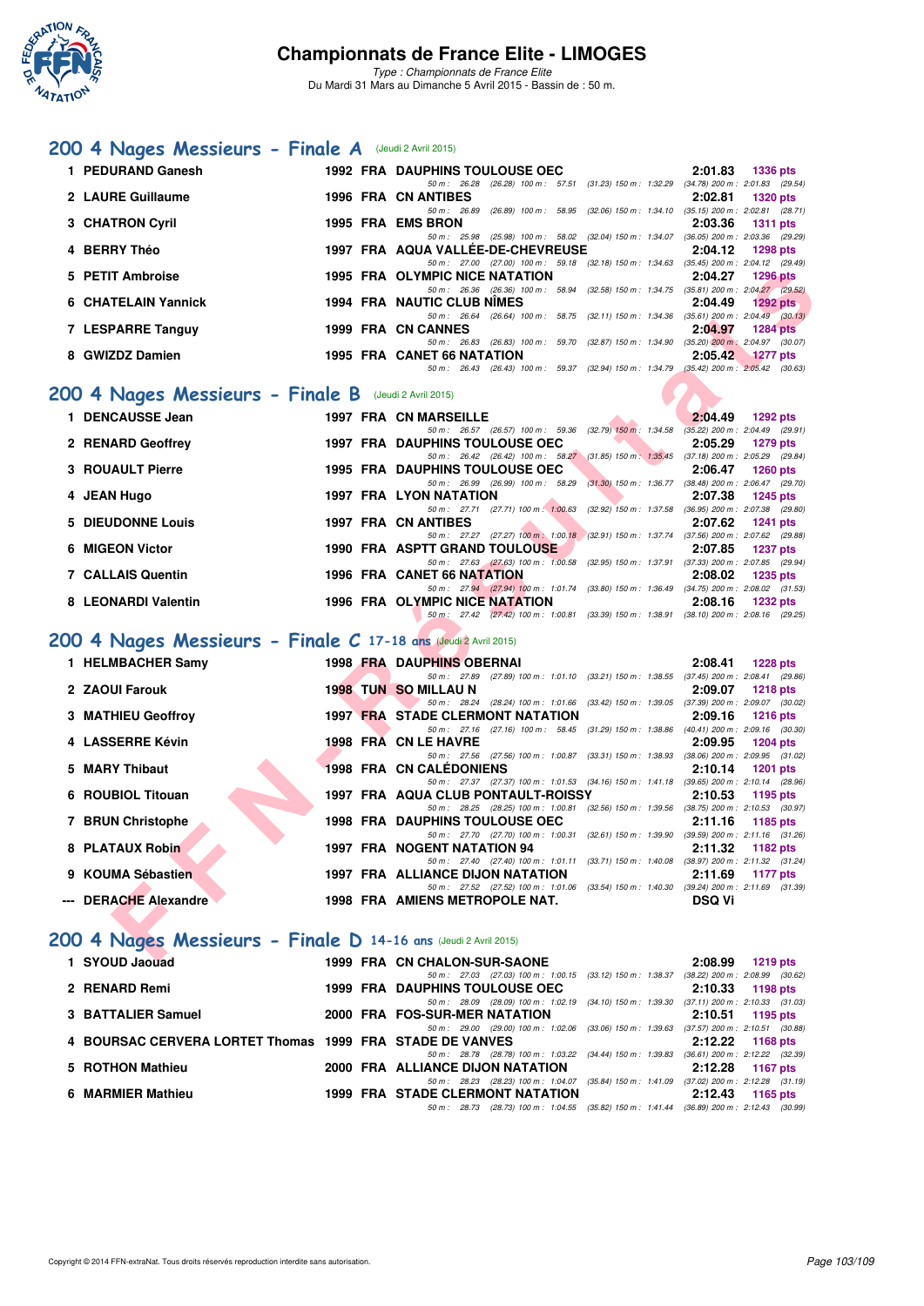# Championnats de France Elite - LIMOGES

*Type : Championnats de France Elite*
Du Mardi 31 Mars au Dimanche 5 Avril 2015 - Bassin de : 50 m.

## 200 4 Nages Messieurs - Finale A (Jeudi 2 Avril 2015)

| Rang | Nom | Année | Nat | Club | Temps | Points |
|---|---|---|---|---|---|---|
| 1 | PEDURAND Ganesh | 1992 | FRA | DAUPHINS TOULOUSE OEC | 2:01.83 | 1336 pts |
| | | | | 50 m : 26.28 (26.28) 100 m : 57.51 (31.23) 150 m : 1:32.29 (34.78) 200 m : 2:01.83 (29.54) | | |
| 2 | LAURE Guillaume | 1996 | FRA | CN ANTIBES | 2:02.81 | 1320 pts |
| | | | | 50 m : 26.89 (26.89) 100 m : 58.95 (32.06) 150 m : 1:34.10 (35.15) 200 m : 2:02.81 (28.71) | | |
| 3 | CHATRON Cyril | 1995 | FRA | EMS BRON | 2:03.36 | 1311 pts |
| | | | | 50 m : 25.98 (25.98) 100 m : 58.02 (32.04) 150 m : 1:34.07 (36.05) 200 m : 2:03.36 (29.29) | | |
| 4 | BERRY Théo | 1997 | FRA | AQUA VALLÉE-DE-CHEVREUSE | 2:04.12 | 1298 pts |
| | | | | 50 m : 27.00 (27.00) 100 m : 59.18 (32.18) 150 m : 1:34.63 (35.45) 200 m : 2:04.12 (29.49) | | |
| 5 | PETIT Ambroise | 1995 | FRA | OLYMPIC NICE NATATION | 2:04.27 | 1296 pts |
| | | | | 50 m : 26.36 (26.36) 100 m : 58.94 (32.58) 150 m : 1:34.75 (35.81) 200 m : 2:04.27 (29.52) | | |
| 6 | CHATELAIN Yannick | 1994 | FRA | NAUTIC CLUB NÎMES | 2:04.49 | 1292 pts |
| | | | | 50 m : 26.64 (26.64) 100 m : 58.75 (32.11) 150 m : 1:34.36 (35.61) 200 m : 2:04.49 (30.13) | | |
| 7 | LESPARRE Tanguy | 1999 | FRA | CN CANNES | 2:04.97 | 1284 pts |
| | | | | 50 m : 26.83 (26.83) 100 m : 59.70 (32.87) 150 m : 1:34.90 (35.20) 200 m : 2:04.97 (30.07) | | |
| 8 | GWIZDZ Damien | 1995 | FRA | CANET 66 NATATION | 2:05.42 | 1277 pts |
| | | | | 50 m : 26.43 (26.43) 100 m : 59.37 (32.94) 150 m : 1:34.79 (35.42) 200 m : 2:05.42 (30.63) | | |

## 200 4 Nages Messieurs - Finale B (Jeudi 2 Avril 2015)

| Rang | Nom | Année | Nat | Club | Temps | Points |
|---|---|---|---|---|---|---|
| 1 | DENCAUSSE Jean | 1997 | FRA | CN MARSEILLE | 2:04.49 | 1292 pts |
| | | | | 50 m : 26.57 (26.57) 100 m : 59.36 (32.79) 150 m : 1:34.58 (35.22) 200 m : 2:04.49 (29.91) | | |
| 2 | RENARD Geoffrey | 1997 | FRA | DAUPHINS TOULOUSE OEC | 2:05.29 | 1279 pts |
| | | | | 50 m : 26.42 (26.42) 100 m : 58.27 (31.85) 150 m : 1:35.45 (37.18) 200 m : 2:05.29 (29.84) | | |
| 3 | ROUAULT Pierre | 1995 | FRA | DAUPHINS TOULOUSE OEC | 2:06.47 | 1260 pts |
| | | | | 50 m : 26.99 (26.99) 100 m : 58.29 (31.30) 150 m : 1:36.77 (38.48) 200 m : 2:06.47 (29.70) | | |
| 4 | JEAN Hugo | 1997 | FRA | LYON NATATION | 2:07.38 | 1245 pts |
| | | | | 50 m : 27.71 (27.71) 100 m : 1:00.63 (32.92) 150 m : 1:37.58 (36.95) 200 m : 2:07.38 (29.80) | | |
| 5 | DIEUDONNE Louis | 1997 | FRA | CN ANTIBES | 2:07.62 | 1241 pts |
| | | | | 50 m : 27.27 (27.27) 100 m : 1:00.18 (32.91) 150 m : 1:37.74 (37.56) 200 m : 2:07.62 (29.88) | | |
| 6 | MIGEON Victor | 1990 | FRA | ASPTT GRAND TOULOUSE | 2:07.85 | 1237 pts |
| | | | | 50 m : 27.63 (27.63) 100 m : 1:00.58 (32.95) 150 m : 1:37.91 (37.33) 200 m : 2:07.85 (29.94) | | |
| 7 | CALLAIS Quentin | 1996 | FRA | CANET 66 NATATION | 2:08.02 | 1235 pts |
| | | | | 50 m : 27.94 (27.94) 100 m : 1:01.74 (33.80) 150 m : 1:36.49 (34.75) 200 m : 2:08.02 (31.53) | | |
| 8 | LEONARDI Valentin | 1996 | FRA | OLYMPIC NICE NATATION | 2:08.16 | 1232 pts |
| | | | | 50 m : 27.42 (27.42) 100 m : 1:00.81 (33.39) 150 m : 1:38.91 (38.10) 200 m : 2:08.16 (29.25) | | |

## 200 4 Nages Messieurs - Finale C 17-18 ans (Jeudi 2 Avril 2015)

| Rang | Nom | Année | Nat | Club | Temps | Points |
|---|---|---|---|---|---|---|
| 1 | HELMBACHER Samy | 1998 | FRA | DAUPHINS OBERNAI | 2:08.41 | 1228 pts |
| | | | | 50 m : 27.89 (27.89) 100 m : 1:01.10 (33.21) 150 m : 1:38.55 (37.45) 200 m : 2:08.41 (29.86) | | |
| 2 | ZAOUI Farouk | 1998 | TUN | SO MILLAU N | 2:09.07 | 1218 pts |
| | | | | 50 m : 28.24 (28.24) 100 m : 1:01.66 (33.42) 150 m : 1:39.05 (37.39) 200 m : 2:09.07 (30.02) | | |
| 3 | MATHIEU Geoffroy | 1997 | FRA | STADE CLERMONT NATATION | 2:09.16 | 1216 pts |
| | | | | 50 m : 27.16 (27.16) 100 m : 58.45 (31.29) 150 m : 1:38.86 (40.41) 200 m : 2:09.16 (30.30) | | |
| 4 | LASSERRE Kévin | 1998 | FRA | CN LE HAVRE | 2:09.95 | 1204 pts |
| | | | | 50 m : 27.56 (27.56) 100 m : 1:00.87 (33.31) 150 m : 1:38.93 (38.06) 200 m : 2:09.95 (31.02) | | |
| 5 | MARY Thibaut | 1998 | FRA | CN CALÉDONIENS | 2:10.14 | 1201 pts |
| | | | | 50 m : 27.37 (27.37) 100 m : 1:01.53 (34.16) 150 m : 1:41.18 (39.65) 200 m : 2:10.14 (28.96) | | |
| 6 | ROUBIOL Titouan | 1997 | FRA | AQUA CLUB PONTAULT-ROISSY | 2:10.53 | 1195 pts |
| | | | | 50 m : 28.25 (28.25) 100 m : 1:00.81 (32.56) 150 m : 1:39.56 (38.75) 200 m : 2:10.53 (30.97) | | |
| 7 | BRUN Christophe | 1998 | FRA | DAUPHINS TOULOUSE OEC | 2:11.16 | 1185 pts |
| | | | | 50 m : 27.70 (27.70) 100 m : 1:00.31 (32.61) 150 m : 1:39.90 (39.59) 200 m : 2:11.16 (31.26) | | |
| 8 | PLATAUX Robin | 1997 | FRA | NOGENT NATATION 94 | 2:11.32 | 1182 pts |
| | | | | 50 m : 27.40 (27.40) 100 m : 1:01.11 (33.71) 150 m : 1:40.08 (38.97) 200 m : 2:11.32 (31.24) | | |
| 9 | KOUMA Sébastien | 1997 | FRA | ALLIANCE DIJON NATATION | 2:11.69 | 1177 pts |
| | | | | 50 m : 27.52 (27.52) 100 m : 1:01.06 (33.54) 150 m : 1:40.30 (39.24) 200 m : 2:11.69 (31.39) | | |
| --- | DERACHE Alexandre | 1998 | FRA | AMIENS METROPOLE NAT. | DSQ Vi | |

## 200 4 Nages Messieurs - Finale D 14-16 ans (Jeudi 2 Avril 2015)

| Rang | Nom | Année | Nat | Club | Temps | Points |
|---|---|---|---|---|---|---|
| 1 | SYOUD Jaouad | 1999 | FRA | CN CHALON-SUR-SAONE | 2:08.99 | 1219 pts |
| | | | | 50 m : 27.03 (27.03) 100 m : 1:00.15 (33.12) 150 m : 1:38.37 (38.22) 200 m : 2:08.99 (30.62) | | |
| 2 | RENARD Remi | 1999 | FRA | DAUPHINS TOULOUSE OEC | 2:10.33 | 1198 pts |
| | | | | 50 m : 28.09 (28.09) 100 m : 1:02.19 (34.10) 150 m : 1:39.30 (37.11) 200 m : 2:10.33 (31.03) | | |
| 3 | BATTALIER Samuel | 2000 | FRA | FOS-SUR-MER NATATION | 2:10.51 | 1195 pts |
| | | | | 50 m : 29.00 (29.00) 100 m : 1:02.06 (33.06) 150 m : 1:39.63 (37.57) 200 m : 2:10.51 (30.88) | | |
| 4 | BOURSAC CERVERA LORTET Thomas | 1999 | FRA | STADE DE VANVES | 2:12.22 | 1168 pts |
| | | | | 50 m : 28.78 (28.78) 100 m : 1:03.22 (34.44) 150 m : 1:39.83 (36.61) 200 m : 2:12.22 (32.39) | | |
| 5 | ROTHON Mathieu | 2000 | FRA | ALLIANCE DIJON NATATION | 2:12.28 | 1167 pts |
| | | | | 50 m : 28.23 (28.23) 100 m : 1:04.07 (35.84) 150 m : 1:41.09 (37.02) 200 m : 2:12.28 (31.19) | | |
| 6 | MARMIER Mathieu | 1999 | FRA | STADE CLERMONT NATATION | 2:12.43 | 1165 pts |
| | | | | 50 m : 28.73 (28.73) 100 m : 1:04.55 (35.82) 150 m : 1:41.44 (36.89) 200 m : 2:12.43 (30.99) | | |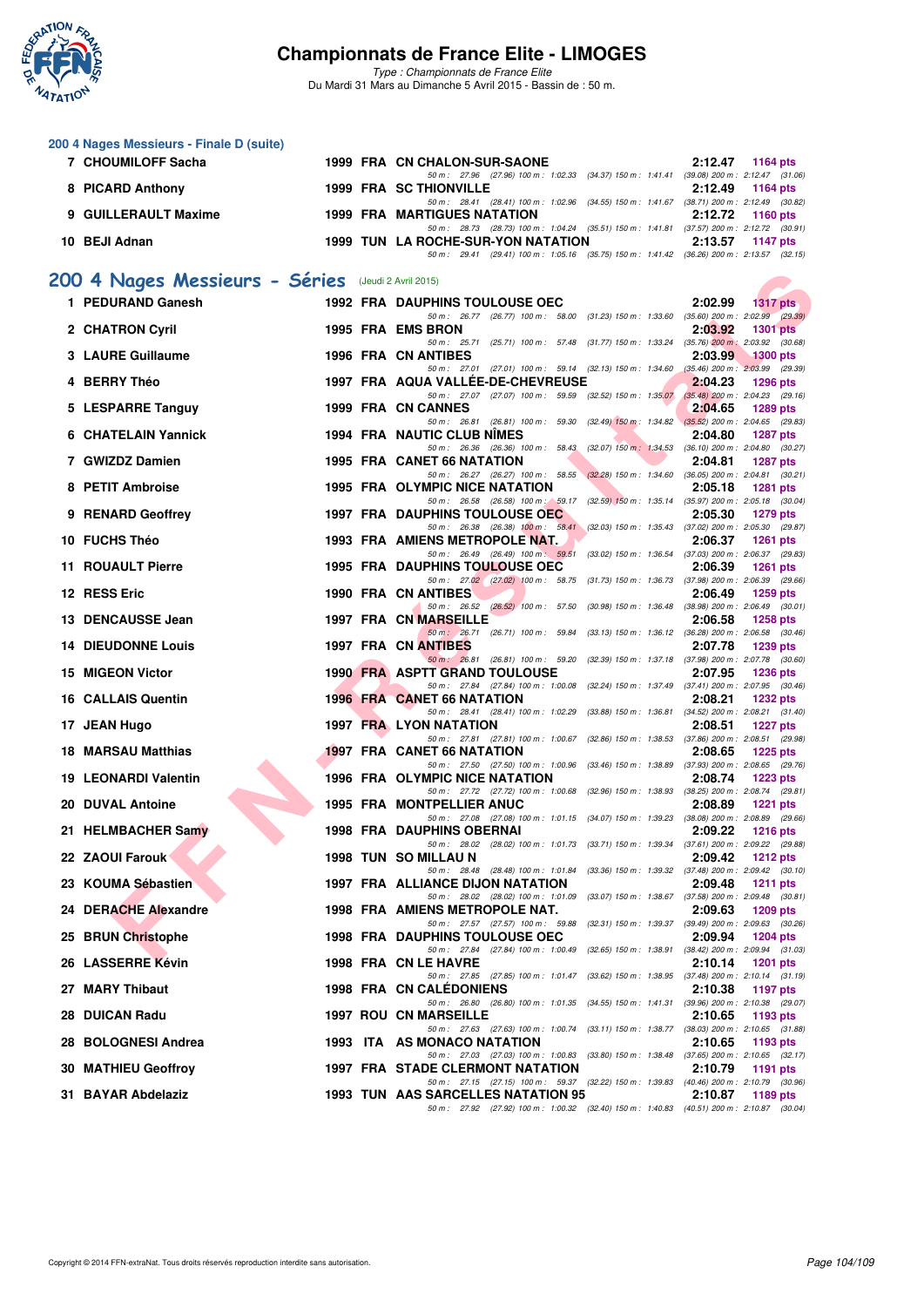# Championnats de France Elite - LIMOGES

*Type : Championnats de France Elite*

Du Mardi 31 Mars au Dimanche 5 Avril 2015 - Bassin de : 50 m.

## 200 4 Nages Messieurs - Finale D (suite)

| Rang | Nom | Année | Nat | Club | Temps | Points |
|---|---|---|---|---|---|---|
| 7 | CHOUMILOFF Sacha | 1999 | FRA | CN CHALON-SUR-SAONE | 2:12.47 | 1164 pts |
| | 50 m : 27.96 (27.96) 100 m : 1:02.33 (34.37) 150 m : 1:41.41 (39.08) 200 m : 2:12.47 (31.06) | | | | | |
| 8 | PICARD Anthony | 1999 | FRA | SC THIONVILLE | 2:12.49 | 1164 pts |
| | 50 m : 28.41 (28.41) 100 m : 1:02.96 (34.55) 150 m : 1:41.67 (38.71) 200 m : 2:12.49 (30.82) | | | | | |
| 9 | GUILLERAULT Maxime | 1999 | FRA | MARTIGUES NATATION | 2:12.72 | 1160 pts |
| | 50 m : 28.73 (28.73) 100 m : 1:04.24 (35.51) 150 m : 1:41.81 (37.57) 200 m : 2:12.72 (30.91) | | | | | |
| 10 | BEJI Adnan | 1999 | TUN | LA ROCHE-SUR-YON NATATION | 2:13.57 | 1147 pts |
| | 50 m : 29.41 (29.41) 100 m : 1:05.16 (35.75) 150 m : 1:41.42 (36.26) 200 m : 2:13.57 (32.15) | | | | | |

## 200 4 Nages Messieurs - Séries (Jeudi 2 Avril 2015)

| Rang | Nom | Année | Nat | Club | Temps | Points |
|---|---|---|---|---|---|---|
| 1 | PEDURAND Ganesh | 1992 | FRA | DAUPHINS TOULOUSE OEC | 2:02.99 | 1317 pts |
| | 50 m : 26.77 (26.77) 100 m : 58.00 (31.23) 150 m : 1:33.60 (35.60) 200 m : 2:02.99 (29.39) | | | | | |
| 2 | CHATRON Cyril | 1995 | FRA | EMS BRON | 2:03.92 | 1301 pts |
| | 50 m : 25.71 (25.71) 100 m : 57.48 (31.77) 150 m : 1:33.24 (35.76) 200 m : 2:03.92 (30.68) | | | | | |
| 3 | LAURE Guillaume | 1996 | FRA | CN ANTIBES | 2:03.99 | 1300 pts |
| | 50 m : 27.01 (27.01) 100 m : 59.14 (32.13) 150 m : 1:34.60 (35.46) 200 m : 2:03.99 (29.39) | | | | | |
| 4 | BERRY Théo | 1997 | FRA | AQUA VALLÉE-DE-CHEVREUSE | 2:04.23 | 1296 pts |
| | 50 m : 27.07 (27.07) 100 m : 59.59 (32.52) 150 m : 1:35.07 (35.48) 200 m : 2:04.23 (29.16) | | | | | |
| 5 | LESPARRE Tanguy | 1999 | FRA | CN CANNES | 2:04.65 | 1289 pts |
| | 50 m : 26.81 (26.81) 100 m : 59.30 (32.49) 150 m : 1:34.82 (35.52) 200 m : 2:04.65 (29.83) | | | | | |
| 6 | CHATELAIN Yannick | 1994 | FRA | NAUTIC CLUB NÎMES | 2:04.80 | 1287 pts |
| | 50 m : 26.36 (26.36) 100 m : 58.43 (32.07) 150 m : 1:34.53 (36.10) 200 m : 2:04.80 (30.27) | | | | | |
| 7 | GWIZDZ Damien | 1995 | FRA | CANET 66 NATATION | 2:04.81 | 1287 pts |
| | 50 m : 26.27 (26.27) 100 m : 58.55 (32.28) 150 m : 1:34.60 (36.05) 200 m : 2:04.81 (30.21) | | | | | |
| 8 | PETIT Ambroise | 1995 | FRA | OLYMPIC NICE NATATION | 2:05.18 | 1281 pts |
| | 50 m : 26.58 (26.58) 100 m : 59.17 (32.59) 150 m : 1:35.14 (35.97) 200 m : 2:05.18 (30.04) | | | | | |
| 9 | RENARD Geoffrey | 1997 | FRA | DAUPHINS TOULOUSE OEC | 2:05.30 | 1279 pts |
| | 50 m : 26.38 (26.38) 100 m : 58.41 (32.03) 150 m : 1:35.43 (37.02) 200 m : 2:05.30 (29.87) | | | | | |
| 10 | FUCHS Théo | 1993 | FRA | AMIENS METROPOLE NAT. | 2:06.37 | 1261 pts |
| | 50 m : 26.49 (26.49) 100 m : 59.51 (33.02) 150 m : 1:36.54 (37.03) 200 m : 2:06.37 (29.83) | | | | | |
| 11 | ROUAULT Pierre | 1995 | FRA | DAUPHINS TOULOUSE OEC | 2:06.39 | 1261 pts |
| | 50 m : 27.02 (27.02) 100 m : 58.75 (31.73) 150 m : 1:36.73 (37.98) 200 m : 2:06.39 (29.66) | | | | | |
| 12 | RESS Eric | 1990 | FRA | CN ANTIBES | 2:06.49 | 1259 pts |
| | 50 m : 26.52 (26.52) 100 m : 57.50 (30.98) 150 m : 1:36.48 (38.98) 200 m : 2:06.49 (30.01) | | | | | |
| 13 | DENCAUSSE Jean | 1997 | FRA | CN MARSEILLE | 2:06.58 | 1258 pts |
| | 50 m : 26.71 (26.71) 100 m : 59.84 (33.13) 150 m : 1:36.12 (36.28) 200 m : 2:06.58 (30.46) | | | | | |
| 14 | DIEUDONNE Louis | 1997 | FRA | CN ANTIBES | 2:07.78 | 1239 pts |
| | 50 m : 26.81 (26.81) 100 m : 59.20 (32.39) 150 m : 1:37.18 (37.98) 200 m : 2:07.78 (30.60) | | | | | |
| 15 | MIGEON Victor | 1990 | FRA | ASPTT GRAND TOULOUSE | 2:07.95 | 1236 pts |
| | 50 m : 27.84 (27.84) 100 m : 1:00.08 (32.24) 150 m : 1:37.49 (37.41) 200 m : 2:07.95 (30.46) | | | | | |
| 16 | CALLAIS Quentin | 1996 | FRA | CANET 66 NATATION | 2:08.21 | 1232 pts |
| | 50 m : 28.41 (28.41) 100 m : 1:02.29 (33.88) 150 m : 1:36.81 (34.52) 200 m : 2:08.21 (31.40) | | | | | |
| 17 | JEAN Hugo | 1997 | FRA | LYON NATATION | 2:08.51 | 1227 pts |
| | 50 m : 27.81 (27.81) 100 m : 1:00.67 (32.86) 150 m : 1:38.53 (37.86) 200 m : 2:08.51 (29.98) | | | | | |
| 18 | MARSAU Matthias | 1997 | FRA | CANET 66 NATATION | 2:08.65 | 1225 pts |
| | 50 m : 27.50 (27.50) 100 m : 1:00.96 (33.46) 150 m : 1:38.89 (37.93) 200 m : 2:08.65 (29.76) | | | | | |
| 19 | LEONARDI Valentin | 1996 | FRA | OLYMPIC NICE NATATION | 2:08.74 | 1223 pts |
| | 50 m : 27.72 (27.72) 100 m : 1:00.68 (32.96) 150 m : 1:38.93 (38.25) 200 m : 2:08.74 (29.81) | | | | | |
| 20 | DUVAL Antoine | 1995 | FRA | MONTPELLIER ANUC | 2:08.89 | 1221 pts |
| | 50 m : 27.08 (27.08) 100 m : 1:01.15 (34.07) 150 m : 1:39.23 (38.08) 200 m : 2:08.89 (29.66) | | | | | |
| 21 | HELMBACHER Samy | 1998 | FRA | DAUPHINS OBERNAI | 2:09.22 | 1216 pts |
| | 50 m : 28.02 (28.02) 100 m : 1:01.73 (33.71) 150 m : 1:39.34 (37.61) 200 m : 2:09.22 (29.88) | | | | | |
| 22 | ZAOUI Farouk | 1998 | TUN | SO MILLAU N | 2:09.42 | 1212 pts |
| | 50 m : 28.48 (28.48) 100 m : 1:01.84 (33.36) 150 m : 1:39.32 (37.48) 200 m : 2:09.42 (30.10) | | | | | |
| 23 | KOUMA Sébastien | 1997 | FRA | ALLIANCE DIJON NATATION | 2:09.48 | 1211 pts |
| | 50 m : 28.02 (28.02) 100 m : 1:01.09 (33.07) 150 m : 1:38.67 (37.58) 200 m : 2:09.48 (30.81) | | | | | |
| 24 | DERACHE Alexandre | 1998 | FRA | AMIENS METROPOLE NAT. | 2:09.63 | 1209 pts |
| | 50 m : 27.57 (27.57) 100 m : 59.88 (32.31) 150 m : 1:39.37 (39.49) 200 m : 2:09.63 (30.26) | | | | | |
| 25 | BRUN Christophe | 1998 | FRA | DAUPHINS TOULOUSE OEC | 2:09.94 | 1204 pts |
| | 50 m : 27.84 (27.84) 100 m : 1:00.49 (32.65) 150 m : 1:38.91 (38.42) 200 m : 2:09.94 (31.03) | | | | | |
| 26 | LASSERRE Kévin | 1998 | FRA | CN LE HAVRE | 2:10.14 | 1201 pts |
| | 50 m : 27.85 (27.85) 100 m : 1:01.47 (33.62) 150 m : 1:38.95 (37.48) 200 m : 2:10.14 (31.19) | | | | | |
| 27 | MARY Thibaut | 1998 | FRA | CN CALÉDONIENS | 2:10.38 | 1197 pts |
| | 50 m : 26.80 (26.80) 100 m : 1:01.35 (34.55) 150 m : 1:41.31 (39.96) 200 m : 2:10.38 (29.07) | | | | | |
| 28 | DUICAN Radu | 1997 | ROU | CN MARSEILLE | 2:10.65 | 1193 pts |
| | 50 m : 27.63 (27.63) 100 m : 1:00.74 (33.11) 150 m : 1:38.77 (38.03) 200 m : 2:10.65 (31.88) | | | | | |
| 28 | BOLOGNESI Andrea | 1993 | ITA | AS MONACO NATATION | 2:10.65 | 1193 pts |
| | 50 m : 27.03 (27.03) 100 m : 1:00.83 (33.80) 150 m : 1:38.48 (37.65) 200 m : 2:10.65 (32.17) | | | | | |
| 30 | MATHIEU Geoffroy | 1997 | FRA | STADE CLERMONT NATATION | 2:10.79 | 1191 pts |
| | 50 m : 27.15 (27.15) 100 m : 59.37 (32.22) 150 m : 1:39.83 (40.46) 200 m : 2:10.79 (30.96) | | | | | |
| 31 | BAYAR Abdelaziz | 1993 | TUN | AAS SARCELLES NATATION 95 | 2:10.87 | 1189 pts |
| | 50 m : 27.92 (27.92) 100 m : 1:00.32 (32.40) 150 m : 1:40.83 (40.51) 200 m : 2:10.87 (30.04) | | | | | |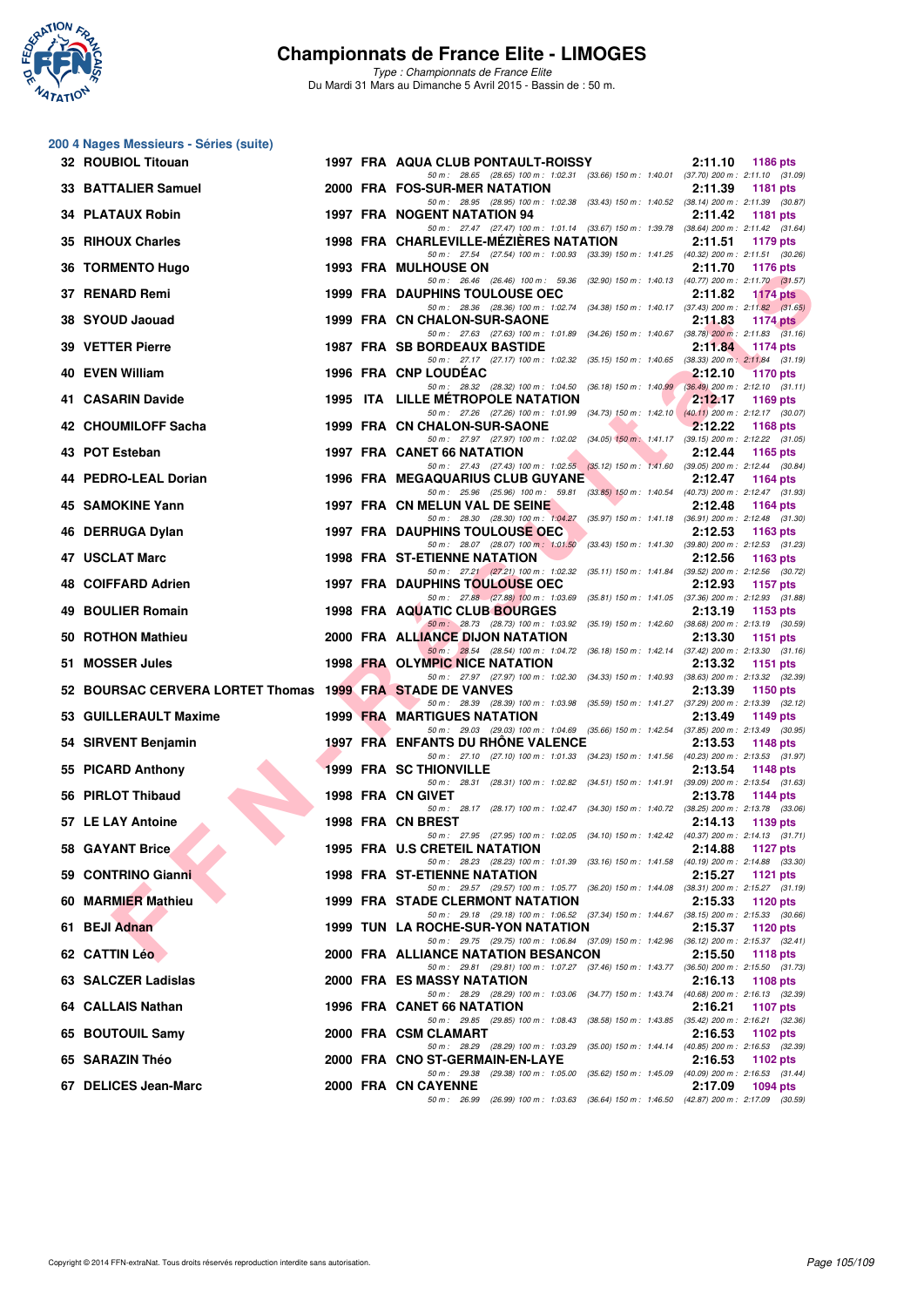# Championnats de France Elite - LIMOGES

*Type : Championnats de France Elite*
Du Mardi 31 Mars au Dimanche 5 Avril 2015 - Bassin de : 50 m.

## 200 4 Nages Messieurs - Séries (suite)

| Rang | Nom | Année | Nat | Club | Temps | Points |
|---|---|---|---|---|---|---|
| 32 | ROUBIOL Titouan | 1997 | FRA | AQUA CLUB PONTAULT-ROISSY | 2:11.10 | 1186 pts |
| | 50 m : 28.65 (28.65) 100 m : 1:02.31 (33.66) 150 m : 1:40.01 (37.70) 200 m : 2:11.10 (31.09) | | | | | |
| 33 | BATTALIER Samuel | 2000 | FRA | FOS-SUR-MER NATATION | 2:11.39 | 1181 pts |
| | 50 m : 28.95 (28.95) 100 m : 1:02.38 (33.43) 150 m : 1:40.52 (38.14) 200 m : 2:11.39 (30.87) | | | | | |
| 34 | PLATAUX Robin | 1997 | FRA | NOGENT NATATION 94 | 2:11.42 | 1181 pts |
| | 50 m : 27.47 (27.47) 100 m : 1:01.14 (33.67) 150 m : 1:39.78 (38.64) 200 m : 2:11.42 (31.64) | | | | | |
| 35 | RIHOUX Charles | 1998 | FRA | CHARLEVILLE-MÉZIÈRES NATATION | 2:11.51 | 1179 pts |
| | 50 m : 27.54 (27.54) 100 m : 1:00.93 (33.39) 150 m : 1:41.25 (40.32) 200 m : 2:11.51 (30.26) | | | | | |
| 36 | TORMENTO Hugo | 1993 | FRA | MULHOUSE ON | 2:11.70 | 1176 pts |
| | 50 m : 26.46 (26.46) 100 m : 59.36 (32.90) 150 m : 1:40.13 (40.77) 200 m : 2:11.70 (31.57) | | | | | |
| 37 | RENARD Remi | 1999 | FRA | DAUPHINS TOULOUSE OEC | 2:11.82 | 1174 pts |
| | 50 m : 28.36 (28.36) 100 m : 1:02.74 (34.38) 150 m : 1:40.17 (37.43) 200 m : 2:11.82 (31.65) | | | | | |
| 38 | SYOUD Jaouad | 1999 | FRA | CN CHALON-SUR-SAONE | 2:11.83 | 1174 pts |
| | 50 m : 27.63 (27.63) 100 m : 1:01.89 (34.26) 150 m : 1:40.67 (38.78) 200 m : 2:11.83 (31.16) | | | | | |
| 39 | VETTER Pierre | 1987 | FRA | SB BORDEAUX BASTIDE | 2:11.84 | 1174 pts |
| | 50 m : 27.17 (27.17) 100 m : 1:02.32 (35.15) 150 m : 1:40.65 (38.33) 200 m : 2:11.84 (31.19) | | | | | |
| 40 | EVEN William | 1996 | FRA | CNP LOUDÉAC | 2:12.10 | 1170 pts |
| | 50 m : 28.32 (28.32) 100 m : 1:04.50 (36.18) 150 m : 1:40.99 (36.49) 200 m : 2:12.10 (31.11) | | | | | |
| 41 | CASARIN Davide | 1995 | ITA | LILLE MÉTROPOLE NATATION | 2:12.17 | 1169 pts |
| | 50 m : 27.26 (27.26) 100 m : 1:01.99 (34.73) 150 m : 1:42.10 (40.11) 200 m : 2:12.17 (30.07) | | | | | |
| 42 | CHOUMILOFF Sacha | 1999 | FRA | CN CHALON-SUR-SAONE | 2:12.22 | 1168 pts |
| | 50 m : 27.97 (27.97) 100 m : 1:02.02 (34.05) 150 m : 1:41.17 (39.15) 200 m : 2:12.22 (31.05) | | | | | |
| 43 | POT Esteban | 1997 | FRA | CANET 66 NATATION | 2:12.44 | 1165 pts |
| | 50 m : 27.43 (27.43) 100 m : 1:02.55 (35.12) 150 m : 1:41.60 (39.05) 200 m : 2:12.44 (30.84) | | | | | |
| 44 | PEDRO-LEAL Dorian | 1996 | FRA | MEGAQUARIUS CLUB GUYANE | 2:12.47 | 1164 pts |
| | 50 m : 25.96 (25.96) 100 m : 59.81 (33.85) 150 m : 1:40.54 (40.73) 200 m : 2:12.47 (31.93) | | | | | |
| 45 | SAMOKINE Yann | 1997 | FRA | CN MELUN VAL DE SEINE | 2:12.48 | 1164 pts |
| | 50 m : 28.30 (28.30) 100 m : 1:04.27 (35.97) 150 m : 1:41.18 (36.91) 200 m : 2:12.48 (31.30) | | | | | |
| 46 | DERRUGA Dylan | 1997 | FRA | DAUPHINS TOULOUSE OEC | 2:12.53 | 1163 pts |
| | 50 m : 28.07 (28.07) 100 m : 1:01.50 (33.43) 150 m : 1:41.30 (39.80) 200 m : 2:12.53 (31.23) | | | | | |
| 47 | USCLAT Marc | 1998 | FRA | ST-ETIENNE NATATION | 2:12.56 | 1163 pts |
| | 50 m : 27.21 (27.21) 100 m : 1:02.32 (35.11) 150 m : 1:41.84 (39.52) 200 m : 2:12.56 (30.72) | | | | | |
| 48 | COIFFARD Adrien | 1997 | FRA | DAUPHINS TOULOUSE OEC | 2:12.93 | 1157 pts |
| | 50 m : 27.88 (27.88) 100 m : 1:03.69 (35.81) 150 m : 1:41.05 (37.36) 200 m : 2:12.93 (31.88) | | | | | |
| 49 | BOULIER Romain | 1998 | FRA | AQUATIC CLUB BOURGES | 2:13.19 | 1153 pts |
| | 50 m : 28.73 (28.73) 100 m : 1:03.92 (35.19) 150 m : 1:42.60 (38.68) 200 m : 2:13.19 (30.59) | | | | | |
| 50 | ROTHON Mathieu | 2000 | FRA | ALLIANCE DIJON NATATION | 2:13.30 | 1151 pts |
| | 50 m : 28.54 (28.54) 100 m : 1:04.72 (36.18) 150 m : 1:42.14 (37.42) 200 m : 2:13.30 (31.16) | | | | | |
| 51 | MOSSER Jules | 1998 | FRA | OLYMPIC NICE NATATION | 2:13.32 | 1151 pts |
| | 50 m : 27.97 (27.97) 100 m : 1:02.30 (34.33) 150 m : 1:40.93 (38.63) 200 m : 2:13.32 (32.39) | | | | | |
| 52 | BOURSAC CERVERA LORTET Thomas | 1999 | FRA | STADE DE VANVES | 2:13.39 | 1150 pts |
| | 50 m : 28.39 (28.39) 100 m : 1:03.98 (35.59) 150 m : 1:41.27 (37.29) 200 m : 2:13.39 (32.12) | | | | | |
| 53 | GUILLERAULT Maxime | 1999 | FRA | MARTIGUES NATATION | 2:13.49 | 1149 pts |
| | 50 m : 29.03 (29.03) 100 m : 1:04.69 (35.66) 150 m : 1:42.54 (37.85) 200 m : 2:13.49 (30.95) | | | | | |
| 54 | SIRVENT Benjamin | 1997 | FRA | ENFANTS DU RHÔNE VALENCE | 2:13.53 | 1148 pts |
| | 50 m : 27.10 (27.10) 100 m : 1:01.33 (34.23) 150 m : 1:41.56 (40.23) 200 m : 2:13.53 (31.97) | | | | | |
| 55 | PICARD Anthony | 1999 | FRA | SC THIONVILLE | 2:13.54 | 1148 pts |
| | 50 m : 28.31 (28.31) 100 m : 1:02.82 (34.51) 150 m : 1:41.91 (39.09) 200 m : 2:13.54 (31.63) | | | | | |
| 56 | PIRLOT Thibaud | 1998 | FRA | CN GIVET | 2:13.78 | 1144 pts |
| | 50 m : 28.17 (28.17) 100 m : 1:02.47 (34.30) 150 m : 1:40.72 (38.25) 200 m : 2:13.78 (33.06) | | | | | |
| 57 | LE LAY Antoine | 1998 | FRA | CN BREST | 2:14.13 | 1139 pts |
| | 50 m : 27.95 (27.95) 100 m : 1:02.05 (34.10) 150 m : 1:42.42 (40.37) 200 m : 2:14.13 (31.71) | | | | | |
| 58 | GAYANT Brice | 1995 | FRA | U.S CRETEIL NATATION | 2:14.88 | 1127 pts |
| | 50 m : 28.23 (28.23) 100 m : 1:01.39 (33.16) 150 m : 1:41.58 (40.19) 200 m : 2:14.88 (33.30) | | | | | |
| 59 | CONTRINO Gianni | 1998 | FRA | ST-ETIENNE NATATION | 2:15.27 | 1121 pts |
| | 50 m : 29.57 (29.57) 100 m : 1:05.77 (36.20) 150 m : 1:44.08 (38.31) 200 m : 2:15.27 (31.19) | | | | | |
| 60 | MARMIER Mathieu | 1999 | FRA | STADE CLERMONT NATATION | 2:15.33 | 1120 pts |
| | 50 m : 29.18 (29.18) 100 m : 1:06.52 (37.34) 150 m : 1:44.67 (38.15) 200 m : 2:15.33 (30.66) | | | | | |
| 61 | BEJI Adnan | 1999 | TUN | LA ROCHE-SUR-YON NATATION | 2:15.37 | 1120 pts |
| | 50 m : 29.75 (29.75) 100 m : 1:06.84 (37.09) 150 m : 1:42.96 (36.12) 200 m : 2:15.37 (32.41) | | | | | |
| 62 | CATTIN Léo | 2000 | FRA | ALLIANCE NATATION BESANCON | 2:15.50 | 1118 pts |
| | 50 m : 29.81 (29.81) 100 m : 1:07.27 (37.46) 150 m : 1:43.77 (36.50) 200 m : 2:15.50 (31.73) | | | | | |
| 63 | SALCZER Ladislas | 2000 | FRA | ES MASSY NATATION | 2:16.13 | 1108 pts |
| | 50 m : 28.29 (28.29) 100 m : 1:03.06 (34.77) 150 m : 1:43.74 (40.68) 200 m : 2:16.13 (32.39) | | | | | |
| 64 | CALLAIS Nathan | 1996 | FRA | CANET 66 NATATION | 2:16.21 | 1107 pts |
| | 50 m : 29.85 (29.85) 100 m : 1:08.43 (38.58) 150 m : 1:43.85 (35.42) 200 m : 2:16.21 (32.36) | | | | | |
| 65 | BOUTOUIL Samy | 2000 | FRA | CSM CLAMART | 2:16.53 | 1102 pts |
| | 50 m : 28.29 (28.29) 100 m : 1:03.29 (35.00) 150 m : 1:44.14 (40.85) 200 m : 2:16.53 (32.39) | | | | | |
| 65 | SARAZIN Théo | 2000 | FRA | CNO ST-GERMAIN-EN-LAYE | 2:16.53 | 1102 pts |
| | 50 m : 29.38 (29.38) 100 m : 1:05.00 (35.62) 150 m : 1:45.09 (40.09) 200 m : 2:16.53 (31.44) | | | | | |
| 67 | DELICES Jean-Marc | 2000 | FRA | CN CAYENNE | 2:17.09 | 1094 pts |
| | 50 m : 26.99 (26.99) 100 m : 1:03.63 (36.64) 150 m : 1:46.50 (42.87) 200 m : 2:17.09 (30.59) | | | | | |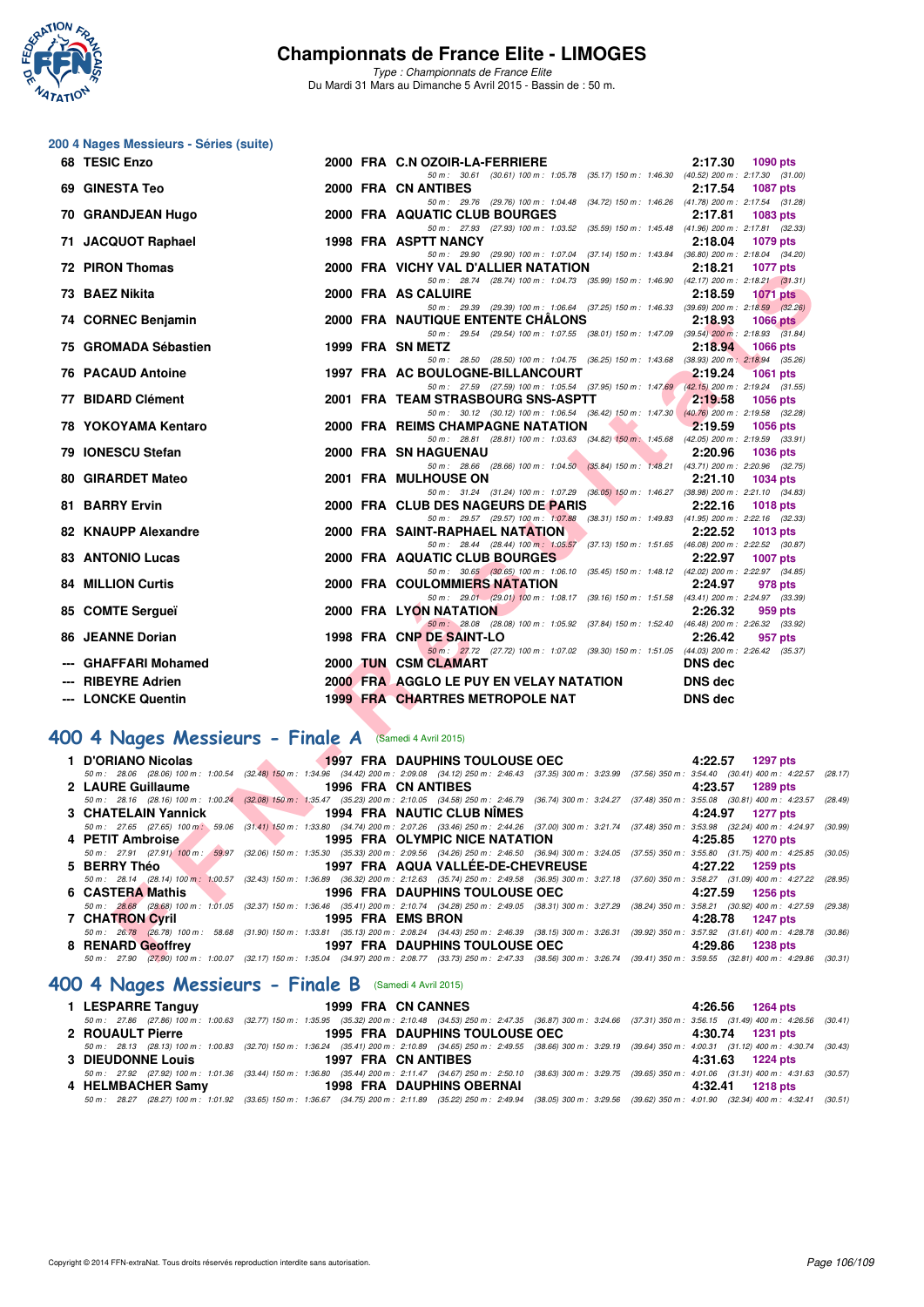# Championnats de France Elite - LIMOGES

*Type : Championnats de France Elite*
Du Mardi 31 Mars au Dimanche 5 Avril 2015 - Bassin de : 50 m.

## 200 4 Nages Messieurs - Séries (suite)

| Place | Nom | Année | Nat | Club | Temps | Points |
|---|---|---|---|---|---|---|
| 68 | TESIC Enzo | 2000 | FRA | C.N OZOIR-LA-FERRIERE | 2:17.30 | 1090 pts |
| | 50 m : 30.61 (30.61) 100 m : 1:05.78 (35.17) 150 m : 1:46.30 (40.52) 200 m : 2:17.30 (31.00) | | | | | |
| 69 | GINESTA Teo | 2000 | FRA | CN ANTIBES | 2:17.54 | 1087 pts |
| | 50 m : 29.76 (29.76) 100 m : 1:04.48 (34.72) 150 m : 1:46.26 (41.78) 200 m : 2:17.54 (31.28) | | | | | |
| 70 | GRANDJEAN Hugo | 2000 | FRA | AQUATIC CLUB BOURGES | 2:17.81 | 1083 pts |
| | 50 m : 27.93 (27.93) 100 m : 1:03.52 (35.59) 150 m : 1:45.48 (41.96) 200 m : 2:17.81 (32.33) | | | | | |
| 71 | JACQUOT Raphael | 1998 | FRA | ASPTT NANCY | 2:18.04 | 1079 pts |
| | 50 m : 29.90 (29.90) 100 m : 1:07.04 (37.14) 150 m : 1:43.84 (36.80) 200 m : 2:18.04 (34.20) | | | | | |
| 72 | PIRON Thomas | 2000 | FRA | VICHY VAL D'ALLIER NATATION | 2:18.21 | 1077 pts |
| | 50 m : 28.74 (28.74) 100 m : 1:04.73 (35.99) 150 m : 1:46.90 (42.17) 200 m : 2:18.21 (31.31) | | | | | |
| 73 | BAEZ Nikita | 2000 | FRA | AS CALUIRE | 2:18.59 | 1071 pts |
| | 50 m : 29.39 (29.39) 100 m : 1:06.64 (37.25) 150 m : 1:46.33 (39.69) 200 m : 2:18.59 (32.26) | | | | | |
| 74 | CORNEC Benjamin | 2000 | FRA | NAUTIQUE ENTENTE CHÂLONS | 2:18.93 | 1066 pts |
| | 50 m : 29.54 (29.54) 100 m : 1:07.55 (38.01) 150 m : 1:47.09 (39.54) 200 m : 2:18.93 (31.84) | | | | | |
| 75 | GROMADA Sébastien | 1999 | FRA | SN METZ | 2:18.94 | 1066 pts |
| | 50 m : 28.50 (28.50) 100 m : 1:04.75 (36.25) 150 m : 1:43.68 (38.93) 200 m : 2:18.94 (35.26) | | | | | |
| 76 | PACAUD Antoine | 1997 | FRA | AC BOULOGNE-BILLANCOURT | 2:19.24 | 1061 pts |
| | 50 m : 27.59 (27.59) 100 m : 1:05.54 (37.95) 150 m : 1:47.69 (42.15) 200 m : 2:19.24 (31.55) | | | | | |
| 77 | BIDARD Clément | 2001 | FRA | TEAM STRASBOURG SNS-ASPTT | 2:19.58 | 1056 pts |
| | 50 m : 30.12 (30.12) 100 m : 1:06.54 (36.42) 150 m : 1:47.30 (40.76) 200 m : 2:19.58 (32.28) | | | | | |
| 78 | YOKOYAMA Kentaro | 2000 | FRA | REIMS CHAMPAGNE NATATION | 2:19.59 | 1056 pts |
| | 50 m : 28.81 (28.81) 100 m : 1:03.63 (34.82) 150 m : 1:45.68 (42.05) 200 m : 2:19.59 (33.91) | | | | | |
| 79 | IONESCU Stefan | 2000 | FRA | SN HAGUENAU | 2:20.96 | 1036 pts |
| | 50 m : 28.66 (28.66) 100 m : 1:04.50 (35.84) 150 m : 1:48.21 (43.71) 200 m : 2:20.96 (32.75) | | | | | |
| 80 | GIRARDET Mateo | 2001 | FRA | MULHOUSE ON | 2:21.10 | 1034 pts |
| | 50 m : 31.24 (31.24) 100 m : 1:07.29 (36.05) 150 m : 1:46.27 (38.98) 200 m : 2:21.10 (34.83) | | | | | |
| 81 | BARRY Ervin | 2000 | FRA | CLUB DES NAGEURS DE PARIS | 2:22.16 | 1018 pts |
| | 50 m : 29.57 (29.57) 100 m : 1:07.88 (38.31) 150 m : 1:49.83 (41.95) 200 m : 2:22.16 (32.33) | | | | | |
| 82 | KNAUPP Alexandre | 2000 | FRA | SAINT-RAPHAEL NATATION | 2:22.52 | 1013 pts |
| | 50 m : 28.44 (28.44) 100 m : 1:05.57 (37.13) 150 m : 1:51.65 (46.08) 200 m : 2:22.52 (30.87) | | | | | |
| 83 | ANTONIO Lucas | 2000 | FRA | AQUATIC CLUB BOURGES | 2:22.97 | 1007 pts |
| | 50 m : 30.65 (30.65) 100 m : 1:06.10 (35.45) 150 m : 1:48.12 (42.02) 200 m : 2:22.97 (34.85) | | | | | |
| 84 | MILLION Curtis | 2000 | FRA | COULOMMIERS NATATION | 2:24.97 | 978 pts |
| | 50 m : 29.01 (29.01) 100 m : 1:08.17 (39.16) 150 m : 1:51.58 (43.41) 200 m : 2:24.97 (33.39) | | | | | |
| 85 | COMTE Sergueï | 2000 | FRA | LYON NATATION | 2:26.32 | 959 pts |
| | 50 m : 28.08 (28.08) 100 m : 1:05.92 (37.84) 150 m : 1:52.40 (46.48) 200 m : 2:26.32 (33.92) | | | | | |
| 86 | JEANNE Dorian | 1998 | FRA | CNP DE SAINT-LO | 2:26.42 | 957 pts |
| | 50 m : 27.72 (27.72) 100 m : 1:07.02 (39.30) 150 m : 1:51.05 (44.03) 200 m : 2:26.42 (35.37) | | | | | |
| --- | GHAFFARI Mohamed | 2000 | TUN | CSM CLAMART | DNS dec | |
| --- | RIBEYRE Adrien | 2000 | FRA | AGGLO LE PUY EN VELAY NATATION | DNS dec | |
| --- | LONCKE Quentin | 1999 | FRA | CHARTRES METROPOLE NAT | DNS dec | |

## 400 4 Nages Messieurs - Finale A (Samedi 4 Avril 2015)

| Place | Nom | Année | Nat | Club | Temps | Points |
|---|---|---|---|---|---|---|
| 1 | D'ORIANO Nicolas | 1997 | FRA | DAUPHINS TOULOUSE OEC | 4:22.57 | 1297 pts |
| | 50 m : 28.06 (28.06) 100 m : 1:00.54 (32.48) 150 m : 1:34.96 (34.42) 200 m : 2:09.08 (34.12) 250 m : 2:46.43 (37.35) 300 m : 3:23.99 (37.56) 350 m : 3:54.40 (30.41) 400 m : 4:22.57 (28.17) | | | | | |
| 2 | LAURE Guillaume | 1996 | FRA | CN ANTIBES | 4:23.57 | 1289 pts |
| | 50 m : 28.16 (28.16) 100 m : 1:00.24 (32.08) 150 m : 1:35.47 (35.23) 200 m : 2:10.05 (34.58) 250 m : 2:46.79 (36.74) 300 m : 3:24.27 (37.48) 350 m : 3:55.08 (30.81) 400 m : 4:23.57 (28.49) | | | | | |
| 3 | CHATELAIN Yannick | 1994 | FRA | NAUTIC CLUB NÎMES | 4:24.97 | 1277 pts |
| | 50 m : 27.65 (27.65) 100 m : 59.06 (31.41) 150 m : 1:33.80 (34.74) 200 m : 2:07.26 (33.46) 250 m : 2:44.26 (37.00) 300 m : 3:21.74 (37.48) 350 m : 3:53.98 (32.24) 400 m : 4:24.97 (30.99) | | | | | |
| 4 | PETIT Ambroise | 1995 | FRA | OLYMPIC NICE NATATION | 4:25.85 | 1270 pts |
| | 50 m : 27.91 (27.91) 100 m : 59.97 (32.06) 150 m : 1:35.30 (35.33) 200 m : 2:09.56 (34.26) 250 m : 2:46.50 (36.94) 300 m : 3:24.05 (37.55) 350 m : 3:55.80 (31.75) 400 m : 4:25.85 (30.05) | | | | | |
| 5 | BERRY Théo | 1997 | FRA | AQUA VALLÉE-DE-CHEVREUSE | 4:27.22 | 1259 pts |
| | 50 m : 28.14 (28.14) 100 m : 1:00.57 (32.43) 150 m : 1:36.89 (36.32) 200 m : 2:12.63 (35.74) 250 m : 2:49.58 (36.95) 300 m : 3:27.18 (37.60) 350 m : 3:58.27 (31.09) 400 m : 4:27.22 (28.95) | | | | | |
| 6 | CASTERA Mathis | 1996 | FRA | DAUPHINS TOULOUSE OEC | 4:27.59 | 1256 pts |
| | 50 m : 28.68 (28.68) 100 m : 1:01.05 (32.37) 150 m : 1:36.46 (35.41) 200 m : 2:10.74 (34.28) 250 m : 2:49.05 (38.31) 300 m : 3:27.29 (38.24) 350 m : 3:58.21 (30.92) 400 m : 4:27.59 (29.38) | | | | | |
| 7 | CHATRON Cyril | 1995 | FRA | EMS BRON | 4:28.78 | 1247 pts |
| | 50 m : 26.78 (26.78) 100 m : 58.68 (31.90) 150 m : 1:33.81 (35.13) 200 m : 2:08.24 (34.43) 250 m : 2:46.39 (38.15) 300 m : 3:26.31 (39.92) 350 m : 3:57.92 (31.61) 400 m : 4:28.78 (30.86) | | | | | |
| 8 | RENARD Geoffrey | 1997 | FRA | DAUPHINS TOULOUSE OEC | 4:29.86 | 1238 pts |
| | 50 m : 27.90 (27.90) 100 m : 1:00.07 (32.17) 150 m : 1:35.04 (34.97) 200 m : 2:08.77 (33.73) 250 m : 2:47.33 (38.56) 300 m : 3:26.74 (39.41) 350 m : 3:59.55 (32.81) 400 m : 4:29.86 (30.31) | | | | | |

## 400 4 Nages Messieurs - Finale B (Samedi 4 Avril 2015)

| Place | Nom | Année | Nat | Club | Temps | Points |
|---|---|---|---|---|---|---|
| 1 | LESPARRE Tanguy | 1999 | FRA | CN CANNES | 4:26.56 | 1264 pts |
| | 50 m : 27.86 (27.86) 100 m : 1:00.63 (32.77) 150 m : 1:35.95 (35.32) 200 m : 2:10.48 (34.53) 250 m : 2:47.35 (36.87) 300 m : 3:24.66 (37.31) 350 m : 3:56.15 (31.49) 400 m : 4:26.56 (30.41) | | | | | |
| 2 | ROUAULT Pierre | 1995 | FRA | DAUPHINS TOULOUSE OEC | 4:30.74 | 1231 pts |
| | 50 m : 28.13 (28.13) 100 m : 1:00.83 (32.70) 150 m : 1:36.24 (35.41) 200 m : 2:10.89 (34.65) 250 m : 2:49.55 (38.66) 300 m : 3:29.19 (39.64) 350 m : 4:00.31 (31.12) 400 m : 4:30.74 (30.43) | | | | | |
| 3 | DIEUDONNE Louis | 1997 | FRA | CN ANTIBES | 4:31.63 | 1224 pts |
| | 50 m : 27.92 (27.92) 100 m : 1:01.36 (33.44) 150 m : 1:36.80 (35.44) 200 m : 2:11.47 (34.67) 250 m : 2:50.10 (38.63) 300 m : 3:29.75 (39.65) 350 m : 4:01.06 (31.31) 400 m : 4:31.63 (30.57) | | | | | |
| 4 | HELMBACHER Samy | 1998 | FRA | DAUPHINS OBERNAI | 4:32.41 | 1218 pts |
| | 50 m : 28.27 (28.27) 100 m : 1:01.92 (33.65) 150 m : 1:36.67 (34.75) 200 m : 2:11.89 (35.22) 250 m : 2:49.94 (38.05) 300 m : 3:29.56 (39.62) 350 m : 4:01.90 (32.34) 400 m : 4:32.41 (30.51) | | | | | |

Copyright © 2014 FFN-extraNat. Tous droits réservés reproduction interdite sans autorisation.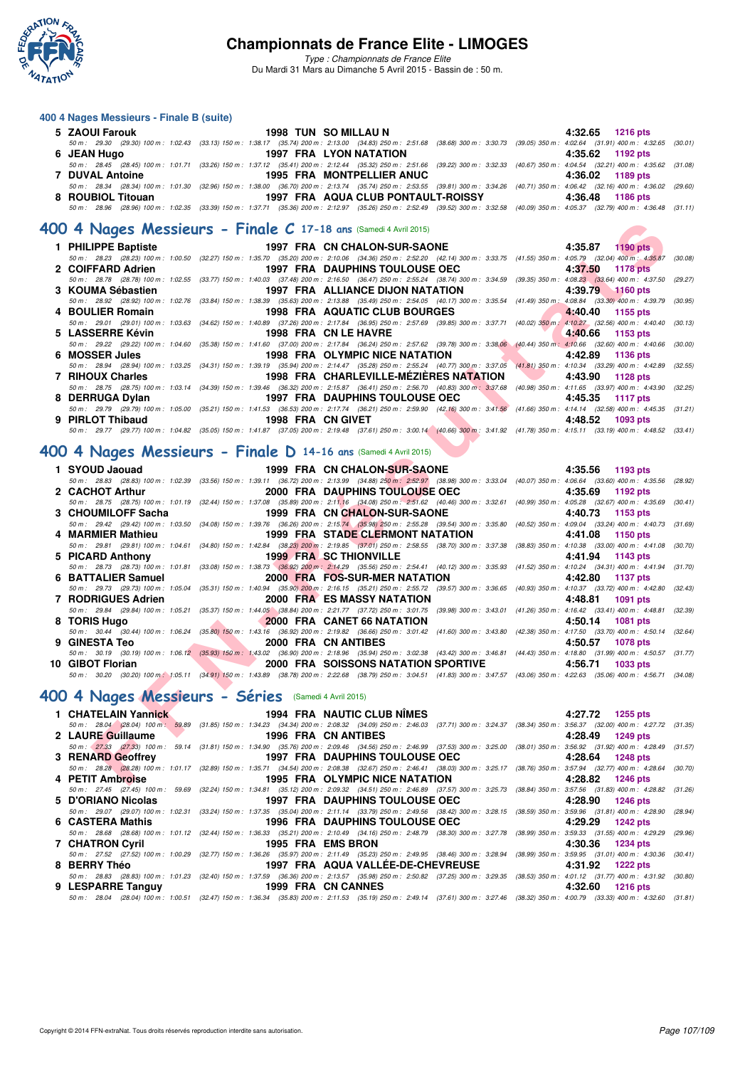### 400 4 Nages Messieurs - Finale B (suite)

**5 ZAOUI Farouk** 1998 TUN SO MILLAU N 4:32.65 1216 pts
50 m : 29.30 (29.30) 100 m : 1:02.43 (33.13) 150 m : 1:38.17 (35.74) 200 m : 2:13.00 (34.83) 250 m : 2:51.68 (38.68) 300 m : 3:30.73 (39.05) 350 m : 4:02.64 (31.91) 400 m : 4:32.65 (30.01)

**6 JEAN Hugo** 1997 FRA LYON NATATION 4:35.62 1192 pts
50 m : 28.45 (28.45) 100 m : 1:01.71 (33.26) 150 m : 1:37.12 (35.41) 200 m : 2:12.44 (35.32) 250 m : 2:51.66 (39.22) 300 m : 3:32.33 (40.67) 350 m : 4:04.54 (32.21) 400 m : 4:35.62 (31.08)

**7 DUVAL Antoine** 1995 FRA MONTPELLIER ANUC 4:36.02 1189 pts
50 m : 28.34 (28.34) 100 m : 1:01.30 (32.96) 150 m : 1:38.00 (36.70) 200 m : 2:13.74 (35.74) 250 m : 2:53.55 (39.81) 300 m : 3:34.26 (40.71) 350 m : 4:06.42 (32.16) 400 m : 4:36.02 (29.60)

**8 ROUBIOL Titouan** 1997 FRA AQUA CLUB PONTAULT-ROISSY 4:36.48 1186 pts
50 m : 28.96 (28.96) 100 m : 1:02.35 (33.39) 150 m : 1:37.71 (35.36) 200 m : 2:12.97 (35.26) 250 m : 2:52.49 (39.52) 300 m : 3:32.58 (40.09) 350 m : 4:05.37 (32.79) 400 m : 4:36.48 (31.11)

## 400 4 Nages Messieurs - Finale C 17-18 ans (Samedi 4 Avril 2015)

**1 PHILIPPE Baptiste** 1997 FRA CN CHALON-SUR-SAONE 4:35.87 1190 pts
50 m : 28.23 (28.23) 100 m : 1:00.50 (32.27) 150 m : 1:35.70 (35.20) 200 m : 2:10.06 (34.36) 250 m : 2:52.20 (42.14) 300 m : 3:33.75 (41.55) 350 m : 4:05.79 (32.04) 400 m : 4:35.87 (30.08)

**2 COIFFARD Adrien** 1997 FRA DAUPHINS TOULOUSE OEC 4:37.50 1178 pts
50 m : 28.78 (28.78) 100 m : 1:02.55 (33.77) 150 m : 1:40.03 (37.48) 200 m : 2:16.50 (36.47) 250 m : 2:55.24 (38.74) 300 m : 3:34.59 (39.35) 350 m : 4:08.23 (33.64) 400 m : 4:37.50 (29.27)

**3 KOUMA Sébastien** 1997 FRA ALLIANCE DIJON NATATION 4:39.79 1160 pts
50 m : 28.92 (28.92) 100 m : 1:02.76 (33.84) 150 m : 1:38.39 (35.63) 200 m : 2:13.88 (35.49) 250 m : 2:54.05 (40.17) 300 m : 3:35.54 (41.49) 350 m : 4:08.84 (33.30) 400 m : 4:39.79 (30.95)

**4 BOULIER Romain** 1998 FRA AQUATIC CLUB BOURGES 4:40.40 1155 pts
50 m : 29.01 (29.01) 100 m : 1:03.63 (34.62) 150 m : 1:40.89 (37.26) 200 m : 2:17.84 (36.95) 250 m : 2:57.69 (39.85) 300 m : 3:37.71 (40.02) 350 m : 4:10.27 (32.56) 400 m : 4:40.40 (30.13)

**5 LASSERRE Kévin** 1998 FRA CN LE HAVRE 4:40.66 1153 pts
50 m : 29.22 (29.22) 100 m : 1:04.60 (35.38) 150 m : 1:41.60 (37.00) 200 m : 2:17.84 (36.24) 250 m : 2:57.62 (39.78) 300 m : 3:38.06 (40.44) 350 m : 4:10.66 (32.60) 400 m : 4:40.66 (30.00)

**6 MOSSER Jules** 1998 FRA OLYMPIC NICE NATATION 4:42.89 1136 pts
50 m : 28.94 (28.94) 100 m : 1:03.25 (34.31) 150 m : 1:39.19 (35.94) 200 m : 2:14.47 (35.28) 250 m : 2:55.24 (40.77) 300 m : 3:37.05 (41.81) 350 m : 4:10.34 (33.29) 400 m : 4:42.89 (32.55)

**7 RIHOUX Charles** 1998 FRA CHARLEVILLE-MÉZIÈRES NATATION 4:43.90 1128 pts
50 m : 28.75 (28.75) 100 m : 1:03.14 (34.39) 150 m : 1:39.46 (36.32) 200 m : 2:15.87 (36.41) 250 m : 2:56.70 (40.83) 300 m : 3:37.68 (40.98) 350 m : 4:11.65 (33.97) 400 m : 4:43.90 (32.25)

**8 DERRUGA Dylan** 1997 FRA DAUPHINS TOULOUSE OEC 4:45.35 1117 pts
50 m : 29.79 (29.79) 100 m : 1:05.00 (35.21) 150 m : 1:41.53 (36.53) 200 m : 2:17.74 (36.21) 250 m : 2:59.90 (42.16) 300 m : 3:41.56 (41.66) 350 m : 4:14.14 (32.58) 400 m : 4:45.35 (31.21)

**9 PIRLOT Thibaud** 1998 FRA CN GIVET 4:48.52 1093 pts
50 m : 29.77 (29.77) 100 m : 1:04.82 (35.05) 150 m : 1:41.87 (37.05) 200 m : 2:19.48 (37.61) 250 m : 3:00.14 (40.66) 300 m : 3:41.92 (41.78) 350 m : 4:15.11 (33.19) 400 m : 4:48.52 (33.41)

## 400 4 Nages Messieurs - Finale D 14-16 ans (Samedi 4 Avril 2015)

**1 SYOUD Jaouad** 1999 FRA CN CHALON-SUR-SAONE 4:35.56 1193 pts
50 m : 28.83 (28.83) 100 m : 1:02.39 (33.56) 150 m : 1:39.11 (36.72) 200 m : 2:13.99 (34.88) 250 m : 2:52.97 (38.98) 300 m : 3:33.04 (40.07) 350 m : 4:06.64 (33.60) 400 m : 4:35.56 (28.92)

**2 CACHOT Arthur** 2000 FRA DAUPHINS TOULOUSE OEC 4:35.69 1192 pts
50 m : 28.75 (28.75) 100 m : 1:01.19 (32.44) 150 m : 1:37.08 (35.89) 200 m : 2:11.16 (34.08) 250 m : 2:51.62 (40.46) 300 m : 3:32.61 (40.99) 350 m : 4:05.28 (32.67) 400 m : 4:35.69 (30.41)

**3 CHOUMILOFF Sacha** 1999 FRA CN CHALON-SUR-SAONE 4:40.73 1153 pts
50 m : 29.42 (29.42) 100 m : 1:03.50 (34.08) 150 m : 1:39.76 (36.26) 200 m : 2:15.74 (35.98) 250 m : 2:55.28 (39.54) 300 m : 3:35.80 (40.52) 350 m : 4:09.04 (33.24) 400 m : 4:40.73 (31.69)

**4 MARMIER Mathieu** 1999 FRA STADE CLERMONT NATATION 4:41.08 1150 pts
50 m : 29.81 (29.81) 100 m : 1:04.61 (34.80) 150 m : 1:42.84 (38.23) 200 m : 2:19.85 (37.01) 250 m : 2:58.55 (38.70) 300 m : 3:37.38 (38.83) 350 m : 4:10.38 (33.00) 400 m : 4:41.08 (30.70)

**5 PICARD Anthony** 1999 FRA SC THIONVILLE 4:41.94 1143 pts
50 m : 28.73 (28.73) 100 m : 1:01.81 (33.08) 150 m : 1:38.73 (36.92) 200 m : 2:14.29 (35.56) 250 m : 2:54.41 (40.12) 300 m : 3:35.93 (41.52) 350 m : 4:10.24 (34.31) 400 m : 4:41.94 (31.70)

**6 BATTALIER Samuel** 2000 FRA FOS-SUR-MER NATATION 4:42.80 1137 pts
50 m : 29.73 (29.73) 100 m : 1:05.04 (35.31) 150 m : 1:40.94 (35.90) 200 m : 2:16.15 (35.21) 250 m : 2:55.72 (39.57) 300 m : 3:36.65 (40.93) 350 m : 4:10.37 (33.72) 400 m : 4:42.80 (32.43)

**7 RODRIGUES Adrien** 2000 FRA ES MASSY NATATION 4:48.81 1091 pts
50 m : 29.84 (29.84) 100 m : 1:05.21 (35.37) 150 m : 1:44.05 (38.84) 200 m : 2:21.77 (37.72) 250 m : 3:01.75 (39.98) 300 m : 3:43.01 (41.26) 350 m : 4:16.42 (33.41) 400 m : 4:48.81 (32.39)

**8 TORIS Hugo** 2000 FRA CANET 66 NATATION 4:50.14 1081 pts
50 m : 30.44 (30.44) 100 m : 1:06.24 (35.80) 150 m : 1:43.16 (36.92) 200 m : 2:19.82 (36.66) 250 m : 3:01.42 (41.60) 300 m : 3:43.80 (42.38) 350 m : 4:17.50 (33.70) 400 m : 4:50.14 (32.64)

**9 GINESTA Teo** 2000 FRA CN ANTIBES 4:50.57 1078 pts
50 m : 30.19 (30.19) 100 m : 1:06.12 (35.93) 150 m : 1:43.02 (36.90) 200 m : 2:18.96 (35.94) 250 m : 3:02.38 (43.42) 300 m : 3:46.81 (44.43) 350 m : 4:18.80 (31.99) 400 m : 4:50.57 (31.77)

**10 GIBOT Florian** 2000 FRA SOISSONS NATATION SPORTIVE 4:56.71 1033 pts
50 m : 30.20 (30.20) 100 m : 1:05.11 (34.91) 150 m : 1:43.89 (38.78) 200 m : 2:22.68 (38.79) 250 m : 3:04.51 (41.83) 300 m : 3:47.57 (43.06) 350 m : 4:22.63 (35.06) 400 m : 4:56.71 (34.08)

## 400 4 Nages Messieurs - Séries (Samedi 4 Avril 2015)

**1 CHATELAIN Yannick** 1994 FRA NAUTIC CLUB NÎMES 4:27.72 1255 pts
50 m : 28.04 (28.04) 100 m : 59.89 (31.85) 150 m : 1:34.23 (34.34) 200 m : 2:08.32 (34.09) 250 m : 2:46.03 (37.71) 300 m : 3:24.37 (38.34) 350 m : 3:56.37 (32.00) 400 m : 4:27.72 (31.35)

**2 LAURE Guillaume** 1996 FRA CN ANTIBES 4:28.49 1249 pts
50 m : 27.33 (27.33) 100 m : 59.14 (31.81) 150 m : 1:34.90 (35.76) 200 m : 2:09.46 (34.56) 250 m : 2:46.99 (37.53) 300 m : 3:25.00 (38.01) 350 m : 3:56.92 (31.92) 400 m : 4:28.49 (31.57)

**3 RENARD Geoffrey** 1997 FRA DAUPHINS TOULOUSE OEC 4:28.64 1248 pts
50 m : 28.28 (28.28) 100 m : 1:01.17 (32.89) 150 m : 1:35.71 (34.54) 200 m : 2:08.38 (32.67) 250 m : 2:46.41 (38.03) 300 m : 3:25.17 (38.76) 350 m : 3:57.94 (32.77) 400 m : 4:28.64 (30.70)

**4 PETIT Ambroise** 1995 FRA OLYMPIC NICE NATATION 4:28.82 1246 pts
50 m : 27.45 (27.45) 100 m : 59.69 (32.24) 150 m : 1:34.81 (35.12) 200 m : 2:09.32 (34.51) 250 m : 2:46.89 (37.57) 300 m : 3:25.73 (38.84) 350 m : 3:57.56 (31.83) 400 m : 4:28.82 (31.26)

**5 D'ORIANO Nicolas** 1997 FRA DAUPHINS TOULOUSE OEC 4:28.90 1246 pts
50 m : 29.07 (29.07) 100 m : 1:02.31 (33.24) 150 m : 1:37.35 (35.04) 200 m : 2:11.14 (33.79) 250 m : 2:49.56 (38.42) 300 m : 3:28.15 (38.59) 350 m : 3:59.96 (31.81) 400 m : 4:28.90 (28.94)

**6 CASTERA Mathis** 1996 FRA DAUPHINS TOULOUSE OEC 4:29.29 1242 pts
50 m : 28.68 (28.68) 100 m : 1:01.12 (32.44) 150 m : 1:36.33 (35.21) 200 m : 2:10.49 (34.16) 250 m : 2:48.79 (38.30) 300 m : 3:27.78 (38.99) 350 m : 3:59.33 (31.55) 400 m : 4:29.29 (29.96)

**7 CHATRON Cyril** 1995 FRA EMS BRON 4:30.36 1234 pts
50 m : 27.52 (27.52) 100 m : 1:00.29 (32.77) 150 m : 1:36.26 (35.97) 200 m : 2:11.49 (35.23) 250 m : 2:49.95 (38.46) 300 m : 3:28.94 (38.99) 350 m : 3:59.95 (31.01) 400 m : 4:30.36 (30.41)

**8 BERRY Théo** 1997 FRA AQUA VALLÉE-DE-CHEVREUSE 4:31.92 1222 pts
50 m : 28.83 (28.83) 100 m : 1:01.23 (32.40) 150 m : 1:37.59 (36.36) 200 m : 2:13.57 (35.98) 250 m : 2:50.82 (37.25) 300 m : 3:29.35 (38.53) 350 m : 4:01.12 (31.77) 400 m : 4:31.92 (30.80)

**9 LESPARRE Tanguy** 1999 FRA CN CANNES 4:32.60 1216 pts
50 m : 28.04 (28.04) 100 m : 1:00.51 (32.47) 150 m : 1:36.34 (35.83) 200 m : 2:11.53 (35.19) 250 m : 2:49.14 (37.61) 300 m : 3:27.46 (38.32) 350 m : 4:00.79 (33.33) 400 m : 4:32.60 (31.81)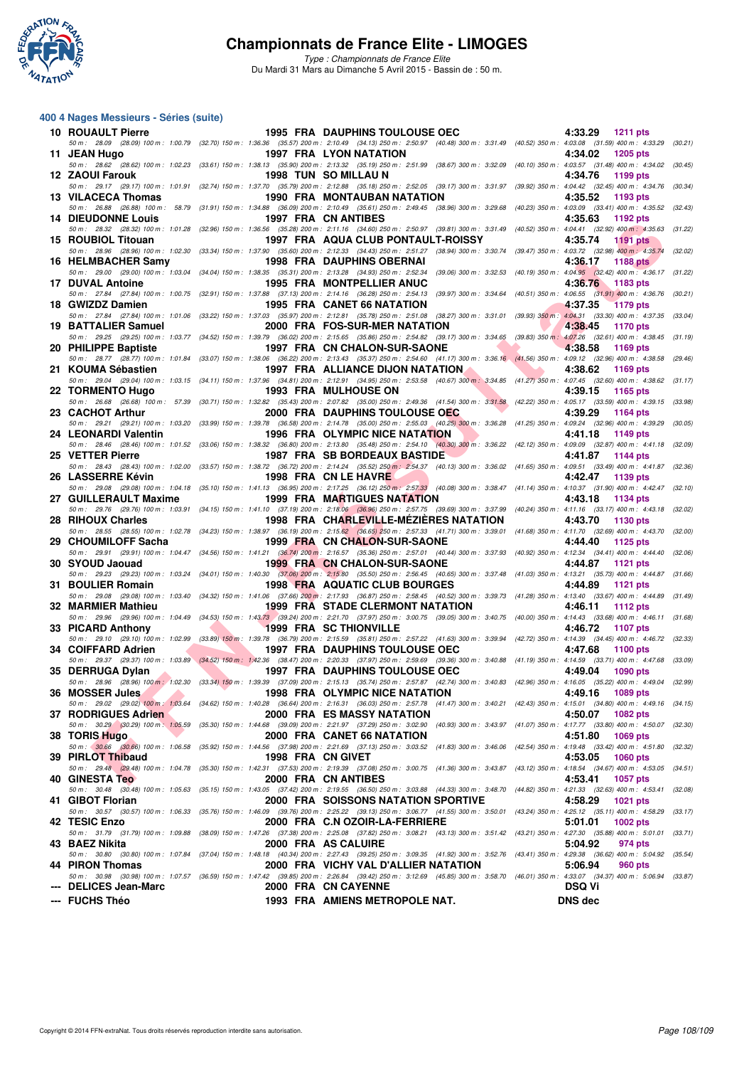# Championnats de France Elite - LIMOGES

*Type : Championnats de France Elite*
Du Mardi 31 Mars au Dimanche 5 Avril 2015 - Bassin de : 50 m.

## 400 4 Nages Messieurs - Séries (suite)

| Rg | Nom | Année | Nat | Club | Temps | Points |
|---|---|---|---|---|---|---|
| 10 | ROUAULT Pierre | 1995 | FRA | DAUPHINS TOULOUSE OEC | 4:33.29 | 1211 pts |
| | 50 m : 28.09 (28.09) 100 m : 1:00.79 (32.70) 150 m : 1:36.36 (35.57) 200 m : 2:10.49 (34.13) 250 m : 2:50.97 (40.48) 300 m : 3:31.49 (40.52) 350 m : 4:03.08 (31.59) 400 m : 4:33.29 (30.21) | | | | | |
| 11 | JEAN Hugo | 1997 | FRA | LYON NATATION | 4:34.02 | 1205 pts |
| | 50 m : 28.62 (28.62) 100 m : 1:02.23 (33.61) 150 m : 1:38.13 (35.90) 200 m : 2:13.32 (35.19) 250 m : 2:51.99 (38.67) 300 m : 3:32.09 (40.10) 350 m : 4:03.57 (31.48) 400 m : 4:34.02 (30.45) | | | | | |
| 12 | ZAOUI Farouk | 1998 | TUN | SO MILLAU N | 4:34.76 | 1199 pts |
| | 50 m : 29.17 (29.17) 100 m : 1:01.91 (32.74) 150 m : 1:37.70 (35.79) 200 m : 2:12.88 (35.18) 250 m : 2:52.05 (39.17) 300 m : 3:31.97 (39.92) 350 m : 4:04.42 (32.45) 400 m : 4:34.76 (30.34) | | | | | |
| 13 | VILACECA Thomas | 1990 | FRA | MONTAUBAN NATATION | 4:35.52 | 1193 pts |
| | 50 m : 26.88 (26.88) 100 m : 58.79 (31.91) 150 m : 1:34.88 (36.09) 200 m : 2:10.49 (35.61) 250 m : 2:49.45 (38.96) 300 m : 3:29.68 (40.23) 350 m : 4:03.09 (33.41) 400 m : 4:35.52 (32.43) | | | | | |
| 14 | DIEUDONNE Louis | 1997 | FRA | CN ANTIBES | 4:35.63 | 1192 pts |
| | 50 m : 28.32 (28.32) 100 m : 1:01.28 (32.96) 150 m : 1:36.56 (35.28) 200 m : 2:11.16 (34.60) 250 m : 2:50.97 (39.81) 300 m : 3:31.49 (40.52) 350 m : 4:04.41 (32.92) 400 m : 4:35.63 (31.22) | | | | | |
| 15 | ROUBIOL Titouan | 1997 | FRA | AQUA CLUB PONTAULT-ROISSY | 4:35.74 | 1191 pts |
| | 50 m : 28.96 (28.96) 100 m : 1:02.30 (33.34) 150 m : 1:37.90 (35.60) 200 m : 2:12.33 (34.43) 250 m : 2:51.27 (38.94) 300 m : 3:30.74 (39.47) 350 m : 4:03.72 (32.98) 400 m : 4:35.74 (32.02) | | | | | |
| 16 | HELMBACHER Samy | 1998 | FRA | DAUPHINS OBERNAI | 4:36.17 | 1188 pts |
| | 50 m : 29.00 (29.00) 100 m : 1:03.04 (34.04) 150 m : 1:38.35 (35.31) 200 m : 2:13.28 (34.93) 250 m : 2:52.34 (39.06) 300 m : 3:32.53 (40.19) 350 m : 4:04.95 (32.42) 400 m : 4:36.17 (31.22) | | | | | |
| 17 | DUVAL Antoine | 1995 | FRA | MONTPELLIER ANUC | 4:36.76 | 1183 pts |
| | 50 m : 27.84 (27.84) 100 m : 1:00.75 (32.91) 150 m : 1:37.88 (37.13) 200 m : 2:14.16 (36.28) 250 m : 2:54.13 (39.97) 300 m : 3:34.64 (40.51) 350 m : 4:06.55 (31.91) 400 m : 4:36.76 (30.21) | | | | | |
| 18 | GWIZDZ Damien | 1995 | FRA | CANET 66 NATATION | 4:37.35 | 1179 pts |
| | 50 m : 27.84 (27.84) 100 m : 1:01.06 (33.22) 150 m : 1:37.03 (35.97) 200 m : 2:12.81 (35.78) 250 m : 2:51.08 (38.27) 300 m : 3:31.01 (39.93) 350 m : 4:04.31 (33.30) 400 m : 4:37.35 (33.04) | | | | | |
| 19 | BATTALIER Samuel | 2000 | FRA | FOS-SUR-MER NATATION | 4:38.45 | 1170 pts |
| | 50 m : 29.25 (29.25) 100 m : 1:03.77 (34.52) 150 m : 1:39.79 (36.02) 200 m : 2:15.65 (35.86) 250 m : 2:54.82 (39.17) 300 m : 3:34.65 (39.83) 350 m : 4:07.26 (32.61) 400 m : 4:38.45 (31.19) | | | | | |
| 20 | PHILIPPE Baptiste | 1997 | FRA | CN CHALON-SUR-SAONE | 4:38.58 | 1169 pts |
| | 50 m : 28.77 (28.77) 100 m : 1:01.84 (33.07) 150 m : 1:38.06 (36.22) 200 m : 2:13.43 (35.37) 250 m : 2:54.60 (41.17) 300 m : 3:36.16 (41.56) 350 m : 4:09.12 (32.96) 400 m : 4:38.58 (29.46) | | | | | |
| 21 | KOUMA Sébastien | 1997 | FRA | ALLIANCE DIJON NATATION | 4:38.62 | 1169 pts |
| | 50 m : 29.04 (29.04) 100 m : 1:03.15 (34.11) 150 m : 1:37.96 (34.81) 200 m : 2:12.91 (34.95) 250 m : 2:53.58 (40.67) 300 m : 3:34.85 (41.27) 350 m : 4:07.45 (32.60) 400 m : 4:38.62 (31.17) | | | | | |
| 22 | TORMENTO Hugo | 1993 | FRA | MULHOUSE ON | 4:39.15 | 1165 pts |
| | 50 m : 26.68 (26.68) 100 m : 57.39 (30.71) 150 m : 1:32.82 (35.43) 200 m : 2:07.82 (35.00) 250 m : 2:49.36 (41.54) 300 m : 3:31.58 (42.22) 350 m : 4:05.17 (33.59) 400 m : 4:39.15 (33.98) | | | | | |
| 23 | CACHOT Arthur | 2000 | FRA | DAUPHINS TOULOUSE OEC | 4:39.29 | 1164 pts |
| | 50 m : 29.21 (29.21) 100 m : 1:03.20 (33.99) 150 m : 1:39.78 (36.58) 200 m : 2:14.78 (35.00) 250 m : 2:55.03 (40.25) 300 m : 3:36.28 (41.25) 350 m : 4:09.24 (32.96) 400 m : 4:39.29 (30.05) | | | | | |
| 24 | LEONARDI Valentin | 1996 | FRA | OLYMPIC NICE NATATION | 4:41.18 | 1149 pts |
| | 50 m : 28.46 (28.46) 100 m : 1:01.52 (33.06) 150 m : 1:38.32 (36.80) 200 m : 2:13.80 (35.48) 250 m : 2:54.10 (40.30) 300 m : 3:36.22 (42.12) 350 m : 4:09.09 (32.87) 400 m : 4:41.18 (32.09) | | | | | |
| 25 | VETTER Pierre | 1987 | FRA | SB BORDEAUX BASTIDE | 4:41.87 | 1144 pts |
| | 50 m : 28.43 (28.43) 100 m : 1:02.00 (33.57) 150 m : 1:38.72 (36.72) 200 m : 2:14.24 (35.52) 250 m : 2:54.37 (40.13) 300 m : 3:36.02 (41.65) 350 m : 4:09.51 (33.49) 400 m : 4:41.87 (32.36) | | | | | |
| 26 | LASSERRE Kévin | 1998 | FRA | CN LE HAVRE | 4:42.47 | 1139 pts |
| | 50 m : 29.08 (29.08) 100 m : 1:04.18 (35.10) 150 m : 1:41.13 (36.95) 200 m : 2:17.25 (36.12) 250 m : 2:57.33 (40.08) 300 m : 3:38.47 (41.14) 350 m : 4:10.37 (31.90) 400 m : 4:42.47 (32.10) | | | | | |
| 27 | GUILLERAULT Maxime | 1999 | FRA | MARTIGUES NATATION | 4:43.18 | 1134 pts |
| | 50 m : 29.76 (29.76) 100 m : 1:03.91 (34.15) 150 m : 1:41.10 (37.19) 200 m : 2:18.06 (36.96) 250 m : 2:57.75 (39.69) 300 m : 3:37.99 (40.24) 350 m : 4:11.16 (33.17) 400 m : 4:43.18 (32.02) | | | | | |
| 28 | RIHOUX Charles | 1998 | FRA | CHARLEVILLE-MÉZIÈRES NATATION | 4:43.70 | 1130 pts |
| | 50 m : 28.55 (28.55) 100 m : 1:02.78 (34.23) 150 m : 1:38.97 (36.19) 200 m : 2:15.62 (36.65) 250 m : 2:57.33 (41.71) 300 m : 3:39.01 (41.68) 350 m : 4:11.70 (32.69) 400 m : 4:43.70 (32.00) | | | | | |
| 29 | CHOUMILOFF Sacha | 1999 | FRA | CN CHALON-SUR-SAONE | 4:44.40 | 1125 pts |
| | 50 m : 29.91 (29.91) 100 m : 1:04.47 (34.56) 150 m : 1:41.21 (36.74) 200 m : 2:16.57 (35.36) 250 m : 2:57.01 (40.44) 300 m : 3:37.93 (40.92) 350 m : 4:12.34 (34.41) 400 m : 4:44.40 (32.06) | | | | | |
| 30 | SYOUD Jaouad | 1999 | FRA | CN CHALON-SUR-SAONE | 4:44.87 | 1121 pts |
| | 50 m : 29.23 (29.23) 100 m : 1:03.24 (34.01) 150 m : 1:40.30 (37.06) 200 m : 2:15.80 (35.50) 250 m : 2:56.45 (40.65) 300 m : 3:37.48 (41.03) 350 m : 4:13.21 (35.73) 400 m : 4:44.87 (31.66) | | | | | |
| 31 | BOULIER Romain | 1998 | FRA | AQUATIC CLUB BOURGES | 4:44.89 | 1121 pts |
| | 50 m : 29.08 (29.08) 100 m : 1:03.40 (34.32) 150 m : 1:41.06 (37.66) 200 m : 2:17.93 (36.87) 250 m : 2:58.45 (40.52) 300 m : 3:39.73 (41.28) 350 m : 4:13.40 (33.67) 400 m : 4:44.89 (31.49) | | | | | |
| 32 | MARMIER Mathieu | 1999 | FRA | STADE CLERMONT NATATION | 4:46.11 | 1112 pts |
| | 50 m : 29.96 (29.96) 100 m : 1:04.49 (34.53) 150 m : 1:43.73 (39.24) 200 m : 2:21.70 (37.97) 250 m : 3:00.75 (39.05) 300 m : 3:40.75 (40.00) 350 m : 4:14.43 (33.68) 400 m : 4:46.11 (31.68) | | | | | |
| 33 | PICARD Anthony | 1999 | FRA | SC THIONVILLE | 4:46.72 | 1107 pts |
| | 50 m : 29.10 (29.10) 100 m : 1:02.99 (33.89) 150 m : 1:39.78 (36.79) 200 m : 2:15.59 (35.81) 250 m : 2:57.22 (41.63) 300 m : 3:39.94 (42.72) 350 m : 4:14.39 (34.45) 400 m : 4:46.72 (32.33) | | | | | |
| 34 | COIFFARD Adrien | 1997 | FRA | DAUPHINS TOULOUSE OEC | 4:47.68 | 1100 pts |
| | 50 m : 29.37 (29.37) 100 m : 1:03.89 (34.52) 150 m : 1:42.36 (38.47) 200 m : 2:20.33 (37.97) 250 m : 2:59.69 (39.36) 300 m : 3:40.88 (41.19) 350 m : 4:14.59 (33.71) 400 m : 4:47.68 (33.09) | | | | | |
| 35 | DERRUGA Dylan | 1997 | FRA | DAUPHINS TOULOUSE OEC | 4:49.04 | 1090 pts |
| | 50 m : 28.96 (28.96) 100 m : 1:02.30 (33.34) 150 m : 1:39.39 (37.09) 200 m : 2:15.13 (35.74) 250 m : 2:57.87 (42.74) 300 m : 3:40.83 (42.96) 350 m : 4:16.05 (35.22) 400 m : 4:49.04 (32.99) | | | | | |
| 36 | MOSSER Jules | 1998 | FRA | OLYMPIC NICE NATATION | 4:49.16 | 1089 pts |
| | 50 m : 29.02 (29.02) 100 m : 1:03.64 (34.62) 150 m : 1:40.28 (36.64) 200 m : 2:16.31 (36.03) 250 m : 2:57.78 (41.47) 300 m : 3:40.21 (42.43) 350 m : 4:15.01 (34.80) 400 m : 4:49.16 (34.15) | | | | | |
| 37 | RODRIGUES Adrien | 2000 | FRA | ES MASSY NATATION | 4:50.07 | 1082 pts |
| | 50 m : 30.29 (30.29) 100 m : 1:05.59 (35.30) 150 m : 1:44.68 (39.09) 200 m : 2:21.97 (37.29) 250 m : 3:02.90 (40.93) 300 m : 3:43.97 (41.07) 350 m : 4:17.77 (33.80) 400 m : 4:50.07 (32.30) | | | | | |
| 38 | TORIS Hugo | 2000 | FRA | CANET 66 NATATION | 4:51.80 | 1069 pts |
| | 50 m : 30.66 (30.66) 100 m : 1:06.58 (35.92) 150 m : 1:44.56 (37.98) 200 m : 2:21.69 (37.13) 250 m : 3:03.52 (41.83) 300 m : 3:46.06 (42.54) 350 m : 4:19.48 (33.42) 400 m : 4:51.80 (32.32) | | | | | |
| 39 | PIRLOT Thibaud | 1998 | FRA | CN GIVET | 4:53.05 | 1060 pts |
| | 50 m : 29.48 (29.48) 100 m : 1:04.78 (35.30) 150 m : 1:42.31 (37.53) 200 m : 2:19.39 (37.08) 250 m : 3:00.75 (41.36) 300 m : 3:43.87 (43.12) 350 m : 4:18.54 (34.67) 400 m : 4:53.05 (34.51) | | | | | |
| 40 | GINESTA Teo | 2000 | FRA | CN ANTIBES | 4:53.41 | 1057 pts |
| | 50 m : 30.48 (30.48) 100 m : 1:05.63 (35.15) 150 m : 1:43.05 (37.42) 200 m : 2:19.55 (36.50) 250 m : 3:03.88 (44.33) 300 m : 3:48.70 (44.82) 350 m : 4:21.33 (32.63) 400 m : 4:53.41 (32.08) | | | | | |
| 41 | GIBOT Florian | 2000 | FRA | SOISSONS NATATION SPORTIVE | 4:58.29 | 1021 pts |
| | 50 m : 30.57 (30.57) 100 m : 1:06.33 (35.76) 150 m : 1:46.09 (39.76) 200 m : 2:25.22 (39.13) 250 m : 3:06.77 (41.55) 300 m : 3:50.01 (43.24) 350 m : 4:25.12 (35.11) 400 m : 4:58.29 (33.17) | | | | | |
| 42 | TESIC Enzo | 2000 | FRA | C.N OZOIR-LA-FERRIERE | 5:01.01 | 1002 pts |
| | 50 m : 31.79 (31.79) 100 m : 1:09.88 (38.09) 150 m : 1:47.26 (37.38) 200 m : 2:25.08 (37.82) 250 m : 3:08.21 (43.13) 300 m : 3:51.42 (43.21) 350 m : 4:27.30 (35.88) 400 m : 5:01.01 (33.71) | | | | | |
| 43 | BAEZ Nikita | 2000 | FRA | AS CALUIRE | 5:04.92 | 974 pts |
| | 50 m : 30.80 (30.80) 100 m : 1:07.84 (37.04) 150 m : 1:48.18 (40.34) 200 m : 2:27.43 (39.25) 250 m : 3:09.35 (41.92) 300 m : 3:52.76 (43.41) 350 m : 4:29.38 (36.62) 400 m : 5:04.92 (35.54) | | | | | |
| 44 | PIRON Thomas | 2000 | FRA | VICHY VAL D'ALLIER NATATION | 5:06.94 | 960 pts |
| | 50 m : 30.98 (30.98) 100 m : 1:07.57 (36.59) 150 m : 1:47.42 (39.85) 200 m : 2:26.84 (39.42) 250 m : 3:12.69 (45.85) 300 m : 3:58.70 (46.01) 350 m : 4:33.07 (34.37) 400 m : 5:06.94 (33.87) | | | | | |
| --- | DELICES Jean-Marc | 2000 | FRA | CN CAYENNE | DSQ Vi | |
| --- | FUCHS Théo | 1993 | FRA | AMIENS METROPOLE NAT. | DNS dec | |

Copyright © 2014 FFN-extraNat. Tous droits réservés reproduction interdite sans autorisation.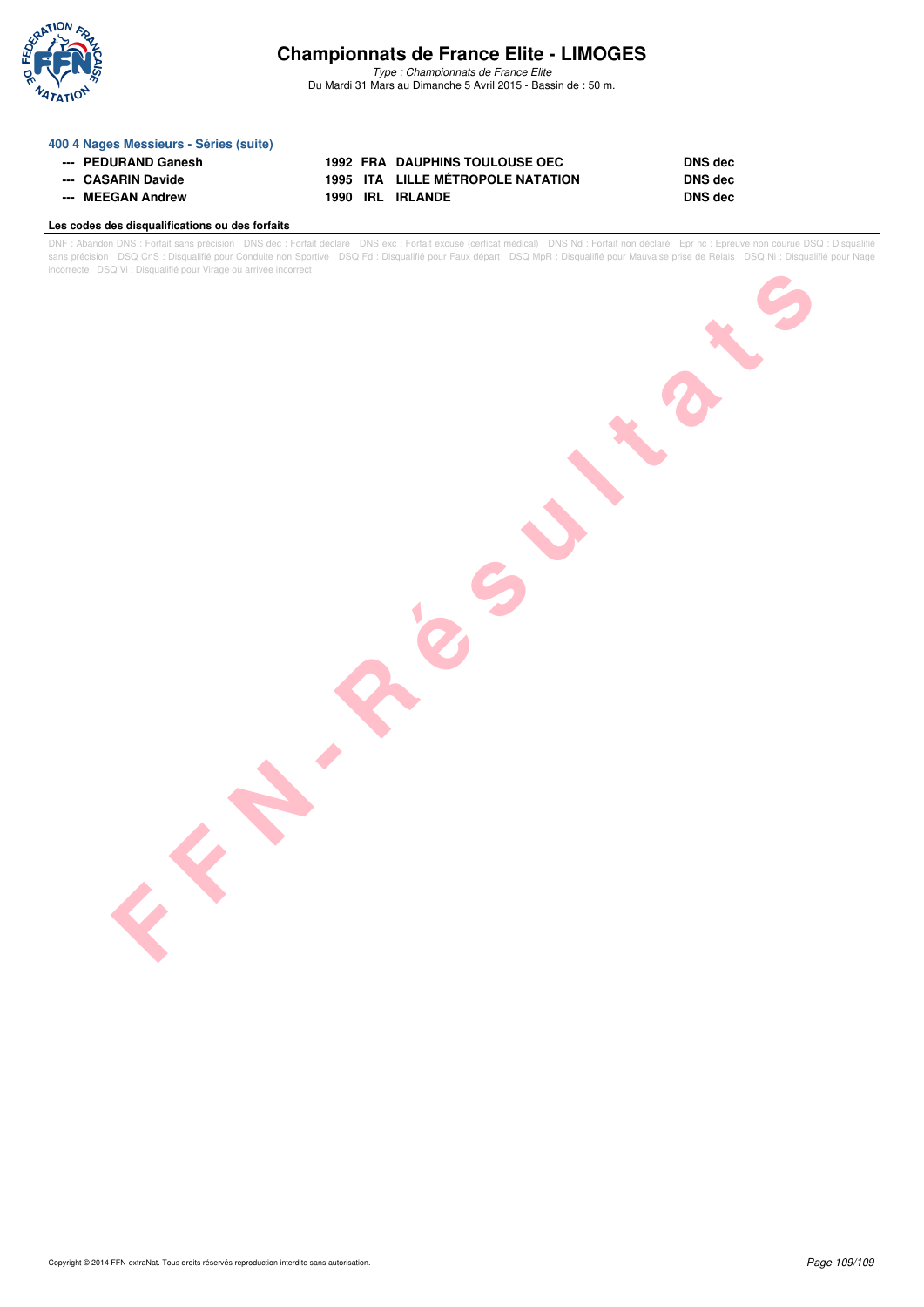# Championnats de France Elite - LIMOGES

*Type : Championnats de France Elite*

Du Mardi 31 Mars au Dimanche 5 Avril 2015 - Bassin de : 50 m.

## 400 4 Nages Messieurs - Séries (suite)

| | | | | | |
|---|---|---|---|---|---|
| --- | PEDURAND Ganesh | 1992 | FRA | DAUPHINS TOULOUSE OEC | DNS dec |
| --- | CASARIN Davide | 1995 | ITA | LILLE MÉTROPOLE NATATION | DNS dec |
| --- | MEEGAN Andrew | 1990 | IRL | IRLANDE | DNS dec |

**Les codes des disqualifications ou des forfaits**

DNF : Abandon DNS : Forfait sans précision DNS dec : Forfait déclaré DNS exc : Forfait excusé (certificat médical) DNS Nd : Forfait non déclaré Epr nc : Epreuve non courue DSQ : Disqualifié sans précision DSQ CnS : Disqualifié pour Conduite non Sportive DSQ Fd : Disqualifié pour Faux départ DSQ MpR : Disqualifié pour Mauvaise prise de Relais DSQ Ni : Disqualifié pour Nage incorrecte DSQ Vi : Disqualifié pour Virage ou arrivée incorrect

Copyright © 2014 FFN-extraNat. Tous droits réservés reproduction interdite sans autorisation.